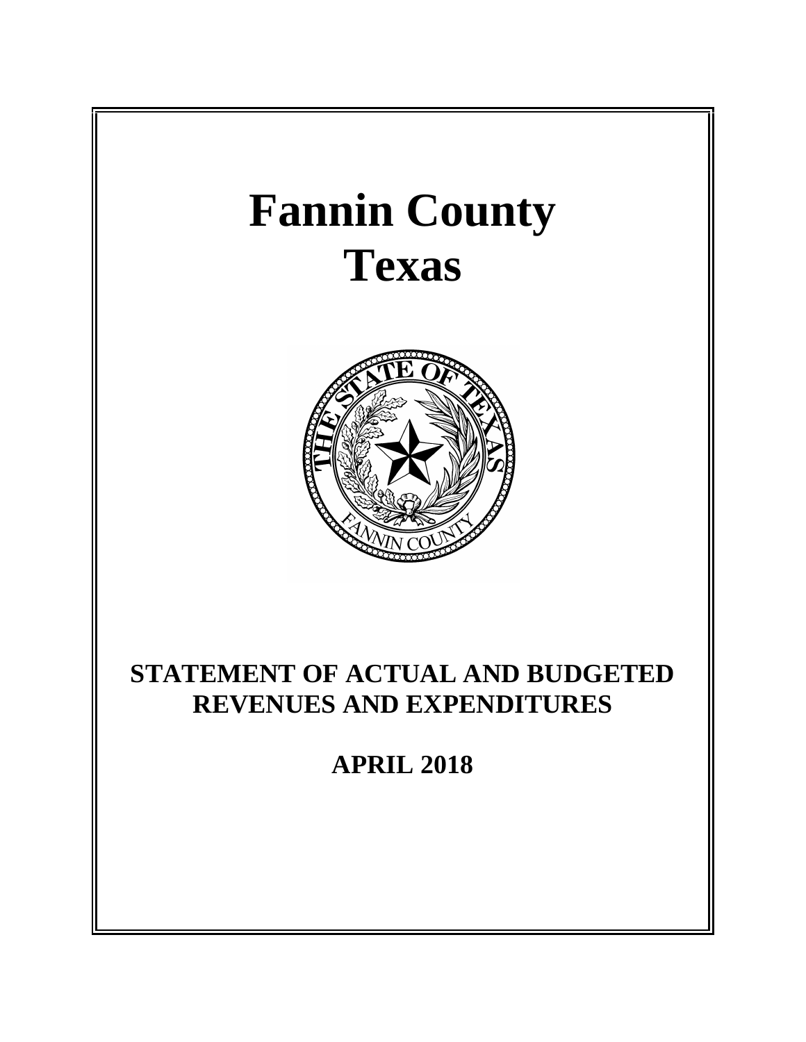# Fannin County
# Texas

## STATEMENT OF ACTUAL AND BUDGETED REVENUES AND EXPENDITURES

## APRIL 2018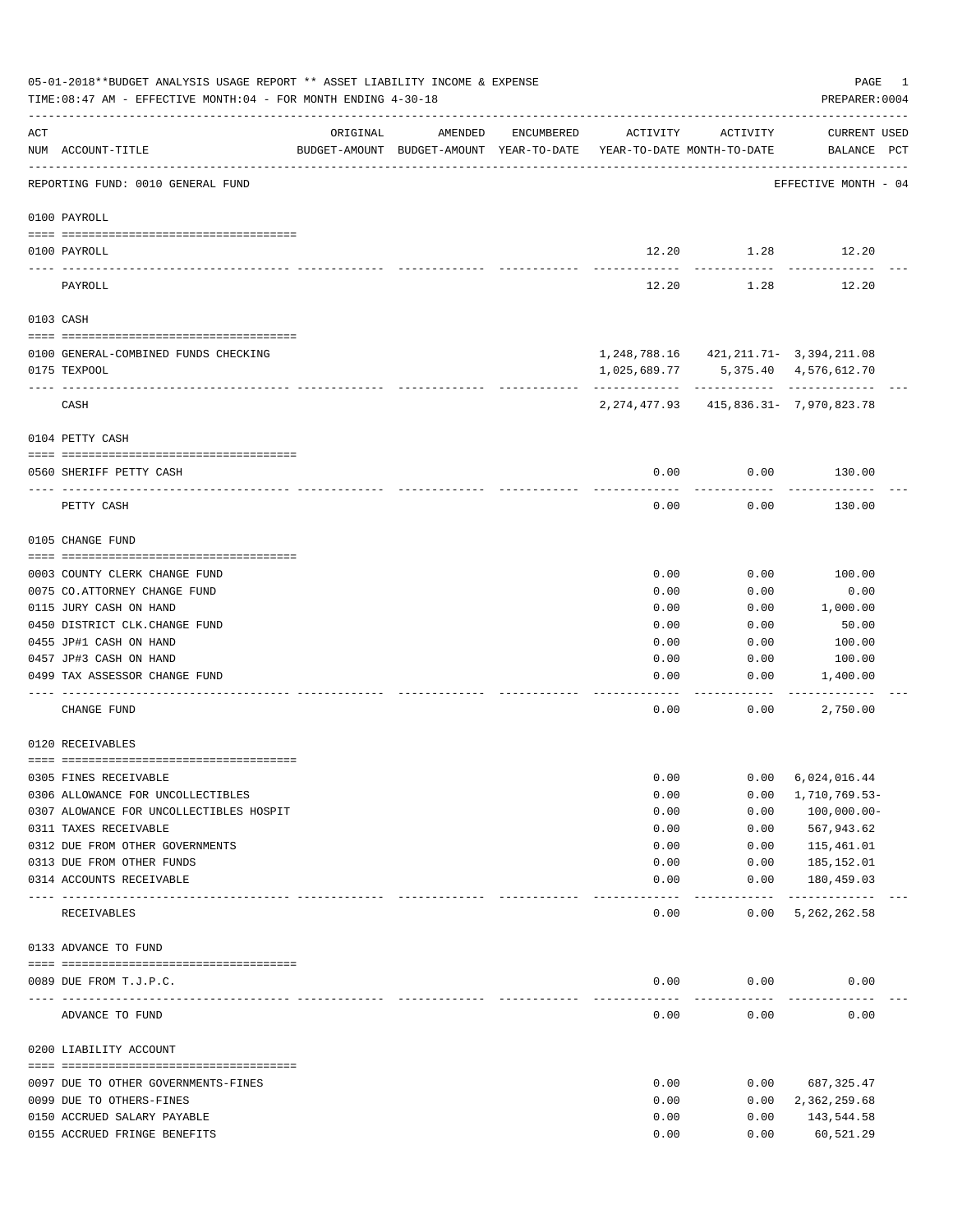05-01-2018**BUDGET ANALYSIS USAGE REPORT ** ASSET LIABILITY INCOME & EXPENSE

TIME:08:47 AM - EFFECTIVE MONTH:04 - FOR MONTH ENDING 4-30-18

PREPARER:0004

| ACT NUM | ACCOUNT-TITLE | ORIGINAL BUDGET-AMOUNT | AMENDED BUDGET-AMOUNT | ENCUMBERED YEAR-TO-DATE | ACTIVITY YEAR-TO-DATE | ACTIVITY MONTH-TO-DATE | CURRENT BALANCE | USED PCT |
|---|---|---|---|---|---|---|---|---|
| | REPORTING FUND: 0010 GENERAL FUND | | | | | | EFFECTIVE MONTH - 04 | |
| | **0100 PAYROLL** | | | | | | | |
| 0100 | PAYROLL | | | | 12.20 | 1.28 | 12.20 | |
| | PAYROLL | | | | 12.20 | 1.28 | 12.20 | |
| | **0103 CASH** | | | | | | | |
| 0100 | GENERAL-COMBINED FUNDS CHECKING | | | | 1,248,788.16 | 421,211.71- | 3,394,211.08 | |
| 0175 | TEXPOOL | | | | 1,025,689.77 | 5,375.40 | 4,576,612.70 | |
| | CASH | | | | 2,274,477.93 | 415,836.31- | 7,970,823.78 | |
| | **0104 PETTY CASH** | | | | | | | |
| 0560 | SHERIFF PETTY CASH | | | | 0.00 | 0.00 | 130.00 | |
| | PETTY CASH | | | | 0.00 | 0.00 | 130.00 | |
| | **0105 CHANGE FUND** | | | | | | | |
| 0003 | COUNTY CLERK CHANGE FUND | | | | 0.00 | 0.00 | 100.00 | |
| 0075 | CO.ATTORNEY CHANGE FUND | | | | 0.00 | 0.00 | 0.00 | |
| 0115 | JURY CASH ON HAND | | | | 0.00 | 0.00 | 1,000.00 | |
| 0450 | DISTRICT CLK.CHANGE FUND | | | | 0.00 | 0.00 | 50.00 | |
| 0455 | JP#1 CASH ON HAND | | | | 0.00 | 0.00 | 100.00 | |
| 0457 | JP#3 CASH ON HAND | | | | 0.00 | 0.00 | 100.00 | |
| 0499 | TAX ASSESSOR CHANGE FUND | | | | 0.00 | 0.00 | 1,400.00 | |
| | CHANGE FUND | | | | 0.00 | 0.00 | 2,750.00 | |
| | **0120 RECEIVABLES** | | | | | | | |
| 0305 | FINES RECEIVABLE | | | | 0.00 | 0.00 | 6,024,016.44 | |
| 0306 | ALLOWANCE FOR UNCOLLECTIBLES | | | | 0.00 | 0.00 | 1,710,769.53- | |
| 0307 | ALOWANCE FOR UNCOLLECTIBLES HOSPIT | | | | 0.00 | 0.00 | 100,000.00- | |
| 0311 | TAXES RECEIVABLE | | | | 0.00 | 0.00 | 567,943.62 | |
| 0312 | DUE FROM OTHER GOVERNMENTS | | | | 0.00 | 0.00 | 115,461.01 | |
| 0313 | DUE FROM OTHER FUNDS | | | | 0.00 | 0.00 | 185,152.01 | |
| 0314 | ACCOUNTS RECEIVABLE | | | | 0.00 | 0.00 | 180,459.03 | |
| | RECEIVABLES | | | | 0.00 | 0.00 | 5,262,262.58 | |
| | **0133 ADVANCE TO FUND** | | | | | | | |
| 0089 | DUE FROM T.J.P.C. | | | | 0.00 | 0.00 | 0.00 | |
| | ADVANCE TO FUND | | | | 0.00 | 0.00 | 0.00 | |
| | **0200 LIABILITY ACCOUNT** | | | | | | | |
| 0097 | DUE TO OTHER GOVERNMENTS-FINES | | | | 0.00 | 0.00 | 687,325.47 | |
| 0099 | DUE TO OTHERS-FINES | | | | 0.00 | 0.00 | 2,362,259.68 | |
| 0150 | ACCRUED SALARY PAYABLE | | | | 0.00 | 0.00 | 143,544.58 | |
| 0155 | ACCRUED FRINGE BENEFITS | | | | 0.00 | 0.00 | 60,521.29 | |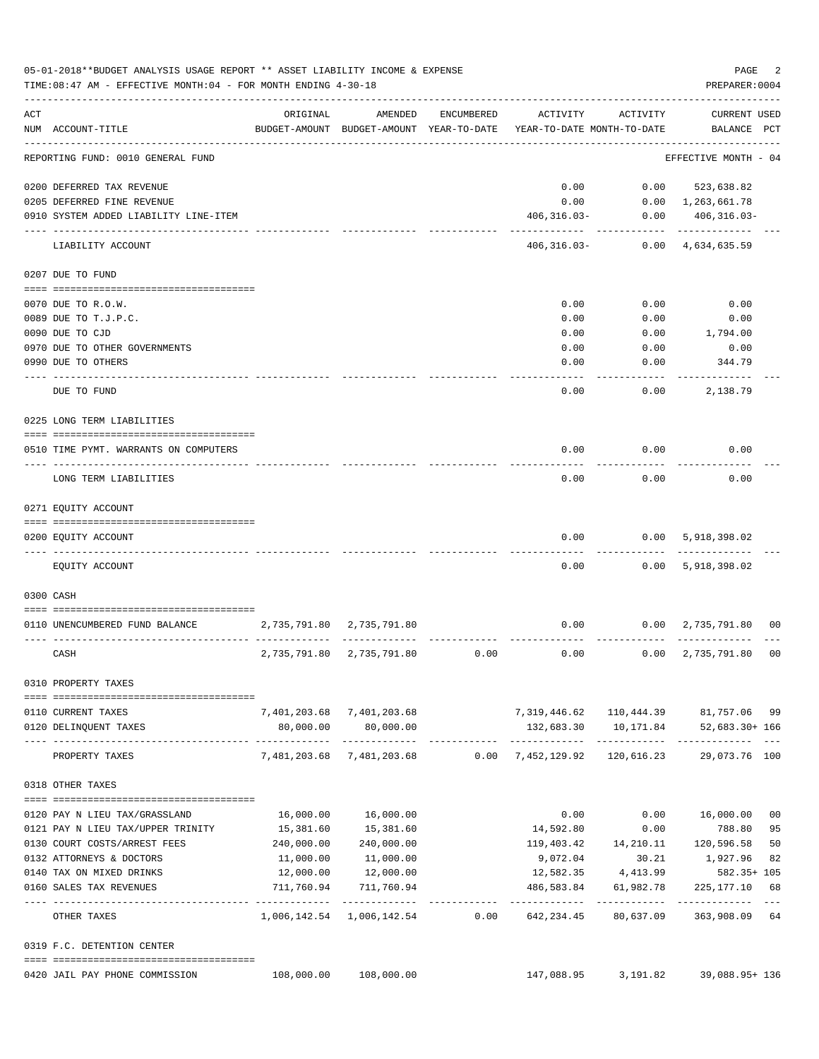05-01-2018**BUDGET ANALYSIS USAGE REPORT ** ASSET LIABILITY INCOME & EXPENSE

TIME:08:47 AM - EFFECTIVE MONTH:04 - FOR MONTH ENDING 4-30-18

PREPARER:0004

| ACT NUM | ACCOUNT-TITLE | ORIGINAL BUDGET-AMOUNT | AMENDED BUDGET-AMOUNT | ENCUMBERED YEAR-TO-DATE | ACTIVITY YEAR-TO-DATE | ACTIVITY MONTH-TO-DATE | CURRENT BALANCE | USED PCT |
|---|---|---|---|---|---|---|---|---|
| | REPORTING FUND: 0010 GENERAL FUND | | | | | | EFFECTIVE MONTH - 04 | |
| 0200 | DEFERRED TAX REVENUE | | | | 0.00 | 0.00 | 523,638.82 | |
| 0205 | DEFERRED FINE REVENUE | | | | 0.00 | 0.00 | 1,263,661.78 | |
| 0910 | SYSTEM ADDED LIABILITY LINE-ITEM | | | | 406,316.03- | 0.00 | 406,316.03- | |
| | LIABILITY ACCOUNT | | | | 406,316.03- | 0.00 | 4,634,635.59 | |
| | 0207 DUE TO FUND | | | | | | | |
| 0070 | DUE TO R.O.W. | | | | 0.00 | 0.00 | 0.00 | |
| 0089 | DUE TO T.J.P.C. | | | | 0.00 | 0.00 | 0.00 | |
| 0090 | DUE TO CJD | | | | 0.00 | 0.00 | 1,794.00 | |
| 0970 | DUE TO OTHER GOVERNMENTS | | | | 0.00 | 0.00 | 0.00 | |
| 0990 | DUE TO OTHERS | | | | 0.00 | 0.00 | 344.79 | |
| | DUE TO FUND | | | | 0.00 | 0.00 | 2,138.79 | |
| | 0225 LONG TERM LIABILITIES | | | | | | | |
| 0510 | TIME PYMT. WARRANTS ON COMPUTERS | | | | 0.00 | 0.00 | 0.00 | |
| | LONG TERM LIABILITIES | | | | 0.00 | 0.00 | 0.00 | |
| | 0271 EQUITY ACCOUNT | | | | | | | |
| 0200 | EQUITY ACCOUNT | | | | 0.00 | 0.00 | 5,918,398.02 | |
| | EQUITY ACCOUNT | | | | 0.00 | 0.00 | 5,918,398.02 | |
| | 0300 CASH | | | | | | | |
| 0110 | UNENCUMBERED FUND BALANCE | 2,735,791.80 | 2,735,791.80 | | 0.00 | 0.00 | 2,735,791.80 | 00 |
| | CASH | 2,735,791.80 | 2,735,791.80 | 0.00 | 0.00 | 0.00 | 2,735,791.80 | 00 |
| | 0310 PROPERTY TAXES | | | | | | | |
| 0110 | CURRENT TAXES | 7,401,203.68 | 7,401,203.68 | | 7,319,446.62 | 110,444.39 | 81,757.06 | 99 |
| 0120 | DELINQUENT TAXES | 80,000.00 | 80,000.00 | | 132,683.30 | 10,171.84 | 52,683.30+ | 166 |
| | PROPERTY TAXES | 7,481,203.68 | 7,481,203.68 | 0.00 | 7,452,129.92 | 120,616.23 | 29,073.76 | 100 |
| | 0318 OTHER TAXES | | | | | | | |
| 0120 | PAY N LIEU TAX/GRASSLAND | 16,000.00 | 16,000.00 | | 0.00 | 0.00 | 16,000.00 | 00 |
| 0121 | PAY N LIEU TAX/UPPER TRINITY | 15,381.60 | 15,381.60 | | 14,592.80 | 0.00 | 788.80 | 95 |
| 0130 | COURT COSTS/ARREST FEES | 240,000.00 | 240,000.00 | | 119,403.42 | 14,210.11 | 120,596.58 | 50 |
| 0132 | ATTORNEYS & DOCTORS | 11,000.00 | 11,000.00 | | 9,072.04 | 30.21 | 1,927.96 | 82 |
| 0140 | TAX ON MIXED DRINKS | 12,000.00 | 12,000.00 | | 12,582.35 | 4,413.99 | 582.35+ | 105 |
| 0160 | SALES TAX REVENUES | 711,760.94 | 711,760.94 | | 486,583.84 | 61,982.78 | 225,177.10 | 68 |
| | OTHER TAXES | 1,006,142.54 | 1,006,142.54 | 0.00 | 642,234.45 | 80,637.09 | 363,908.09 | 64 |
| | 0319 F.C. DETENTION CENTER | | | | | | | |
| 0420 | JAIL PAY PHONE COMMISSION | 108,000.00 | 108,000.00 | | 147,088.95 | 3,191.82 | 39,088.95+ | 136 |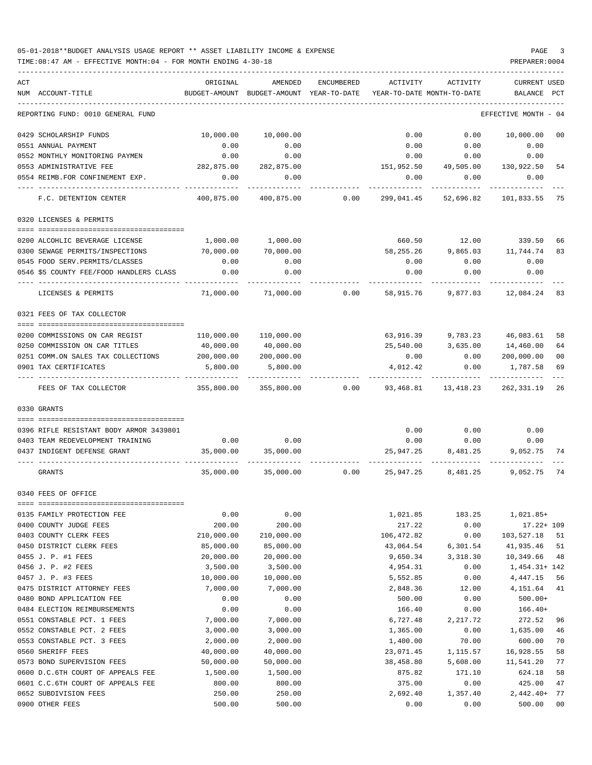05-01-2018**BUDGET ANALYSIS USAGE REPORT ** ASSET LIABILITY INCOME & EXPENSE

TIME:08:47 AM - EFFECTIVE MONTH:04 - FOR MONTH ENDING 4-30-18

PREPARER:0004

| ACT NUM | ACCOUNT-TITLE | ORIGINAL BUDGET-AMOUNT | AMENDED BUDGET-AMOUNT | ENCUMBERED YEAR-TO-DATE | ACTIVITY YEAR-TO-DATE | ACTIVITY MONTH-TO-DATE | CURRENT BALANCE | USED PCT |
|---|---|---|---|---|---|---|---|---|
| | REPORTING FUND: 0010 GENERAL FUND | | | | | | EFFECTIVE MONTH - 04 | |
| 0429 | SCHOLARSHIP FUNDS | 10,000.00 | 10,000.00 | | 0.00 | 0.00 | 10,000.00 | 00 |
| 0551 | ANNUAL PAYMENT | 0.00 | 0.00 | | 0.00 | 0.00 | 0.00 | |
| 0552 | MONTHLY MONITORING PAYMEN | 0.00 | 0.00 | | 0.00 | 0.00 | 0.00 | |
| 0553 | ADMINISTRATIVE FEE | 282,875.00 | 282,875.00 | | 151,952.50 | 49,505.00 | 130,922.50 | 54 |
| 0554 | REIMB.FOR CONFINEMENT EXP. | 0.00 | 0.00 | | 0.00 | 0.00 | 0.00 | |
| | F.C. DETENTION CENTER | 400,875.00 | 400,875.00 | 0.00 | 299,041.45 | 52,696.82 | 101,833.55 | 75 |
| | 0320 LICENSES & PERMITS | | | | | | | |
| 0200 | ALCOHLIC BEVERAGE LICENSE | 1,000.00 | 1,000.00 | | 660.50 | 12.00 | 339.50 | 66 |
| 0300 | SEWAGE PERMITS/INSPECTIONS | 70,000.00 | 70,000.00 | | 58,255.26 | 9,865.03 | 11,744.74 | 83 |
| 0545 | FOOD SERV.PERMITS/CLASSES | 0.00 | 0.00 | | 0.00 | 0.00 | 0.00 | |
| 0546 | $5 COUNTY FEE/FOOD HANDLERS CLASS | 0.00 | 0.00 | | 0.00 | 0.00 | 0.00 | |
| | LICENSES & PERMITS | 71,000.00 | 71,000.00 | 0.00 | 58,915.76 | 9,877.03 | 12,084.24 | 83 |
| | 0321 FEES OF TAX COLLECTOR | | | | | | | |
| 0200 | COMMISSIONS ON CAR REGIST | 110,000.00 | 110,000.00 | | 63,916.39 | 9,783.23 | 46,083.61 | 58 |
| 0250 | COMMISSION ON CAR TITLES | 40,000.00 | 40,000.00 | | 25,540.00 | 3,635.00 | 14,460.00 | 64 |
| 0251 | COMM.ON SALES TAX COLLECTIONS | 200,000.00 | 200,000.00 | | 0.00 | 0.00 | 200,000.00 | 00 |
| 0901 | TAX CERTIFICATES | 5,800.00 | 5,800.00 | | 4,012.42 | 0.00 | 1,787.58 | 69 |
| | FEES OF TAX COLLECTOR | 355,800.00 | 355,800.00 | 0.00 | 93,468.81 | 13,418.23 | 262,331.19 | 26 |
| | 0330 GRANTS | | | | | | | |
| 0396 | RIFLE RESISTANT BODY ARMOR 3439801 | | | | 0.00 | 0.00 | 0.00 | |
| 0403 | TEAM REDEVELOPMENT TRAINING | 0.00 | 0.00 | | 0.00 | 0.00 | 0.00 | |
| 0437 | INDIGENT DEFENSE GRANT | 35,000.00 | 35,000.00 | | 25,947.25 | 8,481.25 | 9,052.75 | 74 |
| | GRANTS | 35,000.00 | 35,000.00 | 0.00 | 25,947.25 | 8,481.25 | 9,052.75 | 74 |
| | 0340 FEES OF OFFICE | | | | | | | |
| 0135 | FAMILY PROTECTION FEE | 0.00 | 0.00 | | 1,021.85 | 183.25 | 1,021.85+ | |
| 0400 | COUNTY JUDGE FEES | 200.00 | 200.00 | | 217.22 | 0.00 | 17.22+ | 109 |
| 0403 | COUNTY CLERK FEES | 210,000.00 | 210,000.00 | | 106,472.82 | 0.00 | 103,527.18 | 51 |
| 0450 | DISTRICT CLERK FEES | 85,000.00 | 85,000.00 | | 43,064.54 | 6,301.54 | 41,935.46 | 51 |
| 0455 | J. P. #1 FEES | 20,000.00 | 20,000.00 | | 9,650.34 | 3,318.30 | 10,349.66 | 48 |
| 0456 | J. P. #2 FEES | 3,500.00 | 3,500.00 | | 4,954.31 | 0.00 | 1,454.31+ | 142 |
| 0457 | J. P. #3 FEES | 10,000.00 | 10,000.00 | | 5,552.85 | 0.00 | 4,447.15 | 56 |
| 0475 | DISTRICT ATTORNEY FEES | 7,000.00 | 7,000.00 | | 2,848.36 | 12.00 | 4,151.64 | 41 |
| 0480 | BOND APPLICATION FEE | 0.00 | 0.00 | | 500.00 | 0.00 | 500.00+ | |
| 0484 | ELECTION REIMBURSEMENTS | 0.00 | 0.00 | | 166.40 | 0.00 | 166.40+ | |
| 0551 | CONSTABLE PCT. 1 FEES | 7,000.00 | 7,000.00 | | 6,727.48 | 2,217.72 | 272.52 | 96 |
| 0552 | CONSTABLE PCT. 2 FEES | 3,000.00 | 3,000.00 | | 1,365.00 | 0.00 | 1,635.00 | 46 |
| 0553 | CONSTABLE PCT. 3 FEES | 2,000.00 | 2,000.00 | | 1,400.00 | 70.00 | 600.00 | 70 |
| 0560 | SHERIFF FEES | 40,000.00 | 40,000.00 | | 23,071.45 | 1,115.57 | 16,928.55 | 58 |
| 0573 | BOND SUPERVISION FEES | 50,000.00 | 50,000.00 | | 38,458.80 | 5,608.00 | 11,541.20 | 77 |
| 0600 | D.C.6TH COURT OF APPEALS FEE | 1,500.00 | 1,500.00 | | 875.82 | 171.10 | 624.18 | 58 |
| 0601 | C.C.6TH COURT OF APPEALS FEE | 800.00 | 800.00 | | 375.00 | 0.00 | 425.00 | 47 |
| 0652 | SUBDIVISION FEES | 250.00 | 250.00 | | 2,692.40 | 1,357.40 | 2,442.40+ | 77 |
| 0900 | OTHER FEES | 500.00 | 500.00 | | 0.00 | 0.00 | 500.00 | 00 |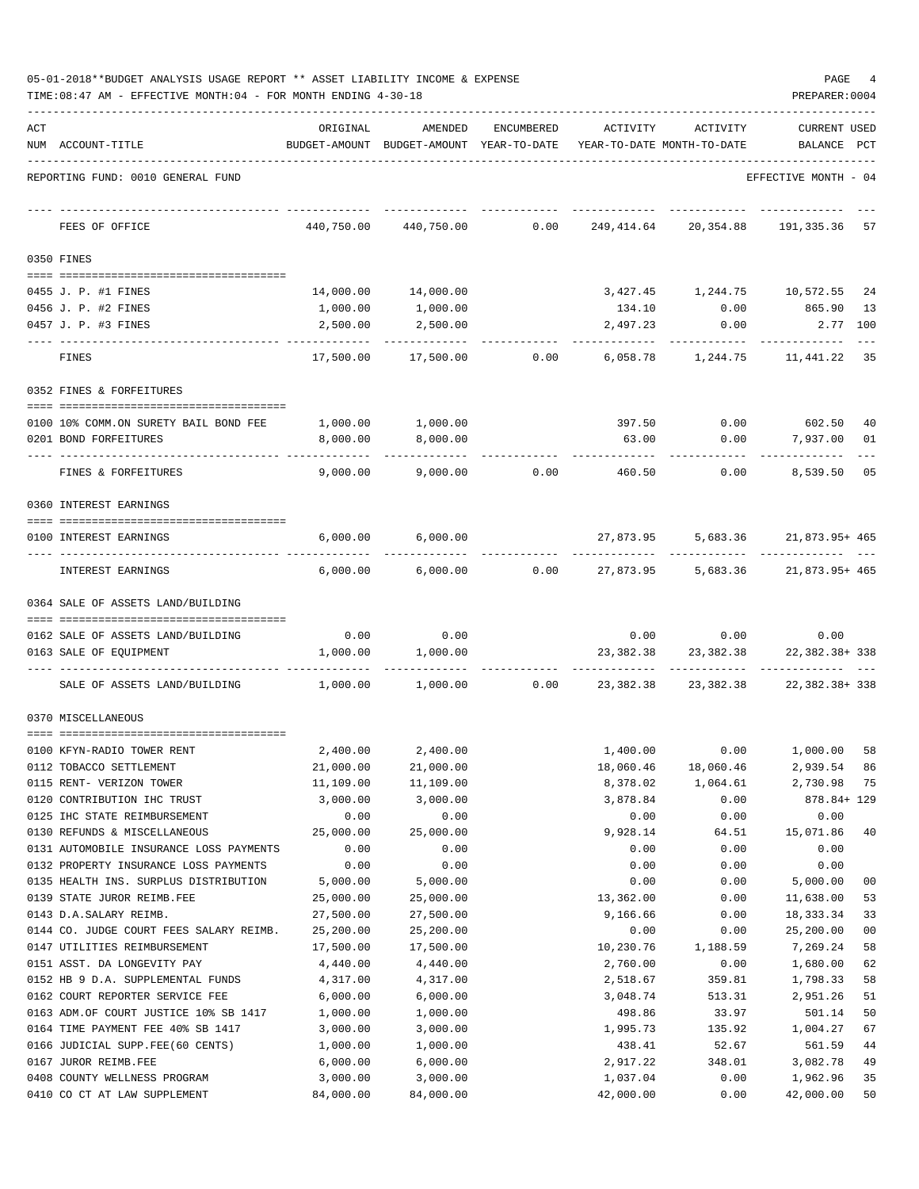05-01-2018**BUDGET ANALYSIS USAGE REPORT ** ASSET LIABILITY INCOME & EXPENSE

TIME:08:47 AM - EFFECTIVE MONTH:04 - FOR MONTH ENDING 4-30-18

PREPARER:0004

REPORTING FUND: 0010 GENERAL FUND — EFFECTIVE MONTH - 04

| ACT NUM | ACCOUNT-TITLE | ORIGINAL BUDGET-AMOUNT | AMENDED BUDGET-AMOUNT | ENCUMBERED YEAR-TO-DATE | ACTIVITY YEAR-TO-DATE | ACTIVITY MONTH-TO-DATE | CURRENT BALANCE | USED PCT |
|---|---|---|---|---|---|---|---|---|
| | FEES OF OFFICE | 440,750.00 | 440,750.00 | 0.00 | 249,414.64 | 20,354.88 | 191,335.36 | 57 |
| 0350 | FINES | | | | | | | |
| 0455 | J. P. #1 FINES | 14,000.00 | 14,000.00 | | 3,427.45 | 1,244.75 | 10,572.55 | 24 |
| 0456 | J. P. #2 FINES | 1,000.00 | 1,000.00 | | 134.10 | 0.00 | 865.90 | 13 |
| 0457 | J. P. #3 FINES | 2,500.00 | 2,500.00 | | 2,497.23 | 0.00 | 2.77 | 100 |
| | FINES | 17,500.00 | 17,500.00 | 0.00 | 6,058.78 | 1,244.75 | 11,441.22 | 35 |
| 0352 | FINES & FORFEITURES | | | | | | | |
| 0100 | 10% COMM.ON SURETY BAIL BOND FEE | 1,000.00 | 1,000.00 | | 397.50 | 0.00 | 602.50 | 40 |
| 0201 | BOND FORFEITURES | 8,000.00 | 8,000.00 | | 63.00 | 0.00 | 7,937.00 | 01 |
| | FINES & FORFEITURES | 9,000.00 | 9,000.00 | 0.00 | 460.50 | 0.00 | 8,539.50 | 05 |
| 0360 | INTEREST EARNINGS | | | | | | | |
| 0100 | INTEREST EARNINGS | 6,000.00 | 6,000.00 | | 27,873.95 | 5,683.36 | 21,873.95+ | 465 |
| | INTEREST EARNINGS | 6,000.00 | 6,000.00 | 0.00 | 27,873.95 | 5,683.36 | 21,873.95+ | 465 |
| 0364 | SALE OF ASSETS LAND/BUILDING | | | | | | | |
| 0162 | SALE OF ASSETS LAND/BUILDING | 0.00 | 0.00 | | 0.00 | 0.00 | 0.00 | |
| 0163 | SALE OF EQUIPMENT | 1,000.00 | 1,000.00 | | 23,382.38 | 23,382.38 | 22,382.38+ | 338 |
| | SALE OF ASSETS LAND/BUILDING | 1,000.00 | 1,000.00 | 0.00 | 23,382.38 | 23,382.38 | 22,382.38+ | 338 |
| 0370 | MISCELLANEOUS | | | | | | | |
| 0100 | KFYN-RADIO TOWER RENT | 2,400.00 | 2,400.00 | | 1,400.00 | 0.00 | 1,000.00 | 58 |
| 0112 | TOBACCO SETTLEMENT | 21,000.00 | 21,000.00 | | 18,060.46 | 18,060.46 | 2,939.54 | 86 |
| 0115 | RENT- VERIZON TOWER | 11,109.00 | 11,109.00 | | 8,378.02 | 1,064.61 | 2,730.98 | 75 |
| 0120 | CONTRIBUTION IHC TRUST | 3,000.00 | 3,000.00 | | 3,878.84 | 0.00 | 878.84+ | 129 |
| 0125 | IHC STATE REIMBURSEMENT | 0.00 | 0.00 | | 0.00 | 0.00 | 0.00 | |
| 0130 | REFUNDS & MISCELLANEOUS | 25,000.00 | 25,000.00 | | 9,928.14 | 64.51 | 15,071.86 | 40 |
| 0131 | AUTOMOBILE INSURANCE LOSS PAYMENTS | 0.00 | 0.00 | | 0.00 | 0.00 | 0.00 | |
| 0132 | PROPERTY INSURANCE LOSS PAYMENTS | 0.00 | 0.00 | | 0.00 | 0.00 | 0.00 | |
| 0135 | HEALTH INS. SURPLUS DISTRIBUTION | 5,000.00 | 5,000.00 | | 0.00 | 0.00 | 5,000.00 | 00 |
| 0139 | STATE JUROR REIMB.FEE | 25,000.00 | 25,000.00 | | 13,362.00 | 0.00 | 11,638.00 | 53 |
| 0143 | D.A.SALARY REIMB. | 27,500.00 | 27,500.00 | | 9,166.66 | 0.00 | 18,333.34 | 33 |
| 0144 | CO. JUDGE COURT FEES SALARY REIMB. | 25,200.00 | 25,200.00 | | 0.00 | 0.00 | 25,200.00 | 00 |
| 0147 | UTILITIES REIMBURSEMENT | 17,500.00 | 17,500.00 | | 10,230.76 | 1,188.59 | 7,269.24 | 58 |
| 0151 | ASST. DA LONGEVITY PAY | 4,440.00 | 4,440.00 | | 2,760.00 | 0.00 | 1,680.00 | 62 |
| 0152 | HB 9 D.A. SUPPLEMENTAL FUNDS | 4,317.00 | 4,317.00 | | 2,518.67 | 359.81 | 1,798.33 | 58 |
| 0162 | COURT REPORTER SERVICE FEE | 6,000.00 | 6,000.00 | | 3,048.74 | 513.31 | 2,951.26 | 51 |
| 0163 | ADM.OF COURT JUSTICE 10% SB 1417 | 1,000.00 | 1,000.00 | | 498.86 | 33.97 | 501.14 | 50 |
| 0164 | TIME PAYMENT FEE 40% SB 1417 | 3,000.00 | 3,000.00 | | 1,995.73 | 135.92 | 1,004.27 | 67 |
| 0166 | JUDICIAL SUPP.FEE(60 CENTS) | 1,000.00 | 1,000.00 | | 438.41 | 52.67 | 561.59 | 44 |
| 0167 | JUROR REIMB.FEE | 6,000.00 | 6,000.00 | | 2,917.22 | 348.01 | 3,082.78 | 49 |
| 0408 | COUNTY WELLNESS PROGRAM | 3,000.00 | 3,000.00 | | 1,037.04 | 0.00 | 1,962.96 | 35 |
| 0410 | CO CT AT LAW SUPPLEMENT | 84,000.00 | 84,000.00 | | 42,000.00 | 0.00 | 42,000.00 | 50 |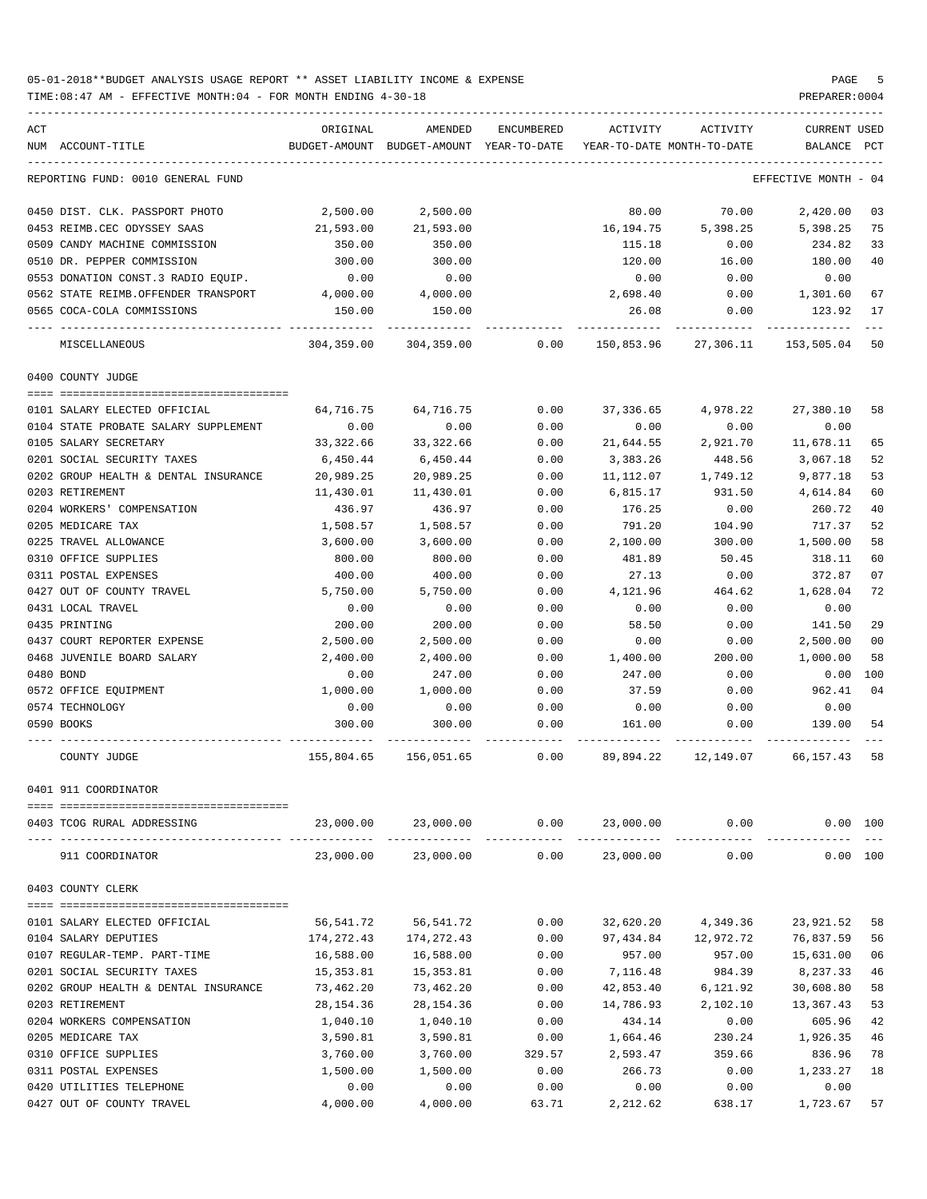05-01-2018**BUDGET ANALYSIS USAGE REPORT ** ASSET LIABILITY INCOME & EXPENSE

TIME:08:47 AM - EFFECTIVE MONTH:04 - FOR MONTH ENDING 4-30-18

PREPARER:0004

REPORTING FUND: 0010 GENERAL FUND — EFFECTIVE MONTH - 04

| ACT NUM | ACCOUNT-TITLE | ORIGINAL BUDGET-AMOUNT | AMENDED BUDGET-AMOUNT | ENCUMBERED YEAR-TO-DATE | ACTIVITY YEAR-TO-DATE | ACTIVITY MONTH-TO-DATE | CURRENT BALANCE | USED PCT |
|---|---|---|---|---|---|---|---|---|
| 0450 | DIST. CLK. PASSPORT PHOTO | 2,500.00 | 2,500.00 | | 80.00 | 70.00 | 2,420.00 | 03 |
| 0453 | REIMB.CEC ODYSSEY SAAS | 21,593.00 | 21,593.00 | | 16,194.75 | 5,398.25 | 5,398.25 | 75 |
| 0509 | CANDY MACHINE COMMISSION | 350.00 | 350.00 | | 115.18 | 0.00 | 234.82 | 33 |
| 0510 | DR. PEPPER COMMISSION | 300.00 | 300.00 | | 120.00 | 16.00 | 180.00 | 40 |
| 0553 | DONATION CONST.3 RADIO EQUIP. | 0.00 | 0.00 | | 0.00 | 0.00 | 0.00 | |
| 0562 | STATE REIMB.OFFENDER TRANSPORT | 4,000.00 | 4,000.00 | | 2,698.40 | 0.00 | 1,301.60 | 67 |
| 0565 | COCA-COLA COMMISSIONS | 150.00 | 150.00 | | 26.08 | 0.00 | 123.92 | 17 |
| | MISCELLANEOUS | 304,359.00 | 304,359.00 | 0.00 | 150,853.96 | 27,306.11 | 153,505.04 | 50 |

## 0400 COUNTY JUDGE

| ACT NUM | ACCOUNT-TITLE | ORIGINAL BUDGET-AMOUNT | AMENDED BUDGET-AMOUNT | ENCUMBERED YEAR-TO-DATE | ACTIVITY YEAR-TO-DATE | ACTIVITY MONTH-TO-DATE | CURRENT BALANCE | USED PCT |
|---|---|---|---|---|---|---|---|---|
| 0101 | SALARY ELECTED OFFICIAL | 64,716.75 | 64,716.75 | 0.00 | 37,336.65 | 4,978.22 | 27,380.10 | 58 |
| 0104 | STATE PROBATE SALARY SUPPLEMENT | 0.00 | 0.00 | 0.00 | 0.00 | 0.00 | 0.00 | |
| 0105 | SALARY SECRETARY | 33,322.66 | 33,322.66 | 0.00 | 21,644.55 | 2,921.70 | 11,678.11 | 65 |
| 0201 | SOCIAL SECURITY TAXES | 6,450.44 | 6,450.44 | 0.00 | 3,383.26 | 448.56 | 3,067.18 | 52 |
| 0202 | GROUP HEALTH & DENTAL INSURANCE | 20,989.25 | 20,989.25 | 0.00 | 11,112.07 | 1,749.12 | 9,877.18 | 53 |
| 0203 | RETIREMENT | 11,430.01 | 11,430.01 | 0.00 | 6,815.17 | 931.50 | 4,614.84 | 60 |
| 0204 | WORKERS' COMPENSATION | 436.97 | 436.97 | 0.00 | 176.25 | 0.00 | 260.72 | 40 |
| 0205 | MEDICARE TAX | 1,508.57 | 1,508.57 | 0.00 | 791.20 | 104.90 | 717.37 | 52 |
| 0225 | TRAVEL ALLOWANCE | 3,600.00 | 3,600.00 | 0.00 | 2,100.00 | 300.00 | 1,500.00 | 58 |
| 0310 | OFFICE SUPPLIES | 800.00 | 800.00 | 0.00 | 481.89 | 50.45 | 318.11 | 60 |
| 0311 | POSTAL EXPENSES | 400.00 | 400.00 | 0.00 | 27.13 | 0.00 | 372.87 | 07 |
| 0427 | OUT OF COUNTY TRAVEL | 5,750.00 | 5,750.00 | 0.00 | 4,121.96 | 464.62 | 1,628.04 | 72 |
| 0431 | LOCAL TRAVEL | 0.00 | 0.00 | 0.00 | 0.00 | 0.00 | 0.00 | |
| 0435 | PRINTING | 200.00 | 200.00 | 0.00 | 58.50 | 0.00 | 141.50 | 29 |
| 0437 | COURT REPORTER EXPENSE | 2,500.00 | 2,500.00 | 0.00 | 0.00 | 0.00 | 2,500.00 | 00 |
| 0468 | JUVENILE BOARD SALARY | 2,400.00 | 2,400.00 | 0.00 | 1,400.00 | 200.00 | 1,000.00 | 58 |
| 0480 | BOND | 0.00 | 247.00 | 0.00 | 247.00 | 0.00 | 0.00 | 100 |
| 0572 | OFFICE EQUIPMENT | 1,000.00 | 1,000.00 | 0.00 | 37.59 | 0.00 | 962.41 | 04 |
| 0574 | TECHNOLOGY | 0.00 | 0.00 | 0.00 | 0.00 | 0.00 | 0.00 | |
| 0590 | BOOKS | 300.00 | 300.00 | 0.00 | 161.00 | 0.00 | 139.00 | 54 |
| | COUNTY JUDGE | 155,804.65 | 156,051.65 | 0.00 | 89,894.22 | 12,149.07 | 66,157.43 | 58 |

## 0401 911 COORDINATOR

| ACT NUM | ACCOUNT-TITLE | ORIGINAL BUDGET-AMOUNT | AMENDED BUDGET-AMOUNT | ENCUMBERED YEAR-TO-DATE | ACTIVITY YEAR-TO-DATE | ACTIVITY MONTH-TO-DATE | CURRENT BALANCE | USED PCT |
|---|---|---|---|---|---|---|---|---|
| 0403 | TCOG RURAL ADDRESSING | 23,000.00 | 23,000.00 | 0.00 | 23,000.00 | 0.00 | 0.00 | 100 |
| | 911 COORDINATOR | 23,000.00 | 23,000.00 | 0.00 | 23,000.00 | 0.00 | 0.00 | 100 |

## 0403 COUNTY CLERK

| ACT NUM | ACCOUNT-TITLE | ORIGINAL BUDGET-AMOUNT | AMENDED BUDGET-AMOUNT | ENCUMBERED YEAR-TO-DATE | ACTIVITY YEAR-TO-DATE | ACTIVITY MONTH-TO-DATE | CURRENT BALANCE | USED PCT |
|---|---|---|---|---|---|---|---|---|
| 0101 | SALARY ELECTED OFFICIAL | 56,541.72 | 56,541.72 | 0.00 | 32,620.20 | 4,349.36 | 23,921.52 | 58 |
| 0104 | SALARY DEPUTIES | 174,272.43 | 174,272.43 | 0.00 | 97,434.84 | 12,972.72 | 76,837.59 | 56 |
| 0107 | REGULAR-TEMP. PART-TIME | 16,588.00 | 16,588.00 | 0.00 | 957.00 | 957.00 | 15,631.00 | 06 |
| 0201 | SOCIAL SECURITY TAXES | 15,353.81 | 15,353.81 | 0.00 | 7,116.48 | 984.39 | 8,237.33 | 46 |
| 0202 | GROUP HEALTH & DENTAL INSURANCE | 73,462.20 | 73,462.20 | 0.00 | 42,853.40 | 6,121.92 | 30,608.80 | 58 |
| 0203 | RETIREMENT | 28,154.36 | 28,154.36 | 0.00 | 14,786.93 | 2,102.10 | 13,367.43 | 53 |
| 0204 | WORKERS COMPENSATION | 1,040.10 | 1,040.10 | 0.00 | 434.14 | 0.00 | 605.96 | 42 |
| 0205 | MEDICARE TAX | 3,590.81 | 3,590.81 | 0.00 | 1,664.46 | 230.24 | 1,926.35 | 46 |
| 0310 | OFFICE SUPPLIES | 3,760.00 | 3,760.00 | 329.57 | 2,593.47 | 359.66 | 836.96 | 78 |
| 0311 | POSTAL EXPENSES | 1,500.00 | 1,500.00 | 0.00 | 266.73 | 0.00 | 1,233.27 | 18 |
| 0420 | UTILITIES TELEPHONE | 0.00 | 0.00 | 0.00 | 0.00 | 0.00 | 0.00 | |
| 0427 | OUT OF COUNTY TRAVEL | 4,000.00 | 4,000.00 | 63.71 | 2,212.62 | 638.17 | 1,723.67 | 57 |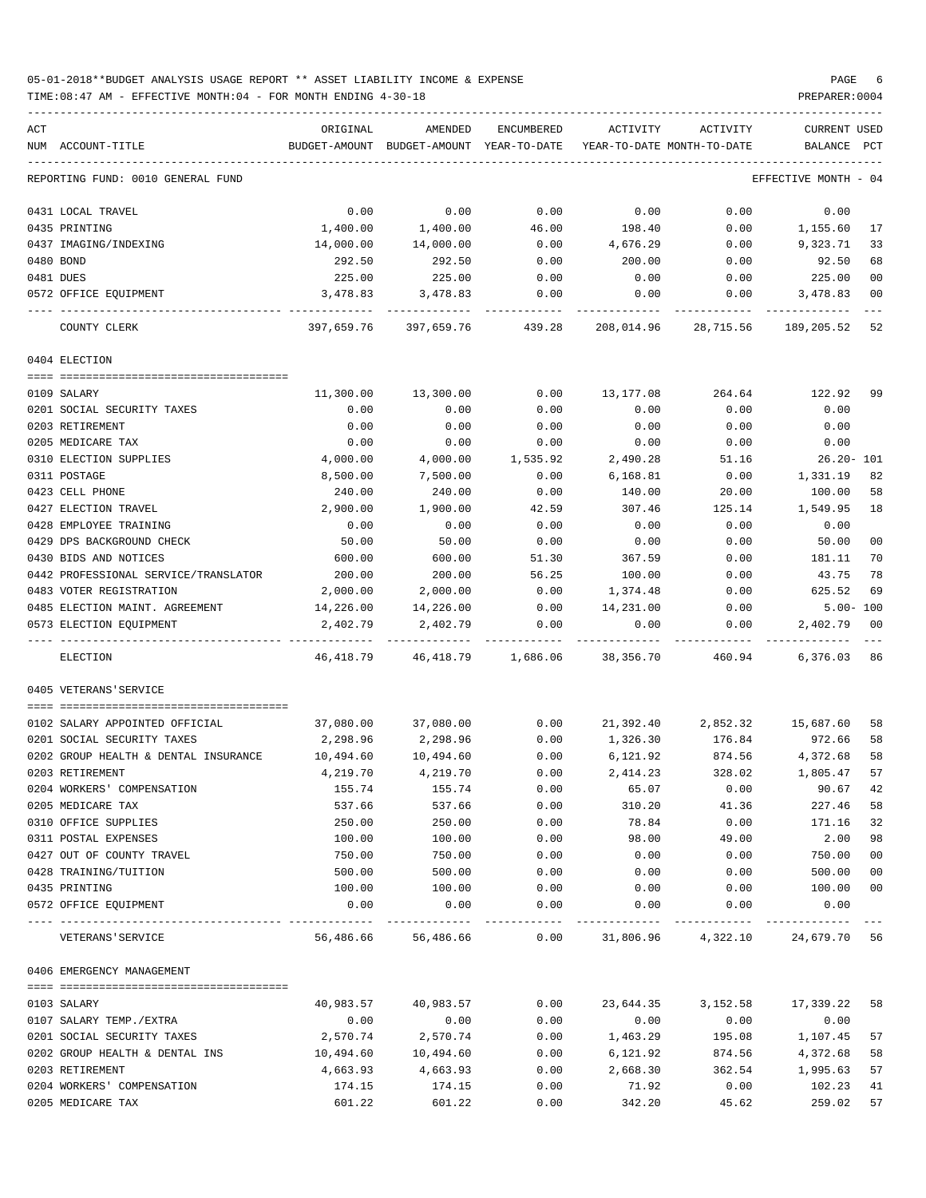05-01-2018**BUDGET ANALYSIS USAGE REPORT ** ASSET LIABILITY INCOME & EXPENSE

TIME:08:47 AM - EFFECTIVE MONTH:04 - FOR MONTH ENDING 4-30-18

PREPARER:0004

| ACT NUM | ACCOUNT-TITLE | ORIGINAL BUDGET-AMOUNT | AMENDED BUDGET-AMOUNT | ENCUMBERED YEAR-TO-DATE | ACTIVITY YEAR-TO-DATE | ACTIVITY MONTH-TO-DATE | CURRENT BALANCE | USED PCT |
|---|---|---|---|---|---|---|---|---|
| | REPORTING FUND: 0010 GENERAL FUND | | | | | | EFFECTIVE MONTH - 04 | |
| 0431 | LOCAL TRAVEL | 0.00 | 0.00 | 0.00 | 0.00 | 0.00 | 0.00 | |
| 0435 | PRINTING | 1,400.00 | 1,400.00 | 46.00 | 198.40 | 0.00 | 1,155.60 | 17 |
| 0437 | IMAGING/INDEXING | 14,000.00 | 14,000.00 | 0.00 | 4,676.29 | 0.00 | 9,323.71 | 33 |
| 0480 | BOND | 292.50 | 292.50 | 0.00 | 200.00 | 0.00 | 92.50 | 68 |
| 0481 | DUES | 225.00 | 225.00 | 0.00 | 0.00 | 0.00 | 225.00 | 00 |
| 0572 | OFFICE EQUIPMENT | 3,478.83 | 3,478.83 | 0.00 | 0.00 | 0.00 | 3,478.83 | 00 |
| | COUNTY CLERK | 397,659.76 | 397,659.76 | 439.28 | 208,014.96 | 28,715.56 | 189,205.52 | 52 |
| | 0404 ELECTION | | | | | | | |
| 0109 | SALARY | 11,300.00 | 13,300.00 | 0.00 | 13,177.08 | 264.64 | 122.92 | 99 |
| 0201 | SOCIAL SECURITY TAXES | 0.00 | 0.00 | 0.00 | 0.00 | 0.00 | 0.00 | |
| 0203 | RETIREMENT | 0.00 | 0.00 | 0.00 | 0.00 | 0.00 | 0.00 | |
| 0205 | MEDICARE TAX | 0.00 | 0.00 | 0.00 | 0.00 | 0.00 | 0.00 | |
| 0310 | ELECTION SUPPLIES | 4,000.00 | 4,000.00 | 1,535.92 | 2,490.28 | 51.16 | 26.20- | 101 |
| 0311 | POSTAGE | 8,500.00 | 7,500.00 | 0.00 | 6,168.81 | 0.00 | 1,331.19 | 82 |
| 0423 | CELL PHONE | 240.00 | 240.00 | 0.00 | 140.00 | 20.00 | 100.00 | 58 |
| 0427 | ELECTION TRAVEL | 2,900.00 | 1,900.00 | 42.59 | 307.46 | 125.14 | 1,549.95 | 18 |
| 0428 | EMPLOYEE TRAINING | 0.00 | 0.00 | 0.00 | 0.00 | 0.00 | 0.00 | |
| 0429 | DPS BACKGROUND CHECK | 50.00 | 50.00 | 0.00 | 0.00 | 0.00 | 50.00 | 00 |
| 0430 | BIDS AND NOTICES | 600.00 | 600.00 | 51.30 | 367.59 | 0.00 | 181.11 | 70 |
| 0442 | PROFESSIONAL SERVICE/TRANSLATOR | 200.00 | 200.00 | 56.25 | 100.00 | 0.00 | 43.75 | 78 |
| 0483 | VOTER REGISTRATION | 2,000.00 | 2,000.00 | 0.00 | 1,374.48 | 0.00 | 625.52 | 69 |
| 0485 | ELECTION MAINT. AGREEMENT | 14,226.00 | 14,226.00 | 0.00 | 14,231.00 | 0.00 | 5.00- | 100 |
| 0573 | ELECTION EQUIPMENT | 2,402.79 | 2,402.79 | 0.00 | 0.00 | 0.00 | 2,402.79 | 00 |
| | ELECTION | 46,418.79 | 46,418.79 | 1,686.06 | 38,356.70 | 460.94 | 6,376.03 | 86 |
| | 0405 VETERANS'SERVICE | | | | | | | |
| 0102 | SALARY APPOINTED OFFICIAL | 37,080.00 | 37,080.00 | 0.00 | 21,392.40 | 2,852.32 | 15,687.60 | 58 |
| 0201 | SOCIAL SECURITY TAXES | 2,298.96 | 2,298.96 | 0.00 | 1,326.30 | 176.84 | 972.66 | 58 |
| 0202 | GROUP HEALTH & DENTAL INSURANCE | 10,494.60 | 10,494.60 | 0.00 | 6,121.92 | 874.56 | 4,372.68 | 58 |
| 0203 | RETIREMENT | 4,219.70 | 4,219.70 | 0.00 | 2,414.23 | 328.02 | 1,805.47 | 57 |
| 0204 | WORKERS' COMPENSATION | 155.74 | 155.74 | 0.00 | 65.07 | 0.00 | 90.67 | 42 |
| 0205 | MEDICARE TAX | 537.66 | 537.66 | 0.00 | 310.20 | 41.36 | 227.46 | 58 |
| 0310 | OFFICE SUPPLIES | 250.00 | 250.00 | 0.00 | 78.84 | 0.00 | 171.16 | 32 |
| 0311 | POSTAL EXPENSES | 100.00 | 100.00 | 0.00 | 98.00 | 49.00 | 2.00 | 98 |
| 0427 | OUT OF COUNTY TRAVEL | 750.00 | 750.00 | 0.00 | 0.00 | 0.00 | 750.00 | 00 |
| 0428 | TRAINING/TUITION | 500.00 | 500.00 | 0.00 | 0.00 | 0.00 | 500.00 | 00 |
| 0435 | PRINTING | 100.00 | 100.00 | 0.00 | 0.00 | 0.00 | 100.00 | 00 |
| 0572 | OFFICE EQUIPMENT | 0.00 | 0.00 | 0.00 | 0.00 | 0.00 | 0.00 | |
| | VETERANS'SERVICE | 56,486.66 | 56,486.66 | 0.00 | 31,806.96 | 4,322.10 | 24,679.70 | 56 |
| | 0406 EMERGENCY MANAGEMENT | | | | | | | |
| 0103 | SALARY | 40,983.57 | 40,983.57 | 0.00 | 23,644.35 | 3,152.58 | 17,339.22 | 58 |
| 0107 | SALARY TEMP./EXTRA | 0.00 | 0.00 | 0.00 | 0.00 | 0.00 | 0.00 | |
| 0201 | SOCIAL SECURITY TAXES | 2,570.74 | 2,570.74 | 0.00 | 1,463.29 | 195.08 | 1,107.45 | 57 |
| 0202 | GROUP HEALTH & DENTAL INS | 10,494.60 | 10,494.60 | 0.00 | 6,121.92 | 874.56 | 4,372.68 | 58 |
| 0203 | RETIREMENT | 4,663.93 | 4,663.93 | 0.00 | 2,668.30 | 362.54 | 1,995.63 | 57 |
| 0204 | WORKERS' COMPENSATION | 174.15 | 174.15 | 0.00 | 71.92 | 0.00 | 102.23 | 41 |
| 0205 | MEDICARE TAX | 601.22 | 601.22 | 0.00 | 342.20 | 45.62 | 259.02 | 57 |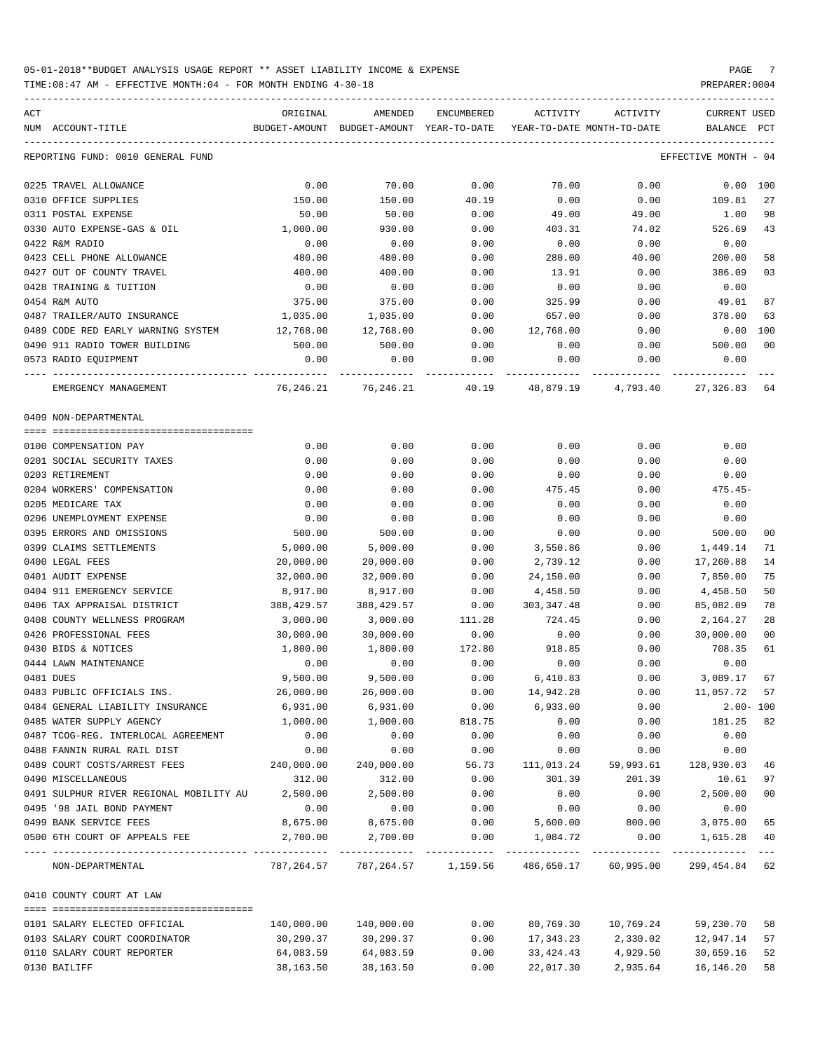05-01-2018**BUDGET ANALYSIS USAGE REPORT ** ASSET LIABILITY INCOME & EXPENSE

TIME:08:47 AM - EFFECTIVE MONTH:04 - FOR MONTH ENDING 4-30-18

| ACT NUM | ACCOUNT-TITLE | ORIGINAL BUDGET-AMOUNT | AMENDED BUDGET-AMOUNT | ENCUMBERED YEAR-TO-DATE | ACTIVITY YEAR-TO-DATE | ACTIVITY MONTH-TO-DATE | CURRENT BALANCE | USED PCT |
|---|---|---|---|---|---|---|---|---|
| | REPORTING FUND: 0010 GENERAL FUND | | | | | | EFFECTIVE MONTH - 04 | |
| 0225 | TRAVEL ALLOWANCE | 0.00 | 70.00 | 0.00 | 70.00 | 0.00 | 0.00 | 100 |
| 0310 | OFFICE SUPPLIES | 150.00 | 150.00 | 40.19 | 0.00 | 0.00 | 109.81 | 27 |
| 0311 | POSTAL EXPENSE | 50.00 | 50.00 | 0.00 | 49.00 | 49.00 | 1.00 | 98 |
| 0330 | AUTO EXPENSE-GAS & OIL | 1,000.00 | 930.00 | 0.00 | 403.31 | 74.02 | 526.69 | 43 |
| 0422 | R&M RADIO | 0.00 | 0.00 | 0.00 | 0.00 | 0.00 | 0.00 | |
| 0423 | CELL PHONE ALLOWANCE | 480.00 | 480.00 | 0.00 | 280.00 | 40.00 | 200.00 | 58 |
| 0427 | OUT OF COUNTY TRAVEL | 400.00 | 400.00 | 0.00 | 13.91 | 0.00 | 386.09 | 03 |
| 0428 | TRAINING & TUITION | 0.00 | 0.00 | 0.00 | 0.00 | 0.00 | 0.00 | |
| 0454 | R&M AUTO | 375.00 | 375.00 | 0.00 | 325.99 | 0.00 | 49.01 | 87 |
| 0487 | TRAILER/AUTO INSURANCE | 1,035.00 | 1,035.00 | 0.00 | 657.00 | 0.00 | 378.00 | 63 |
| 0489 | CODE RED EARLY WARNING SYSTEM | 12,768.00 | 12,768.00 | 0.00 | 12,768.00 | 0.00 | 0.00 | 100 |
| 0490 | 911 RADIO TOWER BUILDING | 500.00 | 500.00 | 0.00 | 0.00 | 0.00 | 500.00 | 00 |
| 0573 | RADIO EQUIPMENT | 0.00 | 0.00 | 0.00 | 0.00 | 0.00 | 0.00 | |
| | EMERGENCY MANAGEMENT | 76,246.21 | 76,246.21 | 40.19 | 48,879.19 | 4,793.40 | 27,326.83 | 64 |
| | 0409 NON-DEPARTMENTAL | | | | | | | |
| 0100 | COMPENSATION PAY | 0.00 | 0.00 | 0.00 | 0.00 | 0.00 | 0.00 | |
| 0201 | SOCIAL SECURITY TAXES | 0.00 | 0.00 | 0.00 | 0.00 | 0.00 | 0.00 | |
| 0203 | RETIREMENT | 0.00 | 0.00 | 0.00 | 0.00 | 0.00 | 0.00 | |
| 0204 | WORKERS' COMPENSATION | 0.00 | 0.00 | 0.00 | 475.45 | 0.00 | 475.45- | |
| 0205 | MEDICARE TAX | 0.00 | 0.00 | 0.00 | 0.00 | 0.00 | 0.00 | |
| 0206 | UNEMPLOYMENT EXPENSE | 0.00 | 0.00 | 0.00 | 0.00 | 0.00 | 0.00 | |
| 0395 | ERRORS AND OMISSIONS | 500.00 | 500.00 | 0.00 | 0.00 | 0.00 | 500.00 | 00 |
| 0399 | CLAIMS SETTLEMENTS | 5,000.00 | 5,000.00 | 0.00 | 3,550.86 | 0.00 | 1,449.14 | 71 |
| 0400 | LEGAL FEES | 20,000.00 | 20,000.00 | 0.00 | 2,739.12 | 0.00 | 17,260.88 | 14 |
| 0401 | AUDIT EXPENSE | 32,000.00 | 32,000.00 | 0.00 | 24,150.00 | 0.00 | 7,850.00 | 75 |
| 0404 | 911 EMERGENCY SERVICE | 8,917.00 | 8,917.00 | 0.00 | 4,458.50 | 0.00 | 4,458.50 | 50 |
| 0406 | TAX APPRAISAL DISTRICT | 388,429.57 | 388,429.57 | 0.00 | 303,347.48 | 0.00 | 85,082.09 | 78 |
| 0408 | COUNTY WELLNESS PROGRAM | 3,000.00 | 3,000.00 | 111.28 | 724.45 | 0.00 | 2,164.27 | 28 |
| 0426 | PROFESSIONAL FEES | 30,000.00 | 30,000.00 | 0.00 | 0.00 | 0.00 | 30,000.00 | 00 |
| 0430 | BIDS & NOTICES | 1,800.00 | 1,800.00 | 172.80 | 918.85 | 0.00 | 708.35 | 61 |
| 0444 | LAWN MAINTENANCE | 0.00 | 0.00 | 0.00 | 0.00 | 0.00 | 0.00 | |
| 0481 | DUES | 9,500.00 | 9,500.00 | 0.00 | 6,410.83 | 0.00 | 3,089.17 | 67 |
| 0483 | PUBLIC OFFICIALS INS. | 26,000.00 | 26,000.00 | 0.00 | 14,942.28 | 0.00 | 11,057.72 | 57 |
| 0484 | GENERAL LIABILITY INSURANCE | 6,931.00 | 6,931.00 | 0.00 | 6,933.00 | 0.00 | 2.00- | 100 |
| 0485 | WATER SUPPLY AGENCY | 1,000.00 | 1,000.00 | 818.75 | 0.00 | 0.00 | 181.25 | 82 |
| 0487 | TCOG-REG. INTERLOCAL AGREEMENT | 0.00 | 0.00 | 0.00 | 0.00 | 0.00 | 0.00 | |
| 0488 | FANNIN RURAL RAIL DIST | 0.00 | 0.00 | 0.00 | 0.00 | 0.00 | 0.00 | |
| 0489 | COURT COSTS/ARREST FEES | 240,000.00 | 240,000.00 | 56.73 | 111,013.24 | 59,993.61 | 128,930.03 | 46 |
| 0490 | MISCELLANEOUS | 312.00 | 312.00 | 0.00 | 301.39 | 201.39 | 10.61 | 97 |
| 0491 | SULPHUR RIVER REGIONAL MOBILITY AU | 2,500.00 | 2,500.00 | 0.00 | 0.00 | 0.00 | 2,500.00 | 00 |
| 0495 | '98 JAIL BOND PAYMENT | 0.00 | 0.00 | 0.00 | 0.00 | 0.00 | 0.00 | |
| 0499 | BANK SERVICE FEES | 8,675.00 | 8,675.00 | 0.00 | 5,600.00 | 800.00 | 3,075.00 | 65 |
| 0500 | 6TH COURT OF APPEALS FEE | 2,700.00 | 2,700.00 | 0.00 | 1,084.72 | 0.00 | 1,615.28 | 40 |
| | NON-DEPARTMENTAL | 787,264.57 | 787,264.57 | 1,159.56 | 486,650.17 | 60,995.00 | 299,454.84 | 62 |
| | 0410 COUNTY COURT AT LAW | | | | | | | |
| 0101 | SALARY ELECTED OFFICIAL | 140,000.00 | 140,000.00 | 0.00 | 80,769.30 | 10,769.24 | 59,230.70 | 58 |
| 0103 | SALARY COURT COORDINATOR | 30,290.37 | 30,290.37 | 0.00 | 17,343.23 | 2,330.02 | 12,947.14 | 57 |
| 0110 | SALARY COURT REPORTER | 64,083.59 | 64,083.59 | 0.00 | 33,424.43 | 4,929.50 | 30,659.16 | 52 |
| 0130 | BAILIFF | 38,163.50 | 38,163.50 | 0.00 | 22,017.30 | 2,935.64 | 16,146.20 | 58 |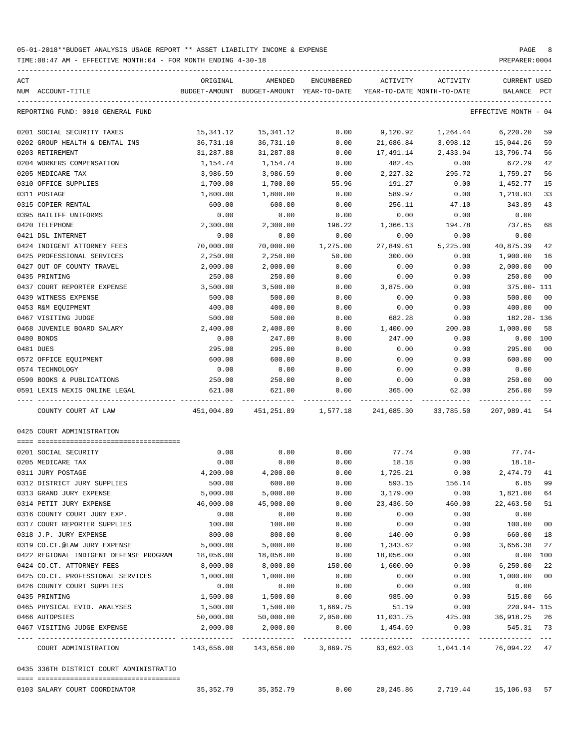05-01-2018**BUDGET ANALYSIS USAGE REPORT ** ASSET LIABILITY INCOME & EXPENSE

TIME:08:47 AM - EFFECTIVE MONTH:04 - FOR MONTH ENDING 4-30-18

PREPARER:0004

| ACT NUM | ACCOUNT-TITLE | ORIGINAL BUDGET-AMOUNT | AMENDED BUDGET-AMOUNT | ENCUMBERED YEAR-TO-DATE | ACTIVITY YEAR-TO-DATE | ACTIVITY MONTH-TO-DATE | CURRENT BALANCE | USED PCT |
|---|---|---|---|---|---|---|---|---|
| | REPORTING FUND: 0010 GENERAL FUND | | | | | | EFFECTIVE MONTH - 04 | |
| 0201 | SOCIAL SECURITY TAXES | 15,341.12 | 15,341.12 | 0.00 | 9,120.92 | 1,264.44 | 6,220.20 | 59 |
| 0202 | GROUP HEALTH & DENTAL INS | 36,731.10 | 36,731.10 | 0.00 | 21,686.84 | 3,098.12 | 15,044.26 | 59 |
| 0203 | RETIREMENT | 31,287.88 | 31,287.88 | 0.00 | 17,491.14 | 2,433.94 | 13,796.74 | 56 |
| 0204 | WORKERS COMPENSATION | 1,154.74 | 1,154.74 | 0.00 | 482.45 | 0.00 | 672.29 | 42 |
| 0205 | MEDICARE TAX | 3,986.59 | 3,986.59 | 0.00 | 2,227.32 | 295.72 | 1,759.27 | 56 |
| 0310 | OFFICE SUPPLIES | 1,700.00 | 1,700.00 | 55.96 | 191.27 | 0.00 | 1,452.77 | 15 |
| 0311 | POSTAGE | 1,800.00 | 1,800.00 | 0.00 | 589.97 | 0.00 | 1,210.03 | 33 |
| 0315 | COPIER RENTAL | 600.00 | 600.00 | 0.00 | 256.11 | 47.10 | 343.89 | 43 |
| 0395 | BAILIFF UNIFORMS | 0.00 | 0.00 | 0.00 | 0.00 | 0.00 | 0.00 | |
| 0420 | TELEPHONE | 2,300.00 | 2,300.00 | 196.22 | 1,366.13 | 194.78 | 737.65 | 68 |
| 0421 | DSL INTERNET | 0.00 | 0.00 | 0.00 | 0.00 | 0.00 | 0.00 | |
| 0424 | INDIGENT ATTORNEY FEES | 70,000.00 | 70,000.00 | 1,275.00 | 27,849.61 | 5,225.00 | 40,875.39 | 42 |
| 0425 | PROFESSIONAL SERVICES | 2,250.00 | 2,250.00 | 50.00 | 300.00 | 0.00 | 1,900.00 | 16 |
| 0427 | OUT OF COUNTY TRAVEL | 2,000.00 | 2,000.00 | 0.00 | 0.00 | 0.00 | 2,000.00 | 00 |
| 0435 | PRINTING | 250.00 | 250.00 | 0.00 | 0.00 | 0.00 | 250.00 | 00 |
| 0437 | COURT REPORTER EXPENSE | 3,500.00 | 3,500.00 | 0.00 | 3,875.00 | 0.00 | 375.00- | 111 |
| 0439 | WITNESS EXPENSE | 500.00 | 500.00 | 0.00 | 0.00 | 0.00 | 500.00 | 00 |
| 0453 | R&M EQUIPMENT | 400.00 | 400.00 | 0.00 | 0.00 | 0.00 | 400.00 | 00 |
| 0467 | VISITING JUDGE | 500.00 | 500.00 | 0.00 | 682.28 | 0.00 | 182.28- | 136 |
| 0468 | JUVENILE BOARD SALARY | 2,400.00 | 2,400.00 | 0.00 | 1,400.00 | 200.00 | 1,000.00 | 58 |
| 0480 | BONDS | 0.00 | 247.00 | 0.00 | 247.00 | 0.00 | 0.00 | 100 |
| 0481 | DUES | 295.00 | 295.00 | 0.00 | 0.00 | 0.00 | 295.00 | 00 |
| 0572 | OFFICE EQUIPMENT | 600.00 | 600.00 | 0.00 | 0.00 | 0.00 | 600.00 | 00 |
| 0574 | TECHNOLOGY | 0.00 | 0.00 | 0.00 | 0.00 | 0.00 | 0.00 | |
| 0590 | BOOKS & PUBLICATIONS | 250.00 | 250.00 | 0.00 | 0.00 | 0.00 | 250.00 | 00 |
| 0591 | LEXIS NEXIS ONLINE LEGAL | 621.00 | 621.00 | 0.00 | 365.00 | 62.00 | 256.00 | 59 |
| | COUNTY COURT AT LAW | 451,004.89 | 451,251.89 | 1,577.18 | 241,685.30 | 33,785.50 | 207,989.41 | 54 |
| | **0425 COURT ADMINISTRATION** | | | | | | | |
| 0201 | SOCIAL SECURITY | 0.00 | 0.00 | 0.00 | 77.74 | 0.00 | 77.74- | |
| 0205 | MEDICARE TAX | 0.00 | 0.00 | 0.00 | 18.18 | 0.00 | 18.18- | |
| 0311 | JURY POSTAGE | 4,200.00 | 4,200.00 | 0.00 | 1,725.21 | 0.00 | 2,474.79 | 41 |
| 0312 | DISTRICT JURY SUPPLIES | 500.00 | 600.00 | 0.00 | 593.15 | 156.14 | 6.85 | 99 |
| 0313 | GRAND JURY EXPENSE | 5,000.00 | 5,000.00 | 0.00 | 3,179.00 | 0.00 | 1,821.00 | 64 |
| 0314 | PETIT JURY EXPENSE | 46,000.00 | 45,900.00 | 0.00 | 23,436.50 | 460.00 | 22,463.50 | 51 |
| 0316 | COUNTY COURT JURY EXP. | 0.00 | 0.00 | 0.00 | 0.00 | 0.00 | 0.00 | |
| 0317 | COURT REPORTER SUPPLIES | 100.00 | 100.00 | 0.00 | 0.00 | 0.00 | 100.00 | 00 |
| 0318 | J.P. JURY EXPENSE | 800.00 | 800.00 | 0.00 | 140.00 | 0.00 | 660.00 | 18 |
| 0319 | CO.CT.@LAW JURY EXPENSE | 5,000.00 | 5,000.00 | 0.00 | 1,343.62 | 0.00 | 3,656.38 | 27 |
| 0422 | REGIONAL INDIGENT DEFENSE PROGRAM | 18,056.00 | 18,056.00 | 0.00 | 18,056.00 | 0.00 | 0.00 | 100 |
| 0424 | CO.CT. ATTORNEY FEES | 8,000.00 | 8,000.00 | 150.00 | 1,600.00 | 0.00 | 6,250.00 | 22 |
| 0425 | CO.CT. PROFESSIONAL SERVICES | 1,000.00 | 1,000.00 | 0.00 | 0.00 | 0.00 | 1,000.00 | 00 |
| 0426 | COUNTY COURT SUPPLIES | 0.00 | 0.00 | 0.00 | 0.00 | 0.00 | 0.00 | |
| 0435 | PRINTING | 1,500.00 | 1,500.00 | 0.00 | 985.00 | 0.00 | 515.00 | 66 |
| 0465 | PHYSICAL EVID. ANALYSES | 1,500.00 | 1,500.00 | 1,669.75 | 51.19 | 0.00 | 220.94- | 115 |
| 0466 | AUTOPSIES | 50,000.00 | 50,000.00 | 2,050.00 | 11,031.75 | 425.00 | 36,918.25 | 26 |
| 0467 | VISITING JUDGE EXPENSE | 2,000.00 | 2,000.00 | 0.00 | 1,454.69 | 0.00 | 545.31 | 73 |
| | COURT ADMINISTRATION | 143,656.00 | 143,656.00 | 3,869.75 | 63,692.03 | 1,041.14 | 76,094.22 | 47 |
| | **0435 336TH DISTRICT COURT ADMINISTRATIO** | | | | | | | |
| 0103 | SALARY COURT COORDINATOR | 35,352.79 | 35,352.79 | 0.00 | 20,245.86 | 2,719.44 | 15,106.93 | 57 |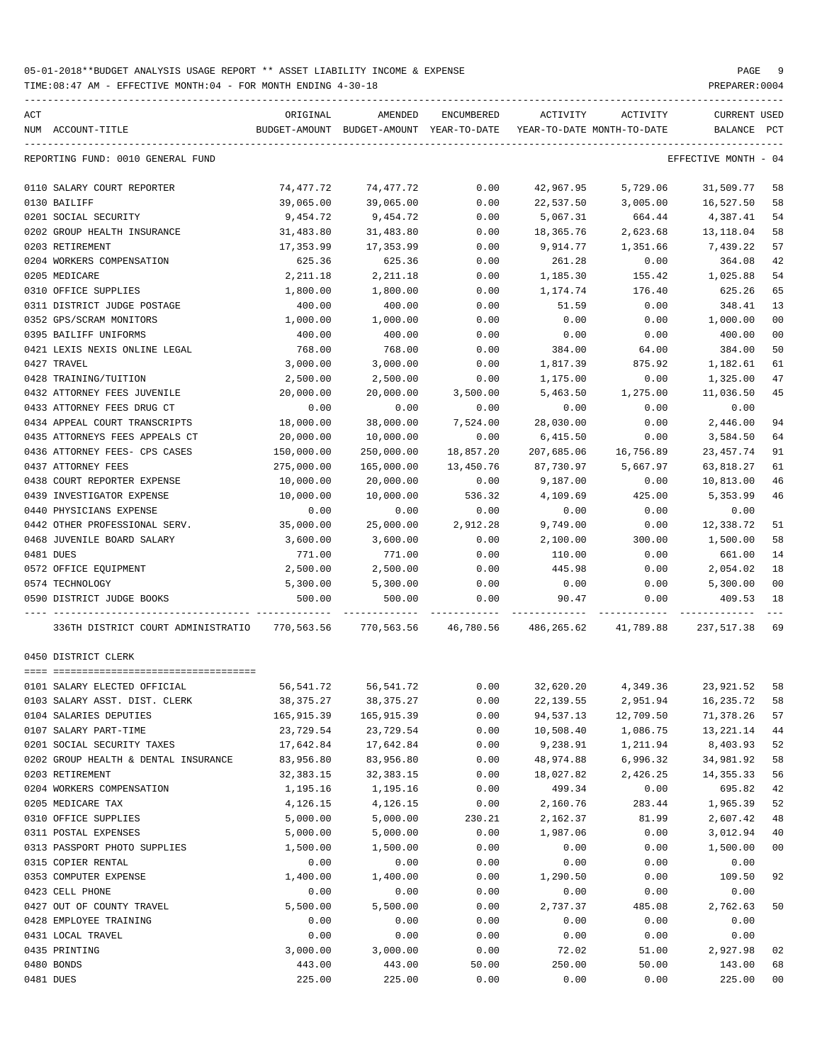05-01-2018**BUDGET ANALYSIS USAGE REPORT ** ASSET LIABILITY INCOME & EXPENSE

TIME:08:47 AM - EFFECTIVE MONTH:04 - FOR MONTH ENDING 4-30-18

PREPARER:0004

REPORTING FUND: 0010 GENERAL FUND — EFFECTIVE MONTH - 04

| ACT NUM | ACCOUNT-TITLE | ORIGINAL BUDGET-AMOUNT | AMENDED BUDGET-AMOUNT | ENCUMBERED YEAR-TO-DATE | ACTIVITY YEAR-TO-DATE | ACTIVITY MONTH-TO-DATE | CURRENT BALANCE | USED PCT |
|---|---|---|---|---|---|---|---|---|
| 0110 | SALARY COURT REPORTER | 74,477.72 | 74,477.72 | 0.00 | 42,967.95 | 5,729.06 | 31,509.77 | 58 |
| 0130 | BAILIFF | 39,065.00 | 39,065.00 | 0.00 | 22,537.50 | 3,005.00 | 16,527.50 | 58 |
| 0201 | SOCIAL SECURITY | 9,454.72 | 9,454.72 | 0.00 | 5,067.31 | 664.44 | 4,387.41 | 54 |
| 0202 | GROUP HEALTH INSURANCE | 31,483.80 | 31,483.80 | 0.00 | 18,365.76 | 2,623.68 | 13,118.04 | 58 |
| 0203 | RETIREMENT | 17,353.99 | 17,353.99 | 0.00 | 9,914.77 | 1,351.66 | 7,439.22 | 57 |
| 0204 | WORKERS COMPENSATION | 625.36 | 625.36 | 0.00 | 261.28 | 0.00 | 364.08 | 42 |
| 0205 | MEDICARE | 2,211.18 | 2,211.18 | 0.00 | 1,185.30 | 155.42 | 1,025.88 | 54 |
| 0310 | OFFICE SUPPLIES | 1,800.00 | 1,800.00 | 0.00 | 1,174.74 | 176.40 | 625.26 | 65 |
| 0311 | DISTRICT JUDGE POSTAGE | 400.00 | 400.00 | 0.00 | 51.59 | 0.00 | 348.41 | 13 |
| 0352 | GPS/SCRAM MONITORS | 1,000.00 | 1,000.00 | 0.00 | 0.00 | 0.00 | 1,000.00 | 00 |
| 0395 | BAILIFF UNIFORMS | 400.00 | 400.00 | 0.00 | 0.00 | 0.00 | 400.00 | 00 |
| 0421 | LEXIS NEXIS ONLINE LEGAL | 768.00 | 768.00 | 0.00 | 384.00 | 64.00 | 384.00 | 50 |
| 0427 | TRAVEL | 3,000.00 | 3,000.00 | 0.00 | 1,817.39 | 875.92 | 1,182.61 | 61 |
| 0428 | TRAINING/TUITION | 2,500.00 | 2,500.00 | 0.00 | 1,175.00 | 0.00 | 1,325.00 | 47 |
| 0432 | ATTORNEY FEES JUVENILE | 20,000.00 | 20,000.00 | 3,500.00 | 5,463.50 | 1,275.00 | 11,036.50 | 45 |
| 0433 | ATTORNEY FEES DRUG CT | 0.00 | 0.00 | 0.00 | 0.00 | 0.00 | 0.00 | |
| 0434 | APPEAL COURT TRANSCRIPTS | 18,000.00 | 38,000.00 | 7,524.00 | 28,030.00 | 0.00 | 2,446.00 | 94 |
| 0435 | ATTORNEYS FEES APPEALS CT | 20,000.00 | 10,000.00 | 0.00 | 6,415.50 | 0.00 | 3,584.50 | 64 |
| 0436 | ATTORNEY FEES- CPS CASES | 150,000.00 | 250,000.00 | 18,857.20 | 207,685.06 | 16,756.89 | 23,457.74 | 91 |
| 0437 | ATTORNEY FEES | 275,000.00 | 165,000.00 | 13,450.76 | 87,730.97 | 5,667.97 | 63,818.27 | 61 |
| 0438 | COURT REPORTER EXPENSE | 10,000.00 | 20,000.00 | 0.00 | 9,187.00 | 0.00 | 10,813.00 | 46 |
| 0439 | INVESTIGATOR EXPENSE | 10,000.00 | 10,000.00 | 536.32 | 4,109.69 | 425.00 | 5,353.99 | 46 |
| 0440 | PHYSICIANS EXPENSE | 0.00 | 0.00 | 0.00 | 0.00 | 0.00 | 0.00 | |
| 0442 | OTHER PROFESSIONAL SERV. | 35,000.00 | 25,000.00 | 2,912.28 | 9,749.00 | 0.00 | 12,338.72 | 51 |
| 0468 | JUVENILE BOARD SALARY | 3,600.00 | 3,600.00 | 0.00 | 2,100.00 | 300.00 | 1,500.00 | 58 |
| 0481 | DUES | 771.00 | 771.00 | 0.00 | 110.00 | 0.00 | 661.00 | 14 |
| 0572 | OFFICE EQUIPMENT | 2,500.00 | 2,500.00 | 0.00 | 445.98 | 0.00 | 2,054.02 | 18 |
| 0574 | TECHNOLOGY | 5,300.00 | 5,300.00 | 0.00 | 0.00 | 0.00 | 5,300.00 | 00 |
| 0590 | DISTRICT JUDGE BOOKS | 500.00 | 500.00 | 0.00 | 90.47 | 0.00 | 409.53 | 18 |
| | 336TH DISTRICT COURT ADMINISTRATIO | 770,563.56 | 770,563.56 | 46,780.56 | 486,265.62 | 41,789.88 | 237,517.38 | 69 |

0450 DISTRICT CLERK

| ACT NUM | ACCOUNT-TITLE | ORIGINAL BUDGET-AMOUNT | AMENDED BUDGET-AMOUNT | ENCUMBERED YEAR-TO-DATE | ACTIVITY YEAR-TO-DATE | ACTIVITY MONTH-TO-DATE | CURRENT BALANCE | USED PCT |
|---|---|---|---|---|---|---|---|---|
| 0101 | SALARY ELECTED OFFICIAL | 56,541.72 | 56,541.72 | 0.00 | 32,620.20 | 4,349.36 | 23,921.52 | 58 |
| 0103 | SALARY ASST. DIST. CLERK | 38,375.27 | 38,375.27 | 0.00 | 22,139.55 | 2,951.94 | 16,235.72 | 58 |
| 0104 | SALARIES DEPUTIES | 165,915.39 | 165,915.39 | 0.00 | 94,537.13 | 12,709.50 | 71,378.26 | 57 |
| 0107 | SALARY PART-TIME | 23,729.54 | 23,729.54 | 0.00 | 10,508.40 | 1,086.75 | 13,221.14 | 44 |
| 0201 | SOCIAL SECURITY TAXES | 17,642.84 | 17,642.84 | 0.00 | 9,238.91 | 1,211.94 | 8,403.93 | 52 |
| 0202 | GROUP HEALTH & DENTAL INSURANCE | 83,956.80 | 83,956.80 | 0.00 | 48,974.88 | 6,996.32 | 34,981.92 | 58 |
| 0203 | RETIREMENT | 32,383.15 | 32,383.15 | 0.00 | 18,027.82 | 2,426.25 | 14,355.33 | 56 |
| 0204 | WORKERS COMPENSATION | 1,195.16 | 1,195.16 | 0.00 | 499.34 | 0.00 | 695.82 | 42 |
| 0205 | MEDICARE TAX | 4,126.15 | 4,126.15 | 0.00 | 2,160.76 | 283.44 | 1,965.39 | 52 |
| 0310 | OFFICE SUPPLIES | 5,000.00 | 5,000.00 | 230.21 | 2,162.37 | 81.99 | 2,607.42 | 48 |
| 0311 | POSTAL EXPENSES | 5,000.00 | 5,000.00 | 0.00 | 1,987.06 | 0.00 | 3,012.94 | 40 |
| 0313 | PASSPORT PHOTO SUPPLIES | 1,500.00 | 1,500.00 | 0.00 | 0.00 | 0.00 | 1,500.00 | 00 |
| 0315 | COPIER RENTAL | 0.00 | 0.00 | 0.00 | 0.00 | 0.00 | 0.00 | |
| 0353 | COMPUTER EXPENSE | 1,400.00 | 1,400.00 | 0.00 | 1,290.50 | 0.00 | 109.50 | 92 |
| 0423 | CELL PHONE | 0.00 | 0.00 | 0.00 | 0.00 | 0.00 | 0.00 | |
| 0427 | OUT OF COUNTY TRAVEL | 5,500.00 | 5,500.00 | 0.00 | 2,737.37 | 485.08 | 2,762.63 | 50 |
| 0428 | EMPLOYEE TRAINING | 0.00 | 0.00 | 0.00 | 0.00 | 0.00 | 0.00 | |
| 0431 | LOCAL TRAVEL | 0.00 | 0.00 | 0.00 | 0.00 | 0.00 | 0.00 | |
| 0435 | PRINTING | 3,000.00 | 3,000.00 | 0.00 | 72.02 | 51.00 | 2,927.98 | 02 |
| 0480 | BONDS | 443.00 | 443.00 | 50.00 | 250.00 | 50.00 | 143.00 | 68 |
| 0481 | DUES | 225.00 | 225.00 | 0.00 | 0.00 | 0.00 | 225.00 | 00 |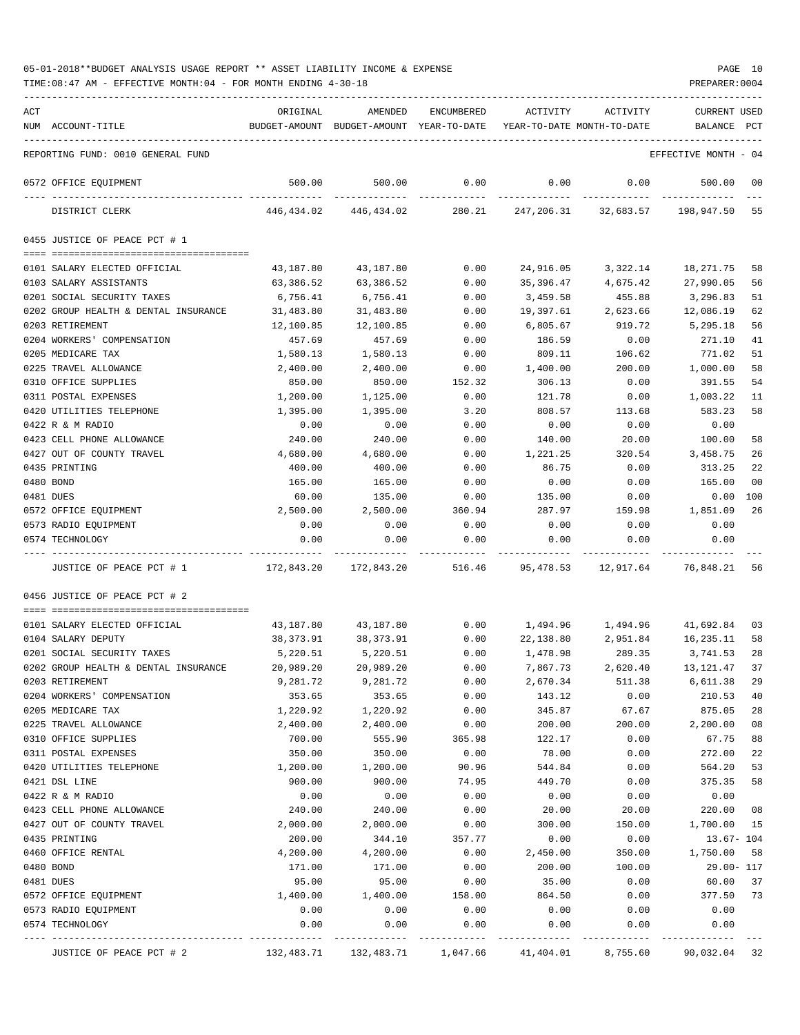05-01-2018**BUDGET ANALYSIS USAGE REPORT ** ASSET LIABILITY INCOME & EXPENSE

TIME:08:47 AM - EFFECTIVE MONTH:04 - FOR MONTH ENDING 4-30-18

PREPARER:0004

REPORTING FUND: 0010 GENERAL FUND — EFFECTIVE MONTH - 04

| ACT NUM | ACCOUNT-TITLE | ORIGINAL BUDGET-AMOUNT | AMENDED BUDGET-AMOUNT | ENCUMBERED YEAR-TO-DATE | ACTIVITY YEAR-TO-DATE | ACTIVITY MONTH-TO-DATE | CURRENT BALANCE | USED PCT |
|---|---|---|---|---|---|---|---|---|
| 0572 | OFFICE EQUIPMENT | 500.00 | 500.00 | 0.00 | 0.00 | 0.00 | 500.00 | 00 |
| | DISTRICT CLERK | 446,434.02 | 446,434.02 | 280.21 | 247,206.31 | 32,683.57 | 198,947.50 | 55 |

## 0455 JUSTICE OF PEACE PCT # 1

| ACT NUM | ACCOUNT-TITLE | ORIGINAL BUDGET-AMOUNT | AMENDED BUDGET-AMOUNT | ENCUMBERED YEAR-TO-DATE | ACTIVITY YEAR-TO-DATE | ACTIVITY MONTH-TO-DATE | CURRENT BALANCE | USED PCT |
|---|---|---|---|---|---|---|---|---|
| 0101 | SALARY ELECTED OFFICIAL | 43,187.80 | 43,187.80 | 0.00 | 24,916.05 | 3,322.14 | 18,271.75 | 58 |
| 0103 | SALARY ASSISTANTS | 63,386.52 | 63,386.52 | 0.00 | 35,396.47 | 4,675.42 | 27,990.05 | 56 |
| 0201 | SOCIAL SECURITY TAXES | 6,756.41 | 6,756.41 | 0.00 | 3,459.58 | 455.88 | 3,296.83 | 51 |
| 0202 | GROUP HEALTH & DENTAL INSURANCE | 31,483.80 | 31,483.80 | 0.00 | 19,397.61 | 2,623.66 | 12,086.19 | 62 |
| 0203 | RETIREMENT | 12,100.85 | 12,100.85 | 0.00 | 6,805.67 | 919.72 | 5,295.18 | 56 |
| 0204 | WORKERS' COMPENSATION | 457.69 | 457.69 | 0.00 | 186.59 | 0.00 | 271.10 | 41 |
| 0205 | MEDICARE TAX | 1,580.13 | 1,580.13 | 0.00 | 809.11 | 106.62 | 771.02 | 51 |
| 0225 | TRAVEL ALLOWANCE | 2,400.00 | 2,400.00 | 0.00 | 1,400.00 | 200.00 | 1,000.00 | 58 |
| 0310 | OFFICE SUPPLIES | 850.00 | 850.00 | 152.32 | 306.13 | 0.00 | 391.55 | 54 |
| 0311 | POSTAL EXPENSES | 1,200.00 | 1,125.00 | 0.00 | 121.78 | 0.00 | 1,003.22 | 11 |
| 0420 | UTILITIES TELEPHONE | 1,395.00 | 1,395.00 | 3.20 | 808.57 | 113.68 | 583.23 | 58 |
| 0422 | R & M RADIO | 0.00 | 0.00 | 0.00 | 0.00 | 0.00 | 0.00 | |
| 0423 | CELL PHONE ALLOWANCE | 240.00 | 240.00 | 0.00 | 140.00 | 20.00 | 100.00 | 58 |
| 0427 | OUT OF COUNTY TRAVEL | 4,680.00 | 4,680.00 | 0.00 | 1,221.25 | 320.54 | 3,458.75 | 26 |
| 0435 | PRINTING | 400.00 | 400.00 | 0.00 | 86.75 | 0.00 | 313.25 | 22 |
| 0480 | BOND | 165.00 | 165.00 | 0.00 | 0.00 | 0.00 | 165.00 | 00 |
| 0481 | DUES | 60.00 | 135.00 | 0.00 | 135.00 | 0.00 | 0.00 | 100 |
| 0572 | OFFICE EQUIPMENT | 2,500.00 | 2,500.00 | 360.94 | 287.97 | 159.98 | 1,851.09 | 26 |
| 0573 | RADIO EQUIPMENT | 0.00 | 0.00 | 0.00 | 0.00 | 0.00 | 0.00 | |
| 0574 | TECHNOLOGY | 0.00 | 0.00 | 0.00 | 0.00 | 0.00 | 0.00 | |
| | JUSTICE OF PEACE PCT # 1 | 172,843.20 | 172,843.20 | 516.46 | 95,478.53 | 12,917.64 | 76,848.21 | 56 |

## 0456 JUSTICE OF PEACE PCT # 2

| ACT NUM | ACCOUNT-TITLE | ORIGINAL BUDGET-AMOUNT | AMENDED BUDGET-AMOUNT | ENCUMBERED YEAR-TO-DATE | ACTIVITY YEAR-TO-DATE | ACTIVITY MONTH-TO-DATE | CURRENT BALANCE | USED PCT |
|---|---|---|---|---|---|---|---|---|
| 0101 | SALARY ELECTED OFFICIAL | 43,187.80 | 43,187.80 | 0.00 | 1,494.96 | 1,494.96 | 41,692.84 | 03 |
| 0104 | SALARY DEPUTY | 38,373.91 | 38,373.91 | 0.00 | 22,138.80 | 2,951.84 | 16,235.11 | 58 |
| 0201 | SOCIAL SECURITY TAXES | 5,220.51 | 5,220.51 | 0.00 | 1,478.98 | 289.35 | 3,741.53 | 28 |
| 0202 | GROUP HEALTH & DENTAL INSURANCE | 20,989.20 | 20,989.20 | 0.00 | 7,867.73 | 2,620.40 | 13,121.47 | 37 |
| 0203 | RETIREMENT | 9,281.72 | 9,281.72 | 0.00 | 2,670.34 | 511.38 | 6,611.38 | 29 |
| 0204 | WORKERS' COMPENSATION | 353.65 | 353.65 | 0.00 | 143.12 | 0.00 | 210.53 | 40 |
| 0205 | MEDICARE TAX | 1,220.92 | 1,220.92 | 0.00 | 345.87 | 67.67 | 875.05 | 28 |
| 0225 | TRAVEL ALLOWANCE | 2,400.00 | 2,400.00 | 0.00 | 200.00 | 200.00 | 2,200.00 | 08 |
| 0310 | OFFICE SUPPLIES | 700.00 | 555.90 | 365.98 | 122.17 | 0.00 | 67.75 | 88 |
| 0311 | POSTAL EXPENSES | 350.00 | 350.00 | 0.00 | 78.00 | 0.00 | 272.00 | 22 |
| 0420 | UTILITIES TELEPHONE | 1,200.00 | 1,200.00 | 90.96 | 544.84 | 0.00 | 564.20 | 53 |
| 0421 | DSL LINE | 900.00 | 900.00 | 74.95 | 449.70 | 0.00 | 375.35 | 58 |
| 0422 | R & M RADIO | 0.00 | 0.00 | 0.00 | 0.00 | 0.00 | 0.00 | |
| 0423 | CELL PHONE ALLOWANCE | 240.00 | 240.00 | 0.00 | 20.00 | 20.00 | 220.00 | 08 |
| 0427 | OUT OF COUNTY TRAVEL | 2,000.00 | 2,000.00 | 0.00 | 300.00 | 150.00 | 1,700.00 | 15 |
| 0435 | PRINTING | 200.00 | 344.10 | 357.77 | 0.00 | 0.00 | 13.67- | 104 |
| 0460 | OFFICE RENTAL | 4,200.00 | 4,200.00 | 0.00 | 2,450.00 | 350.00 | 1,750.00 | 58 |
| 0480 | BOND | 171.00 | 171.00 | 0.00 | 200.00 | 100.00 | 29.00- | 117 |
| 0481 | DUES | 95.00 | 95.00 | 0.00 | 35.00 | 0.00 | 60.00 | 37 |
| 0572 | OFFICE EQUIPMENT | 1,400.00 | 1,400.00 | 158.00 | 864.50 | 0.00 | 377.50 | 73 |
| 0573 | RADIO EQUIPMENT | 0.00 | 0.00 | 0.00 | 0.00 | 0.00 | 0.00 | |
| 0574 | TECHNOLOGY | 0.00 | 0.00 | 0.00 | 0.00 | 0.00 | 0.00 | |
| | JUSTICE OF PEACE PCT # 2 | 132,483.71 | 132,483.71 | 1,047.66 | 41,404.01 | 8,755.60 | 90,032.04 | 32 |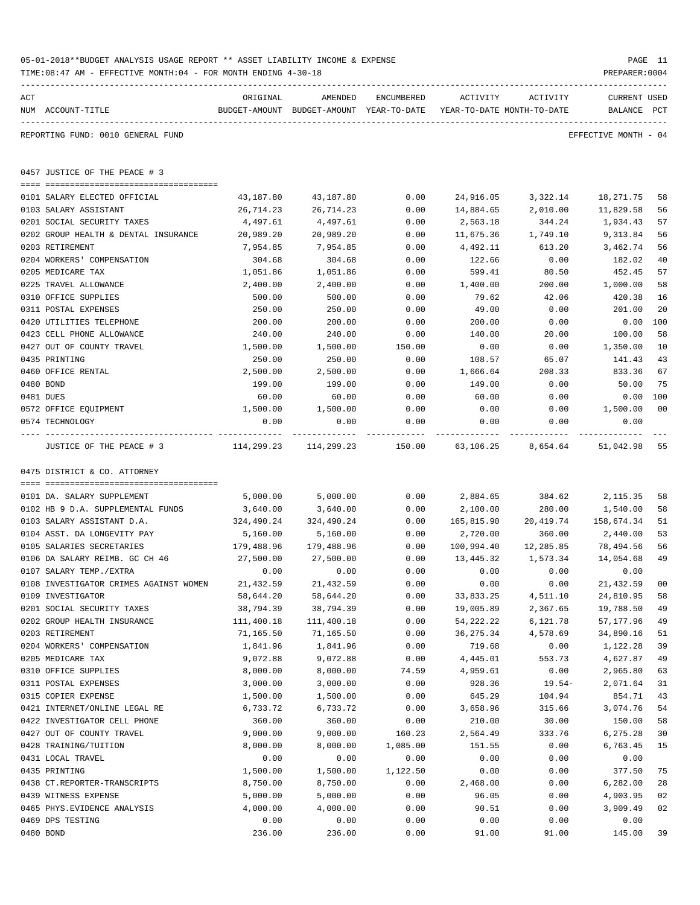05-01-2018**BUDGET ANALYSIS USAGE REPORT ** ASSET LIABILITY INCOME & EXPENSE

TIME:08:47 AM - EFFECTIVE MONTH:04 - FOR MONTH ENDING 4-30-18

PREPARER:0004

REPORTING FUND: 0010 GENERAL FUND — EFFECTIVE MONTH - 04

## 0457 JUSTICE OF THE PEACE # 3

| ACT NUM | ACCOUNT-TITLE | ORIGINAL BUDGET-AMOUNT | AMENDED BUDGET-AMOUNT | ENCUMBERED YEAR-TO-DATE | ACTIVITY YEAR-TO-DATE | ACTIVITY MONTH-TO-DATE | CURRENT BALANCE | USED PCT |
|---|---|---|---|---|---|---|---|---|
| 0101 | SALARY ELECTED OFFICIAL | 43,187.80 | 43,187.80 | 0.00 | 24,916.05 | 3,322.14 | 18,271.75 | 58 |
| 0103 | SALARY ASSISTANT | 26,714.23 | 26,714.23 | 0.00 | 14,884.65 | 2,010.00 | 11,829.58 | 56 |
| 0201 | SOCIAL SECURITY TAXES | 4,497.61 | 4,497.61 | 0.00 | 2,563.18 | 344.24 | 1,934.43 | 57 |
| 0202 | GROUP HEALTH & DENTAL INSURANCE | 20,989.20 | 20,989.20 | 0.00 | 11,675.36 | 1,749.10 | 9,313.84 | 56 |
| 0203 | RETIREMENT | 7,954.85 | 7,954.85 | 0.00 | 4,492.11 | 613.20 | 3,462.74 | 56 |
| 0204 | WORKERS' COMPENSATION | 304.68 | 304.68 | 0.00 | 122.66 | 0.00 | 182.02 | 40 |
| 0205 | MEDICARE TAX | 1,051.86 | 1,051.86 | 0.00 | 599.41 | 80.50 | 452.45 | 57 |
| 0225 | TRAVEL ALLOWANCE | 2,400.00 | 2,400.00 | 0.00 | 1,400.00 | 200.00 | 1,000.00 | 58 |
| 0310 | OFFICE SUPPLIES | 500.00 | 500.00 | 0.00 | 79.62 | 42.06 | 420.38 | 16 |
| 0311 | POSTAL EXPENSES | 250.00 | 250.00 | 0.00 | 49.00 | 0.00 | 201.00 | 20 |
| 0420 | UTILITIES TELEPHONE | 200.00 | 200.00 | 0.00 | 200.00 | 0.00 | 0.00 | 100 |
| 0423 | CELL PHONE ALLOWANCE | 240.00 | 240.00 | 0.00 | 140.00 | 20.00 | 100.00 | 58 |
| 0427 | OUT OF COUNTY TRAVEL | 1,500.00 | 1,500.00 | 150.00 | 0.00 | 0.00 | 1,350.00 | 10 |
| 0435 | PRINTING | 250.00 | 250.00 | 0.00 | 108.57 | 65.07 | 141.43 | 43 |
| 0460 | OFFICE RENTAL | 2,500.00 | 2,500.00 | 0.00 | 1,666.64 | 208.33 | 833.36 | 67 |
| 0480 | BOND | 199.00 | 199.00 | 0.00 | 149.00 | 0.00 | 50.00 | 75 |
| 0481 | DUES | 60.00 | 60.00 | 0.00 | 60.00 | 0.00 | 0.00 | 100 |
| 0572 | OFFICE EQUIPMENT | 1,500.00 | 1,500.00 | 0.00 | 0.00 | 0.00 | 1,500.00 | 00 |
| 0574 | TECHNOLOGY | 0.00 | 0.00 | 0.00 | 0.00 | 0.00 | 0.00 | |
| | JUSTICE OF THE PEACE # 3 | 114,299.23 | 114,299.23 | 150.00 | 63,106.25 | 8,654.64 | 51,042.98 | 55 |

## 0475 DISTRICT & CO. ATTORNEY

| ACT NUM | ACCOUNT-TITLE | ORIGINAL BUDGET-AMOUNT | AMENDED BUDGET-AMOUNT | ENCUMBERED YEAR-TO-DATE | ACTIVITY YEAR-TO-DATE | ACTIVITY MONTH-TO-DATE | CURRENT BALANCE | USED PCT |
|---|---|---|---|---|---|---|---|---|
| 0101 | DA. SALARY SUPPLEMENT | 5,000.00 | 5,000.00 | 0.00 | 2,884.65 | 384.62 | 2,115.35 | 58 |
| 0102 | HB 9 D.A. SUPPLEMENTAL FUNDS | 3,640.00 | 3,640.00 | 0.00 | 2,100.00 | 280.00 | 1,540.00 | 58 |
| 0103 | SALARY ASSISTANT D.A. | 324,490.24 | 324,490.24 | 0.00 | 165,815.90 | 20,419.74 | 158,674.34 | 51 |
| 0104 | ASST. DA LONGEVITY PAY | 5,160.00 | 5,160.00 | 0.00 | 2,720.00 | 360.00 | 2,440.00 | 53 |
| 0105 | SALARIES SECRETARIES | 179,488.96 | 179,488.96 | 0.00 | 100,994.40 | 12,285.85 | 78,494.56 | 56 |
| 0106 | DA SALARY REIMB. GC CH 46 | 27,500.00 | 27,500.00 | 0.00 | 13,445.32 | 1,573.34 | 14,054.68 | 49 |
| 0107 | SALARY TEMP./EXTRA | 0.00 | 0.00 | 0.00 | 0.00 | 0.00 | 0.00 | |
| 0108 | INVESTIGATOR CRIMES AGAINST WOMEN | 21,432.59 | 21,432.59 | 0.00 | 0.00 | 0.00 | 21,432.59 | 00 |
| 0109 | INVESTIGATOR | 58,644.20 | 58,644.20 | 0.00 | 33,833.25 | 4,511.10 | 24,810.95 | 58 |
| 0201 | SOCIAL SECURITY TAXES | 38,794.39 | 38,794.39 | 0.00 | 19,005.89 | 2,367.65 | 19,788.50 | 49 |
| 0202 | GROUP HEALTH INSURANCE | 111,400.18 | 111,400.18 | 0.00 | 54,222.22 | 6,121.78 | 57,177.96 | 49 |
| 0203 | RETIREMENT | 71,165.50 | 71,165.50 | 0.00 | 36,275.34 | 4,578.69 | 34,890.16 | 51 |
| 0204 | WORKERS' COMPENSATION | 1,841.96 | 1,841.96 | 0.00 | 719.68 | 0.00 | 1,122.28 | 39 |
| 0205 | MEDICARE TAX | 9,072.88 | 9,072.88 | 0.00 | 4,445.01 | 553.73 | 4,627.87 | 49 |
| 0310 | OFFICE SUPPLIES | 8,000.00 | 8,000.00 | 74.59 | 4,959.61 | 0.00 | 2,965.80 | 63 |
| 0311 | POSTAL EXPENSES | 3,000.00 | 3,000.00 | 0.00 | 928.36 | 19.54- | 2,071.64 | 31 |
| 0315 | COPIER EXPENSE | 1,500.00 | 1,500.00 | 0.00 | 645.29 | 104.94 | 854.71 | 43 |
| 0421 | INTERNET/ONLINE LEGAL RE | 6,733.72 | 6,733.72 | 0.00 | 3,658.96 | 315.66 | 3,074.76 | 54 |
| 0422 | INVESTIGATOR CELL PHONE | 360.00 | 360.00 | 0.00 | 210.00 | 30.00 | 150.00 | 58 |
| 0427 | OUT OF COUNTY TRAVEL | 9,000.00 | 9,000.00 | 160.23 | 2,564.49 | 333.76 | 6,275.28 | 30 |
| 0428 | TRAINING/TUITION | 8,000.00 | 8,000.00 | 1,085.00 | 151.55 | 0.00 | 6,763.45 | 15 |
| 0431 | LOCAL TRAVEL | 0.00 | 0.00 | 0.00 | 0.00 | 0.00 | 0.00 | |
| 0435 | PRINTING | 1,500.00 | 1,500.00 | 1,122.50 | 0.00 | 0.00 | 377.50 | 75 |
| 0438 | CT.REPORTER-TRANSCRIPTS | 8,750.00 | 8,750.00 | 0.00 | 2,468.00 | 0.00 | 6,282.00 | 28 |
| 0439 | WITNESS EXPENSE | 5,000.00 | 5,000.00 | 0.00 | 96.05 | 0.00 | 4,903.95 | 02 |
| 0465 | PHYS.EVIDENCE ANALYSIS | 4,000.00 | 4,000.00 | 0.00 | 90.51 | 0.00 | 3,909.49 | 02 |
| 0469 | DPS TESTING | 0.00 | 0.00 | 0.00 | 0.00 | 0.00 | 0.00 | |
| 0480 | BOND | 236.00 | 236.00 | 0.00 | 91.00 | 91.00 | 145.00 | 39 |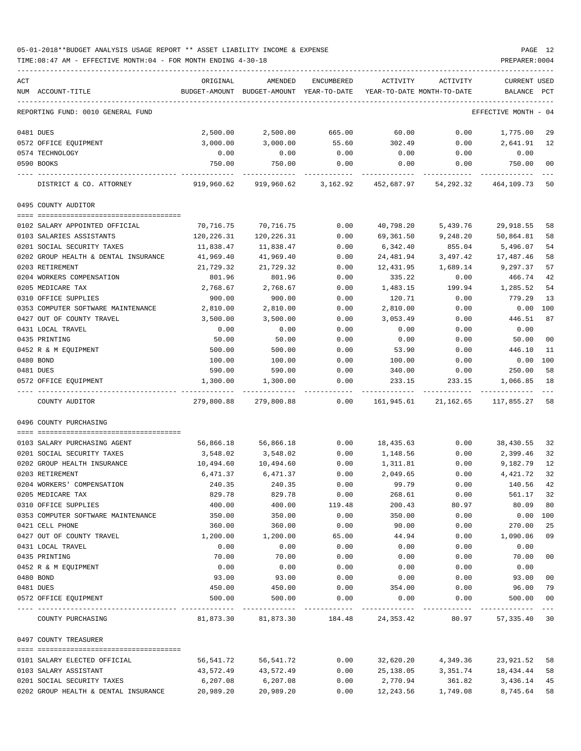05-01-2018**BUDGET ANALYSIS USAGE REPORT ** ASSET LIABILITY INCOME & EXPENSE

TIME:08:47 AM - EFFECTIVE MONTH:04 - FOR MONTH ENDING 4-30-18

PREPARER:0004

| ACT NUM | ACCOUNT-TITLE | ORIGINAL BUDGET-AMOUNT | AMENDED BUDGET-AMOUNT | ENCUMBERED YEAR-TO-DATE | ACTIVITY YEAR-TO-DATE | ACTIVITY MONTH-TO-DATE | CURRENT BALANCE | USED PCT |
|---|---|---|---|---|---|---|---|---|
| | REPORTING FUND: 0010 GENERAL FUND | | | | | | EFFECTIVE MONTH - 04 | |
| 0481 | DUES | 2,500.00 | 2,500.00 | 665.00 | 60.00 | 0.00 | 1,775.00 | 29 |
| 0572 | OFFICE EQUIPMENT | 3,000.00 | 3,000.00 | 55.60 | 302.49 | 0.00 | 2,641.91 | 12 |
| 0574 | TECHNOLOGY | 0.00 | 0.00 | 0.00 | 0.00 | 0.00 | 0.00 | |
| 0590 | BOOKS | 750.00 | 750.00 | 0.00 | 0.00 | 0.00 | 750.00 | 00 |
| | DISTRICT & CO. ATTORNEY | 919,960.62 | 919,960.62 | 3,162.92 | 452,687.97 | 54,292.32 | 464,109.73 | 50 |
| | 0495 COUNTY AUDITOR | | | | | | | |
| 0102 | SALARY APPOINTED OFFICIAL | 70,716.75 | 70,716.75 | 0.00 | 40,798.20 | 5,439.76 | 29,918.55 | 58 |
| 0103 | SALARIES ASSISTANTS | 120,226.31 | 120,226.31 | 0.00 | 69,361.50 | 9,248.20 | 50,864.81 | 58 |
| 0201 | SOCIAL SECURITY TAXES | 11,838.47 | 11,838.47 | 0.00 | 6,342.40 | 855.04 | 5,496.07 | 54 |
| 0202 | GROUP HEALTH & DENTAL INSURANCE | 41,969.40 | 41,969.40 | 0.00 | 24,481.94 | 3,497.42 | 17,487.46 | 58 |
| 0203 | RETIREMENT | 21,729.32 | 21,729.32 | 0.00 | 12,431.95 | 1,689.14 | 9,297.37 | 57 |
| 0204 | WORKERS COMPENSATION | 801.96 | 801.96 | 0.00 | 335.22 | 0.00 | 466.74 | 42 |
| 0205 | MEDICARE TAX | 2,768.67 | 2,768.67 | 0.00 | 1,483.15 | 199.94 | 1,285.52 | 54 |
| 0310 | OFFICE SUPPLIES | 900.00 | 900.00 | 0.00 | 120.71 | 0.00 | 779.29 | 13 |
| 0353 | COMPUTER SOFTWARE MAINTENANCE | 2,810.00 | 2,810.00 | 0.00 | 2,810.00 | 0.00 | 0.00 | 100 |
| 0427 | OUT OF COUNTY TRAVEL | 3,500.00 | 3,500.00 | 0.00 | 3,053.49 | 0.00 | 446.51 | 87 |
| 0431 | LOCAL TRAVEL | 0.00 | 0.00 | 0.00 | 0.00 | 0.00 | 0.00 | |
| 0435 | PRINTING | 50.00 | 50.00 | 0.00 | 0.00 | 0.00 | 50.00 | 00 |
| 0452 | R & M EQUIPMENT | 500.00 | 500.00 | 0.00 | 53.90 | 0.00 | 446.10 | 11 |
| 0480 | BOND | 100.00 | 100.00 | 0.00 | 100.00 | 0.00 | 0.00 | 100 |
| 0481 | DUES | 590.00 | 590.00 | 0.00 | 340.00 | 0.00 | 250.00 | 58 |
| 0572 | OFFICE EQUIPMENT | 1,300.00 | 1,300.00 | 0.00 | 233.15 | 233.15 | 1,066.85 | 18 |
| | COUNTY AUDITOR | 279,800.88 | 279,800.88 | 0.00 | 161,945.61 | 21,162.65 | 117,855.27 | 58 |
| | 0496 COUNTY PURCHASING | | | | | | | |
| 0103 | SALARY PURCHASING AGENT | 56,866.18 | 56,866.18 | 0.00 | 18,435.63 | 0.00 | 38,430.55 | 32 |
| 0201 | SOCIAL SECURITY TAXES | 3,548.02 | 3,548.02 | 0.00 | 1,148.56 | 0.00 | 2,399.46 | 32 |
| 0202 | GROUP HEALTH INSURANCE | 10,494.60 | 10,494.60 | 0.00 | 1,311.81 | 0.00 | 9,182.79 | 12 |
| 0203 | RETIREMENT | 6,471.37 | 6,471.37 | 0.00 | 2,049.65 | 0.00 | 4,421.72 | 32 |
| 0204 | WORKERS' COMPENSATION | 240.35 | 240.35 | 0.00 | 99.79 | 0.00 | 140.56 | 42 |
| 0205 | MEDICARE TAX | 829.78 | 829.78 | 0.00 | 268.61 | 0.00 | 561.17 | 32 |
| 0310 | OFFICE SUPPLIES | 400.00 | 400.00 | 119.48 | 200.43 | 80.97 | 80.09 | 80 |
| 0353 | COMPUTER SOFTWARE MAINTENANCE | 350.00 | 350.00 | 0.00 | 350.00 | 0.00 | 0.00 | 100 |
| 0421 | CELL PHONE | 360.00 | 360.00 | 0.00 | 90.00 | 0.00 | 270.00 | 25 |
| 0427 | OUT OF COUNTY TRAVEL | 1,200.00 | 1,200.00 | 65.00 | 44.94 | 0.00 | 1,090.06 | 09 |
| 0431 | LOCAL TRAVEL | 0.00 | 0.00 | 0.00 | 0.00 | 0.00 | 0.00 | |
| 0435 | PRINTING | 70.00 | 70.00 | 0.00 | 0.00 | 0.00 | 70.00 | 00 |
| 0452 | R & M EQUIPMENT | 0.00 | 0.00 | 0.00 | 0.00 | 0.00 | 0.00 | |
| 0480 | BOND | 93.00 | 93.00 | 0.00 | 0.00 | 0.00 | 93.00 | 00 |
| 0481 | DUES | 450.00 | 450.00 | 0.00 | 354.00 | 0.00 | 96.00 | 79 |
| 0572 | OFFICE EQUIPMENT | 500.00 | 500.00 | 0.00 | 0.00 | 0.00 | 500.00 | 00 |
| | COUNTY PURCHASING | 81,873.30 | 81,873.30 | 184.48 | 24,353.42 | 80.97 | 57,335.40 | 30 |
| | 0497 COUNTY TREASURER | | | | | | | |
| 0101 | SALARY ELECTED OFFICIAL | 56,541.72 | 56,541.72 | 0.00 | 32,620.20 | 4,349.36 | 23,921.52 | 58 |
| 0103 | SALARY ASSISTANT | 43,572.49 | 43,572.49 | 0.00 | 25,138.05 | 3,351.74 | 18,434.44 | 58 |
| 0201 | SOCIAL SECURITY TAXES | 6,207.08 | 6,207.08 | 0.00 | 2,770.94 | 361.82 | 3,436.14 | 45 |
| 0202 | GROUP HEALTH & DENTAL INSURANCE | 20,989.20 | 20,989.20 | 0.00 | 12,243.56 | 1,749.08 | 8,745.64 | 58 |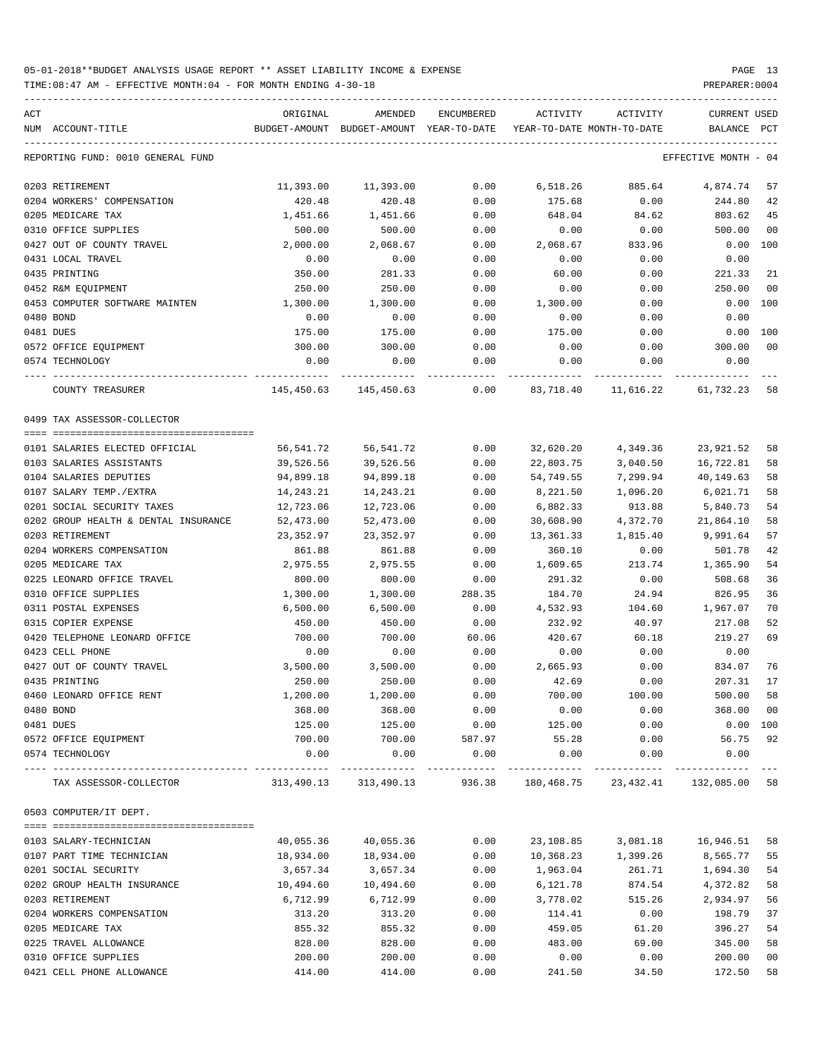05-01-2018**BUDGET ANALYSIS USAGE REPORT ** ASSET LIABILITY INCOME & EXPENSE

TIME:08:47 AM - EFFECTIVE MONTH:04 - FOR MONTH ENDING 4-30-18

PREPARER:0004

| ACT NUM | ACCOUNT-TITLE | ORIGINAL BUDGET-AMOUNT | AMENDED BUDGET-AMOUNT | ENCUMBERED YEAR-TO-DATE | ACTIVITY YEAR-TO-DATE | ACTIVITY MONTH-TO-DATE | CURRENT BALANCE | USED PCT |
|---|---|---|---|---|---|---|---|---|
| | REPORTING FUND: 0010 GENERAL FUND | | | | | | EFFECTIVE MONTH - 04 | |
| 0203 | RETIREMENT | 11,393.00 | 11,393.00 | 0.00 | 6,518.26 | 885.64 | 4,874.74 | 57 |
| 0204 | WORKERS' COMPENSATION | 420.48 | 420.48 | 0.00 | 175.68 | 0.00 | 244.80 | 42 |
| 0205 | MEDICARE TAX | 1,451.66 | 1,451.66 | 0.00 | 648.04 | 84.62 | 803.62 | 45 |
| 0310 | OFFICE SUPPLIES | 500.00 | 500.00 | 0.00 | 0.00 | 0.00 | 500.00 | 00 |
| 0427 | OUT OF COUNTY TRAVEL | 2,000.00 | 2,068.67 | 0.00 | 2,068.67 | 833.96 | 0.00 | 100 |
| 0431 | LOCAL TRAVEL | 0.00 | 0.00 | 0.00 | 0.00 | 0.00 | 0.00 | |
| 0435 | PRINTING | 350.00 | 281.33 | 0.00 | 60.00 | 0.00 | 221.33 | 21 |
| 0452 | R&M EQUIPMENT | 250.00 | 250.00 | 0.00 | 0.00 | 0.00 | 250.00 | 00 |
| 0453 | COMPUTER SOFTWARE MAINTEN | 1,300.00 | 1,300.00 | 0.00 | 1,300.00 | 0.00 | 0.00 | 100 |
| 0480 | BOND | 0.00 | 0.00 | 0.00 | 0.00 | 0.00 | 0.00 | |
| 0481 | DUES | 175.00 | 175.00 | 0.00 | 175.00 | 0.00 | 0.00 | 100 |
| 0572 | OFFICE EQUIPMENT | 300.00 | 300.00 | 0.00 | 0.00 | 0.00 | 300.00 | 00 |
| 0574 | TECHNOLOGY | 0.00 | 0.00 | 0.00 | 0.00 | 0.00 | 0.00 | |
| | COUNTY TREASURER | 145,450.63 | 145,450.63 | 0.00 | 83,718.40 | 11,616.22 | 61,732.23 | 58 |
| | 0499 TAX ASSESSOR-COLLECTOR | | | | | | | |
| 0101 | SALARIES ELECTED OFFICIAL | 56,541.72 | 56,541.72 | 0.00 | 32,620.20 | 4,349.36 | 23,921.52 | 58 |
| 0103 | SALARIES ASSISTANTS | 39,526.56 | 39,526.56 | 0.00 | 22,803.75 | 3,040.50 | 16,722.81 | 58 |
| 0104 | SALARIES DEPUTIES | 94,899.18 | 94,899.18 | 0.00 | 54,749.55 | 7,299.94 | 40,149.63 | 58 |
| 0107 | SALARY TEMP./EXTRA | 14,243.21 | 14,243.21 | 0.00 | 8,221.50 | 1,096.20 | 6,021.71 | 58 |
| 0201 | SOCIAL SECURITY TAXES | 12,723.06 | 12,723.06 | 0.00 | 6,882.33 | 913.88 | 5,840.73 | 54 |
| 0202 | GROUP HEALTH & DENTAL INSURANCE | 52,473.00 | 52,473.00 | 0.00 | 30,608.90 | 4,372.70 | 21,864.10 | 58 |
| 0203 | RETIREMENT | 23,352.97 | 23,352.97 | 0.00 | 13,361.33 | 1,815.40 | 9,991.64 | 57 |
| 0204 | WORKERS COMPENSATION | 861.88 | 861.88 | 0.00 | 360.10 | 0.00 | 501.78 | 42 |
| 0205 | MEDICARE TAX | 2,975.55 | 2,975.55 | 0.00 | 1,609.65 | 213.74 | 1,365.90 | 54 |
| 0225 | LEONARD OFFICE TRAVEL | 800.00 | 800.00 | 0.00 | 291.32 | 0.00 | 508.68 | 36 |
| 0310 | OFFICE SUPPLIES | 1,300.00 | 1,300.00 | 288.35 | 184.70 | 24.94 | 826.95 | 36 |
| 0311 | POSTAL EXPENSES | 6,500.00 | 6,500.00 | 0.00 | 4,532.93 | 104.60 | 1,967.07 | 70 |
| 0315 | COPIER EXPENSE | 450.00 | 450.00 | 0.00 | 232.92 | 40.97 | 217.08 | 52 |
| 0420 | TELEPHONE LEONARD OFFICE | 700.00 | 700.00 | 60.06 | 420.67 | 60.18 | 219.27 | 69 |
| 0423 | CELL PHONE | 0.00 | 0.00 | 0.00 | 0.00 | 0.00 | 0.00 | |
| 0427 | OUT OF COUNTY TRAVEL | 3,500.00 | 3,500.00 | 0.00 | 2,665.93 | 0.00 | 834.07 | 76 |
| 0435 | PRINTING | 250.00 | 250.00 | 0.00 | 42.69 | 0.00 | 207.31 | 17 |
| 0460 | LEONARD OFFICE RENT | 1,200.00 | 1,200.00 | 0.00 | 700.00 | 100.00 | 500.00 | 58 |
| 0480 | BOND | 368.00 | 368.00 | 0.00 | 0.00 | 0.00 | 368.00 | 00 |
| 0481 | DUES | 125.00 | 125.00 | 0.00 | 125.00 | 0.00 | 0.00 | 100 |
| 0572 | OFFICE EQUIPMENT | 700.00 | 700.00 | 587.97 | 55.28 | 0.00 | 56.75 | 92 |
| 0574 | TECHNOLOGY | 0.00 | 0.00 | 0.00 | 0.00 | 0.00 | 0.00 | |
| | TAX ASSESSOR-COLLECTOR | 313,490.13 | 313,490.13 | 936.38 | 180,468.75 | 23,432.41 | 132,085.00 | 58 |
| | 0503 COMPUTER/IT DEPT. | | | | | | | |
| 0103 | SALARY-TECHNICIAN | 40,055.36 | 40,055.36 | 0.00 | 23,108.85 | 3,081.18 | 16,946.51 | 58 |
| 0107 | PART TIME TECHNICIAN | 18,934.00 | 18,934.00 | 0.00 | 10,368.23 | 1,399.26 | 8,565.77 | 55 |
| 0201 | SOCIAL SECURITY | 3,657.34 | 3,657.34 | 0.00 | 1,963.04 | 261.71 | 1,694.30 | 54 |
| 0202 | GROUP HEALTH INSURANCE | 10,494.60 | 10,494.60 | 0.00 | 6,121.78 | 874.54 | 4,372.82 | 58 |
| 0203 | RETIREMENT | 6,712.99 | 6,712.99 | 0.00 | 3,778.02 | 515.26 | 2,934.97 | 56 |
| 0204 | WORKERS COMPENSATION | 313.20 | 313.20 | 0.00 | 114.41 | 0.00 | 198.79 | 37 |
| 0205 | MEDICARE TAX | 855.32 | 855.32 | 0.00 | 459.05 | 61.20 | 396.27 | 54 |
| 0225 | TRAVEL ALLOWANCE | 828.00 | 828.00 | 0.00 | 483.00 | 69.00 | 345.00 | 58 |
| 0310 | OFFICE SUPPLIES | 200.00 | 200.00 | 0.00 | 0.00 | 0.00 | 200.00 | 00 |
| 0421 | CELL PHONE ALLOWANCE | 414.00 | 414.00 | 0.00 | 241.50 | 34.50 | 172.50 | 58 |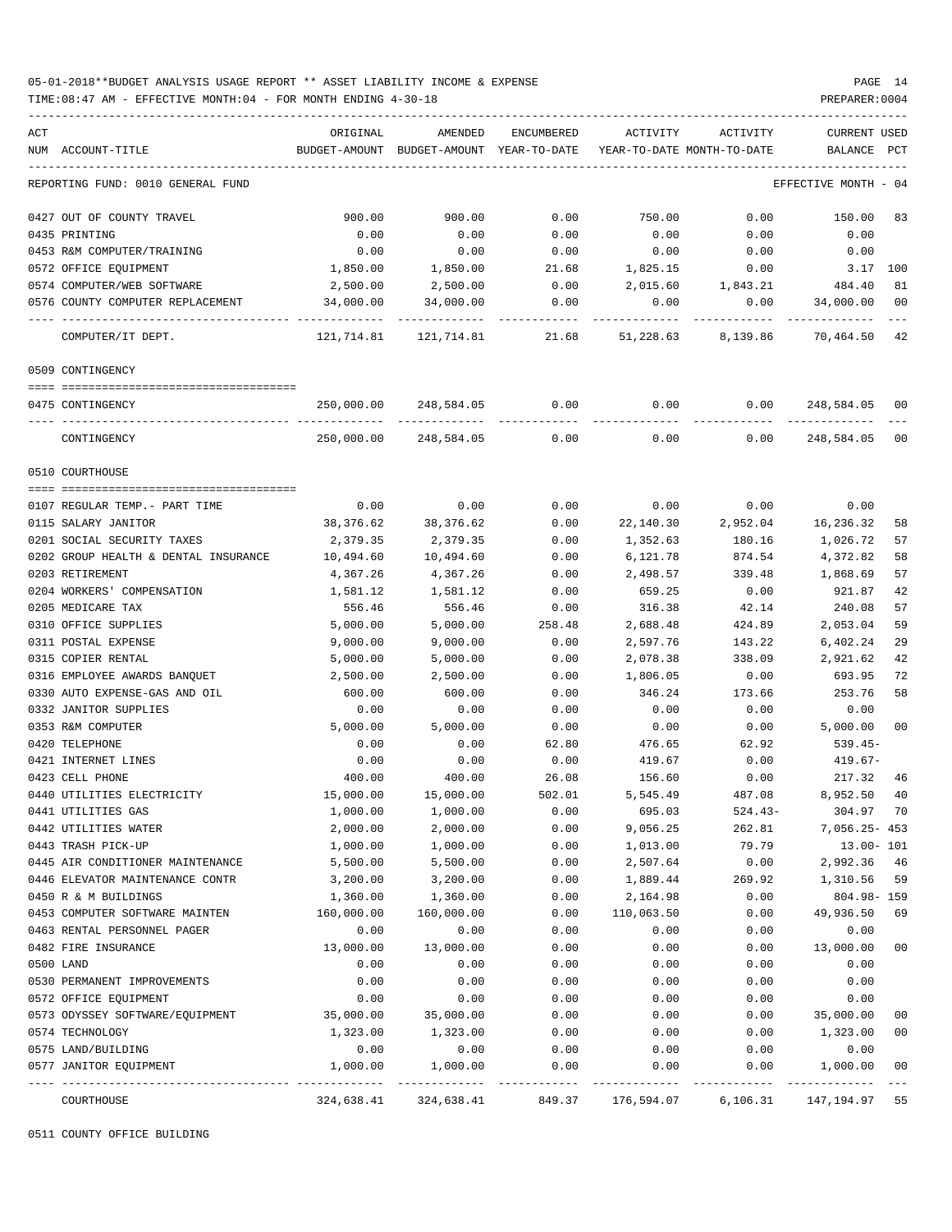05-01-2018**BUDGET ANALYSIS USAGE REPORT ** ASSET LIABILITY INCOME & EXPENSE

TIME:08:47 AM - EFFECTIVE MONTH:04 - FOR MONTH ENDING 4-30-18

PREPARER:0004

| ACT NUM | ACCOUNT-TITLE | ORIGINAL BUDGET-AMOUNT | AMENDED BUDGET-AMOUNT | ENCUMBERED YEAR-TO-DATE | ACTIVITY YEAR-TO-DATE | ACTIVITY MONTH-TO-DATE | CURRENT BALANCE | USED PCT |
|---|---|---|---|---|---|---|---|---|
| | REPORTING FUND: 0010 GENERAL FUND | | | | | | EFFECTIVE MONTH - 04 | |
| 0427 | OUT OF COUNTY TRAVEL | 900.00 | 900.00 | 0.00 | 750.00 | 0.00 | 150.00 | 83 |
| 0435 | PRINTING | 0.00 | 0.00 | 0.00 | 0.00 | 0.00 | 0.00 | |
| 0453 | R&M COMPUTER/TRAINING | 0.00 | 0.00 | 0.00 | 0.00 | 0.00 | 0.00 | |
| 0572 | OFFICE EQUIPMENT | 1,850.00 | 1,850.00 | 21.68 | 1,825.15 | 0.00 | 3.17 | 100 |
| 0574 | COMPUTER/WEB SOFTWARE | 2,500.00 | 2,500.00 | 0.00 | 2,015.60 | 1,843.21 | 484.40 | 81 |
| 0576 | COUNTY COMPUTER REPLACEMENT | 34,000.00 | 34,000.00 | 0.00 | 0.00 | 0.00 | 34,000.00 | 00 |
| | COMPUTER/IT DEPT. | 121,714.81 | 121,714.81 | 21.68 | 51,228.63 | 8,139.86 | 70,464.50 | 42 |
| | 0509 CONTINGENCY | | | | | | | |
| 0475 | CONTINGENCY | 250,000.00 | 248,584.05 | 0.00 | 0.00 | 0.00 | 248,584.05 | 00 |
| | CONTINGENCY | 250,000.00 | 248,584.05 | 0.00 | 0.00 | 0.00 | 248,584.05 | 00 |
| | 0510 COURTHOUSE | | | | | | | |
| 0107 | REGULAR TEMP.- PART TIME | 0.00 | 0.00 | 0.00 | 0.00 | 0.00 | 0.00 | |
| 0115 | SALARY JANITOR | 38,376.62 | 38,376.62 | 0.00 | 22,140.30 | 2,952.04 | 16,236.32 | 58 |
| 0201 | SOCIAL SECURITY TAXES | 2,379.35 | 2,379.35 | 0.00 | 1,352.63 | 180.16 | 1,026.72 | 57 |
| 0202 | GROUP HEALTH & DENTAL INSURANCE | 10,494.60 | 10,494.60 | 0.00 | 6,121.78 | 874.54 | 4,372.82 | 58 |
| 0203 | RETIREMENT | 4,367.26 | 4,367.26 | 0.00 | 2,498.57 | 339.48 | 1,868.69 | 57 |
| 0204 | WORKERS' COMPENSATION | 1,581.12 | 1,581.12 | 0.00 | 659.25 | 0.00 | 921.87 | 42 |
| 0205 | MEDICARE TAX | 556.46 | 556.46 | 0.00 | 316.38 | 42.14 | 240.08 | 57 |
| 0310 | OFFICE SUPPLIES | 5,000.00 | 5,000.00 | 258.48 | 2,688.48 | 424.89 | 2,053.04 | 59 |
| 0311 | POSTAL EXPENSE | 9,000.00 | 9,000.00 | 0.00 | 2,597.76 | 143.22 | 6,402.24 | 29 |
| 0315 | COPIER RENTAL | 5,000.00 | 5,000.00 | 0.00 | 2,078.38 | 338.09 | 2,921.62 | 42 |
| 0316 | EMPLOYEE AWARDS BANQUET | 2,500.00 | 2,500.00 | 0.00 | 1,806.05 | 0.00 | 693.95 | 72 |
| 0330 | AUTO EXPENSE-GAS AND OIL | 600.00 | 600.00 | 0.00 | 346.24 | 173.66 | 253.76 | 58 |
| 0332 | JANITOR SUPPLIES | 0.00 | 0.00 | 0.00 | 0.00 | 0.00 | 0.00 | |
| 0353 | R&M COMPUTER | 5,000.00 | 5,000.00 | 0.00 | 0.00 | 0.00 | 5,000.00 | 00 |
| 0420 | TELEPHONE | 0.00 | 0.00 | 62.80 | 476.65 | 62.92 | 539.45- | |
| 0421 | INTERNET LINES | 0.00 | 0.00 | 0.00 | 419.67 | 0.00 | 419.67- | |
| 0423 | CELL PHONE | 400.00 | 400.00 | 26.08 | 156.60 | 0.00 | 217.32 | 46 |
| 0440 | UTILITIES ELECTRICITY | 15,000.00 | 15,000.00 | 502.01 | 5,545.49 | 487.08 | 8,952.50 | 40 |
| 0441 | UTILITIES GAS | 1,000.00 | 1,000.00 | 0.00 | 695.03 | 524.43- | 304.97 | 70 |
| 0442 | UTILITIES WATER | 2,000.00 | 2,000.00 | 0.00 | 9,056.25 | 262.81 | 7,056.25- | 453 |
| 0443 | TRASH PICK-UP | 1,000.00 | 1,000.00 | 0.00 | 1,013.00 | 79.79 | 13.00- | 101 |
| 0445 | AIR CONDITIONER MAINTENANCE | 5,500.00 | 5,500.00 | 0.00 | 2,507.64 | 0.00 | 2,992.36 | 46 |
| 0446 | ELEVATOR MAINTENANCE CONTR | 3,200.00 | 3,200.00 | 0.00 | 1,889.44 | 269.92 | 1,310.56 | 59 |
| 0450 | R & M BUILDINGS | 1,360.00 | 1,360.00 | 0.00 | 2,164.98 | 0.00 | 804.98- | 159 |
| 0453 | COMPUTER SOFTWARE MAINTEN | 160,000.00 | 160,000.00 | 0.00 | 110,063.50 | 0.00 | 49,936.50 | 69 |
| 0463 | RENTAL PERSONNEL PAGER | 0.00 | 0.00 | 0.00 | 0.00 | 0.00 | 0.00 | |
| 0482 | FIRE INSURANCE | 13,000.00 | 13,000.00 | 0.00 | 0.00 | 0.00 | 13,000.00 | 00 |
| 0500 | LAND | 0.00 | 0.00 | 0.00 | 0.00 | 0.00 | 0.00 | |
| 0530 | PERMANENT IMPROVEMENTS | 0.00 | 0.00 | 0.00 | 0.00 | 0.00 | 0.00 | |
| 0572 | OFFICE EQUIPMENT | 0.00 | 0.00 | 0.00 | 0.00 | 0.00 | 0.00 | |
| 0573 | ODYSSEY SOFTWARE/EQUIPMENT | 35,000.00 | 35,000.00 | 0.00 | 0.00 | 0.00 | 35,000.00 | 00 |
| 0574 | TECHNOLOGY | 1,323.00 | 1,323.00 | 0.00 | 0.00 | 0.00 | 1,323.00 | 00 |
| 0575 | LAND/BUILDING | 0.00 | 0.00 | 0.00 | 0.00 | 0.00 | 0.00 | |
| 0577 | JANITOR EQUIPMENT | 1,000.00 | 1,000.00 | 0.00 | 0.00 | 0.00 | 1,000.00 | 00 |
| | COURTHOUSE | 324,638.41 | 324,638.41 | 849.37 | 176,594.07 | 6,106.31 | 147,194.97 | 55 |

0511 COUNTY OFFICE BUILDING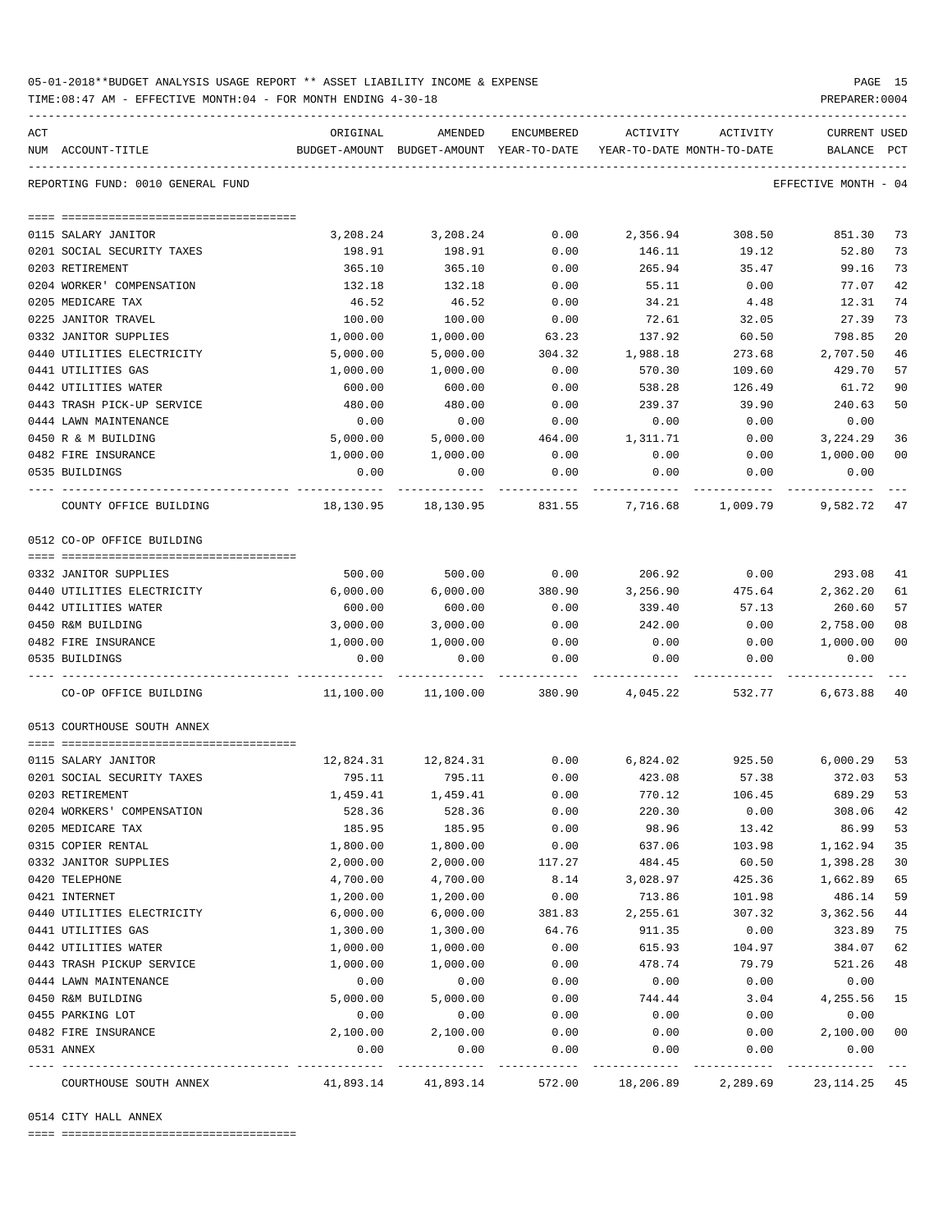05-01-2018**BUDGET ANALYSIS USAGE REPORT ** ASSET LIABILITY INCOME & EXPENSE

TIME:08:47 AM - EFFECTIVE MONTH:04 - FOR MONTH ENDING 4-30-18

PREPARER:0004

REPORTING FUND: 0010 GENERAL FUND — EFFECTIVE MONTH - 04

| ACT NUM | ACCOUNT-TITLE | ORIGINAL BUDGET-AMOUNT | AMENDED BUDGET-AMOUNT | ENCUMBERED YEAR-TO-DATE | ACTIVITY YEAR-TO-DATE | ACTIVITY MONTH-TO-DATE | CURRENT BALANCE | USED PCT |
|---|---|---|---|---|---|---|---|---|
| 0115 | SALARY JANITOR | 3,208.24 | 3,208.24 | 0.00 | 2,356.94 | 308.50 | 851.30 | 73 |
| 0201 | SOCIAL SECURITY TAXES | 198.91 | 198.91 | 0.00 | 146.11 | 19.12 | 52.80 | 73 |
| 0203 | RETIREMENT | 365.10 | 365.10 | 0.00 | 265.94 | 35.47 | 99.16 | 73 |
| 0204 | WORKER' COMPENSATION | 132.18 | 132.18 | 0.00 | 55.11 | 0.00 | 77.07 | 42 |
| 0205 | MEDICARE TAX | 46.52 | 46.52 | 0.00 | 34.21 | 4.48 | 12.31 | 74 |
| 0225 | JANITOR TRAVEL | 100.00 | 100.00 | 0.00 | 72.61 | 32.05 | 27.39 | 73 |
| 0332 | JANITOR SUPPLIES | 1,000.00 | 1,000.00 | 63.23 | 137.92 | 60.50 | 798.85 | 20 |
| 0440 | UTILITIES ELECTRICITY | 5,000.00 | 5,000.00 | 304.32 | 1,988.18 | 273.68 | 2,707.50 | 46 |
| 0441 | UTILITIES GAS | 1,000.00 | 1,000.00 | 0.00 | 570.30 | 109.60 | 429.70 | 57 |
| 0442 | UTILITIES WATER | 600.00 | 600.00 | 0.00 | 538.28 | 126.49 | 61.72 | 90 |
| 0443 | TRASH PICK-UP SERVICE | 480.00 | 480.00 | 0.00 | 239.37 | 39.90 | 240.63 | 50 |
| 0444 | LAWN MAINTENANCE | 0.00 | 0.00 | 0.00 | 0.00 | 0.00 | 0.00 | |
| 0450 | R & M BUILDING | 5,000.00 | 5,000.00 | 464.00 | 1,311.71 | 0.00 | 3,224.29 | 36 |
| 0482 | FIRE INSURANCE | 1,000.00 | 1,000.00 | 0.00 | 0.00 | 0.00 | 1,000.00 | 00 |
| 0535 | BUILDINGS | 0.00 | 0.00 | 0.00 | 0.00 | 0.00 | 0.00 | |
| | COUNTY OFFICE BUILDING | 18,130.95 | 18,130.95 | 831.55 | 7,716.68 | 1,009.79 | 9,582.72 | 47 |
| | **0512 CO-OP OFFICE BUILDING** | | | | | | | |
| 0332 | JANITOR SUPPLIES | 500.00 | 500.00 | 0.00 | 206.92 | 0.00 | 293.08 | 41 |
| 0440 | UTILITIES ELECTRICITY | 6,000.00 | 6,000.00 | 380.90 | 3,256.90 | 475.64 | 2,362.20 | 61 |
| 0442 | UTILITIES WATER | 600.00 | 600.00 | 0.00 | 339.40 | 57.13 | 260.60 | 57 |
| 0450 | R&M BUILDING | 3,000.00 | 3,000.00 | 0.00 | 242.00 | 0.00 | 2,758.00 | 08 |
| 0482 | FIRE INSURANCE | 1,000.00 | 1,000.00 | 0.00 | 0.00 | 0.00 | 1,000.00 | 00 |
| 0535 | BUILDINGS | 0.00 | 0.00 | 0.00 | 0.00 | 0.00 | 0.00 | |
| | CO-OP OFFICE BUILDING | 11,100.00 | 11,100.00 | 380.90 | 4,045.22 | 532.77 | 6,673.88 | 40 |
| | **0513 COURTHOUSE SOUTH ANNEX** | | | | | | | |
| 0115 | SALARY JANITOR | 12,824.31 | 12,824.31 | 0.00 | 6,824.02 | 925.50 | 6,000.29 | 53 |
| 0201 | SOCIAL SECURITY TAXES | 795.11 | 795.11 | 0.00 | 423.08 | 57.38 | 372.03 | 53 |
| 0203 | RETIREMENT | 1,459.41 | 1,459.41 | 0.00 | 770.12 | 106.45 | 689.29 | 53 |
| 0204 | WORKERS' COMPENSATION | 528.36 | 528.36 | 0.00 | 220.30 | 0.00 | 308.06 | 42 |
| 0205 | MEDICARE TAX | 185.95 | 185.95 | 0.00 | 98.96 | 13.42 | 86.99 | 53 |
| 0315 | COPIER RENTAL | 1,800.00 | 1,800.00 | 0.00 | 637.06 | 103.98 | 1,162.94 | 35 |
| 0332 | JANITOR SUPPLIES | 2,000.00 | 2,000.00 | 117.27 | 484.45 | 60.50 | 1,398.28 | 30 |
| 0420 | TELEPHONE | 4,700.00 | 4,700.00 | 8.14 | 3,028.97 | 425.36 | 1,662.89 | 65 |
| 0421 | INTERNET | 1,200.00 | 1,200.00 | 0.00 | 713.86 | 101.98 | 486.14 | 59 |
| 0440 | UTILITIES ELECTRICITY | 6,000.00 | 6,000.00 | 381.83 | 2,255.61 | 307.32 | 3,362.56 | 44 |
| 0441 | UTILITIES GAS | 1,300.00 | 1,300.00 | 64.76 | 911.35 | 0.00 | 323.89 | 75 |
| 0442 | UTILITIES WATER | 1,000.00 | 1,000.00 | 0.00 | 615.93 | 104.97 | 384.07 | 62 |
| 0443 | TRASH PICKUP SERVICE | 1,000.00 | 1,000.00 | 0.00 | 478.74 | 79.79 | 521.26 | 48 |
| 0444 | LAWN MAINTENANCE | 0.00 | 0.00 | 0.00 | 0.00 | 0.00 | 0.00 | |
| 0450 | R&M BUILDING | 5,000.00 | 5,000.00 | 0.00 | 744.44 | 3.04 | 4,255.56 | 15 |
| 0455 | PARKING LOT | 0.00 | 0.00 | 0.00 | 0.00 | 0.00 | 0.00 | |
| 0482 | FIRE INSURANCE | 2,100.00 | 2,100.00 | 0.00 | 0.00 | 0.00 | 2,100.00 | 00 |
| 0531 | ANNEX | 0.00 | 0.00 | 0.00 | 0.00 | 0.00 | 0.00 | |
| | COURTHOUSE SOUTH ANNEX | 41,893.14 | 41,893.14 | 572.00 | 18,206.89 | 2,289.69 | 23,114.25 | 45 |

0514 CITY HALL ANNEX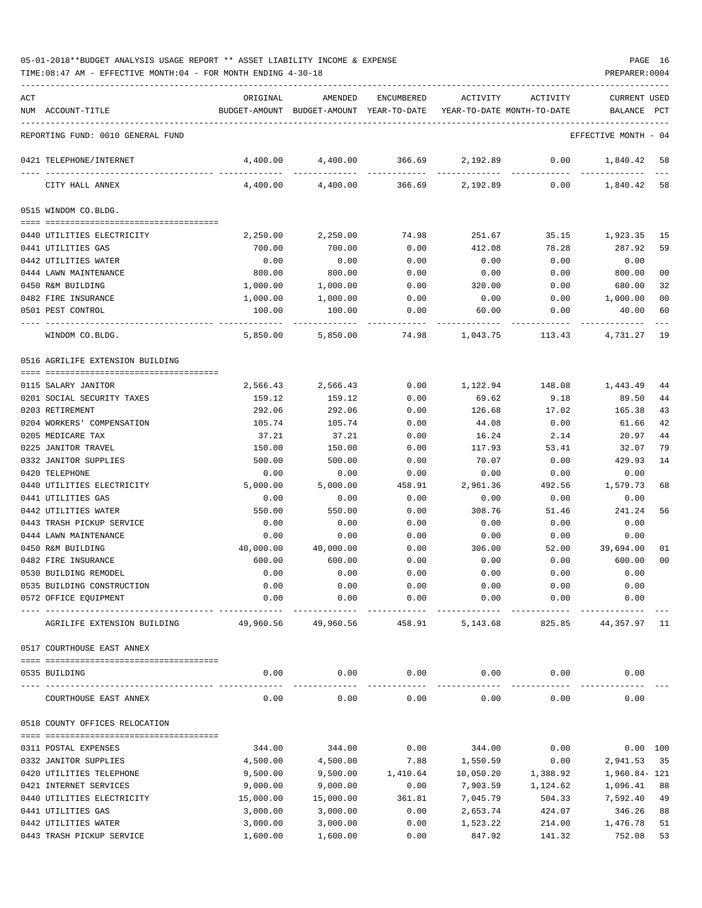05-01-2018**BUDGET ANALYSIS USAGE REPORT ** ASSET LIABILITY INCOME & EXPENSE

TIME:08:47 AM - EFFECTIVE MONTH:04 - FOR MONTH ENDING 4-30-18

PREPARER:0004

REPORTING FUND: 0010 GENERAL FUND — EFFECTIVE MONTH - 04

| ACT NUM | ACCOUNT-TITLE | ORIGINAL BUDGET-AMOUNT | AMENDED BUDGET-AMOUNT | ENCUMBERED YEAR-TO-DATE | ACTIVITY YEAR-TO-DATE | ACTIVITY MONTH-TO-DATE | CURRENT BALANCE | USED PCT |
|---|---|---|---|---|---|---|---|---|
| 0421 | TELEPHONE/INTERNET | 4,400.00 | 4,400.00 | 366.69 | 2,192.89 | 0.00 | 1,840.42 | 58 |
| | CITY HALL ANNEX | 4,400.00 | 4,400.00 | 366.69 | 2,192.89 | 0.00 | 1,840.42 | 58 |
| | **0515 WINDOM CO.BLDG.** | | | | | | | |
| 0440 | UTILITIES ELECTRICITY | 2,250.00 | 2,250.00 | 74.98 | 251.67 | 35.15 | 1,923.35 | 15 |
| 0441 | UTILITIES GAS | 700.00 | 700.00 | 0.00 | 412.08 | 78.28 | 287.92 | 59 |
| 0442 | UTILITIES WATER | 0.00 | 0.00 | 0.00 | 0.00 | 0.00 | 0.00 | |
| 0444 | LAWN MAINTENANCE | 800.00 | 800.00 | 0.00 | 0.00 | 0.00 | 800.00 | 00 |
| 0450 | R&M BUILDING | 1,000.00 | 1,000.00 | 0.00 | 320.00 | 0.00 | 680.00 | 32 |
| 0482 | FIRE INSURANCE | 1,000.00 | 1,000.00 | 0.00 | 0.00 | 0.00 | 1,000.00 | 00 |
| 0501 | PEST CONTROL | 100.00 | 100.00 | 0.00 | 60.00 | 0.00 | 40.00 | 60 |
| | WINDOM CO.BLDG. | 5,850.00 | 5,850.00 | 74.98 | 1,043.75 | 113.43 | 4,731.27 | 19 |
| | **0516 AGRILIFE EXTENSION BUILDING** | | | | | | | |
| 0115 | SALARY JANITOR | 2,566.43 | 2,566.43 | 0.00 | 1,122.94 | 148.08 | 1,443.49 | 44 |
| 0201 | SOCIAL SECURITY TAXES | 159.12 | 159.12 | 0.00 | 69.62 | 9.18 | 89.50 | 44 |
| 0203 | RETIREMENT | 292.06 | 292.06 | 0.00 | 126.68 | 17.02 | 165.38 | 43 |
| 0204 | WORKERS' COMPENSATION | 105.74 | 105.74 | 0.00 | 44.08 | 0.00 | 61.66 | 42 |
| 0205 | MEDICARE TAX | 37.21 | 37.21 | 0.00 | 16.24 | 2.14 | 20.97 | 44 |
| 0225 | JANITOR TRAVEL | 150.00 | 150.00 | 0.00 | 117.93 | 53.41 | 32.07 | 79 |
| 0332 | JANITOR SUPPLIES | 500.00 | 500.00 | 0.00 | 70.07 | 0.00 | 429.93 | 14 |
| 0420 | TELEPHONE | 0.00 | 0.00 | 0.00 | 0.00 | 0.00 | 0.00 | |
| 0440 | UTILITIES ELECTRICITY | 5,000.00 | 5,000.00 | 458.91 | 2,961.36 | 492.56 | 1,579.73 | 68 |
| 0441 | UTILITIES GAS | 0.00 | 0.00 | 0.00 | 0.00 | 0.00 | 0.00 | |
| 0442 | UTILITIES WATER | 550.00 | 550.00 | 0.00 | 308.76 | 51.46 | 241.24 | 56 |
| 0443 | TRASH PICKUP SERVICE | 0.00 | 0.00 | 0.00 | 0.00 | 0.00 | 0.00 | |
| 0444 | LAWN MAINTENANCE | 0.00 | 0.00 | 0.00 | 0.00 | 0.00 | 0.00 | |
| 0450 | R&M BUILDING | 40,000.00 | 40,000.00 | 0.00 | 306.00 | 52.00 | 39,694.00 | 01 |
| 0482 | FIRE INSURANCE | 600.00 | 600.00 | 0.00 | 0.00 | 0.00 | 600.00 | 00 |
| 0530 | BUILDING REMODEL | 0.00 | 0.00 | 0.00 | 0.00 | 0.00 | 0.00 | |
| 0535 | BUILDING CONSTRUCTION | 0.00 | 0.00 | 0.00 | 0.00 | 0.00 | 0.00 | |
| 0572 | OFFICE EQUIPMENT | 0.00 | 0.00 | 0.00 | 0.00 | 0.00 | 0.00 | |
| | AGRILIFE EXTENSION BUILDING | 49,960.56 | 49,960.56 | 458.91 | 5,143.68 | 825.85 | 44,357.97 | 11 |
| | **0517 COURTHOUSE EAST ANNEX** | | | | | | | |
| 0535 | BUILDING | 0.00 | 0.00 | 0.00 | 0.00 | 0.00 | 0.00 | |
| | COURTHOUSE EAST ANNEX | 0.00 | 0.00 | 0.00 | 0.00 | 0.00 | 0.00 | |
| | **0518 COUNTY OFFICES RELOCATION** | | | | | | | |
| 0311 | POSTAL EXPENSES | 344.00 | 344.00 | 0.00 | 344.00 | 0.00 | 0.00 | 100 |
| 0332 | JANITOR SUPPLIES | 4,500.00 | 4,500.00 | 7.88 | 1,550.59 | 0.00 | 2,941.53 | 35 |
| 0420 | UTILITIES TELEPHONE | 9,500.00 | 9,500.00 | 1,410.64 | 10,050.20 | 1,388.92 | 1,960.84- | 121 |
| 0421 | INTERNET SERVICES | 9,000.00 | 9,000.00 | 0.00 | 7,903.59 | 1,124.62 | 1,096.41 | 88 |
| 0440 | UTILITIES ELECTRICITY | 15,000.00 | 15,000.00 | 361.81 | 7,045.79 | 504.33 | 7,592.40 | 49 |
| 0441 | UTILITIES GAS | 3,000.00 | 3,000.00 | 0.00 | 2,653.74 | 424.07 | 346.26 | 88 |
| 0442 | UTILITIES WATER | 3,000.00 | 3,000.00 | 0.00 | 1,523.22 | 214.00 | 1,476.78 | 51 |
| 0443 | TRASH PICKUP SERVICE | 1,600.00 | 1,600.00 | 0.00 | 847.92 | 141.32 | 752.08 | 53 |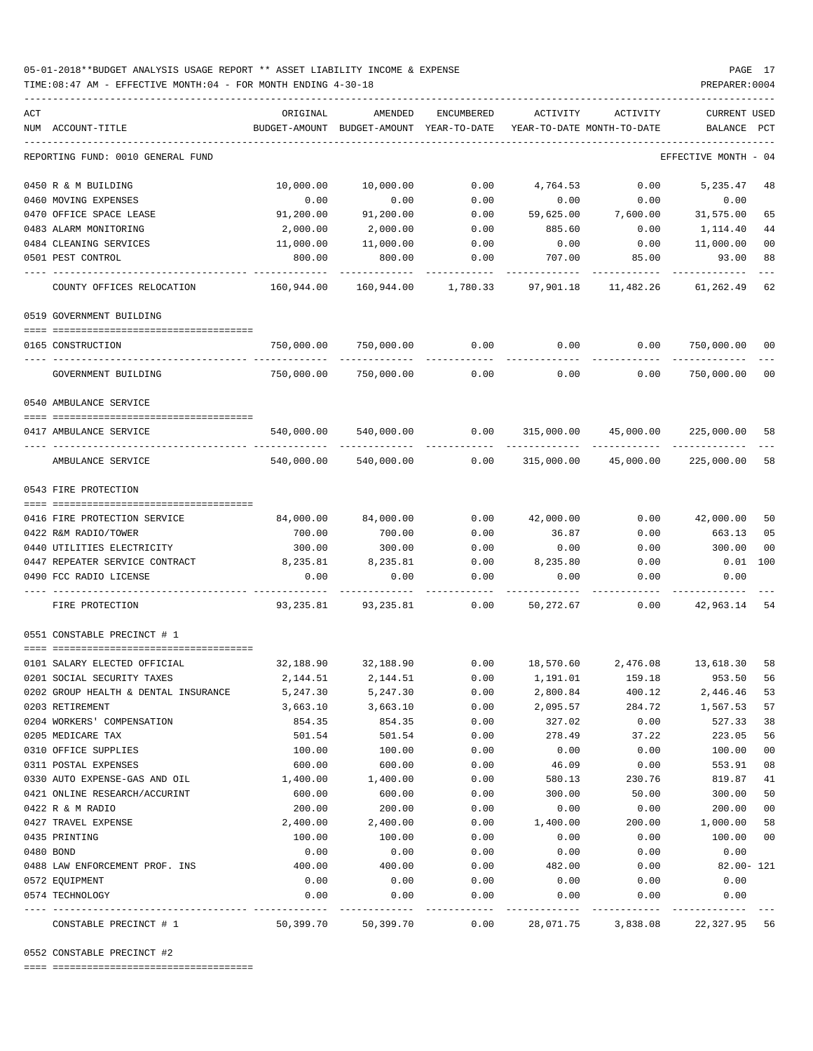05-01-2018**BUDGET ANALYSIS USAGE REPORT ** ASSET LIABILITY INCOME & EXPENSE

TIME:08:47 AM - EFFECTIVE MONTH:04 - FOR MONTH ENDING 4-30-18

PREPARER:0004

| ACT NUM | ACCOUNT-TITLE | ORIGINAL BUDGET-AMOUNT | AMENDED BUDGET-AMOUNT | ENCUMBERED YEAR-TO-DATE | ACTIVITY YEAR-TO-DATE | ACTIVITY MONTH-TO-DATE | CURRENT BALANCE | USED PCT |
|---|---|---|---|---|---|---|---|---|
| | REPORTING FUND: 0010 GENERAL FUND | | | | | | EFFECTIVE MONTH - 04 | |
| 0450 | R & M BUILDING | 10,000.00 | 10,000.00 | 0.00 | 4,764.53 | 0.00 | 5,235.47 | 48 |
| 0460 | MOVING EXPENSES | 0.00 | 0.00 | 0.00 | 0.00 | 0.00 | 0.00 | |
| 0470 | OFFICE SPACE LEASE | 91,200.00 | 91,200.00 | 0.00 | 59,625.00 | 7,600.00 | 31,575.00 | 65 |
| 0483 | ALARM MONITORING | 2,000.00 | 2,000.00 | 0.00 | 885.60 | 0.00 | 1,114.40 | 44 |
| 0484 | CLEANING SERVICES | 11,000.00 | 11,000.00 | 0.00 | 0.00 | 0.00 | 11,000.00 | 00 |
| 0501 | PEST CONTROL | 800.00 | 800.00 | 0.00 | 707.00 | 85.00 | 93.00 | 88 |
| | COUNTY OFFICES RELOCATION | 160,944.00 | 160,944.00 | 1,780.33 | 97,901.18 | 11,482.26 | 61,262.49 | 62 |
| | 0519 GOVERNMENT BUILDING | | | | | | | |
| 0165 | CONSTRUCTION | 750,000.00 | 750,000.00 | 0.00 | 0.00 | 0.00 | 750,000.00 | 00 |
| | GOVERNMENT BUILDING | 750,000.00 | 750,000.00 | 0.00 | 0.00 | 0.00 | 750,000.00 | 00 |
| | 0540 AMBULANCE SERVICE | | | | | | | |
| 0417 | AMBULANCE SERVICE | 540,000.00 | 540,000.00 | 0.00 | 315,000.00 | 45,000.00 | 225,000.00 | 58 |
| | AMBULANCE SERVICE | 540,000.00 | 540,000.00 | 0.00 | 315,000.00 | 45,000.00 | 225,000.00 | 58 |
| | 0543 FIRE PROTECTION | | | | | | | |
| 0416 | FIRE PROTECTION SERVICE | 84,000.00 | 84,000.00 | 0.00 | 42,000.00 | 0.00 | 42,000.00 | 50 |
| 0422 | R&M RADIO/TOWER | 700.00 | 700.00 | 0.00 | 36.87 | 0.00 | 663.13 | 05 |
| 0440 | UTILITIES ELECTRICITY | 300.00 | 300.00 | 0.00 | 0.00 | 0.00 | 300.00 | 00 |
| 0447 | REPEATER SERVICE CONTRACT | 8,235.81 | 8,235.81 | 0.00 | 8,235.80 | 0.00 | 0.01 | 100 |
| 0490 | FCC RADIO LICENSE | 0.00 | 0.00 | 0.00 | 0.00 | 0.00 | 0.00 | |
| | FIRE PROTECTION | 93,235.81 | 93,235.81 | 0.00 | 50,272.67 | 0.00 | 42,963.14 | 54 |
| | 0551 CONSTABLE PRECINCT # 1 | | | | | | | |
| 0101 | SALARY ELECTED OFFICIAL | 32,188.90 | 32,188.90 | 0.00 | 18,570.60 | 2,476.08 | 13,618.30 | 58 |
| 0201 | SOCIAL SECURITY TAXES | 2,144.51 | 2,144.51 | 0.00 | 1,191.01 | 159.18 | 953.50 | 56 |
| 0202 | GROUP HEALTH & DENTAL INSURANCE | 5,247.30 | 5,247.30 | 0.00 | 2,800.84 | 400.12 | 2,446.46 | 53 |
| 0203 | RETIREMENT | 3,663.10 | 3,663.10 | 0.00 | 2,095.57 | 284.72 | 1,567.53 | 57 |
| 0204 | WORKERS' COMPENSATION | 854.35 | 854.35 | 0.00 | 327.02 | 0.00 | 527.33 | 38 |
| 0205 | MEDICARE TAX | 501.54 | 501.54 | 0.00 | 278.49 | 37.22 | 223.05 | 56 |
| 0310 | OFFICE SUPPLIES | 100.00 | 100.00 | 0.00 | 0.00 | 0.00 | 100.00 | 00 |
| 0311 | POSTAL EXPENSES | 600.00 | 600.00 | 0.00 | 46.09 | 0.00 | 553.91 | 08 |
| 0330 | AUTO EXPENSE-GAS AND OIL | 1,400.00 | 1,400.00 | 0.00 | 580.13 | 230.76 | 819.87 | 41 |
| 0421 | ONLINE RESEARCH/ACCURINT | 600.00 | 600.00 | 0.00 | 300.00 | 50.00 | 300.00 | 50 |
| 0422 | R & M RADIO | 200.00 | 200.00 | 0.00 | 0.00 | 0.00 | 200.00 | 00 |
| 0427 | TRAVEL EXPENSE | 2,400.00 | 2,400.00 | 0.00 | 1,400.00 | 200.00 | 1,000.00 | 58 |
| 0435 | PRINTING | 100.00 | 100.00 | 0.00 | 0.00 | 0.00 | 100.00 | 00 |
| 0480 | BOND | 0.00 | 0.00 | 0.00 | 0.00 | 0.00 | 0.00 | |
| 0488 | LAW ENFORCEMENT PROF. INS | 400.00 | 400.00 | 0.00 | 482.00 | 0.00 | 82.00- | 121 |
| 0572 | EQUIPMENT | 0.00 | 0.00 | 0.00 | 0.00 | 0.00 | 0.00 | |
| 0574 | TECHNOLOGY | 0.00 | 0.00 | 0.00 | 0.00 | 0.00 | 0.00 | |
| | CONSTABLE PRECINCT # 1 | 50,399.70 | 50,399.70 | 0.00 | 28,071.75 | 3,838.08 | 22,327.95 | 56 |
| | 0552 CONSTABLE PRECINCT #2 | | | | | | | |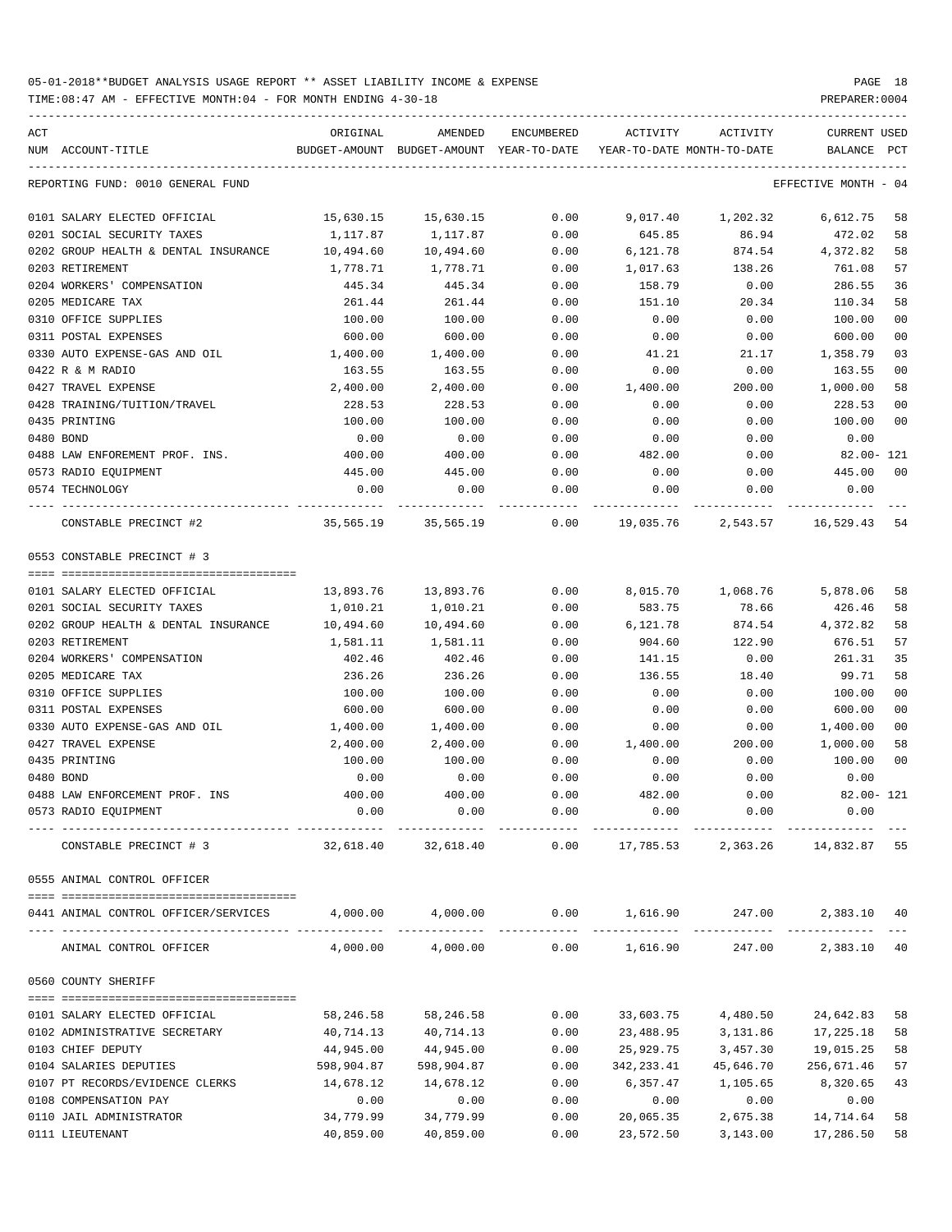05-01-2018**BUDGET ANALYSIS USAGE REPORT ** ASSET LIABILITY INCOME & EXPENSE

TIME:08:47 AM - EFFECTIVE MONTH:04 - FOR MONTH ENDING 4-30-18

REPORTING FUND: 0010 GENERAL FUND — EFFECTIVE MONTH - 04

| ACT NUM | ACCOUNT-TITLE | ORIGINAL BUDGET-AMOUNT | AMENDED BUDGET-AMOUNT | ENCUMBERED YEAR-TO-DATE | ACTIVITY YEAR-TO-DATE | ACTIVITY MONTH-TO-DATE | CURRENT BALANCE | USED PCT |
|---|---|---|---|---|---|---|---|---|
| 0101 | SALARY ELECTED OFFICIAL | 15,630.15 | 15,630.15 | 0.00 | 9,017.40 | 1,202.32 | 6,612.75 | 58 |
| 0201 | SOCIAL SECURITY TAXES | 1,117.87 | 1,117.87 | 0.00 | 645.85 | 86.94 | 472.02 | 58 |
| 0202 | GROUP HEALTH & DENTAL INSURANCE | 10,494.60 | 10,494.60 | 0.00 | 6,121.78 | 874.54 | 4,372.82 | 58 |
| 0203 | RETIREMENT | 1,778.71 | 1,778.71 | 0.00 | 1,017.63 | 138.26 | 761.08 | 57 |
| 0204 | WORKERS' COMPENSATION | 445.34 | 445.34 | 0.00 | 158.79 | 0.00 | 286.55 | 36 |
| 0205 | MEDICARE TAX | 261.44 | 261.44 | 0.00 | 151.10 | 20.34 | 110.34 | 58 |
| 0310 | OFFICE SUPPLIES | 100.00 | 100.00 | 0.00 | 0.00 | 0.00 | 100.00 | 00 |
| 0311 | POSTAL EXPENSES | 600.00 | 600.00 | 0.00 | 0.00 | 0.00 | 600.00 | 00 |
| 0330 | AUTO EXPENSE-GAS AND OIL | 1,400.00 | 1,400.00 | 0.00 | 41.21 | 21.17 | 1,358.79 | 03 |
| 0422 | R & M RADIO | 163.55 | 163.55 | 0.00 | 0.00 | 0.00 | 163.55 | 00 |
| 0427 | TRAVEL EXPENSE | 2,400.00 | 2,400.00 | 0.00 | 1,400.00 | 200.00 | 1,000.00 | 58 |
| 0428 | TRAINING/TUITION/TRAVEL | 228.53 | 228.53 | 0.00 | 0.00 | 0.00 | 228.53 | 00 |
| 0435 | PRINTING | 100.00 | 100.00 | 0.00 | 0.00 | 0.00 | 100.00 | 00 |
| 0480 | BOND | 0.00 | 0.00 | 0.00 | 0.00 | 0.00 | 0.00 | |
| 0488 | LAW ENFOREMENT PROF. INS. | 400.00 | 400.00 | 0.00 | 482.00 | 0.00 | 82.00- | 121 |
| 0573 | RADIO EQUIPMENT | 445.00 | 445.00 | 0.00 | 0.00 | 0.00 | 445.00 | 00 |
| 0574 | TECHNOLOGY | 0.00 | 0.00 | 0.00 | 0.00 | 0.00 | 0.00 | |
| | CONSTABLE PRECINCT #2 | 35,565.19 | 35,565.19 | 0.00 | 19,035.76 | 2,543.57 | 16,529.43 | 54 |

0553 CONSTABLE PRECINCT # 3

| ACT NUM | ACCOUNT-TITLE | ORIGINAL BUDGET-AMOUNT | AMENDED BUDGET-AMOUNT | ENCUMBERED YEAR-TO-DATE | ACTIVITY YEAR-TO-DATE | ACTIVITY MONTH-TO-DATE | CURRENT BALANCE | USED PCT |
|---|---|---|---|---|---|---|---|---|
| 0101 | SALARY ELECTED OFFICIAL | 13,893.76 | 13,893.76 | 0.00 | 8,015.70 | 1,068.76 | 5,878.06 | 58 |
| 0201 | SOCIAL SECURITY TAXES | 1,010.21 | 1,010.21 | 0.00 | 583.75 | 78.66 | 426.46 | 58 |
| 0202 | GROUP HEALTH & DENTAL INSURANCE | 10,494.60 | 10,494.60 | 0.00 | 6,121.78 | 874.54 | 4,372.82 | 58 |
| 0203 | RETIREMENT | 1,581.11 | 1,581.11 | 0.00 | 904.60 | 122.90 | 676.51 | 57 |
| 0204 | WORKERS' COMPENSATION | 402.46 | 402.46 | 0.00 | 141.15 | 0.00 | 261.31 | 35 |
| 0205 | MEDICARE TAX | 236.26 | 236.26 | 0.00 | 136.55 | 18.40 | 99.71 | 58 |
| 0310 | OFFICE SUPPLIES | 100.00 | 100.00 | 0.00 | 0.00 | 0.00 | 100.00 | 00 |
| 0311 | POSTAL EXPENSES | 600.00 | 600.00 | 0.00 | 0.00 | 0.00 | 600.00 | 00 |
| 0330 | AUTO EXPENSE-GAS AND OIL | 1,400.00 | 1,400.00 | 0.00 | 0.00 | 0.00 | 1,400.00 | 00 |
| 0427 | TRAVEL EXPENSE | 2,400.00 | 2,400.00 | 0.00 | 1,400.00 | 200.00 | 1,000.00 | 58 |
| 0435 | PRINTING | 100.00 | 100.00 | 0.00 | 0.00 | 0.00 | 100.00 | 00 |
| 0480 | BOND | 0.00 | 0.00 | 0.00 | 0.00 | 0.00 | 0.00 | |
| 0488 | LAW ENFORCEMENT PROF. INS | 400.00 | 400.00 | 0.00 | 482.00 | 0.00 | 82.00- | 121 |
| 0573 | RADIO EQUIPMENT | 0.00 | 0.00 | 0.00 | 0.00 | 0.00 | 0.00 | |
| | CONSTABLE PRECINCT # 3 | 32,618.40 | 32,618.40 | 0.00 | 17,785.53 | 2,363.26 | 14,832.87 | 55 |

0555 ANIMAL CONTROL OFFICER

| ACT NUM | ACCOUNT-TITLE | ORIGINAL BUDGET-AMOUNT | AMENDED BUDGET-AMOUNT | ENCUMBERED YEAR-TO-DATE | ACTIVITY YEAR-TO-DATE | ACTIVITY MONTH-TO-DATE | CURRENT BALANCE | USED PCT |
|---|---|---|---|---|---|---|---|---|
| 0441 | ANIMAL CONTROL OFFICER/SERVICES | 4,000.00 | 4,000.00 | 0.00 | 1,616.90 | 247.00 | 2,383.10 | 40 |
| | ANIMAL CONTROL OFFICER | 4,000.00 | 4,000.00 | 0.00 | 1,616.90 | 247.00 | 2,383.10 | 40 |

0560 COUNTY SHERIFF

| ACT NUM | ACCOUNT-TITLE | ORIGINAL BUDGET-AMOUNT | AMENDED BUDGET-AMOUNT | ENCUMBERED YEAR-TO-DATE | ACTIVITY YEAR-TO-DATE | ACTIVITY MONTH-TO-DATE | CURRENT BALANCE | USED PCT |
|---|---|---|---|---|---|---|---|---|
| 0101 | SALARY ELECTED OFFICIAL | 58,246.58 | 58,246.58 | 0.00 | 33,603.75 | 4,480.50 | 24,642.83 | 58 |
| 0102 | ADMINISTRATIVE SECRETARY | 40,714.13 | 40,714.13 | 0.00 | 23,488.95 | 3,131.86 | 17,225.18 | 58 |
| 0103 | CHIEF DEPUTY | 44,945.00 | 44,945.00 | 0.00 | 25,929.75 | 3,457.30 | 19,015.25 | 58 |
| 0104 | SALARIES DEPUTIES | 598,904.87 | 598,904.87 | 0.00 | 342,233.41 | 45,646.70 | 256,671.46 | 57 |
| 0107 | PT RECORDS/EVIDENCE CLERKS | 14,678.12 | 14,678.12 | 0.00 | 6,357.47 | 1,105.65 | 8,320.65 | 43 |
| 0108 | COMPENSATION PAY | 0.00 | 0.00 | 0.00 | 0.00 | 0.00 | 0.00 | |
| 0110 | JAIL ADMINISTRATOR | 34,779.99 | 34,779.99 | 0.00 | 20,065.35 | 2,675.38 | 14,714.64 | 58 |
| 0111 | LIEUTENANT | 40,859.00 | 40,859.00 | 0.00 | 23,572.50 | 3,143.00 | 17,286.50 | 58 |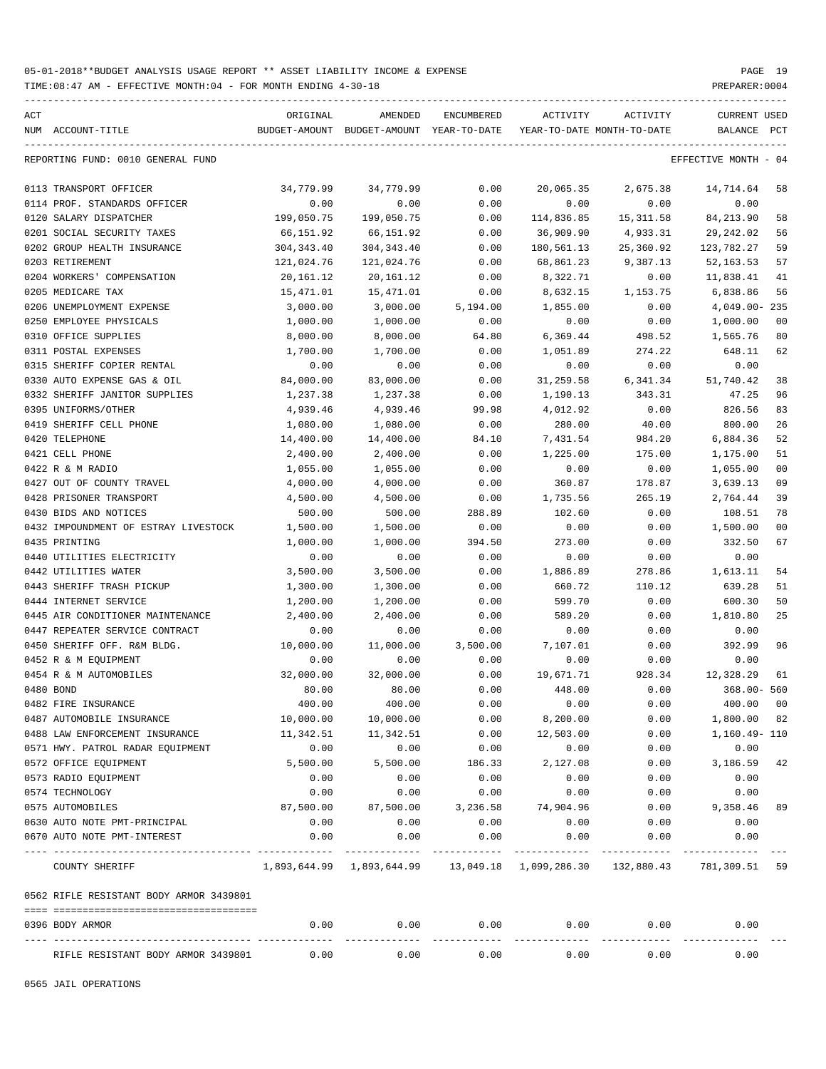05-01-2018**BUDGET ANALYSIS USAGE REPORT ** ASSET LIABILITY INCOME & EXPENSE

TIME:08:47 AM - EFFECTIVE MONTH:04 - FOR MONTH ENDING 4-30-18

PREPARER:0004

| ACT NUM | ACCOUNT-TITLE | ORIGINAL BUDGET-AMOUNT | AMENDED BUDGET-AMOUNT | ENCUMBERED YEAR-TO-DATE | ACTIVITY YEAR-TO-DATE | ACTIVITY MONTH-TO-DATE | CURRENT BALANCE | USED PCT |
|---|---|---|---|---|---|---|---|---|
| REPORTING FUND: 0010 GENERAL FUND | | | | | | | EFFECTIVE MONTH - 04 | |
| 0113 | TRANSPORT OFFICER | 34,779.99 | 34,779.99 | 0.00 | 20,065.35 | 2,675.38 | 14,714.64 | 58 |
| 0114 | PROF. STANDARDS OFFICER | 0.00 | 0.00 | 0.00 | 0.00 | 0.00 | 0.00 | |
| 0120 | SALARY DISPATCHER | 199,050.75 | 199,050.75 | 0.00 | 114,836.85 | 15,311.58 | 84,213.90 | 58 |
| 0201 | SOCIAL SECURITY TAXES | 66,151.92 | 66,151.92 | 0.00 | 36,909.90 | 4,933.31 | 29,242.02 | 56 |
| 0202 | GROUP HEALTH INSURANCE | 304,343.40 | 304,343.40 | 0.00 | 180,561.13 | 25,360.92 | 123,782.27 | 59 |
| 0203 | RETIREMENT | 121,024.76 | 121,024.76 | 0.00 | 68,861.23 | 9,387.13 | 52,163.53 | 57 |
| 0204 | WORKERS' COMPENSATION | 20,161.12 | 20,161.12 | 0.00 | 8,322.71 | 0.00 | 11,838.41 | 41 |
| 0205 | MEDICARE TAX | 15,471.01 | 15,471.01 | 0.00 | 8,632.15 | 1,153.75 | 6,838.86 | 56 |
| 0206 | UNEMPLOYMENT EXPENSE | 3,000.00 | 3,000.00 | 5,194.00 | 1,855.00 | 0.00 | 4,049.00- | 235 |
| 0250 | EMPLOYEE PHYSICALS | 1,000.00 | 1,000.00 | 0.00 | 0.00 | 0.00 | 1,000.00 | 00 |
| 0310 | OFFICE SUPPLIES | 8,000.00 | 8,000.00 | 64.80 | 6,369.44 | 498.52 | 1,565.76 | 80 |
| 0311 | POSTAL EXPENSES | 1,700.00 | 1,700.00 | 0.00 | 1,051.89 | 274.22 | 648.11 | 62 |
| 0315 | SHERIFF COPIER RENTAL | 0.00 | 0.00 | 0.00 | 0.00 | 0.00 | 0.00 | |
| 0330 | AUTO EXPENSE GAS & OIL | 84,000.00 | 83,000.00 | 0.00 | 31,259.58 | 6,341.34 | 51,740.42 | 38 |
| 0332 | SHERIFF JANITOR SUPPLIES | 1,237.38 | 1,237.38 | 0.00 | 1,190.13 | 343.31 | 47.25 | 96 |
| 0395 | UNIFORMS/OTHER | 4,939.46 | 4,939.46 | 99.98 | 4,012.92 | 0.00 | 826.56 | 83 |
| 0419 | SHERIFF CELL PHONE | 1,080.00 | 1,080.00 | 0.00 | 280.00 | 40.00 | 800.00 | 26 |
| 0420 | TELEPHONE | 14,400.00 | 14,400.00 | 84.10 | 7,431.54 | 984.20 | 6,884.36 | 52 |
| 0421 | CELL PHONE | 2,400.00 | 2,400.00 | 0.00 | 1,225.00 | 175.00 | 1,175.00 | 51 |
| 0422 | R & M RADIO | 1,055.00 | 1,055.00 | 0.00 | 0.00 | 0.00 | 1,055.00 | 00 |
| 0427 | OUT OF COUNTY TRAVEL | 4,000.00 | 4,000.00 | 0.00 | 360.87 | 178.87 | 3,639.13 | 09 |
| 0428 | PRISONER TRANSPORT | 4,500.00 | 4,500.00 | 0.00 | 1,735.56 | 265.19 | 2,764.44 | 39 |
| 0430 | BIDS AND NOTICES | 500.00 | 500.00 | 288.89 | 102.60 | 0.00 | 108.51 | 78 |
| 0432 | IMPOUNDMENT OF ESTRAY LIVESTOCK | 1,500.00 | 1,500.00 | 0.00 | 0.00 | 0.00 | 1,500.00 | 00 |
| 0435 | PRINTING | 1,000.00 | 1,000.00 | 394.50 | 273.00 | 0.00 | 332.50 | 67 |
| 0440 | UTILITIES ELECTRICITY | 0.00 | 0.00 | 0.00 | 0.00 | 0.00 | 0.00 | |
| 0442 | UTILITIES WATER | 3,500.00 | 3,500.00 | 0.00 | 1,886.89 | 278.86 | 1,613.11 | 54 |
| 0443 | SHERIFF TRASH PICKUP | 1,300.00 | 1,300.00 | 0.00 | 660.72 | 110.12 | 639.28 | 51 |
| 0444 | INTERNET SERVICE | 1,200.00 | 1,200.00 | 0.00 | 599.70 | 0.00 | 600.30 | 50 |
| 0445 | AIR CONDITIONER MAINTENANCE | 2,400.00 | 2,400.00 | 0.00 | 589.20 | 0.00 | 1,810.80 | 25 |
| 0447 | REPEATER SERVICE CONTRACT | 0.00 | 0.00 | 0.00 | 0.00 | 0.00 | 0.00 | |
| 0450 | SHERIFF OFF. R&M BLDG. | 10,000.00 | 11,000.00 | 3,500.00 | 7,107.01 | 0.00 | 392.99 | 96 |
| 0452 | R & M EQUIPMENT | 0.00 | 0.00 | 0.00 | 0.00 | 0.00 | 0.00 | |
| 0454 | R & M AUTOMOBILES | 32,000.00 | 32,000.00 | 0.00 | 19,671.71 | 928.34 | 12,328.29 | 61 |
| 0480 | BOND | 80.00 | 80.00 | 0.00 | 448.00 | 0.00 | 368.00- | 560 |
| 0482 | FIRE INSURANCE | 400.00 | 400.00 | 0.00 | 0.00 | 0.00 | 400.00 | 00 |
| 0487 | AUTOMOBILE INSURANCE | 10,000.00 | 10,000.00 | 0.00 | 8,200.00 | 0.00 | 1,800.00 | 82 |
| 0488 | LAW ENFORCEMENT INSURANCE | 11,342.51 | 11,342.51 | 0.00 | 12,503.00 | 0.00 | 1,160.49- | 110 |
| 0571 | HWY. PATROL RADAR EQUIPMENT | 0.00 | 0.00 | 0.00 | 0.00 | 0.00 | 0.00 | |
| 0572 | OFFICE EQUIPMENT | 5,500.00 | 5,500.00 | 186.33 | 2,127.08 | 0.00 | 3,186.59 | 42 |
| 0573 | RADIO EQUIPMENT | 0.00 | 0.00 | 0.00 | 0.00 | 0.00 | 0.00 | |
| 0574 | TECHNOLOGY | 0.00 | 0.00 | 0.00 | 0.00 | 0.00 | 0.00 | |
| 0575 | AUTOMOBILES | 87,500.00 | 87,500.00 | 3,236.58 | 74,904.96 | 0.00 | 9,358.46 | 89 |
| 0630 | AUTO NOTE PMT-PRINCIPAL | 0.00 | 0.00 | 0.00 | 0.00 | 0.00 | 0.00 | |
| 0670 | AUTO NOTE PMT-INTEREST | 0.00 | 0.00 | 0.00 | 0.00 | 0.00 | 0.00 | |
| | COUNTY SHERIFF | 1,893,644.99 | 1,893,644.99 | 13,049.18 | 1,099,286.30 | 132,880.43 | 781,309.51 | 59 |

0562 RIFLE RESISTANT BODY ARMOR 3439801

| ACT NUM | ACCOUNT-TITLE | ORIGINAL BUDGET-AMOUNT | AMENDED BUDGET-AMOUNT | ENCUMBERED YEAR-TO-DATE | ACTIVITY YEAR-TO-DATE | ACTIVITY MONTH-TO-DATE | CURRENT BALANCE | USED PCT |
|---|---|---|---|---|---|---|---|---|
| 0396 | BODY ARMOR | 0.00 | 0.00 | 0.00 | 0.00 | 0.00 | 0.00 | |
| | RIFLE RESISTANT BODY ARMOR 3439801 | 0.00 | 0.00 | 0.00 | 0.00 | 0.00 | 0.00 | |

0565 JAIL OPERATIONS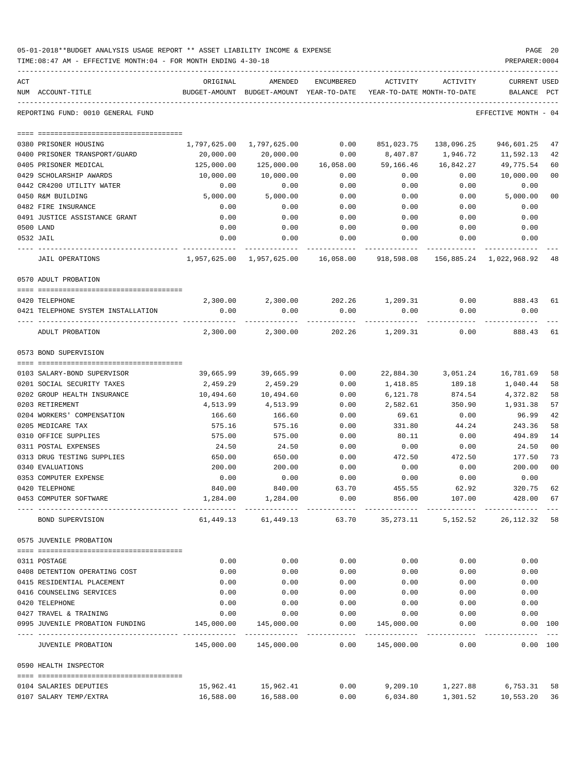05-01-2018**BUDGET ANALYSIS USAGE REPORT ** ASSET LIABILITY INCOME & EXPENSE

TIME:08:47 AM - EFFECTIVE MONTH:04 - FOR MONTH ENDING 4-30-18

REPORTING FUND: 0010 GENERAL FUND — EFFECTIVE MONTH - 04

| ACT NUM | ACCOUNT-TITLE | ORIGINAL BUDGET-AMOUNT | AMENDED BUDGET-AMOUNT | ENCUMBERED YEAR-TO-DATE | ACTIVITY YEAR-TO-DATE | ACTIVITY MONTH-TO-DATE | CURRENT BALANCE | USED PCT |
|---|---|---|---|---|---|---|---|---|
| 0380 | PRISONER HOUSING | 1,797,625.00 | 1,797,625.00 | 0.00 | 851,023.75 | 138,096.25 | 946,601.25 | 47 |
| 0400 | PRISONER TRANSPORT/GUARD | 20,000.00 | 20,000.00 | 0.00 | 8,407.87 | 1,946.72 | 11,592.13 | 42 |
| 0405 | PRISONER MEDICAL | 125,000.00 | 125,000.00 | 16,058.00 | 59,166.46 | 16,842.27 | 49,775.54 | 60 |
| 0429 | SCHOLARSHIP AWARDS | 10,000.00 | 10,000.00 | 0.00 | 0.00 | 0.00 | 10,000.00 | 00 |
| 0442 | CR4200 UTILITY WATER | 0.00 | 0.00 | 0.00 | 0.00 | 0.00 | 0.00 | |
| 0450 | R&M BUILDING | 5,000.00 | 5,000.00 | 0.00 | 0.00 | 0.00 | 5,000.00 | 00 |
| 0482 | FIRE INSURANCE | 0.00 | 0.00 | 0.00 | 0.00 | 0.00 | 0.00 | |
| 0491 | JUSTICE ASSISTANCE GRANT | 0.00 | 0.00 | 0.00 | 0.00 | 0.00 | 0.00 | |
| 0500 | LAND | 0.00 | 0.00 | 0.00 | 0.00 | 0.00 | 0.00 | |
| 0532 | JAIL | 0.00 | 0.00 | 0.00 | 0.00 | 0.00 | 0.00 | |
| | JAIL OPERATIONS | 1,957,625.00 | 1,957,625.00 | 16,058.00 | 918,598.08 | 156,885.24 | 1,022,968.92 | 48 |
| | **0570 ADULT PROBATION** | | | | | | | |
| 0420 | TELEPHONE | 2,300.00 | 2,300.00 | 202.26 | 1,209.31 | 0.00 | 888.43 | 61 |
| 0421 | TELEPHONE SYSTEM INSTALLATION | 0.00 | 0.00 | 0.00 | 0.00 | 0.00 | 0.00 | |
| | ADULT PROBATION | 2,300.00 | 2,300.00 | 202.26 | 1,209.31 | 0.00 | 888.43 | 61 |
| | **0573 BOND SUPERVISION** | | | | | | | |
| 0103 | SALARY-BOND SUPERVISOR | 39,665.99 | 39,665.99 | 0.00 | 22,884.30 | 3,051.24 | 16,781.69 | 58 |
| 0201 | SOCIAL SECURITY TAXES | 2,459.29 | 2,459.29 | 0.00 | 1,418.85 | 189.18 | 1,040.44 | 58 |
| 0202 | GROUP HEALTH INSURANCE | 10,494.60 | 10,494.60 | 0.00 | 6,121.78 | 874.54 | 4,372.82 | 58 |
| 0203 | RETIREMENT | 4,513.99 | 4,513.99 | 0.00 | 2,582.61 | 350.90 | 1,931.38 | 57 |
| 0204 | WORKERS' COMPENSATION | 166.60 | 166.60 | 0.00 | 69.61 | 0.00 | 96.99 | 42 |
| 0205 | MEDICARE TAX | 575.16 | 575.16 | 0.00 | 331.80 | 44.24 | 243.36 | 58 |
| 0310 | OFFICE SUPPLIES | 575.00 | 575.00 | 0.00 | 80.11 | 0.00 | 494.89 | 14 |
| 0311 | POSTAL EXPENSES | 24.50 | 24.50 | 0.00 | 0.00 | 0.00 | 24.50 | 00 |
| 0313 | DRUG TESTING SUPPLIES | 650.00 | 650.00 | 0.00 | 472.50 | 472.50 | 177.50 | 73 |
| 0340 | EVALUATIONS | 200.00 | 200.00 | 0.00 | 0.00 | 0.00 | 200.00 | 00 |
| 0353 | COMPUTER EXPENSE | 0.00 | 0.00 | 0.00 | 0.00 | 0.00 | 0.00 | |
| 0420 | TELEPHONE | 840.00 | 840.00 | 63.70 | 455.55 | 62.92 | 320.75 | 62 |
| 0453 | COMPUTER SOFTWARE | 1,284.00 | 1,284.00 | 0.00 | 856.00 | 107.00 | 428.00 | 67 |
| | BOND SUPERVISION | 61,449.13 | 61,449.13 | 63.70 | 35,273.11 | 5,152.52 | 26,112.32 | 58 |
| | **0575 JUVENILE PROBATION** | | | | | | | |
| 0311 | POSTAGE | 0.00 | 0.00 | 0.00 | 0.00 | 0.00 | 0.00 | |
| 0408 | DETENTION OPERATING COST | 0.00 | 0.00 | 0.00 | 0.00 | 0.00 | 0.00 | |
| 0415 | RESIDENTIAL PLACEMENT | 0.00 | 0.00 | 0.00 | 0.00 | 0.00 | 0.00 | |
| 0416 | COUNSELING SERVICES | 0.00 | 0.00 | 0.00 | 0.00 | 0.00 | 0.00 | |
| 0420 | TELEPHONE | 0.00 | 0.00 | 0.00 | 0.00 | 0.00 | 0.00 | |
| 0427 | TRAVEL & TRAINING | 0.00 | 0.00 | 0.00 | 0.00 | 0.00 | 0.00 | |
| 0995 | JUVENILE PROBATION FUNDING | 145,000.00 | 145,000.00 | 0.00 | 145,000.00 | 0.00 | 0.00 | 100 |
| | JUVENILE PROBATION | 145,000.00 | 145,000.00 | 0.00 | 145,000.00 | 0.00 | 0.00 | 100 |
| | **0590 HEALTH INSPECTOR** | | | | | | | |
| 0104 | SALARIES DEPUTIES | 15,962.41 | 15,962.41 | 0.00 | 9,209.10 | 1,227.88 | 6,753.31 | 58 |
| 0107 | SALARY TEMP/EXTRA | 16,588.00 | 16,588.00 | 0.00 | 6,034.80 | 1,301.52 | 10,553.20 | 36 |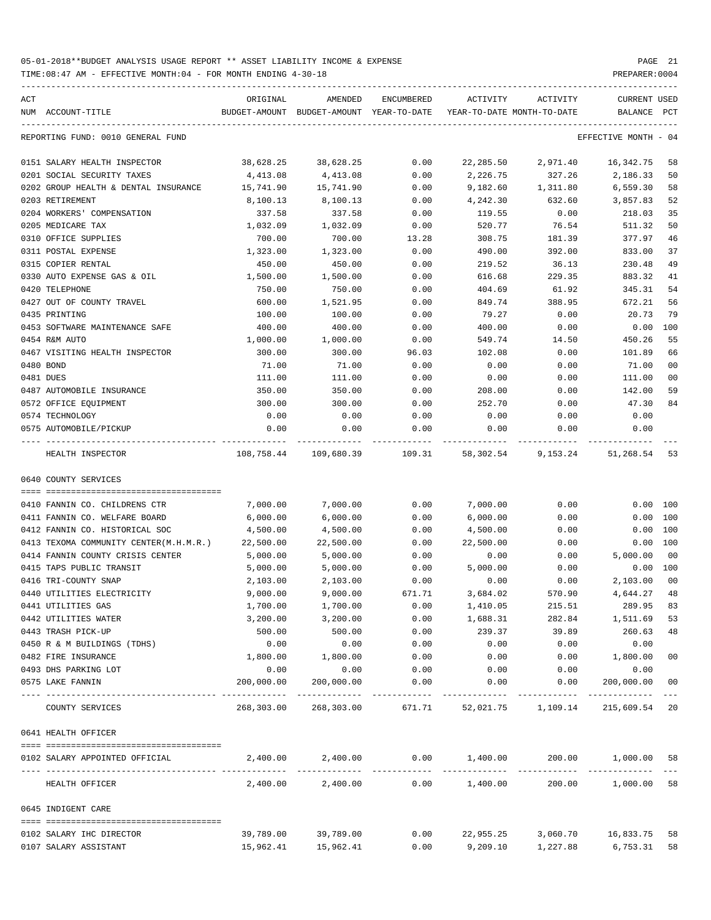05-01-2018**BUDGET ANALYSIS USAGE REPORT ** ASSET LIABILITY INCOME & EXPENSE

TIME:08:47 AM - EFFECTIVE MONTH:04 - FOR MONTH ENDING 4-30-18

PREPARER:0004

REPORTING FUND: 0010 GENERAL FUND — EFFECTIVE MONTH - 04

| ACT NUM | ACCOUNT-TITLE | ORIGINAL BUDGET-AMOUNT | AMENDED BUDGET-AMOUNT | ENCUMBERED YEAR-TO-DATE | ACTIVITY YEAR-TO-DATE | ACTIVITY MONTH-TO-DATE | CURRENT BALANCE | USED PCT |
|---|---|---|---|---|---|---|---|---|
| 0151 | SALARY HEALTH INSPECTOR | 38,628.25 | 38,628.25 | 0.00 | 22,285.50 | 2,971.40 | 16,342.75 | 58 |
| 0201 | SOCIAL SECURITY TAXES | 4,413.08 | 4,413.08 | 0.00 | 2,226.75 | 327.26 | 2,186.33 | 50 |
| 0202 | GROUP HEALTH & DENTAL INSURANCE | 15,741.90 | 15,741.90 | 0.00 | 9,182.60 | 1,311.80 | 6,559.30 | 58 |
| 0203 | RETIREMENT | 8,100.13 | 8,100.13 | 0.00 | 4,242.30 | 632.60 | 3,857.83 | 52 |
| 0204 | WORKERS' COMPENSATION | 337.58 | 337.58 | 0.00 | 119.55 | 0.00 | 218.03 | 35 |
| 0205 | MEDICARE TAX | 1,032.09 | 1,032.09 | 0.00 | 520.77 | 76.54 | 511.32 | 50 |
| 0310 | OFFICE SUPPLIES | 700.00 | 700.00 | 13.28 | 308.75 | 181.39 | 377.97 | 46 |
| 0311 | POSTAL EXPENSE | 1,323.00 | 1,323.00 | 0.00 | 490.00 | 392.00 | 833.00 | 37 |
| 0315 | COPIER RENTAL | 450.00 | 450.00 | 0.00 | 219.52 | 36.13 | 230.48 | 49 |
| 0330 | AUTO EXPENSE GAS & OIL | 1,500.00 | 1,500.00 | 0.00 | 616.68 | 229.35 | 883.32 | 41 |
| 0420 | TELEPHONE | 750.00 | 750.00 | 0.00 | 404.69 | 61.92 | 345.31 | 54 |
| 0427 | OUT OF COUNTY TRAVEL | 600.00 | 1,521.95 | 0.00 | 849.74 | 388.95 | 672.21 | 56 |
| 0435 | PRINTING | 100.00 | 100.00 | 0.00 | 79.27 | 0.00 | 20.73 | 79 |
| 0453 | SOFTWARE MAINTENANCE SAFE | 400.00 | 400.00 | 0.00 | 400.00 | 0.00 | 0.00 | 100 |
| 0454 | R&M AUTO | 1,000.00 | 1,000.00 | 0.00 | 549.74 | 14.50 | 450.26 | 55 |
| 0467 | VISITING HEALTH INSPECTOR | 300.00 | 300.00 | 96.03 | 102.08 | 0.00 | 101.89 | 66 |
| 0480 | BOND | 71.00 | 71.00 | 0.00 | 0.00 | 0.00 | 71.00 | 00 |
| 0481 | DUES | 111.00 | 111.00 | 0.00 | 0.00 | 0.00 | 111.00 | 00 |
| 0487 | AUTOMOBILE INSURANCE | 350.00 | 350.00 | 0.00 | 208.00 | 0.00 | 142.00 | 59 |
| 0572 | OFFICE EQUIPMENT | 300.00 | 300.00 | 0.00 | 252.70 | 0.00 | 47.30 | 84 |
| 0574 | TECHNOLOGY | 0.00 | 0.00 | 0.00 | 0.00 | 0.00 | 0.00 | |
| 0575 | AUTOMOBILE/PICKUP | 0.00 | 0.00 | 0.00 | 0.00 | 0.00 | 0.00 | |
| | HEALTH INSPECTOR | 108,758.44 | 109,680.39 | 109.31 | 58,302.54 | 9,153.24 | 51,268.54 | 53 |

0640 COUNTY SERVICES

| ACT NUM | ACCOUNT-TITLE | ORIGINAL BUDGET-AMOUNT | AMENDED BUDGET-AMOUNT | ENCUMBERED YEAR-TO-DATE | ACTIVITY YEAR-TO-DATE | ACTIVITY MONTH-TO-DATE | CURRENT BALANCE | USED PCT |
|---|---|---|---|---|---|---|---|---|
| 0410 | FANNIN CO. CHILDRENS CTR | 7,000.00 | 7,000.00 | 0.00 | 7,000.00 | 0.00 | 0.00 | 100 |
| 0411 | FANNIN CO. WELFARE BOARD | 6,000.00 | 6,000.00 | 0.00 | 6,000.00 | 0.00 | 0.00 | 100 |
| 0412 | FANNIN CO. HISTORICAL SOC | 4,500.00 | 4,500.00 | 0.00 | 4,500.00 | 0.00 | 0.00 | 100 |
| 0413 | TEXOMA COMMUNITY CENTER(M.H.M.R.) | 22,500.00 | 22,500.00 | 0.00 | 22,500.00 | 0.00 | 0.00 | 100 |
| 0414 | FANNIN COUNTY CRISIS CENTER | 5,000.00 | 5,000.00 | 0.00 | 0.00 | 0.00 | 5,000.00 | 00 |
| 0415 | TAPS PUBLIC TRANSIT | 5,000.00 | 5,000.00 | 0.00 | 5,000.00 | 0.00 | 0.00 | 100 |
| 0416 | TRI-COUNTY SNAP | 2,103.00 | 2,103.00 | 0.00 | 0.00 | 0.00 | 2,103.00 | 00 |
| 0440 | UTILITIES ELECTRICITY | 9,000.00 | 9,000.00 | 671.71 | 3,684.02 | 570.90 | 4,644.27 | 48 |
| 0441 | UTILITIES GAS | 1,700.00 | 1,700.00 | 0.00 | 1,410.05 | 215.51 | 289.95 | 83 |
| 0442 | UTILITIES WATER | 3,200.00 | 3,200.00 | 0.00 | 1,688.31 | 282.84 | 1,511.69 | 53 |
| 0443 | TRASH PICK-UP | 500.00 | 500.00 | 0.00 | 239.37 | 39.89 | 260.63 | 48 |
| 0450 | R & M BUILDINGS (TDHS) | 0.00 | 0.00 | 0.00 | 0.00 | 0.00 | 0.00 | |
| 0482 | FIRE INSURANCE | 1,800.00 | 1,800.00 | 0.00 | 0.00 | 0.00 | 1,800.00 | 00 |
| 0493 | DHS PARKING LOT | 0.00 | 0.00 | 0.00 | 0.00 | 0.00 | 0.00 | |
| 0575 | LAKE FANNIN | 200,000.00 | 200,000.00 | 0.00 | 0.00 | 0.00 | 200,000.00 | 00 |
| | COUNTY SERVICES | 268,303.00 | 268,303.00 | 671.71 | 52,021.75 | 1,109.14 | 215,609.54 | 20 |

0641 HEALTH OFFICER

| ACT NUM | ACCOUNT-TITLE | ORIGINAL BUDGET-AMOUNT | AMENDED BUDGET-AMOUNT | ENCUMBERED YEAR-TO-DATE | ACTIVITY YEAR-TO-DATE | ACTIVITY MONTH-TO-DATE | CURRENT BALANCE | USED PCT |
|---|---|---|---|---|---|---|---|---|
| 0102 | SALARY APPOINTED OFFICIAL | 2,400.00 | 2,400.00 | 0.00 | 1,400.00 | 200.00 | 1,000.00 | 58 |
| | HEALTH OFFICER | 2,400.00 | 2,400.00 | 0.00 | 1,400.00 | 200.00 | 1,000.00 | 58 |

0645 INDIGENT CARE

| ACT NUM | ACCOUNT-TITLE | ORIGINAL BUDGET-AMOUNT | AMENDED BUDGET-AMOUNT | ENCUMBERED YEAR-TO-DATE | ACTIVITY YEAR-TO-DATE | ACTIVITY MONTH-TO-DATE | CURRENT BALANCE | USED PCT |
|---|---|---|---|---|---|---|---|---|
| 0102 | SALARY IHC DIRECTOR | 39,789.00 | 39,789.00 | 0.00 | 22,955.25 | 3,060.70 | 16,833.75 | 58 |
| 0107 | SALARY ASSISTANT | 15,962.41 | 15,962.41 | 0.00 | 9,209.10 | 1,227.88 | 6,753.31 | 58 |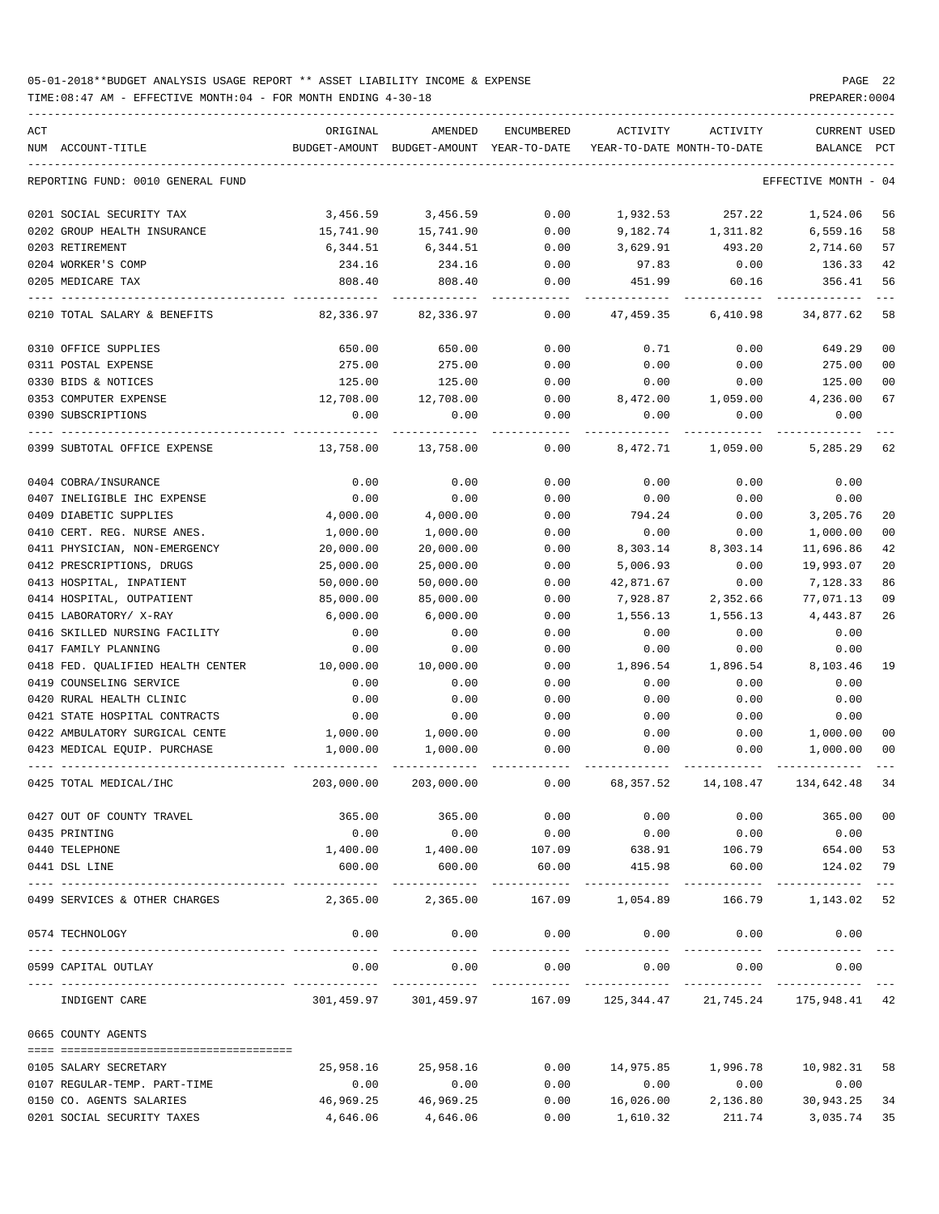05-01-2018**BUDGET ANALYSIS USAGE REPORT ** ASSET LIABILITY INCOME & EXPENSE

TIME:08:47 AM - EFFECTIVE MONTH:04 - FOR MONTH ENDING 4-30-18

PREPARER:0004

| ACT NUM | ACCOUNT-TITLE | ORIGINAL BUDGET-AMOUNT | AMENDED BUDGET-AMOUNT | ENCUMBERED YEAR-TO-DATE | ACTIVITY YEAR-TO-DATE | ACTIVITY MONTH-TO-DATE | CURRENT BALANCE | USED PCT |
|---|---|---|---|---|---|---|---|---|
| | REPORTING FUND: 0010 GENERAL FUND | | | | | | EFFECTIVE MONTH - 04 | |
| 0201 | SOCIAL SECURITY TAX | 3,456.59 | 3,456.59 | 0.00 | 1,932.53 | 257.22 | 1,524.06 | 56 |
| 0202 | GROUP HEALTH INSURANCE | 15,741.90 | 15,741.90 | 0.00 | 9,182.74 | 1,311.82 | 6,559.16 | 58 |
| 0203 | RETIREMENT | 6,344.51 | 6,344.51 | 0.00 | 3,629.91 | 493.20 | 2,714.60 | 57 |
| 0204 | WORKER'S COMP | 234.16 | 234.16 | 0.00 | 97.83 | 0.00 | 136.33 | 42 |
| 0205 | MEDICARE TAX | 808.40 | 808.40 | 0.00 | 451.99 | 60.16 | 356.41 | 56 |
| 0210 | TOTAL SALARY & BENEFITS | 82,336.97 | 82,336.97 | 0.00 | 47,459.35 | 6,410.98 | 34,877.62 | 58 |
| 0310 | OFFICE SUPPLIES | 650.00 | 650.00 | 0.00 | 0.71 | 0.00 | 649.29 | 00 |
| 0311 | POSTAL EXPENSE | 275.00 | 275.00 | 0.00 | 0.00 | 0.00 | 275.00 | 00 |
| 0330 | BIDS & NOTICES | 125.00 | 125.00 | 0.00 | 0.00 | 0.00 | 125.00 | 00 |
| 0353 | COMPUTER EXPENSE | 12,708.00 | 12,708.00 | 0.00 | 8,472.00 | 1,059.00 | 4,236.00 | 67 |
| 0390 | SUBSCRIPTIONS | 0.00 | 0.00 | 0.00 | 0.00 | 0.00 | 0.00 | |
| 0399 | SUBTOTAL OFFICE EXPENSE | 13,758.00 | 13,758.00 | 0.00 | 8,472.71 | 1,059.00 | 5,285.29 | 62 |
| 0404 | COBRA/INSURANCE | 0.00 | 0.00 | 0.00 | 0.00 | 0.00 | 0.00 | |
| 0407 | INELIGIBLE IHC EXPENSE | 0.00 | 0.00 | 0.00 | 0.00 | 0.00 | 0.00 | |
| 0409 | DIABETIC SUPPLIES | 4,000.00 | 4,000.00 | 0.00 | 794.24 | 0.00 | 3,205.76 | 20 |
| 0410 | CERT. REG. NURSE ANES. | 1,000.00 | 1,000.00 | 0.00 | 0.00 | 0.00 | 1,000.00 | 00 |
| 0411 | PHYSICIAN, NON-EMERGENCY | 20,000.00 | 20,000.00 | 0.00 | 8,303.14 | 8,303.14 | 11,696.86 | 42 |
| 0412 | PRESCRIPTIONS, DRUGS | 25,000.00 | 25,000.00 | 0.00 | 5,006.93 | 0.00 | 19,993.07 | 20 |
| 0413 | HOSPITAL, INPATIENT | 50,000.00 | 50,000.00 | 0.00 | 42,871.67 | 0.00 | 7,128.33 | 86 |
| 0414 | HOSPITAL, OUTPATIENT | 85,000.00 | 85,000.00 | 0.00 | 7,928.87 | 2,352.66 | 77,071.13 | 09 |
| 0415 | LABORATORY/ X-RAY | 6,000.00 | 6,000.00 | 0.00 | 1,556.13 | 1,556.13 | 4,443.87 | 26 |
| 0416 | SKILLED NURSING FACILITY | 0.00 | 0.00 | 0.00 | 0.00 | 0.00 | 0.00 | |
| 0417 | FAMILY PLANNING | 0.00 | 0.00 | 0.00 | 0.00 | 0.00 | 0.00 | |
| 0418 | FED. QUALIFIED HEALTH CENTER | 10,000.00 | 10,000.00 | 0.00 | 1,896.54 | 1,896.54 | 8,103.46 | 19 |
| 0419 | COUNSELING SERVICE | 0.00 | 0.00 | 0.00 | 0.00 | 0.00 | 0.00 | |
| 0420 | RURAL HEALTH CLINIC | 0.00 | 0.00 | 0.00 | 0.00 | 0.00 | 0.00 | |
| 0421 | STATE HOSPITAL CONTRACTS | 0.00 | 0.00 | 0.00 | 0.00 | 0.00 | 0.00 | |
| 0422 | AMBULATORY SURGICAL CENTE | 1,000.00 | 1,000.00 | 0.00 | 0.00 | 0.00 | 1,000.00 | 00 |
| 0423 | MEDICAL EQUIP. PURCHASE | 1,000.00 | 1,000.00 | 0.00 | 0.00 | 0.00 | 1,000.00 | 00 |
| 0425 | TOTAL MEDICAL/IHC | 203,000.00 | 203,000.00 | 0.00 | 68,357.52 | 14,108.47 | 134,642.48 | 34 |
| 0427 | OUT OF COUNTY TRAVEL | 365.00 | 365.00 | 0.00 | 0.00 | 0.00 | 365.00 | 00 |
| 0435 | PRINTING | 0.00 | 0.00 | 0.00 | 0.00 | 0.00 | 0.00 | |
| 0440 | TELEPHONE | 1,400.00 | 1,400.00 | 107.09 | 638.91 | 106.79 | 654.00 | 53 |
| 0441 | DSL LINE | 600.00 | 600.00 | 60.00 | 415.98 | 60.00 | 124.02 | 79 |
| 0499 | SERVICES & OTHER CHARGES | 2,365.00 | 2,365.00 | 167.09 | 1,054.89 | 166.79 | 1,143.02 | 52 |
| 0574 | TECHNOLOGY | 0.00 | 0.00 | 0.00 | 0.00 | 0.00 | 0.00 | |
| 0599 | CAPITAL OUTLAY | 0.00 | 0.00 | 0.00 | 0.00 | 0.00 | 0.00 | |
| | INDIGENT CARE | 301,459.97 | 301,459.97 | 167.09 | 125,344.47 | 21,745.24 | 175,948.41 | 42 |
| 0665 | COUNTY AGENTS | | | | | | | |
| 0105 | SALARY SECRETARY | 25,958.16 | 25,958.16 | 0.00 | 14,975.85 | 1,996.78 | 10,982.31 | 58 |
| 0107 | REGULAR-TEMP. PART-TIME | 0.00 | 0.00 | 0.00 | 0.00 | 0.00 | 0.00 | |
| 0150 | CO. AGENTS SALARIES | 46,969.25 | 46,969.25 | 0.00 | 16,026.00 | 2,136.80 | 30,943.25 | 34 |
| 0201 | SOCIAL SECURITY TAXES | 4,646.06 | 4,646.06 | 0.00 | 1,610.32 | 211.74 | 3,035.74 | 35 |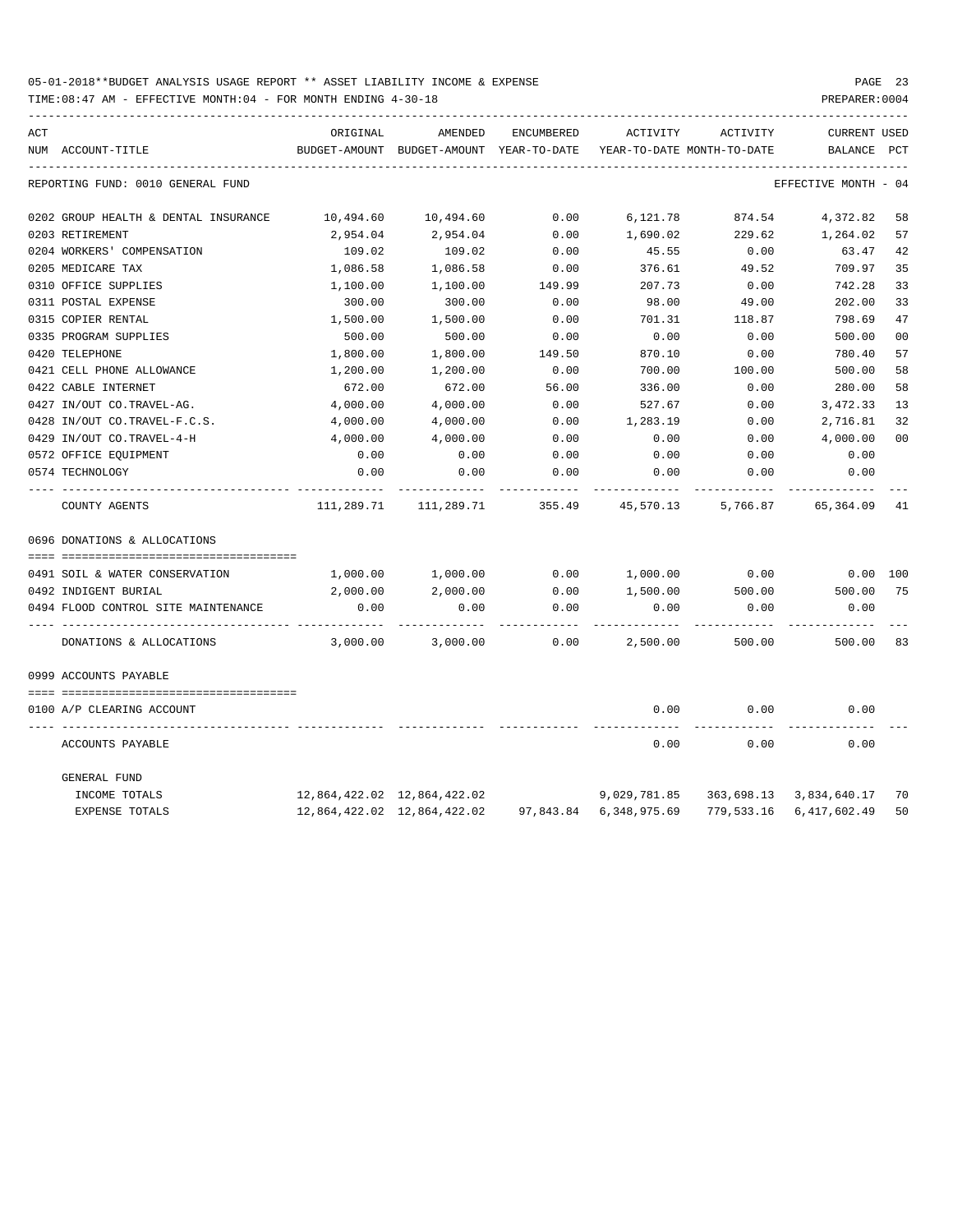REPORTING FUND: 0010 GENERAL FUND — EFFECTIVE MONTH - 04

| ACT NUM | ACCOUNT-TITLE | ORIGINAL BUDGET-AMOUNT | AMENDED BUDGET-AMOUNT | ENCUMBERED YEAR-TO-DATE | ACTIVITY YEAR-TO-DATE | ACTIVITY MONTH-TO-DATE | CURRENT BALANCE | USED PCT |
|---|---|---|---|---|---|---|---|---|
| 0202 | GROUP HEALTH & DENTAL INSURANCE | 10,494.60 | 10,494.60 | 0.00 | 6,121.78 | 874.54 | 4,372.82 | 58 |
| 0203 | RETIREMENT | 2,954.04 | 2,954.04 | 0.00 | 1,690.02 | 229.62 | 1,264.02 | 57 |
| 0204 | WORKERS' COMPENSATION | 109.02 | 109.02 | 0.00 | 45.55 | 0.00 | 63.47 | 42 |
| 0205 | MEDICARE TAX | 1,086.58 | 1,086.58 | 0.00 | 376.61 | 49.52 | 709.97 | 35 |
| 0310 | OFFICE SUPPLIES | 1,100.00 | 1,100.00 | 149.99 | 207.73 | 0.00 | 742.28 | 33 |
| 0311 | POSTAL EXPENSE | 300.00 | 300.00 | 0.00 | 98.00 | 49.00 | 202.00 | 33 |
| 0315 | COPIER RENTAL | 1,500.00 | 1,500.00 | 0.00 | 701.31 | 118.87 | 798.69 | 47 |
| 0335 | PROGRAM SUPPLIES | 500.00 | 500.00 | 0.00 | 0.00 | 0.00 | 500.00 | 00 |
| 0420 | TELEPHONE | 1,800.00 | 1,800.00 | 149.50 | 870.10 | 0.00 | 780.40 | 57 |
| 0421 | CELL PHONE ALLOWANCE | 1,200.00 | 1,200.00 | 0.00 | 700.00 | 100.00 | 500.00 | 58 |
| 0422 | CABLE INTERNET | 672.00 | 672.00 | 56.00 | 336.00 | 0.00 | 280.00 | 58 |
| 0427 | IN/OUT CO.TRAVEL-AG. | 4,000.00 | 4,000.00 | 0.00 | 527.67 | 0.00 | 3,472.33 | 13 |
| 0428 | IN/OUT CO.TRAVEL-F.C.S. | 4,000.00 | 4,000.00 | 0.00 | 1,283.19 | 0.00 | 2,716.81 | 32 |
| 0429 | IN/OUT CO.TRAVEL-4-H | 4,000.00 | 4,000.00 | 0.00 | 0.00 | 0.00 | 4,000.00 | 00 |
| 0572 | OFFICE EQUIPMENT | 0.00 | 0.00 | 0.00 | 0.00 | 0.00 | 0.00 | |
| 0574 | TECHNOLOGY | 0.00 | 0.00 | 0.00 | 0.00 | 0.00 | 0.00 | |
| | COUNTY AGENTS | 111,289.71 | 111,289.71 | 355.49 | 45,570.13 | 5,766.87 | 65,364.09 | 41 |
| 0696 | DONATIONS & ALLOCATIONS | | | | | | | |
| 0491 | SOIL & WATER CONSERVATION | 1,000.00 | 1,000.00 | 0.00 | 1,000.00 | 0.00 | 0.00 | 100 |
| 0492 | INDIGENT BURIAL | 2,000.00 | 2,000.00 | 0.00 | 1,500.00 | 500.00 | 500.00 | 75 |
| 0494 | FLOOD CONTROL SITE MAINTENANCE | 0.00 | 0.00 | 0.00 | 0.00 | 0.00 | 0.00 | |
| | DONATIONS & ALLOCATIONS | 3,000.00 | 3,000.00 | 0.00 | 2,500.00 | 500.00 | 500.00 | 83 |
| 0999 | ACCOUNTS PAYABLE | | | | | | | |
| 0100 | A/P CLEARING ACCOUNT | | | | 0.00 | 0.00 | 0.00 | |
| | ACCOUNTS PAYABLE | | | | 0.00 | 0.00 | 0.00 | |
| | GENERAL FUND | | | | | | | |
| | INCOME TOTALS | 12,864,422.02 | 12,864,422.02 | | 9,029,781.85 | 363,698.13 | 3,834,640.17 | 70 |
| | EXPENSE TOTALS | 12,864,422.02 | 12,864,422.02 | 97,843.84 | 6,348,975.69 | 779,533.16 | 6,417,602.49 | 50 |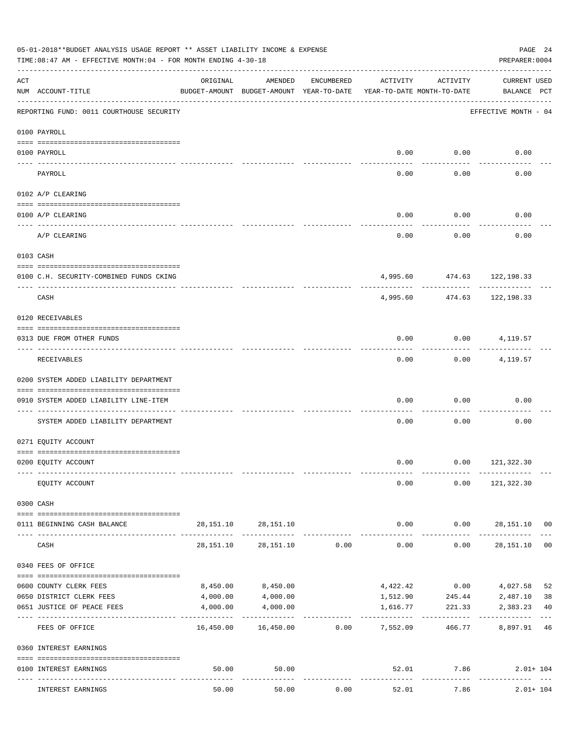05-01-2018**BUDGET ANALYSIS USAGE REPORT ** ASSET LIABILITY INCOME & EXPENSE

TIME:08:47 AM - EFFECTIVE MONTH:04 - FOR MONTH ENDING 4-30-18

PREPARER:0004

REPORTING FUND: 0011 COURTHOUSE SECURITY — EFFECTIVE MONTH - 04

| ACT NUM | ACCOUNT-TITLE | ORIGINAL BUDGET-AMOUNT | AMENDED BUDGET-AMOUNT | ENCUMBERED YEAR-TO-DATE | ACTIVITY YEAR-TO-DATE | ACTIVITY MONTH-TO-DATE | CURRENT BALANCE | USED PCT |
|---|---|---|---|---|---|---|---|---|
| | **0100 PAYROLL** | | | | | | | |
| 0100 | PAYROLL | | | | 0.00 | 0.00 | 0.00 | |
| | PAYROLL | | | | 0.00 | 0.00 | 0.00 | |
| | **0102 A/P CLEARING** | | | | | | | |
| 0100 | A/P CLEARING | | | | 0.00 | 0.00 | 0.00 | |
| | A/P CLEARING | | | | 0.00 | 0.00 | 0.00 | |
| | **0103 CASH** | | | | | | | |
| 0100 | C.H. SECURITY-COMBINED FUNDS CKING | | | | 4,995.60 | 474.63 | 122,198.33 | |
| | CASH | | | | 4,995.60 | 474.63 | 122,198.33 | |
| | **0120 RECEIVABLES** | | | | | | | |
| 0313 | DUE FROM OTHER FUNDS | | | | 0.00 | 0.00 | 4,119.57 | |
| | RECEIVABLES | | | | 0.00 | 0.00 | 4,119.57 | |
| | **0200 SYSTEM ADDED LIABILITY DEPARTMENT** | | | | | | | |
| 0910 | SYSTEM ADDED LIABILITY LINE-ITEM | | | | 0.00 | 0.00 | 0.00 | |
| | SYSTEM ADDED LIABILITY DEPARTMENT | | | | 0.00 | 0.00 | 0.00 | |
| | **0271 EQUITY ACCOUNT** | | | | | | | |
| 0200 | EQUITY ACCOUNT | | | | 0.00 | 0.00 | 121,322.30 | |
| | EQUITY ACCOUNT | | | | 0.00 | 0.00 | 121,322.30 | |
| | **0300 CASH** | | | | | | | |
| 0111 | BEGINNING CASH BALANCE | 28,151.10 | 28,151.10 | | 0.00 | 0.00 | 28,151.10 | 00 |
| | CASH | 28,151.10 | 28,151.10 | 0.00 | 0.00 | 0.00 | 28,151.10 | 00 |
| | **0340 FEES OF OFFICE** | | | | | | | |
| 0600 | COUNTY CLERK FEES | 8,450.00 | 8,450.00 | | 4,422.42 | 0.00 | 4,027.58 | 52 |
| 0650 | DISTRICT CLERK FEES | 4,000.00 | 4,000.00 | | 1,512.90 | 245.44 | 2,487.10 | 38 |
| 0651 | JUSTICE OF PEACE FEES | 4,000.00 | 4,000.00 | | 1,616.77 | 221.33 | 2,383.23 | 40 |
| | FEES OF OFFICE | 16,450.00 | 16,450.00 | 0.00 | 7,552.09 | 466.77 | 8,897.91 | 46 |
| | **0360 INTEREST EARNINGS** | | | | | | | |
| 0100 | INTEREST EARNINGS | 50.00 | 50.00 | | 52.01 | 7.86 | 2.01+ | 104 |
| | INTEREST EARNINGS | 50.00 | 50.00 | 0.00 | 52.01 | 7.86 | 2.01+ | 104 |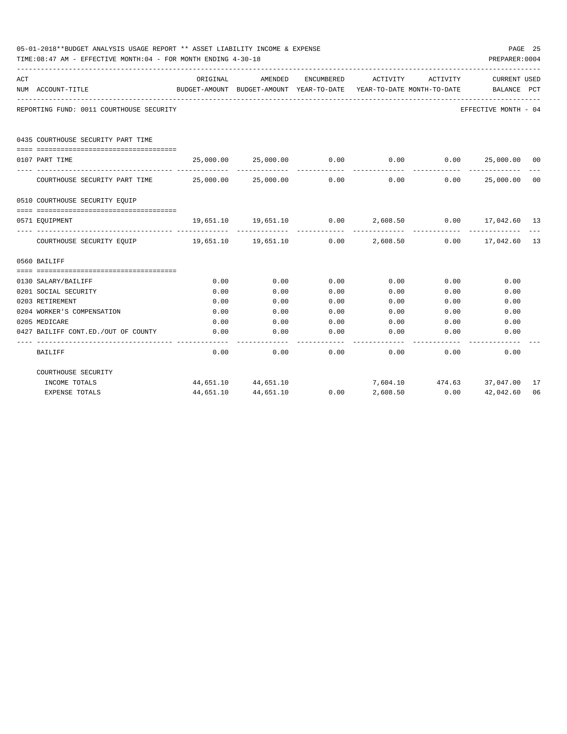05-01-2018**BUDGET ANALYSIS USAGE REPORT ** ASSET LIABILITY INCOME & EXPENSE

TIME:08:47 AM - EFFECTIVE MONTH:04 - FOR MONTH ENDING 4-30-18

PREPARER:0004

REPORTING FUND: 0011 COURTHOUSE SECURITY — EFFECTIVE MONTH - 04

| ACT NUM | ACCOUNT-TITLE | ORIGINAL BUDGET-AMOUNT | AMENDED BUDGET-AMOUNT | ENCUMBERED YEAR-TO-DATE | ACTIVITY YEAR-TO-DATE | ACTIVITY MONTH-TO-DATE | CURRENT BALANCE | USED PCT |
|---|---|---|---|---|---|---|---|---|
| | **0435 COURTHOUSE SECURITY PART TIME** | | | | | | | |
| 0107 | PART TIME | 25,000.00 | 25,000.00 | 0.00 | 0.00 | 0.00 | 25,000.00 | 00 |
| | COURTHOUSE SECURITY PART TIME | 25,000.00 | 25,000.00 | 0.00 | 0.00 | 0.00 | 25,000.00 | 00 |
| | **0510 COURTHOUSE SECURITY EQUIP** | | | | | | | |
| 0571 | EQUIPMENT | 19,651.10 | 19,651.10 | 0.00 | 2,608.50 | 0.00 | 17,042.60 | 13 |
| | COURTHOUSE SECURITY EQUIP | 19,651.10 | 19,651.10 | 0.00 | 2,608.50 | 0.00 | 17,042.60 | 13 |
| | **0560 BAILIFF** | | | | | | | |
| 0130 | SALARY/BAILIFF | 0.00 | 0.00 | 0.00 | 0.00 | 0.00 | 0.00 | |
| 0201 | SOCIAL SECURITY | 0.00 | 0.00 | 0.00 | 0.00 | 0.00 | 0.00 | |
| 0203 | RETIREMENT | 0.00 | 0.00 | 0.00 | 0.00 | 0.00 | 0.00 | |
| 0204 | WORKER'S COMPENSATION | 0.00 | 0.00 | 0.00 | 0.00 | 0.00 | 0.00 | |
| 0205 | MEDICARE | 0.00 | 0.00 | 0.00 | 0.00 | 0.00 | 0.00 | |
| 0427 | BAILIFF CONT.ED./OUT OF COUNTY | 0.00 | 0.00 | 0.00 | 0.00 | 0.00 | 0.00 | |
| | BAILIFF | 0.00 | 0.00 | 0.00 | 0.00 | 0.00 | 0.00 | |
| | **COURTHOUSE SECURITY** | | | | | | | |
| | INCOME TOTALS | 44,651.10 | 44,651.10 | | 7,604.10 | 474.63 | 37,047.00 | 17 |
| | EXPENSE TOTALS | 44,651.10 | 44,651.10 | 0.00 | 2,608.50 | 0.00 | 42,042.60 | 06 |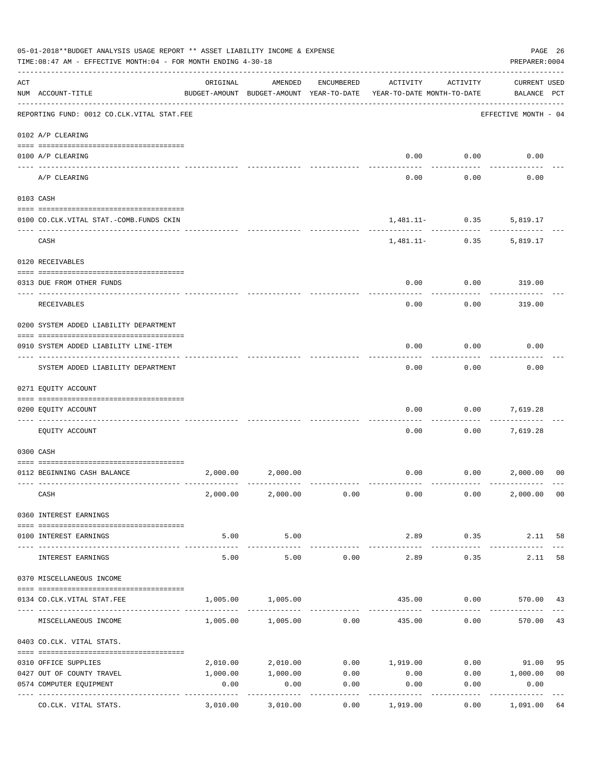05-01-2018**BUDGET ANALYSIS USAGE REPORT ** ASSET LIABILITY INCOME & EXPENSE

TIME:08:47 AM - EFFECTIVE MONTH:04 - FOR MONTH ENDING 4-30-18

PREPARER:0004

| ACT NUM | ACCOUNT-TITLE | ORIGINAL BUDGET-AMOUNT | AMENDED BUDGET-AMOUNT | ENCUMBERED YEAR-TO-DATE | ACTIVITY YEAR-TO-DATE | ACTIVITY MONTH-TO-DATE | CURRENT BALANCE | USED PCT |
|---|---|---|---|---|---|---|---|---|
| | REPORTING FUND: 0012 CO.CLK.VITAL STAT.FEE | | | | | | EFFECTIVE MONTH - 04 | |
| | 0102 A/P CLEARING | | | | | | | |
| 0100 | A/P CLEARING | | | | 0.00 | 0.00 | 0.00 | |
| | A/P CLEARING | | | | 0.00 | 0.00 | 0.00 | |
| | 0103 CASH | | | | | | | |
| 0100 | CO.CLK.VITAL STAT.-COMB.FUNDS CKIN | | | | 1,481.11- | 0.35 | 5,819.17 | |
| | CASH | | | | 1,481.11- | 0.35 | 5,819.17 | |
| | 0120 RECEIVABLES | | | | | | | |
| 0313 | DUE FROM OTHER FUNDS | | | | 0.00 | 0.00 | 319.00 | |
| | RECEIVABLES | | | | 0.00 | 0.00 | 319.00 | |
| | 0200 SYSTEM ADDED LIABILITY DEPARTMENT | | | | | | | |
| 0910 | SYSTEM ADDED LIABILITY LINE-ITEM | | | | 0.00 | 0.00 | 0.00 | |
| | SYSTEM ADDED LIABILITY DEPARTMENT | | | | 0.00 | 0.00 | 0.00 | |
| | 0271 EQUITY ACCOUNT | | | | | | | |
| 0200 | EQUITY ACCOUNT | | | | 0.00 | 0.00 | 7,619.28 | |
| | EQUITY ACCOUNT | | | | 0.00 | 0.00 | 7,619.28 | |
| | 0300 CASH | | | | | | | |
| 0112 | BEGINNING CASH BALANCE | 2,000.00 | 2,000.00 | | 0.00 | 0.00 | 2,000.00 | 00 |
| | CASH | 2,000.00 | 2,000.00 | 0.00 | 0.00 | 0.00 | 2,000.00 | 00 |
| | 0360 INTEREST EARNINGS | | | | | | | |
| 0100 | INTEREST EARNINGS | 5.00 | 5.00 | | 2.89 | 0.35 | 2.11 | 58 |
| | INTEREST EARNINGS | 5.00 | 5.00 | 0.00 | 2.89 | 0.35 | 2.11 | 58 |
| | 0370 MISCELLANEOUS INCOME | | | | | | | |
| 0134 | CO.CLK.VITAL STAT.FEE | 1,005.00 | 1,005.00 | | 435.00 | 0.00 | 570.00 | 43 |
| | MISCELLANEOUS INCOME | 1,005.00 | 1,005.00 | 0.00 | 435.00 | 0.00 | 570.00 | 43 |
| | 0403 CO.CLK. VITAL STATS. | | | | | | | |
| 0310 | OFFICE SUPPLIES | 2,010.00 | 2,010.00 | 0.00 | 1,919.00 | 0.00 | 91.00 | 95 |
| 0427 | OUT OF COUNTY TRAVEL | 1,000.00 | 1,000.00 | 0.00 | 0.00 | 0.00 | 1,000.00 | 00 |
| 0574 | COMPUTER EQUIPMENT | 0.00 | 0.00 | 0.00 | 0.00 | 0.00 | 0.00 | |
| | CO.CLK. VITAL STATS. | 3,010.00 | 3,010.00 | 0.00 | 1,919.00 | 0.00 | 1,091.00 | 64 |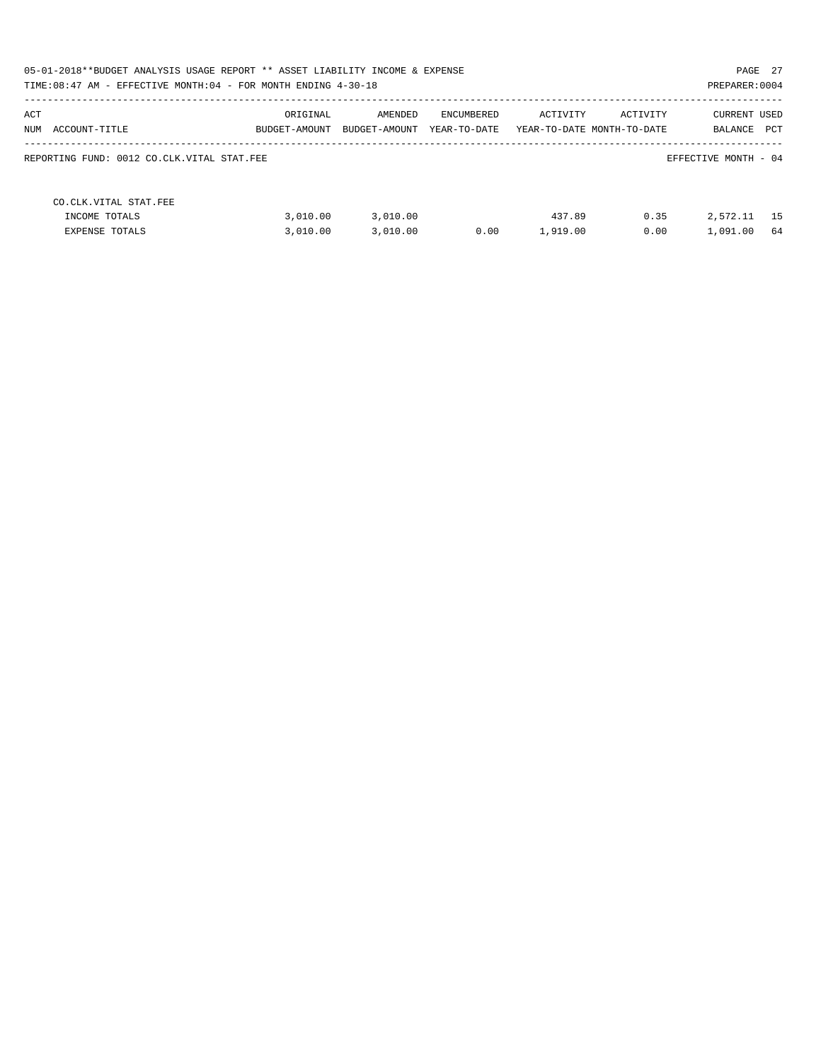05-01-2018**BUDGET ANALYSIS USAGE REPORT ** ASSET LIABILITY INCOME & EXPENSE

TIME:08:47 AM - EFFECTIVE MONTH:04 - FOR MONTH ENDING 4-30-18

PREPARER:0004

| ACT NUM ACCOUNT-TITLE | ORIGINAL BUDGET-AMOUNT | AMENDED BUDGET-AMOUNT | ENCUMBERED YEAR-TO-DATE | ACTIVITY YEAR-TO-DATE | ACTIVITY MONTH-TO-DATE | CURRENT BALANCE | USED PCT |
|---|---|---|---|---|---|---|---|
| REPORTING FUND: 0012 CO.CLK.VITAL STAT.FEE | | | | | | EFFECTIVE MONTH - 04 | |
| CO.CLK.VITAL STAT.FEE | | | | | | | |
| INCOME TOTALS | 3,010.00 | 3,010.00 | | 437.89 | 0.35 | 2,572.11 | 15 |
| EXPENSE TOTALS | 3,010.00 | 3,010.00 | 0.00 | 1,919.00 | 0.00 | 1,091.00 | 64 |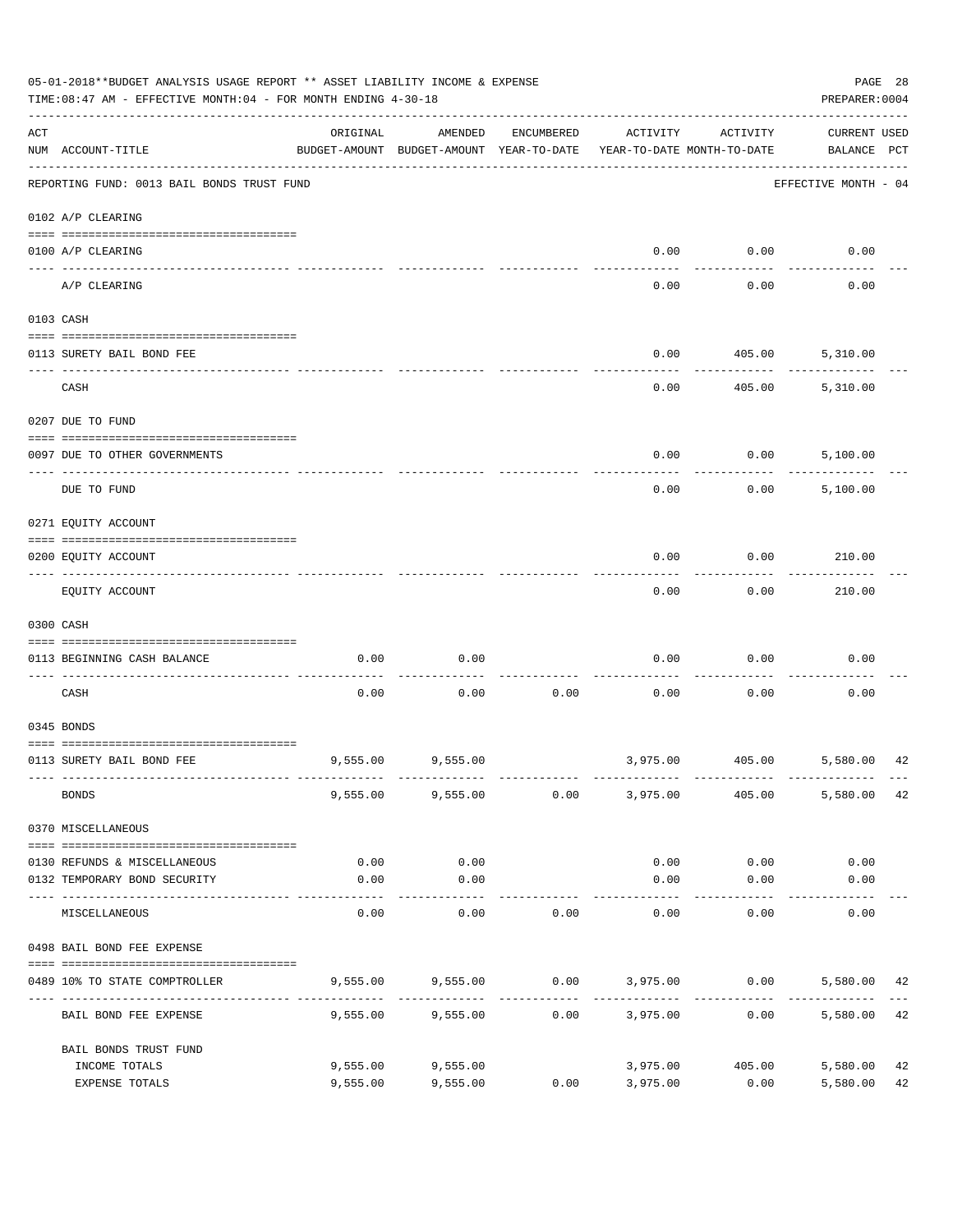05-01-2018**BUDGET ANALYSIS USAGE REPORT ** ASSET LIABILITY INCOME & EXPENSE

TIME:08:47 AM - EFFECTIVE MONTH:04 - FOR MONTH ENDING 4-30-18

PREPARER:0004

| ACT NUM | ACCOUNT-TITLE | ORIGINAL BUDGET-AMOUNT | AMENDED BUDGET-AMOUNT | ENCUMBERED YEAR-TO-DATE | ACTIVITY YEAR-TO-DATE | ACTIVITY MONTH-TO-DATE | CURRENT USED BALANCE | PCT |
|---|---|---|---|---|---|---|---|---|
| | REPORTING FUND: 0013 BAIL BONDS TRUST FUND | | | | | | EFFECTIVE MONTH - 04 | |
| | 0102 A/P CLEARING | | | | | | | |
| 0100 | A/P CLEARING | | | | 0.00 | 0.00 | 0.00 | |
| | A/P CLEARING | | | | 0.00 | 0.00 | 0.00 | |
| | 0103 CASH | | | | | | | |
| 0113 | SURETY BAIL BOND FEE | | | | 0.00 | 405.00 | 5,310.00 | |
| | CASH | | | | 0.00 | 405.00 | 5,310.00 | |
| | 0207 DUE TO FUND | | | | | | | |
| 0097 | DUE TO OTHER GOVERNMENTS | | | | 0.00 | 0.00 | 5,100.00 | |
| | DUE TO FUND | | | | 0.00 | 0.00 | 5,100.00 | |
| | 0271 EQUITY ACCOUNT | | | | | | | |
| 0200 | EQUITY ACCOUNT | | | | 0.00 | 0.00 | 210.00 | |
| | EQUITY ACCOUNT | | | | 0.00 | 0.00 | 210.00 | |
| | 0300 CASH | | | | | | | |
| 0113 | BEGINNING CASH BALANCE | 0.00 | 0.00 | | 0.00 | 0.00 | 0.00 | |
| | CASH | 0.00 | 0.00 | 0.00 | 0.00 | 0.00 | 0.00 | |
| | 0345 BONDS | | | | | | | |
| 0113 | SURETY BAIL BOND FEE | 9,555.00 | 9,555.00 | | 3,975.00 | 405.00 | 5,580.00 | 42 |
| | BONDS | 9,555.00 | 9,555.00 | 0.00 | 3,975.00 | 405.00 | 5,580.00 | 42 |
| | 0370 MISCELLANEOUS | | | | | | | |
| 0130 | REFUNDS & MISCELLANEOUS | 0.00 | 0.00 | | 0.00 | 0.00 | 0.00 | |
| 0132 | TEMPORARY BOND SECURITY | 0.00 | 0.00 | | 0.00 | 0.00 | 0.00 | |
| | MISCELLANEOUS | 0.00 | 0.00 | 0.00 | 0.00 | 0.00 | 0.00 | |
| | 0498 BAIL BOND FEE EXPENSE | | | | | | | |
| 0489 | 10% TO STATE COMPTROLLER | 9,555.00 | 9,555.00 | 0.00 | 3,975.00 | 0.00 | 5,580.00 | 42 |
| | BAIL BOND FEE EXPENSE | 9,555.00 | 9,555.00 | 0.00 | 3,975.00 | 0.00 | 5,580.00 | 42 |
| | BAIL BONDS TRUST FUND | | | | | | | |
| | INCOME TOTALS | 9,555.00 | 9,555.00 | | 3,975.00 | 405.00 | 5,580.00 | 42 |
| | EXPENSE TOTALS | 9,555.00 | 9,555.00 | 0.00 | 3,975.00 | 0.00 | 5,580.00 | 42 |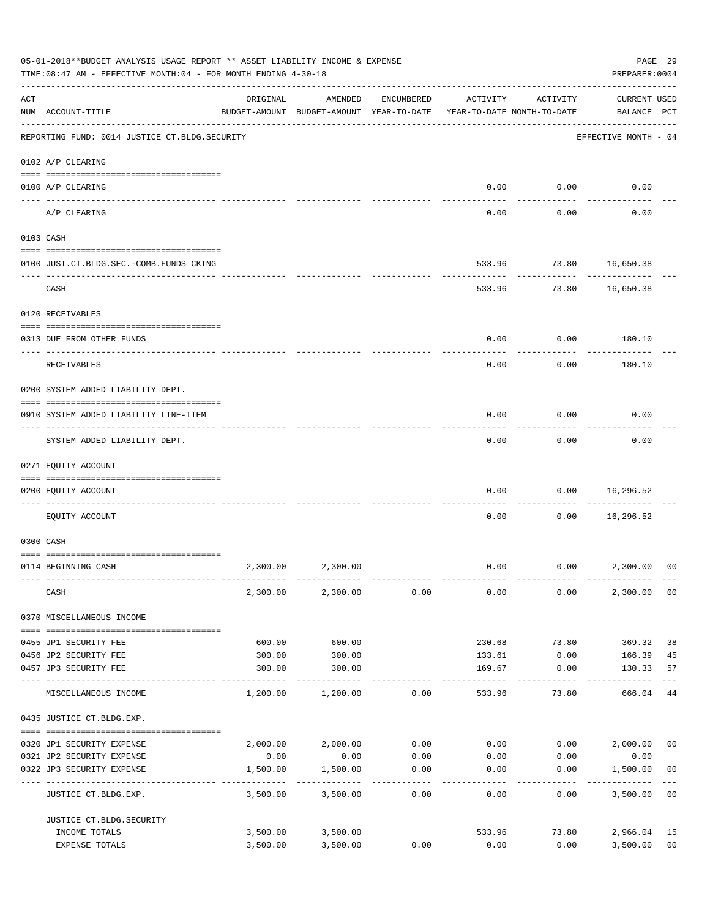05-01-2018**BUDGET ANALYSIS USAGE REPORT ** ASSET LIABILITY INCOME & EXPENSE

TIME:08:47 AM - EFFECTIVE MONTH:04 - FOR MONTH ENDING 4-30-18

PREPARER:0004

| ACT NUM | ACCOUNT-TITLE | ORIGINAL BUDGET-AMOUNT | AMENDED BUDGET-AMOUNT | ENCUMBERED YEAR-TO-DATE | ACTIVITY YEAR-TO-DATE | ACTIVITY MONTH-TO-DATE | CURRENT BALANCE | USED PCT |
|---|---|---|---|---|---|---|---|---|
| | REPORTING FUND: 0014 JUSTICE CT.BLDG.SECURITY | | | | | | EFFECTIVE MONTH - 04 | |
| | 0102 A/P CLEARING | | | | | | | |
| 0100 | A/P CLEARING | | | | 0.00 | 0.00 | 0.00 | |
| | A/P CLEARING | | | | 0.00 | 0.00 | 0.00 | |
| | 0103 CASH | | | | | | | |
| 0100 | JUST.CT.BLDG.SEC.-COMB.FUNDS CKING | | | | 533.96 | 73.80 | 16,650.38 | |
| | CASH | | | | 533.96 | 73.80 | 16,650.38 | |
| | 0120 RECEIVABLES | | | | | | | |
| 0313 | DUE FROM OTHER FUNDS | | | | 0.00 | 0.00 | 180.10 | |
| | RECEIVABLES | | | | 0.00 | 0.00 | 180.10 | |
| | 0200 SYSTEM ADDED LIABILITY DEPT. | | | | | | | |
| 0910 | SYSTEM ADDED LIABILITY LINE-ITEM | | | | 0.00 | 0.00 | 0.00 | |
| | SYSTEM ADDED LIABILITY DEPT. | | | | 0.00 | 0.00 | 0.00 | |
| | 0271 EQUITY ACCOUNT | | | | | | | |
| 0200 | EQUITY ACCOUNT | | | | 0.00 | 0.00 | 16,296.52 | |
| | EQUITY ACCOUNT | | | | 0.00 | 0.00 | 16,296.52 | |
| | 0300 CASH | | | | | | | |
| 0114 | BEGINNING CASH | 2,300.00 | 2,300.00 | | 0.00 | 0.00 | 2,300.00 | 00 |
| | CASH | 2,300.00 | 2,300.00 | 0.00 | 0.00 | 0.00 | 2,300.00 | 00 |
| | 0370 MISCELLANEOUS INCOME | | | | | | | |
| 0455 | JP1 SECURITY FEE | 600.00 | 600.00 | | 230.68 | 73.80 | 369.32 | 38 |
| 0456 | JP2 SECURITY FEE | 300.00 | 300.00 | | 133.61 | 0.00 | 166.39 | 45 |
| 0457 | JP3 SECURITY FEE | 300.00 | 300.00 | | 169.67 | 0.00 | 130.33 | 57 |
| | MISCELLANEOUS INCOME | 1,200.00 | 1,200.00 | 0.00 | 533.96 | 73.80 | 666.04 | 44 |
| | 0435 JUSTICE CT.BLDG.EXP. | | | | | | | |
| 0320 | JP1 SECURITY EXPENSE | 2,000.00 | 2,000.00 | 0.00 | 0.00 | 0.00 | 2,000.00 | 00 |
| 0321 | JP2 SECURITY EXPENSE | 0.00 | 0.00 | 0.00 | 0.00 | 0.00 | 0.00 | |
| 0322 | JP3 SECURITY EXPENSE | 1,500.00 | 1,500.00 | 0.00 | 0.00 | 0.00 | 1,500.00 | 00 |
| | JUSTICE CT.BLDG.EXP. | 3,500.00 | 3,500.00 | 0.00 | 0.00 | 0.00 | 3,500.00 | 00 |
| | JUSTICE CT.BLDG.SECURITY | | | | | | | |
| | INCOME TOTALS | 3,500.00 | 3,500.00 | | 533.96 | 73.80 | 2,966.04 | 15 |
| | EXPENSE TOTALS | 3,500.00 | 3,500.00 | 0.00 | 0.00 | 0.00 | 3,500.00 | 00 |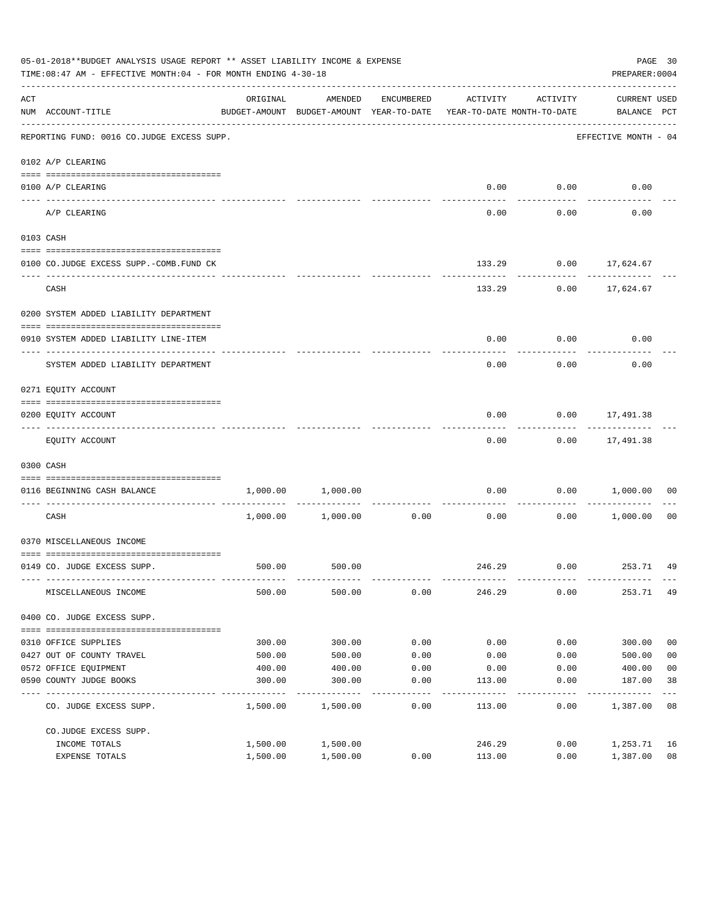05-01-2018**BUDGET ANALYSIS USAGE REPORT ** ASSET LIABILITY INCOME & EXPENSE

TIME:08:47 AM - EFFECTIVE MONTH:04 - FOR MONTH ENDING 4-30-18

PREPARER:0004

| ACT NUM | ACCOUNT-TITLE | ORIGINAL BUDGET-AMOUNT | AMENDED BUDGET-AMOUNT | ENCUMBERED YEAR-TO-DATE | ACTIVITY YEAR-TO-DATE | ACTIVITY MONTH-TO-DATE | CURRENT BALANCE | USED PCT |
|---|---|---|---|---|---|---|---|---|
| | REPORTING FUND: 0016 CO.JUDGE EXCESS SUPP. | | | | | | EFFECTIVE MONTH - 04 | |
| | 0102 A/P CLEARING | | | | | | | |
| 0100 | A/P CLEARING | | | | 0.00 | 0.00 | 0.00 | |
| | A/P CLEARING | | | | 0.00 | 0.00 | 0.00 | |
| | 0103 CASH | | | | | | | |
| 0100 | CO.JUDGE EXCESS SUPP.-COMB.FUND CK | | | | 133.29 | 0.00 | 17,624.67 | |
| | CASH | | | | 133.29 | 0.00 | 17,624.67 | |
| | 0200 SYSTEM ADDED LIABILITY DEPARTMENT | | | | | | | |
| 0910 | SYSTEM ADDED LIABILITY LINE-ITEM | | | | 0.00 | 0.00 | 0.00 | |
| | SYSTEM ADDED LIABILITY DEPARTMENT | | | | 0.00 | 0.00 | 0.00 | |
| | 0271 EQUITY ACCOUNT | | | | | | | |
| 0200 | EQUITY ACCOUNT | | | | 0.00 | 0.00 | 17,491.38 | |
| | EQUITY ACCOUNT | | | | 0.00 | 0.00 | 17,491.38 | |
| | 0300 CASH | | | | | | | |
| 0116 | BEGINNING CASH BALANCE | 1,000.00 | 1,000.00 | | 0.00 | 0.00 | 1,000.00 | 00 |
| | CASH | 1,000.00 | 1,000.00 | 0.00 | 0.00 | 0.00 | 1,000.00 | 00 |
| | 0370 MISCELLANEOUS INCOME | | | | | | | |
| 0149 | CO. JUDGE EXCESS SUPP. | 500.00 | 500.00 | | 246.29 | 0.00 | 253.71 | 49 |
| | MISCELLANEOUS INCOME | 500.00 | 500.00 | 0.00 | 246.29 | 0.00 | 253.71 | 49 |
| | 0400 CO. JUDGE EXCESS SUPP. | | | | | | | |
| 0310 | OFFICE SUPPLIES | 300.00 | 300.00 | 0.00 | 0.00 | 0.00 | 300.00 | 00 |
| 0427 | OUT OF COUNTY TRAVEL | 500.00 | 500.00 | 0.00 | 0.00 | 0.00 | 500.00 | 00 |
| 0572 | OFFICE EQUIPMENT | 400.00 | 400.00 | 0.00 | 0.00 | 0.00 | 400.00 | 00 |
| 0590 | COUNTY JUDGE BOOKS | 300.00 | 300.00 | 0.00 | 113.00 | 0.00 | 187.00 | 38 |
| | CO. JUDGE EXCESS SUPP. | 1,500.00 | 1,500.00 | 0.00 | 113.00 | 0.00 | 1,387.00 | 08 |
| | CO.JUDGE EXCESS SUPP. | | | | | | | |
| | INCOME TOTALS | 1,500.00 | 1,500.00 | | 246.29 | 0.00 | 1,253.71 | 16 |
| | EXPENSE TOTALS | 1,500.00 | 1,500.00 | 0.00 | 113.00 | 0.00 | 1,387.00 | 08 |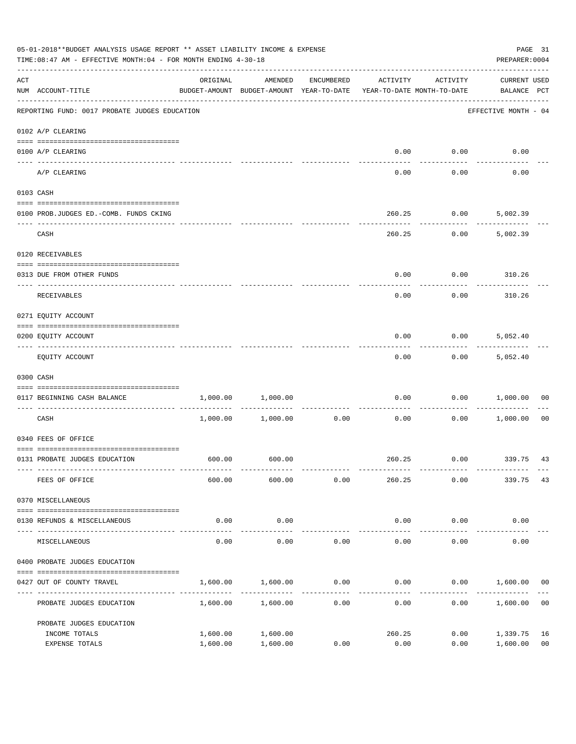05-01-2018**BUDGET ANALYSIS USAGE REPORT ** ASSET LIABILITY INCOME & EXPENSE

TIME:08:47 AM - EFFECTIVE MONTH:04 - FOR MONTH ENDING 4-30-18

PREPARER:0004

| ACT NUM | ACCOUNT-TITLE | ORIGINAL BUDGET-AMOUNT | AMENDED BUDGET-AMOUNT | ENCUMBERED YEAR-TO-DATE | ACTIVITY YEAR-TO-DATE | ACTIVITY MONTH-TO-DATE | CURRENT USED BALANCE | PCT |
|---|---|---|---|---|---|---|---|---|
| | REPORTING FUND: 0017 PROBATE JUDGES EDUCATION | | | | | | EFFECTIVE MONTH - 04 | |
| | 0102 A/P CLEARING | | | | | | | |
| 0100 | A/P CLEARING | | | | 0.00 | 0.00 | 0.00 | |
| | A/P CLEARING | | | | 0.00 | 0.00 | 0.00 | |
| | 0103 CASH | | | | | | | |
| 0100 | PROB.JUDGES ED.-COMB. FUNDS CKING | | | | 260.25 | 0.00 | 5,002.39 | |
| | CASH | | | | 260.25 | 0.00 | 5,002.39 | |
| | 0120 RECEIVABLES | | | | | | | |
| 0313 | DUE FROM OTHER FUNDS | | | | 0.00 | 0.00 | 310.26 | |
| | RECEIVABLES | | | | 0.00 | 0.00 | 310.26 | |
| | 0271 EQUITY ACCOUNT | | | | | | | |
| 0200 | EQUITY ACCOUNT | | | | 0.00 | 0.00 | 5,052.40 | |
| | EQUITY ACCOUNT | | | | 0.00 | 0.00 | 5,052.40 | |
| | 0300 CASH | | | | | | | |
| 0117 | BEGINNING CASH BALANCE | 1,000.00 | 1,000.00 | | 0.00 | 0.00 | 1,000.00 | 00 |
| | CASH | 1,000.00 | 1,000.00 | 0.00 | 0.00 | 0.00 | 1,000.00 | 00 |
| | 0340 FEES OF OFFICE | | | | | | | |
| 0131 | PROBATE JUDGES EDUCATION | 600.00 | 600.00 | | 260.25 | 0.00 | 339.75 | 43 |
| | FEES OF OFFICE | 600.00 | 600.00 | 0.00 | 260.25 | 0.00 | 339.75 | 43 |
| | 0370 MISCELLANEOUS | | | | | | | |
| 0130 | REFUNDS & MISCELLANEOUS | 0.00 | 0.00 | | 0.00 | 0.00 | 0.00 | |
| | MISCELLANEOUS | 0.00 | 0.00 | 0.00 | 0.00 | 0.00 | 0.00 | |
| | 0400 PROBATE JUDGES EDUCATION | | | | | | | |
| 0427 | OUT OF COUNTY TRAVEL | 1,600.00 | 1,600.00 | 0.00 | 0.00 | 0.00 | 1,600.00 | 00 |
| | PROBATE JUDGES EDUCATION | 1,600.00 | 1,600.00 | 0.00 | 0.00 | 0.00 | 1,600.00 | 00 |
| | PROBATE JUDGES EDUCATION | | | | | | | |
| | INCOME TOTALS | 1,600.00 | 1,600.00 | | 260.25 | 0.00 | 1,339.75 | 16 |
| | EXPENSE TOTALS | 1,600.00 | 1,600.00 | 0.00 | 0.00 | 0.00 | 1,600.00 | 00 |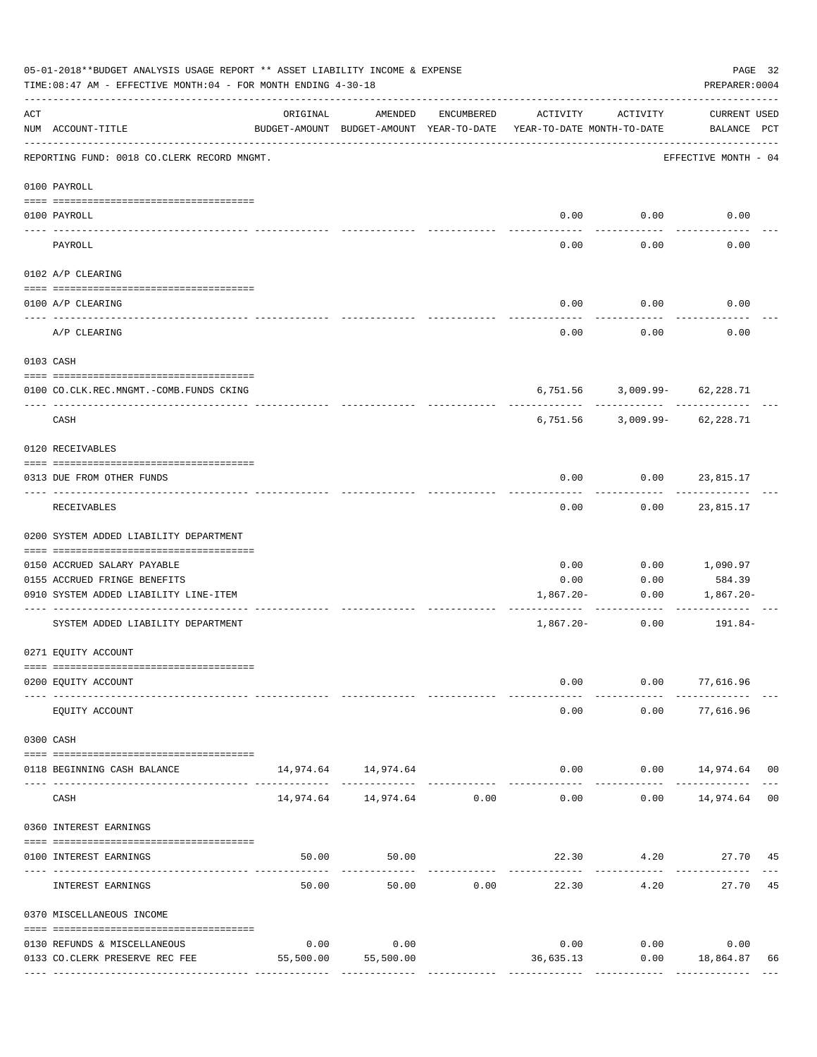05-01-2018**BUDGET ANALYSIS USAGE REPORT ** ASSET LIABILITY INCOME & EXPENSE

TIME:08:47 AM - EFFECTIVE MONTH:04 - FOR MONTH ENDING 4-30-18

PREPARER:0004

| ACT NUM | ACCOUNT-TITLE | ORIGINAL BUDGET-AMOUNT | AMENDED BUDGET-AMOUNT | ENCUMBERED YEAR-TO-DATE | ACTIVITY YEAR-TO-DATE | ACTIVITY MONTH-TO-DATE | CURRENT BALANCE | USED PCT |
|---|---|---|---|---|---|---|---|---|
| | REPORTING FUND: 0018 CO.CLERK RECORD MNGMT. | | | | | | EFFECTIVE MONTH - 04 | |
| | 0100 PAYROLL | | | | | | | |
| 0100 | PAYROLL | | | | 0.00 | 0.00 | 0.00 | |
| | PAYROLL | | | | 0.00 | 0.00 | 0.00 | |
| | 0102 A/P CLEARING | | | | | | | |
| 0100 | A/P CLEARING | | | | 0.00 | 0.00 | 0.00 | |
| | A/P CLEARING | | | | 0.00 | 0.00 | 0.00 | |
| | 0103 CASH | | | | | | | |
| 0100 | CO.CLK.REC.MNGMT.-COMB.FUNDS CKING | | | | 6,751.56 | 3,009.99- | 62,228.71 | |
| | CASH | | | | 6,751.56 | 3,009.99- | 62,228.71 | |
| | 0120 RECEIVABLES | | | | | | | |
| 0313 | DUE FROM OTHER FUNDS | | | | 0.00 | 0.00 | 23,815.17 | |
| | RECEIVABLES | | | | 0.00 | 0.00 | 23,815.17 | |
| | 0200 SYSTEM ADDED LIABILITY DEPARTMENT | | | | | | | |
| 0150 | ACCRUED SALARY PAYABLE | | | | 0.00 | 0.00 | 1,090.97 | |
| 0155 | ACCRUED FRINGE BENEFITS | | | | 0.00 | 0.00 | 584.39 | |
| 0910 | SYSTEM ADDED LIABILITY LINE-ITEM | | | | 1,867.20- | 0.00 | 1,867.20- | |
| | SYSTEM ADDED LIABILITY DEPARTMENT | | | | 1,867.20- | 0.00 | 191.84- | |
| | 0271 EQUITY ACCOUNT | | | | | | | |
| 0200 | EQUITY ACCOUNT | | | | 0.00 | 0.00 | 77,616.96 | |
| | EQUITY ACCOUNT | | | | 0.00 | 0.00 | 77,616.96 | |
| | 0300 CASH | | | | | | | |
| 0118 | BEGINNING CASH BALANCE | 14,974.64 | 14,974.64 | | 0.00 | 0.00 | 14,974.64 | 00 |
| | CASH | 14,974.64 | 14,974.64 | 0.00 | 0.00 | 0.00 | 14,974.64 | 00 |
| | 0360 INTEREST EARNINGS | | | | | | | |
| 0100 | INTEREST EARNINGS | 50.00 | 50.00 | | 22.30 | 4.20 | 27.70 | 45 |
| | INTEREST EARNINGS | 50.00 | 50.00 | 0.00 | 22.30 | 4.20 | 27.70 | 45 |
| | 0370 MISCELLANEOUS INCOME | | | | | | | |
| 0130 | REFUNDS & MISCELLANEOUS | 0.00 | 0.00 | | 0.00 | 0.00 | 0.00 | |
| 0133 | CO.CLERK PRESERVE REC FEE | 55,500.00 | 55,500.00 | | 36,635.13 | 0.00 | 18,864.87 | 66 |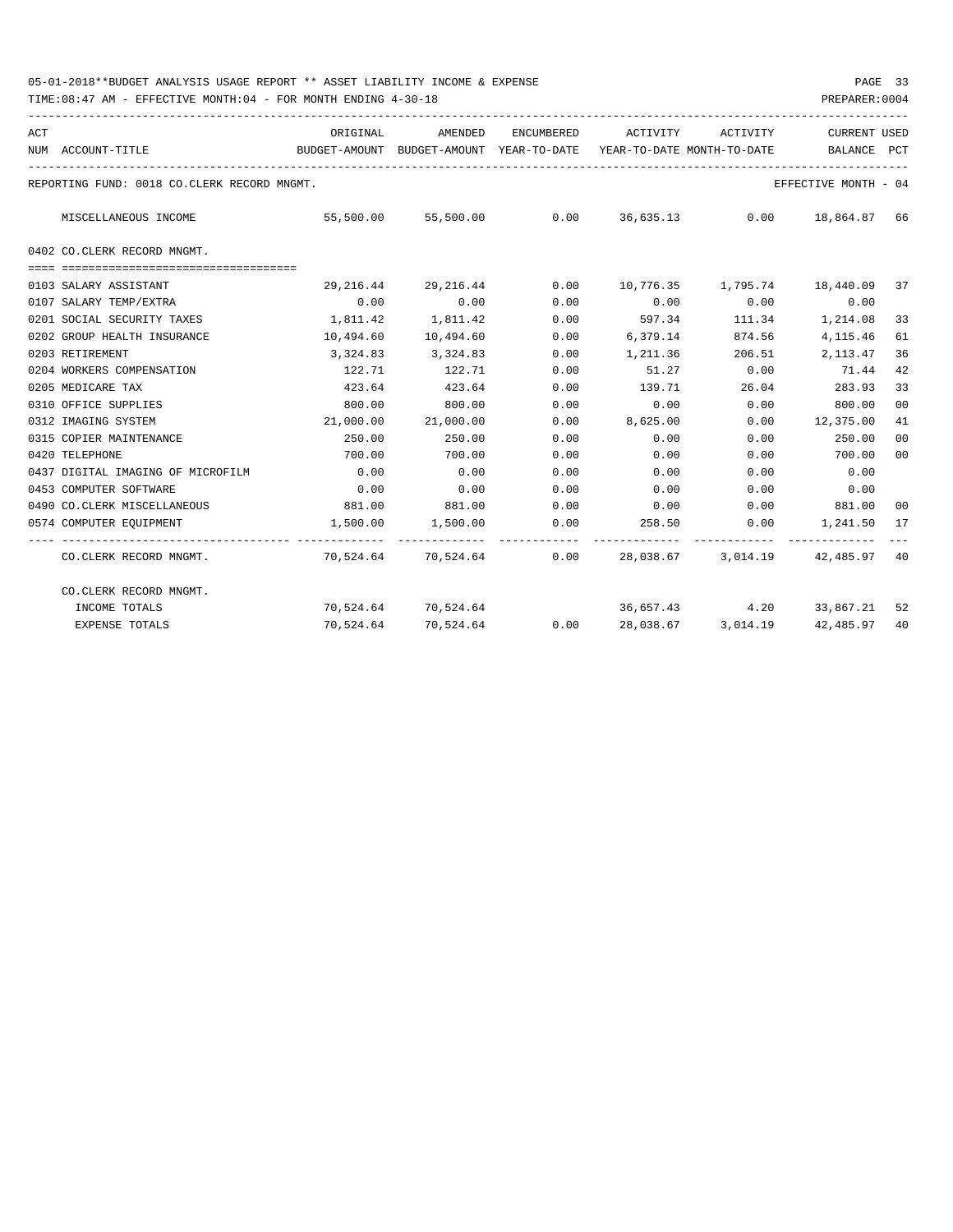05-01-2018**BUDGET ANALYSIS USAGE REPORT ** ASSET LIABILITY INCOME & EXPENSE

TIME:08:47 AM - EFFECTIVE MONTH:04 - FOR MONTH ENDING 4-30-18

PREPARER:0004

| ACT NUM | ACCOUNT-TITLE | ORIGINAL BUDGET-AMOUNT | AMENDED BUDGET-AMOUNT | ENCUMBERED YEAR-TO-DATE | ACTIVITY YEAR-TO-DATE | ACTIVITY MONTH-TO-DATE | CURRENT BALANCE | USED PCT |
|---|---|---|---|---|---|---|---|---|
| REPORTING FUND: 0018 CO.CLERK RECORD MNGMT. | | | | | | | EFFECTIVE MONTH - 04 | |
| | MISCELLANEOUS INCOME | 55,500.00 | 55,500.00 | 0.00 | 36,635.13 | 0.00 | 18,864.87 | 66 |
| 0402 CO.CLERK RECORD MNGMT. | | | | | | | | |
| 0103 | SALARY ASSISTANT | 29,216.44 | 29,216.44 | 0.00 | 10,776.35 | 1,795.74 | 18,440.09 | 37 |
| 0107 | SALARY TEMP/EXTRA | 0.00 | 0.00 | 0.00 | 0.00 | 0.00 | 0.00 | |
| 0201 | SOCIAL SECURITY TAXES | 1,811.42 | 1,811.42 | 0.00 | 597.34 | 111.34 | 1,214.08 | 33 |
| 0202 | GROUP HEALTH INSURANCE | 10,494.60 | 10,494.60 | 0.00 | 6,379.14 | 874.56 | 4,115.46 | 61 |
| 0203 | RETIREMENT | 3,324.83 | 3,324.83 | 0.00 | 1,211.36 | 206.51 | 2,113.47 | 36 |
| 0204 | WORKERS COMPENSATION | 122.71 | 122.71 | 0.00 | 51.27 | 0.00 | 71.44 | 42 |
| 0205 | MEDICARE TAX | 423.64 | 423.64 | 0.00 | 139.71 | 26.04 | 283.93 | 33 |
| 0310 | OFFICE SUPPLIES | 800.00 | 800.00 | 0.00 | 0.00 | 0.00 | 800.00 | 00 |
| 0312 | IMAGING SYSTEM | 21,000.00 | 21,000.00 | 0.00 | 8,625.00 | 0.00 | 12,375.00 | 41 |
| 0315 | COPIER MAINTENANCE | 250.00 | 250.00 | 0.00 | 0.00 | 0.00 | 250.00 | 00 |
| 0420 | TELEPHONE | 700.00 | 700.00 | 0.00 | 0.00 | 0.00 | 700.00 | 00 |
| 0437 | DIGITAL IMAGING OF MICROFILM | 0.00 | 0.00 | 0.00 | 0.00 | 0.00 | 0.00 | |
| 0453 | COMPUTER SOFTWARE | 0.00 | 0.00 | 0.00 | 0.00 | 0.00 | 0.00 | |
| 0490 | CO.CLERK MISCELLANEOUS | 881.00 | 881.00 | 0.00 | 0.00 | 0.00 | 881.00 | 00 |
| 0574 | COMPUTER EQUIPMENT | 1,500.00 | 1,500.00 | 0.00 | 258.50 | 0.00 | 1,241.50 | 17 |
| | CO.CLERK RECORD MNGMT. | 70,524.64 | 70,524.64 | 0.00 | 28,038.67 | 3,014.19 | 42,485.97 | 40 |
| | CO.CLERK RECORD MNGMT. | | | | | | | |
| | INCOME TOTALS | 70,524.64 | 70,524.64 | | 36,657.43 | 4.20 | 33,867.21 | 52 |
| | EXPENSE TOTALS | 70,524.64 | 70,524.64 | 0.00 | 28,038.67 | 3,014.19 | 42,485.97 | 40 |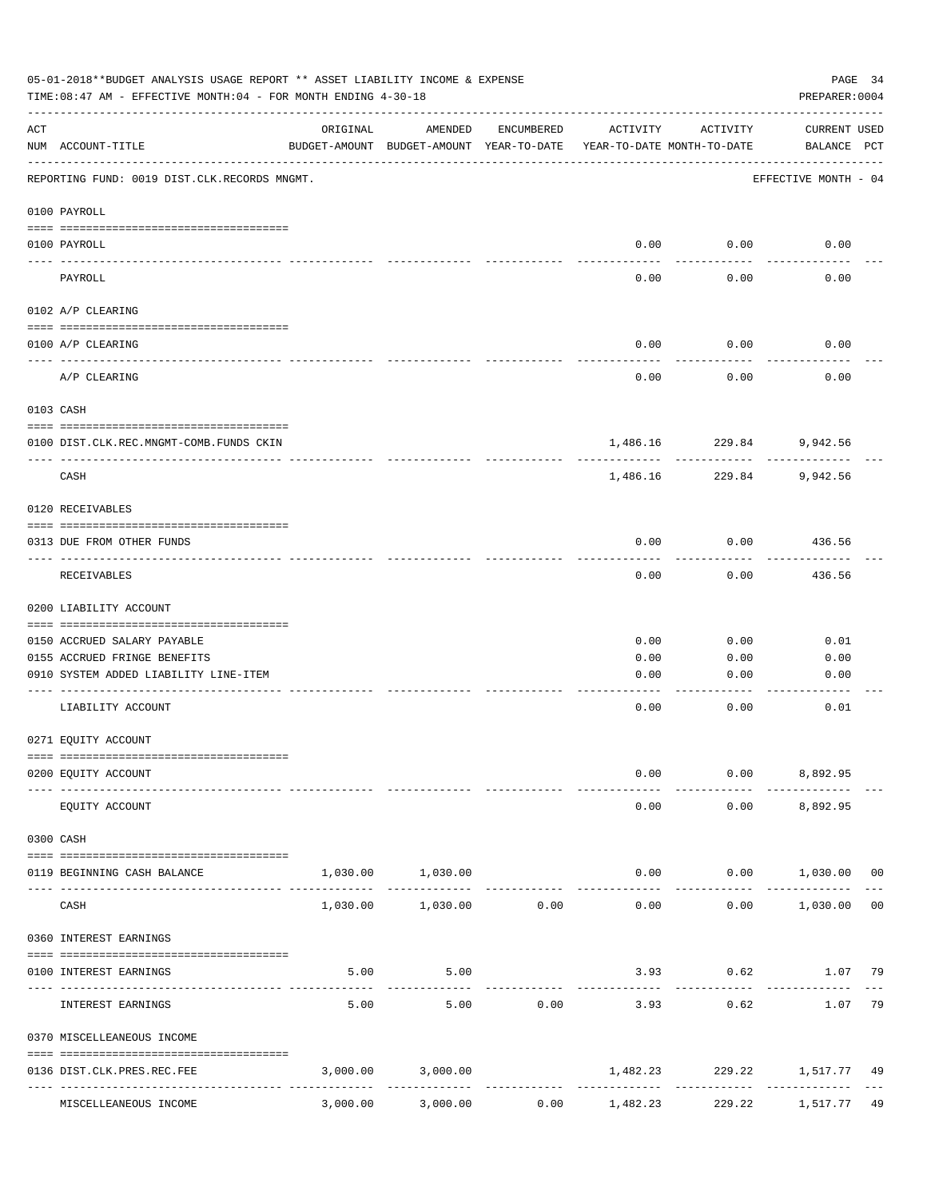05-01-2018**BUDGET ANALYSIS USAGE REPORT ** ASSET LIABILITY INCOME & EXPENSE

TIME:08:47 AM - EFFECTIVE MONTH:04 - FOR MONTH ENDING 4-30-18

PREPARER:0004

REPORTING FUND: 0019 DIST.CLK.RECORDS MNGMT. EFFECTIVE MONTH - 04

| ACT NUM | ACCOUNT-TITLE | ORIGINAL BUDGET-AMOUNT | AMENDED BUDGET-AMOUNT | ENCUMBERED YEAR-TO-DATE | ACTIVITY YEAR-TO-DATE | ACTIVITY MONTH-TO-DATE | CURRENT BALANCE | USED PCT |
|---|---|---|---|---|---|---|---|---|
| | **0100 PAYROLL** | | | | | | | |
| 0100 | PAYROLL | | | | 0.00 | 0.00 | 0.00 | |
| | PAYROLL | | | | 0.00 | 0.00 | 0.00 | |
| | **0102 A/P CLEARING** | | | | | | | |
| 0100 | A/P CLEARING | | | | 0.00 | 0.00 | 0.00 | |
| | A/P CLEARING | | | | 0.00 | 0.00 | 0.00 | |
| | **0103 CASH** | | | | | | | |
| 0100 | DIST.CLK.REC.MNGMT-COMB.FUNDS CKIN | | | | 1,486.16 | 229.84 | 9,942.56 | |
| | CASH | | | | 1,486.16 | 229.84 | 9,942.56 | |
| | **0120 RECEIVABLES** | | | | | | | |
| 0313 | DUE FROM OTHER FUNDS | | | | 0.00 | 0.00 | 436.56 | |
| | RECEIVABLES | | | | 0.00 | 0.00 | 436.56 | |
| | **0200 LIABILITY ACCOUNT** | | | | | | | |
| 0150 | ACCRUED SALARY PAYABLE | | | | 0.00 | 0.00 | 0.01 | |
| 0155 | ACCRUED FRINGE BENEFITS | | | | 0.00 | 0.00 | 0.00 | |
| 0910 | SYSTEM ADDED LIABILITY LINE-ITEM | | | | 0.00 | 0.00 | 0.00 | |
| | LIABILITY ACCOUNT | | | | 0.00 | 0.00 | 0.01 | |
| | **0271 EQUITY ACCOUNT** | | | | | | | |
| 0200 | EQUITY ACCOUNT | | | | 0.00 | 0.00 | 8,892.95 | |
| | EQUITY ACCOUNT | | | | 0.00 | 0.00 | 8,892.95 | |
| | **0300 CASH** | | | | | | | |
| 0119 | BEGINNING CASH BALANCE | 1,030.00 | 1,030.00 | | 0.00 | 0.00 | 1,030.00 | 00 |
| | CASH | 1,030.00 | 1,030.00 | 0.00 | 0.00 | 0.00 | 1,030.00 | 00 |
| | **0360 INTEREST EARNINGS** | | | | | | | |
| 0100 | INTEREST EARNINGS | 5.00 | 5.00 | | 3.93 | 0.62 | 1.07 | 79 |
| | INTEREST EARNINGS | 5.00 | 5.00 | 0.00 | 3.93 | 0.62 | 1.07 | 79 |
| | **0370 MISCELLANEOUS INCOME** | | | | | | | |
| 0136 | DIST.CLK.PRES.REC.FEE | 3,000.00 | 3,000.00 | | 1,482.23 | 229.22 | 1,517.77 | 49 |
| | MISCELLANEOUS INCOME | 3,000.00 | 3,000.00 | 0.00 | 1,482.23 | 229.22 | 1,517.77 | 49 |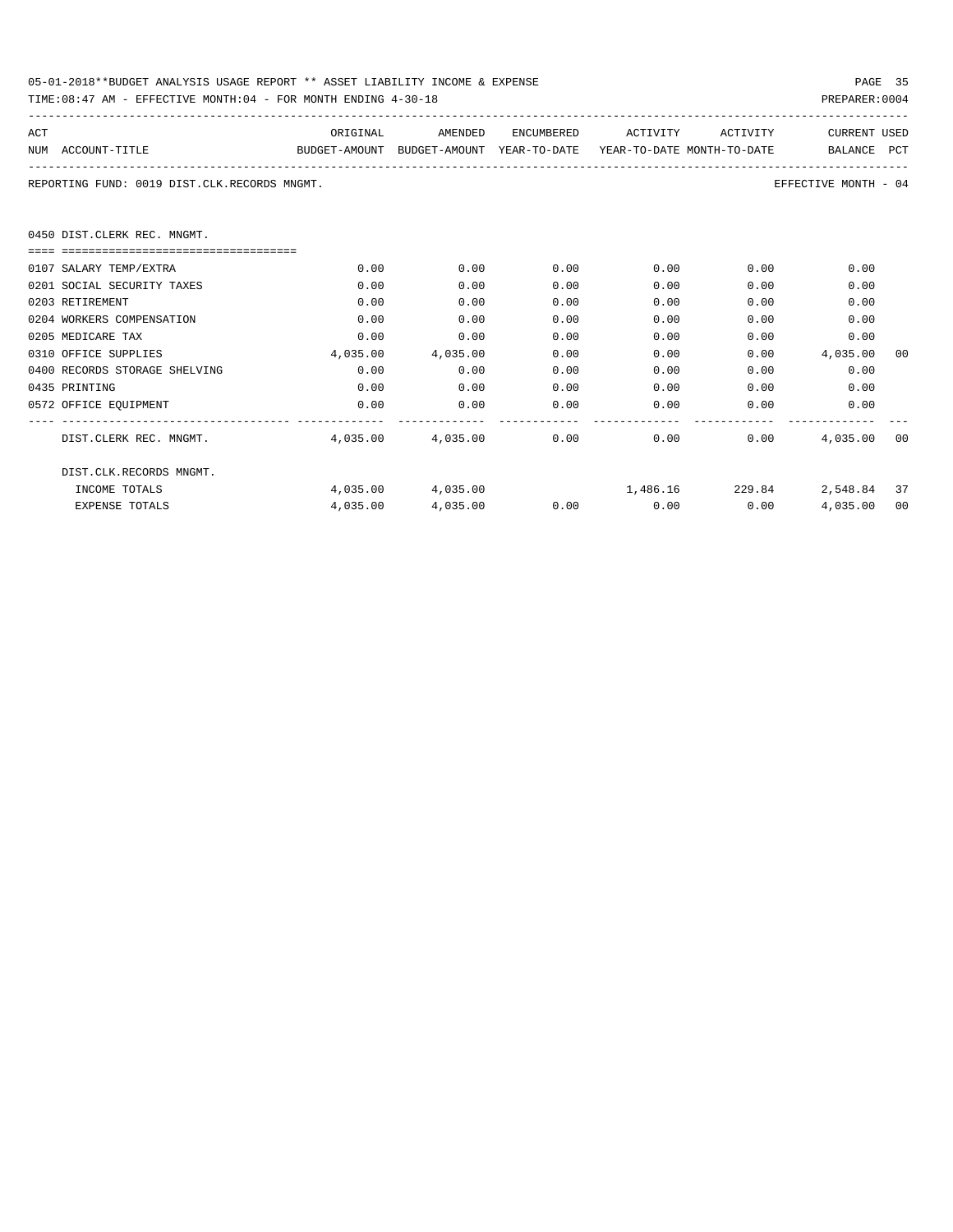05-01-2018**BUDGET ANALYSIS USAGE REPORT ** ASSET LIABILITY INCOME & EXPENSE

TIME:08:47 AM - EFFECTIVE MONTH:04 - FOR MONTH ENDING 4-30-18

PREPARER:0004

REPORTING FUND: 0019 DIST.CLK.RECORDS MNGMT.

EFFECTIVE MONTH - 04

0450 DIST.CLERK REC. MNGMT.

| ACT NUM | ACCOUNT-TITLE | ORIGINAL BUDGET-AMOUNT | AMENDED BUDGET-AMOUNT | ENCUMBERED YEAR-TO-DATE | ACTIVITY YEAR-TO-DATE | ACTIVITY MONTH-TO-DATE | CURRENT BALANCE | USED PCT |
|---|---|---|---|---|---|---|---|---|
| 0107 | SALARY TEMP/EXTRA | 0.00 | 0.00 | 0.00 | 0.00 | 0.00 | 0.00 | |
| 0201 | SOCIAL SECURITY TAXES | 0.00 | 0.00 | 0.00 | 0.00 | 0.00 | 0.00 | |
| 0203 | RETIREMENT | 0.00 | 0.00 | 0.00 | 0.00 | 0.00 | 0.00 | |
| 0204 | WORKERS COMPENSATION | 0.00 | 0.00 | 0.00 | 0.00 | 0.00 | 0.00 | |
| 0205 | MEDICARE TAX | 0.00 | 0.00 | 0.00 | 0.00 | 0.00 | 0.00 | |
| 0310 | OFFICE SUPPLIES | 4,035.00 | 4,035.00 | 0.00 | 0.00 | 0.00 | 4,035.00 | 00 |
| 0400 | RECORDS STORAGE SHELVING | 0.00 | 0.00 | 0.00 | 0.00 | 0.00 | 0.00 | |
| 0435 | PRINTING | 0.00 | 0.00 | 0.00 | 0.00 | 0.00 | 0.00 | |
| 0572 | OFFICE EQUIPMENT | 0.00 | 0.00 | 0.00 | 0.00 | 0.00 | 0.00 | |
| | DIST.CLERK REC. MNGMT. | 4,035.00 | 4,035.00 | 0.00 | 0.00 | 0.00 | 4,035.00 | 00 |
| | DIST.CLK.RECORDS MNGMT. | | | | | | | |
| | INCOME TOTALS | 4,035.00 | 4,035.00 | | 1,486.16 | 229.84 | 2,548.84 | 37 |
| | EXPENSE TOTALS | 4,035.00 | 4,035.00 | 0.00 | 0.00 | 0.00 | 4,035.00 | 00 |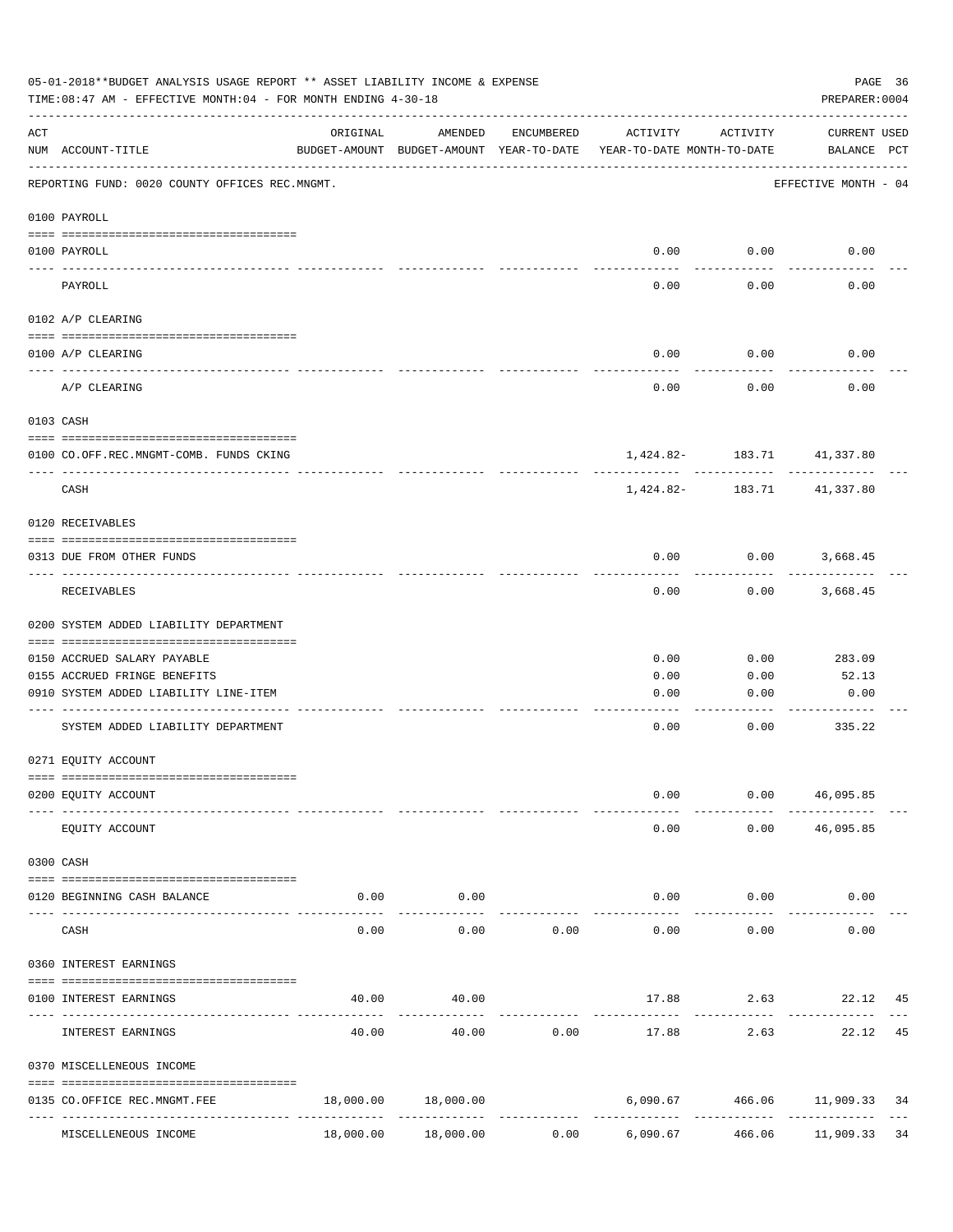05-01-2018**BUDGET ANALYSIS USAGE REPORT ** ASSET LIABILITY INCOME & EXPENSE

TIME:08:47 AM - EFFECTIVE MONTH:04 - FOR MONTH ENDING 4-30-18

PREPARER:0004

| ACT NUM | ACCOUNT-TITLE | ORIGINAL BUDGET-AMOUNT | AMENDED BUDGET-AMOUNT | ENCUMBERED YEAR-TO-DATE | ACTIVITY YEAR-TO-DATE | ACTIVITY MONTH-TO-DATE | CURRENT BALANCE | USED PCT |
|---|---|---|---|---|---|---|---|---|
| | REPORTING FUND: 0020 COUNTY OFFICES REC.MNGMT. | | | | | | EFFECTIVE MONTH - 04 | |
| | **0100 PAYROLL** | | | | | | | |
| 0100 | PAYROLL | | | | 0.00 | 0.00 | 0.00 | |
| | PAYROLL | | | | 0.00 | 0.00 | 0.00 | |
| | **0102 A/P CLEARING** | | | | | | | |
| 0100 | A/P CLEARING | | | | 0.00 | 0.00 | 0.00 | |
| | A/P CLEARING | | | | 0.00 | 0.00 | 0.00 | |
| | **0103 CASH** | | | | | | | |
| 0100 | CO.OFF.REC.MNGMT-COMB. FUNDS CKING | | | | 1,424.82- | 183.71 | 41,337.80 | |
| | CASH | | | | 1,424.82- | 183.71 | 41,337.80 | |
| | **0120 RECEIVABLES** | | | | | | | |
| 0313 | DUE FROM OTHER FUNDS | | | | 0.00 | 0.00 | 3,668.45 | |
| | RECEIVABLES | | | | 0.00 | 0.00 | 3,668.45 | |
| | **0200 SYSTEM ADDED LIABILITY DEPARTMENT** | | | | | | | |
| 0150 | ACCRUED SALARY PAYABLE | | | | 0.00 | 0.00 | 283.09 | |
| 0155 | ACCRUED FRINGE BENEFITS | | | | 0.00 | 0.00 | 52.13 | |
| 0910 | SYSTEM ADDED LIABILITY LINE-ITEM | | | | 0.00 | 0.00 | 0.00 | |
| | SYSTEM ADDED LIABILITY DEPARTMENT | | | | 0.00 | 0.00 | 335.22 | |
| | **0271 EQUITY ACCOUNT** | | | | | | | |
| 0200 | EQUITY ACCOUNT | | | | 0.00 | 0.00 | 46,095.85 | |
| | EQUITY ACCOUNT | | | | 0.00 | 0.00 | 46,095.85 | |
| | **0300 CASH** | | | | | | | |
| 0120 | BEGINNING CASH BALANCE | 0.00 | 0.00 | | 0.00 | 0.00 | 0.00 | |
| | CASH | 0.00 | 0.00 | 0.00 | 0.00 | 0.00 | 0.00 | |
| | **0360 INTEREST EARNINGS** | | | | | | | |
| 0100 | INTEREST EARNINGS | 40.00 | 40.00 | | 17.88 | 2.63 | 22.12 | 45 |
| | INTEREST EARNINGS | 40.00 | 40.00 | 0.00 | 17.88 | 2.63 | 22.12 | 45 |
| | **0370 MISCELLENEOUS INCOME** | | | | | | | |
| 0135 | CO.OFFICE REC.MNGMT.FEE | 18,000.00 | 18,000.00 | | 6,090.67 | 466.06 | 11,909.33 | 34 |
| | MISCELLENEOUS INCOME | 18,000.00 | 18,000.00 | 0.00 | 6,090.67 | 466.06 | 11,909.33 | 34 |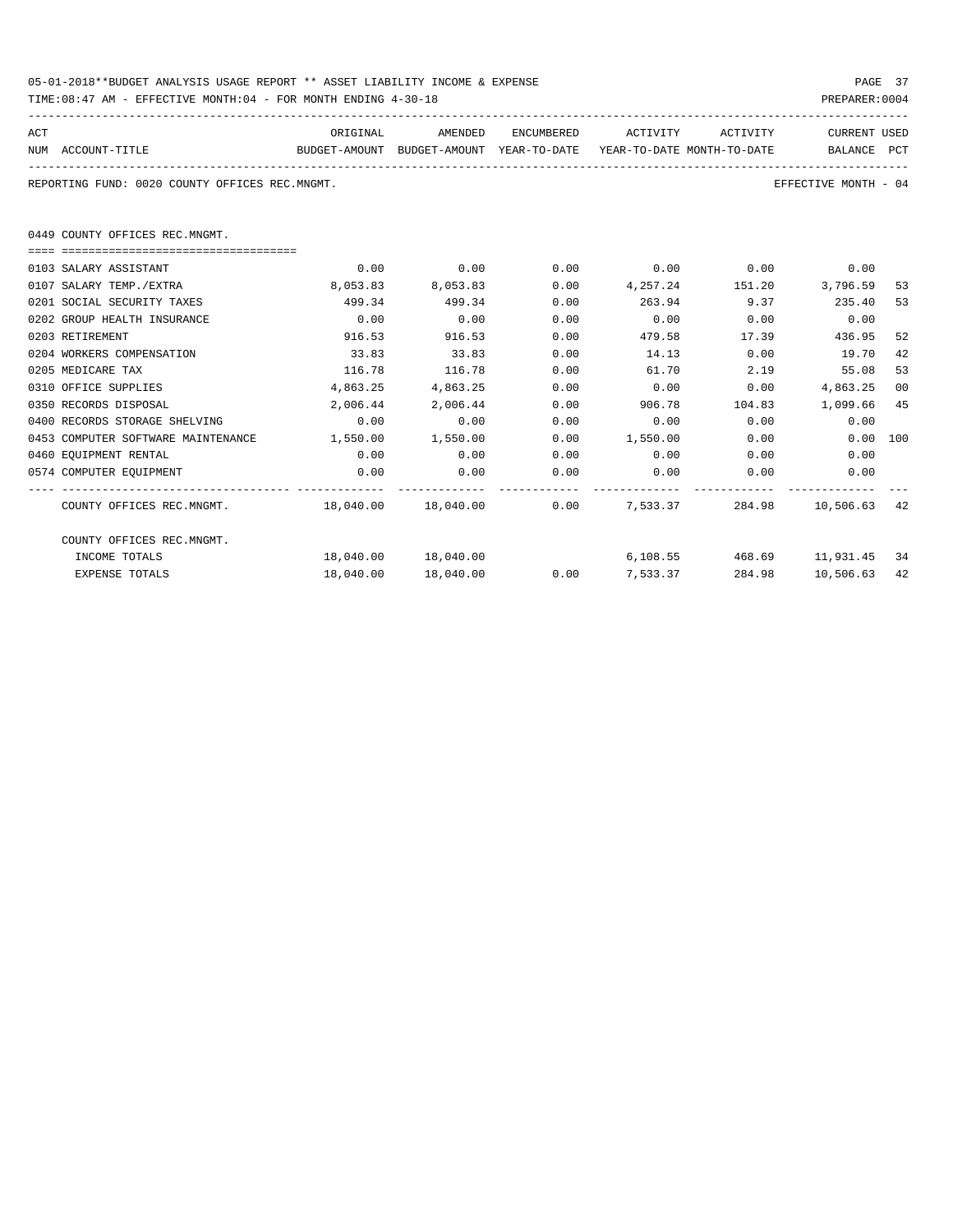05-01-2018**BUDGET ANALYSIS USAGE REPORT ** ASSET LIABILITY INCOME & EXPENSE

TIME:08:47 AM - EFFECTIVE MONTH:04 - FOR MONTH ENDING 4-30-18

PREPARER:0004

REPORTING FUND: 0020 COUNTY OFFICES REC.MNGMT.

EFFECTIVE MONTH - 04

0449 COUNTY OFFICES REC.MNGMT.

| ACT NUM | ACCOUNT-TITLE | ORIGINAL BUDGET-AMOUNT | AMENDED BUDGET-AMOUNT | ENCUMBERED YEAR-TO-DATE | ACTIVITY YEAR-TO-DATE | ACTIVITY MONTH-TO-DATE | CURRENT BALANCE | USED PCT |
|---|---|---|---|---|---|---|---|---|
| 0103 | SALARY ASSISTANT | 0.00 | 0.00 | 0.00 | 0.00 | 0.00 | 0.00 | |
| 0107 | SALARY TEMP./EXTRA | 8,053.83 | 8,053.83 | 0.00 | 4,257.24 | 151.20 | 3,796.59 | 53 |
| 0201 | SOCIAL SECURITY TAXES | 499.34 | 499.34 | 0.00 | 263.94 | 9.37 | 235.40 | 53 |
| 0202 | GROUP HEALTH INSURANCE | 0.00 | 0.00 | 0.00 | 0.00 | 0.00 | 0.00 | |
| 0203 | RETIREMENT | 916.53 | 916.53 | 0.00 | 479.58 | 17.39 | 436.95 | 52 |
| 0204 | WORKERS COMPENSATION | 33.83 | 33.83 | 0.00 | 14.13 | 0.00 | 19.70 | 42 |
| 0205 | MEDICARE TAX | 116.78 | 116.78 | 0.00 | 61.70 | 2.19 | 55.08 | 53 |
| 0310 | OFFICE SUPPLIES | 4,863.25 | 4,863.25 | 0.00 | 0.00 | 0.00 | 4,863.25 | 00 |
| 0350 | RECORDS DISPOSAL | 2,006.44 | 2,006.44 | 0.00 | 906.78 | 104.83 | 1,099.66 | 45 |
| 0400 | RECORDS STORAGE SHELVING | 0.00 | 0.00 | 0.00 | 0.00 | 0.00 | 0.00 | |
| 0453 | COMPUTER SOFTWARE MAINTENANCE | 1,550.00 | 1,550.00 | 0.00 | 1,550.00 | 0.00 | 0.00 | 100 |
| 0460 | EQUIPMENT RENTAL | 0.00 | 0.00 | 0.00 | 0.00 | 0.00 | 0.00 | |
| 0574 | COMPUTER EQUIPMENT | 0.00 | 0.00 | 0.00 | 0.00 | 0.00 | 0.00 | |
| | COUNTY OFFICES REC.MNGMT. | 18,040.00 | 18,040.00 | 0.00 | 7,533.37 | 284.98 | 10,506.63 | 42 |
| | COUNTY OFFICES REC.MNGMT. | | | | | | | |
| | INCOME TOTALS | 18,040.00 | 18,040.00 | | 6,108.55 | 468.69 | 11,931.45 | 34 |
| | EXPENSE TOTALS | 18,040.00 | 18,040.00 | 0.00 | 7,533.37 | 284.98 | 10,506.63 | 42 |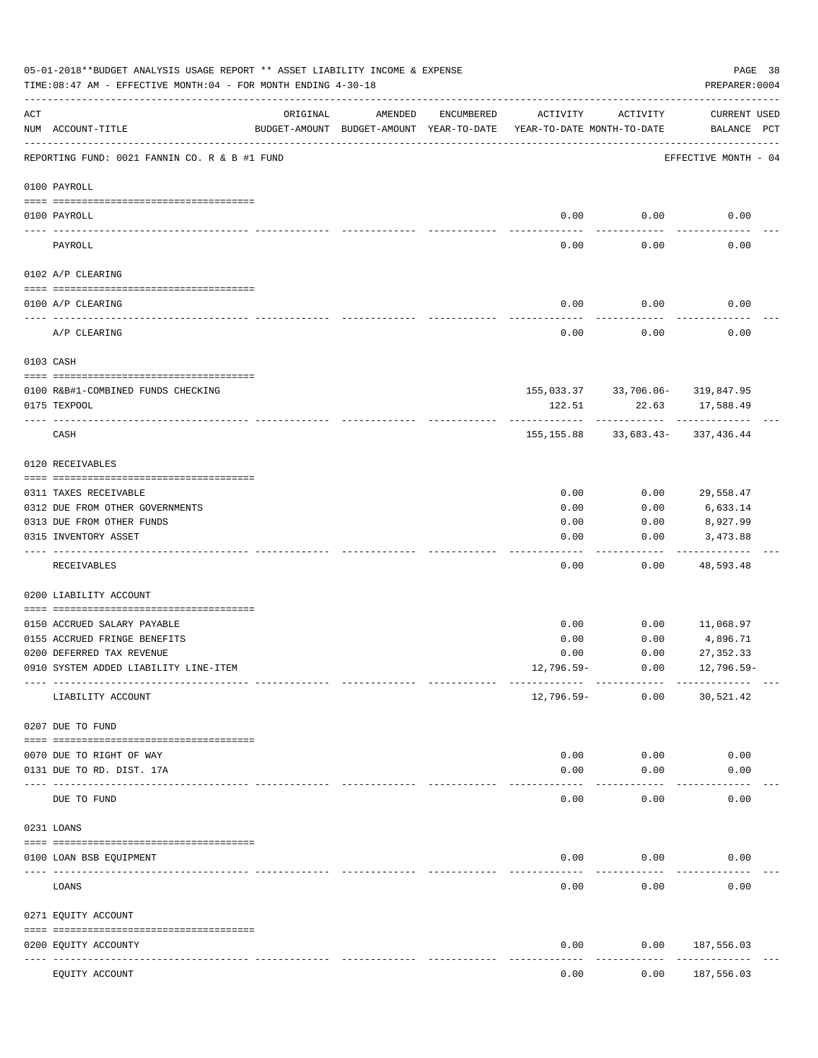05-01-2018**BUDGET ANALYSIS USAGE REPORT ** ASSET LIABILITY INCOME & EXPENSE

TIME:08:47 AM - EFFECTIVE MONTH:04 - FOR MONTH ENDING 4-30-18

PREPARER:0004

| ACT NUM | ACCOUNT-TITLE | ORIGINAL BUDGET-AMOUNT | AMENDED BUDGET-AMOUNT | ENCUMBERED YEAR-TO-DATE | ACTIVITY YEAR-TO-DATE | ACTIVITY MONTH-TO-DATE | CURRENT BALANCE | USED PCT |
|---|---|---|---|---|---|---|---|---|
| | REPORTING FUND: 0021 FANNIN CO. R & B #1 FUND | | | | | | EFFECTIVE MONTH - 04 | |
| | 0100 PAYROLL | | | | | | | |
| 0100 | PAYROLL | | | | 0.00 | 0.00 | 0.00 | |
| | PAYROLL | | | | 0.00 | 0.00 | 0.00 | |
| | 0102 A/P CLEARING | | | | | | | |
| 0100 | A/P CLEARING | | | | 0.00 | 0.00 | 0.00 | |
| | A/P CLEARING | | | | 0.00 | 0.00 | 0.00 | |
| | 0103 CASH | | | | | | | |
| 0100 | R&B#1-COMBINED FUNDS CHECKING | | | | 155,033.37 | 33,706.06- | 319,847.95 | |
| 0175 | TEXPOOL | | | | 122.51 | 22.63 | 17,588.49 | |
| | CASH | | | | 155,155.88 | 33,683.43- | 337,436.44 | |
| | 0120 RECEIVABLES | | | | | | | |
| 0311 | TAXES RECEIVABLE | | | | 0.00 | 0.00 | 29,558.47 | |
| 0312 | DUE FROM OTHER GOVERNMENTS | | | | 0.00 | 0.00 | 6,633.14 | |
| 0313 | DUE FROM OTHER FUNDS | | | | 0.00 | 0.00 | 8,927.99 | |
| 0315 | INVENTORY ASSET | | | | 0.00 | 0.00 | 3,473.88 | |
| | RECEIVABLES | | | | 0.00 | 0.00 | 48,593.48 | |
| | 0200 LIABILITY ACCOUNT | | | | | | | |
| 0150 | ACCRUED SALARY PAYABLE | | | | 0.00 | 0.00 | 11,068.97 | |
| 0155 | ACCRUED FRINGE BENEFITS | | | | 0.00 | 0.00 | 4,896.71 | |
| 0200 | DEFERRED TAX REVENUE | | | | 0.00 | 0.00 | 27,352.33 | |
| 0910 | SYSTEM ADDED LIABILITY LINE-ITEM | | | | 12,796.59- | 0.00 | 12,796.59- | |
| | LIABILITY ACCOUNT | | | | 12,796.59- | 0.00 | 30,521.42 | |
| | 0207 DUE TO FUND | | | | | | | |
| 0070 | DUE TO RIGHT OF WAY | | | | 0.00 | 0.00 | 0.00 | |
| 0131 | DUE TO RD. DIST. 17A | | | | 0.00 | 0.00 | 0.00 | |
| | DUE TO FUND | | | | 0.00 | 0.00 | 0.00 | |
| | 0231 LOANS | | | | | | | |
| 0100 | LOAN BSB EQUIPMENT | | | | 0.00 | 0.00 | 0.00 | |
| | LOANS | | | | 0.00 | 0.00 | 0.00 | |
| | 0271 EQUITY ACCOUNT | | | | | | | |
| 0200 | EQUITY ACCOUNTY | | | | 0.00 | 0.00 | 187,556.03 | |
| | EQUITY ACCOUNT | | | | 0.00 | 0.00 | 187,556.03 | |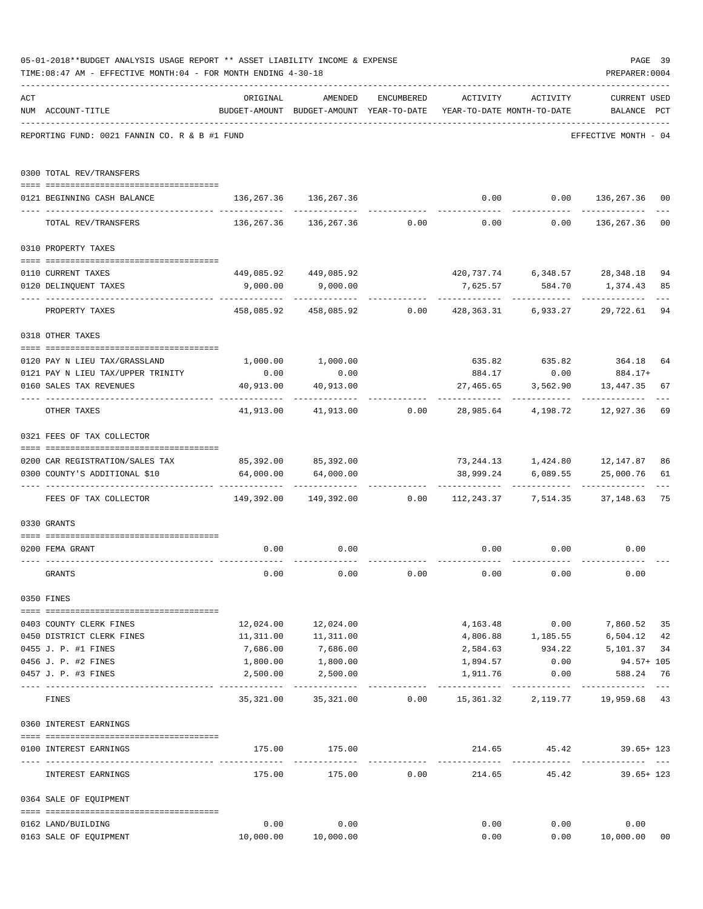05-01-2018**BUDGET ANALYSIS USAGE REPORT ** ASSET LIABILITY INCOME & EXPENSE

TIME:08:47 AM - EFFECTIVE MONTH:04 - FOR MONTH ENDING 4-30-18

PREPARER:0004

REPORTING FUND: 0021 FANNIN CO. R & B #1 FUND — EFFECTIVE MONTH - 04

| ACT NUM | ACCOUNT-TITLE | ORIGINAL BUDGET-AMOUNT | AMENDED BUDGET-AMOUNT | ENCUMBERED YEAR-TO-DATE | ACTIVITY YEAR-TO-DATE | ACTIVITY MONTH-TO-DATE | CURRENT BALANCE | USED PCT |
|---|---|---|---|---|---|---|---|---|
| | **0300 TOTAL REV/TRANSFERS** | | | | | | | |
| 0121 | BEGINNING CASH BALANCE | 136,267.36 | 136,267.36 | | 0.00 | 0.00 | 136,267.36 | 00 |
| | TOTAL REV/TRANSFERS | 136,267.36 | 136,267.36 | 0.00 | 0.00 | 0.00 | 136,267.36 | 00 |
| | **0310 PROPERTY TAXES** | | | | | | | |
| 0110 | CURRENT TAXES | 449,085.92 | 449,085.92 | | 420,737.74 | 6,348.57 | 28,348.18 | 94 |
| 0120 | DELINQUENT TAXES | 9,000.00 | 9,000.00 | | 7,625.57 | 584.70 | 1,374.43 | 85 |
| | PROPERTY TAXES | 458,085.92 | 458,085.92 | 0.00 | 428,363.31 | 6,933.27 | 29,722.61 | 94 |
| | **0318 OTHER TAXES** | | | | | | | |
| 0120 | PAY N LIEU TAX/GRASSLAND | 1,000.00 | 1,000.00 | | 635.82 | 635.82 | 364.18 | 64 |
| 0121 | PAY N LIEU TAX/UPPER TRINITY | 0.00 | 0.00 | | 884.17 | 0.00 | 884.17+ | |
| 0160 | SALES TAX REVENUES | 40,913.00 | 40,913.00 | | 27,465.65 | 3,562.90 | 13,447.35 | 67 |
| | OTHER TAXES | 41,913.00 | 41,913.00 | 0.00 | 28,985.64 | 4,198.72 | 12,927.36 | 69 |
| | **0321 FEES OF TAX COLLECTOR** | | | | | | | |
| 0200 | CAR REGISTRATION/SALES TAX | 85,392.00 | 85,392.00 | | 73,244.13 | 1,424.80 | 12,147.87 | 86 |
| 0300 | COUNTY'S ADDITIONAL $10 | 64,000.00 | 64,000.00 | | 38,999.24 | 6,089.55 | 25,000.76 | 61 |
| | FEES OF TAX COLLECTOR | 149,392.00 | 149,392.00 | 0.00 | 112,243.37 | 7,514.35 | 37,148.63 | 75 |
| | **0330 GRANTS** | | | | | | | |
| 0200 | FEMA GRANT | 0.00 | 0.00 | | 0.00 | 0.00 | 0.00 | |
| | GRANTS | 0.00 | 0.00 | 0.00 | 0.00 | 0.00 | 0.00 | |
| | **0350 FINES** | | | | | | | |
| 0403 | COUNTY CLERK FINES | 12,024.00 | 12,024.00 | | 4,163.48 | 0.00 | 7,860.52 | 35 |
| 0450 | DISTRICT CLERK FINES | 11,311.00 | 11,311.00 | | 4,806.88 | 1,185.55 | 6,504.12 | 42 |
| 0455 | J. P. #1 FINES | 7,686.00 | 7,686.00 | | 2,584.63 | 934.22 | 5,101.37 | 34 |
| 0456 | J. P. #2 FINES | 1,800.00 | 1,800.00 | | 1,894.57 | 0.00 | 94.57+ | 105 |
| 0457 | J. P. #3 FINES | 2,500.00 | 2,500.00 | | 1,911.76 | 0.00 | 588.24 | 76 |
| | FINES | 35,321.00 | 35,321.00 | 0.00 | 15,361.32 | 2,119.77 | 19,959.68 | 43 |
| | **0360 INTEREST EARNINGS** | | | | | | | |
| 0100 | INTEREST EARNINGS | 175.00 | 175.00 | | 214.65 | 45.42 | 39.65+ | 123 |
| | INTEREST EARNINGS | 175.00 | 175.00 | 0.00 | 214.65 | 45.42 | 39.65+ | 123 |
| | **0364 SALE OF EQUIPMENT** | | | | | | | |
| 0162 | LAND/BUILDING | 0.00 | 0.00 | | 0.00 | 0.00 | 0.00 | |
| 0163 | SALE OF EQUIPMENT | 10,000.00 | 10,000.00 | | 0.00 | 0.00 | 10,000.00 | 00 |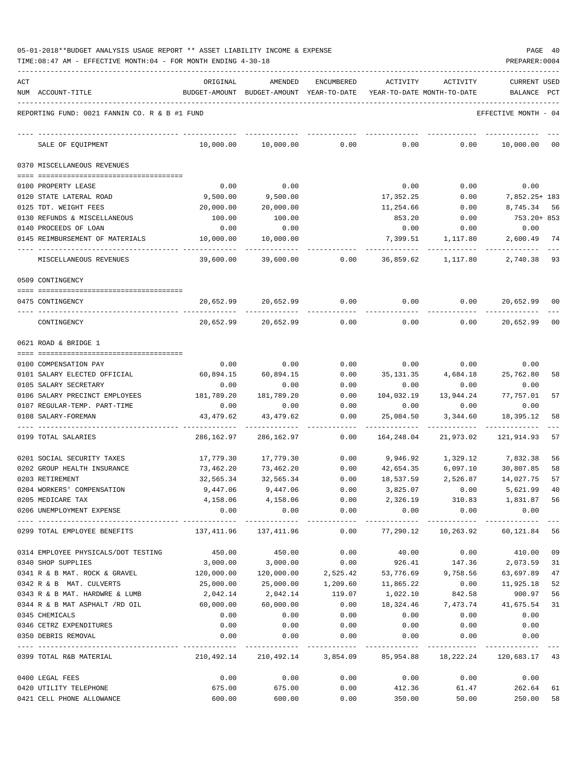05-01-2018**BUDGET ANALYSIS USAGE REPORT ** ASSET LIABILITY INCOME & EXPENSE

TIME:08:47 AM - EFFECTIVE MONTH:04 - FOR MONTH ENDING 4-30-18

PREPARER:0004

REPORTING FUND: 0021 FANNIN CO. R & B #1 FUND — EFFECTIVE MONTH - 04

| ACT NUM | ACCOUNT-TITLE | ORIGINAL BUDGET-AMOUNT | AMENDED BUDGET-AMOUNT | ENCUMBERED YEAR-TO-DATE | ACTIVITY YEAR-TO-DATE | ACTIVITY MONTH-TO-DATE | CURRENT BALANCE | USED PCT |
|---|---|---|---|---|---|---|---|---|
| | SALE OF EQUIPMENT | 10,000.00 | 10,000.00 | 0.00 | 0.00 | 0.00 | 10,000.00 | 00 |
| | **0370 MISCELLANEOUS REVENUES** | | | | | | | |
| 0100 | PROPERTY LEASE | 0.00 | 0.00 | | 0.00 | 0.00 | 0.00 | |
| 0120 | STATE LATERAL ROAD | 9,500.00 | 9,500.00 | | 17,352.25 | 0.00 | 7,852.25+ | 183 |
| 0125 | TDT. WEIGHT FEES | 20,000.00 | 20,000.00 | | 11,254.66 | 0.00 | 8,745.34 | 56 |
| 0130 | REFUNDS & MISCELLANEOUS | 100.00 | 100.00 | | 853.20 | 0.00 | 753.20+ | 853 |
| 0140 | PROCEEDS OF LOAN | 0.00 | 0.00 | | 0.00 | 0.00 | 0.00 | |
| 0145 | REIMBURSEMENT OF MATERIALS | 10,000.00 | 10,000.00 | | 7,399.51 | 1,117.80 | 2,600.49 | 74 |
| | MISCELLANEOUS REVENUES | 39,600.00 | 39,600.00 | 0.00 | 36,859.62 | 1,117.80 | 2,740.38 | 93 |
| | **0509 CONTINGENCY** | | | | | | | |
| 0475 | CONTINGENCY | 20,652.99 | 20,652.99 | 0.00 | 0.00 | 0.00 | 20,652.99 | 00 |
| | CONTINGENCY | 20,652.99 | 20,652.99 | 0.00 | 0.00 | 0.00 | 20,652.99 | 00 |
| | **0621 ROAD & BRIDGE 1** | | | | | | | |
| 0100 | COMPENSATION PAY | 0.00 | 0.00 | 0.00 | 0.00 | 0.00 | 0.00 | |
| 0101 | SALARY ELECTED OFFICIAL | 60,894.15 | 60,894.15 | 0.00 | 35,131.35 | 4,684.18 | 25,762.80 | 58 |
| 0105 | SALARY SECRETARY | 0.00 | 0.00 | 0.00 | 0.00 | 0.00 | 0.00 | |
| 0106 | SALARY PRECINCT EMPLOYEES | 181,789.20 | 181,789.20 | 0.00 | 104,032.19 | 13,944.24 | 77,757.01 | 57 |
| 0107 | REGULAR-TEMP. PART-TIME | 0.00 | 0.00 | 0.00 | 0.00 | 0.00 | 0.00 | |
| 0108 | SALARY-FOREMAN | 43,479.62 | 43,479.62 | 0.00 | 25,084.50 | 3,344.60 | 18,395.12 | 58 |
| 0199 | TOTAL SALARIES | 286,162.97 | 286,162.97 | 0.00 | 164,248.04 | 21,973.02 | 121,914.93 | 57 |
| 0201 | SOCIAL SECURITY TAXES | 17,779.30 | 17,779.30 | 0.00 | 9,946.92 | 1,329.12 | 7,832.38 | 56 |
| 0202 | GROUP HEALTH INSURANCE | 73,462.20 | 73,462.20 | 0.00 | 42,654.35 | 6,097.10 | 30,807.85 | 58 |
| 0203 | RETIREMENT | 32,565.34 | 32,565.34 | 0.00 | 18,537.59 | 2,526.87 | 14,027.75 | 57 |
| 0204 | WORKERS' COMPENSATION | 9,447.06 | 9,447.06 | 0.00 | 3,825.07 | 0.00 | 5,621.99 | 40 |
| 0205 | MEDICARE TAX | 4,158.06 | 4,158.06 | 0.00 | 2,326.19 | 310.83 | 1,831.87 | 56 |
| 0206 | UNEMPLOYMENT EXPENSE | 0.00 | 0.00 | 0.00 | 0.00 | 0.00 | 0.00 | |
| 0299 | TOTAL EMPLOYEE BENEFITS | 137,411.96 | 137,411.96 | 0.00 | 77,290.12 | 10,263.92 | 60,121.84 | 56 |
| 0314 | EMPLOYEE PHYSICALS/DOT TESTING | 450.00 | 450.00 | 0.00 | 40.00 | 0.00 | 410.00 | 09 |
| 0340 | SHOP SUPPLIES | 3,000.00 | 3,000.00 | 0.00 | 926.41 | 147.36 | 2,073.59 | 31 |
| 0341 | R & B MAT. ROCK & GRAVEL | 120,000.00 | 120,000.00 | 2,525.42 | 53,776.69 | 9,758.56 | 63,697.89 | 47 |
| 0342 | R & B MAT. CULVERTS | 25,000.00 | 25,000.00 | 1,209.60 | 11,865.22 | 0.00 | 11,925.18 | 52 |
| 0343 | R & B MAT. HARDWRE & LUMB | 2,042.14 | 2,042.14 | 119.07 | 1,022.10 | 842.58 | 900.97 | 56 |
| 0344 | R & B MAT ASPHALT /RD OIL | 60,000.00 | 60,000.00 | 0.00 | 18,324.46 | 7,473.74 | 41,675.54 | 31 |
| 0345 | CHEMICALS | 0.00 | 0.00 | 0.00 | 0.00 | 0.00 | 0.00 | |
| 0346 | CETRZ EXPENDITURES | 0.00 | 0.00 | 0.00 | 0.00 | 0.00 | 0.00 | |
| 0350 | DEBRIS REMOVAL | 0.00 | 0.00 | 0.00 | 0.00 | 0.00 | 0.00 | |
| 0399 | TOTAL R&B MATERIAL | 210,492.14 | 210,492.14 | 3,854.09 | 85,954.88 | 18,222.24 | 120,683.17 | 43 |
| 0400 | LEGAL FEES | 0.00 | 0.00 | 0.00 | 0.00 | 0.00 | 0.00 | |
| 0420 | UTILITY TELEPHONE | 675.00 | 675.00 | 0.00 | 412.36 | 61.47 | 262.64 | 61 |
| 0421 | CELL PHONE ALLOWANCE | 600.00 | 600.00 | 0.00 | 350.00 | 50.00 | 250.00 | 58 |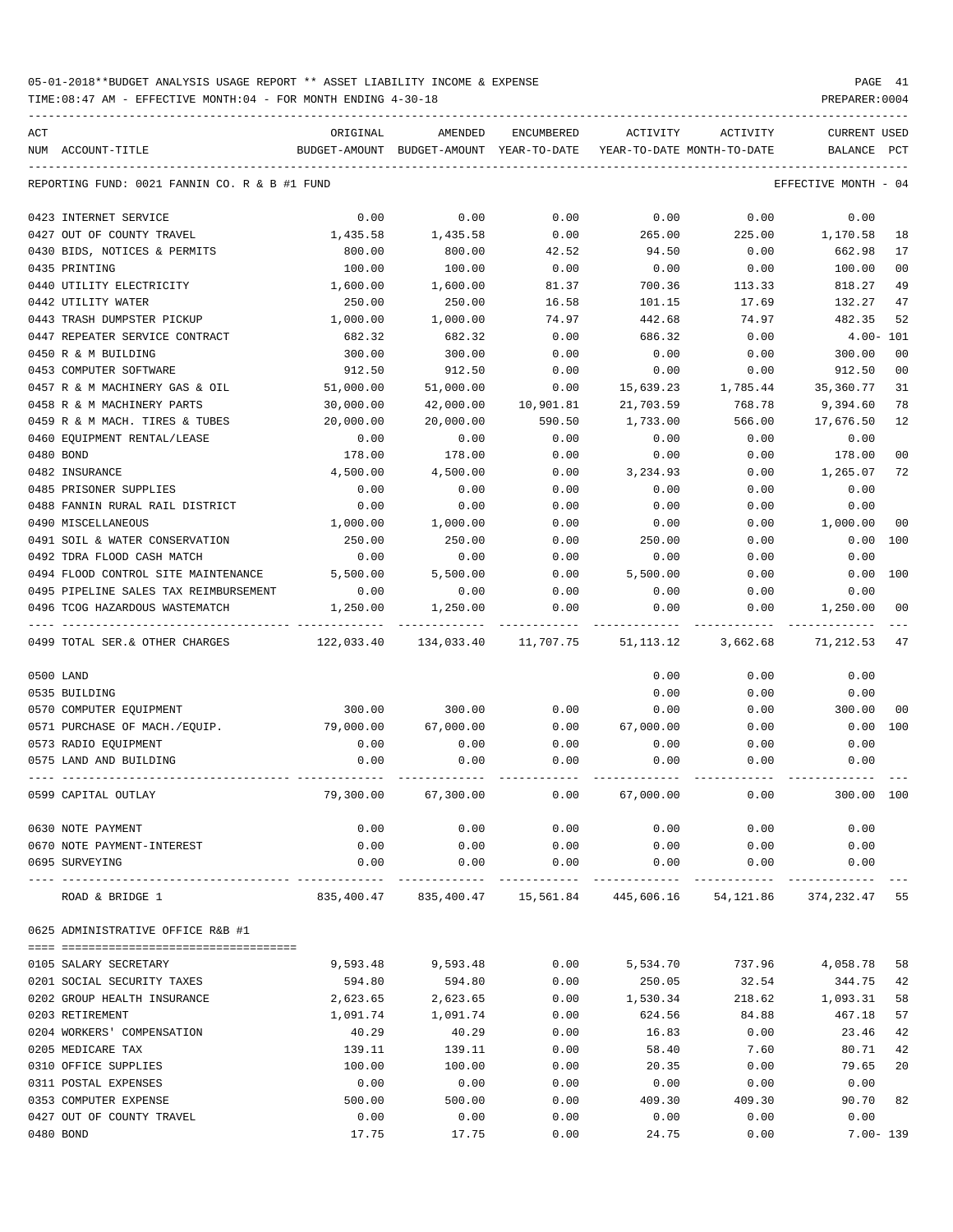05-01-2018**BUDGET ANALYSIS USAGE REPORT ** ASSET LIABILITY INCOME & EXPENSE

TIME:08:47 AM - EFFECTIVE MONTH:04 - FOR MONTH ENDING 4-30-18

PREPARER:0004

| ACT NUM | ACCOUNT-TITLE | ORIGINAL BUDGET-AMOUNT | AMENDED BUDGET-AMOUNT | ENCUMBERED YEAR-TO-DATE | ACTIVITY YEAR-TO-DATE | ACTIVITY MONTH-TO-DATE | CURRENT USED BALANCE | PCT |
|---|---|---|---|---|---|---|---|---|
| | REPORTING FUND: 0021 FANNIN CO. R & B #1 FUND | | | | | | EFFECTIVE MONTH - 04 | |
| 0423 | INTERNET SERVICE | 0.00 | 0.00 | 0.00 | 0.00 | 0.00 | 0.00 | |
| 0427 | OUT OF COUNTY TRAVEL | 1,435.58 | 1,435.58 | 0.00 | 265.00 | 225.00 | 1,170.58 | 18 |
| 0430 | BIDS, NOTICES & PERMITS | 800.00 | 800.00 | 42.52 | 94.50 | 0.00 | 662.98 | 17 |
| 0435 | PRINTING | 100.00 | 100.00 | 0.00 | 0.00 | 0.00 | 100.00 | 00 |
| 0440 | UTILITY ELECTRICITY | 1,600.00 | 1,600.00 | 81.37 | 700.36 | 113.33 | 818.27 | 49 |
| 0442 | UTILITY WATER | 250.00 | 250.00 | 16.58 | 101.15 | 17.69 | 132.27 | 47 |
| 0443 | TRASH DUMPSTER PICKUP | 1,000.00 | 1,000.00 | 74.97 | 442.68 | 74.97 | 482.35 | 52 |
| 0447 | REPEATER SERVICE CONTRACT | 682.32 | 682.32 | 0.00 | 686.32 | 0.00 | 4.00- | 101 |
| 0450 | R & M BUILDING | 300.00 | 300.00 | 0.00 | 0.00 | 0.00 | 300.00 | 00 |
| 0453 | COMPUTER SOFTWARE | 912.50 | 912.50 | 0.00 | 0.00 | 0.00 | 912.50 | 00 |
| 0457 | R & M MACHINERY GAS & OIL | 51,000.00 | 51,000.00 | 0.00 | 15,639.23 | 1,785.44 | 35,360.77 | 31 |
| 0458 | R & M MACHINERY PARTS | 30,000.00 | 42,000.00 | 10,901.81 | 21,703.59 | 768.78 | 9,394.60 | 78 |
| 0459 | R & M MACH. TIRES & TUBES | 20,000.00 | 20,000.00 | 590.50 | 1,733.00 | 566.00 | 17,676.50 | 12 |
| 0460 | EQUIPMENT RENTAL/LEASE | 0.00 | 0.00 | 0.00 | 0.00 | 0.00 | 0.00 | |
| 0480 | BOND | 178.00 | 178.00 | 0.00 | 0.00 | 0.00 | 178.00 | 00 |
| 0482 | INSURANCE | 4,500.00 | 4,500.00 | 0.00 | 3,234.93 | 0.00 | 1,265.07 | 72 |
| 0485 | PRISONER SUPPLIES | 0.00 | 0.00 | 0.00 | 0.00 | 0.00 | 0.00 | |
| 0488 | FANNIN RURAL RAIL DISTRICT | 0.00 | 0.00 | 0.00 | 0.00 | 0.00 | 0.00 | |
| 0490 | MISCELLANEOUS | 1,000.00 | 1,000.00 | 0.00 | 0.00 | 0.00 | 1,000.00 | 00 |
| 0491 | SOIL & WATER CONSERVATION | 250.00 | 250.00 | 0.00 | 250.00 | 0.00 | 0.00 | 100 |
| 0492 | TDRA FLOOD CASH MATCH | 0.00 | 0.00 | 0.00 | 0.00 | 0.00 | 0.00 | |
| 0494 | FLOOD CONTROL SITE MAINTENANCE | 5,500.00 | 5,500.00 | 0.00 | 5,500.00 | 0.00 | 0.00 | 100 |
| 0495 | PIPELINE SALES TAX REIMBURSEMENT | 0.00 | 0.00 | 0.00 | 0.00 | 0.00 | 0.00 | |
| 0496 | TCOG HAZARDOUS WASTEMATCH | 1,250.00 | 1,250.00 | 0.00 | 0.00 | 0.00 | 1,250.00 | 00 |
| 0499 | TOTAL SER.& OTHER CHARGES | 122,033.40 | 134,033.40 | 11,707.75 | 51,113.12 | 3,662.68 | 71,212.53 | 47 |
| 0500 | LAND | | | | 0.00 | 0.00 | 0.00 | |
| 0535 | BUILDING | | | | 0.00 | 0.00 | 0.00 | |
| 0570 | COMPUTER EQUIPMENT | 300.00 | 300.00 | 0.00 | 0.00 | 0.00 | 300.00 | 00 |
| 0571 | PURCHASE OF MACH./EQUIP. | 79,000.00 | 67,000.00 | 0.00 | 67,000.00 | 0.00 | 0.00 | 100 |
| 0573 | RADIO EQUIPMENT | 0.00 | 0.00 | 0.00 | 0.00 | 0.00 | 0.00 | |
| 0575 | LAND AND BUILDING | 0.00 | 0.00 | 0.00 | 0.00 | 0.00 | 0.00 | |
| 0599 | CAPITAL OUTLAY | 79,300.00 | 67,300.00 | 0.00 | 67,000.00 | 0.00 | 300.00 | 100 |
| 0630 | NOTE PAYMENT | 0.00 | 0.00 | 0.00 | 0.00 | 0.00 | 0.00 | |
| 0670 | NOTE PAYMENT-INTEREST | 0.00 | 0.00 | 0.00 | 0.00 | 0.00 | 0.00 | |
| 0695 | SURVEYING | 0.00 | 0.00 | 0.00 | 0.00 | 0.00 | 0.00 | |
| | ROAD & BRIDGE 1 | 835,400.47 | 835,400.47 | 15,561.84 | 445,606.16 | 54,121.86 | 374,232.47 | 55 |
| 0625 | ADMINISTRATIVE OFFICE R&B #1 | | | | | | | |
| 0105 | SALARY SECRETARY | 9,593.48 | 9,593.48 | 0.00 | 5,534.70 | 737.96 | 4,058.78 | 58 |
| 0201 | SOCIAL SECURITY TAXES | 594.80 | 594.80 | 0.00 | 250.05 | 32.54 | 344.75 | 42 |
| 0202 | GROUP HEALTH INSURANCE | 2,623.65 | 2,623.65 | 0.00 | 1,530.34 | 218.62 | 1,093.31 | 58 |
| 0203 | RETIREMENT | 1,091.74 | 1,091.74 | 0.00 | 624.56 | 84.88 | 467.18 | 57 |
| 0204 | WORKERS' COMPENSATION | 40.29 | 40.29 | 0.00 | 16.83 | 0.00 | 23.46 | 42 |
| 0205 | MEDICARE TAX | 139.11 | 139.11 | 0.00 | 58.40 | 7.60 | 80.71 | 42 |
| 0310 | OFFICE SUPPLIES | 100.00 | 100.00 | 0.00 | 20.35 | 0.00 | 79.65 | 20 |
| 0311 | POSTAL EXPENSES | 0.00 | 0.00 | 0.00 | 0.00 | 0.00 | 0.00 | |
| 0353 | COMPUTER EXPENSE | 500.00 | 500.00 | 0.00 | 409.30 | 409.30 | 90.70 | 82 |
| 0427 | OUT OF COUNTY TRAVEL | 0.00 | 0.00 | 0.00 | 0.00 | 0.00 | 0.00 | |
| 0480 | BOND | 17.75 | 17.75 | 0.00 | 24.75 | 0.00 | 7.00- | 139 |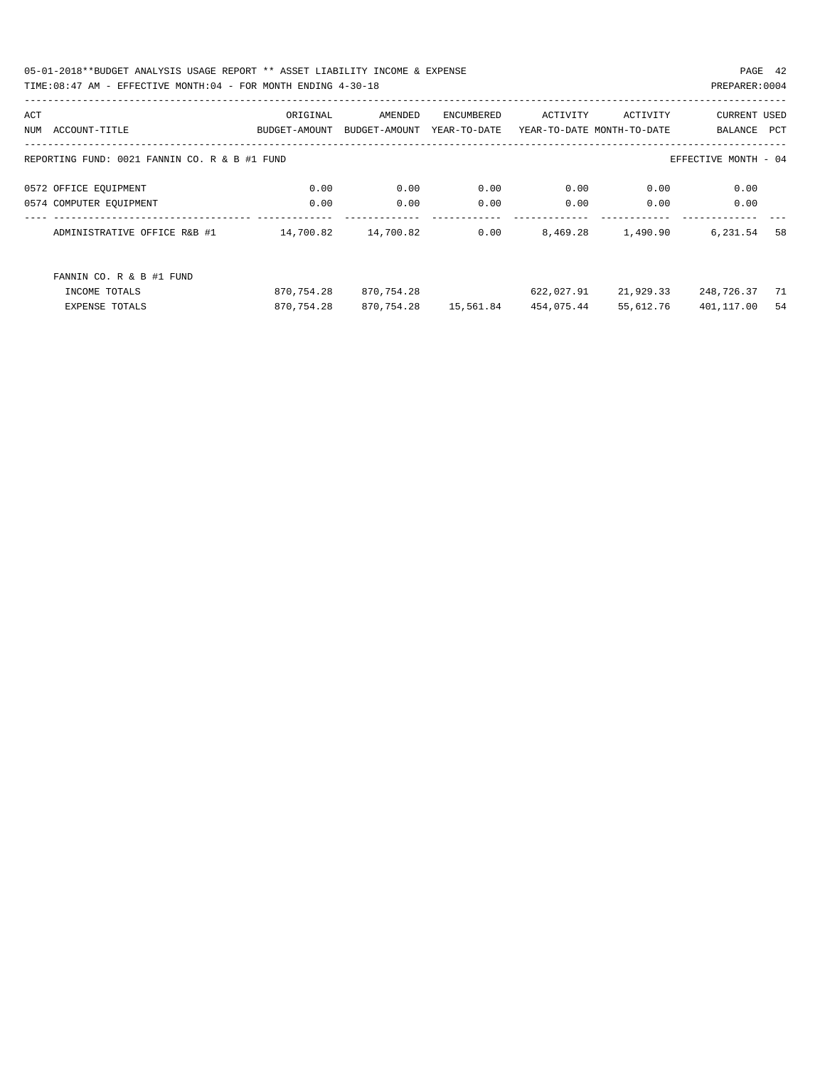REPORTING FUND: 0021 FANNIN CO. R & B #1 FUND — EFFECTIVE MONTH - 04

| ACT NUM | ACCOUNT-TITLE | ORIGINAL BUDGET-AMOUNT | AMENDED BUDGET-AMOUNT | ENCUMBERED YEAR-TO-DATE | ACTIVITY YEAR-TO-DATE | ACTIVITY MONTH-TO-DATE | CURRENT BALANCE | USED PCT |
|---|---|---|---|---|---|---|---|---|
| 0572 | OFFICE EQUIPMENT | 0.00 | 0.00 | 0.00 | 0.00 | 0.00 | 0.00 | |
| 0574 | COMPUTER EQUIPMENT | 0.00 | 0.00 | 0.00 | 0.00 | 0.00 | 0.00 | |
| | ADMINISTRATIVE OFFICE R&B #1 | 14,700.82 | 14,700.82 | 0.00 | 8,469.28 | 1,490.90 | 6,231.54 | 58 |
| | FANNIN CO. R & B #1 FUND | | | | | | | |
| | INCOME TOTALS | 870,754.28 | 870,754.28 | | 622,027.91 | 21,929.33 | 248,726.37 | 71 |
| | EXPENSE TOTALS | 870,754.28 | 870,754.28 | 15,561.84 | 454,075.44 | 55,612.76 | 401,117.00 | 54 |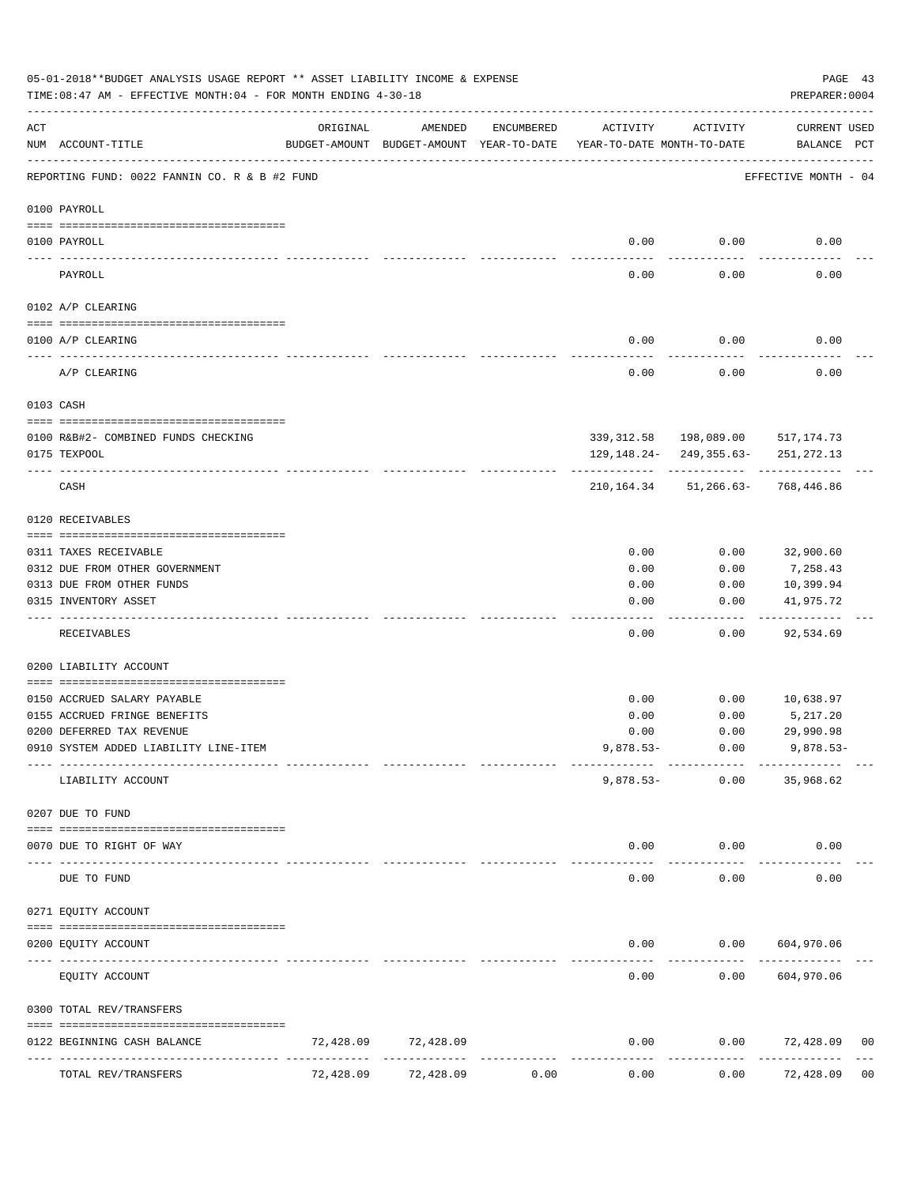05-01-2018**BUDGET ANALYSIS USAGE REPORT ** ASSET LIABILITY INCOME & EXPENSE

TIME:08:47 AM - EFFECTIVE MONTH:04 - FOR MONTH ENDING 4-30-18

PREPARER:0004

| ACT NUM | ACCOUNT-TITLE | ORIGINAL BUDGET-AMOUNT | AMENDED BUDGET-AMOUNT | ENCUMBERED YEAR-TO-DATE | ACTIVITY YEAR-TO-DATE | ACTIVITY MONTH-TO-DATE | CURRENT USED BALANCE | PCT |
|---|---|---|---|---|---|---|---|---|
| | REPORTING FUND: 0022 FANNIN CO. R & B #2 FUND | | | | | | EFFECTIVE MONTH - 04 | |
| | **0100 PAYROLL** | | | | | | | |
| 0100 | PAYROLL | | | | 0.00 | 0.00 | 0.00 | |
| | PAYROLL | | | | 0.00 | 0.00 | 0.00 | |
| | **0102 A/P CLEARING** | | | | | | | |
| 0100 | A/P CLEARING | | | | 0.00 | 0.00 | 0.00 | |
| | A/P CLEARING | | | | 0.00 | 0.00 | 0.00 | |
| | **0103 CASH** | | | | | | | |
| 0100 | R&B#2- COMBINED FUNDS CHECKING | | | | 339,312.58 | 198,089.00 | 517,174.73 | |
| 0175 | TEXPOOL | | | | 129,148.24- | 249,355.63- | 251,272.13 | |
| | CASH | | | | 210,164.34 | 51,266.63- | 768,446.86 | |
| | **0120 RECEIVABLES** | | | | | | | |
| 0311 | TAXES RECEIVABLE | | | | 0.00 | 0.00 | 32,900.60 | |
| 0312 | DUE FROM OTHER GOVERNMENT | | | | 0.00 | 0.00 | 7,258.43 | |
| 0313 | DUE FROM OTHER FUNDS | | | | 0.00 | 0.00 | 10,399.94 | |
| 0315 | INVENTORY ASSET | | | | 0.00 | 0.00 | 41,975.72 | |
| | RECEIVABLES | | | | 0.00 | 0.00 | 92,534.69 | |
| | **0200 LIABILITY ACCOUNT** | | | | | | | |
| 0150 | ACCRUED SALARY PAYABLE | | | | 0.00 | 0.00 | 10,638.97 | |
| 0155 | ACCRUED FRINGE BENEFITS | | | | 0.00 | 0.00 | 5,217.20 | |
| 0200 | DEFERRED TAX REVENUE | | | | 0.00 | 0.00 | 29,990.98 | |
| 0910 | SYSTEM ADDED LIABILITY LINE-ITEM | | | | 9,878.53- | 0.00 | 9,878.53- | |
| | LIABILITY ACCOUNT | | | | 9,878.53- | 0.00 | 35,968.62 | |
| | **0207 DUE TO FUND** | | | | | | | |
| 0070 | DUE TO RIGHT OF WAY | | | | 0.00 | 0.00 | 0.00 | |
| | DUE TO FUND | | | | 0.00 | 0.00 | 0.00 | |
| | **0271 EQUITY ACCOUNT** | | | | | | | |
| 0200 | EQUITY ACCOUNT | | | | 0.00 | 0.00 | 604,970.06 | |
| | EQUITY ACCOUNT | | | | 0.00 | 0.00 | 604,970.06 | |
| | **0300 TOTAL REV/TRANSFERS** | | | | | | | |
| 0122 | BEGINNING CASH BALANCE | 72,428.09 | 72,428.09 | | 0.00 | 0.00 | 72,428.09 | 00 |
| | TOTAL REV/TRANSFERS | 72,428.09 | 72,428.09 | 0.00 | 0.00 | 0.00 | 72,428.09 | 00 |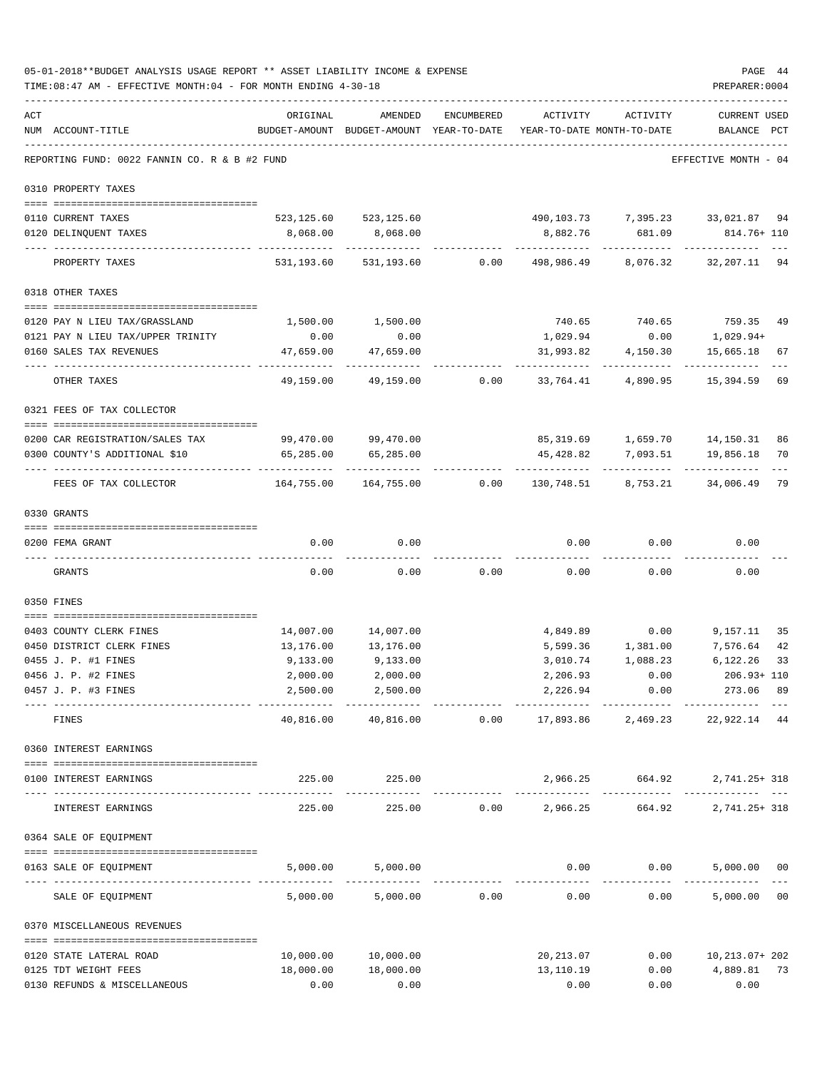05-01-2018**BUDGET ANALYSIS USAGE REPORT ** ASSET LIABILITY INCOME & EXPENSE

TIME:08:47 AM - EFFECTIVE MONTH:04 - FOR MONTH ENDING 4-30-18

PREPARER:0004

REPORTING FUND: 0022 FANNIN CO. R & B #2 FUND — EFFECTIVE MONTH - 04

| ACT NUM | ACCOUNT-TITLE | ORIGINAL BUDGET-AMOUNT | AMENDED BUDGET-AMOUNT | ENCUMBERED YEAR-TO-DATE | ACTIVITY YEAR-TO-DATE | ACTIVITY MONTH-TO-DATE | CURRENT USED BALANCE | PCT |
|---|---|---|---|---|---|---|---|---|
| **0310** | **PROPERTY TAXES** | | | | | | | |
| 0110 | CURRENT TAXES | 523,125.60 | 523,125.60 | | 490,103.73 | 7,395.23 | 33,021.87 | 94 |
| 0120 | DELINQUENT TAXES | 8,068.00 | 8,068.00 | | 8,882.76 | 681.09 | 814.76+ | 110 |
| | PROPERTY TAXES | 531,193.60 | 531,193.60 | 0.00 | 498,986.49 | 8,076.32 | 32,207.11 | 94 |
| **0318** | **OTHER TAXES** | | | | | | | |
| 0120 | PAY N LIEU TAX/GRASSLAND | 1,500.00 | 1,500.00 | | 740.65 | 740.65 | 759.35 | 49 |
| 0121 | PAY N LIEU TAX/UPPER TRINITY | 0.00 | 0.00 | | 1,029.94 | 0.00 | 1,029.94+ | |
| 0160 | SALES TAX REVENUES | 47,659.00 | 47,659.00 | | 31,993.82 | 4,150.30 | 15,665.18 | 67 |
| | OTHER TAXES | 49,159.00 | 49,159.00 | 0.00 | 33,764.41 | 4,890.95 | 15,394.59 | 69 |
| **0321** | **FEES OF TAX COLLECTOR** | | | | | | | |
| 0200 | CAR REGISTRATION/SALES TAX | 99,470.00 | 99,470.00 | | 85,319.69 | 1,659.70 | 14,150.31 | 86 |
| 0300 | COUNTY'S ADDITIONAL $10 | 65,285.00 | 65,285.00 | | 45,428.82 | 7,093.51 | 19,856.18 | 70 |
| | FEES OF TAX COLLECTOR | 164,755.00 | 164,755.00 | 0.00 | 130,748.51 | 8,753.21 | 34,006.49 | 79 |
| **0330** | **GRANTS** | | | | | | | |
| 0200 | FEMA GRANT | 0.00 | 0.00 | | 0.00 | 0.00 | 0.00 | |
| | GRANTS | 0.00 | 0.00 | 0.00 | 0.00 | 0.00 | 0.00 | |
| **0350** | **FINES** | | | | | | | |
| 0403 | COUNTY CLERK FINES | 14,007.00 | 14,007.00 | | 4,849.89 | 0.00 | 9,157.11 | 35 |
| 0450 | DISTRICT CLERK FINES | 13,176.00 | 13,176.00 | | 5,599.36 | 1,381.00 | 7,576.64 | 42 |
| 0455 | J. P. #1 FINES | 9,133.00 | 9,133.00 | | 3,010.74 | 1,088.23 | 6,122.26 | 33 |
| 0456 | J. P. #2 FINES | 2,000.00 | 2,000.00 | | 2,206.93 | 0.00 | 206.93+ | 110 |
| 0457 | J. P. #3 FINES | 2,500.00 | 2,500.00 | | 2,226.94 | 0.00 | 273.06 | 89 |
| | FINES | 40,816.00 | 40,816.00 | 0.00 | 17,893.86 | 2,469.23 | 22,922.14 | 44 |
| **0360** | **INTEREST EARNINGS** | | | | | | | |
| 0100 | INTEREST EARNINGS | 225.00 | 225.00 | | 2,966.25 | 664.92 | 2,741.25+ | 318 |
| | INTEREST EARNINGS | 225.00 | 225.00 | 0.00 | 2,966.25 | 664.92 | 2,741.25+ | 318 |
| **0364** | **SALE OF EQUIPMENT** | | | | | | | |
| 0163 | SALE OF EQUIPMENT | 5,000.00 | 5,000.00 | | 0.00 | 0.00 | 5,000.00 | 00 |
| | SALE OF EQUIPMENT | 5,000.00 | 5,000.00 | 0.00 | 0.00 | 0.00 | 5,000.00 | 00 |
| **0370** | **MISCELLANEOUS REVENUES** | | | | | | | |
| 0120 | STATE LATERAL ROAD | 10,000.00 | 10,000.00 | | 20,213.07 | 0.00 | 10,213.07+ | 202 |
| 0125 | TDT WEIGHT FEES | 18,000.00 | 18,000.00 | | 13,110.19 | 0.00 | 4,889.81 | 73 |
| 0130 | REFUNDS & MISCELLANEOUS | 0.00 | 0.00 | | 0.00 | 0.00 | 0.00 | |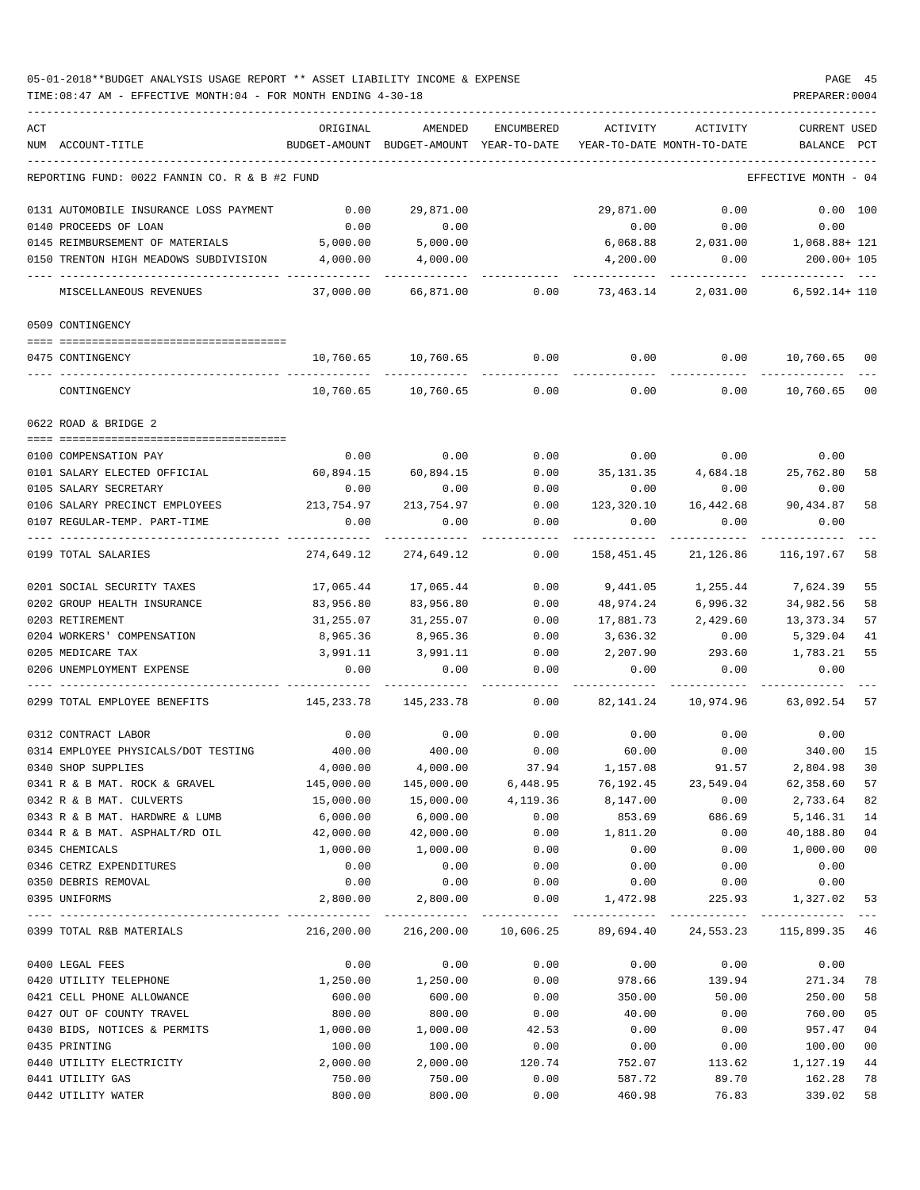05-01-2018**BUDGET ANALYSIS USAGE REPORT ** ASSET LIABILITY INCOME & EXPENSE

TIME:08:47 AM - EFFECTIVE MONTH:04 - FOR MONTH ENDING 4-30-18

PREPARER:0004

| ACT NUM | ACCOUNT-TITLE | ORIGINAL BUDGET-AMOUNT | AMENDED BUDGET-AMOUNT | ENCUMBERED YEAR-TO-DATE | ACTIVITY YEAR-TO-DATE | ACTIVITY MONTH-TO-DATE | CURRENT USED BALANCE | PCT |
|---|---|---|---|---|---|---|---|---|
| | REPORTING FUND: 0022 FANNIN CO. R & B #2 FUND | | | | | | EFFECTIVE MONTH - 04 | |
| 0131 | AUTOMOBILE INSURANCE LOSS PAYMENT | 0.00 | 29,871.00 | | 29,871.00 | 0.00 | 0.00 | 100 |
| 0140 | PROCEEDS OF LOAN | 0.00 | 0.00 | | 0.00 | 0.00 | 0.00 | |
| 0145 | REIMBURSEMENT OF MATERIALS | 5,000.00 | 5,000.00 | | 6,068.88 | 2,031.00 | 1,068.88+ | 121 |
| 0150 | TRENTON HIGH MEADOWS SUBDIVISION | 4,000.00 | 4,000.00 | | 4,200.00 | 0.00 | 200.00+ | 105 |
| | MISCELLANEOUS REVENUES | 37,000.00 | 66,871.00 | 0.00 | 73,463.14 | 2,031.00 | 6,592.14+ | 110 |
| | 0509 CONTINGENCY | | | | | | | |
| 0475 | CONTINGENCY | 10,760.65 | 10,760.65 | 0.00 | 0.00 | 0.00 | 10,760.65 | 00 |
| | CONTINGENCY | 10,760.65 | 10,760.65 | 0.00 | 0.00 | 0.00 | 10,760.65 | 00 |
| | 0622 ROAD & BRIDGE 2 | | | | | | | |
| 0100 | COMPENSATION PAY | 0.00 | 0.00 | 0.00 | 0.00 | 0.00 | 0.00 | |
| 0101 | SALARY ELECTED OFFICIAL | 60,894.15 | 60,894.15 | 0.00 | 35,131.35 | 4,684.18 | 25,762.80 | 58 |
| 0105 | SALARY SECRETARY | 0.00 | 0.00 | 0.00 | 0.00 | 0.00 | 0.00 | |
| 0106 | SALARY PRECINCT EMPLOYEES | 213,754.97 | 213,754.97 | 0.00 | 123,320.10 | 16,442.68 | 90,434.87 | 58 |
| 0107 | REGULAR-TEMP. PART-TIME | 0.00 | 0.00 | 0.00 | 0.00 | 0.00 | 0.00 | |
| 0199 | TOTAL SALARIES | 274,649.12 | 274,649.12 | 0.00 | 158,451.45 | 21,126.86 | 116,197.67 | 58 |
| 0201 | SOCIAL SECURITY TAXES | 17,065.44 | 17,065.44 | 0.00 | 9,441.05 | 1,255.44 | 7,624.39 | 55 |
| 0202 | GROUP HEALTH INSURANCE | 83,956.80 | 83,956.80 | 0.00 | 48,974.24 | 6,996.32 | 34,982.56 | 58 |
| 0203 | RETIREMENT | 31,255.07 | 31,255.07 | 0.00 | 17,881.73 | 2,429.60 | 13,373.34 | 57 |
| 0204 | WORKERS' COMPENSATION | 8,965.36 | 8,965.36 | 0.00 | 3,636.32 | 0.00 | 5,329.04 | 41 |
| 0205 | MEDICARE TAX | 3,991.11 | 3,991.11 | 0.00 | 2,207.90 | 293.60 | 1,783.21 | 55 |
| 0206 | UNEMPLOYMENT EXPENSE | 0.00 | 0.00 | 0.00 | 0.00 | 0.00 | 0.00 | |
| 0299 | TOTAL EMPLOYEE BENEFITS | 145,233.78 | 145,233.78 | 0.00 | 82,141.24 | 10,974.96 | 63,092.54 | 57 |
| 0312 | CONTRACT LABOR | 0.00 | 0.00 | 0.00 | 0.00 | 0.00 | 0.00 | |
| 0314 | EMPLOYEE PHYSICALS/DOT TESTING | 400.00 | 400.00 | 0.00 | 60.00 | 0.00 | 340.00 | 15 |
| 0340 | SHOP SUPPLIES | 4,000.00 | 4,000.00 | 37.94 | 1,157.08 | 91.57 | 2,804.98 | 30 |
| 0341 | R & B MAT. ROCK & GRAVEL | 145,000.00 | 145,000.00 | 6,448.95 | 76,192.45 | 23,549.04 | 62,358.60 | 57 |
| 0342 | R & B MAT. CULVERTS | 15,000.00 | 15,000.00 | 4,119.36 | 8,147.00 | 0.00 | 2,733.64 | 82 |
| 0343 | R & B MAT. HARDWRE & LUMB | 6,000.00 | 6,000.00 | 0.00 | 853.69 | 686.69 | 5,146.31 | 14 |
| 0344 | R & B MAT. ASPHALT/RD OIL | 42,000.00 | 42,000.00 | 0.00 | 1,811.20 | 0.00 | 40,188.80 | 04 |
| 0345 | CHEMICALS | 1,000.00 | 1,000.00 | 0.00 | 0.00 | 0.00 | 1,000.00 | 00 |
| 0346 | CETRZ EXPENDITURES | 0.00 | 0.00 | 0.00 | 0.00 | 0.00 | 0.00 | |
| 0350 | DEBRIS REMOVAL | 0.00 | 0.00 | 0.00 | 0.00 | 0.00 | 0.00 | |
| 0395 | UNIFORMS | 2,800.00 | 2,800.00 | 0.00 | 1,472.98 | 225.93 | 1,327.02 | 53 |
| 0399 | TOTAL R&B MATERIALS | 216,200.00 | 216,200.00 | 10,606.25 | 89,694.40 | 24,553.23 | 115,899.35 | 46 |
| 0400 | LEGAL FEES | 0.00 | 0.00 | 0.00 | 0.00 | 0.00 | 0.00 | |
| 0420 | UTILITY TELEPHONE | 1,250.00 | 1,250.00 | 0.00 | 978.66 | 139.94 | 271.34 | 78 |
| 0421 | CELL PHONE ALLOWANCE | 600.00 | 600.00 | 0.00 | 350.00 | 50.00 | 250.00 | 58 |
| 0427 | OUT OF COUNTY TRAVEL | 800.00 | 800.00 | 0.00 | 40.00 | 0.00 | 760.00 | 05 |
| 0430 | BIDS, NOTICES & PERMITS | 1,000.00 | 1,000.00 | 42.53 | 0.00 | 0.00 | 957.47 | 04 |
| 0435 | PRINTING | 100.00 | 100.00 | 0.00 | 0.00 | 0.00 | 100.00 | 00 |
| 0440 | UTILITY ELECTRICITY | 2,000.00 | 2,000.00 | 120.74 | 752.07 | 113.62 | 1,127.19 | 44 |
| 0441 | UTILITY GAS | 750.00 | 750.00 | 0.00 | 587.72 | 89.70 | 162.28 | 78 |
| 0442 | UTILITY WATER | 800.00 | 800.00 | 0.00 | 460.98 | 76.83 | 339.02 | 58 |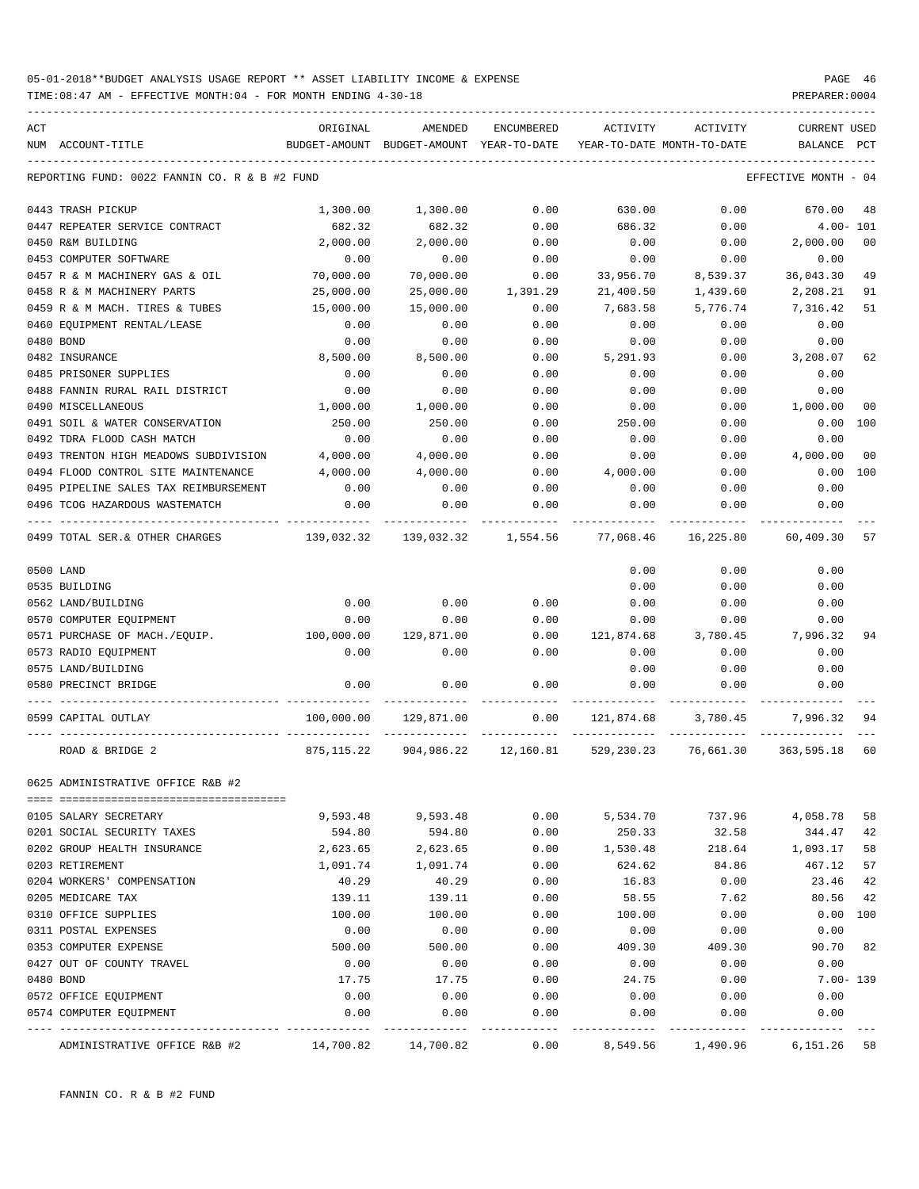05-01-2018**BUDGET ANALYSIS USAGE REPORT ** ASSET LIABILITY INCOME & EXPENSE

TIME:08:47 AM - EFFECTIVE MONTH:04 - FOR MONTH ENDING 4-30-18

PREPARER:0004

| ACT NUM | ACCOUNT-TITLE | ORIGINAL BUDGET-AMOUNT | AMENDED BUDGET-AMOUNT | ENCUMBERED YEAR-TO-DATE | ACTIVITY YEAR-TO-DATE | ACTIVITY MONTH-TO-DATE | CURRENT BALANCE | USED PCT |
|---|---|---|---|---|---|---|---|---|

REPORTING FUND: 0022 FANNIN CO. R & B #2 FUND — EFFECTIVE MONTH - 04

| ACT NUM | ACCOUNT-TITLE | ORIGINAL BUDGET-AMOUNT | AMENDED BUDGET-AMOUNT | ENCUMBERED YEAR-TO-DATE | ACTIVITY YEAR-TO-DATE | ACTIVITY MONTH-TO-DATE | CURRENT BALANCE | USED PCT |
|---|---|---|---|---|---|---|---|---|
| 0443 | TRASH PICKUP | 1,300.00 | 1,300.00 | 0.00 | 630.00 | 0.00 | 670.00 | 48 |
| 0447 | REPEATER SERVICE CONTRACT | 682.32 | 682.32 | 0.00 | 686.32 | 0.00 | 4.00- | 101 |
| 0450 | R&M BUILDING | 2,000.00 | 2,000.00 | 0.00 | 0.00 | 0.00 | 2,000.00 | 00 |
| 0453 | COMPUTER SOFTWARE | 0.00 | 0.00 | 0.00 | 0.00 | 0.00 | 0.00 | |
| 0457 | R & M MACHINERY GAS & OIL | 70,000.00 | 70,000.00 | 0.00 | 33,956.70 | 8,539.37 | 36,043.30 | 49 |
| 0458 | R & M MACHINERY PARTS | 25,000.00 | 25,000.00 | 1,391.29 | 21,400.50 | 1,439.60 | 2,208.21 | 91 |
| 0459 | R & M MACH. TIRES & TUBES | 15,000.00 | 15,000.00 | 0.00 | 7,683.58 | 5,776.74 | 7,316.42 | 51 |
| 0460 | EQUIPMENT RENTAL/LEASE | 0.00 | 0.00 | 0.00 | 0.00 | 0.00 | 0.00 | |
| 0480 | BOND | 0.00 | 0.00 | 0.00 | 0.00 | 0.00 | 0.00 | |
| 0482 | INSURANCE | 8,500.00 | 8,500.00 | 0.00 | 5,291.93 | 0.00 | 3,208.07 | 62 |
| 0485 | PRISONER SUPPLIES | 0.00 | 0.00 | 0.00 | 0.00 | 0.00 | 0.00 | |
| 0488 | FANNIN RURAL RAIL DISTRICT | 0.00 | 0.00 | 0.00 | 0.00 | 0.00 | 0.00 | |
| 0490 | MISCELLANEOUS | 1,000.00 | 1,000.00 | 0.00 | 0.00 | 0.00 | 1,000.00 | 00 |
| 0491 | SOIL & WATER CONSERVATION | 250.00 | 250.00 | 0.00 | 250.00 | 0.00 | 0.00 | 100 |
| 0492 | TDRA FLOOD CASH MATCH | 0.00 | 0.00 | 0.00 | 0.00 | 0.00 | 0.00 | |
| 0493 | TRENTON HIGH MEADOWS SUBDIVISION | 4,000.00 | 4,000.00 | 0.00 | 0.00 | 0.00 | 4,000.00 | 00 |
| 0494 | FLOOD CONTROL SITE MAINTENANCE | 4,000.00 | 4,000.00 | 0.00 | 4,000.00 | 0.00 | 0.00 | 100 |
| 0495 | PIPELINE SALES TAX REIMBURSEMENT | 0.00 | 0.00 | 0.00 | 0.00 | 0.00 | 0.00 | |
| 0496 | TCOG HAZARDOUS WASTEMATCH | 0.00 | 0.00 | 0.00 | 0.00 | 0.00 | 0.00 | |
| 0499 | TOTAL SER.& OTHER CHARGES | 139,032.32 | 139,032.32 | 1,554.56 | 77,068.46 | 16,225.80 | 60,409.30 | 57 |
| 0500 | LAND | | | | 0.00 | 0.00 | 0.00 | |
| 0535 | BUILDING | | | | 0.00 | 0.00 | 0.00 | |
| 0562 | LAND/BUILDING | 0.00 | 0.00 | 0.00 | 0.00 | 0.00 | 0.00 | |
| 0570 | COMPUTER EQUIPMENT | 0.00 | 0.00 | 0.00 | 0.00 | 0.00 | 0.00 | |
| 0571 | PURCHASE OF MACH./EQUIP. | 100,000.00 | 129,871.00 | 0.00 | 121,874.68 | 3,780.45 | 7,996.32 | 94 |
| 0573 | RADIO EQUIPMENT | 0.00 | 0.00 | 0.00 | 0.00 | 0.00 | 0.00 | |
| 0575 | LAND/BUILDING | | | | 0.00 | 0.00 | 0.00 | |
| 0580 | PRECINCT BRIDGE | 0.00 | 0.00 | 0.00 | 0.00 | 0.00 | 0.00 | |
| 0599 | CAPITAL OUTLAY | 100,000.00 | 129,871.00 | 0.00 | 121,874.68 | 3,780.45 | 7,996.32 | 94 |
| | ROAD & BRIDGE 2 | 875,115.22 | 904,986.22 | 12,160.81 | 529,230.23 | 76,661.30 | 363,595.18 | 60 |

0625 ADMINISTRATIVE OFFICE R&B #2

| ACT NUM | ACCOUNT-TITLE | ORIGINAL BUDGET-AMOUNT | AMENDED BUDGET-AMOUNT | ENCUMBERED YEAR-TO-DATE | ACTIVITY YEAR-TO-DATE | ACTIVITY MONTH-TO-DATE | CURRENT BALANCE | USED PCT |
|---|---|---|---|---|---|---|---|---|
| 0105 | SALARY SECRETARY | 9,593.48 | 9,593.48 | 0.00 | 5,534.70 | 737.96 | 4,058.78 | 58 |
| 0201 | SOCIAL SECURITY TAXES | 594.80 | 594.80 | 0.00 | 250.33 | 32.58 | 344.47 | 42 |
| 0202 | GROUP HEALTH INSURANCE | 2,623.65 | 2,623.65 | 0.00 | 1,530.48 | 218.64 | 1,093.17 | 58 |
| 0203 | RETIREMENT | 1,091.74 | 1,091.74 | 0.00 | 624.62 | 84.86 | 467.12 | 57 |
| 0204 | WORKERS' COMPENSATION | 40.29 | 40.29 | 0.00 | 16.83 | 0.00 | 23.46 | 42 |
| 0205 | MEDICARE TAX | 139.11 | 139.11 | 0.00 | 58.55 | 7.62 | 80.56 | 42 |
| 0310 | OFFICE SUPPLIES | 100.00 | 100.00 | 0.00 | 100.00 | 0.00 | 0.00 | 100 |
| 0311 | POSTAL EXPENSES | 0.00 | 0.00 | 0.00 | 0.00 | 0.00 | 0.00 | |
| 0353 | COMPUTER EXPENSE | 500.00 | 500.00 | 0.00 | 409.30 | 409.30 | 90.70 | 82 |
| 0427 | OUT OF COUNTY TRAVEL | 0.00 | 0.00 | 0.00 | 0.00 | 0.00 | 0.00 | |
| 0480 | BOND | 17.75 | 17.75 | 0.00 | 24.75 | 0.00 | 7.00- | 139 |
| 0572 | OFFICE EQUIPMENT | 0.00 | 0.00 | 0.00 | 0.00 | 0.00 | 0.00 | |
| 0574 | COMPUTER EQUIPMENT | 0.00 | 0.00 | 0.00 | 0.00 | 0.00 | 0.00 | |
| | ADMINISTRATIVE OFFICE R&B #2 | 14,700.82 | 14,700.82 | 0.00 | 8,549.56 | 1,490.96 | 6,151.26 | 58 |

FANNIN CO. R & B #2 FUND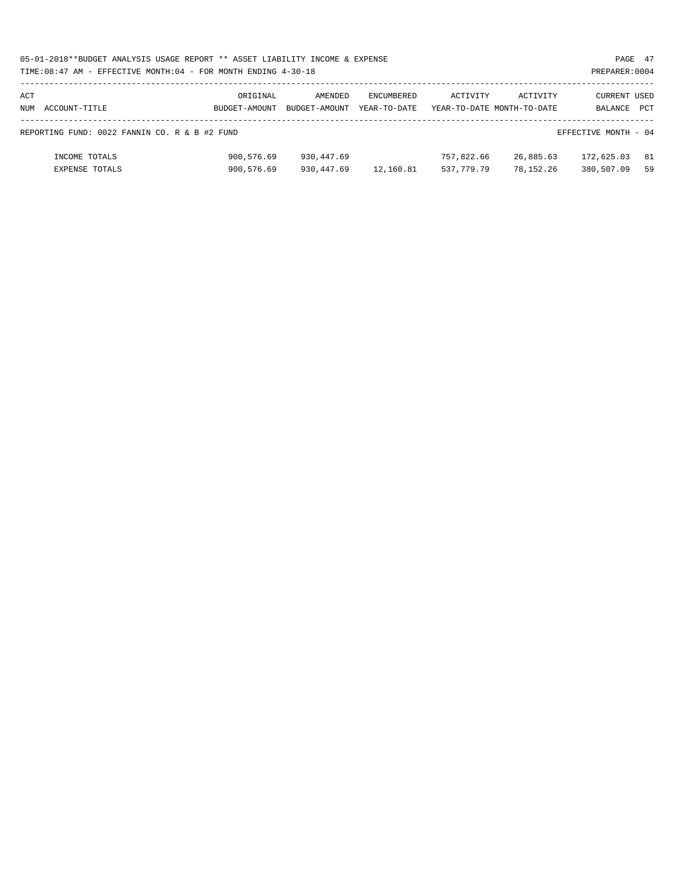| ACT NUM | ACCOUNT-TITLE | ORIGINAL BUDGET-AMOUNT | AMENDED BUDGET-AMOUNT | ENCUMBERED YEAR-TO-DATE | ACTIVITY YEAR-TO-DATE | ACTIVITY MONTH-TO-DATE | CURRENT BALANCE | USED PCT |
|---|---|---|---|---|---|---|---|---|
| REPORTING FUND: 0022 FANNIN CO. R & B #2 FUND | | | | | | | EFFECTIVE MONTH - 04 | |
| | INCOME TOTALS | 900,576.69 | 930,447.69 | | 757,822.66 | 26,885.63 | 172,625.03 | 81 |
| | EXPENSE TOTALS | 900,576.69 | 930,447.69 | 12,160.81 | 537,779.79 | 78,152.26 | 380,507.09 | 59 |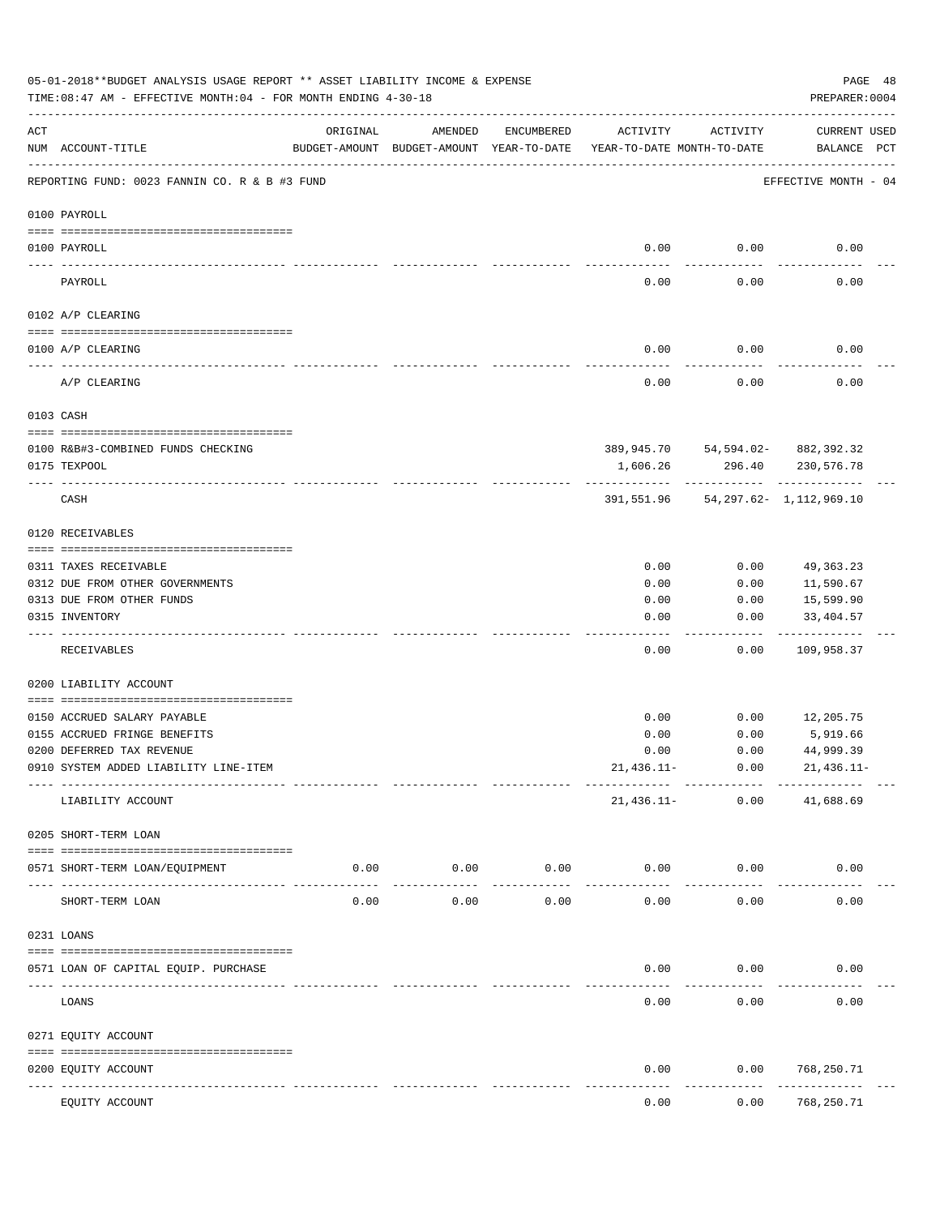05-01-2018**BUDGET ANALYSIS USAGE REPORT ** ASSET LIABILITY INCOME & EXPENSE

TIME:08:47 AM - EFFECTIVE MONTH:04 - FOR MONTH ENDING 4-30-18

PREPARER:0004

REPORTING FUND: 0023 FANNIN CO. R & B #3 FUND — EFFECTIVE MONTH - 04

| ACT NUM | ACCOUNT-TITLE | ORIGINAL BUDGET-AMOUNT | AMENDED BUDGET-AMOUNT | ENCUMBERED YEAR-TO-DATE | ACTIVITY YEAR-TO-DATE | ACTIVITY MONTH-TO-DATE | CURRENT USED BALANCE | PCT |
|---|---|---|---|---|---|---|---|---|
| **0100 PAYROLL** | | | | | | | | |
| 0100 | PAYROLL | | | | 0.00 | 0.00 | 0.00 | |
| | PAYROLL | | | | 0.00 | 0.00 | 0.00 | |
| **0102 A/P CLEARING** | | | | | | | | |
| 0100 | A/P CLEARING | | | | 0.00 | 0.00 | 0.00 | |
| | A/P CLEARING | | | | 0.00 | 0.00 | 0.00 | |
| **0103 CASH** | | | | | | | | |
| 0100 | R&B#3-COMBINED FUNDS CHECKING | | | | 389,945.70 | 54,594.02- | 882,392.32 | |
| 0175 | TEXPOOL | | | | 1,606.26 | 296.40 | 230,576.78 | |
| | CASH | | | | 391,551.96 | 54,297.62- | 1,112,969.10 | |
| **0120 RECEIVABLES** | | | | | | | | |
| 0311 | TAXES RECEIVABLE | | | | 0.00 | 0.00 | 49,363.23 | |
| 0312 | DUE FROM OTHER GOVERNMENTS | | | | 0.00 | 0.00 | 11,590.67 | |
| 0313 | DUE FROM OTHER FUNDS | | | | 0.00 | 0.00 | 15,599.90 | |
| 0315 | INVENTORY | | | | 0.00 | 0.00 | 33,404.57 | |
| | RECEIVABLES | | | | 0.00 | 0.00 | 109,958.37 | |
| **0200 LIABILITY ACCOUNT** | | | | | | | | |
| 0150 | ACCRUED SALARY PAYABLE | | | | 0.00 | 0.00 | 12,205.75 | |
| 0155 | ACCRUED FRINGE BENEFITS | | | | 0.00 | 0.00 | 5,919.66 | |
| 0200 | DEFERRED TAX REVENUE | | | | 0.00 | 0.00 | 44,999.39 | |
| 0910 | SYSTEM ADDED LIABILITY LINE-ITEM | | | | 21,436.11- | 0.00 | 21,436.11- | |
| | LIABILITY ACCOUNT | | | | 21,436.11- | 0.00 | 41,688.69 | |
| **0205 SHORT-TERM LOAN** | | | | | | | | |
| 0571 | SHORT-TERM LOAN/EQUIPMENT | 0.00 | 0.00 | 0.00 | 0.00 | 0.00 | 0.00 | |
| | SHORT-TERM LOAN | 0.00 | 0.00 | 0.00 | 0.00 | 0.00 | 0.00 | |
| **0231 LOANS** | | | | | | | | |
| 0571 | LOAN OF CAPITAL EQUIP. PURCHASE | | | | 0.00 | 0.00 | 0.00 | |
| | LOANS | | | | 0.00 | 0.00 | 0.00 | |
| **0271 EQUITY ACCOUNT** | | | | | | | | |
| 0200 | EQUITY ACCOUNT | | | | 0.00 | 0.00 | 768,250.71 | |
| | EQUITY ACCOUNT | | | | 0.00 | 0.00 | 768,250.71 | |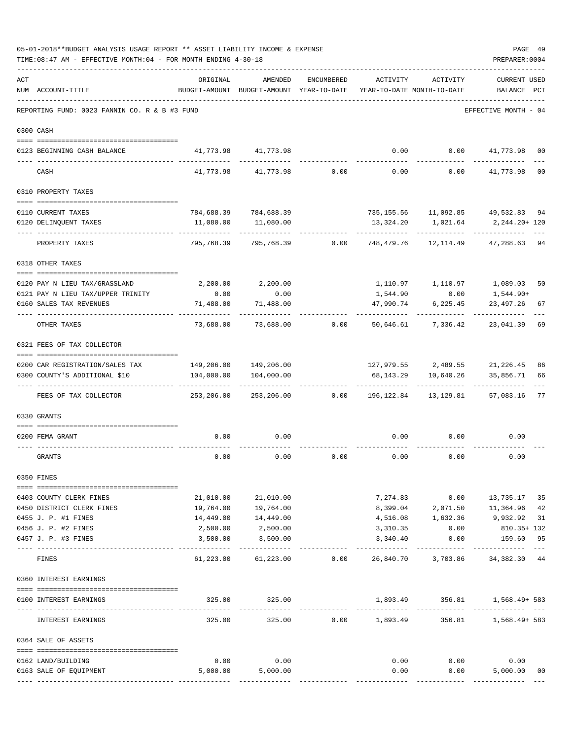05-01-2018**BUDGET ANALYSIS USAGE REPORT ** ASSET LIABILITY INCOME & EXPENSE

TIME:08:47 AM - EFFECTIVE MONTH:04 - FOR MONTH ENDING 4-30-18

PREPARER:0004

| ACT NUM | ACCOUNT-TITLE | ORIGINAL BUDGET-AMOUNT | AMENDED BUDGET-AMOUNT | ENCUMBERED YEAR-TO-DATE | ACTIVITY YEAR-TO-DATE | ACTIVITY MONTH-TO-DATE | CURRENT BALANCE | USED PCT |
|---|---|---|---|---|---|---|---|---|
| | REPORTING FUND: 0023 FANNIN CO. R & B #3 FUND | | | | | | EFFECTIVE MONTH - 04 | |
| | **0300 CASH** | | | | | | | |
| 0123 | BEGINNING CASH BALANCE | 41,773.98 | 41,773.98 | | 0.00 | 0.00 | 41,773.98 | 00 |
| | CASH | 41,773.98 | 41,773.98 | 0.00 | 0.00 | 0.00 | 41,773.98 | 00 |
| | **0310 PROPERTY TAXES** | | | | | | | |
| 0110 | CURRENT TAXES | 784,688.39 | 784,688.39 | | 735,155.56 | 11,092.85 | 49,532.83 | 94 |
| 0120 | DELINQUENT TAXES | 11,080.00 | 11,080.00 | | 13,324.20 | 1,021.64 | 2,244.20+ | 120 |
| | PROPERTY TAXES | 795,768.39 | 795,768.39 | 0.00 | 748,479.76 | 12,114.49 | 47,288.63 | 94 |
| | **0318 OTHER TAXES** | | | | | | | |
| 0120 | PAY N LIEU TAX/GRASSLAND | 2,200.00 | 2,200.00 | | 1,110.97 | 1,110.97 | 1,089.03 | 50 |
| 0121 | PAY N LIEU TAX/UPPER TRINITY | 0.00 | 0.00 | | 1,544.90 | 0.00 | 1,544.90+ | |
| 0160 | SALES TAX REVENUES | 71,488.00 | 71,488.00 | | 47,990.74 | 6,225.45 | 23,497.26 | 67 |
| | OTHER TAXES | 73,688.00 | 73,688.00 | 0.00 | 50,646.61 | 7,336.42 | 23,041.39 | 69 |
| | **0321 FEES OF TAX COLLECTOR** | | | | | | | |
| 0200 | CAR REGISTRATION/SALES TAX | 149,206.00 | 149,206.00 | | 127,979.55 | 2,489.55 | 21,226.45 | 86 |
| 0300 | COUNTY'S ADDITIONAL $10 | 104,000.00 | 104,000.00 | | 68,143.29 | 10,640.26 | 35,856.71 | 66 |
| | FEES OF TAX COLLECTOR | 253,206.00 | 253,206.00 | 0.00 | 196,122.84 | 13,129.81 | 57,083.16 | 77 |
| | **0330 GRANTS** | | | | | | | |
| 0200 | FEMA GRANT | 0.00 | 0.00 | | 0.00 | 0.00 | 0.00 | |
| | GRANTS | 0.00 | 0.00 | 0.00 | 0.00 | 0.00 | 0.00 | |
| | **0350 FINES** | | | | | | | |
| 0403 | COUNTY CLERK FINES | 21,010.00 | 21,010.00 | | 7,274.83 | 0.00 | 13,735.17 | 35 |
| 0450 | DISTRICT CLERK FINES | 19,764.00 | 19,764.00 | | 8,399.04 | 2,071.50 | 11,364.96 | 42 |
| 0455 | J. P. #1 FINES | 14,449.00 | 14,449.00 | | 4,516.08 | 1,632.36 | 9,932.92 | 31 |
| 0456 | J. P. #2 FINES | 2,500.00 | 2,500.00 | | 3,310.35 | 0.00 | 810.35+ | 132 |
| 0457 | J. P. #3 FINES | 3,500.00 | 3,500.00 | | 3,340.40 | 0.00 | 159.60 | 95 |
| | FINES | 61,223.00 | 61,223.00 | 0.00 | 26,840.70 | 3,703.86 | 34,382.30 | 44 |
| | **0360 INTEREST EARNINGS** | | | | | | | |
| 0100 | INTEREST EARNINGS | 325.00 | 325.00 | | 1,893.49 | 356.81 | 1,568.49+ | 583 |
| | INTEREST EARNINGS | 325.00 | 325.00 | 0.00 | 1,893.49 | 356.81 | 1,568.49+ | 583 |
| | **0364 SALE OF ASSETS** | | | | | | | |
| 0162 | LAND/BUILDING | 0.00 | 0.00 | | 0.00 | 0.00 | 0.00 | |
| 0163 | SALE OF EQUIPMENT | 5,000.00 | 5,000.00 | | 0.00 | 0.00 | 5,000.00 | 00 |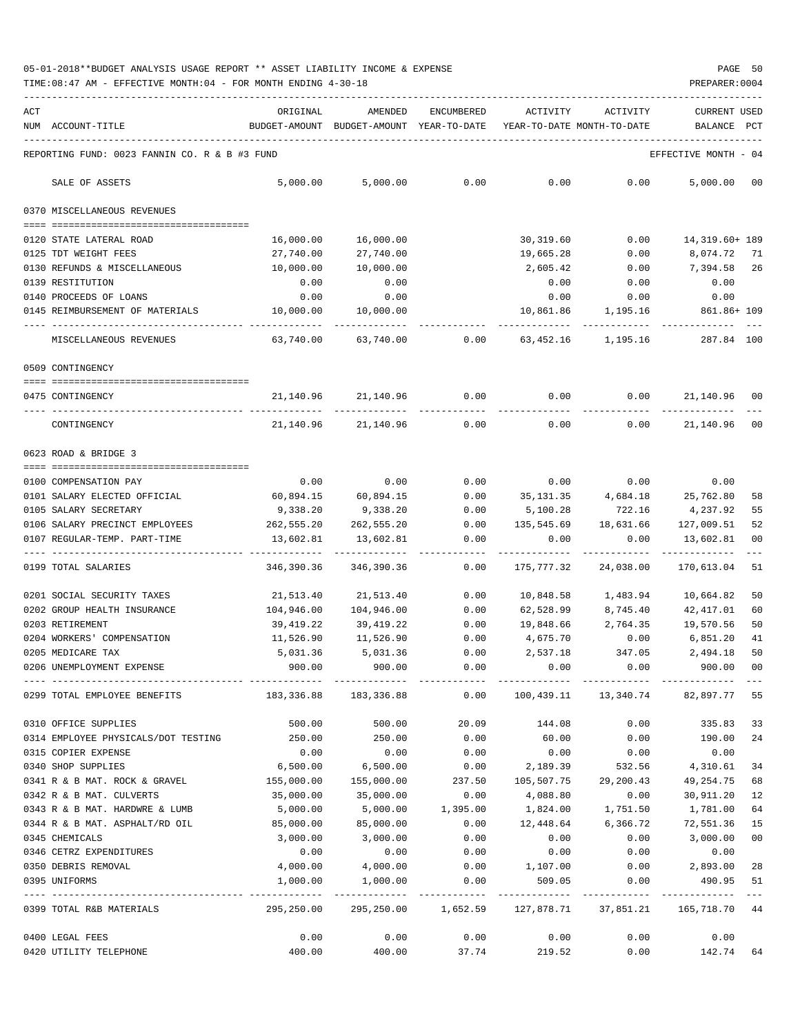05-01-2018**BUDGET ANALYSIS USAGE REPORT ** ASSET LIABILITY INCOME & EXPENSE

TIME:08:47 AM - EFFECTIVE MONTH:04 - FOR MONTH ENDING 4-30-18

PREPARER:0004

REPORTING FUND: 0023 FANNIN CO. R & B #3 FUND — EFFECTIVE MONTH - 04

| ACT NUM | ACCOUNT-TITLE | ORIGINAL BUDGET-AMOUNT | AMENDED BUDGET-AMOUNT | ENCUMBERED YEAR-TO-DATE | ACTIVITY YEAR-TO-DATE | ACTIVITY MONTH-TO-DATE | CURRENT BALANCE | USED PCT |
|---|---|---|---|---|---|---|---|---|
| | SALE OF ASSETS | 5,000.00 | 5,000.00 | 0.00 | 0.00 | 0.00 | 5,000.00 | 00 |
| | **0370 MISCELLANEOUS REVENUES** | | | | | | | |
| 0120 | STATE LATERAL ROAD | 16,000.00 | 16,000.00 | | 30,319.60 | 0.00 | 14,319.60+ | 189 |
| 0125 | TDT WEIGHT FEES | 27,740.00 | 27,740.00 | | 19,665.28 | 0.00 | 8,074.72 | 71 |
| 0130 | REFUNDS & MISCELLANEOUS | 10,000.00 | 10,000.00 | | 2,605.42 | 0.00 | 7,394.58 | 26 |
| 0139 | RESTITUTION | 0.00 | 0.00 | | 0.00 | 0.00 | 0.00 | |
| 0140 | PROCEEDS OF LOANS | 0.00 | 0.00 | | 0.00 | 0.00 | 0.00 | |
| 0145 | REIMBURSEMENT OF MATERIALS | 10,000.00 | 10,000.00 | | 10,861.86 | 1,195.16 | 861.86+ | 109 |
| | MISCELLANEOUS REVENUES | 63,740.00 | 63,740.00 | 0.00 | 63,452.16 | 1,195.16 | 287.84 | 100 |
| | **0509 CONTINGENCY** | | | | | | | |
| 0475 | CONTINGENCY | 21,140.96 | 21,140.96 | 0.00 | 0.00 | 0.00 | 21,140.96 | 00 |
| | CONTINGENCY | 21,140.96 | 21,140.96 | 0.00 | 0.00 | 0.00 | 21,140.96 | 00 |
| | **0623 ROAD & BRIDGE 3** | | | | | | | |
| 0100 | COMPENSATION PAY | 0.00 | 0.00 | 0.00 | 0.00 | 0.00 | 0.00 | |
| 0101 | SALARY ELECTED OFFICIAL | 60,894.15 | 60,894.15 | 0.00 | 35,131.35 | 4,684.18 | 25,762.80 | 58 |
| 0105 | SALARY SECRETARY | 9,338.20 | 9,338.20 | 0.00 | 5,100.28 | 722.16 | 4,237.92 | 55 |
| 0106 | SALARY PRECINCT EMPLOYEES | 262,555.20 | 262,555.20 | 0.00 | 135,545.69 | 18,631.66 | 127,009.51 | 52 |
| 0107 | REGULAR-TEMP. PART-TIME | 13,602.81 | 13,602.81 | 0.00 | 0.00 | 0.00 | 13,602.81 | 00 |
| 0199 | TOTAL SALARIES | 346,390.36 | 346,390.36 | 0.00 | 175,777.32 | 24,038.00 | 170,613.04 | 51 |
| 0201 | SOCIAL SECURITY TAXES | 21,513.40 | 21,513.40 | 0.00 | 10,848.58 | 1,483.94 | 10,664.82 | 50 |
| 0202 | GROUP HEALTH INSURANCE | 104,946.00 | 104,946.00 | 0.00 | 62,528.99 | 8,745.40 | 42,417.01 | 60 |
| 0203 | RETIREMENT | 39,419.22 | 39,419.22 | 0.00 | 19,848.66 | 2,764.35 | 19,570.56 | 50 |
| 0204 | WORKERS' COMPENSATION | 11,526.90 | 11,526.90 | 0.00 | 4,675.70 | 0.00 | 6,851.20 | 41 |
| 0205 | MEDICARE TAX | 5,031.36 | 5,031.36 | 0.00 | 2,537.18 | 347.05 | 2,494.18 | 50 |
| 0206 | UNEMPLOYMENT EXPENSE | 900.00 | 900.00 | 0.00 | 0.00 | 0.00 | 900.00 | 00 |
| 0299 | TOTAL EMPLOYEE BENEFITS | 183,336.88 | 183,336.88 | 0.00 | 100,439.11 | 13,340.74 | 82,897.77 | 55 |
| 0310 | OFFICE SUPPLIES | 500.00 | 500.00 | 20.09 | 144.08 | 0.00 | 335.83 | 33 |
| 0314 | EMPLOYEE PHYSICALS/DOT TESTING | 250.00 | 250.00 | 0.00 | 60.00 | 0.00 | 190.00 | 24 |
| 0315 | COPIER EXPENSE | 0.00 | 0.00 | 0.00 | 0.00 | 0.00 | 0.00 | |
| 0340 | SHOP SUPPLIES | 6,500.00 | 6,500.00 | 0.00 | 2,189.39 | 532.56 | 4,310.61 | 34 |
| 0341 | R & B MAT. ROCK & GRAVEL | 155,000.00 | 155,000.00 | 237.50 | 105,507.75 | 29,200.43 | 49,254.75 | 68 |
| 0342 | R & B MAT. CULVERTS | 35,000.00 | 35,000.00 | 0.00 | 4,088.80 | 0.00 | 30,911.20 | 12 |
| 0343 | R & B MAT. HARDWRE & LUMB | 5,000.00 | 5,000.00 | 1,395.00 | 1,824.00 | 1,751.50 | 1,781.00 | 64 |
| 0344 | R & B MAT. ASPHALT/RD OIL | 85,000.00 | 85,000.00 | 0.00 | 12,448.64 | 6,366.72 | 72,551.36 | 15 |
| 0345 | CHEMICALS | 3,000.00 | 3,000.00 | 0.00 | 0.00 | 0.00 | 3,000.00 | 00 |
| 0346 | CETRZ EXPENDITURES | 0.00 | 0.00 | 0.00 | 0.00 | 0.00 | 0.00 | |
| 0350 | DEBRIS REMOVAL | 4,000.00 | 4,000.00 | 0.00 | 1,107.00 | 0.00 | 2,893.00 | 28 |
| 0395 | UNIFORMS | 1,000.00 | 1,000.00 | 0.00 | 509.05 | 0.00 | 490.95 | 51 |
| 0399 | TOTAL R&B MATERIALS | 295,250.00 | 295,250.00 | 1,652.59 | 127,878.71 | 37,851.21 | 165,718.70 | 44 |
| 0400 | LEGAL FEES | 0.00 | 0.00 | 0.00 | 0.00 | 0.00 | 0.00 | |
| 0420 | UTILITY TELEPHONE | 400.00 | 400.00 | 37.74 | 219.52 | 0.00 | 142.74 | 64 |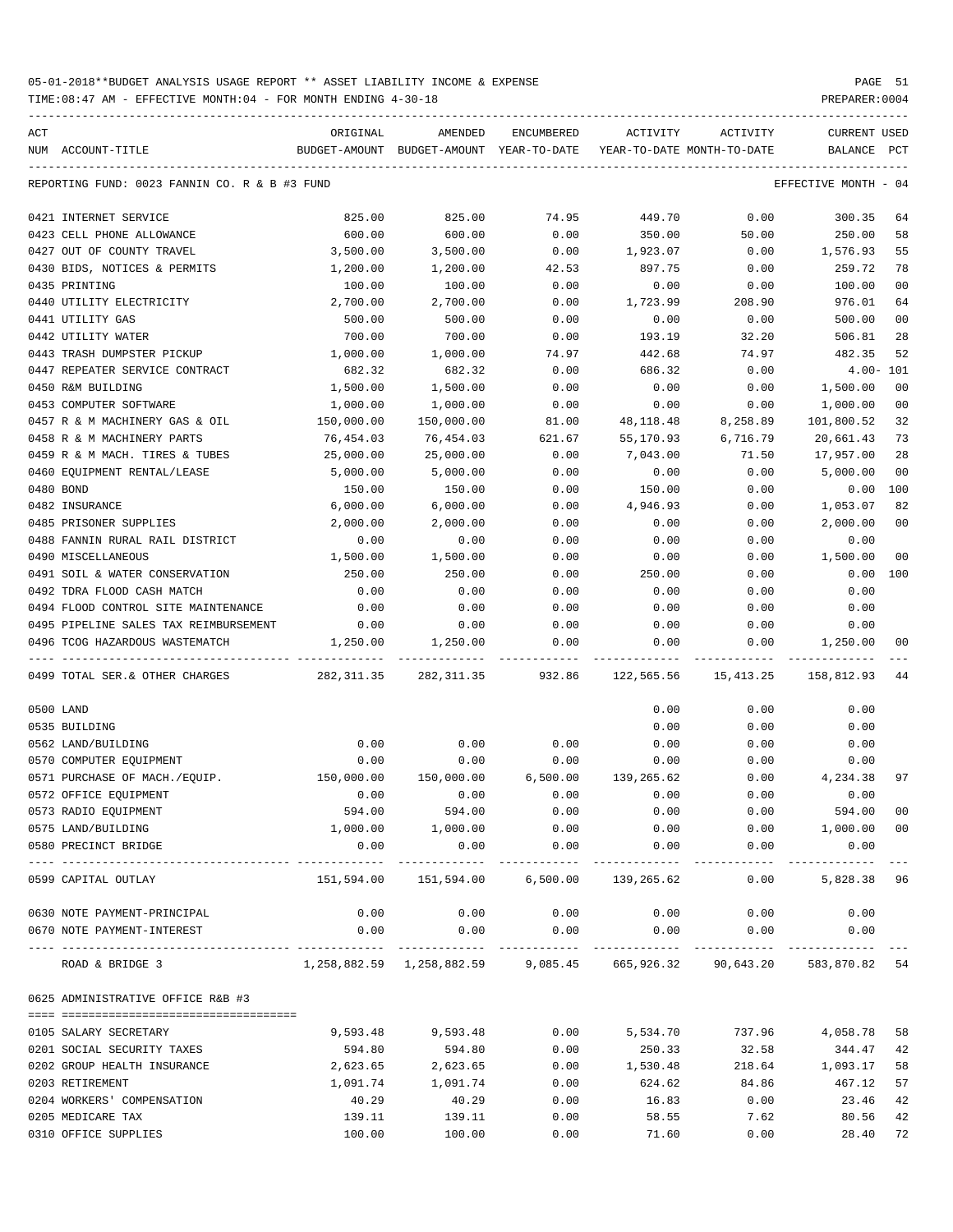05-01-2018**BUDGET ANALYSIS USAGE REPORT ** ASSET LIABILITY INCOME & EXPENSE

TIME:08:47 AM - EFFECTIVE MONTH:04 - FOR MONTH ENDING 4-30-18

PREPARER:0004

| ACT NUM | ACCOUNT-TITLE | ORIGINAL BUDGET-AMOUNT | AMENDED BUDGET-AMOUNT | ENCUMBERED YEAR-TO-DATE | ACTIVITY YEAR-TO-DATE | ACTIVITY MONTH-TO-DATE | CURRENT BALANCE | USED PCT |
|---|---|---|---|---|---|---|---|---|
| | REPORTING FUND: 0023 FANNIN CO. R & B #3 FUND | | | | | | EFFECTIVE MONTH - 04 | |
| 0421 | INTERNET SERVICE | 825.00 | 825.00 | 74.95 | 449.70 | 0.00 | 300.35 | 64 |
| 0423 | CELL PHONE ALLOWANCE | 600.00 | 600.00 | 0.00 | 350.00 | 50.00 | 250.00 | 58 |
| 0427 | OUT OF COUNTY TRAVEL | 3,500.00 | 3,500.00 | 0.00 | 1,923.07 | 0.00 | 1,576.93 | 55 |
| 0430 | BIDS, NOTICES & PERMITS | 1,200.00 | 1,200.00 | 42.53 | 897.75 | 0.00 | 259.72 | 78 |
| 0435 | PRINTING | 100.00 | 100.00 | 0.00 | 0.00 | 0.00 | 100.00 | 00 |
| 0440 | UTILITY ELECTRICITY | 2,700.00 | 2,700.00 | 0.00 | 1,723.99 | 208.90 | 976.01 | 64 |
| 0441 | UTILITY GAS | 500.00 | 500.00 | 0.00 | 0.00 | 0.00 | 500.00 | 00 |
| 0442 | UTILITY WATER | 700.00 | 700.00 | 0.00 | 193.19 | 32.20 | 506.81 | 28 |
| 0443 | TRASH DUMPSTER PICKUP | 1,000.00 | 1,000.00 | 74.97 | 442.68 | 74.97 | 482.35 | 52 |
| 0447 | REPEATER SERVICE CONTRACT | 682.32 | 682.32 | 0.00 | 686.32 | 0.00 | 4.00- | 101 |
| 0450 | R&M BUILDING | 1,500.00 | 1,500.00 | 0.00 | 0.00 | 0.00 | 1,500.00 | 00 |
| 0453 | COMPUTER SOFTWARE | 1,000.00 | 1,000.00 | 0.00 | 0.00 | 0.00 | 1,000.00 | 00 |
| 0457 | R & M MACHINERY GAS & OIL | 150,000.00 | 150,000.00 | 81.00 | 48,118.48 | 8,258.89 | 101,800.52 | 32 |
| 0458 | R & M MACHINERY PARTS | 76,454.03 | 76,454.03 | 621.67 | 55,170.93 | 6,716.79 | 20,661.43 | 73 |
| 0459 | R & M MACH. TIRES & TUBES | 25,000.00 | 25,000.00 | 0.00 | 7,043.00 | 71.50 | 17,957.00 | 28 |
| 0460 | EQUIPMENT RENTAL/LEASE | 5,000.00 | 5,000.00 | 0.00 | 0.00 | 0.00 | 5,000.00 | 00 |
| 0480 | BOND | 150.00 | 150.00 | 0.00 | 150.00 | 0.00 | 0.00 | 100 |
| 0482 | INSURANCE | 6,000.00 | 6,000.00 | 0.00 | 4,946.93 | 0.00 | 1,053.07 | 82 |
| 0485 | PRISONER SUPPLIES | 2,000.00 | 2,000.00 | 0.00 | 0.00 | 0.00 | 2,000.00 | 00 |
| 0488 | FANNIN RURAL RAIL DISTRICT | 0.00 | 0.00 | 0.00 | 0.00 | 0.00 | 0.00 | |
| 0490 | MISCELLANEOUS | 1,500.00 | 1,500.00 | 0.00 | 0.00 | 0.00 | 1,500.00 | 00 |
| 0491 | SOIL & WATER CONSERVATION | 250.00 | 250.00 | 0.00 | 250.00 | 0.00 | 0.00 | 100 |
| 0492 | TDRA FLOOD CASH MATCH | 0.00 | 0.00 | 0.00 | 0.00 | 0.00 | 0.00 | |
| 0494 | FLOOD CONTROL SITE MAINTENANCE | 0.00 | 0.00 | 0.00 | 0.00 | 0.00 | 0.00 | |
| 0495 | PIPELINE SALES TAX REIMBURSEMENT | 0.00 | 0.00 | 0.00 | 0.00 | 0.00 | 0.00 | |
| 0496 | TCOG HAZARDOUS WASTEMATCH | 1,250.00 | 1,250.00 | 0.00 | 0.00 | 0.00 | 1,250.00 | 00 |
| 0499 | TOTAL SER.& OTHER CHARGES | 282,311.35 | 282,311.35 | 932.86 | 122,565.56 | 15,413.25 | 158,812.93 | 44 |
| 0500 | LAND | | | | 0.00 | 0.00 | 0.00 | |
| 0535 | BUILDING | | | | 0.00 | 0.00 | 0.00 | |
| 0562 | LAND/BUILDING | 0.00 | 0.00 | 0.00 | 0.00 | 0.00 | 0.00 | |
| 0570 | COMPUTER EQUIPMENT | 0.00 | 0.00 | 0.00 | 0.00 | 0.00 | 0.00 | |
| 0571 | PURCHASE OF MACH./EQUIP. | 150,000.00 | 150,000.00 | 6,500.00 | 139,265.62 | 0.00 | 4,234.38 | 97 |
| 0572 | OFFICE EQUIPMENT | 0.00 | 0.00 | 0.00 | 0.00 | 0.00 | 0.00 | |
| 0573 | RADIO EQUIPMENT | 594.00 | 594.00 | 0.00 | 0.00 | 0.00 | 594.00 | 00 |
| 0575 | LAND/BUILDING | 1,000.00 | 1,000.00 | 0.00 | 0.00 | 0.00 | 1,000.00 | 00 |
| 0580 | PRECINCT BRIDGE | 0.00 | 0.00 | 0.00 | 0.00 | 0.00 | 0.00 | |
| 0599 | CAPITAL OUTLAY | 151,594.00 | 151,594.00 | 6,500.00 | 139,265.62 | 0.00 | 5,828.38 | 96 |
| 0630 | NOTE PAYMENT-PRINCIPAL | 0.00 | 0.00 | 0.00 | 0.00 | 0.00 | 0.00 | |
| 0670 | NOTE PAYMENT-INTEREST | 0.00 | 0.00 | 0.00 | 0.00 | 0.00 | 0.00 | |
| | ROAD & BRIDGE 3 | 1,258,882.59 | 1,258,882.59 | 9,085.45 | 665,926.32 | 90,643.20 | 583,870.82 | 54 |
| | 0625 ADMINISTRATIVE OFFICE R&B #3 | | | | | | | |
| 0105 | SALARY SECRETARY | 9,593.48 | 9,593.48 | 0.00 | 5,534.70 | 737.96 | 4,058.78 | 58 |
| 0201 | SOCIAL SECURITY TAXES | 594.80 | 594.80 | 0.00 | 250.33 | 32.58 | 344.47 | 42 |
| 0202 | GROUP HEALTH INSURANCE | 2,623.65 | 2,623.65 | 0.00 | 1,530.48 | 218.64 | 1,093.17 | 58 |
| 0203 | RETIREMENT | 1,091.74 | 1,091.74 | 0.00 | 624.62 | 84.86 | 467.12 | 57 |
| 0204 | WORKERS' COMPENSATION | 40.29 | 40.29 | 0.00 | 16.83 | 0.00 | 23.46 | 42 |
| 0205 | MEDICARE TAX | 139.11 | 139.11 | 0.00 | 58.55 | 7.62 | 80.56 | 42 |
| 0310 | OFFICE SUPPLIES | 100.00 | 100.00 | 0.00 | 71.60 | 0.00 | 28.40 | 72 |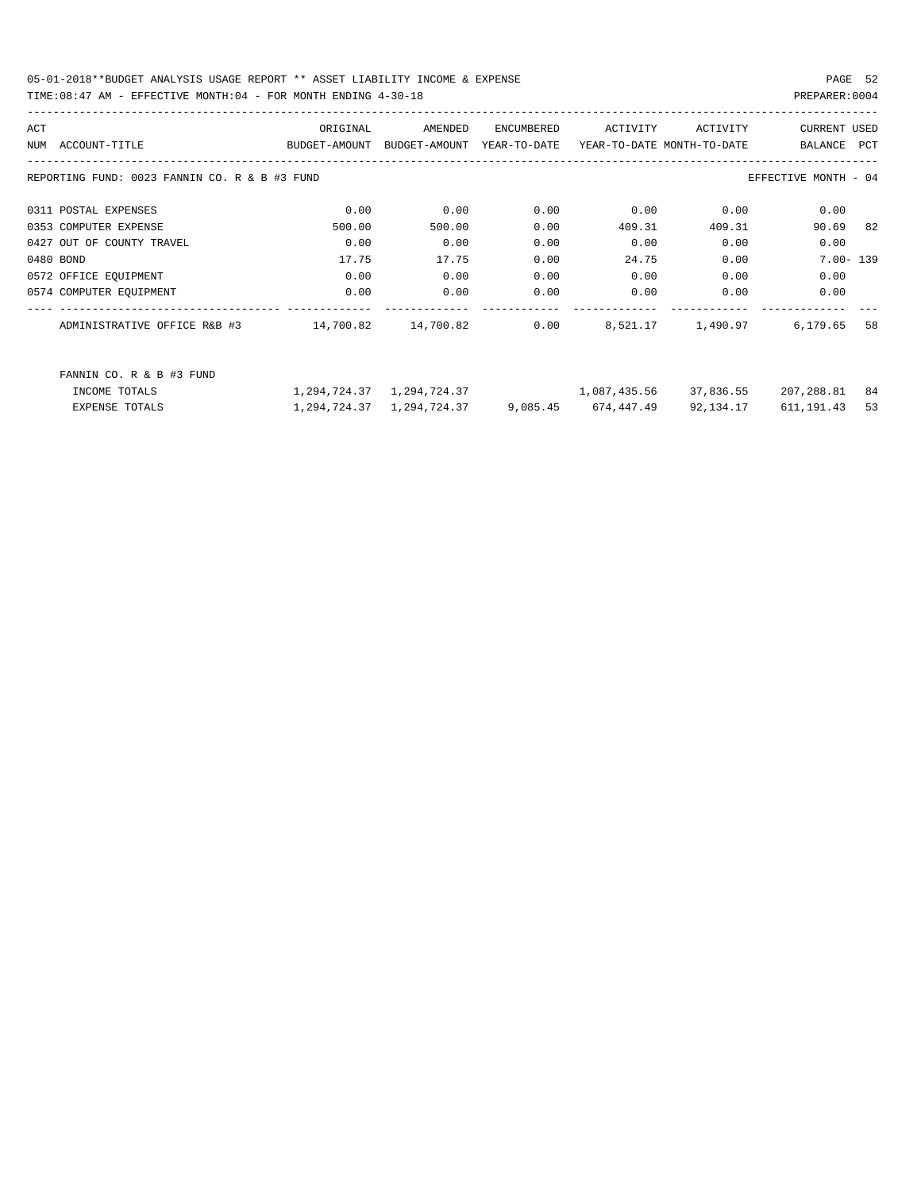05-01-2018**BUDGET ANALYSIS USAGE REPORT ** ASSET LIABILITY INCOME & EXPENSE

TIME:08:47 AM - EFFECTIVE MONTH:04 - FOR MONTH ENDING 4-30-18

PREPARER:0004

| ACT NUM | ACCOUNT-TITLE | ORIGINAL BUDGET-AMOUNT | AMENDED BUDGET-AMOUNT | ENCUMBERED YEAR-TO-DATE | ACTIVITY YEAR-TO-DATE | ACTIVITY MONTH-TO-DATE | CURRENT BALANCE | USED PCT |
|---|---|---|---|---|---|---|---|---|
| | REPORTING FUND: 0023 FANNIN CO. R & B #3 FUND | | | | | | EFFECTIVE MONTH - 04 | |
| 0311 | POSTAL EXPENSES | 0.00 | 0.00 | 0.00 | 0.00 | 0.00 | 0.00 | |
| 0353 | COMPUTER EXPENSE | 500.00 | 500.00 | 0.00 | 409.31 | 409.31 | 90.69 | 82 |
| 0427 | OUT OF COUNTY TRAVEL | 0.00 | 0.00 | 0.00 | 0.00 | 0.00 | 0.00 | |
| 0480 | BOND | 17.75 | 17.75 | 0.00 | 24.75 | 0.00 | 7.00- | 139 |
| 0572 | OFFICE EQUIPMENT | 0.00 | 0.00 | 0.00 | 0.00 | 0.00 | 0.00 | |
| 0574 | COMPUTER EQUIPMENT | 0.00 | 0.00 | 0.00 | 0.00 | 0.00 | 0.00 | |
| | ADMINISTRATIVE OFFICE R&B #3 | 14,700.82 | 14,700.82 | 0.00 | 8,521.17 | 1,490.97 | 6,179.65 | 58 |
| | FANNIN CO. R & B #3 FUND | | | | | | | |
| | INCOME TOTALS | 1,294,724.37 | 1,294,724.37 | | 1,087,435.56 | 37,836.55 | 207,288.81 | 84 |
| | EXPENSE TOTALS | 1,294,724.37 | 1,294,724.37 | 9,085.45 | 674,447.49 | 92,134.17 | 611,191.43 | 53 |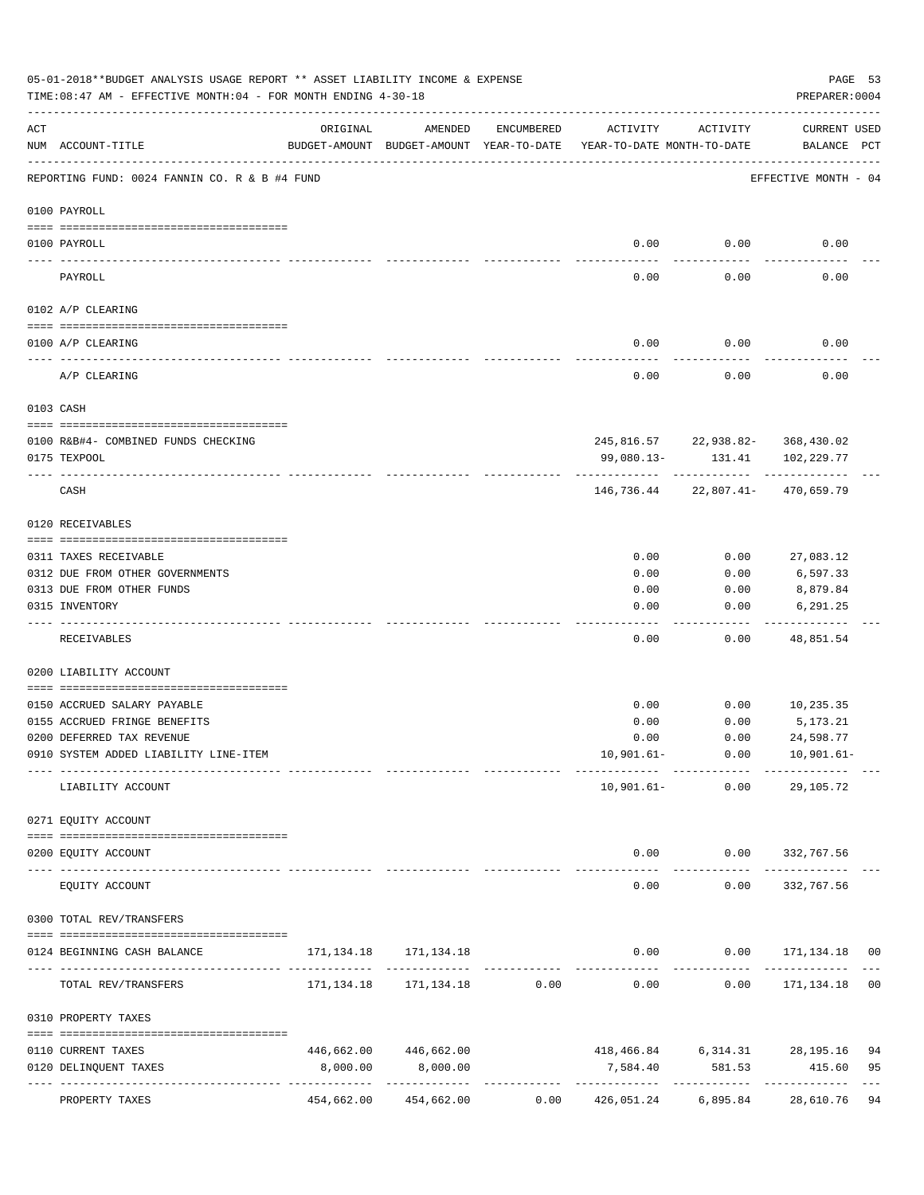05-01-2018**BUDGET ANALYSIS USAGE REPORT ** ASSET LIABILITY INCOME & EXPENSE

TIME:08:47 AM - EFFECTIVE MONTH:04 - FOR MONTH ENDING 4-30-18

PREPARER:0004

REPORTING FUND: 0024 FANNIN CO. R & B #4 FUND — EFFECTIVE MONTH - 04

| ACT NUM | ACCOUNT-TITLE | ORIGINAL BUDGET-AMOUNT | AMENDED BUDGET-AMOUNT | ENCUMBERED YEAR-TO-DATE | ACTIVITY YEAR-TO-DATE | ACTIVITY MONTH-TO-DATE | CURRENT USED BALANCE | PCT |
|---|---|---|---|---|---|---|---|---|
| | **0100 PAYROLL** | | | | | | | |
| 0100 | PAYROLL | | | | 0.00 | 0.00 | 0.00 | |
| | PAYROLL | | | | 0.00 | 0.00 | 0.00 | |
| | **0102 A/P CLEARING** | | | | | | | |
| 0100 | A/P CLEARING | | | | 0.00 | 0.00 | 0.00 | |
| | A/P CLEARING | | | | 0.00 | 0.00 | 0.00 | |
| | **0103 CASH** | | | | | | | |
| 0100 | R&B#4- COMBINED FUNDS CHECKING | | | | 245,816.57 | 22,938.82- | 368,430.02 | |
| 0175 | TEXPOOL | | | | 99,080.13- | 131.41 | 102,229.77 | |
| | CASH | | | | 146,736.44 | 22,807.41- | 470,659.79 | |
| | **0120 RECEIVABLES** | | | | | | | |
| 0311 | TAXES RECEIVABLE | | | | 0.00 | 0.00 | 27,083.12 | |
| 0312 | DUE FROM OTHER GOVERNMENTS | | | | 0.00 | 0.00 | 6,597.33 | |
| 0313 | DUE FROM OTHER FUNDS | | | | 0.00 | 0.00 | 8,879.84 | |
| 0315 | INVENTORY | | | | 0.00 | 0.00 | 6,291.25 | |
| | RECEIVABLES | | | | 0.00 | 0.00 | 48,851.54 | |
| | **0200 LIABILITY ACCOUNT** | | | | | | | |
| 0150 | ACCRUED SALARY PAYABLE | | | | 0.00 | 0.00 | 10,235.35 | |
| 0155 | ACCRUED FRINGE BENEFITS | | | | 0.00 | 0.00 | 5,173.21 | |
| 0200 | DEFERRED TAX REVENUE | | | | 0.00 | 0.00 | 24,598.77 | |
| 0910 | SYSTEM ADDED LIABILITY LINE-ITEM | | | | 10,901.61- | 0.00 | 10,901.61- | |
| | LIABILITY ACCOUNT | | | | 10,901.61- | 0.00 | 29,105.72 | |
| | **0271 EQUITY ACCOUNT** | | | | | | | |
| 0200 | EQUITY ACCOUNT | | | | 0.00 | 0.00 | 332,767.56 | |
| | EQUITY ACCOUNT | | | | 0.00 | 0.00 | 332,767.56 | |
| | **0300 TOTAL REV/TRANSFERS** | | | | | | | |
| 0124 | BEGINNING CASH BALANCE | 171,134.18 | 171,134.18 | | 0.00 | 0.00 | 171,134.18 | 00 |
| | TOTAL REV/TRANSFERS | 171,134.18 | 171,134.18 | 0.00 | 0.00 | 0.00 | 171,134.18 | 00 |
| | **0310 PROPERTY TAXES** | | | | | | | |
| 0110 | CURRENT TAXES | 446,662.00 | 446,662.00 | | 418,466.84 | 6,314.31 | 28,195.16 | 94 |
| 0120 | DELINQUENT TAXES | 8,000.00 | 8,000.00 | | 7,584.40 | 581.53 | 415.60 | 95 |
| | PROPERTY TAXES | 454,662.00 | 454,662.00 | 0.00 | 426,051.24 | 6,895.84 | 28,610.76 | 94 |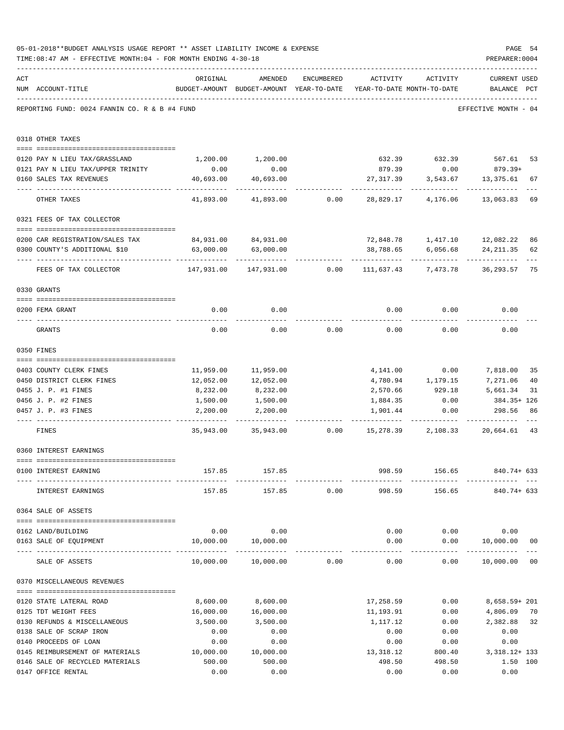05-01-2018**BUDGET ANALYSIS USAGE REPORT ** ASSET LIABILITY INCOME & EXPENSE

TIME:08:47 AM - EFFECTIVE MONTH:04 - FOR MONTH ENDING 4-30-18

PREPARER:0004

REPORTING FUND: 0024 FANNIN CO. R & B #4 FUND — EFFECTIVE MONTH - 04

| ACT NUM | ACCOUNT-TITLE | ORIGINAL BUDGET-AMOUNT | AMENDED BUDGET-AMOUNT | ENCUMBERED YEAR-TO-DATE | ACTIVITY YEAR-TO-DATE | ACTIVITY MONTH-TO-DATE | CURRENT BALANCE | USED PCT |
|---|---|---|---|---|---|---|---|---|
| **0318** | **OTHER TAXES** | | | | | | | |
| 0120 | PAY N LIEU TAX/GRASSLAND | 1,200.00 | 1,200.00 | | 632.39 | 632.39 | 567.61 | 53 |
| 0121 | PAY N LIEU TAX/UPPER TRINITY | 0.00 | 0.00 | | 879.39 | 0.00 | 879.39+ | |
| 0160 | SALES TAX REVENUES | 40,693.00 | 40,693.00 | | 27,317.39 | 3,543.67 | 13,375.61 | 67 |
| | OTHER TAXES | 41,893.00 | 41,893.00 | 0.00 | 28,829.17 | 4,176.06 | 13,063.83 | 69 |
| **0321** | **FEES OF TAX COLLECTOR** | | | | | | | |
| 0200 | CAR REGISTRATION/SALES TAX | 84,931.00 | 84,931.00 | | 72,848.78 | 1,417.10 | 12,082.22 | 86 |
| 0300 | COUNTY'S ADDITIONAL $10 | 63,000.00 | 63,000.00 | | 38,788.65 | 6,056.68 | 24,211.35 | 62 |
| | FEES OF TAX COLLECTOR | 147,931.00 | 147,931.00 | 0.00 | 111,637.43 | 7,473.78 | 36,293.57 | 75 |
| **0330** | **GRANTS** | | | | | | | |
| 0200 | FEMA GRANT | 0.00 | 0.00 | | 0.00 | 0.00 | 0.00 | |
| | GRANTS | 0.00 | 0.00 | 0.00 | 0.00 | 0.00 | 0.00 | |
| **0350** | **FINES** | | | | | | | |
| 0403 | COUNTY CLERK FINES | 11,959.00 | 11,959.00 | | 4,141.00 | 0.00 | 7,818.00 | 35 |
| 0450 | DISTRICT CLERK FINES | 12,052.00 | 12,052.00 | | 4,780.94 | 1,179.15 | 7,271.06 | 40 |
| 0455 | J. P. #1 FINES | 8,232.00 | 8,232.00 | | 2,570.66 | 929.18 | 5,661.34 | 31 |
| 0456 | J. P. #2 FINES | 1,500.00 | 1,500.00 | | 1,884.35 | 0.00 | 384.35+ | 126 |
| 0457 | J. P. #3 FINES | 2,200.00 | 2,200.00 | | 1,901.44 | 0.00 | 298.56 | 86 |
| | FINES | 35,943.00 | 35,943.00 | 0.00 | 15,278.39 | 2,108.33 | 20,664.61 | 43 |
| **0360** | **INTEREST EARNINGS** | | | | | | | |
| 0100 | INTEREST EARNING | 157.85 | 157.85 | | 998.59 | 156.65 | 840.74+ | 633 |
| | INTEREST EARNINGS | 157.85 | 157.85 | 0.00 | 998.59 | 156.65 | 840.74+ | 633 |
| **0364** | **SALE OF ASSETS** | | | | | | | |
| 0162 | LAND/BUILDING | 0.00 | 0.00 | | 0.00 | 0.00 | 0.00 | |
| 0163 | SALE OF EQUIPMENT | 10,000.00 | 10,000.00 | | 0.00 | 0.00 | 10,000.00 | 00 |
| | SALE OF ASSETS | 10,000.00 | 10,000.00 | 0.00 | 0.00 | 0.00 | 10,000.00 | 00 |
| **0370** | **MISCELLANEOUS REVENUES** | | | | | | | |
| 0120 | STATE LATERAL ROAD | 8,600.00 | 8,600.00 | | 17,258.59 | 0.00 | 8,658.59+ | 201 |
| 0125 | TDT WEIGHT FEES | 16,000.00 | 16,000.00 | | 11,193.91 | 0.00 | 4,806.09 | 70 |
| 0130 | REFUNDS & MISCELLANEOUS | 3,500.00 | 3,500.00 | | 1,117.12 | 0.00 | 2,382.88 | 32 |
| 0138 | SALE OF SCRAP IRON | 0.00 | 0.00 | | 0.00 | 0.00 | 0.00 | |
| 0140 | PROCEEDS OF LOAN | 0.00 | 0.00 | | 0.00 | 0.00 | 0.00 | |
| 0145 | REIMBURSEMENT OF MATERIALS | 10,000.00 | 10,000.00 | | 13,318.12 | 800.40 | 3,318.12+ | 133 |
| 0146 | SALE OF RECYCLED MATERIALS | 500.00 | 500.00 | | 498.50 | 498.50 | 1.50 | 100 |
| 0147 | OFFICE RENTAL | 0.00 | 0.00 | | 0.00 | 0.00 | 0.00 | |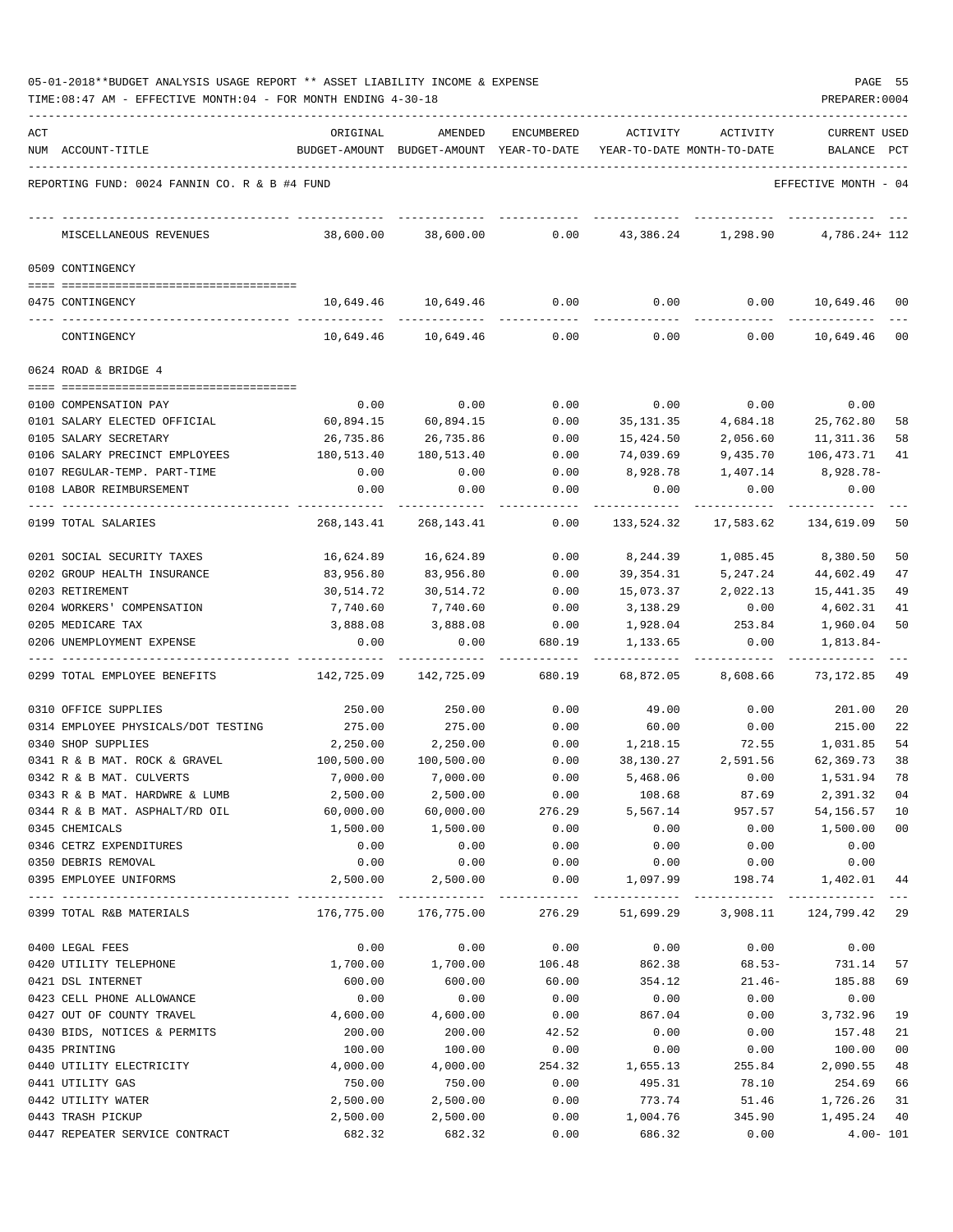05-01-2018**BUDGET ANALYSIS USAGE REPORT ** ASSET LIABILITY INCOME & EXPENSE

TIME:08:47 AM - EFFECTIVE MONTH:04 - FOR MONTH ENDING 4-30-18

PREPARER:0004

REPORTING FUND: 0024 FANNIN CO. R & B #4 FUND — EFFECTIVE MONTH - 04

| ACT NUM | ACCOUNT-TITLE | ORIGINAL BUDGET-AMOUNT | AMENDED BUDGET-AMOUNT | ENCUMBERED YEAR-TO-DATE | ACTIVITY YEAR-TO-DATE | ACTIVITY MONTH-TO-DATE | CURRENT USED BALANCE | PCT |
|---|---|---|---|---|---|---|---|---|
| | MISCELLANEOUS REVENUES | 38,600.00 | 38,600.00 | 0.00 | 43,386.24 | 1,298.90 | 4,786.24+ | 112 |
| | **0509 CONTINGENCY** | | | | | | | |
| 0475 | CONTINGENCY | 10,649.46 | 10,649.46 | 0.00 | 0.00 | 0.00 | 10,649.46 | 00 |
| | CONTINGENCY | 10,649.46 | 10,649.46 | 0.00 | 0.00 | 0.00 | 10,649.46 | 00 |
| | **0624 ROAD & BRIDGE 4** | | | | | | | |
| 0100 | COMPENSATION PAY | 0.00 | 0.00 | 0.00 | 0.00 | 0.00 | 0.00 | |
| 0101 | SALARY ELECTED OFFICIAL | 60,894.15 | 60,894.15 | 0.00 | 35,131.35 | 4,684.18 | 25,762.80 | 58 |
| 0105 | SALARY SECRETARY | 26,735.86 | 26,735.86 | 0.00 | 15,424.50 | 2,056.60 | 11,311.36 | 58 |
| 0106 | SALARY PRECINCT EMPLOYEES | 180,513.40 | 180,513.40 | 0.00 | 74,039.69 | 9,435.70 | 106,473.71 | 41 |
| 0107 | REGULAR-TEMP. PART-TIME | 0.00 | 0.00 | 0.00 | 8,928.78 | 1,407.14 | 8,928.78- | |
| 0108 | LABOR REIMBURSEMENT | 0.00 | 0.00 | 0.00 | 0.00 | 0.00 | 0.00 | |
| 0199 | TOTAL SALARIES | 268,143.41 | 268,143.41 | 0.00 | 133,524.32 | 17,583.62 | 134,619.09 | 50 |
| 0201 | SOCIAL SECURITY TAXES | 16,624.89 | 16,624.89 | 0.00 | 8,244.39 | 1,085.45 | 8,380.50 | 50 |
| 0202 | GROUP HEALTH INSURANCE | 83,956.80 | 83,956.80 | 0.00 | 39,354.31 | 5,247.24 | 44,602.49 | 47 |
| 0203 | RETIREMENT | 30,514.72 | 30,514.72 | 0.00 | 15,073.37 | 2,022.13 | 15,441.35 | 49 |
| 0204 | WORKERS' COMPENSATION | 7,740.60 | 7,740.60 | 0.00 | 3,138.29 | 0.00 | 4,602.31 | 41 |
| 0205 | MEDICARE TAX | 3,888.08 | 3,888.08 | 0.00 | 1,928.04 | 253.84 | 1,960.04 | 50 |
| 0206 | UNEMPLOYMENT EXPENSE | 0.00 | 0.00 | 680.19 | 1,133.65 | 0.00 | 1,813.84- | |
| 0299 | TOTAL EMPLOYEE BENEFITS | 142,725.09 | 142,725.09 | 680.19 | 68,872.05 | 8,608.66 | 73,172.85 | 49 |
| 0310 | OFFICE SUPPLIES | 250.00 | 250.00 | 0.00 | 49.00 | 0.00 | 201.00 | 20 |
| 0314 | EMPLOYEE PHYSICALS/DOT TESTING | 275.00 | 275.00 | 0.00 | 60.00 | 0.00 | 215.00 | 22 |
| 0340 | SHOP SUPPLIES | 2,250.00 | 2,250.00 | 0.00 | 1,218.15 | 72.55 | 1,031.85 | 54 |
| 0341 | R & B MAT. ROCK & GRAVEL | 100,500.00 | 100,500.00 | 0.00 | 38,130.27 | 2,591.56 | 62,369.73 | 38 |
| 0342 | R & B MAT. CULVERTS | 7,000.00 | 7,000.00 | 0.00 | 5,468.06 | 0.00 | 1,531.94 | 78 |
| 0343 | R & B MAT. HARDWRE & LUMB | 2,500.00 | 2,500.00 | 0.00 | 108.68 | 87.69 | 2,391.32 | 04 |
| 0344 | R & B MAT. ASPHALT/RD OIL | 60,000.00 | 60,000.00 | 276.29 | 5,567.14 | 957.57 | 54,156.57 | 10 |
| 0345 | CHEMICALS | 1,500.00 | 1,500.00 | 0.00 | 0.00 | 0.00 | 1,500.00 | 00 |
| 0346 | CETRZ EXPENDITURES | 0.00 | 0.00 | 0.00 | 0.00 | 0.00 | 0.00 | |
| 0350 | DEBRIS REMOVAL | 0.00 | 0.00 | 0.00 | 0.00 | 0.00 | 0.00 | |
| 0395 | EMPLOYEE UNIFORMS | 2,500.00 | 2,500.00 | 0.00 | 1,097.99 | 198.74 | 1,402.01 | 44 |
| 0399 | TOTAL R&B MATERIALS | 176,775.00 | 176,775.00 | 276.29 | 51,699.29 | 3,908.11 | 124,799.42 | 29 |
| 0400 | LEGAL FEES | 0.00 | 0.00 | 0.00 | 0.00 | 0.00 | 0.00 | |
| 0420 | UTILITY TELEPHONE | 1,700.00 | 1,700.00 | 106.48 | 862.38 | 68.53- | 731.14 | 57 |
| 0421 | DSL INTERNET | 600.00 | 600.00 | 60.00 | 354.12 | 21.46- | 185.88 | 69 |
| 0423 | CELL PHONE ALLOWANCE | 0.00 | 0.00 | 0.00 | 0.00 | 0.00 | 0.00 | |
| 0427 | OUT OF COUNTY TRAVEL | 4,600.00 | 4,600.00 | 0.00 | 867.04 | 0.00 | 3,732.96 | 19 |
| 0430 | BIDS, NOTICES & PERMITS | 200.00 | 200.00 | 42.52 | 0.00 | 0.00 | 157.48 | 21 |
| 0435 | PRINTING | 100.00 | 100.00 | 0.00 | 0.00 | 0.00 | 100.00 | 00 |
| 0440 | UTILITY ELECTRICITY | 4,000.00 | 4,000.00 | 254.32 | 1,655.13 | 255.84 | 2,090.55 | 48 |
| 0441 | UTILITY GAS | 750.00 | 750.00 | 0.00 | 495.31 | 78.10 | 254.69 | 66 |
| 0442 | UTILITY WATER | 2,500.00 | 2,500.00 | 0.00 | 773.74 | 51.46 | 1,726.26 | 31 |
| 0443 | TRASH PICKUP | 2,500.00 | 2,500.00 | 0.00 | 1,004.76 | 345.90 | 1,495.24 | 40 |
| 0447 | REPEATER SERVICE CONTRACT | 682.32 | 682.32 | 0.00 | 686.32 | 0.00 | 4.00- | 101 |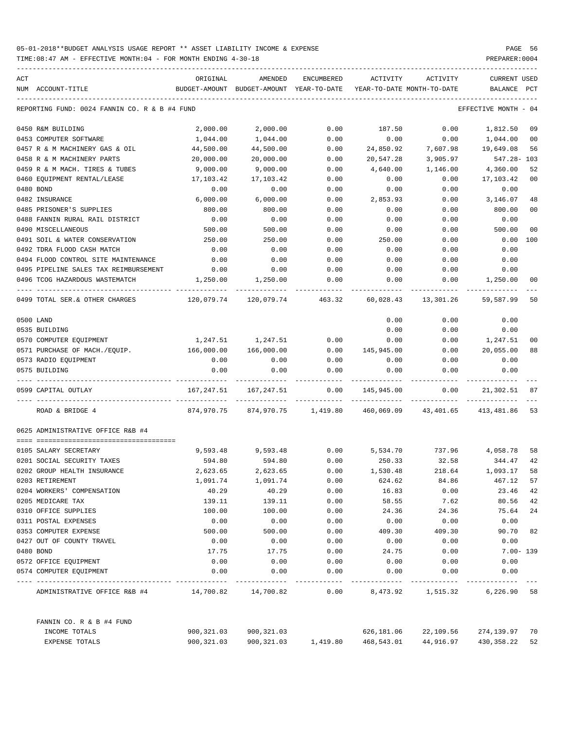05-01-2018**BUDGET ANALYSIS USAGE REPORT ** ASSET LIABILITY INCOME & EXPENSE

TIME:08:47 AM - EFFECTIVE MONTH:04 - FOR MONTH ENDING 4-30-18

PREPARER:0004

REPORTING FUND: 0024 FANNIN CO. R & B #4 FUND — EFFECTIVE MONTH - 04

| ACT NUM | ACCOUNT-TITLE | ORIGINAL BUDGET-AMOUNT | AMENDED BUDGET-AMOUNT | ENCUMBERED YEAR-TO-DATE | ACTIVITY YEAR-TO-DATE | ACTIVITY MONTH-TO-DATE | CURRENT BALANCE | USED PCT |
|---|---|---|---|---|---|---|---|---|
| 0450 | R&M BUILDING | 2,000.00 | 2,000.00 | 0.00 | 187.50 | 0.00 | 1,812.50 | 09 |
| 0453 | COMPUTER SOFTWARE | 1,044.00 | 1,044.00 | 0.00 | 0.00 | 0.00 | 1,044.00 | 00 |
| 0457 | R & M MACHINERY GAS & OIL | 44,500.00 | 44,500.00 | 0.00 | 24,850.92 | 7,607.98 | 19,649.08 | 56 |
| 0458 | R & M MACHINERY PARTS | 20,000.00 | 20,000.00 | 0.00 | 20,547.28 | 3,905.97 | 547.28- | 103 |
| 0459 | R & M MACH. TIRES & TUBES | 9,000.00 | 9,000.00 | 0.00 | 4,640.00 | 1,146.00 | 4,360.00 | 52 |
| 0460 | EQUIPMENT RENTAL/LEASE | 17,103.42 | 17,103.42 | 0.00 | 0.00 | 0.00 | 17,103.42 | 00 |
| 0480 | BOND | 0.00 | 0.00 | 0.00 | 0.00 | 0.00 | 0.00 | |
| 0482 | INSURANCE | 6,000.00 | 6,000.00 | 0.00 | 2,853.93 | 0.00 | 3,146.07 | 48 |
| 0485 | PRISONER'S SUPPLIES | 800.00 | 800.00 | 0.00 | 0.00 | 0.00 | 800.00 | 00 |
| 0488 | FANNIN RURAL RAIL DISTRICT | 0.00 | 0.00 | 0.00 | 0.00 | 0.00 | 0.00 | |
| 0490 | MISCELLANEOUS | 500.00 | 500.00 | 0.00 | 0.00 | 0.00 | 500.00 | 00 |
| 0491 | SOIL & WATER CONSERVATION | 250.00 | 250.00 | 0.00 | 250.00 | 0.00 | 0.00 | 100 |
| 0492 | TDRA FLOOD CASH MATCH | 0.00 | 0.00 | 0.00 | 0.00 | 0.00 | 0.00 | |
| 0494 | FLOOD CONTROL SITE MAINTENANCE | 0.00 | 0.00 | 0.00 | 0.00 | 0.00 | 0.00 | |
| 0495 | PIPELINE SALES TAX REIMBURSEMENT | 0.00 | 0.00 | 0.00 | 0.00 | 0.00 | 0.00 | |
| 0496 | TCOG HAZARDOUS WASTEMATCH | 1,250.00 | 1,250.00 | 0.00 | 0.00 | 0.00 | 1,250.00 | 00 |
| 0499 | TOTAL SER.& OTHER CHARGES | 120,079.74 | 120,079.74 | 463.32 | 60,028.43 | 13,301.26 | 59,587.99 | 50 |
| 0500 | LAND | | | | 0.00 | 0.00 | 0.00 | |
| 0535 | BUILDING | | | | 0.00 | 0.00 | 0.00 | |
| 0570 | COMPUTER EQUIPMENT | 1,247.51 | 1,247.51 | 0.00 | 0.00 | 0.00 | 1,247.51 | 00 |
| 0571 | PURCHASE OF MACH./EQUIP. | 166,000.00 | 166,000.00 | 0.00 | 145,945.00 | 0.00 | 20,055.00 | 88 |
| 0573 | RADIO EQUIPMENT | 0.00 | 0.00 | 0.00 | 0.00 | 0.00 | 0.00 | |
| 0575 | BUILDING | 0.00 | 0.00 | 0.00 | 0.00 | 0.00 | 0.00 | |
| 0599 | CAPITAL OUTLAY | 167,247.51 | 167,247.51 | 0.00 | 145,945.00 | 0.00 | 21,302.51 | 87 |
| | ROAD & BRIDGE 4 | 874,970.75 | 874,970.75 | 1,419.80 | 460,069.09 | 43,401.65 | 413,481.86 | 53 |

0625 ADMINISTRATIVE OFFICE R&B #4

| ACT NUM | ACCOUNT-TITLE | ORIGINAL BUDGET-AMOUNT | AMENDED BUDGET-AMOUNT | ENCUMBERED YEAR-TO-DATE | ACTIVITY YEAR-TO-DATE | ACTIVITY MONTH-TO-DATE | CURRENT BALANCE | USED PCT |
|---|---|---|---|---|---|---|---|---|
| 0105 | SALARY SECRETARY | 9,593.48 | 9,593.48 | 0.00 | 5,534.70 | 737.96 | 4,058.78 | 58 |
| 0201 | SOCIAL SECURITY TAXES | 594.80 | 594.80 | 0.00 | 250.33 | 32.58 | 344.47 | 42 |
| 0202 | GROUP HEALTH INSURANCE | 2,623.65 | 2,623.65 | 0.00 | 1,530.48 | 218.64 | 1,093.17 | 58 |
| 0203 | RETIREMENT | 1,091.74 | 1,091.74 | 0.00 | 624.62 | 84.86 | 467.12 | 57 |
| 0204 | WORKERS' COMPENSATION | 40.29 | 40.29 | 0.00 | 16.83 | 0.00 | 23.46 | 42 |
| 0205 | MEDICARE TAX | 139.11 | 139.11 | 0.00 | 58.55 | 7.62 | 80.56 | 42 |
| 0310 | OFFICE SUPPLIES | 100.00 | 100.00 | 0.00 | 24.36 | 24.36 | 75.64 | 24 |
| 0311 | POSTAL EXPENSES | 0.00 | 0.00 | 0.00 | 0.00 | 0.00 | 0.00 | |
| 0353 | COMPUTER EXPENSE | 500.00 | 500.00 | 0.00 | 409.30 | 409.30 | 90.70 | 82 |
| 0427 | OUT OF COUNTY TRAVEL | 0.00 | 0.00 | 0.00 | 0.00 | 0.00 | 0.00 | |
| 0480 | BOND | 17.75 | 17.75 | 0.00 | 24.75 | 0.00 | 7.00- | 139 |
| 0572 | OFFICE EQUIPMENT | 0.00 | 0.00 | 0.00 | 0.00 | 0.00 | 0.00 | |
| 0574 | COMPUTER EQUIPMENT | 0.00 | 0.00 | 0.00 | 0.00 | 0.00 | 0.00 | |
| | ADMINISTRATIVE OFFICE R&B #4 | 14,700.82 | 14,700.82 | 0.00 | 8,473.92 | 1,515.32 | 6,226.90 | 58 |

FANNIN CO. R & B #4 FUND

| | ORIGINAL BUDGET-AMOUNT | AMENDED BUDGET-AMOUNT | ENCUMBERED YEAR-TO-DATE | ACTIVITY YEAR-TO-DATE | ACTIVITY MONTH-TO-DATE | CURRENT BALANCE | USED PCT |
|---|---|---|---|---|---|---|---|
| INCOME TOTALS | 900,321.03 | 900,321.03 | | 626,181.06 | 22,109.56 | 274,139.97 | 70 |
| EXPENSE TOTALS | 900,321.03 | 900,321.03 | 1,419.80 | 468,543.01 | 44,916.97 | 430,358.22 | 52 |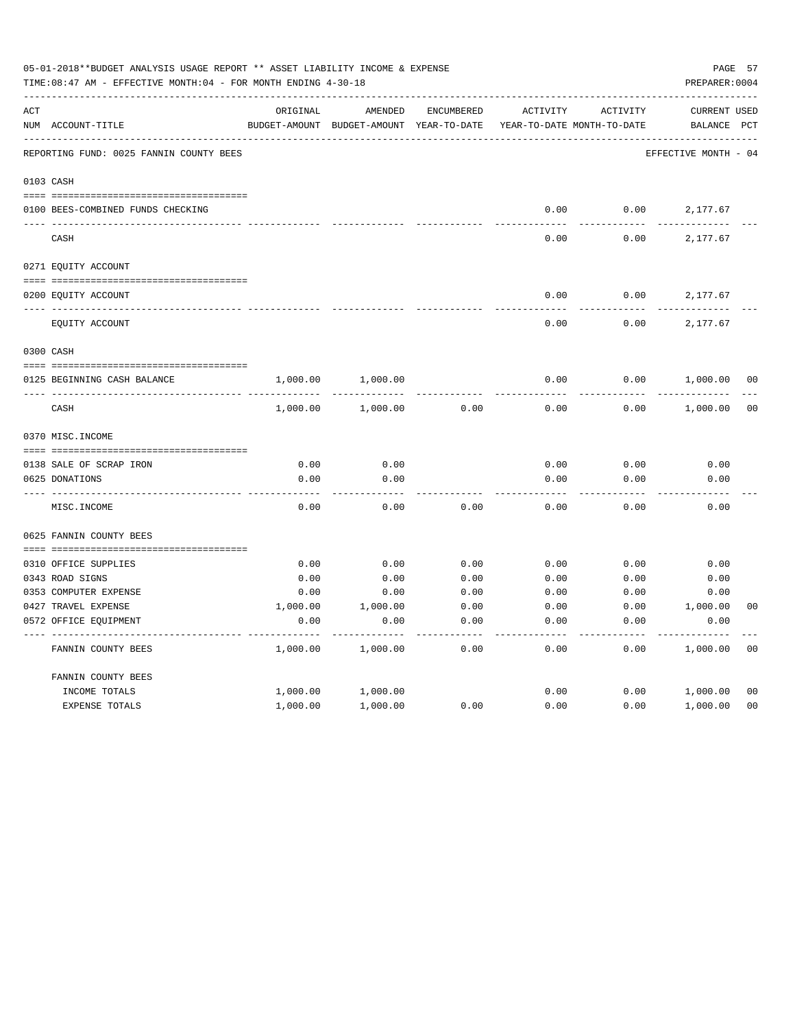05-01-2018**BUDGET ANALYSIS USAGE REPORT ** ASSET LIABILITY INCOME & EXPENSE

TIME:08:47 AM - EFFECTIVE MONTH:04 - FOR MONTH ENDING 4-30-18

PREPARER:0004

| ACT NUM | ACCOUNT-TITLE | ORIGINAL BUDGET-AMOUNT | AMENDED BUDGET-AMOUNT | ENCUMBERED YEAR-TO-DATE | ACTIVITY YEAR-TO-DATE | ACTIVITY MONTH-TO-DATE | CURRENT BALANCE | USED PCT |
|---|---|---|---|---|---|---|---|---|
| | REPORTING FUND: 0025 FANNIN COUNTY BEES | | | | | | EFFECTIVE MONTH - 04 | |
| 0103 | CASH | | | | | | | |
| 0100 | BEES-COMBINED FUNDS CHECKING | | | | 0.00 | 0.00 | 2,177.67 | |
| | CASH | | | | 0.00 | 0.00 | 2,177.67 | |
| 0271 | EQUITY ACCOUNT | | | | | | | |
| 0200 | EQUITY ACCOUNT | | | | 0.00 | 0.00 | 2,177.67 | |
| | EQUITY ACCOUNT | | | | 0.00 | 0.00 | 2,177.67 | |
| 0300 | CASH | | | | | | | |
| 0125 | BEGINNING CASH BALANCE | 1,000.00 | 1,000.00 | | 0.00 | 0.00 | 1,000.00 | 00 |
| | CASH | 1,000.00 | 1,000.00 | 0.00 | 0.00 | 0.00 | 1,000.00 | 00 |
| 0370 | MISC.INCOME | | | | | | | |
| 0138 | SALE OF SCRAP IRON | 0.00 | 0.00 | | 0.00 | 0.00 | 0.00 | |
| 0625 | DONATIONS | 0.00 | 0.00 | | 0.00 | 0.00 | 0.00 | |
| | MISC.INCOME | 0.00 | 0.00 | 0.00 | 0.00 | 0.00 | 0.00 | |
| 0625 | FANNIN COUNTY BEES | | | | | | | |
| 0310 | OFFICE SUPPLIES | 0.00 | 0.00 | 0.00 | 0.00 | 0.00 | 0.00 | |
| 0343 | ROAD SIGNS | 0.00 | 0.00 | 0.00 | 0.00 | 0.00 | 0.00 | |
| 0353 | COMPUTER EXPENSE | 0.00 | 0.00 | 0.00 | 0.00 | 0.00 | 0.00 | |
| 0427 | TRAVEL EXPENSE | 1,000.00 | 1,000.00 | 0.00 | 0.00 | 0.00 | 1,000.00 | 00 |
| 0572 | OFFICE EQUIPMENT | 0.00 | 0.00 | 0.00 | 0.00 | 0.00 | 0.00 | |
| | FANNIN COUNTY BEES | 1,000.00 | 1,000.00 | 0.00 | 0.00 | 0.00 | 1,000.00 | 00 |
| | FANNIN COUNTY BEES | | | | | | | |
| | INCOME TOTALS | 1,000.00 | 1,000.00 | | 0.00 | 0.00 | 1,000.00 | 00 |
| | EXPENSE TOTALS | 1,000.00 | 1,000.00 | 0.00 | 0.00 | 0.00 | 1,000.00 | 00 |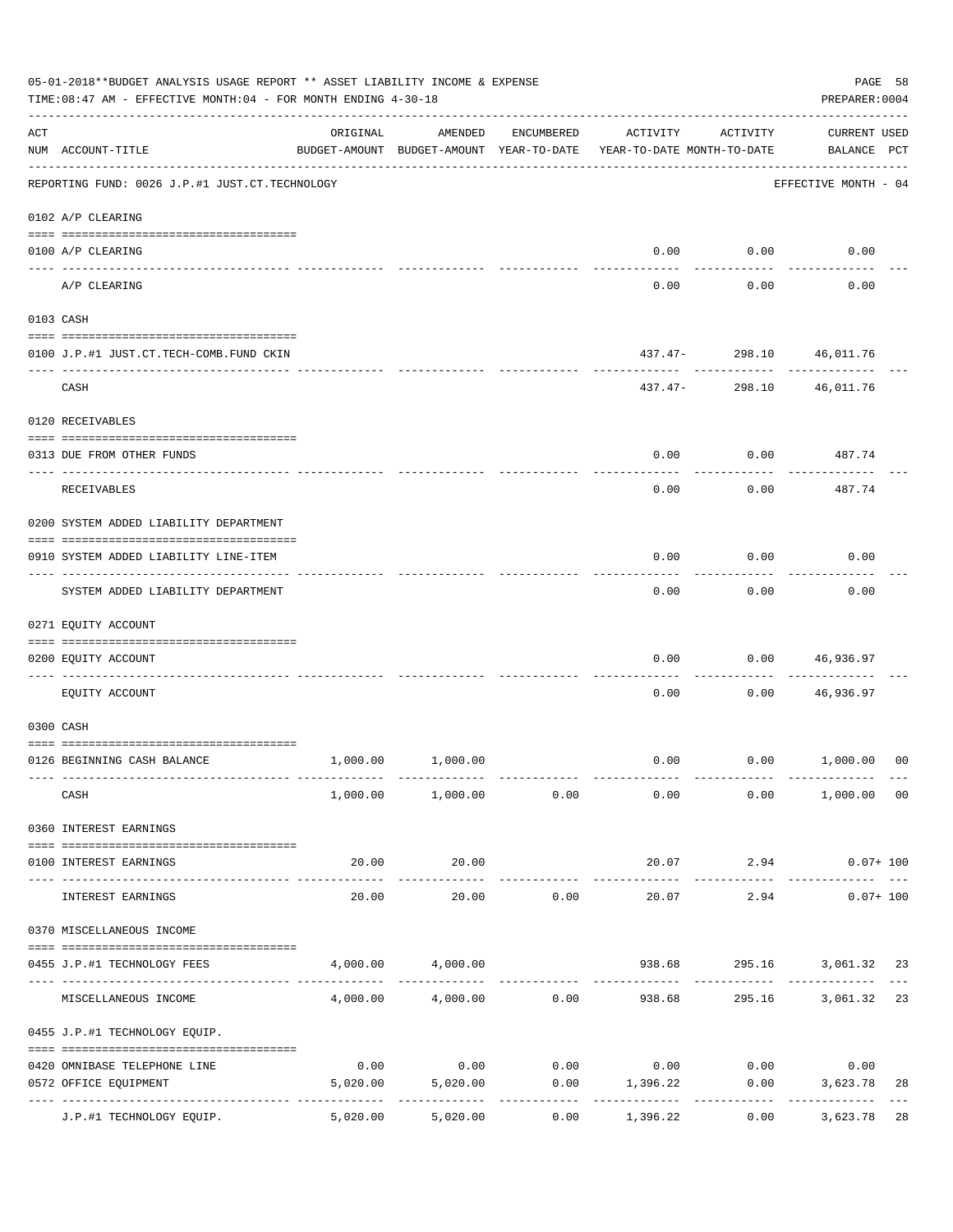05-01-2018**BUDGET ANALYSIS USAGE REPORT ** ASSET LIABILITY INCOME & EXPENSE

TIME:08:47 AM - EFFECTIVE MONTH:04 - FOR MONTH ENDING 4-30-18

PREPARER:0004

| ACT NUM | ACCOUNT-TITLE | ORIGINAL BUDGET-AMOUNT | AMENDED BUDGET-AMOUNT | ENCUMBERED YEAR-TO-DATE | ACTIVITY YEAR-TO-DATE | ACTIVITY MONTH-TO-DATE | CURRENT USED BALANCE | PCT |
|---|---|---|---|---|---|---|---|---|
| | REPORTING FUND: 0026 J.P.#1 JUST.CT.TECHNOLOGY | | | | | | EFFECTIVE MONTH - 04 | |
| | **0102 A/P CLEARING** | | | | | | | |
| 0100 | A/P CLEARING | | | | 0.00 | 0.00 | 0.00 | |
| | A/P CLEARING | | | | 0.00 | 0.00 | 0.00 | |
| | **0103 CASH** | | | | | | | |
| 0100 | J.P.#1 JUST.CT.TECH-COMB.FUND CKIN | | | | 437.47- | 298.10 | 46,011.76 | |
| | CASH | | | | 437.47- | 298.10 | 46,011.76 | |
| | **0120 RECEIVABLES** | | | | | | | |
| 0313 | DUE FROM OTHER FUNDS | | | | 0.00 | 0.00 | 487.74 | |
| | RECEIVABLES | | | | 0.00 | 0.00 | 487.74 | |
| | **0200 SYSTEM ADDED LIABILITY DEPARTMENT** | | | | | | | |
| 0910 | SYSTEM ADDED LIABILITY LINE-ITEM | | | | 0.00 | 0.00 | 0.00 | |
| | SYSTEM ADDED LIABILITY DEPARTMENT | | | | 0.00 | 0.00 | 0.00 | |
| | **0271 EQUITY ACCOUNT** | | | | | | | |
| 0200 | EQUITY ACCOUNT | | | | 0.00 | 0.00 | 46,936.97 | |
| | EQUITY ACCOUNT | | | | 0.00 | 0.00 | 46,936.97 | |
| | **0300 CASH** | | | | | | | |
| 0126 | BEGINNING CASH BALANCE | 1,000.00 | 1,000.00 | | 0.00 | 0.00 | 1,000.00 | 00 |
| | CASH | 1,000.00 | 1,000.00 | 0.00 | 0.00 | 0.00 | 1,000.00 | 00 |
| | **0360 INTEREST EARNINGS** | | | | | | | |
| 0100 | INTEREST EARNINGS | 20.00 | 20.00 | | 20.07 | 2.94 | 0.07+ | 100 |
| | INTEREST EARNINGS | 20.00 | 20.00 | 0.00 | 20.07 | 2.94 | 0.07+ | 100 |
| | **0370 MISCELLANEOUS INCOME** | | | | | | | |
| 0455 | J.P.#1 TECHNOLOGY FEES | 4,000.00 | 4,000.00 | | 938.68 | 295.16 | 3,061.32 | 23 |
| | MISCELLANEOUS INCOME | 4,000.00 | 4,000.00 | 0.00 | 938.68 | 295.16 | 3,061.32 | 23 |
| | **0455 J.P.#1 TECHNOLOGY EQUIP.** | | | | | | | |
| 0420 | OMNIBASE TELEPHONE LINE | 0.00 | 0.00 | 0.00 | 0.00 | 0.00 | 0.00 | |
| 0572 | OFFICE EQUIPMENT | 5,020.00 | 5,020.00 | 0.00 | 1,396.22 | 0.00 | 3,623.78 | 28 |
| | J.P.#1 TECHNOLOGY EQUIP. | 5,020.00 | 5,020.00 | 0.00 | 1,396.22 | 0.00 | 3,623.78 | 28 |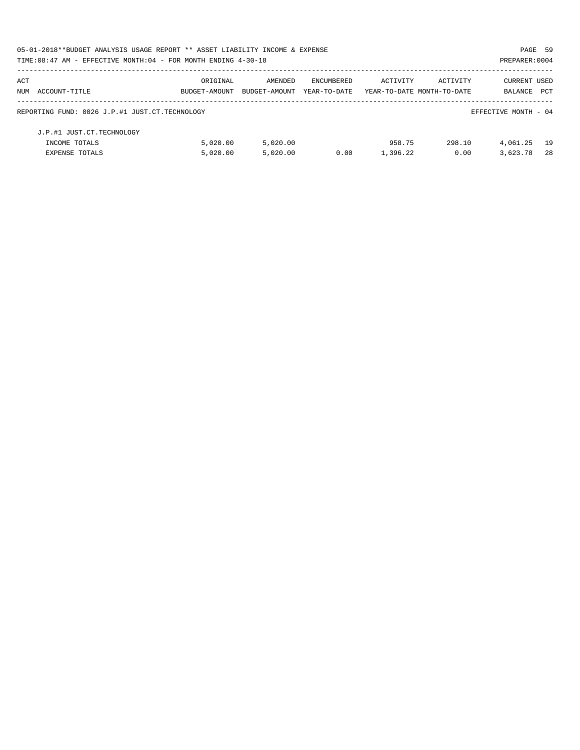05-01-2018**BUDGET ANALYSIS USAGE REPORT ** ASSET LIABILITY INCOME & EXPENSE

TIME:08:47 AM - EFFECTIVE MONTH:04 - FOR MONTH ENDING 4-30-18

PREPARER:0004

| ACT NUM | ACCOUNT-TITLE | ORIGINAL BUDGET-AMOUNT | AMENDED BUDGET-AMOUNT | ENCUMBERED YEAR-TO-DATE | ACTIVITY YEAR-TO-DATE | ACTIVITY MONTH-TO-DATE | CURRENT BALANCE | USED PCT |
|---|---|---|---|---|---|---|---|---|
| | REPORTING FUND: 0026 J.P.#1 JUST.CT.TECHNOLOGY | | | | | | EFFECTIVE MONTH - 04 | |
| | J.P.#1 JUST.CT.TECHNOLOGY | | | | | | | |
| | INCOME TOTALS | 5,020.00 | 5,020.00 | | 958.75 | 298.10 | 4,061.25 | 19 |
| | EXPENSE TOTALS | 5,020.00 | 5,020.00 | 0.00 | 1,396.22 | 0.00 | 3,623.78 | 28 |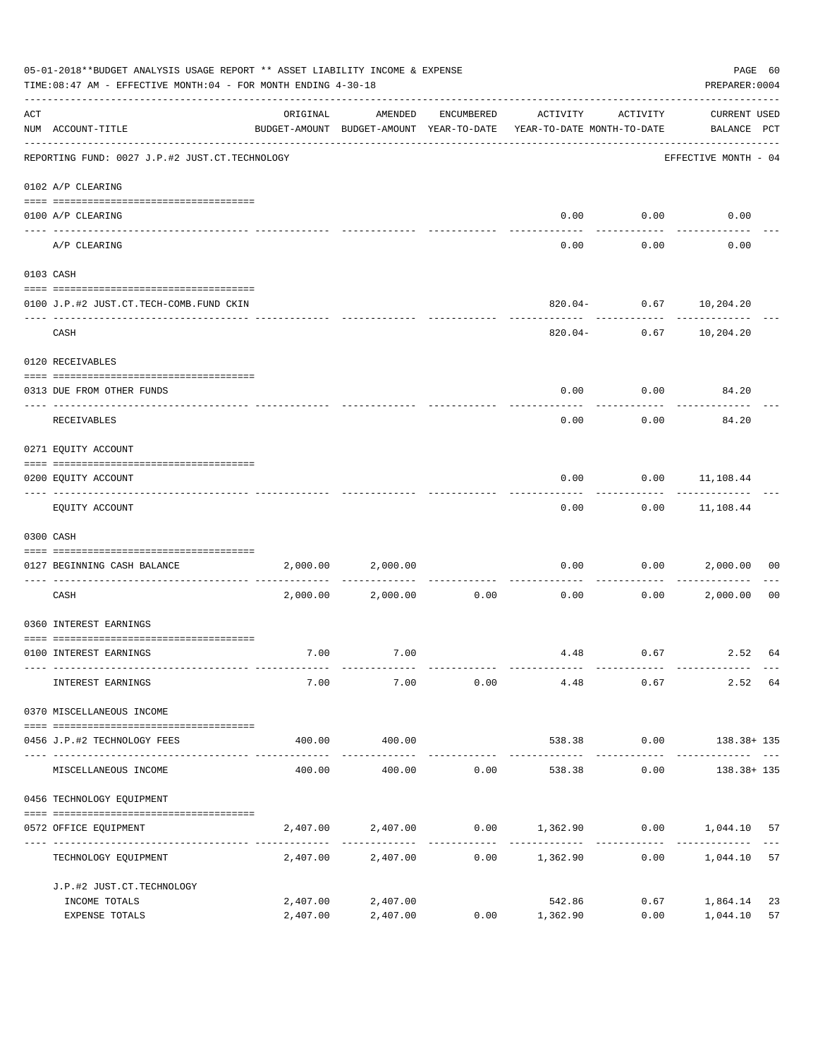05-01-2018**BUDGET ANALYSIS USAGE REPORT ** ASSET LIABILITY INCOME & EXPENSE

TIME:08:47 AM - EFFECTIVE MONTH:04 - FOR MONTH ENDING 4-30-18

PREPARER:0004

| ACT NUM | ACCOUNT-TITLE | ORIGINAL BUDGET-AMOUNT | AMENDED BUDGET-AMOUNT | ENCUMBERED YEAR-TO-DATE | ACTIVITY YEAR-TO-DATE | ACTIVITY MONTH-TO-DATE | CURRENT BALANCE | USED PCT |
|---|---|---|---|---|---|---|---|---|
| | REPORTING FUND: 0027 J.P.#2 JUST.CT.TECHNOLOGY | | | | | | EFFECTIVE MONTH - 04 | |
| | 0102 A/P CLEARING | | | | | | | |
| 0100 | A/P CLEARING | | | | 0.00 | 0.00 | 0.00 | |
| | A/P CLEARING | | | | 0.00 | 0.00 | 0.00 | |
| | 0103 CASH | | | | | | | |
| 0100 | J.P.#2 JUST.CT.TECH-COMB.FUND CKIN | | | | 820.04- | 0.67 | 10,204.20 | |
| | CASH | | | | 820.04- | 0.67 | 10,204.20 | |
| | 0120 RECEIVABLES | | | | | | | |
| 0313 | DUE FROM OTHER FUNDS | | | | 0.00 | 0.00 | 84.20 | |
| | RECEIVABLES | | | | 0.00 | 0.00 | 84.20 | |
| | 0271 EQUITY ACCOUNT | | | | | | | |
| 0200 | EQUITY ACCOUNT | | | | 0.00 | 0.00 | 11,108.44 | |
| | EQUITY ACCOUNT | | | | 0.00 | 0.00 | 11,108.44 | |
| | 0300 CASH | | | | | | | |
| 0127 | BEGINNING CASH BALANCE | 2,000.00 | 2,000.00 | | 0.00 | 0.00 | 2,000.00 | 00 |
| | CASH | 2,000.00 | 2,000.00 | 0.00 | 0.00 | 0.00 | 2,000.00 | 00 |
| | 0360 INTEREST EARNINGS | | | | | | | |
| 0100 | INTEREST EARNINGS | 7.00 | 7.00 | | 4.48 | 0.67 | 2.52 | 64 |
| | INTEREST EARNINGS | 7.00 | 7.00 | 0.00 | 4.48 | 0.67 | 2.52 | 64 |
| | 0370 MISCELLANEOUS INCOME | | | | | | | |
| 0456 | J.P.#2 TECHNOLOGY FEES | 400.00 | 400.00 | | 538.38 | 0.00 | 138.38+ | 135 |
| | MISCELLANEOUS INCOME | 400.00 | 400.00 | 0.00 | 538.38 | 0.00 | 138.38+ | 135 |
| | 0456 TECHNOLOGY EQUIPMENT | | | | | | | |
| 0572 | OFFICE EQUIPMENT | 2,407.00 | 2,407.00 | 0.00 | 1,362.90 | 0.00 | 1,044.10 | 57 |
| | TECHNOLOGY EQUIPMENT | 2,407.00 | 2,407.00 | 0.00 | 1,362.90 | 0.00 | 1,044.10 | 57 |
| | J.P.#2 JUST.CT.TECHNOLOGY | | | | | | | |
| | INCOME TOTALS | 2,407.00 | 2,407.00 | | 542.86 | 0.67 | 1,864.14 | 23 |
| | EXPENSE TOTALS | 2,407.00 | 2,407.00 | 0.00 | 1,362.90 | 0.00 | 1,044.10 | 57 |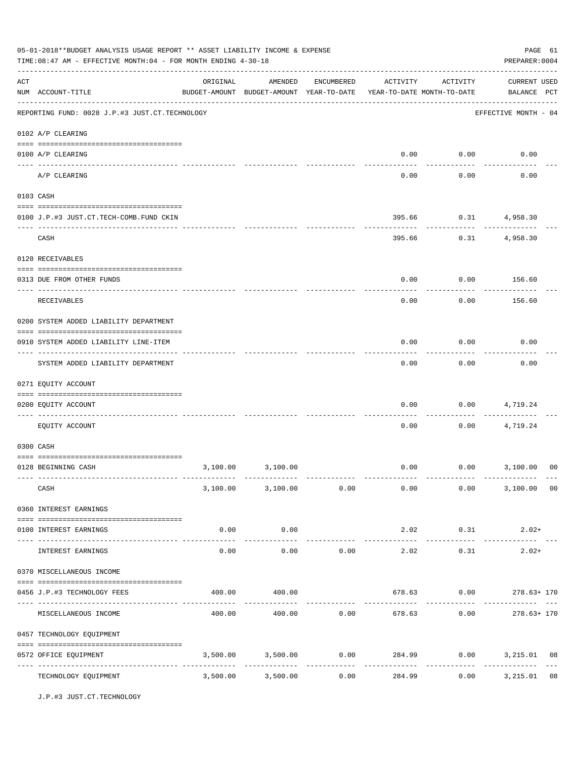05-01-2018**BUDGET ANALYSIS USAGE REPORT ** ASSET LIABILITY INCOME & EXPENSE

TIME:08:47 AM - EFFECTIVE MONTH:04 - FOR MONTH ENDING 4-30-18

PREPARER:0004

| ACT NUM | ACCOUNT-TITLE | ORIGINAL BUDGET-AMOUNT | AMENDED BUDGET-AMOUNT | ENCUMBERED YEAR-TO-DATE | ACTIVITY YEAR-TO-DATE | ACTIVITY MONTH-TO-DATE | CURRENT BALANCE | USED PCT |
|---|---|---|---|---|---|---|---|---|
| | REPORTING FUND: 0028 J.P.#3 JUST.CT.TECHNOLOGY | | | | | | EFFECTIVE MONTH - 04 | |
| | 0102 A/P CLEARING | | | | | | | |
| 0100 | A/P CLEARING | | | | 0.00 | 0.00 | 0.00 | |
| | A/P CLEARING | | | | 0.00 | 0.00 | 0.00 | |
| | 0103 CASH | | | | | | | |
| 0100 | J.P.#3 JUST.CT.TECH-COMB.FUND CKIN | | | | 395.66 | 0.31 | 4,958.30 | |
| | CASH | | | | 395.66 | 0.31 | 4,958.30 | |
| | 0120 RECEIVABLES | | | | | | | |
| 0313 | DUE FROM OTHER FUNDS | | | | 0.00 | 0.00 | 156.60 | |
| | RECEIVABLES | | | | 0.00 | 0.00 | 156.60 | |
| | 0200 SYSTEM ADDED LIABILITY DEPARTMENT | | | | | | | |
| 0910 | SYSTEM ADDED LIABILITY LINE-ITEM | | | | 0.00 | 0.00 | 0.00 | |
| | SYSTEM ADDED LIABILITY DEPARTMENT | | | | 0.00 | 0.00 | 0.00 | |
| | 0271 EQUITY ACCOUNT | | | | | | | |
| 0200 | EQUITY ACCOUNT | | | | 0.00 | 0.00 | 4,719.24 | |
| | EQUITY ACCOUNT | | | | 0.00 | 0.00 | 4,719.24 | |
| | 0300 CASH | | | | | | | |
| 0128 | BEGINNING CASH | 3,100.00 | 3,100.00 | | 0.00 | 0.00 | 3,100.00 | 00 |
| | CASH | 3,100.00 | 3,100.00 | 0.00 | 0.00 | 0.00 | 3,100.00 | 00 |
| | 0360 INTEREST EARNINGS | | | | | | | |
| 0100 | INTEREST EARNINGS | 0.00 | 0.00 | | 2.02 | 0.31 | 2.02+ | |
| | INTEREST EARNINGS | 0.00 | 0.00 | 0.00 | 2.02 | 0.31 | 2.02+ | |
| | 0370 MISCELLANEOUS INCOME | | | | | | | |
| 0456 | J.P.#3 TECHNOLOGY FEES | 400.00 | 400.00 | | 678.63 | 0.00 | 278.63+ | 170 |
| | MISCELLANEOUS INCOME | 400.00 | 400.00 | 0.00 | 678.63 | 0.00 | 278.63+ | 170 |
| | 0457 TECHNOLOGY EQUIPMENT | | | | | | | |
| 0572 | OFFICE EQUIPMENT | 3,500.00 | 3,500.00 | 0.00 | 284.99 | 0.00 | 3,215.01 | 08 |
| | TECHNOLOGY EQUIPMENT | 3,500.00 | 3,500.00 | 0.00 | 284.99 | 0.00 | 3,215.01 | 08 |

J.P.#3 JUST.CT.TECHNOLOGY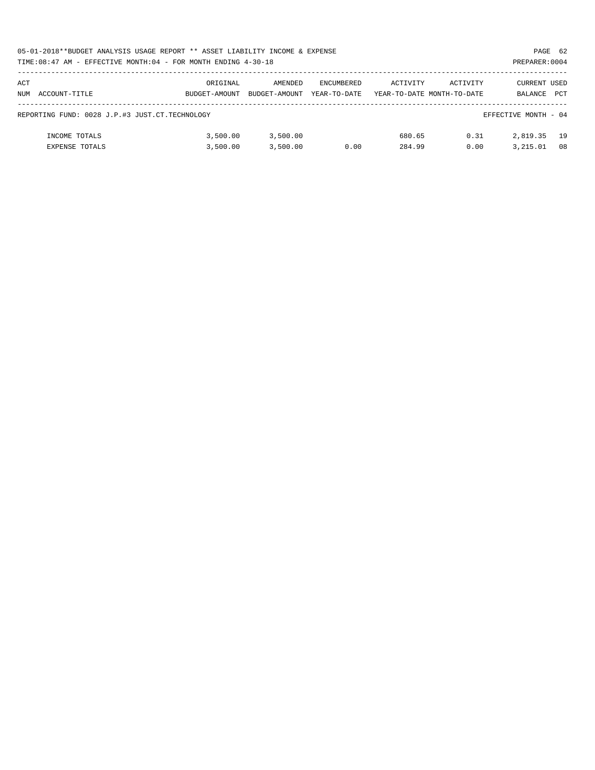05-01-2018**BUDGET ANALYSIS USAGE REPORT ** ASSET LIABILITY INCOME & EXPENSE

TIME:08:47 AM - EFFECTIVE MONTH:04 - FOR MONTH ENDING 4-30-18

PREPARER:0004

| ACT NUM | ACCOUNT-TITLE | ORIGINAL BUDGET-AMOUNT | AMENDED BUDGET-AMOUNT | ENCUMBERED YEAR-TO-DATE | ACTIVITY YEAR-TO-DATE | ACTIVITY MONTH-TO-DATE | CURRENT BALANCE | USED PCT |
|---|---|---|---|---|---|---|---|---|
| REPORTING FUND: 0028 J.P.#3 JUST.CT.TECHNOLOGY | | | | | | | EFFECTIVE MONTH - 04 | |
| | INCOME TOTALS | 3,500.00 | 3,500.00 | | 680.65 | 0.31 | 2,819.35 | 19 |
| | EXPENSE TOTALS | 3,500.00 | 3,500.00 | 0.00 | 284.99 | 0.00 | 3,215.01 | 08 |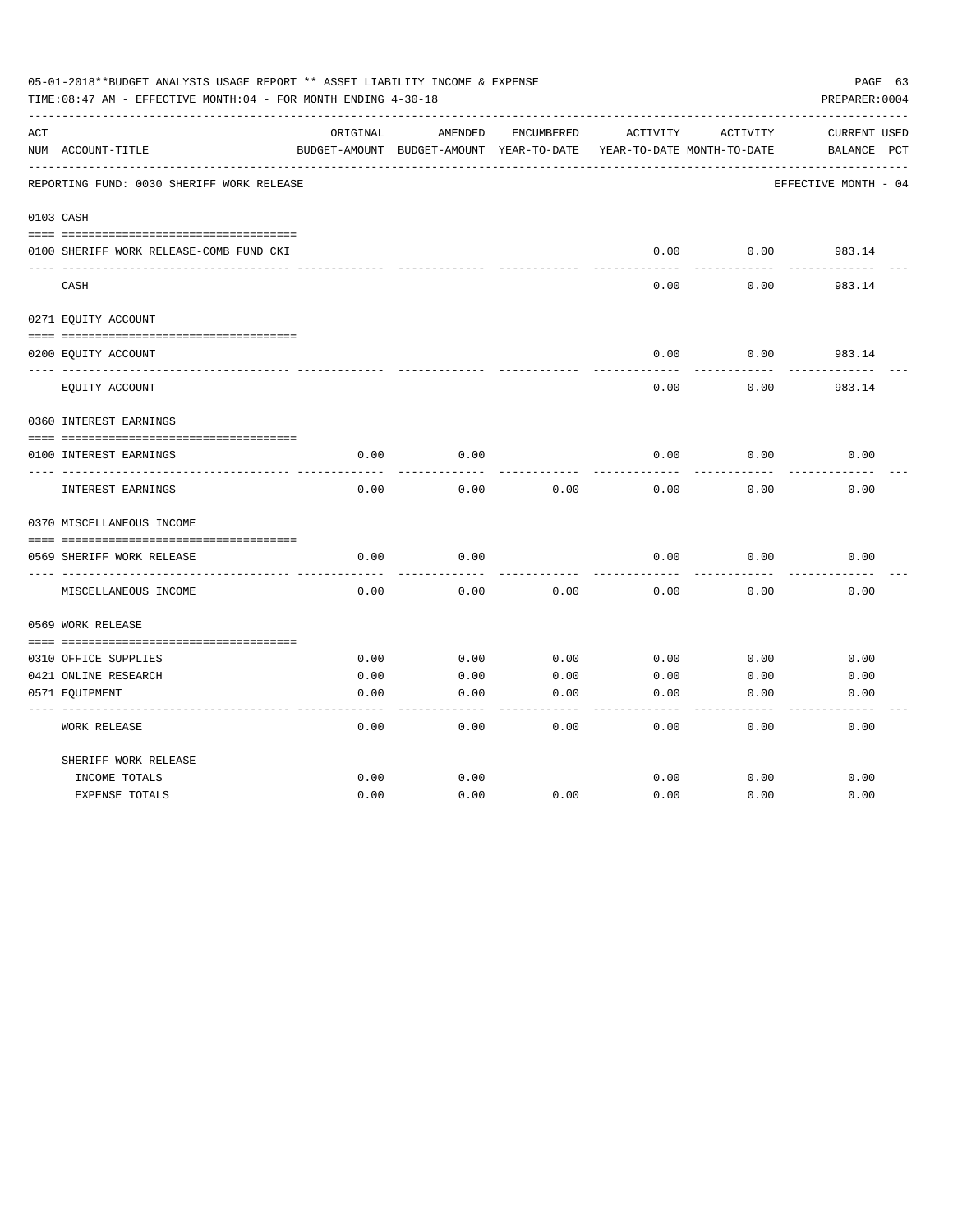05-01-2018**BUDGET ANALYSIS USAGE REPORT ** ASSET LIABILITY INCOME & EXPENSE

TIME:08:47 AM - EFFECTIVE MONTH:04 - FOR MONTH ENDING 4-30-18

PREPARER:0004

REPORTING FUND: 0030 SHERIFF WORK RELEASE — EFFECTIVE MONTH - 04

| ACT NUM | ACCOUNT-TITLE | ORIGINAL BUDGET-AMOUNT | AMENDED BUDGET-AMOUNT | ENCUMBERED YEAR-TO-DATE | ACTIVITY YEAR-TO-DATE | ACTIVITY MONTH-TO-DATE | CURRENT BALANCE | USED PCT |
|---|---|---|---|---|---|---|---|---|
| 0103 | CASH | | | | | | | |
| 0100 | SHERIFF WORK RELEASE-COMB FUND CKI | | | | 0.00 | 0.00 | 983.14 | |
| | CASH | | | | 0.00 | 0.00 | 983.14 | |
| 0271 | EQUITY ACCOUNT | | | | | | | |
| 0200 | EQUITY ACCOUNT | | | | 0.00 | 0.00 | 983.14 | |
| | EQUITY ACCOUNT | | | | 0.00 | 0.00 | 983.14 | |
| 0360 | INTEREST EARNINGS | | | | | | | |
| 0100 | INTEREST EARNINGS | 0.00 | 0.00 | | 0.00 | 0.00 | 0.00 | |
| | INTEREST EARNINGS | 0.00 | 0.00 | 0.00 | 0.00 | 0.00 | 0.00 | |
| 0370 | MISCELLANEOUS INCOME | | | | | | | |
| 0569 | SHERIFF WORK RELEASE | 0.00 | 0.00 | | 0.00 | 0.00 | 0.00 | |
| | MISCELLANEOUS INCOME | 0.00 | 0.00 | 0.00 | 0.00 | 0.00 | 0.00 | |
| 0569 | WORK RELEASE | | | | | | | |
| 0310 | OFFICE SUPPLIES | 0.00 | 0.00 | 0.00 | 0.00 | 0.00 | 0.00 | |
| 0421 | ONLINE RESEARCH | 0.00 | 0.00 | 0.00 | 0.00 | 0.00 | 0.00 | |
| 0571 | EQUIPMENT | 0.00 | 0.00 | 0.00 | 0.00 | 0.00 | 0.00 | |
| | WORK RELEASE | 0.00 | 0.00 | 0.00 | 0.00 | 0.00 | 0.00 | |
| | SHERIFF WORK RELEASE | | | | | | | |
| | INCOME TOTALS | 0.00 | 0.00 | | 0.00 | 0.00 | 0.00 | |
| | EXPENSE TOTALS | 0.00 | 0.00 | 0.00 | 0.00 | 0.00 | 0.00 | |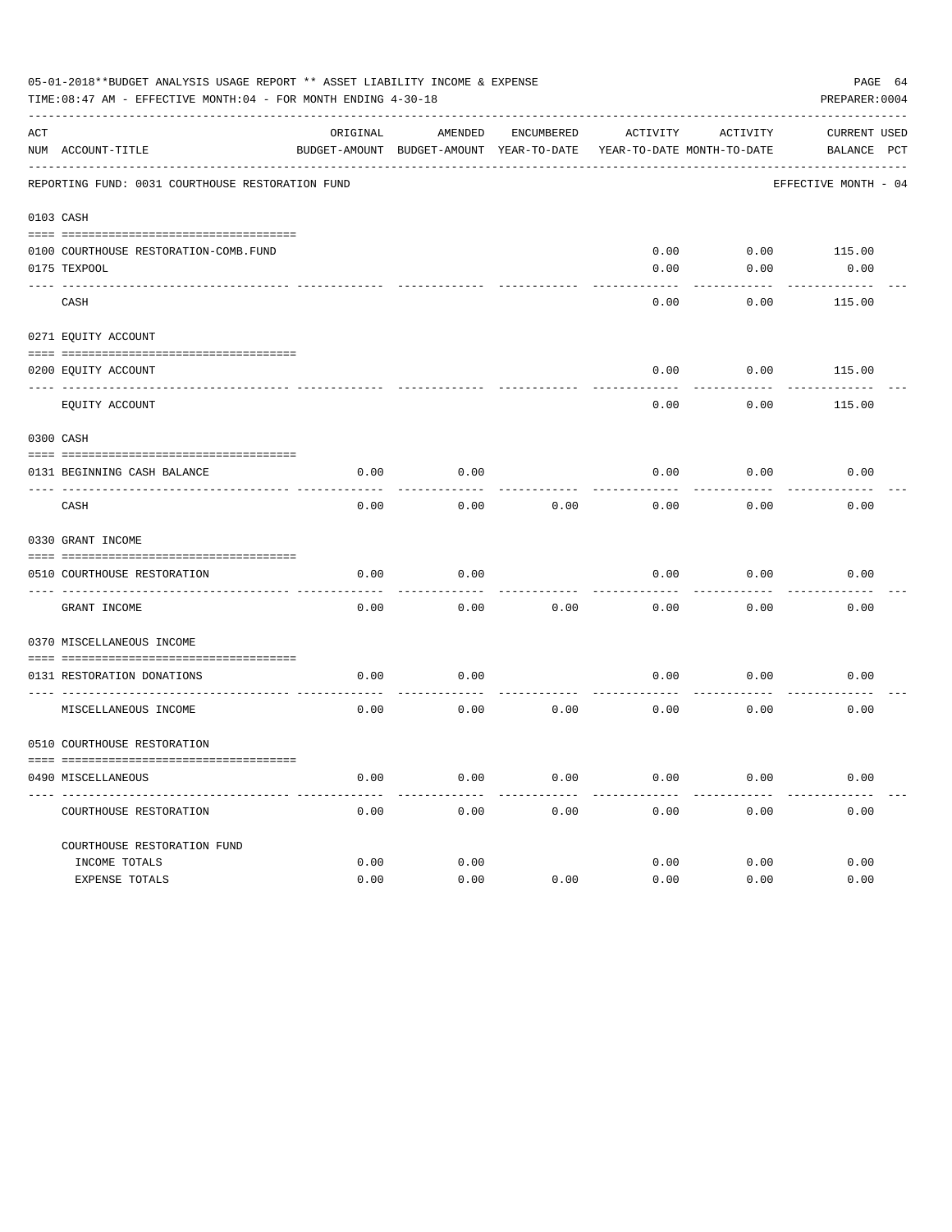05-01-2018**BUDGET ANALYSIS USAGE REPORT ** ASSET LIABILITY INCOME & EXPENSE

TIME:08:47 AM - EFFECTIVE MONTH:04 - FOR MONTH ENDING 4-30-18

PREPARER:0004

REPORTING FUND: 0031 COURTHOUSE RESTORATION FUND — EFFECTIVE MONTH - 04

| ACT NUM | ACCOUNT-TITLE | ORIGINAL BUDGET-AMOUNT | AMENDED BUDGET-AMOUNT | ENCUMBERED YEAR-TO-DATE | ACTIVITY YEAR-TO-DATE | ACTIVITY MONTH-TO-DATE | CURRENT BALANCE | USED PCT |
|---|---|---|---|---|---|---|---|---|
| **0103** | **CASH** | | | | | | | |
| 0100 | COURTHOUSE RESTORATION-COMB.FUND | | | | 0.00 | 0.00 | 115.00 | |
| 0175 | TEXPOOL | | | | 0.00 | 0.00 | 0.00 | |
| | CASH | | | | 0.00 | 0.00 | 115.00 | |
| **0271** | **EQUITY ACCOUNT** | | | | | | | |
| 0200 | EQUITY ACCOUNT | | | | 0.00 | 0.00 | 115.00 | |
| | EQUITY ACCOUNT | | | | 0.00 | 0.00 | 115.00 | |
| **0300** | **CASH** | | | | | | | |
| 0131 | BEGINNING CASH BALANCE | 0.00 | 0.00 | | 0.00 | 0.00 | 0.00 | |
| | CASH | 0.00 | 0.00 | 0.00 | 0.00 | 0.00 | 0.00 | |
| **0330** | **GRANT INCOME** | | | | | | | |
| 0510 | COURTHOUSE RESTORATION | 0.00 | 0.00 | | 0.00 | 0.00 | 0.00 | |
| | GRANT INCOME | 0.00 | 0.00 | 0.00 | 0.00 | 0.00 | 0.00 | |
| **0370** | **MISCELLANEOUS INCOME** | | | | | | | |
| 0131 | RESTORATION DONATIONS | 0.00 | 0.00 | | 0.00 | 0.00 | 0.00 | |
| | MISCELLANEOUS INCOME | 0.00 | 0.00 | 0.00 | 0.00 | 0.00 | 0.00 | |
| **0510** | **COURTHOUSE RESTORATION** | | | | | | | |
| 0490 | MISCELLANEOUS | 0.00 | 0.00 | 0.00 | 0.00 | 0.00 | 0.00 | |
| | COURTHOUSE RESTORATION | 0.00 | 0.00 | 0.00 | 0.00 | 0.00 | 0.00 | |
| | **COURTHOUSE RESTORATION FUND** | | | | | | | |
| | INCOME TOTALS | 0.00 | 0.00 | | 0.00 | 0.00 | 0.00 | |
| | EXPENSE TOTALS | 0.00 | 0.00 | 0.00 | 0.00 | 0.00 | 0.00 | |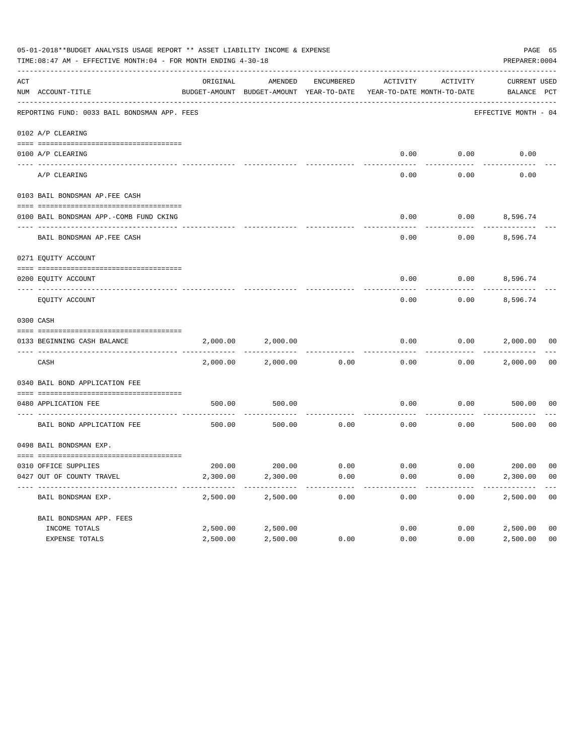05-01-2018**BUDGET ANALYSIS USAGE REPORT ** ASSET LIABILITY INCOME & EXPENSE

TIME:08:47 AM - EFFECTIVE MONTH:04 - FOR MONTH ENDING 4-30-18

PREPARER:0004

| ACT NUM | ACCOUNT-TITLE | ORIGINAL BUDGET-AMOUNT | AMENDED BUDGET-AMOUNT | ENCUMBERED YEAR-TO-DATE | ACTIVITY YEAR-TO-DATE | ACTIVITY MONTH-TO-DATE | CURRENT BALANCE | USED PCT |
|---|---|---|---|---|---|---|---|---|
| | REPORTING FUND: 0033 BAIL BONDSMAN APP. FEES | | | | | | EFFECTIVE MONTH - 04 | |
| | 0102 A/P CLEARING | | | | | | | |
| 0100 | A/P CLEARING | | | | 0.00 | 0.00 | 0.00 | |
| | A/P CLEARING | | | | 0.00 | 0.00 | 0.00 | |
| | 0103 BAIL BONDSMAN AP.FEE CASH | | | | | | | |
| 0100 | BAIL BONDSMAN APP.-COMB FUND CKING | | | | 0.00 | 0.00 | 8,596.74 | |
| | BAIL BONDSMAN AP.FEE CASH | | | | 0.00 | 0.00 | 8,596.74 | |
| | 0271 EQUITY ACCOUNT | | | | | | | |
| 0200 | EQUITY ACCOUNT | | | | 0.00 | 0.00 | 8,596.74 | |
| | EQUITY ACCOUNT | | | | 0.00 | 0.00 | 8,596.74 | |
| | 0300 CASH | | | | | | | |
| 0133 | BEGINNING CASH BALANCE | 2,000.00 | 2,000.00 | | 0.00 | 0.00 | 2,000.00 | 00 |
| | CASH | 2,000.00 | 2,000.00 | 0.00 | 0.00 | 0.00 | 2,000.00 | 00 |
| | 0340 BAIL BOND APPLICATION FEE | | | | | | | |
| 0480 | APPLICATION FEE | 500.00 | 500.00 | | 0.00 | 0.00 | 500.00 | 00 |
| | BAIL BOND APPLICATION FEE | 500.00 | 500.00 | 0.00 | 0.00 | 0.00 | 500.00 | 00 |
| | 0498 BAIL BONDSMAN EXP. | | | | | | | |
| 0310 | OFFICE SUPPLIES | 200.00 | 200.00 | 0.00 | 0.00 | 0.00 | 200.00 | 00 |
| 0427 | OUT OF COUNTY TRAVEL | 2,300.00 | 2,300.00 | 0.00 | 0.00 | 0.00 | 2,300.00 | 00 |
| | BAIL BONDSMAN EXP. | 2,500.00 | 2,500.00 | 0.00 | 0.00 | 0.00 | 2,500.00 | 00 |
| | BAIL BONDSMAN APP. FEES | | | | | | | |
| | INCOME TOTALS | 2,500.00 | 2,500.00 | | 0.00 | 0.00 | 2,500.00 | 00 |
| | EXPENSE TOTALS | 2,500.00 | 2,500.00 | 0.00 | 0.00 | 0.00 | 2,500.00 | 00 |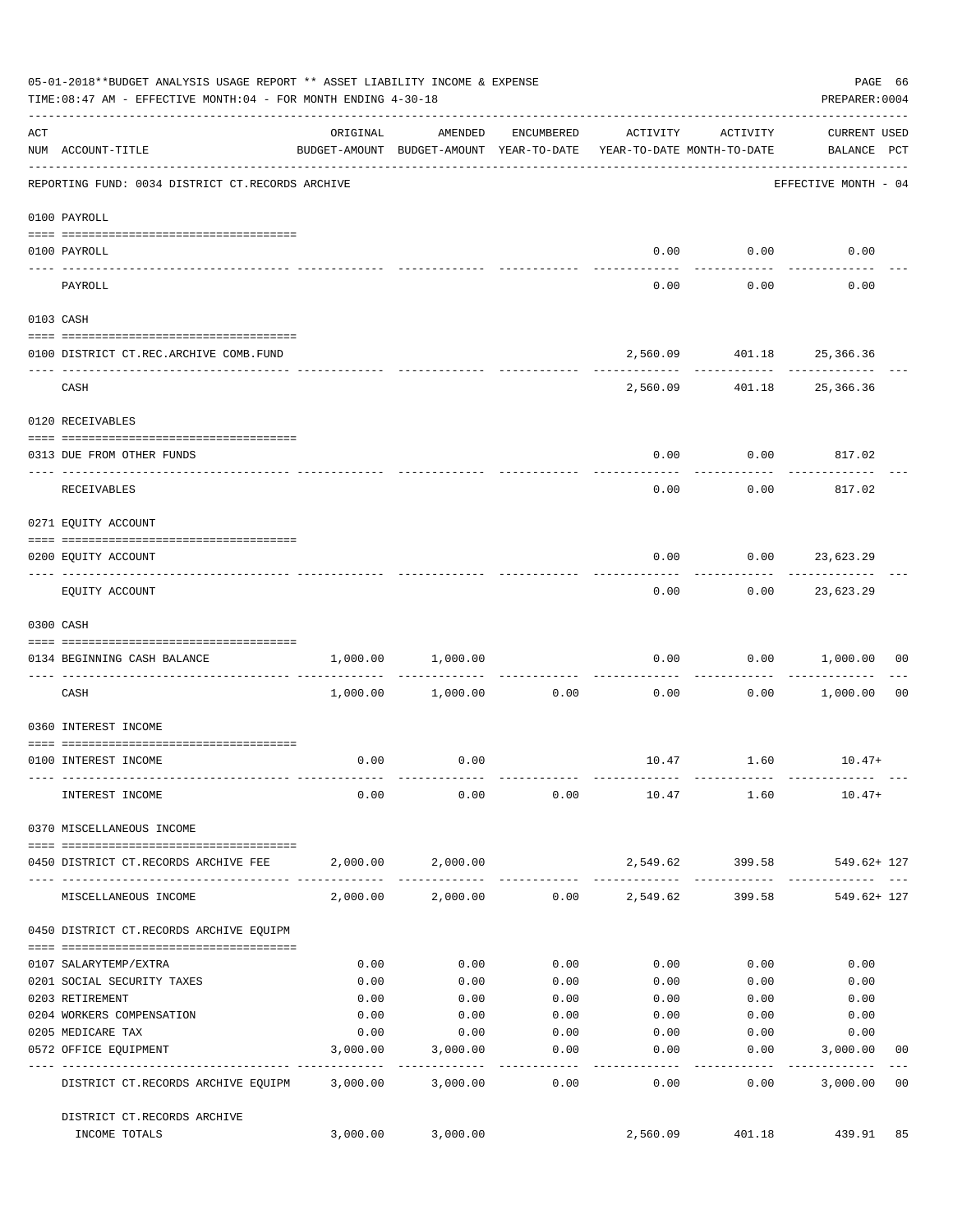05-01-2018**BUDGET ANALYSIS USAGE REPORT ** ASSET LIABILITY INCOME & EXPENSE

TIME:08:47 AM - EFFECTIVE MONTH:04 - FOR MONTH ENDING 4-30-18

PREPARER:0004

| ACT NUM | ACCOUNT-TITLE | ORIGINAL BUDGET-AMOUNT | AMENDED BUDGET-AMOUNT | ENCUMBERED YEAR-TO-DATE | ACTIVITY YEAR-TO-DATE | ACTIVITY MONTH-TO-DATE | CURRENT USED BALANCE | PCT |
|---|---|---|---|---|---|---|---|---|
| | REPORTING FUND: 0034 DISTRICT CT.RECORDS ARCHIVE | | | | | | EFFECTIVE MONTH - 04 | |
| | 0100 PAYROLL | | | | | | | |
| 0100 | PAYROLL | | | | 0.00 | 0.00 | 0.00 | |
| | PAYROLL | | | | 0.00 | 0.00 | 0.00 | |
| | 0103 CASH | | | | | | | |
| 0100 | DISTRICT CT.REC.ARCHIVE COMB.FUND | | | | 2,560.09 | 401.18 | 25,366.36 | |
| | CASH | | | | 2,560.09 | 401.18 | 25,366.36 | |
| | 0120 RECEIVABLES | | | | | | | |
| 0313 | DUE FROM OTHER FUNDS | | | | 0.00 | 0.00 | 817.02 | |
| | RECEIVABLES | | | | 0.00 | 0.00 | 817.02 | |
| | 0271 EQUITY ACCOUNT | | | | | | | |
| 0200 | EQUITY ACCOUNT | | | | 0.00 | 0.00 | 23,623.29 | |
| | EQUITY ACCOUNT | | | | 0.00 | 0.00 | 23,623.29 | |
| | 0300 CASH | | | | | | | |
| 0134 | BEGINNING CASH BALANCE | 1,000.00 | 1,000.00 | | 0.00 | 0.00 | 1,000.00 | 00 |
| | CASH | 1,000.00 | 1,000.00 | 0.00 | 0.00 | 0.00 | 1,000.00 | 00 |
| | 0360 INTEREST INCOME | | | | | | | |
| 0100 | INTEREST INCOME | 0.00 | 0.00 | | 10.47 | 1.60 | 10.47+ | |
| | INTEREST INCOME | 0.00 | 0.00 | 0.00 | 10.47 | 1.60 | 10.47+ | |
| | 0370 MISCELLANEOUS INCOME | | | | | | | |
| 0450 | DISTRICT CT.RECORDS ARCHIVE FEE | 2,000.00 | 2,000.00 | | 2,549.62 | 399.58 | 549.62+ | 127 |
| | MISCELLANEOUS INCOME | 2,000.00 | 2,000.00 | 0.00 | 2,549.62 | 399.58 | 549.62+ | 127 |
| | 0450 DISTRICT CT.RECORDS ARCHIVE EQUIPM | | | | | | | |
| 0107 | SALARYTEMP/EXTRA | 0.00 | 0.00 | 0.00 | 0.00 | 0.00 | 0.00 | |
| 0201 | SOCIAL SECURITY TAXES | 0.00 | 0.00 | 0.00 | 0.00 | 0.00 | 0.00 | |
| 0203 | RETIREMENT | 0.00 | 0.00 | 0.00 | 0.00 | 0.00 | 0.00 | |
| 0204 | WORKERS COMPENSATION | 0.00 | 0.00 | 0.00 | 0.00 | 0.00 | 0.00 | |
| 0205 | MEDICARE TAX | 0.00 | 0.00 | 0.00 | 0.00 | 0.00 | 0.00 | |
| 0572 | OFFICE EQUIPMENT | 3,000.00 | 3,000.00 | 0.00 | 0.00 | 0.00 | 3,000.00 | 00 |
| | DISTRICT CT.RECORDS ARCHIVE EQUIPM | 3,000.00 | 3,000.00 | 0.00 | 0.00 | 0.00 | 3,000.00 | 00 |
| | DISTRICT CT.RECORDS ARCHIVE INCOME TOTALS | 3,000.00 | 3,000.00 | | 2,560.09 | 401.18 | 439.91 | 85 |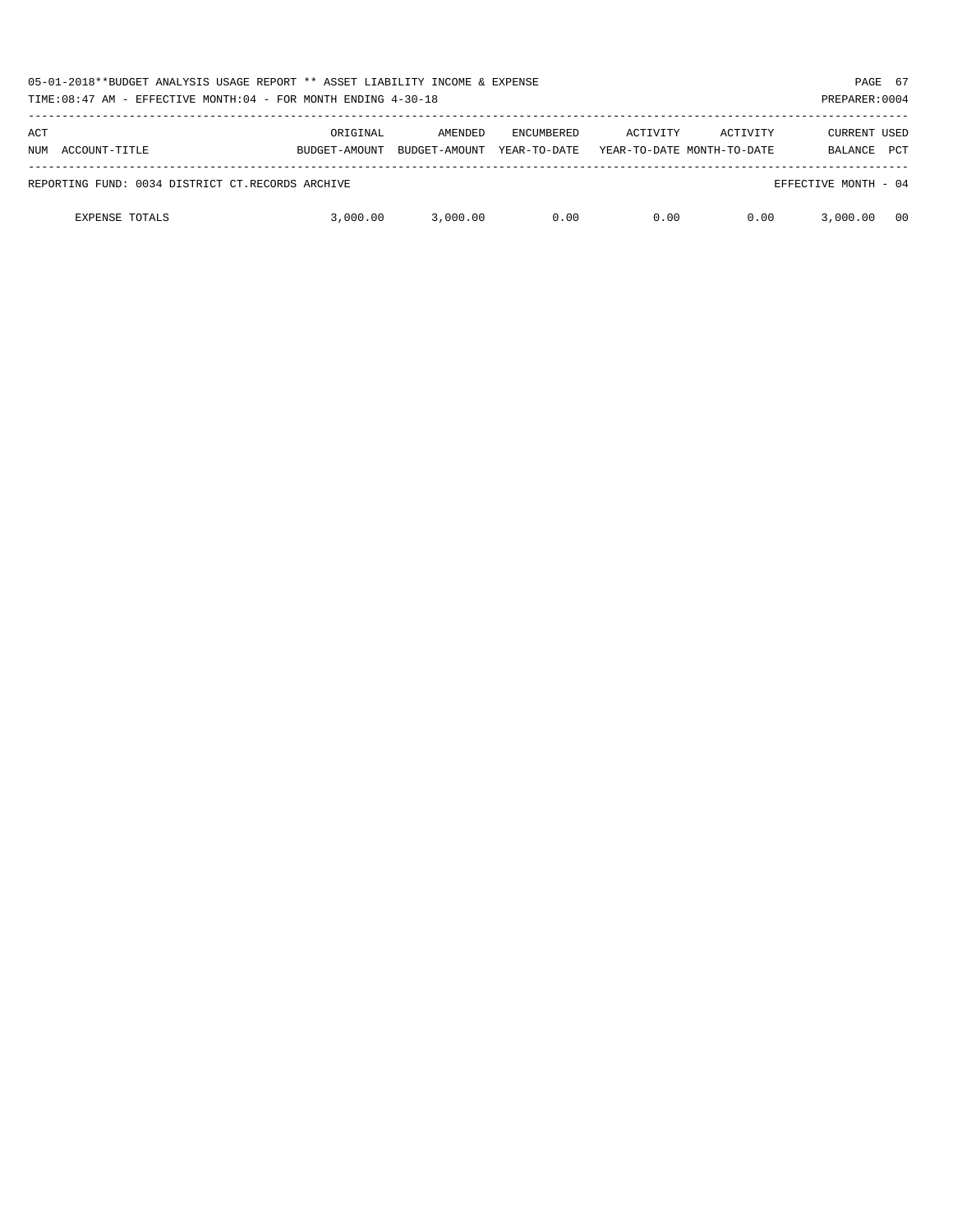| ACT NUM | ACCOUNT-TITLE | ORIGINAL BUDGET-AMOUNT | AMENDED BUDGET-AMOUNT | ENCUMBERED YEAR-TO-DATE | ACTIVITY YEAR-TO-DATE | ACTIVITY MONTH-TO-DATE | CURRENT BALANCE | USED PCT |
|---|---|---|---|---|---|---|---|---|
| REPORTING FUND: 0034 DISTRICT CT.RECORDS ARCHIVE | | | | | | | EFFECTIVE MONTH - 04 | |
| | EXPENSE TOTALS | 3,000.00 | 3,000.00 | 0.00 | 0.00 | 0.00 | 3,000.00 | 00 |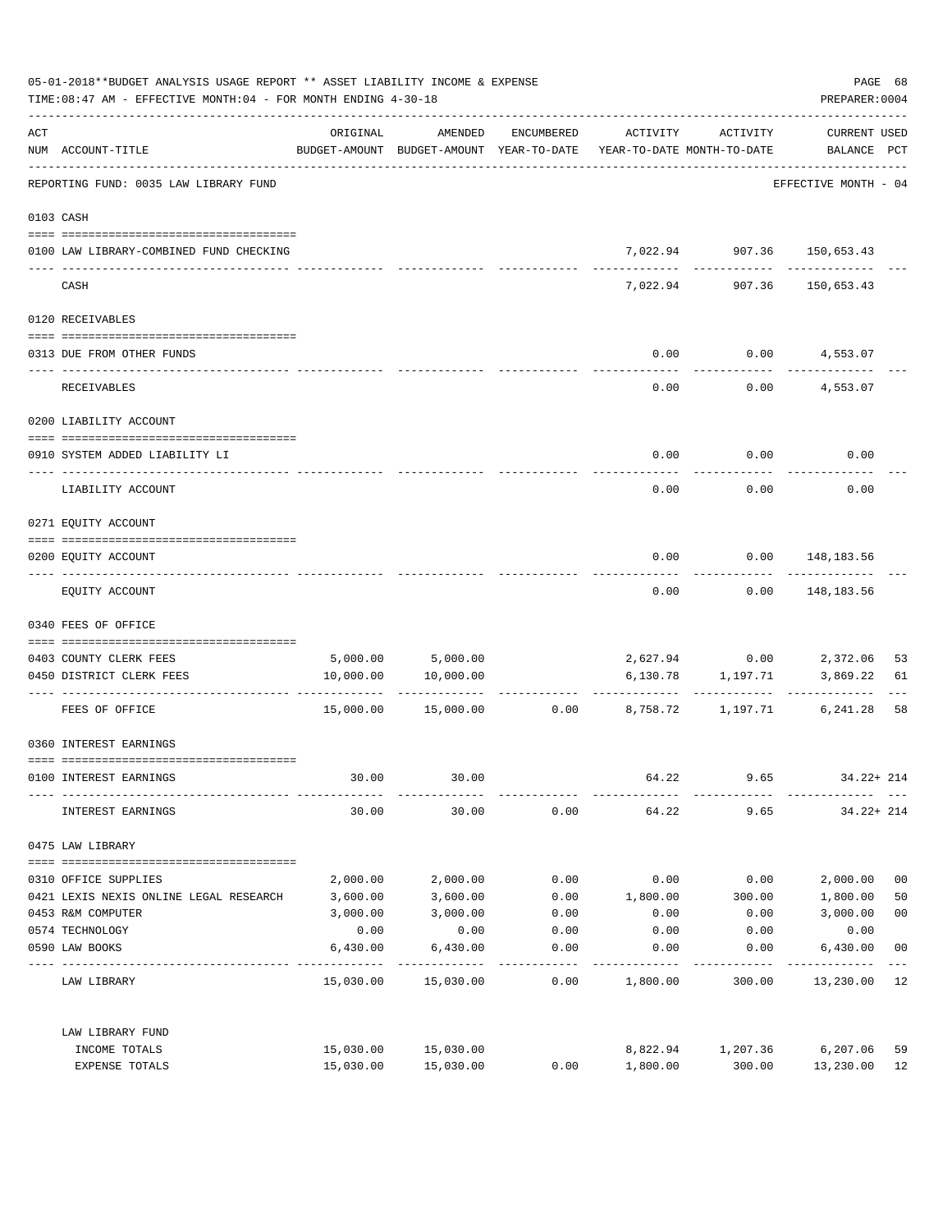05-01-2018**BUDGET ANALYSIS USAGE REPORT ** ASSET LIABILITY INCOME & EXPENSE

TIME:08:47 AM - EFFECTIVE MONTH:04 - FOR MONTH ENDING 4-30-18

PREPARER:0004

| ACT NUM | ACCOUNT-TITLE | ORIGINAL BUDGET-AMOUNT | AMENDED BUDGET-AMOUNT | ENCUMBERED YEAR-TO-DATE | ACTIVITY YEAR-TO-DATE | ACTIVITY MONTH-TO-DATE | CURRENT USED BALANCE | PCT |
|---|---|---|---|---|---|---|---|---|
| | REPORTING FUND: 0035 LAW LIBRARY FUND | | | | | | EFFECTIVE MONTH - 04 | |
| | 0103 CASH | | | | | | | |
| 0100 | LAW LIBRARY-COMBINED FUND CHECKING | | | | 7,022.94 | 907.36 | 150,653.43 | |
| | CASH | | | | 7,022.94 | 907.36 | 150,653.43 | |
| | 0120 RECEIVABLES | | | | | | | |
| 0313 | DUE FROM OTHER FUNDS | | | | 0.00 | 0.00 | 4,553.07 | |
| | RECEIVABLES | | | | 0.00 | 0.00 | 4,553.07 | |
| | 0200 LIABILITY ACCOUNT | | | | | | | |
| 0910 | SYSTEM ADDED LIABILITY LI | | | | 0.00 | 0.00 | 0.00 | |
| | LIABILITY ACCOUNT | | | | 0.00 | 0.00 | 0.00 | |
| | 0271 EQUITY ACCOUNT | | | | | | | |
| 0200 | EQUITY ACCOUNT | | | | 0.00 | 0.00 | 148,183.56 | |
| | EQUITY ACCOUNT | | | | 0.00 | 0.00 | 148,183.56 | |
| | 0340 FEES OF OFFICE | | | | | | | |
| 0403 | COUNTY CLERK FEES | 5,000.00 | 5,000.00 | | 2,627.94 | 0.00 | 2,372.06 | 53 |
| 0450 | DISTRICT CLERK FEES | 10,000.00 | 10,000.00 | | 6,130.78 | 1,197.71 | 3,869.22 | 61 |
| | FEES OF OFFICE | 15,000.00 | 15,000.00 | 0.00 | 8,758.72 | 1,197.71 | 6,241.28 | 58 |
| | 0360 INTEREST EARNINGS | | | | | | | |
| 0100 | INTEREST EARNINGS | 30.00 | 30.00 | | 64.22 | 9.65 | 34.22+ | 214 |
| | INTEREST EARNINGS | 30.00 | 30.00 | 0.00 | 64.22 | 9.65 | 34.22+ | 214 |
| | 0475 LAW LIBRARY | | | | | | | |
| 0310 | OFFICE SUPPLIES | 2,000.00 | 2,000.00 | 0.00 | 0.00 | 0.00 | 2,000.00 | 00 |
| 0421 | LEXIS NEXIS ONLINE LEGAL RESEARCH | 3,600.00 | 3,600.00 | 0.00 | 1,800.00 | 300.00 | 1,800.00 | 50 |
| 0453 | R&M COMPUTER | 3,000.00 | 3,000.00 | 0.00 | 0.00 | 0.00 | 3,000.00 | 00 |
| 0574 | TECHNOLOGY | 0.00 | 0.00 | 0.00 | 0.00 | 0.00 | 0.00 | |
| 0590 | LAW BOOKS | 6,430.00 | 6,430.00 | 0.00 | 0.00 | 0.00 | 6,430.00 | 00 |
| | LAW LIBRARY | 15,030.00 | 15,030.00 | 0.00 | 1,800.00 | 300.00 | 13,230.00 | 12 |
| | LAW LIBRARY FUND | | | | | | | |
| | INCOME TOTALS | 15,030.00 | 15,030.00 | | 8,822.94 | 1,207.36 | 6,207.06 | 59 |
| | EXPENSE TOTALS | 15,030.00 | 15,030.00 | 0.00 | 1,800.00 | 300.00 | 13,230.00 | 12 |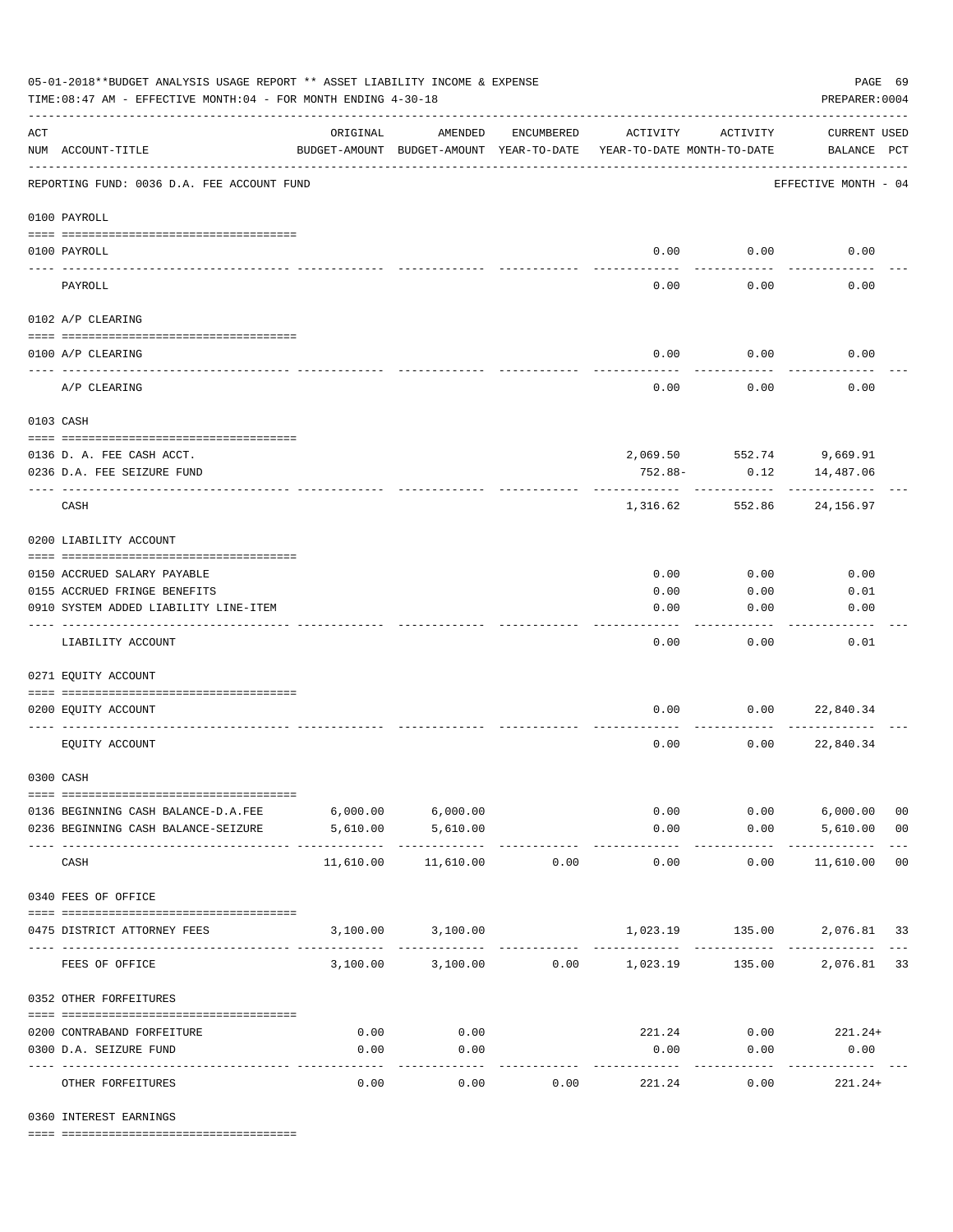05-01-2018**BUDGET ANALYSIS USAGE REPORT ** ASSET LIABILITY INCOME & EXPENSE

TIME:08:47 AM - EFFECTIVE MONTH:04 - FOR MONTH ENDING 4-30-18

PREPARER:0004

| ACT NUM | ACCOUNT-TITLE | ORIGINAL BUDGET-AMOUNT | AMENDED BUDGET-AMOUNT | ENCUMBERED YEAR-TO-DATE | ACTIVITY YEAR-TO-DATE | ACTIVITY MONTH-TO-DATE | CURRENT USED BALANCE | PCT |
|---|---|---|---|---|---|---|---|---|
| | REPORTING FUND: 0036 D.A. FEE ACCOUNT FUND | | | | | | EFFECTIVE MONTH - 04 | |
| | 0100 PAYROLL | | | | | | | |
| 0100 | PAYROLL | | | | 0.00 | 0.00 | 0.00 | |
| | PAYROLL | | | | 0.00 | 0.00 | 0.00 | |
| | 0102 A/P CLEARING | | | | | | | |
| 0100 | A/P CLEARING | | | | 0.00 | 0.00 | 0.00 | |
| | A/P CLEARING | | | | 0.00 | 0.00 | 0.00 | |
| | 0103 CASH | | | | | | | |
| 0136 | D. A. FEE CASH ACCT. | | | | 2,069.50 | 552.74 | 9,669.91 | |
| 0236 | D.A. FEE SEIZURE FUND | | | | 752.88- | 0.12 | 14,487.06 | |
| | CASH | | | | 1,316.62 | 552.86 | 24,156.97 | |
| | 0200 LIABILITY ACCOUNT | | | | | | | |
| 0150 | ACCRUED SALARY PAYABLE | | | | 0.00 | 0.00 | 0.00 | |
| 0155 | ACCRUED FRINGE BENEFITS | | | | 0.00 | 0.00 | 0.01 | |
| 0910 | SYSTEM ADDED LIABILITY LINE-ITEM | | | | 0.00 | 0.00 | 0.00 | |
| | LIABILITY ACCOUNT | | | | 0.00 | 0.00 | 0.01 | |
| | 0271 EQUITY ACCOUNT | | | | | | | |
| 0200 | EQUITY ACCOUNT | | | | 0.00 | 0.00 | 22,840.34 | |
| | EQUITY ACCOUNT | | | | 0.00 | 0.00 | 22,840.34 | |
| | 0300 CASH | | | | | | | |
| 0136 | BEGINNING CASH BALANCE-D.A.FEE | 6,000.00 | 6,000.00 | | 0.00 | 0.00 | 6,000.00 | 00 |
| 0236 | BEGINNING CASH BALANCE-SEIZURE | 5,610.00 | 5,610.00 | | 0.00 | 0.00 | 5,610.00 | 00 |
| | CASH | 11,610.00 | 11,610.00 | 0.00 | 0.00 | 0.00 | 11,610.00 | 00 |
| | 0340 FEES OF OFFICE | | | | | | | |
| 0475 | DISTRICT ATTORNEY FEES | 3,100.00 | 3,100.00 | | 1,023.19 | 135.00 | 2,076.81 | 33 |
| | FEES OF OFFICE | 3,100.00 | 3,100.00 | 0.00 | 1,023.19 | 135.00 | 2,076.81 | 33 |
| | 0352 OTHER FORFEITURES | | | | | | | |
| 0200 | CONTRABAND FORFEITURE | 0.00 | 0.00 | | 221.24 | 0.00 | 221.24+ | |
| 0300 | D.A. SEIZURE FUND | 0.00 | 0.00 | | 0.00 | 0.00 | 0.00 | |
| | OTHER FORFEITURES | 0.00 | 0.00 | 0.00 | 221.24 | 0.00 | 221.24+ | |
| | 0360 INTEREST EARNINGS | | | | | | | |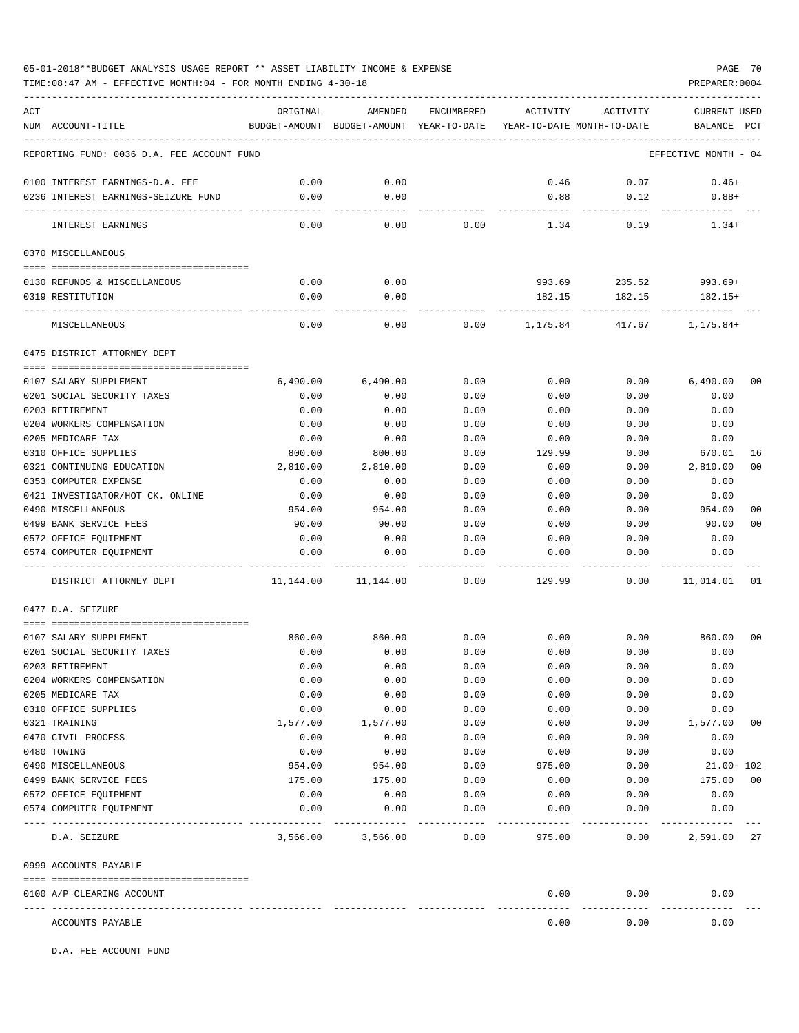05-01-2018**BUDGET ANALYSIS USAGE REPORT ** ASSET LIABILITY INCOME & EXPENSE

TIME:08:47 AM - EFFECTIVE MONTH:04 - FOR MONTH ENDING 4-30-18

PREPARER:0004

| ACT NUM | ACCOUNT-TITLE | ORIGINAL BUDGET-AMOUNT | AMENDED BUDGET-AMOUNT | ENCUMBERED YEAR-TO-DATE | ACTIVITY YEAR-TO-DATE | ACTIVITY MONTH-TO-DATE | CURRENT USED BALANCE | PCT |
|---|---|---|---|---|---|---|---|---|
| | REPORTING FUND: 0036 D.A. FEE ACCOUNT FUND | | | | | | EFFECTIVE MONTH - 04 | |
| 0100 | INTEREST EARNINGS-D.A. FEE | 0.00 | 0.00 | | 0.46 | 0.07 | 0.46+ | |
| 0236 | INTEREST EARNINGS-SEIZURE FUND | 0.00 | 0.00 | | 0.88 | 0.12 | 0.88+ | |
| | INTEREST EARNINGS | 0.00 | 0.00 | 0.00 | 1.34 | 0.19 | 1.34+ | |
| | 0370 MISCELLANEOUS | | | | | | | |
| 0130 | REFUNDS & MISCELLANEOUS | 0.00 | 0.00 | | 993.69 | 235.52 | 993.69+ | |
| 0319 | RESTITUTION | 0.00 | 0.00 | | 182.15 | 182.15 | 182.15+ | |
| | MISCELLANEOUS | 0.00 | 0.00 | 0.00 | 1,175.84 | 417.67 | 1,175.84+ | |
| | 0475 DISTRICT ATTORNEY DEPT | | | | | | | |
| 0107 | SALARY SUPPLEMENT | 6,490.00 | 6,490.00 | 0.00 | 0.00 | 0.00 | 6,490.00 | 00 |
| 0201 | SOCIAL SECURITY TAXES | 0.00 | 0.00 | 0.00 | 0.00 | 0.00 | 0.00 | |
| 0203 | RETIREMENT | 0.00 | 0.00 | 0.00 | 0.00 | 0.00 | 0.00 | |
| 0204 | WORKERS COMPENSATION | 0.00 | 0.00 | 0.00 | 0.00 | 0.00 | 0.00 | |
| 0205 | MEDICARE TAX | 0.00 | 0.00 | 0.00 | 0.00 | 0.00 | 0.00 | |
| 0310 | OFFICE SUPPLIES | 800.00 | 800.00 | 0.00 | 129.99 | 0.00 | 670.01 | 16 |
| 0321 | CONTINUING EDUCATION | 2,810.00 | 2,810.00 | 0.00 | 0.00 | 0.00 | 2,810.00 | 00 |
| 0353 | COMPUTER EXPENSE | 0.00 | 0.00 | 0.00 | 0.00 | 0.00 | 0.00 | |
| 0421 | INVESTIGATOR/HOT CK. ONLINE | 0.00 | 0.00 | 0.00 | 0.00 | 0.00 | 0.00 | |
| 0490 | MISCELLANEOUS | 954.00 | 954.00 | 0.00 | 0.00 | 0.00 | 954.00 | 00 |
| 0499 | BANK SERVICE FEES | 90.00 | 90.00 | 0.00 | 0.00 | 0.00 | 90.00 | 00 |
| 0572 | OFFICE EQUIPMENT | 0.00 | 0.00 | 0.00 | 0.00 | 0.00 | 0.00 | |
| 0574 | COMPUTER EQUIPMENT | 0.00 | 0.00 | 0.00 | 0.00 | 0.00 | 0.00 | |
| | DISTRICT ATTORNEY DEPT | 11,144.00 | 11,144.00 | 0.00 | 129.99 | 0.00 | 11,014.01 | 01 |
| | 0477 D.A. SEIZURE | | | | | | | |
| 0107 | SALARY SUPPLEMENT | 860.00 | 860.00 | 0.00 | 0.00 | 0.00 | 860.00 | 00 |
| 0201 | SOCIAL SECURITY TAXES | 0.00 | 0.00 | 0.00 | 0.00 | 0.00 | 0.00 | |
| 0203 | RETIREMENT | 0.00 | 0.00 | 0.00 | 0.00 | 0.00 | 0.00 | |
| 0204 | WORKERS COMPENSATION | 0.00 | 0.00 | 0.00 | 0.00 | 0.00 | 0.00 | |
| 0205 | MEDICARE TAX | 0.00 | 0.00 | 0.00 | 0.00 | 0.00 | 0.00 | |
| 0310 | OFFICE SUPPLIES | 0.00 | 0.00 | 0.00 | 0.00 | 0.00 | 0.00 | |
| 0321 | TRAINING | 1,577.00 | 1,577.00 | 0.00 | 0.00 | 0.00 | 1,577.00 | 00 |
| 0470 | CIVIL PROCESS | 0.00 | 0.00 | 0.00 | 0.00 | 0.00 | 0.00 | |
| 0480 | TOWING | 0.00 | 0.00 | 0.00 | 0.00 | 0.00 | 0.00 | |
| 0490 | MISCELLANEOUS | 954.00 | 954.00 | 0.00 | 975.00 | 0.00 | 21.00- | 102 |
| 0499 | BANK SERVICE FEES | 175.00 | 175.00 | 0.00 | 0.00 | 0.00 | 175.00 | 00 |
| 0572 | OFFICE EQUIPMENT | 0.00 | 0.00 | 0.00 | 0.00 | 0.00 | 0.00 | |
| 0574 | COMPUTER EQUIPMENT | 0.00 | 0.00 | 0.00 | 0.00 | 0.00 | 0.00 | |
| | D.A. SEIZURE | 3,566.00 | 3,566.00 | 0.00 | 975.00 | 0.00 | 2,591.00 | 27 |
| | 0999 ACCOUNTS PAYABLE | | | | | | | |
| 0100 | A/P CLEARING ACCOUNT | | | | 0.00 | 0.00 | 0.00 | |
| | ACCOUNTS PAYABLE | | | | 0.00 | 0.00 | 0.00 | |

D.A. FEE ACCOUNT FUND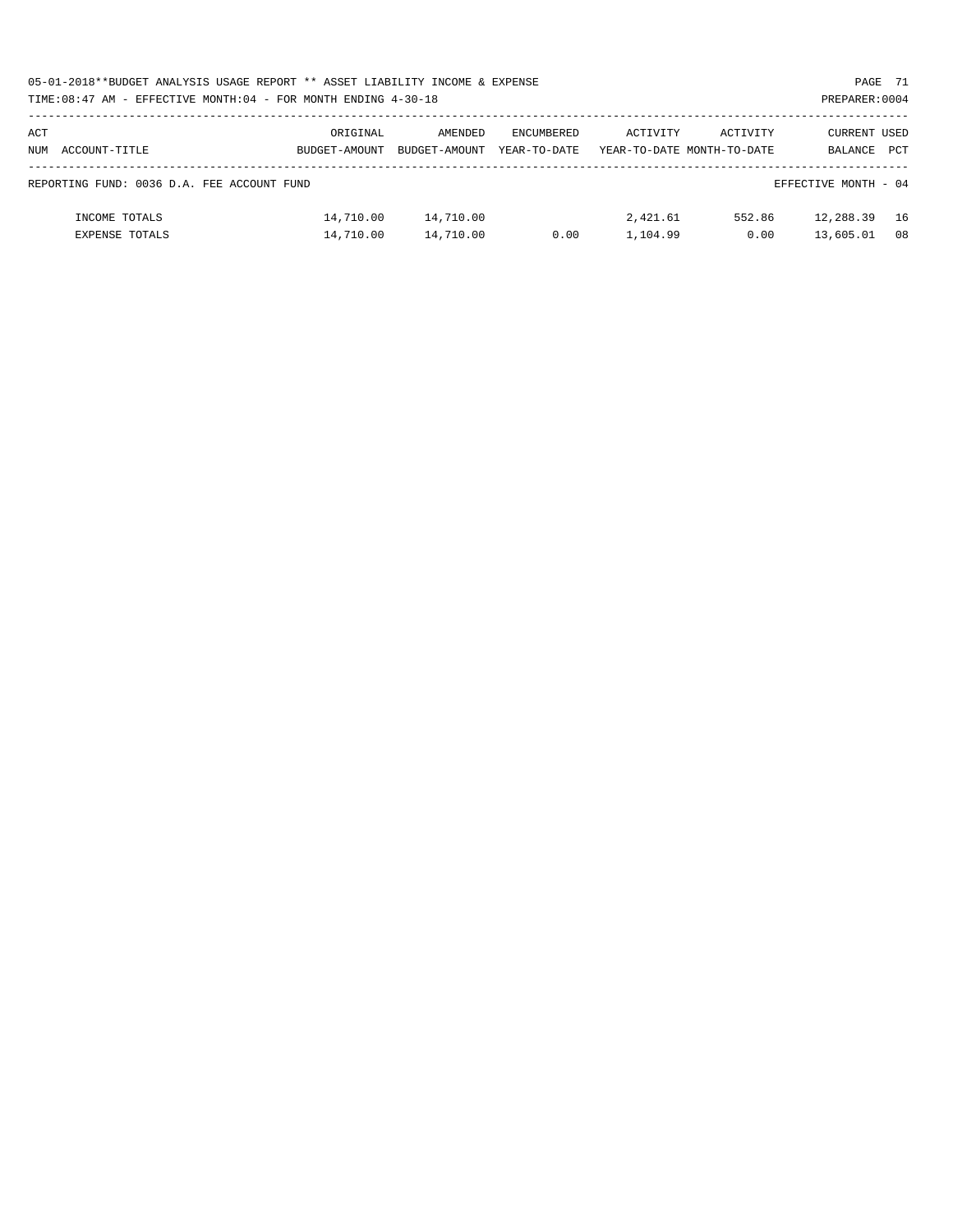| ACT NUM | ACCOUNT-TITLE | ORIGINAL BUDGET-AMOUNT | AMENDED BUDGET-AMOUNT | ENCUMBERED YEAR-TO-DATE | ACTIVITY YEAR-TO-DATE | ACTIVITY MONTH-TO-DATE | CURRENT BALANCE | USED PCT |
|---|---|---|---|---|---|---|---|---|

REPORTING FUND: 0036 D.A. FEE ACCOUNT FUND — EFFECTIVE MONTH - 04

| ACT NUM | ACCOUNT-TITLE | ORIGINAL BUDGET-AMOUNT | AMENDED BUDGET-AMOUNT | ENCUMBERED YEAR-TO-DATE | ACTIVITY YEAR-TO-DATE | ACTIVITY MONTH-TO-DATE | CURRENT BALANCE | USED PCT |
|---|---|---|---|---|---|---|---|---|
| | INCOME TOTALS | 14,710.00 | 14,710.00 | | 2,421.61 | 552.86 | 12,288.39 | 16 |
| | EXPENSE TOTALS | 14,710.00 | 14,710.00 | 0.00 | 1,104.99 | 0.00 | 13,605.01 | 08 |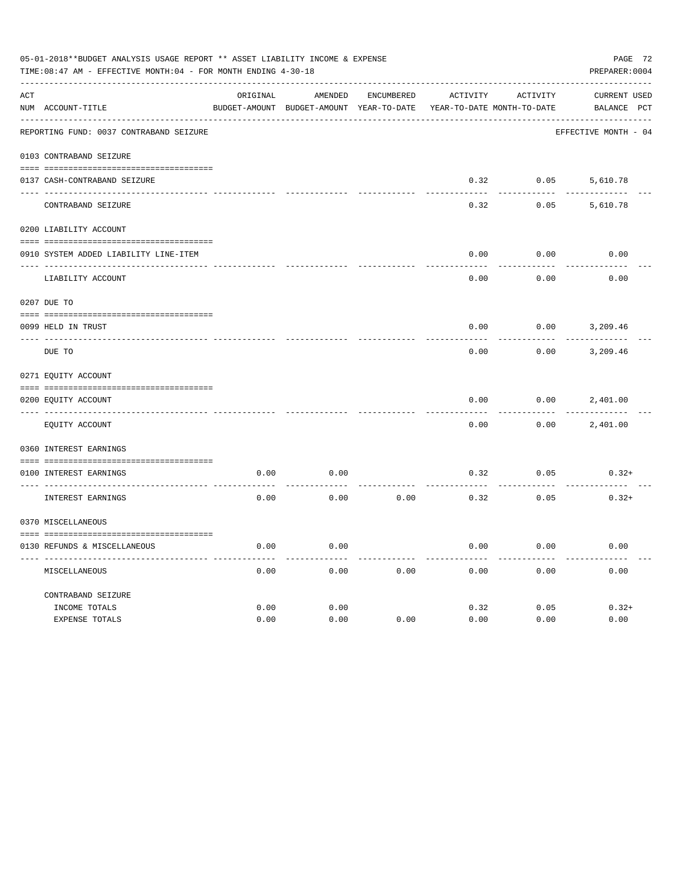05-01-2018**BUDGET ANALYSIS USAGE REPORT ** ASSET LIABILITY INCOME & EXPENSE

TIME:08:47 AM - EFFECTIVE MONTH:04 - FOR MONTH ENDING 4-30-18

PREPARER:0004

| ACT NUM | ACCOUNT-TITLE | ORIGINAL BUDGET-AMOUNT | AMENDED BUDGET-AMOUNT | ENCUMBERED YEAR-TO-DATE | ACTIVITY YEAR-TO-DATE | ACTIVITY MONTH-TO-DATE | CURRENT BALANCE | USED PCT |
|---|---|---|---|---|---|---|---|---|
| | REPORTING FUND: 0037 CONTRABAND SEIZURE | | | | | | EFFECTIVE MONTH - 04 | |
| | 0103 CONTRABAND SEIZURE | | | | | | | |
| 0137 | CASH-CONTRABAND SEIZURE | | | | 0.32 | 0.05 | 5,610.78 | |
| | CONTRABAND SEIZURE | | | | 0.32 | 0.05 | 5,610.78 | |
| | 0200 LIABILITY ACCOUNT | | | | | | | |
| 0910 | SYSTEM ADDED LIABILITY LINE-ITEM | | | | 0.00 | 0.00 | 0.00 | |
| | LIABILITY ACCOUNT | | | | 0.00 | 0.00 | 0.00 | |
| | 0207 DUE TO | | | | | | | |
| 0099 | HELD IN TRUST | | | | 0.00 | 0.00 | 3,209.46 | |
| | DUE TO | | | | 0.00 | 0.00 | 3,209.46 | |
| | 0271 EQUITY ACCOUNT | | | | | | | |
| 0200 | EQUITY ACCOUNT | | | | 0.00 | 0.00 | 2,401.00 | |
| | EQUITY ACCOUNT | | | | 0.00 | 0.00 | 2,401.00 | |
| | 0360 INTEREST EARNINGS | | | | | | | |
| 0100 | INTEREST EARNINGS | 0.00 | 0.00 | | 0.32 | 0.05 | 0.32+ | |
| | INTEREST EARNINGS | 0.00 | 0.00 | 0.00 | 0.32 | 0.05 | 0.32+ | |
| | 0370 MISCELLANEOUS | | | | | | | |
| 0130 | REFUNDS & MISCELLANEOUS | 0.00 | 0.00 | | 0.00 | 0.00 | 0.00 | |
| | MISCELLANEOUS | 0.00 | 0.00 | 0.00 | 0.00 | 0.00 | 0.00 | |
| | CONTRABAND SEIZURE | | | | | | | |
| | INCOME TOTALS | 0.00 | 0.00 | | 0.32 | 0.05 | 0.32+ | |
| | EXPENSE TOTALS | 0.00 | 0.00 | 0.00 | 0.00 | 0.00 | 0.00 | |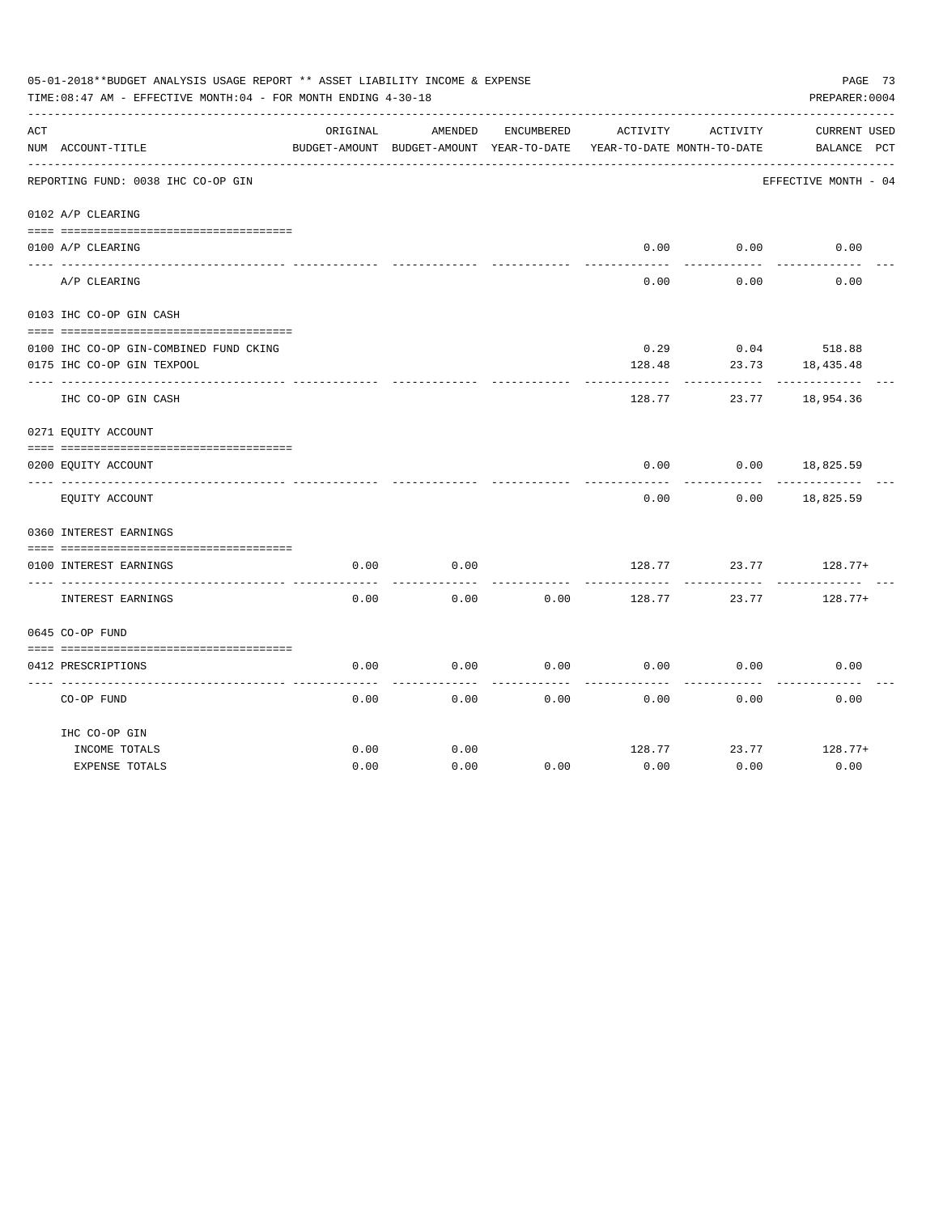05-01-2018**BUDGET ANALYSIS USAGE REPORT ** ASSET LIABILITY INCOME & EXPENSE

TIME:08:47 AM - EFFECTIVE MONTH:04 - FOR MONTH ENDING 4-30-18

PREPARER:0004

| ACT NUM | ACCOUNT-TITLE | ORIGINAL BUDGET-AMOUNT | AMENDED BUDGET-AMOUNT | ENCUMBERED YEAR-TO-DATE | ACTIVITY YEAR-TO-DATE | ACTIVITY MONTH-TO-DATE | CURRENT BALANCE | USED PCT |
|---|---|---|---|---|---|---|---|---|
| | REPORTING FUND: 0038 IHC CO-OP GIN | | | | | | EFFECTIVE MONTH - 04 | |
| 0102 | A/P CLEARING | | | | | | | |
| 0100 | A/P CLEARING | | | | 0.00 | 0.00 | 0.00 | |
| | A/P CLEARING | | | | 0.00 | 0.00 | 0.00 | |
| 0103 | IHC CO-OP GIN CASH | | | | | | | |
| 0100 | IHC CO-OP GIN-COMBINED FUND CKING | | | | 0.29 | 0.04 | 518.88 | |
| 0175 | IHC CO-OP GIN TEXPOOL | | | | 128.48 | 23.73 | 18,435.48 | |
| | IHC CO-OP GIN CASH | | | | 128.77 | 23.77 | 18,954.36 | |
| 0271 | EQUITY ACCOUNT | | | | | | | |
| 0200 | EQUITY ACCOUNT | | | | 0.00 | 0.00 | 18,825.59 | |
| | EQUITY ACCOUNT | | | | 0.00 | 0.00 | 18,825.59 | |
| 0360 | INTEREST EARNINGS | | | | | | | |
| 0100 | INTEREST EARNINGS | 0.00 | 0.00 | | 128.77 | 23.77 | 128.77+ | |
| | INTEREST EARNINGS | 0.00 | 0.00 | 0.00 | 128.77 | 23.77 | 128.77+ | |
| 0645 | CO-OP FUND | | | | | | | |
| 0412 | PRESCRIPTIONS | 0.00 | 0.00 | 0.00 | 0.00 | 0.00 | 0.00 | |
| | CO-OP FUND | 0.00 | 0.00 | 0.00 | 0.00 | 0.00 | 0.00 | |
| | IHC CO-OP GIN | | | | | | | |
| | INCOME TOTALS | 0.00 | 0.00 | | 128.77 | 23.77 | 128.77+ | |
| | EXPENSE TOTALS | 0.00 | 0.00 | 0.00 | 0.00 | 0.00 | 0.00 | |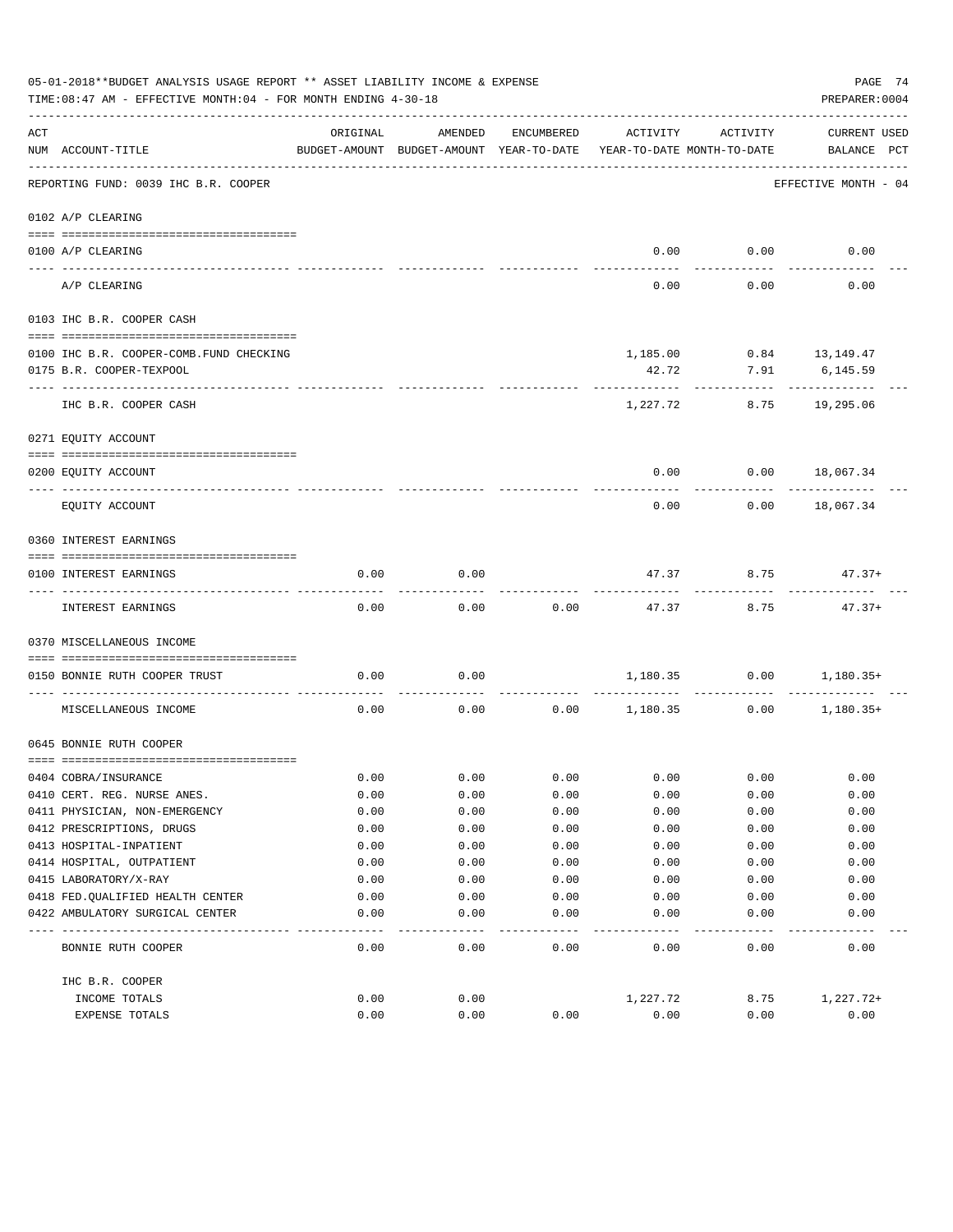05-01-2018**BUDGET ANALYSIS USAGE REPORT ** ASSET LIABILITY INCOME & EXPENSE

TIME:08:47 AM - EFFECTIVE MONTH:04 - FOR MONTH ENDING 4-30-18

PREPARER:0004

REPORTING FUND: 0039 IHC B.R. COOPER — EFFECTIVE MONTH - 04

| ACT NUM | ACCOUNT-TITLE | ORIGINAL BUDGET-AMOUNT | AMENDED BUDGET-AMOUNT | ENCUMBERED YEAR-TO-DATE | ACTIVITY YEAR-TO-DATE | ACTIVITY MONTH-TO-DATE | CURRENT BALANCE | USED PCT |
|---|---|---|---|---|---|---|---|---|
| **0102** | **A/P CLEARING** | | | | | | | |
| 0100 | A/P CLEARING | | | | 0.00 | 0.00 | 0.00 | |
| | A/P CLEARING | | | | 0.00 | 0.00 | 0.00 | |
| **0103** | **IHC B.R. COOPER CASH** | | | | | | | |
| 0100 | IHC B.R. COOPER-COMB.FUND CHECKING | | | | 1,185.00 | 0.84 | 13,149.47 | |
| 0175 | B.R. COOPER-TEXPOOL | | | | 42.72 | 7.91 | 6,145.59 | |
| | IHC B.R. COOPER CASH | | | | 1,227.72 | 8.75 | 19,295.06 | |
| **0271** | **EQUITY ACCOUNT** | | | | | | | |
| 0200 | EQUITY ACCOUNT | | | | 0.00 | 0.00 | 18,067.34 | |
| | EQUITY ACCOUNT | | | | 0.00 | 0.00 | 18,067.34 | |
| **0360** | **INTEREST EARNINGS** | | | | | | | |
| 0100 | INTEREST EARNINGS | 0.00 | 0.00 | | 47.37 | 8.75 | 47.37+ | |
| | INTEREST EARNINGS | 0.00 | 0.00 | 0.00 | 47.37 | 8.75 | 47.37+ | |
| **0370** | **MISCELLANEOUS INCOME** | | | | | | | |
| 0150 | BONNIE RUTH COOPER TRUST | 0.00 | 0.00 | | 1,180.35 | 0.00 | 1,180.35+ | |
| | MISCELLANEOUS INCOME | 0.00 | 0.00 | 0.00 | 1,180.35 | 0.00 | 1,180.35+ | |
| **0645** | **BONNIE RUTH COOPER** | | | | | | | |
| 0404 | COBRA/INSURANCE | 0.00 | 0.00 | 0.00 | 0.00 | 0.00 | 0.00 | |
| 0410 | CERT. REG. NURSE ANES. | 0.00 | 0.00 | 0.00 | 0.00 | 0.00 | 0.00 | |
| 0411 | PHYSICIAN, NON-EMERGENCY | 0.00 | 0.00 | 0.00 | 0.00 | 0.00 | 0.00 | |
| 0412 | PRESCRIPTIONS, DRUGS | 0.00 | 0.00 | 0.00 | 0.00 | 0.00 | 0.00 | |
| 0413 | HOSPITAL-INPATIENT | 0.00 | 0.00 | 0.00 | 0.00 | 0.00 | 0.00 | |
| 0414 | HOSPITAL, OUTPATIENT | 0.00 | 0.00 | 0.00 | 0.00 | 0.00 | 0.00 | |
| 0415 | LABORATORY/X-RAY | 0.00 | 0.00 | 0.00 | 0.00 | 0.00 | 0.00 | |
| 0418 | FED.QUALIFIED HEALTH CENTER | 0.00 | 0.00 | 0.00 | 0.00 | 0.00 | 0.00 | |
| 0422 | AMBULATORY SURGICAL CENTER | 0.00 | 0.00 | 0.00 | 0.00 | 0.00 | 0.00 | |
| | BONNIE RUTH COOPER | 0.00 | 0.00 | 0.00 | 0.00 | 0.00 | 0.00 | |
| | IHC B.R. COOPER | | | | | | | |
| | INCOME TOTALS | 0.00 | 0.00 | | 1,227.72 | 8.75 | 1,227.72+ | |
| | EXPENSE TOTALS | 0.00 | 0.00 | 0.00 | 0.00 | 0.00 | 0.00 | |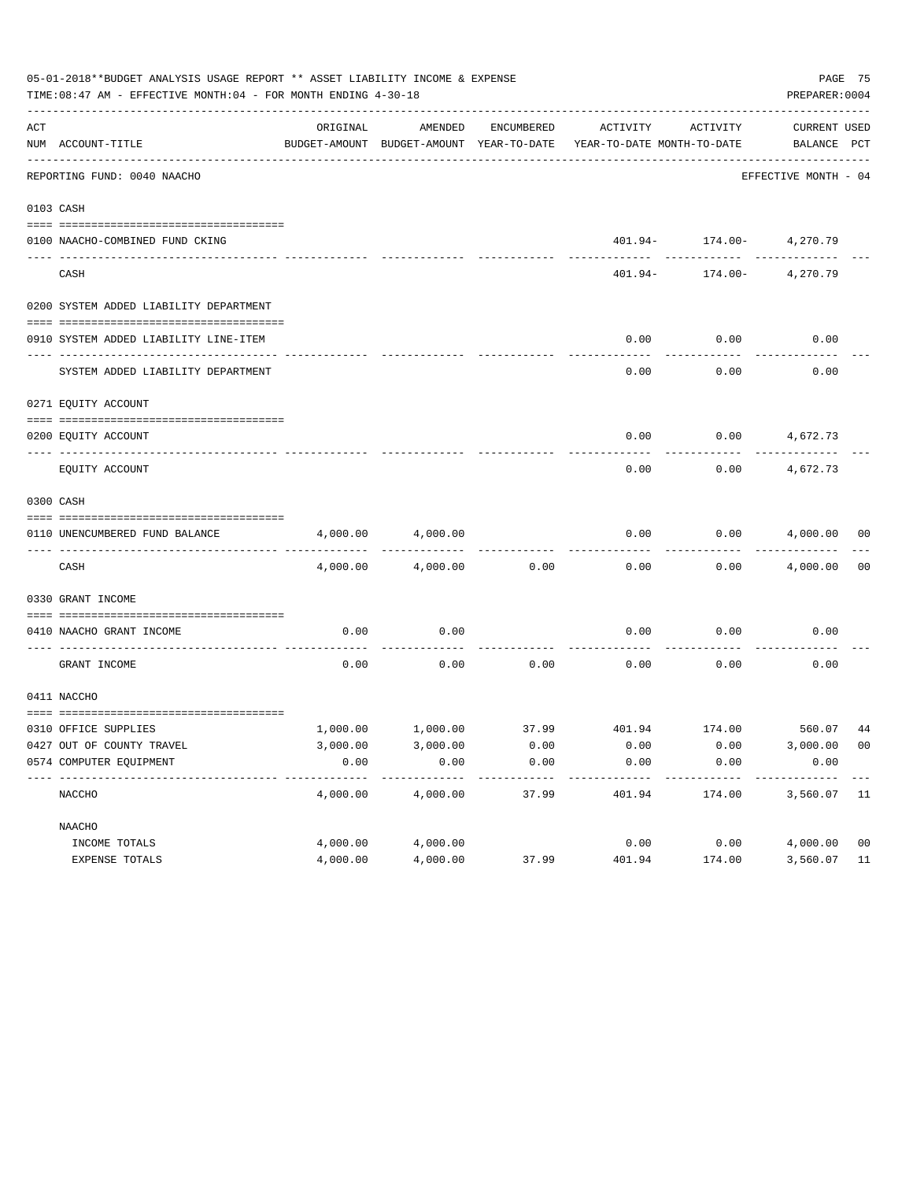05-01-2018**BUDGET ANALYSIS USAGE REPORT ** ASSET LIABILITY INCOME & EXPENSE

TIME:08:47 AM - EFFECTIVE MONTH:04 - FOR MONTH ENDING 4-30-18

PREPARER:0004

| ACT NUM | ACCOUNT-TITLE | ORIGINAL BUDGET-AMOUNT | AMENDED BUDGET-AMOUNT | ENCUMBERED YEAR-TO-DATE | ACTIVITY YEAR-TO-DATE | ACTIVITY MONTH-TO-DATE | CURRENT BALANCE | USED PCT |
|---|---|---|---|---|---|---|---|---|
| | REPORTING FUND: 0040 NAACHO | | | | | | EFFECTIVE MONTH - 04 | |
| 0103 | CASH | | | | | | | |
| 0100 | NAACHO-COMBINED FUND CKING | | | | 401.94- | 174.00- | 4,270.79 | |
| | CASH | | | | 401.94- | 174.00- | 4,270.79 | |
| 0200 | SYSTEM ADDED LIABILITY DEPARTMENT | | | | | | | |
| 0910 | SYSTEM ADDED LIABILITY LINE-ITEM | | | | 0.00 | 0.00 | 0.00 | |
| | SYSTEM ADDED LIABILITY DEPARTMENT | | | | 0.00 | 0.00 | 0.00 | |
| 0271 | EQUITY ACCOUNT | | | | | | | |
| 0200 | EQUITY ACCOUNT | | | | 0.00 | 0.00 | 4,672.73 | |
| | EQUITY ACCOUNT | | | | 0.00 | 0.00 | 4,672.73 | |
| 0300 | CASH | | | | | | | |
| 0110 | UNENCUMBERED FUND BALANCE | 4,000.00 | 4,000.00 | | 0.00 | 0.00 | 4,000.00 | 00 |
| | CASH | 4,000.00 | 4,000.00 | 0.00 | 0.00 | 0.00 | 4,000.00 | 00 |
| 0330 | GRANT INCOME | | | | | | | |
| 0410 | NAACHO GRANT INCOME | 0.00 | 0.00 | | 0.00 | 0.00 | 0.00 | |
| | GRANT INCOME | 0.00 | 0.00 | 0.00 | 0.00 | 0.00 | 0.00 | |
| 0411 | NACCHO | | | | | | | |
| 0310 | OFFICE SUPPLIES | 1,000.00 | 1,000.00 | 37.99 | 401.94 | 174.00 | 560.07 | 44 |
| 0427 | OUT OF COUNTY TRAVEL | 3,000.00 | 3,000.00 | 0.00 | 0.00 | 0.00 | 3,000.00 | 00 |
| 0574 | COMPUTER EQUIPMENT | 0.00 | 0.00 | 0.00 | 0.00 | 0.00 | 0.00 | |
| | NACCHO | 4,000.00 | 4,000.00 | 37.99 | 401.94 | 174.00 | 3,560.07 | 11 |
| | NAACHO | | | | | | | |
| | INCOME TOTALS | 4,000.00 | 4,000.00 | | 0.00 | 0.00 | 4,000.00 | 00 |
| | EXPENSE TOTALS | 4,000.00 | 4,000.00 | 37.99 | 401.94 | 174.00 | 3,560.07 | 11 |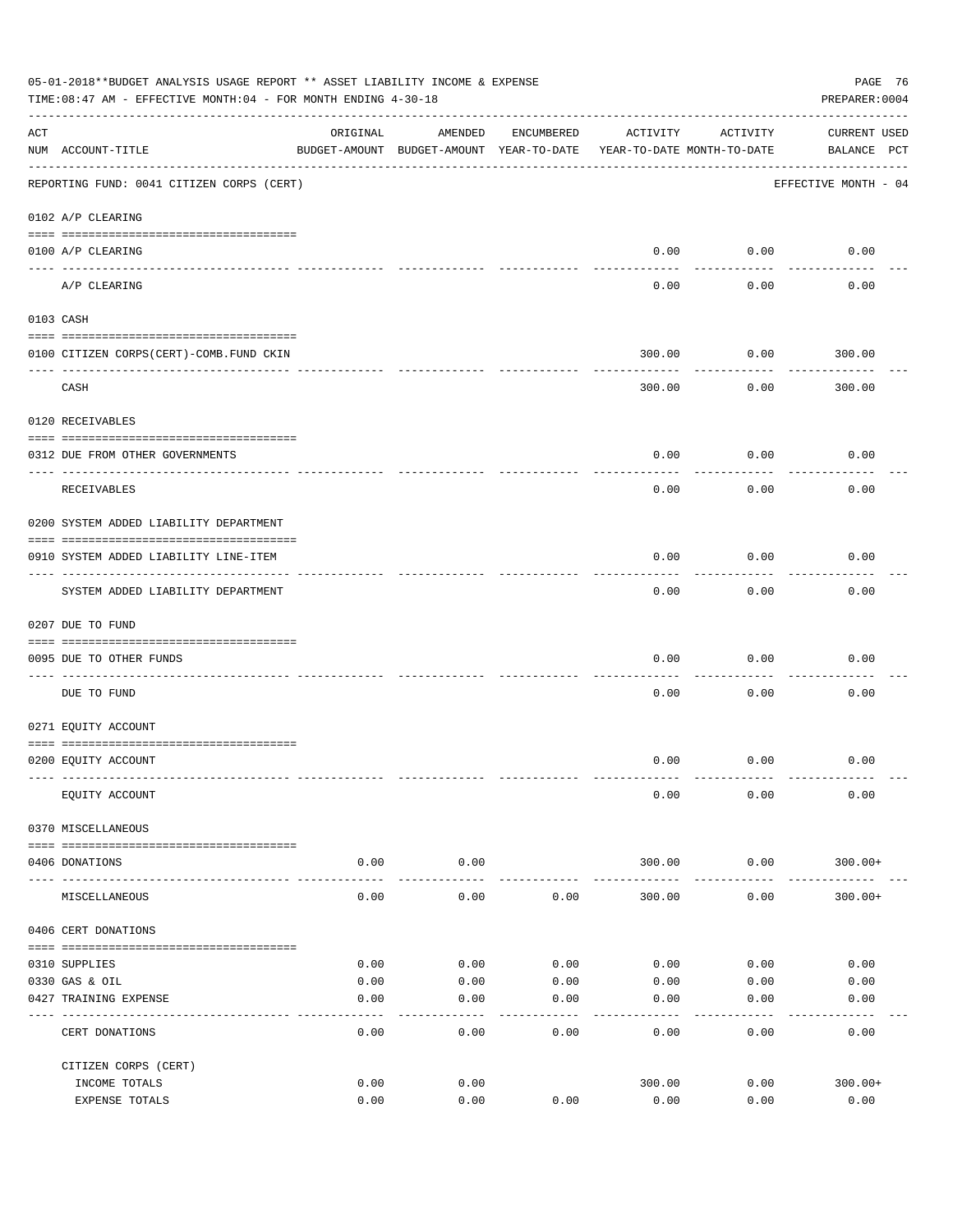05-01-2018**BUDGET ANALYSIS USAGE REPORT ** ASSET LIABILITY INCOME & EXPENSE

TIME:08:47 AM - EFFECTIVE MONTH:04 - FOR MONTH ENDING 4-30-18

PREPARER:0004

| ACT NUM | ACCOUNT-TITLE | ORIGINAL BUDGET-AMOUNT | AMENDED BUDGET-AMOUNT | ENCUMBERED YEAR-TO-DATE | ACTIVITY YEAR-TO-DATE | ACTIVITY MONTH-TO-DATE | CURRENT BALANCE | USED PCT |
|---|---|---|---|---|---|---|---|---|
| | REPORTING FUND: 0041 CITIZEN CORPS (CERT) | | | | | | EFFECTIVE MONTH - 04 | |
| | 0102 A/P CLEARING | | | | | | | |
| 0100 | A/P CLEARING | | | | 0.00 | 0.00 | 0.00 | |
| | A/P CLEARING | | | | 0.00 | 0.00 | 0.00 | |
| | 0103 CASH | | | | | | | |
| 0100 | CITIZEN CORPS(CERT)-COMB.FUND CKIN | | | | 300.00 | 0.00 | 300.00 | |
| | CASH | | | | 300.00 | 0.00 | 300.00 | |
| | 0120 RECEIVABLES | | | | | | | |
| 0312 | DUE FROM OTHER GOVERNMENTS | | | | 0.00 | 0.00 | 0.00 | |
| | RECEIVABLES | | | | 0.00 | 0.00 | 0.00 | |
| | 0200 SYSTEM ADDED LIABILITY DEPARTMENT | | | | | | | |
| 0910 | SYSTEM ADDED LIABILITY LINE-ITEM | | | | 0.00 | 0.00 | 0.00 | |
| | SYSTEM ADDED LIABILITY DEPARTMENT | | | | 0.00 | 0.00 | 0.00 | |
| | 0207 DUE TO FUND | | | | | | | |
| 0095 | DUE TO OTHER FUNDS | | | | 0.00 | 0.00 | 0.00 | |
| | DUE TO FUND | | | | 0.00 | 0.00 | 0.00 | |
| | 0271 EQUITY ACCOUNT | | | | | | | |
| 0200 | EQUITY ACCOUNT | | | | 0.00 | 0.00 | 0.00 | |
| | EQUITY ACCOUNT | | | | 0.00 | 0.00 | 0.00 | |
| | 0370 MISCELLANEOUS | | | | | | | |
| 0406 | DONATIONS | 0.00 | 0.00 | | 300.00 | 0.00 | 300.00+ | |
| | MISCELLANEOUS | 0.00 | 0.00 | 0.00 | 300.00 | 0.00 | 300.00+ | |
| | 0406 CERT DONATIONS | | | | | | | |
| 0310 | SUPPLIES | 0.00 | 0.00 | 0.00 | 0.00 | 0.00 | 0.00 | |
| 0330 | GAS & OIL | 0.00 | 0.00 | 0.00 | 0.00 | 0.00 | 0.00 | |
| 0427 | TRAINING EXPENSE | 0.00 | 0.00 | 0.00 | 0.00 | 0.00 | 0.00 | |
| | CERT DONATIONS | 0.00 | 0.00 | 0.00 | 0.00 | 0.00 | 0.00 | |
| | CITIZEN CORPS (CERT) | | | | | | | |
| | INCOME TOTALS | 0.00 | 0.00 | | 300.00 | 0.00 | 300.00+ | |
| | EXPENSE TOTALS | 0.00 | 0.00 | 0.00 | 0.00 | 0.00 | 0.00 | |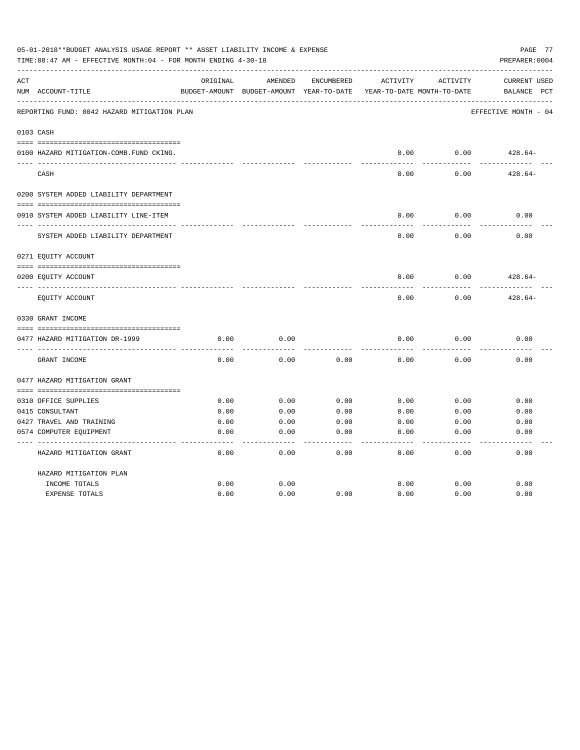05-01-2018**BUDGET ANALYSIS USAGE REPORT ** ASSET LIABILITY INCOME & EXPENSE

TIME:08:47 AM - EFFECTIVE MONTH:04 - FOR MONTH ENDING 4-30-18

PREPARER:0004

REPORTING FUND: 0042 HAZARD MITIGATION PLAN — EFFECTIVE MONTH - 04

| ACT NUM | ACCOUNT-TITLE | ORIGINAL BUDGET-AMOUNT | AMENDED BUDGET-AMOUNT | ENCUMBERED YEAR-TO-DATE | ACTIVITY YEAR-TO-DATE | ACTIVITY MONTH-TO-DATE | CURRENT BALANCE | USED PCT |
|---|---|---|---|---|---|---|---|---|
| 0103 | CASH | | | | | | | |
| 0100 | HAZARD MITIGATION-COMB.FUND CKING. | | | | 0.00 | 0.00 | 428.64- | |
| | CASH | | | | 0.00 | 0.00 | 428.64- | |
| 0200 | SYSTEM ADDED LIABILITY DEPARTMENT | | | | | | | |
| 0910 | SYSTEM ADDED LIABILITY LINE-ITEM | | | | 0.00 | 0.00 | 0.00 | |
| | SYSTEM ADDED LIABILITY DEPARTMENT | | | | 0.00 | 0.00 | 0.00 | |
| 0271 | EQUITY ACCOUNT | | | | | | | |
| 0200 | EQUITY ACCOUNT | | | | 0.00 | 0.00 | 428.64- | |
| | EQUITY ACCOUNT | | | | 0.00 | 0.00 | 428.64- | |
| 0330 | GRANT INCOME | | | | | | | |
| 0477 | HAZARD MITIGATION DR-1999 | 0.00 | 0.00 | | 0.00 | 0.00 | 0.00 | |
| | GRANT INCOME | 0.00 | 0.00 | 0.00 | 0.00 | 0.00 | 0.00 | |
| 0477 | HAZARD MITIGATION GRANT | | | | | | | |
| 0310 | OFFICE SUPPLIES | 0.00 | 0.00 | 0.00 | 0.00 | 0.00 | 0.00 | |
| 0415 | CONSULTANT | 0.00 | 0.00 | 0.00 | 0.00 | 0.00 | 0.00 | |
| 0427 | TRAVEL AND TRAINING | 0.00 | 0.00 | 0.00 | 0.00 | 0.00 | 0.00 | |
| 0574 | COMPUTER EQUIPMENT | 0.00 | 0.00 | 0.00 | 0.00 | 0.00 | 0.00 | |
| | HAZARD MITIGATION GRANT | 0.00 | 0.00 | 0.00 | 0.00 | 0.00 | 0.00 | |
| | HAZARD MITIGATION PLAN | | | | | | | |
| | INCOME TOTALS | 0.00 | 0.00 | | 0.00 | 0.00 | 0.00 | |
| | EXPENSE TOTALS | 0.00 | 0.00 | 0.00 | 0.00 | 0.00 | 0.00 | |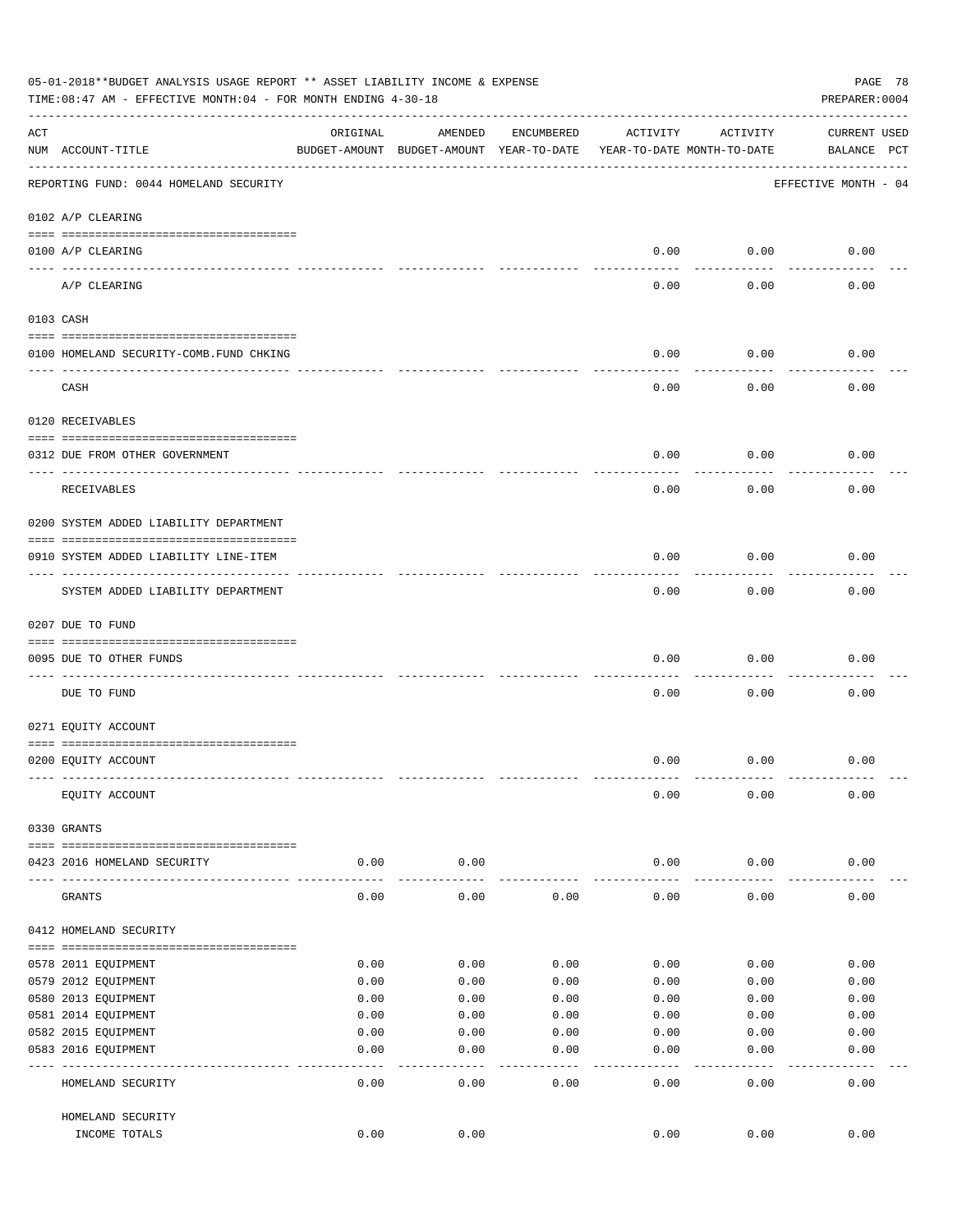05-01-2018**BUDGET ANALYSIS USAGE REPORT ** ASSET LIABILITY INCOME & EXPENSE

TIME:08:47 AM - EFFECTIVE MONTH:04 - FOR MONTH ENDING 4-30-18

PREPARER:0004

| ACT NUM | ACCOUNT-TITLE | ORIGINAL BUDGET-AMOUNT | AMENDED BUDGET-AMOUNT | ENCUMBERED YEAR-TO-DATE | ACTIVITY YEAR-TO-DATE | ACTIVITY MONTH-TO-DATE | CURRENT BALANCE | USED PCT |
|---|---|---|---|---|---|---|---|---|
| | REPORTING FUND: 0044 HOMELAND SECURITY | | | | | | EFFECTIVE MONTH - 04 | |
| | 0102 A/P CLEARING | | | | | | | |
| 0100 | A/P CLEARING | | | | 0.00 | 0.00 | 0.00 | |
| | A/P CLEARING | | | | 0.00 | 0.00 | 0.00 | |
| | 0103 CASH | | | | | | | |
| 0100 | HOMELAND SECURITY-COMB.FUND CHKING | | | | 0.00 | 0.00 | 0.00 | |
| | CASH | | | | 0.00 | 0.00 | 0.00 | |
| | 0120 RECEIVABLES | | | | | | | |
| 0312 | DUE FROM OTHER GOVERNMENT | | | | 0.00 | 0.00 | 0.00 | |
| | RECEIVABLES | | | | 0.00 | 0.00 | 0.00 | |
| | 0200 SYSTEM ADDED LIABILITY DEPARTMENT | | | | | | | |
| 0910 | SYSTEM ADDED LIABILITY LINE-ITEM | | | | 0.00 | 0.00 | 0.00 | |
| | SYSTEM ADDED LIABILITY DEPARTMENT | | | | 0.00 | 0.00 | 0.00 | |
| | 0207 DUE TO FUND | | | | | | | |
| 0095 | DUE TO OTHER FUNDS | | | | 0.00 | 0.00 | 0.00 | |
| | DUE TO FUND | | | | 0.00 | 0.00 | 0.00 | |
| | 0271 EQUITY ACCOUNT | | | | | | | |
| 0200 | EQUITY ACCOUNT | | | | 0.00 | 0.00 | 0.00 | |
| | EQUITY ACCOUNT | | | | 0.00 | 0.00 | 0.00 | |
| | 0330 GRANTS | | | | | | | |
| 0423 | 2016 HOMELAND SECURITY | 0.00 | 0.00 | | 0.00 | 0.00 | 0.00 | |
| | GRANTS | 0.00 | 0.00 | 0.00 | 0.00 | 0.00 | 0.00 | |
| | 0412 HOMELAND SECURITY | | | | | | | |
| 0578 | 2011 EQUIPMENT | 0.00 | 0.00 | 0.00 | 0.00 | 0.00 | 0.00 | |
| 0579 | 2012 EQUIPMENT | 0.00 | 0.00 | 0.00 | 0.00 | 0.00 | 0.00 | |
| 0580 | 2013 EQUIPMENT | 0.00 | 0.00 | 0.00 | 0.00 | 0.00 | 0.00 | |
| 0581 | 2014 EQUIPMENT | 0.00 | 0.00 | 0.00 | 0.00 | 0.00 | 0.00 | |
| 0582 | 2015 EQUIPMENT | 0.00 | 0.00 | 0.00 | 0.00 | 0.00 | 0.00 | |
| 0583 | 2016 EQUIPMENT | 0.00 | 0.00 | 0.00 | 0.00 | 0.00 | 0.00 | |
| | HOMELAND SECURITY | 0.00 | 0.00 | 0.00 | 0.00 | 0.00 | 0.00 | |
| | HOMELAND SECURITY INCOME TOTALS | 0.00 | 0.00 | | 0.00 | 0.00 | 0.00 | |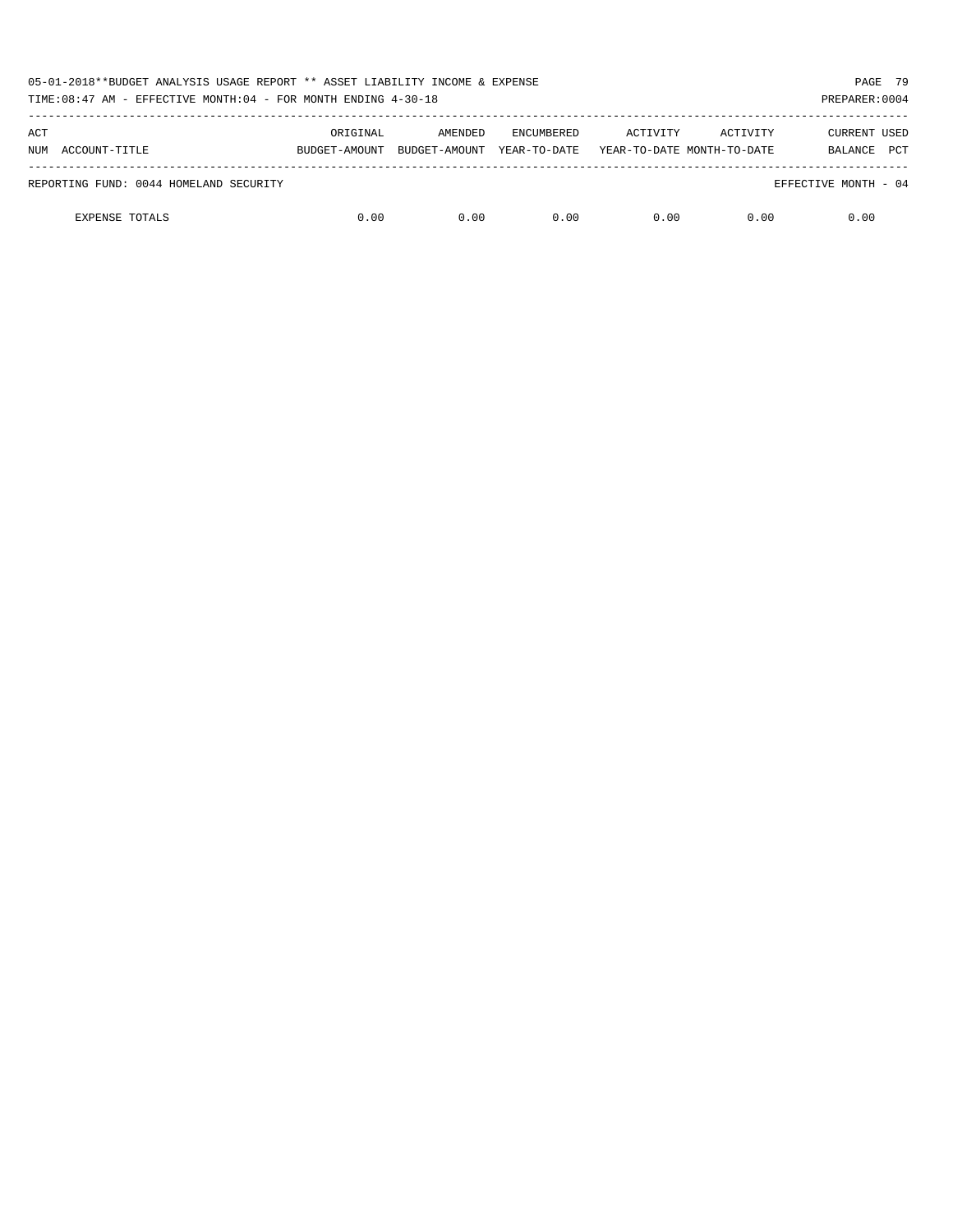05-01-2018**BUDGET ANALYSIS USAGE REPORT ** ASSET LIABILITY INCOME & EXPENSE

TIME:08:47 AM - EFFECTIVE MONTH:04 - FOR MONTH ENDING 4-30-18

| ACT NUM ACCOUNT-TITLE | ORIGINAL BUDGET-AMOUNT | AMENDED BUDGET-AMOUNT | ENCUMBERED YEAR-TO-DATE | ACTIVITY YEAR-TO-DATE | ACTIVITY MONTH-TO-DATE | CURRENT BALANCE | USED PCT |
|---|---|---|---|---|---|---|---|
| REPORTING FUND: 0044 HOMELAND SECURITY | | | | | | EFFECTIVE MONTH - 04 | |
| EXPENSE TOTALS | 0.00 | 0.00 | 0.00 | 0.00 | 0.00 | 0.00 | |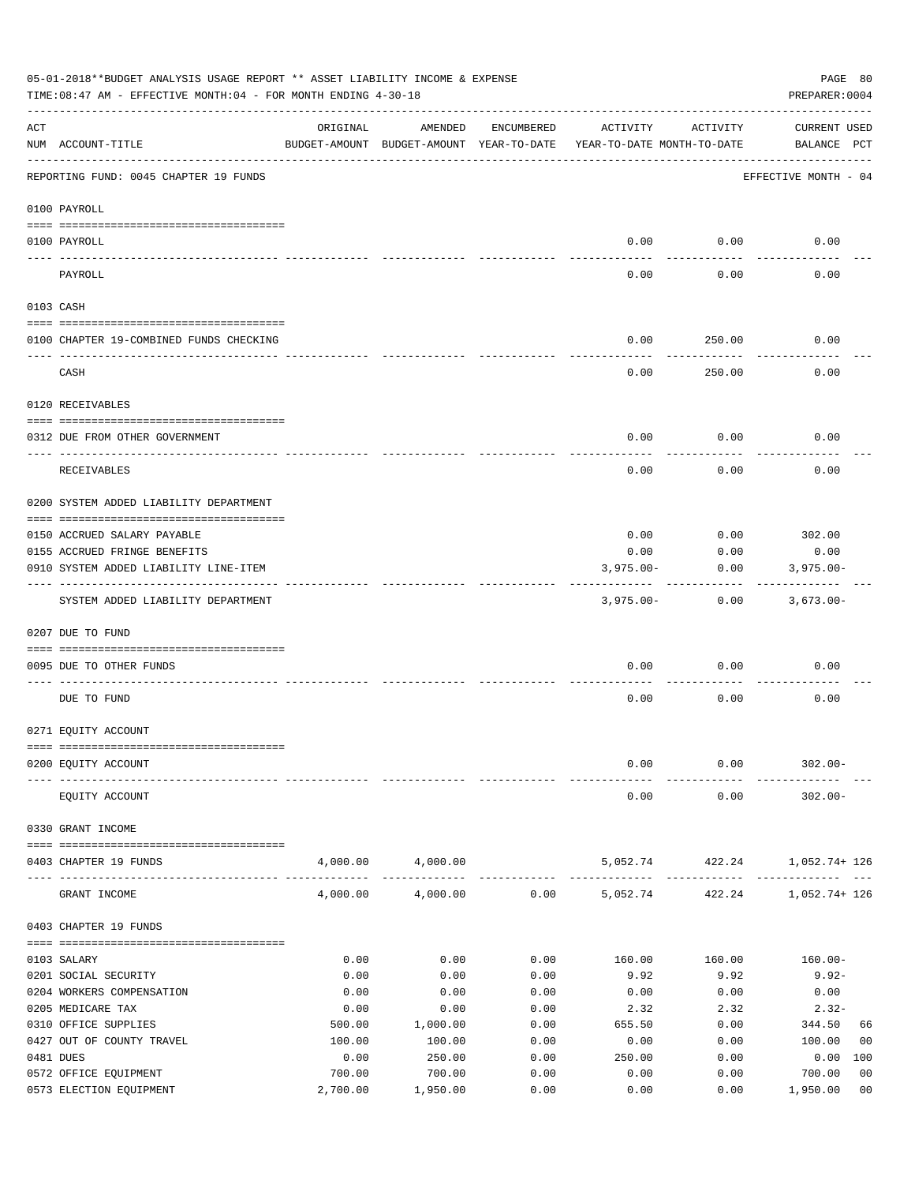05-01-2018**BUDGET ANALYSIS USAGE REPORT ** ASSET LIABILITY INCOME & EXPENSE

TIME:08:47 AM - EFFECTIVE MONTH:04 - FOR MONTH ENDING 4-30-18

PREPARER:0004

| ACT NUM | ACCOUNT-TITLE | ORIGINAL BUDGET-AMOUNT | AMENDED BUDGET-AMOUNT | ENCUMBERED YEAR-TO-DATE | ACTIVITY YEAR-TO-DATE | ACTIVITY MONTH-TO-DATE | CURRENT BALANCE | USED PCT |
|---|---|---|---|---|---|---|---|---|
| | REPORTING FUND: 0045 CHAPTER 19 FUNDS | | | | | | EFFECTIVE MONTH - 04 | |
| | **0100 PAYROLL** | | | | | | | |
| 0100 | PAYROLL | | | | 0.00 | 0.00 | 0.00 | |
| | PAYROLL | | | | 0.00 | 0.00 | 0.00 | |
| | **0103 CASH** | | | | | | | |
| 0100 | CHAPTER 19-COMBINED FUNDS CHECKING | | | | 0.00 | 250.00 | 0.00 | |
| | CASH | | | | 0.00 | 250.00 | 0.00 | |
| | **0120 RECEIVABLES** | | | | | | | |
| 0312 | DUE FROM OTHER GOVERNMENT | | | | 0.00 | 0.00 | 0.00 | |
| | RECEIVABLES | | | | 0.00 | 0.00 | 0.00 | |
| | **0200 SYSTEM ADDED LIABILITY DEPARTMENT** | | | | | | | |
| 0150 | ACCRUED SALARY PAYABLE | | | | 0.00 | 0.00 | 302.00 | |
| 0155 | ACCRUED FRINGE BENEFITS | | | | 0.00 | 0.00 | 0.00 | |
| 0910 | SYSTEM ADDED LIABILITY LINE-ITEM | | | | 3,975.00- | 0.00 | 3,975.00- | |
| | SYSTEM ADDED LIABILITY DEPARTMENT | | | | 3,975.00- | 0.00 | 3,673.00- | |
| | **0207 DUE TO FUND** | | | | | | | |
| 0095 | DUE TO OTHER FUNDS | | | | 0.00 | 0.00 | 0.00 | |
| | DUE TO FUND | | | | 0.00 | 0.00 | 0.00 | |
| | **0271 EQUITY ACCOUNT** | | | | | | | |
| 0200 | EQUITY ACCOUNT | | | | 0.00 | 0.00 | 302.00- | |
| | EQUITY ACCOUNT | | | | 0.00 | 0.00 | 302.00- | |
| | **0330 GRANT INCOME** | | | | | | | |
| 0403 | CHAPTER 19 FUNDS | 4,000.00 | 4,000.00 | | 5,052.74 | 422.24 | 1,052.74+ | 126 |
| | GRANT INCOME | 4,000.00 | 4,000.00 | 0.00 | 5,052.74 | 422.24 | 1,052.74+ | 126 |
| | **0403 CHAPTER 19 FUNDS** | | | | | | | |
| 0103 | SALARY | 0.00 | 0.00 | 0.00 | 160.00 | 160.00 | 160.00- | |
| 0201 | SOCIAL SECURITY | 0.00 | 0.00 | 0.00 | 9.92 | 9.92 | 9.92- | |
| 0204 | WORKERS COMPENSATION | 0.00 | 0.00 | 0.00 | 0.00 | 0.00 | 0.00 | |
| 0205 | MEDICARE TAX | 0.00 | 0.00 | 0.00 | 2.32 | 2.32 | 2.32- | |
| 0310 | OFFICE SUPPLIES | 500.00 | 1,000.00 | 0.00 | 655.50 | 0.00 | 344.50 | 66 |
| 0427 | OUT OF COUNTY TRAVEL | 100.00 | 100.00 | 0.00 | 0.00 | 0.00 | 100.00 | 00 |
| 0481 | DUES | 0.00 | 250.00 | 0.00 | 250.00 | 0.00 | 0.00 | 100 |
| 0572 | OFFICE EQUIPMENT | 700.00 | 700.00 | 0.00 | 0.00 | 0.00 | 700.00 | 00 |
| 0573 | ELECTION EQUIPMENT | 2,700.00 | 1,950.00 | 0.00 | 0.00 | 0.00 | 1,950.00 | 00 |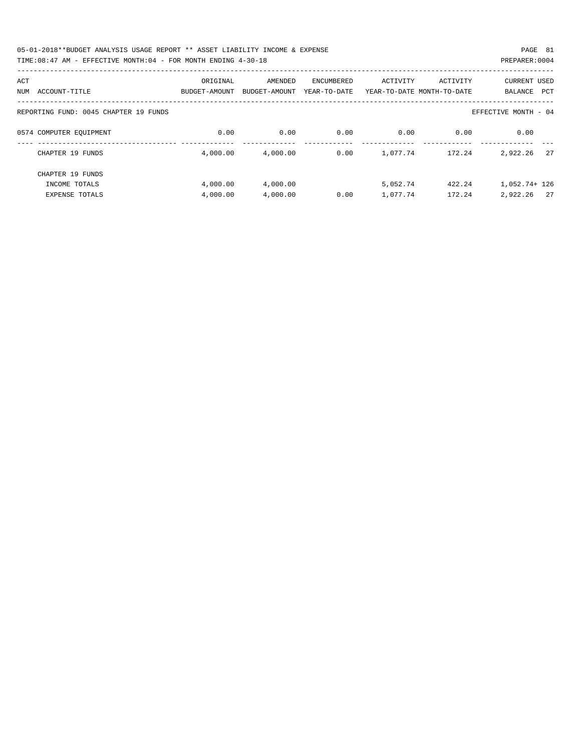05-01-2018**BUDGET ANALYSIS USAGE REPORT ** ASSET LIABILITY INCOME & EXPENSE

TIME:08:47 AM - EFFECTIVE MONTH:04 - FOR MONTH ENDING 4-30-18

PREPARER:0004

| ACT NUM | ACCOUNT-TITLE | ORIGINAL BUDGET-AMOUNT | AMENDED BUDGET-AMOUNT | ENCUMBERED YEAR-TO-DATE | ACTIVITY YEAR-TO-DATE | ACTIVITY MONTH-TO-DATE | CURRENT BALANCE | USED PCT |
|---|---|---|---|---|---|---|---|---|
| | REPORTING FUND: 0045 CHAPTER 19 FUNDS | | | | | | EFFECTIVE MONTH - 04 | |
| 0574 | COMPUTER EQUIPMENT | 0.00 | 0.00 | 0.00 | 0.00 | 0.00 | 0.00 | |
| | CHAPTER 19 FUNDS | 4,000.00 | 4,000.00 | 0.00 | 1,077.74 | 172.24 | 2,922.26 | 27 |
| | CHAPTER 19 FUNDS | | | | | | | |
| | INCOME TOTALS | 4,000.00 | 4,000.00 | | 5,052.74 | 422.24 | 1,052.74+ | 126 |
| | EXPENSE TOTALS | 4,000.00 | 4,000.00 | 0.00 | 1,077.74 | 172.24 | 2,922.26 | 27 |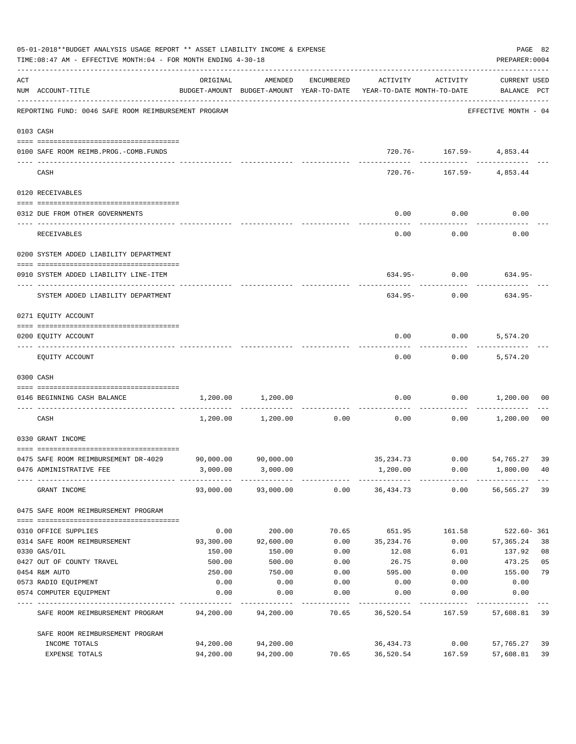05-01-2018**BUDGET ANALYSIS USAGE REPORT ** ASSET LIABILITY INCOME & EXPENSE

TIME:08:47 AM - EFFECTIVE MONTH:04 - FOR MONTH ENDING 4-30-18

PREPARER:0004

| ACT NUM | ACCOUNT-TITLE | ORIGINAL BUDGET-AMOUNT | AMENDED BUDGET-AMOUNT | ENCUMBERED YEAR-TO-DATE | ACTIVITY YEAR-TO-DATE | ACTIVITY MONTH-TO-DATE | CURRENT USED BALANCE | PCT |
|---|---|---|---|---|---|---|---|---|
| | REPORTING FUND: 0046 SAFE ROOM REIMBURSEMENT PROGRAM | | | | | | EFFECTIVE MONTH - 04 | |
| | 0103 CASH | | | | | | | |
| 0100 | SAFE ROOM REIMB.PROG.-COMB.FUNDS | | | | 720.76- | 167.59- | 4,853.44 | |
| | CASH | | | | 720.76- | 167.59- | 4,853.44 | |
| | 0120 RECEIVABLES | | | | | | | |
| 0312 | DUE FROM OTHER GOVERNMENTS | | | | 0.00 | 0.00 | 0.00 | |
| | RECEIVABLES | | | | 0.00 | 0.00 | 0.00 | |
| | 0200 SYSTEM ADDED LIABILITY DEPARTMENT | | | | | | | |
| 0910 | SYSTEM ADDED LIABILITY LINE-ITEM | | | | 634.95- | 0.00 | 634.95- | |
| | SYSTEM ADDED LIABILITY DEPARTMENT | | | | 634.95- | 0.00 | 634.95- | |
| | 0271 EQUITY ACCOUNT | | | | | | | |
| 0200 | EQUITY ACCOUNT | | | | 0.00 | 0.00 | 5,574.20 | |
| | EQUITY ACCOUNT | | | | 0.00 | 0.00 | 5,574.20 | |
| | 0300 CASH | | | | | | | |
| 0146 | BEGINNING CASH BALANCE | 1,200.00 | 1,200.00 | | 0.00 | 0.00 | 1,200.00 | 00 |
| | CASH | 1,200.00 | 1,200.00 | 0.00 | 0.00 | 0.00 | 1,200.00 | 00 |
| | 0330 GRANT INCOME | | | | | | | |
| 0475 | SAFE ROOM REIMBURSEMENT DR-4029 | 90,000.00 | 90,000.00 | | 35,234.73 | 0.00 | 54,765.27 | 39 |
| 0476 | ADMINISTRATIVE FEE | 3,000.00 | 3,000.00 | | 1,200.00 | 0.00 | 1,800.00 | 40 |
| | GRANT INCOME | 93,000.00 | 93,000.00 | 0.00 | 36,434.73 | 0.00 | 56,565.27 | 39 |
| | 0475 SAFE ROOM REIMBURSEMENT PROGRAM | | | | | | | |
| 0310 | OFFICE SUPPLIES | 0.00 | 200.00 | 70.65 | 651.95 | 161.58 | 522.60- | 361 |
| 0314 | SAFE ROOM REIMBURSEMENT | 93,300.00 | 92,600.00 | 0.00 | 35,234.76 | 0.00 | 57,365.24 | 38 |
| 0330 | GAS/OIL | 150.00 | 150.00 | 0.00 | 12.08 | 6.01 | 137.92 | 08 |
| 0427 | OUT OF COUNTY TRAVEL | 500.00 | 500.00 | 0.00 | 26.75 | 0.00 | 473.25 | 05 |
| 0454 | R&M AUTO | 250.00 | 750.00 | 0.00 | 595.00 | 0.00 | 155.00 | 79 |
| 0573 | RADIO EQUIPMENT | 0.00 | 0.00 | 0.00 | 0.00 | 0.00 | 0.00 | |
| 0574 | COMPUTER EQUIPMENT | 0.00 | 0.00 | 0.00 | 0.00 | 0.00 | 0.00 | |
| | SAFE ROOM REIMBURSEMENT PROGRAM | 94,200.00 | 94,200.00 | 70.65 | 36,520.54 | 167.59 | 57,608.81 | 39 |
| | SAFE ROOM REIMBURSEMENT PROGRAM | | | | | | | |
| | INCOME TOTALS | 94,200.00 | 94,200.00 | | 36,434.73 | 0.00 | 57,765.27 | 39 |
| | EXPENSE TOTALS | 94,200.00 | 94,200.00 | 70.65 | 36,520.54 | 167.59 | 57,608.81 | 39 |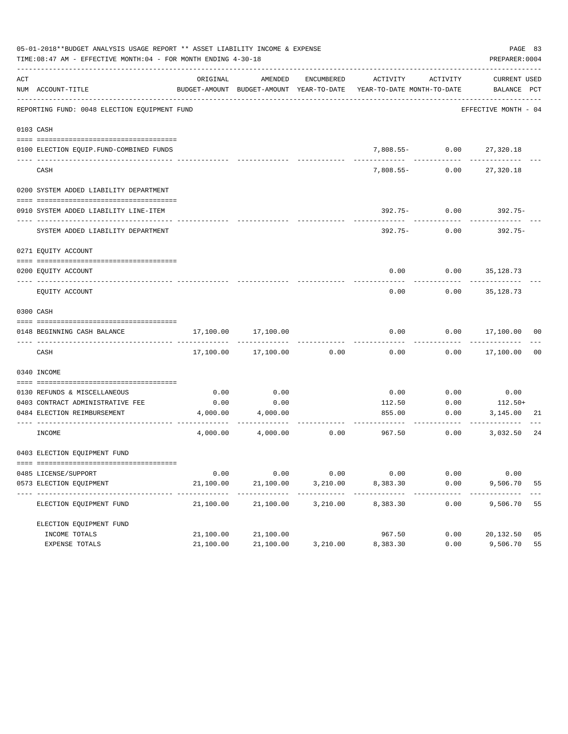05-01-2018**BUDGET ANALYSIS USAGE REPORT ** ASSET LIABILITY INCOME & EXPENSE

TIME:08:47 AM - EFFECTIVE MONTH:04 - FOR MONTH ENDING 4-30-18

PREPARER:0004

REPORTING FUND: 0048 ELECTION EQUIPMENT FUND — EFFECTIVE MONTH - 04

| ACT NUM | ACCOUNT-TITLE | ORIGINAL BUDGET-AMOUNT | AMENDED BUDGET-AMOUNT | ENCUMBERED YEAR-TO-DATE | ACTIVITY YEAR-TO-DATE | ACTIVITY MONTH-TO-DATE | CURRENT BALANCE | USED PCT |
|---|---|---|---|---|---|---|---|---|
| **0103** | **CASH** | | | | | | | |
| 0100 | ELECTION EQUIP.FUND-COMBINED FUNDS | | | | 7,808.55- | 0.00 | 27,320.18 | |
| | CASH | | | | 7,808.55- | 0.00 | 27,320.18 | |
| **0200** | **SYSTEM ADDED LIABILITY DEPARTMENT** | | | | | | | |
| 0910 | SYSTEM ADDED LIABILITY LINE-ITEM | | | | 392.75- | 0.00 | 392.75- | |
| | SYSTEM ADDED LIABILITY DEPARTMENT | | | | 392.75- | 0.00 | 392.75- | |
| **0271** | **EQUITY ACCOUNT** | | | | | | | |
| 0200 | EQUITY ACCOUNT | | | | 0.00 | 0.00 | 35,128.73 | |
| | EQUITY ACCOUNT | | | | 0.00 | 0.00 | 35,128.73 | |
| **0300** | **CASH** | | | | | | | |
| 0148 | BEGINNING CASH BALANCE | 17,100.00 | 17,100.00 | | 0.00 | 0.00 | 17,100.00 | 00 |
| | CASH | 17,100.00 | 17,100.00 | 0.00 | 0.00 | 0.00 | 17,100.00 | 00 |
| **0340** | **INCOME** | | | | | | | |
| 0130 | REFUNDS & MISCELLANEOUS | 0.00 | 0.00 | | 0.00 | 0.00 | 0.00 | |
| 0403 | CONTRACT ADMINISTRATIVE FEE | 0.00 | 0.00 | | 112.50 | 0.00 | 112.50+ | |
| 0484 | ELECTION REIMBURSEMENT | 4,000.00 | 4,000.00 | | 855.00 | 0.00 | 3,145.00 | 21 |
| | INCOME | 4,000.00 | 4,000.00 | 0.00 | 967.50 | 0.00 | 3,032.50 | 24 |
| **0403** | **ELECTION EQUIPMENT FUND** | | | | | | | |
| 0485 | LICENSE/SUPPORT | 0.00 | 0.00 | 0.00 | 0.00 | 0.00 | 0.00 | |
| 0573 | ELECTION EQUIPMENT | 21,100.00 | 21,100.00 | 3,210.00 | 8,383.30 | 0.00 | 9,506.70 | 55 |
| | ELECTION EQUIPMENT FUND | 21,100.00 | 21,100.00 | 3,210.00 | 8,383.30 | 0.00 | 9,506.70 | 55 |
| | ELECTION EQUIPMENT FUND | | | | | | | |
| | INCOME TOTALS | 21,100.00 | 21,100.00 | | 967.50 | 0.00 | 20,132.50 | 05 |
| | EXPENSE TOTALS | 21,100.00 | 21,100.00 | 3,210.00 | 8,383.30 | 0.00 | 9,506.70 | 55 |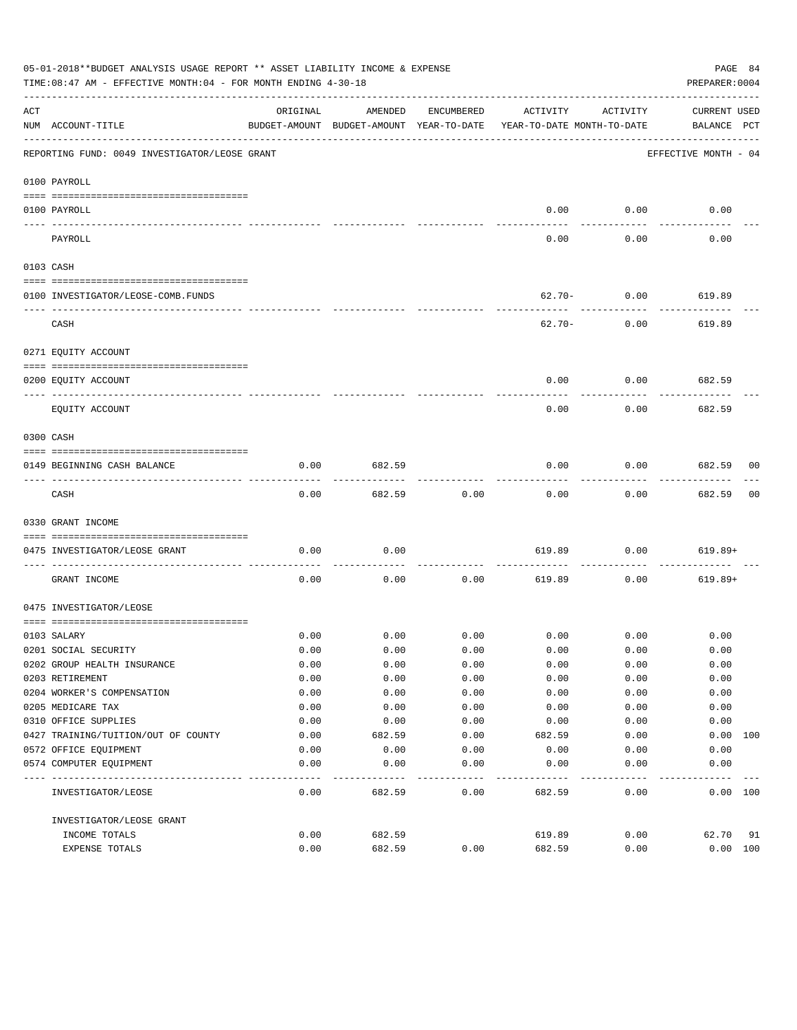05-01-2018**BUDGET ANALYSIS USAGE REPORT ** ASSET LIABILITY INCOME & EXPENSE

TIME:08:47 AM - EFFECTIVE MONTH:04 - FOR MONTH ENDING 4-30-18

PREPARER:0004

REPORTING FUND: 0049 INVESTIGATOR/LEOSE GRANT — EFFECTIVE MONTH - 04

| ACT NUM | ACCOUNT-TITLE | ORIGINAL BUDGET-AMOUNT | AMENDED BUDGET-AMOUNT | ENCUMBERED YEAR-TO-DATE | ACTIVITY YEAR-TO-DATE | ACTIVITY MONTH-TO-DATE | CURRENT BALANCE | USED PCT |
|---|---|---|---|---|---|---|---|---|
| 0100 | PAYROLL | | | | | | | |
| 0100 | PAYROLL | | | | 0.00 | 0.00 | 0.00 | |
| | PAYROLL | | | | 0.00 | 0.00 | 0.00 | |
| 0103 | CASH | | | | | | | |
| 0100 | INVESTIGATOR/LEOSE-COMB.FUNDS | | | | 62.70- | 0.00 | 619.89 | |
| | CASH | | | | 62.70- | 0.00 | 619.89 | |
| 0271 | EQUITY ACCOUNT | | | | | | | |
| 0200 | EQUITY ACCOUNT | | | | 0.00 | 0.00 | 682.59 | |
| | EQUITY ACCOUNT | | | | 0.00 | 0.00 | 682.59 | |
| 0300 | CASH | | | | | | | |
| 0149 | BEGINNING CASH BALANCE | 0.00 | 682.59 | | 0.00 | 0.00 | 682.59 | 00 |
| | CASH | 0.00 | 682.59 | 0.00 | 0.00 | 0.00 | 682.59 | 00 |
| 0330 | GRANT INCOME | | | | | | | |
| 0475 | INVESTIGATOR/LEOSE GRANT | 0.00 | 0.00 | | 619.89 | 0.00 | 619.89+ | |
| | GRANT INCOME | 0.00 | 0.00 | 0.00 | 619.89 | 0.00 | 619.89+ | |
| 0475 | INVESTIGATOR/LEOSE | | | | | | | |
| 0103 | SALARY | 0.00 | 0.00 | 0.00 | 0.00 | 0.00 | 0.00 | |
| 0201 | SOCIAL SECURITY | 0.00 | 0.00 | 0.00 | 0.00 | 0.00 | 0.00 | |
| 0202 | GROUP HEALTH INSURANCE | 0.00 | 0.00 | 0.00 | 0.00 | 0.00 | 0.00 | |
| 0203 | RETIREMENT | 0.00 | 0.00 | 0.00 | 0.00 | 0.00 | 0.00 | |
| 0204 | WORKER'S COMPENSATION | 0.00 | 0.00 | 0.00 | 0.00 | 0.00 | 0.00 | |
| 0205 | MEDICARE TAX | 0.00 | 0.00 | 0.00 | 0.00 | 0.00 | 0.00 | |
| 0310 | OFFICE SUPPLIES | 0.00 | 0.00 | 0.00 | 0.00 | 0.00 | 0.00 | |
| 0427 | TRAINING/TUITION/OUT OF COUNTY | 0.00 | 682.59 | 0.00 | 682.59 | 0.00 | 0.00 | 100 |
| 0572 | OFFICE EQUIPMENT | 0.00 | 0.00 | 0.00 | 0.00 | 0.00 | 0.00 | |
| 0574 | COMPUTER EQUIPMENT | 0.00 | 0.00 | 0.00 | 0.00 | 0.00 | 0.00 | |
| | INVESTIGATOR/LEOSE | 0.00 | 682.59 | 0.00 | 682.59 | 0.00 | 0.00 | 100 |
| | INVESTIGATOR/LEOSE GRANT | | | | | | | |
| | INCOME TOTALS | 0.00 | 682.59 | | 619.89 | 0.00 | 62.70 | 91 |
| | EXPENSE TOTALS | 0.00 | 682.59 | 0.00 | 682.59 | 0.00 | 0.00 | 100 |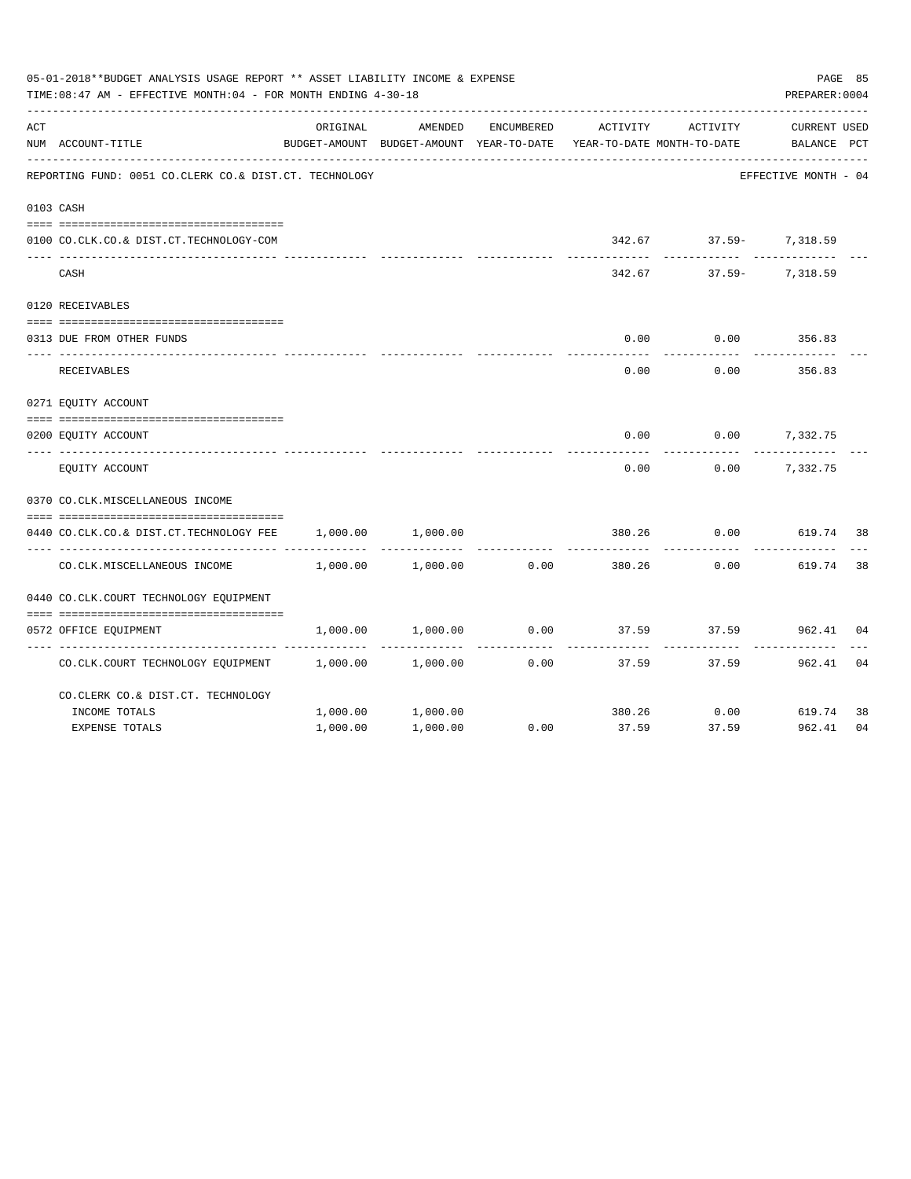05-01-2018**BUDGET ANALYSIS USAGE REPORT ** ASSET LIABILITY INCOME & EXPENSE

TIME:08:47 AM - EFFECTIVE MONTH:04 - FOR MONTH ENDING 4-30-18

PREPARER:0004

| ACT NUM | ACCOUNT-TITLE | ORIGINAL BUDGET-AMOUNT | AMENDED BUDGET-AMOUNT | ENCUMBERED YEAR-TO-DATE | ACTIVITY YEAR-TO-DATE | ACTIVITY MONTH-TO-DATE | CURRENT BALANCE | USED PCT |
|---|---|---|---|---|---|---|---|---|
| | REPORTING FUND: 0051 CO.CLERK CO.& DIST.CT. TECHNOLOGY | | | | | | EFFECTIVE MONTH - 04 | |
| 0103 | CASH | | | | | | | |
| 0100 | CO.CLK.CO.& DIST.CT.TECHNOLOGY-COM | | | | 342.67 | 37.59- | 7,318.59 | |
| | CASH | | | | 342.67 | 37.59- | 7,318.59 | |
| 0120 | RECEIVABLES | | | | | | | |
| 0313 | DUE FROM OTHER FUNDS | | | | 0.00 | 0.00 | 356.83 | |
| | RECEIVABLES | | | | 0.00 | 0.00 | 356.83 | |
| 0271 | EQUITY ACCOUNT | | | | | | | |
| 0200 | EQUITY ACCOUNT | | | | 0.00 | 0.00 | 7,332.75 | |
| | EQUITY ACCOUNT | | | | 0.00 | 0.00 | 7,332.75 | |
| 0370 | CO.CLK.MISCELLANEOUS INCOME | | | | | | | |
| 0440 | CO.CLK.CO.& DIST.CT.TECHNOLOGY FEE | 1,000.00 | 1,000.00 | | 380.26 | 0.00 | 619.74 | 38 |
| | CO.CLK.MISCELLANEOUS INCOME | 1,000.00 | 1,000.00 | 0.00 | 380.26 | 0.00 | 619.74 | 38 |
| 0440 | CO.CLK.COURT TECHNOLOGY EQUIPMENT | | | | | | | |
| 0572 | OFFICE EQUIPMENT | 1,000.00 | 1,000.00 | 0.00 | 37.59 | 37.59 | 962.41 | 04 |
| | CO.CLK.COURT TECHNOLOGY EQUIPMENT | 1,000.00 | 1,000.00 | 0.00 | 37.59 | 37.59 | 962.41 | 04 |
| | CO.CLERK CO.& DIST.CT. TECHNOLOGY | | | | | | | |
| | INCOME TOTALS | 1,000.00 | 1,000.00 | | 380.26 | 0.00 | 619.74 | 38 |
| | EXPENSE TOTALS | 1,000.00 | 1,000.00 | 0.00 | 37.59 | 37.59 | 962.41 | 04 |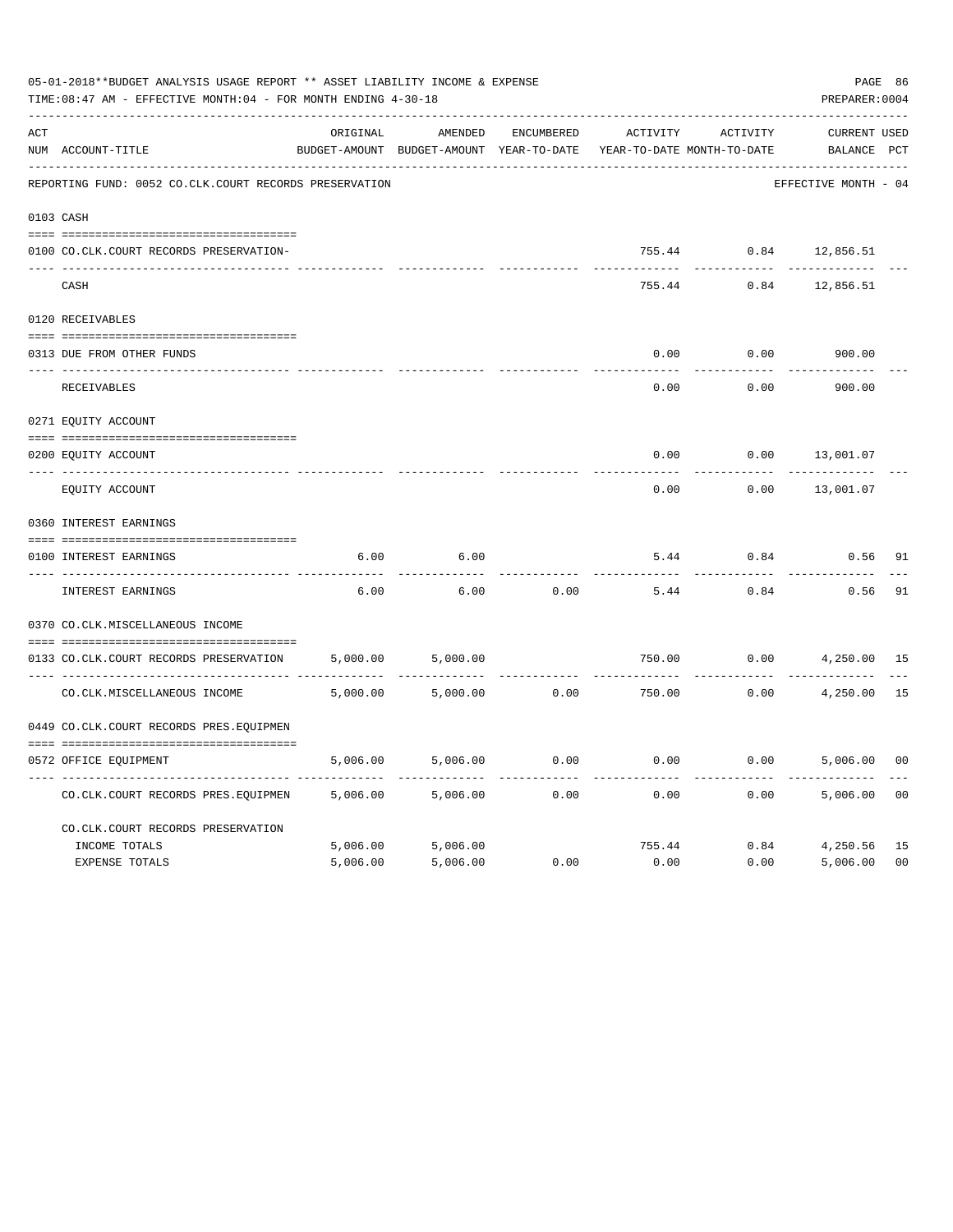05-01-2018**BUDGET ANALYSIS USAGE REPORT ** ASSET LIABILITY INCOME & EXPENSE

TIME:08:47 AM - EFFECTIVE MONTH:04 - FOR MONTH ENDING 4-30-18

PREPARER:0004

| ACT NUM | ACCOUNT-TITLE | ORIGINAL BUDGET-AMOUNT | AMENDED BUDGET-AMOUNT | ENCUMBERED YEAR-TO-DATE | ACTIVITY YEAR-TO-DATE | ACTIVITY MONTH-TO-DATE | CURRENT BALANCE | USED PCT |
|---|---|---|---|---|---|---|---|---|
| | REPORTING FUND: 0052 CO.CLK.COURT RECORDS PRESERVATION | | | | | | EFFECTIVE MONTH - 04 | |
| 0103 | CASH | | | | | | | |
| 0100 | CO.CLK.COURT RECORDS PRESERVATION- | | | | 755.44 | 0.84 | 12,856.51 | |
| | CASH | | | | 755.44 | 0.84 | 12,856.51 | |
| 0120 | RECEIVABLES | | | | | | | |
| 0313 | DUE FROM OTHER FUNDS | | | | 0.00 | 0.00 | 900.00 | |
| | RECEIVABLES | | | | 0.00 | 0.00 | 900.00 | |
| 0271 | EQUITY ACCOUNT | | | | | | | |
| 0200 | EQUITY ACCOUNT | | | | 0.00 | 0.00 | 13,001.07 | |
| | EQUITY ACCOUNT | | | | 0.00 | 0.00 | 13,001.07 | |
| 0360 | INTEREST EARNINGS | | | | | | | |
| 0100 | INTEREST EARNINGS | 6.00 | 6.00 | | 5.44 | 0.84 | 0.56 | 91 |
| | INTEREST EARNINGS | 6.00 | 6.00 | 0.00 | 5.44 | 0.84 | 0.56 | 91 |
| 0370 | CO.CLK.MISCELLANEOUS INCOME | | | | | | | |
| 0133 | CO.CLK.COURT RECORDS PRESERVATION | 5,000.00 | 5,000.00 | | 750.00 | 0.00 | 4,250.00 | 15 |
| | CO.CLK.MISCELLANEOUS INCOME | 5,000.00 | 5,000.00 | 0.00 | 750.00 | 0.00 | 4,250.00 | 15 |
| 0449 | CO.CLK.COURT RECORDS PRES.EQUIPMEN | | | | | | | |
| 0572 | OFFICE EQUIPMENT | 5,006.00 | 5,006.00 | 0.00 | 0.00 | 0.00 | 5,006.00 | 00 |
| | CO.CLK.COURT RECORDS PRES.EQUIPMEN | 5,006.00 | 5,006.00 | 0.00 | 0.00 | 0.00 | 5,006.00 | 00 |
| | CO.CLK.COURT RECORDS PRESERVATION | | | | | | | |
| | INCOME TOTALS | 5,006.00 | 5,006.00 | | 755.44 | 0.84 | 4,250.56 | 15 |
| | EXPENSE TOTALS | 5,006.00 | 5,006.00 | 0.00 | 0.00 | 0.00 | 5,006.00 | 00 |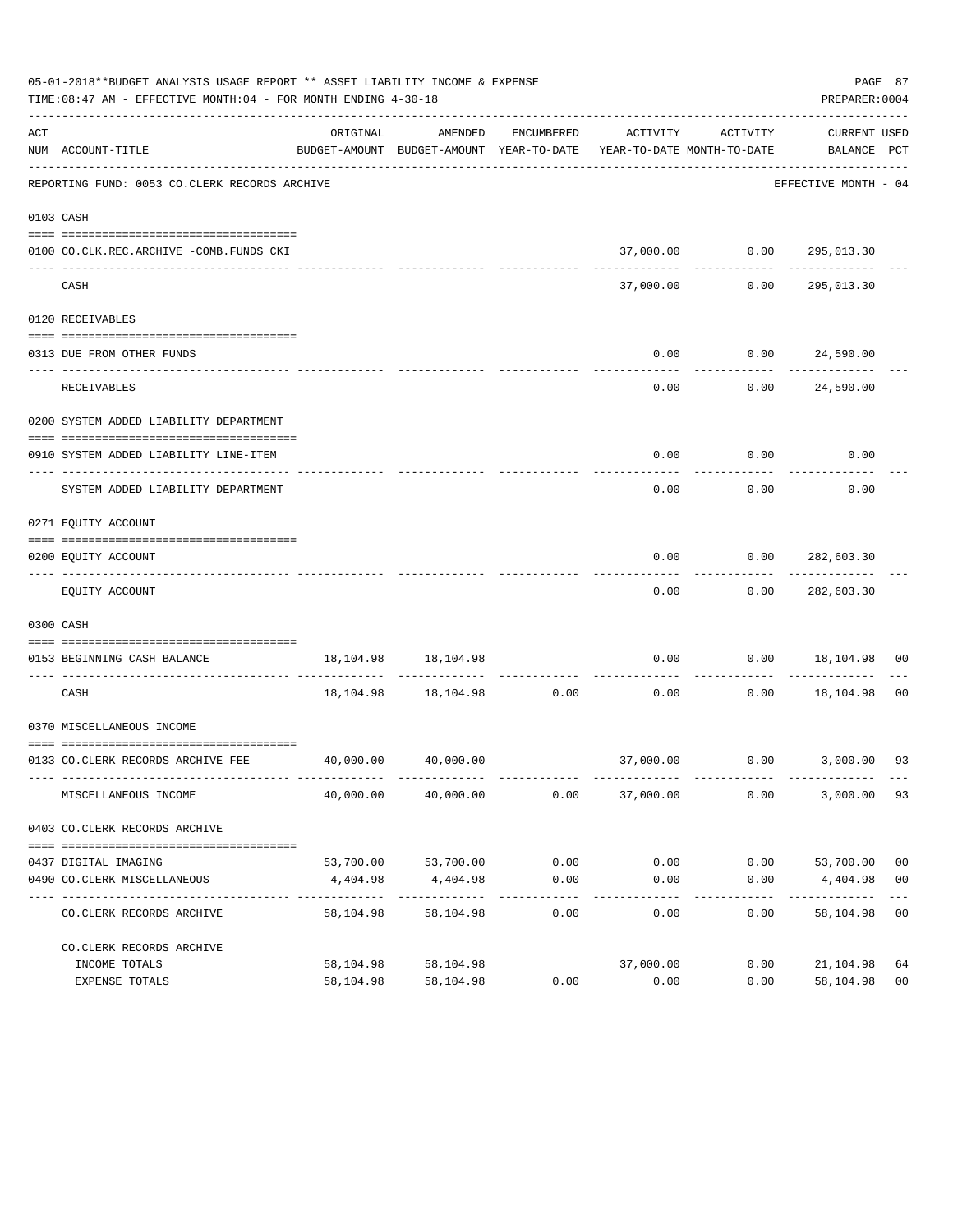05-01-2018**BUDGET ANALYSIS USAGE REPORT ** ASSET LIABILITY INCOME & EXPENSE

TIME:08:47 AM - EFFECTIVE MONTH:04 - FOR MONTH ENDING 4-30-18

PREPARER:0004

| ACT NUM | ACCOUNT-TITLE | ORIGINAL BUDGET-AMOUNT | AMENDED BUDGET-AMOUNT | ENCUMBERED YEAR-TO-DATE | ACTIVITY YEAR-TO-DATE | ACTIVITY MONTH-TO-DATE | CURRENT BALANCE | USED PCT |
|---|---|---|---|---|---|---|---|---|
| | REPORTING FUND: 0053 CO.CLERK RECORDS ARCHIVE | | | | | | EFFECTIVE MONTH - 04 | |
| | 0103 CASH | | | | | | | |
| 0100 | CO.CLK.REC.ARCHIVE -COMB.FUNDS CKI | | | | 37,000.00 | 0.00 | 295,013.30 | |
| | CASH | | | | 37,000.00 | 0.00 | 295,013.30 | |
| | 0120 RECEIVABLES | | | | | | | |
| 0313 | DUE FROM OTHER FUNDS | | | | 0.00 | 0.00 | 24,590.00 | |
| | RECEIVABLES | | | | 0.00 | 0.00 | 24,590.00 | |
| | 0200 SYSTEM ADDED LIABILITY DEPARTMENT | | | | | | | |
| 0910 | SYSTEM ADDED LIABILITY LINE-ITEM | | | | 0.00 | 0.00 | 0.00 | |
| | SYSTEM ADDED LIABILITY DEPARTMENT | | | | 0.00 | 0.00 | 0.00 | |
| | 0271 EQUITY ACCOUNT | | | | | | | |
| 0200 | EQUITY ACCOUNT | | | | 0.00 | 0.00 | 282,603.30 | |
| | EQUITY ACCOUNT | | | | 0.00 | 0.00 | 282,603.30 | |
| | 0300 CASH | | | | | | | |
| 0153 | BEGINNING CASH BALANCE | 18,104.98 | 18,104.98 | | 0.00 | 0.00 | 18,104.98 | 00 |
| | CASH | 18,104.98 | 18,104.98 | 0.00 | 0.00 | 0.00 | 18,104.98 | 00 |
| | 0370 MISCELLANEOUS INCOME | | | | | | | |
| 0133 | CO.CLERK RECORDS ARCHIVE FEE | 40,000.00 | 40,000.00 | | 37,000.00 | 0.00 | 3,000.00 | 93 |
| | MISCELLANEOUS INCOME | 40,000.00 | 40,000.00 | 0.00 | 37,000.00 | 0.00 | 3,000.00 | 93 |
| | 0403 CO.CLERK RECORDS ARCHIVE | | | | | | | |
| 0437 | DIGITAL IMAGING | 53,700.00 | 53,700.00 | 0.00 | 0.00 | 0.00 | 53,700.00 | 00 |
| 0490 | CO.CLERK MISCELLANEOUS | 4,404.98 | 4,404.98 | 0.00 | 0.00 | 0.00 | 4,404.98 | 00 |
| | CO.CLERK RECORDS ARCHIVE | 58,104.98 | 58,104.98 | 0.00 | 0.00 | 0.00 | 58,104.98 | 00 |
| | CO.CLERK RECORDS ARCHIVE | | | | | | | |
| | INCOME TOTALS | 58,104.98 | 58,104.98 | | 37,000.00 | 0.00 | 21,104.98 | 64 |
| | EXPENSE TOTALS | 58,104.98 | 58,104.98 | 0.00 | 0.00 | 0.00 | 58,104.98 | 00 |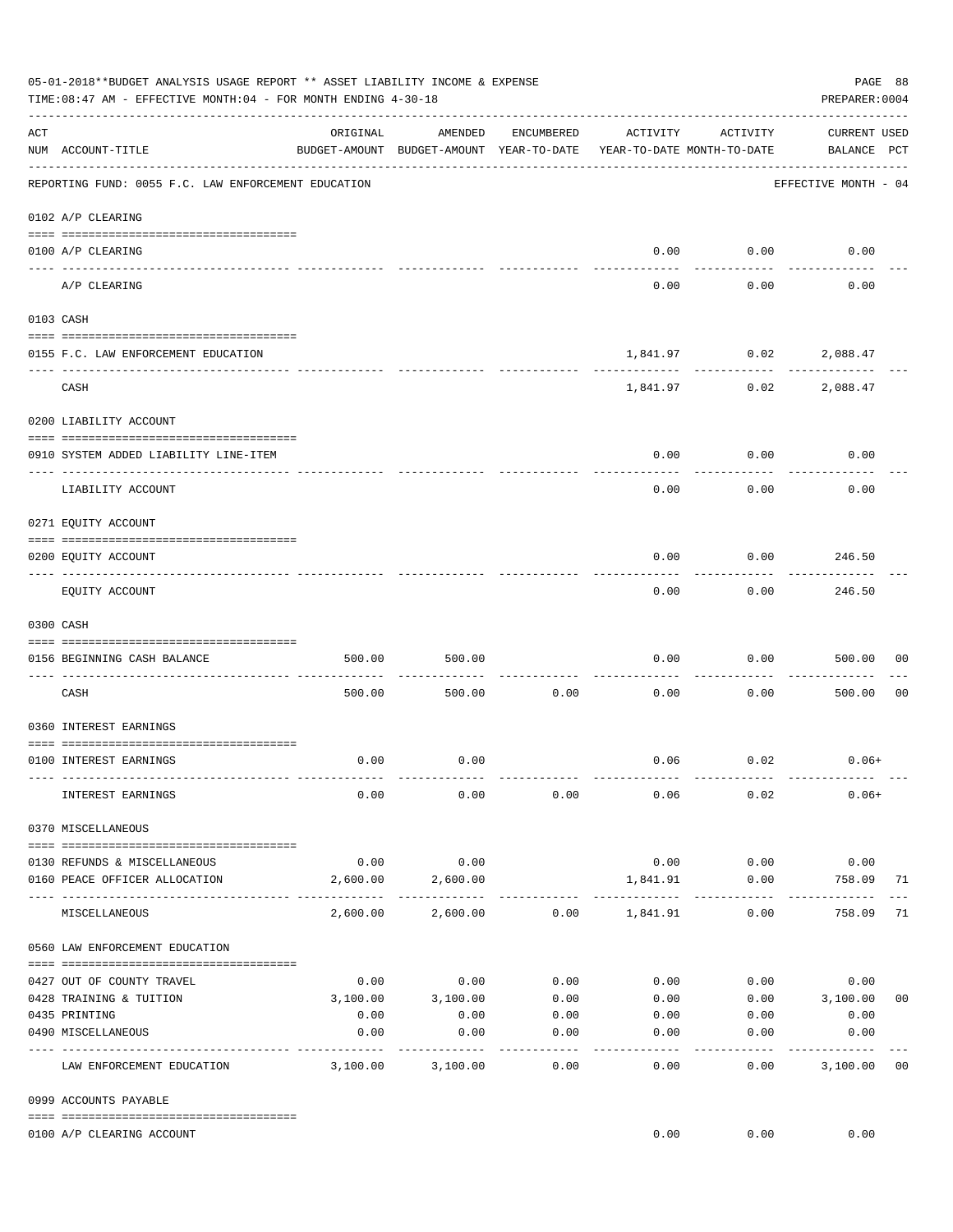05-01-2018**BUDGET ANALYSIS USAGE REPORT ** ASSET LIABILITY INCOME & EXPENSE

TIME:08:47 AM - EFFECTIVE MONTH:04 - FOR MONTH ENDING 4-30-18

PREPARER:0004

| ACT NUM | ACCOUNT-TITLE | ORIGINAL BUDGET-AMOUNT | AMENDED BUDGET-AMOUNT | ENCUMBERED YEAR-TO-DATE | ACTIVITY YEAR-TO-DATE | ACTIVITY MONTH-TO-DATE | CURRENT USED BALANCE | PCT |
|---|---|---|---|---|---|---|---|---|
| | REPORTING FUND: 0055 F.C. LAW ENFORCEMENT EDUCATION | | | | | | EFFECTIVE MONTH - 04 | |
| | 0102 A/P CLEARING | | | | | | | |
| 0100 | A/P CLEARING | | | | 0.00 | 0.00 | 0.00 | |
| | A/P CLEARING | | | | 0.00 | 0.00 | 0.00 | |
| | 0103 CASH | | | | | | | |
| 0155 | F.C. LAW ENFORCEMENT EDUCATION | | | | 1,841.97 | 0.02 | 2,088.47 | |
| | CASH | | | | 1,841.97 | 0.02 | 2,088.47 | |
| | 0200 LIABILITY ACCOUNT | | | | | | | |
| 0910 | SYSTEM ADDED LIABILITY LINE-ITEM | | | | 0.00 | 0.00 | 0.00 | |
| | LIABILITY ACCOUNT | | | | 0.00 | 0.00 | 0.00 | |
| | 0271 EQUITY ACCOUNT | | | | | | | |
| 0200 | EQUITY ACCOUNT | | | | 0.00 | 0.00 | 246.50 | |
| | EQUITY ACCOUNT | | | | 0.00 | 0.00 | 246.50 | |
| | 0300 CASH | | | | | | | |
| 0156 | BEGINNING CASH BALANCE | 500.00 | 500.00 | | 0.00 | 0.00 | 500.00 | 00 |
| | CASH | 500.00 | 500.00 | 0.00 | 0.00 | 0.00 | 500.00 | 00 |
| | 0360 INTEREST EARNINGS | | | | | | | |
| 0100 | INTEREST EARNINGS | 0.00 | 0.00 | | 0.06 | 0.02 | 0.06+ | |
| | INTEREST EARNINGS | 0.00 | 0.00 | 0.00 | 0.06 | 0.02 | 0.06+ | |
| | 0370 MISCELLANEOUS | | | | | | | |
| 0130 | REFUNDS & MISCELLANEOUS | 0.00 | 0.00 | | 0.00 | 0.00 | 0.00 | |
| 0160 | PEACE OFFICER ALLOCATION | 2,600.00 | 2,600.00 | | 1,841.91 | 0.00 | 758.09 | 71 |
| | MISCELLANEOUS | 2,600.00 | 2,600.00 | 0.00 | 1,841.91 | 0.00 | 758.09 | 71 |
| | 0560 LAW ENFORCEMENT EDUCATION | | | | | | | |
| 0427 | OUT OF COUNTY TRAVEL | 0.00 | 0.00 | 0.00 | 0.00 | 0.00 | 0.00 | |
| 0428 | TRAINING & TUITION | 3,100.00 | 3,100.00 | 0.00 | 0.00 | 0.00 | 3,100.00 | 00 |
| 0435 | PRINTING | 0.00 | 0.00 | 0.00 | 0.00 | 0.00 | 0.00 | |
| 0490 | MISCELLANEOUS | 0.00 | 0.00 | 0.00 | 0.00 | 0.00 | 0.00 | |
| | LAW ENFORCEMENT EDUCATION | 3,100.00 | 3,100.00 | 0.00 | 0.00 | 0.00 | 3,100.00 | 00 |
| | 0999 ACCOUNTS PAYABLE | | | | | | | |
| 0100 | A/P CLEARING ACCOUNT | | | | 0.00 | 0.00 | 0.00 | |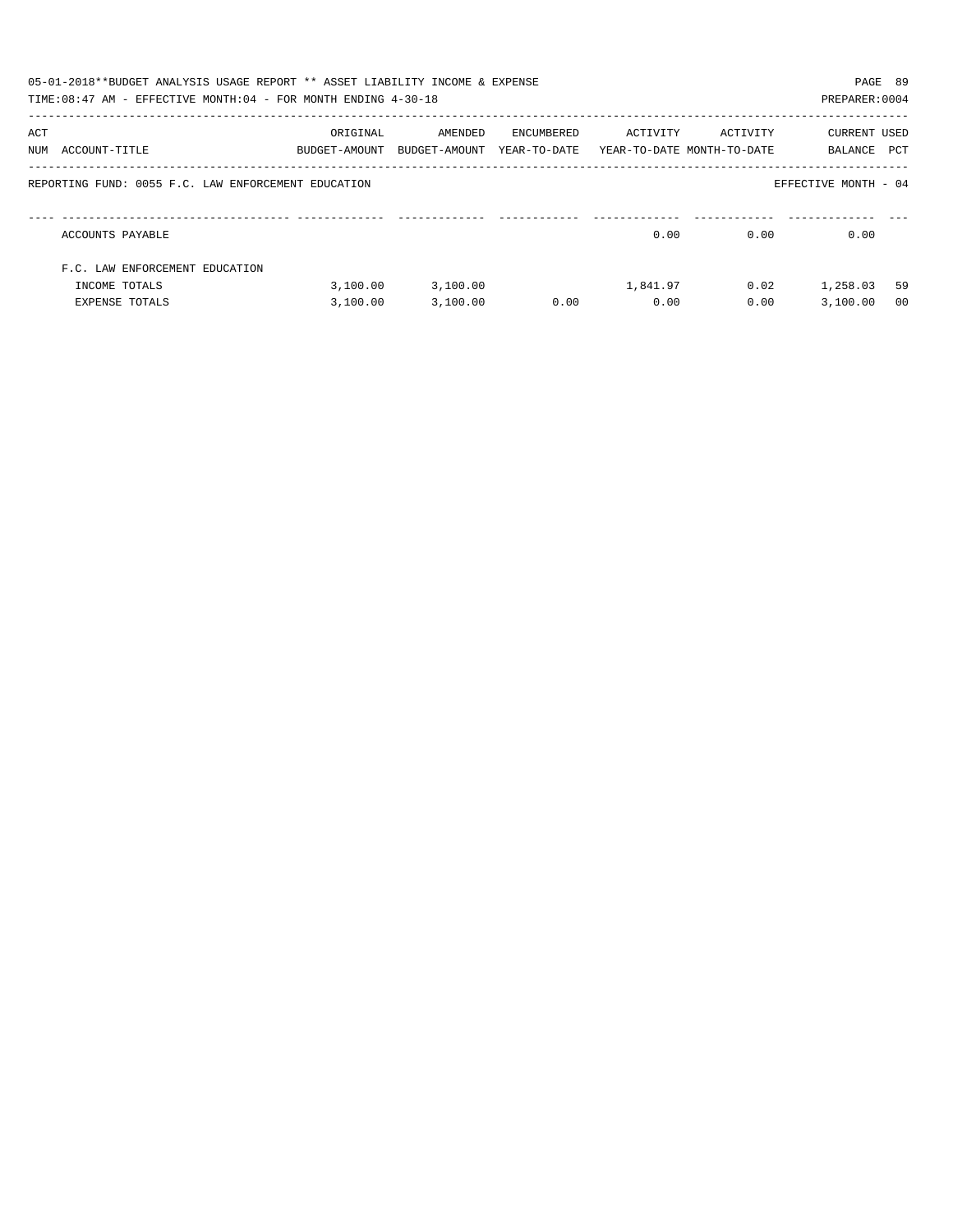05-01-2018**BUDGET ANALYSIS USAGE REPORT ** ASSET LIABILITY INCOME & EXPENSE

TIME:08:47 AM - EFFECTIVE MONTH:04 - FOR MONTH ENDING 4-30-18

PREPARER:0004

| ACT NUM | ACCOUNT-TITLE | ORIGINAL BUDGET-AMOUNT | AMENDED BUDGET-AMOUNT | ENCUMBERED YEAR-TO-DATE | ACTIVITY YEAR-TO-DATE | ACTIVITY MONTH-TO-DATE | CURRENT BALANCE | USED PCT |
|---|---|---|---|---|---|---|---|---|
| | REPORTING FUND: 0055 F.C. LAW ENFORCEMENT EDUCATION | | | | | | EFFECTIVE MONTH - 04 | |
| | ACCOUNTS PAYABLE | | | | 0.00 | 0.00 | 0.00 | |
| | F.C. LAW ENFORCEMENT EDUCATION | | | | | | | |
| | INCOME TOTALS | 3,100.00 | 3,100.00 | | 1,841.97 | 0.02 | 1,258.03 | 59 |
| | EXPENSE TOTALS | 3,100.00 | 3,100.00 | 0.00 | 0.00 | 0.00 | 3,100.00 | 00 |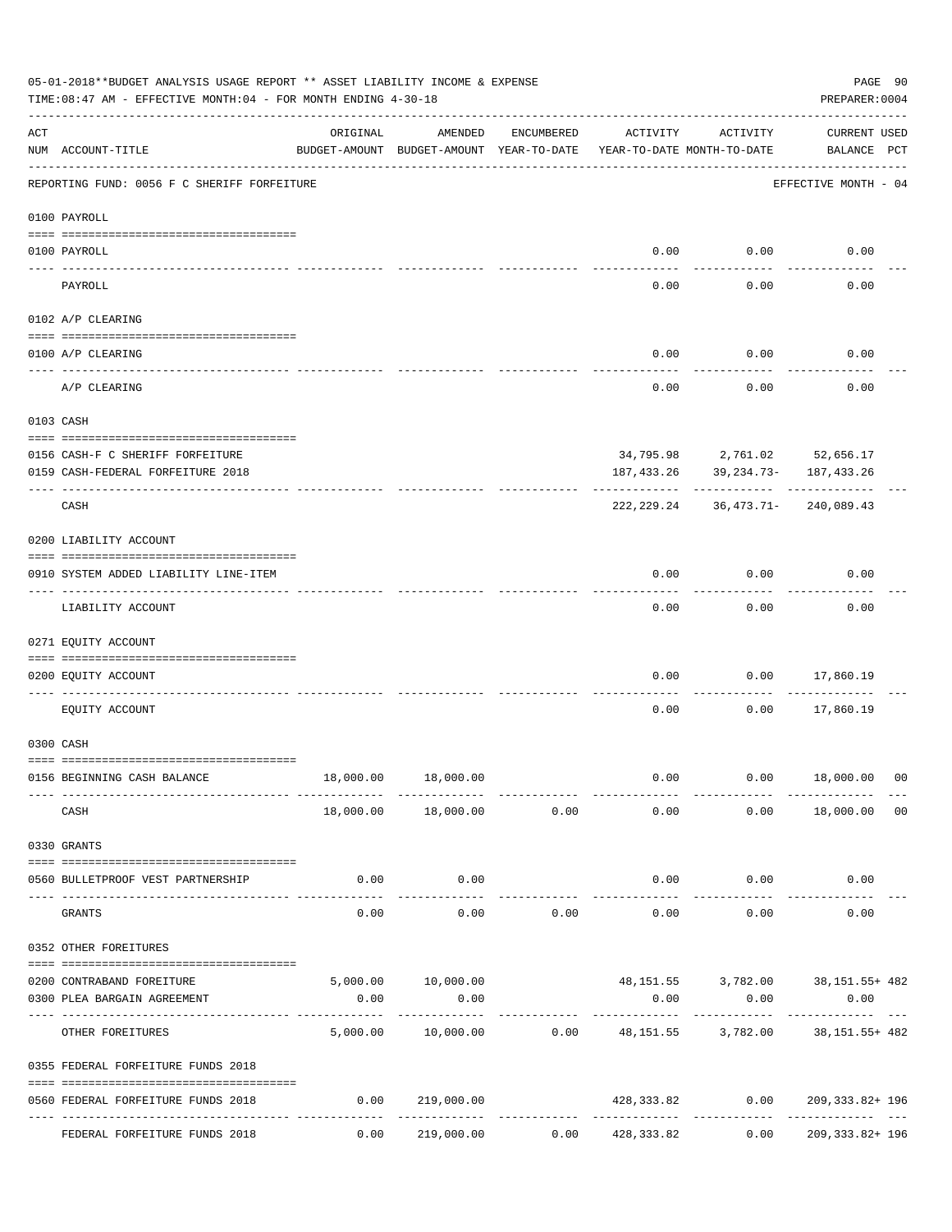05-01-2018**BUDGET ANALYSIS USAGE REPORT ** ASSET LIABILITY INCOME & EXPENSE

TIME:08:47 AM - EFFECTIVE MONTH:04 - FOR MONTH ENDING 4-30-18

PREPARER:0004

| ACT NUM | ACCOUNT-TITLE | ORIGINAL BUDGET-AMOUNT | AMENDED BUDGET-AMOUNT | ENCUMBERED YEAR-TO-DATE | ACTIVITY YEAR-TO-DATE | ACTIVITY MONTH-TO-DATE | CURRENT USED BALANCE | PCT |
|---|---|---|---|---|---|---|---|---|
| | REPORTING FUND: 0056 F C SHERIFF FORFEITURE | | | | | | EFFECTIVE MONTH - 04 | |
| | 0100 PAYROLL | | | | | | | |
| 0100 | PAYROLL | | | | 0.00 | 0.00 | 0.00 | |
| | PAYROLL | | | | 0.00 | 0.00 | 0.00 | |
| | 0102 A/P CLEARING | | | | | | | |
| 0100 | A/P CLEARING | | | | 0.00 | 0.00 | 0.00 | |
| | A/P CLEARING | | | | 0.00 | 0.00 | 0.00 | |
| | 0103 CASH | | | | | | | |
| 0156 | CASH-F C SHERIFF FORFEITURE | | | | 34,795.98 | 2,761.02 | 52,656.17 | |
| 0159 | CASH-FEDERAL FORFEITURE 2018 | | | | 187,433.26 | 39,234.73- | 187,433.26 | |
| | CASH | | | | 222,229.24 | 36,473.71- | 240,089.43 | |
| | 0200 LIABILITY ACCOUNT | | | | | | | |
| 0910 | SYSTEM ADDED LIABILITY LINE-ITEM | | | | 0.00 | 0.00 | 0.00 | |
| | LIABILITY ACCOUNT | | | | 0.00 | 0.00 | 0.00 | |
| | 0271 EQUITY ACCOUNT | | | | | | | |
| 0200 | EQUITY ACCOUNT | | | | 0.00 | 0.00 | 17,860.19 | |
| | EQUITY ACCOUNT | | | | 0.00 | 0.00 | 17,860.19 | |
| | 0300 CASH | | | | | | | |
| 0156 | BEGINNING CASH BALANCE | 18,000.00 | 18,000.00 | | 0.00 | 0.00 | 18,000.00 | 00 |
| | CASH | 18,000.00 | 18,000.00 | 0.00 | 0.00 | 0.00 | 18,000.00 | 00 |
| | 0330 GRANTS | | | | | | | |
| 0560 | BULLETPROOF VEST PARTNERSHIP | 0.00 | 0.00 | | 0.00 | 0.00 | 0.00 | |
| | GRANTS | 0.00 | 0.00 | 0.00 | 0.00 | 0.00 | 0.00 | |
| | 0352 OTHER FOREITURES | | | | | | | |
| 0200 | CONTRABAND FOREITURE | 5,000.00 | 10,000.00 | | 48,151.55 | 3,782.00 | 38,151.55+ | 482 |
| 0300 | PLEA BARGAIN AGREEMENT | 0.00 | 0.00 | | 0.00 | 0.00 | 0.00 | |
| | OTHER FOREITURES | 5,000.00 | 10,000.00 | 0.00 | 48,151.55 | 3,782.00 | 38,151.55+ | 482 |
| | 0355 FEDERAL FORFEITURE FUNDS 2018 | | | | | | | |
| 0560 | FEDERAL FORFEITURE FUNDS 2018 | 0.00 | 219,000.00 | | 428,333.82 | 0.00 | 209,333.82+ | 196 |
| | FEDERAL FORFEITURE FUNDS 2018 | 0.00 | 219,000.00 | 0.00 | 428,333.82 | 0.00 | 209,333.82+ | 196 |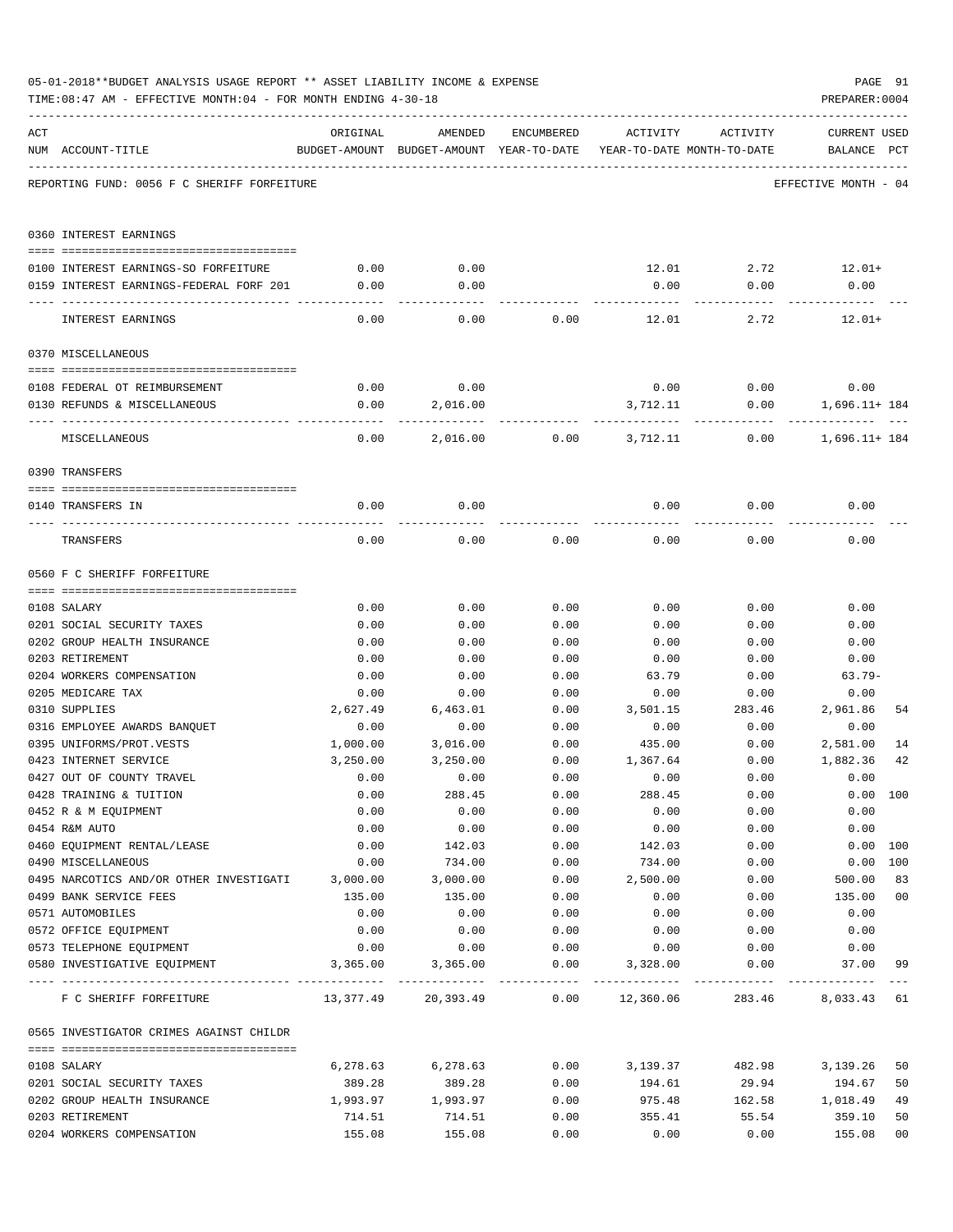05-01-2018**BUDGET ANALYSIS USAGE REPORT ** ASSET LIABILITY INCOME & EXPENSE

TIME:08:47 AM - EFFECTIVE MONTH:04 - FOR MONTH ENDING 4-30-18

PREPARER:0004

REPORTING FUND: 0056 F C SHERIFF FORFEITURE — EFFECTIVE MONTH - 04

| ACT NUM | ACCOUNT-TITLE | ORIGINAL BUDGET-AMOUNT | AMENDED BUDGET-AMOUNT | ENCUMBERED YEAR-TO-DATE | ACTIVITY YEAR-TO-DATE | ACTIVITY MONTH-TO-DATE | CURRENT BALANCE | USED PCT |
|---|---|---|---|---|---|---|---|---|
| **0360** | **INTEREST EARNINGS** | | | | | | | |
| 0100 | INTEREST EARNINGS-SO FORFEITURE | 0.00 | 0.00 | | 12.01 | 2.72 | 12.01+ | |
| 0159 | INTEREST EARNINGS-FEDERAL FORF 201 | 0.00 | 0.00 | | 0.00 | 0.00 | 0.00 | |
| | INTEREST EARNINGS | 0.00 | 0.00 | 0.00 | 12.01 | 2.72 | 12.01+ | |
| **0370** | **MISCELLANEOUS** | | | | | | | |
| 0108 | FEDERAL OT REIMBURSEMENT | 0.00 | 0.00 | | 0.00 | 0.00 | 0.00 | |
| 0130 | REFUNDS & MISCELLANEOUS | 0.00 | 2,016.00 | | 3,712.11 | 0.00 | 1,696.11+ | 184 |
| | MISCELLANEOUS | 0.00 | 2,016.00 | 0.00 | 3,712.11 | 0.00 | 1,696.11+ | 184 |
| **0390** | **TRANSFERS** | | | | | | | |
| 0140 | TRANSFERS IN | 0.00 | 0.00 | | 0.00 | 0.00 | 0.00 | |
| | TRANSFERS | 0.00 | 0.00 | 0.00 | 0.00 | 0.00 | 0.00 | |
| **0560** | **F C SHERIFF FORFEITURE** | | | | | | | |
| 0108 | SALARY | 0.00 | 0.00 | 0.00 | 0.00 | 0.00 | 0.00 | |
| 0201 | SOCIAL SECURITY TAXES | 0.00 | 0.00 | 0.00 | 0.00 | 0.00 | 0.00 | |
| 0202 | GROUP HEALTH INSURANCE | 0.00 | 0.00 | 0.00 | 0.00 | 0.00 | 0.00 | |
| 0203 | RETIREMENT | 0.00 | 0.00 | 0.00 | 0.00 | 0.00 | 0.00 | |
| 0204 | WORKERS COMPENSATION | 0.00 | 0.00 | 0.00 | 63.79 | 0.00 | 63.79- | |
| 0205 | MEDICARE TAX | 0.00 | 0.00 | 0.00 | 0.00 | 0.00 | 0.00 | |
| 0310 | SUPPLIES | 2,627.49 | 6,463.01 | 0.00 | 3,501.15 | 283.46 | 2,961.86 | 54 |
| 0316 | EMPLOYEE AWARDS BANQUET | 0.00 | 0.00 | 0.00 | 0.00 | 0.00 | 0.00 | |
| 0395 | UNIFORMS/PROT.VESTS | 1,000.00 | 3,016.00 | 0.00 | 435.00 | 0.00 | 2,581.00 | 14 |
| 0423 | INTERNET SERVICE | 3,250.00 | 3,250.00 | 0.00 | 1,367.64 | 0.00 | 1,882.36 | 42 |
| 0427 | OUT OF COUNTY TRAVEL | 0.00 | 0.00 | 0.00 | 0.00 | 0.00 | 0.00 | |
| 0428 | TRAINING & TUITION | 0.00 | 288.45 | 0.00 | 288.45 | 0.00 | 0.00 | 100 |
| 0452 | R & M EQUIPMENT | 0.00 | 0.00 | 0.00 | 0.00 | 0.00 | 0.00 | |
| 0454 | R&M AUTO | 0.00 | 0.00 | 0.00 | 0.00 | 0.00 | 0.00 | |
| 0460 | EQUIPMENT RENTAL/LEASE | 0.00 | 142.03 | 0.00 | 142.03 | 0.00 | 0.00 | 100 |
| 0490 | MISCELLANEOUS | 0.00 | 734.00 | 0.00 | 734.00 | 0.00 | 0.00 | 100 |
| 0495 | NARCOTICS AND/OR OTHER INVESTIGATI | 3,000.00 | 3,000.00 | 0.00 | 2,500.00 | 0.00 | 500.00 | 83 |
| 0499 | BANK SERVICE FEES | 135.00 | 135.00 | 0.00 | 0.00 | 0.00 | 135.00 | 00 |
| 0571 | AUTOMOBILES | 0.00 | 0.00 | 0.00 | 0.00 | 0.00 | 0.00 | |
| 0572 | OFFICE EQUIPMENT | 0.00 | 0.00 | 0.00 | 0.00 | 0.00 | 0.00 | |
| 0573 | TELEPHONE EQUIPMENT | 0.00 | 0.00 | 0.00 | 0.00 | 0.00 | 0.00 | |
| 0580 | INVESTIGATIVE EQUIPMENT | 3,365.00 | 3,365.00 | 0.00 | 3,328.00 | 0.00 | 37.00 | 99 |
| | F C SHERIFF FORFEITURE | 13,377.49 | 20,393.49 | 0.00 | 12,360.06 | 283.46 | 8,033.43 | 61 |
| **0565** | **INVESTIGATOR CRIMES AGAINST CHILDR** | | | | | | | |
| 0108 | SALARY | 6,278.63 | 6,278.63 | 0.00 | 3,139.37 | 482.98 | 3,139.26 | 50 |
| 0201 | SOCIAL SECURITY TAXES | 389.28 | 389.28 | 0.00 | 194.61 | 29.94 | 194.67 | 50 |
| 0202 | GROUP HEALTH INSURANCE | 1,993.97 | 1,993.97 | 0.00 | 975.48 | 162.58 | 1,018.49 | 49 |
| 0203 | RETIREMENT | 714.51 | 714.51 | 0.00 | 355.41 | 55.54 | 359.10 | 50 |
| 0204 | WORKERS COMPENSATION | 155.08 | 155.08 | 0.00 | 0.00 | 0.00 | 155.08 | 00 |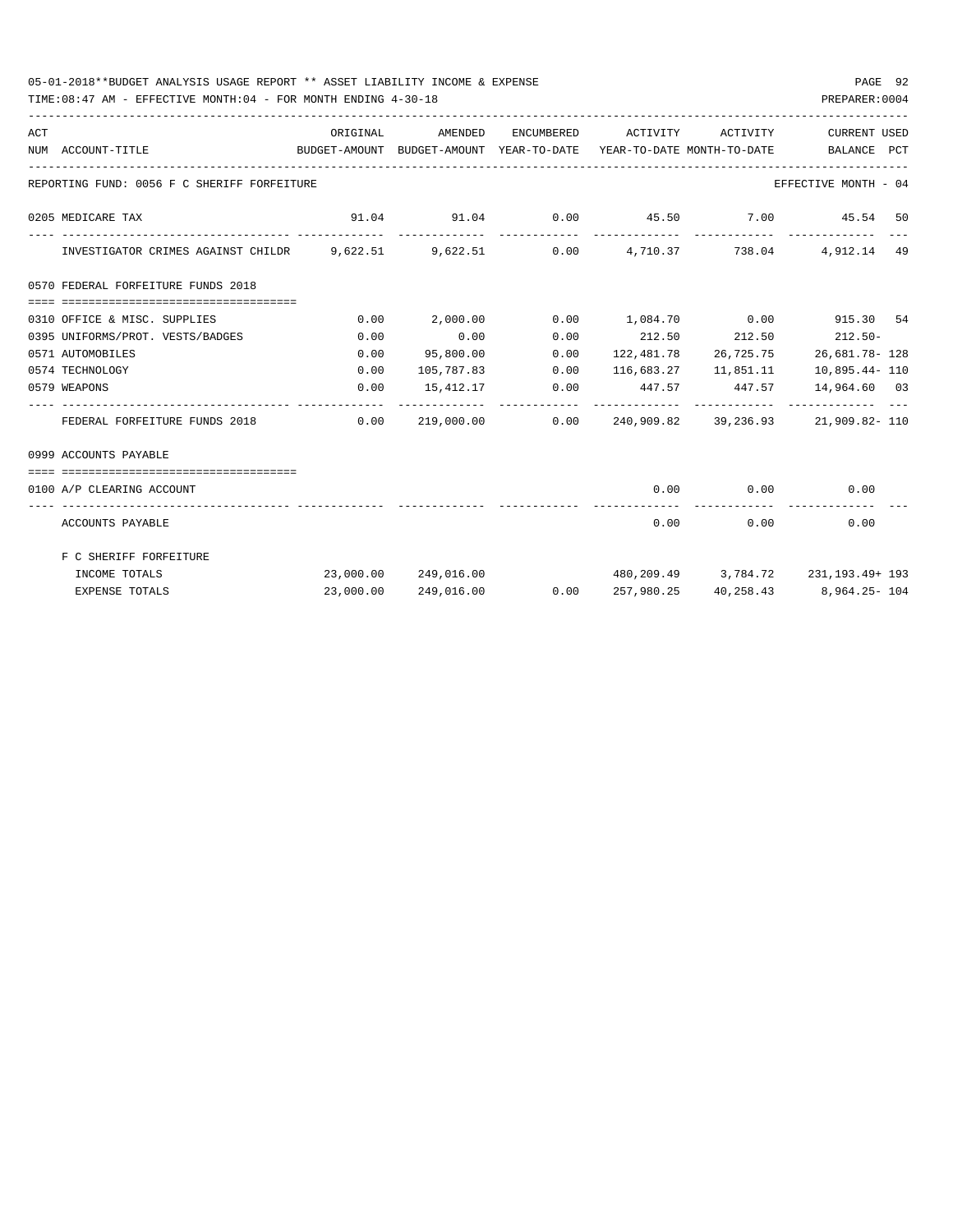05-01-2018**BUDGET ANALYSIS USAGE REPORT ** ASSET LIABILITY INCOME & EXPENSE

TIME:08:47 AM - EFFECTIVE MONTH:04 - FOR MONTH ENDING 4-30-18

PREPARER:0004

| ACT NUM | ACCOUNT-TITLE | ORIGINAL BUDGET-AMOUNT | AMENDED BUDGET-AMOUNT | ENCUMBERED YEAR-TO-DATE | ACTIVITY YEAR-TO-DATE | ACTIVITY MONTH-TO-DATE | CURRENT BALANCE | USED PCT |
|---|---|---|---|---|---|---|---|---|
| | REPORTING FUND: 0056 F C SHERIFF FORFEITURE | | | | | | EFFECTIVE MONTH - 04 | |
| 0205 | MEDICARE TAX | 91.04 | 91.04 | 0.00 | 45.50 | 7.00 | 45.54 | 50 |
| | INVESTIGATOR CRIMES AGAINST CHILDR | 9,622.51 | 9,622.51 | 0.00 | 4,710.37 | 738.04 | 4,912.14 | 49 |
| 0570 | FEDERAL FORFEITURE FUNDS 2018 | | | | | | | |
| 0310 | OFFICE & MISC. SUPPLIES | 0.00 | 2,000.00 | 0.00 | 1,084.70 | 0.00 | 915.30 | 54 |
| 0395 | UNIFORMS/PROT. VESTS/BADGES | 0.00 | 0.00 | 0.00 | 212.50 | 212.50 | 212.50- | |
| 0571 | AUTOMOBILES | 0.00 | 95,800.00 | 0.00 | 122,481.78 | 26,725.75 | 26,681.78- | 128 |
| 0574 | TECHNOLOGY | 0.00 | 105,787.83 | 0.00 | 116,683.27 | 11,851.11 | 10,895.44- | 110 |
| 0579 | WEAPONS | 0.00 | 15,412.17 | 0.00 | 447.57 | 447.57 | 14,964.60 | 03 |
| | FEDERAL FORFEITURE FUNDS 2018 | 0.00 | 219,000.00 | 0.00 | 240,909.82 | 39,236.93 | 21,909.82- | 110 |
| 0999 | ACCOUNTS PAYABLE | | | | | | | |
| 0100 | A/P CLEARING ACCOUNT | | | | 0.00 | 0.00 | 0.00 | |
| | ACCOUNTS PAYABLE | | | | 0.00 | 0.00 | 0.00 | |
| | F C SHERIFF FORFEITURE | | | | | | | |
| | INCOME TOTALS | 23,000.00 | 249,016.00 | | 480,209.49 | 3,784.72 | 231,193.49+ | 193 |
| | EXPENSE TOTALS | 23,000.00 | 249,016.00 | 0.00 | 257,980.25 | 40,258.43 | 8,964.25- | 104 |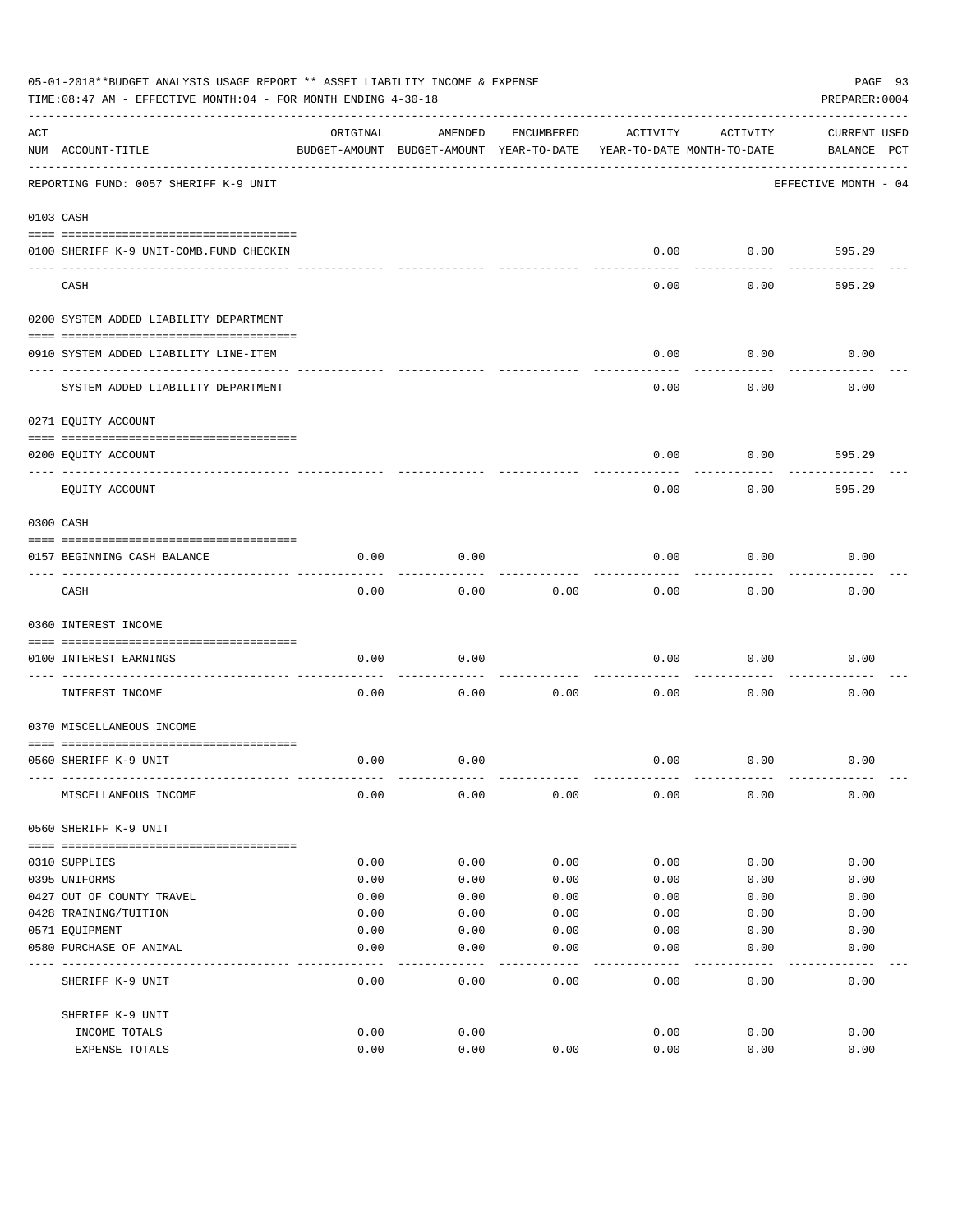05-01-2018**BUDGET ANALYSIS USAGE REPORT ** ASSET LIABILITY INCOME & EXPENSE

TIME:08:47 AM - EFFECTIVE MONTH:04 - FOR MONTH ENDING 4-30-18

PREPARER:0004

| ACT NUM | ACCOUNT-TITLE | ORIGINAL BUDGET-AMOUNT | AMENDED BUDGET-AMOUNT | ENCUMBERED YEAR-TO-DATE | ACTIVITY YEAR-TO-DATE | ACTIVITY MONTH-TO-DATE | CURRENT BALANCE | USED PCT |
|---|---|---|---|---|---|---|---|---|
| | REPORTING FUND: 0057 SHERIFF K-9 UNIT | | | | | | EFFECTIVE MONTH - 04 | |
| 0103 | CASH | | | | | | | |
| 0100 | SHERIFF K-9 UNIT-COMB.FUND CHECKIN | | | | 0.00 | 0.00 | 595.29 | |
| | CASH | | | | 0.00 | 0.00 | 595.29 | |
| 0200 | SYSTEM ADDED LIABILITY DEPARTMENT | | | | | | | |
| 0910 | SYSTEM ADDED LIABILITY LINE-ITEM | | | | 0.00 | 0.00 | 0.00 | |
| | SYSTEM ADDED LIABILITY DEPARTMENT | | | | 0.00 | 0.00 | 0.00 | |
| 0271 | EQUITY ACCOUNT | | | | | | | |
| 0200 | EQUITY ACCOUNT | | | | 0.00 | 0.00 | 595.29 | |
| | EQUITY ACCOUNT | | | | 0.00 | 0.00 | 595.29 | |
| 0300 | CASH | | | | | | | |
| 0157 | BEGINNING CASH BALANCE | 0.00 | 0.00 | | 0.00 | 0.00 | 0.00 | |
| | CASH | 0.00 | 0.00 | 0.00 | 0.00 | 0.00 | 0.00 | |
| 0360 | INTEREST INCOME | | | | | | | |
| 0100 | INTEREST EARNINGS | 0.00 | 0.00 | | 0.00 | 0.00 | 0.00 | |
| | INTEREST INCOME | 0.00 | 0.00 | 0.00 | 0.00 | 0.00 | 0.00 | |
| 0370 | MISCELLANEOUS INCOME | | | | | | | |
| 0560 | SHERIFF K-9 UNIT | 0.00 | 0.00 | | 0.00 | 0.00 | 0.00 | |
| | MISCELLANEOUS INCOME | 0.00 | 0.00 | 0.00 | 0.00 | 0.00 | 0.00 | |
| 0560 | SHERIFF K-9 UNIT | | | | | | | |
| 0310 | SUPPLIES | 0.00 | 0.00 | 0.00 | 0.00 | 0.00 | 0.00 | |
| 0395 | UNIFORMS | 0.00 | 0.00 | 0.00 | 0.00 | 0.00 | 0.00 | |
| 0427 | OUT OF COUNTY TRAVEL | 0.00 | 0.00 | 0.00 | 0.00 | 0.00 | 0.00 | |
| 0428 | TRAINING/TUITION | 0.00 | 0.00 | 0.00 | 0.00 | 0.00 | 0.00 | |
| 0571 | EQUIPMENT | 0.00 | 0.00 | 0.00 | 0.00 | 0.00 | 0.00 | |
| 0580 | PURCHASE OF ANIMAL | 0.00 | 0.00 | 0.00 | 0.00 | 0.00 | 0.00 | |
| | SHERIFF K-9 UNIT | 0.00 | 0.00 | 0.00 | 0.00 | 0.00 | 0.00 | |
| | SHERIFF K-9 UNIT | | | | | | | |
| | INCOME TOTALS | 0.00 | 0.00 | | 0.00 | 0.00 | 0.00 | |
| | EXPENSE TOTALS | 0.00 | 0.00 | 0.00 | 0.00 | 0.00 | 0.00 | |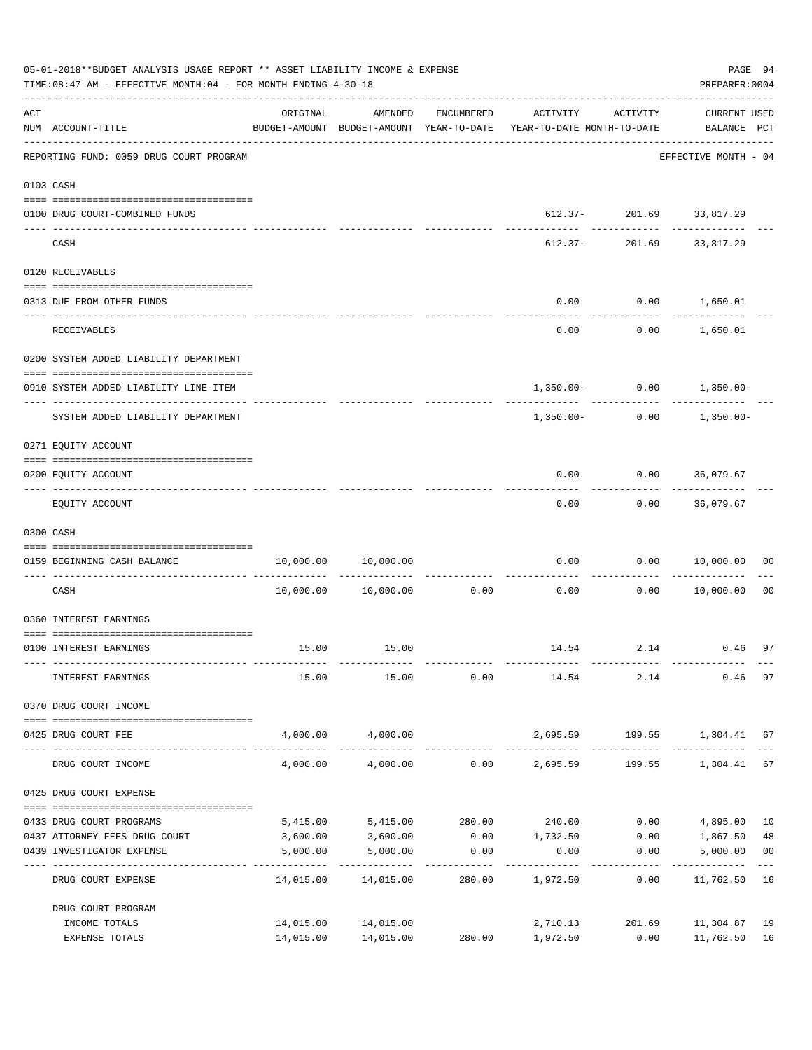05-01-2018**BUDGET ANALYSIS USAGE REPORT ** ASSET LIABILITY INCOME & EXPENSE

TIME:08:47 AM - EFFECTIVE MONTH:04 - FOR MONTH ENDING 4-30-18

PREPARER:0004

| ACT NUM | ACCOUNT-TITLE | ORIGINAL BUDGET-AMOUNT | AMENDED BUDGET-AMOUNT | ENCUMBERED YEAR-TO-DATE | ACTIVITY YEAR-TO-DATE | ACTIVITY MONTH-TO-DATE | CURRENT BALANCE | USED PCT |
|---|---|---|---|---|---|---|---|---|
| | REPORTING FUND: 0059 DRUG COURT PROGRAM | | | | | | EFFECTIVE MONTH - 04 | |
| 0103 | CASH | | | | | | | |
| 0100 | DRUG COURT-COMBINED FUNDS | | | | 612.37- | 201.69 | 33,817.29 | |
| | CASH | | | | 612.37- | 201.69 | 33,817.29 | |
| 0120 | RECEIVABLES | | | | | | | |
| 0313 | DUE FROM OTHER FUNDS | | | | 0.00 | 0.00 | 1,650.01 | |
| | RECEIVABLES | | | | 0.00 | 0.00 | 1,650.01 | |
| 0200 | SYSTEM ADDED LIABILITY DEPARTMENT | | | | | | | |
| 0910 | SYSTEM ADDED LIABILITY LINE-ITEM | | | | 1,350.00- | 0.00 | 1,350.00- | |
| | SYSTEM ADDED LIABILITY DEPARTMENT | | | | 1,350.00- | 0.00 | 1,350.00- | |
| 0271 | EQUITY ACCOUNT | | | | | | | |
| 0200 | EQUITY ACCOUNT | | | | 0.00 | 0.00 | 36,079.67 | |
| | EQUITY ACCOUNT | | | | 0.00 | 0.00 | 36,079.67 | |
| 0300 | CASH | | | | | | | |
| 0159 | BEGINNING CASH BALANCE | 10,000.00 | 10,000.00 | | 0.00 | 0.00 | 10,000.00 | 00 |
| | CASH | 10,000.00 | 10,000.00 | 0.00 | 0.00 | 0.00 | 10,000.00 | 00 |
| 0360 | INTEREST EARNINGS | | | | | | | |
| 0100 | INTEREST EARNINGS | 15.00 | 15.00 | | 14.54 | 2.14 | 0.46 | 97 |
| | INTEREST EARNINGS | 15.00 | 15.00 | 0.00 | 14.54 | 2.14 | 0.46 | 97 |
| 0370 | DRUG COURT INCOME | | | | | | | |
| 0425 | DRUG COURT FEE | 4,000.00 | 4,000.00 | | 2,695.59 | 199.55 | 1,304.41 | 67 |
| | DRUG COURT INCOME | 4,000.00 | 4,000.00 | 0.00 | 2,695.59 | 199.55 | 1,304.41 | 67 |
| 0425 | DRUG COURT EXPENSE | | | | | | | |
| 0433 | DRUG COURT PROGRAMS | 5,415.00 | 5,415.00 | 280.00 | 240.00 | 0.00 | 4,895.00 | 10 |
| 0437 | ATTORNEY FEES DRUG COURT | 3,600.00 | 3,600.00 | 0.00 | 1,732.50 | 0.00 | 1,867.50 | 48 |
| 0439 | INVESTIGATOR EXPENSE | 5,000.00 | 5,000.00 | 0.00 | 0.00 | 0.00 | 5,000.00 | 00 |
| | DRUG COURT EXPENSE | 14,015.00 | 14,015.00 | 280.00 | 1,972.50 | 0.00 | 11,762.50 | 16 |
| | DRUG COURT PROGRAM | | | | | | | |
| | INCOME TOTALS | 14,015.00 | 14,015.00 | | 2,710.13 | 201.69 | 11,304.87 | 19 |
| | EXPENSE TOTALS | 14,015.00 | 14,015.00 | 280.00 | 1,972.50 | 0.00 | 11,762.50 | 16 |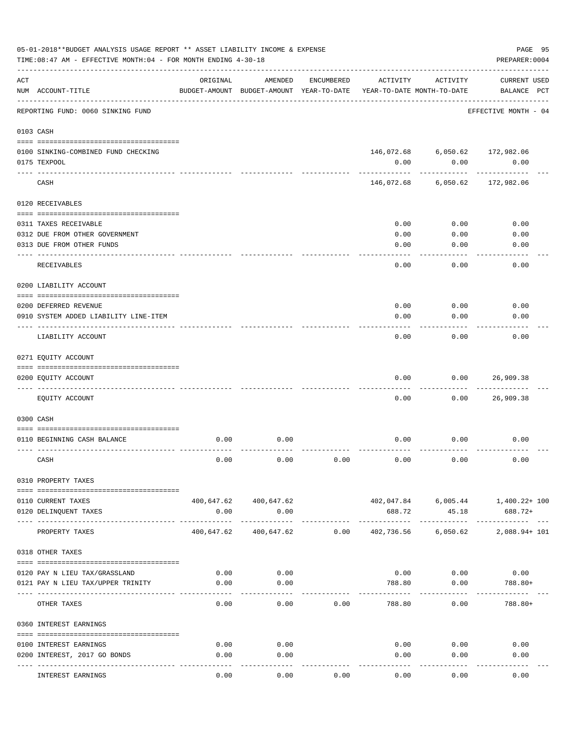05-01-2018**BUDGET ANALYSIS USAGE REPORT ** ASSET LIABILITY INCOME & EXPENSE

TIME:08:47 AM - EFFECTIVE MONTH:04 - FOR MONTH ENDING 4-30-18

PREPARER:0004

| ACT NUM | ACCOUNT-TITLE | ORIGINAL BUDGET-AMOUNT | AMENDED BUDGET-AMOUNT | ENCUMBERED YEAR-TO-DATE | ACTIVITY YEAR-TO-DATE | ACTIVITY MONTH-TO-DATE | CURRENT USED BALANCE | PCT |
|---|---|---|---|---|---|---|---|---|
| | REPORTING FUND: 0060 SINKING FUND | | | | | | EFFECTIVE MONTH - 04 | |
| 0103 | CASH | | | | | | | |
| 0100 | SINKING-COMBINED FUND CHECKING | | | | 146,072.68 | 6,050.62 | 172,982.06 | |
| 0175 | TEXPOOL | | | | 0.00 | 0.00 | 0.00 | |
| | CASH | | | | 146,072.68 | 6,050.62 | 172,982.06 | |
| 0120 | RECEIVABLES | | | | | | | |
| 0311 | TAXES RECEIVABLE | | | | 0.00 | 0.00 | 0.00 | |
| 0312 | DUE FROM OTHER GOVERNMENT | | | | 0.00 | 0.00 | 0.00 | |
| 0313 | DUE FROM OTHER FUNDS | | | | 0.00 | 0.00 | 0.00 | |
| | RECEIVABLES | | | | 0.00 | 0.00 | 0.00 | |
| 0200 | LIABILITY ACCOUNT | | | | | | | |
| 0200 | DEFERRED REVENUE | | | | 0.00 | 0.00 | 0.00 | |
| 0910 | SYSTEM ADDED LIABILITY LINE-ITEM | | | | 0.00 | 0.00 | 0.00 | |
| | LIABILITY ACCOUNT | | | | 0.00 | 0.00 | 0.00 | |
| 0271 | EQUITY ACCOUNT | | | | | | | |
| 0200 | EQUITY ACCOUNT | | | | 0.00 | 0.00 | 26,909.38 | |
| | EQUITY ACCOUNT | | | | 0.00 | 0.00 | 26,909.38 | |
| 0300 | CASH | | | | | | | |
| 0110 | BEGINNING CASH BALANCE | 0.00 | 0.00 | | 0.00 | 0.00 | 0.00 | |
| | CASH | 0.00 | 0.00 | 0.00 | 0.00 | 0.00 | 0.00 | |
| 0310 | PROPERTY TAXES | | | | | | | |
| 0110 | CURRENT TAXES | 400,647.62 | 400,647.62 | | 402,047.84 | 6,005.44 | 1,400.22+ | 100 |
| 0120 | DELINQUENT TAXES | 0.00 | 0.00 | | 688.72 | 45.18 | 688.72+ | |
| | PROPERTY TAXES | 400,647.62 | 400,647.62 | 0.00 | 402,736.56 | 6,050.62 | 2,088.94+ | 101 |
| 0318 | OTHER TAXES | | | | | | | |
| 0120 | PAY N LIEU TAX/GRASSLAND | 0.00 | 0.00 | | 0.00 | 0.00 | 0.00 | |
| 0121 | PAY N LIEU TAX/UPPER TRINITY | 0.00 | 0.00 | | 788.80 | 0.00 | 788.80+ | |
| | OTHER TAXES | 0.00 | 0.00 | 0.00 | 788.80 | 0.00 | 788.80+ | |
| 0360 | INTEREST EARNINGS | | | | | | | |
| 0100 | INTEREST EARNINGS | 0.00 | 0.00 | | 0.00 | 0.00 | 0.00 | |
| 0200 | INTEREST, 2017 GO BONDS | 0.00 | 0.00 | | 0.00 | 0.00 | 0.00 | |
| | INTEREST EARNINGS | 0.00 | 0.00 | 0.00 | 0.00 | 0.00 | 0.00 | |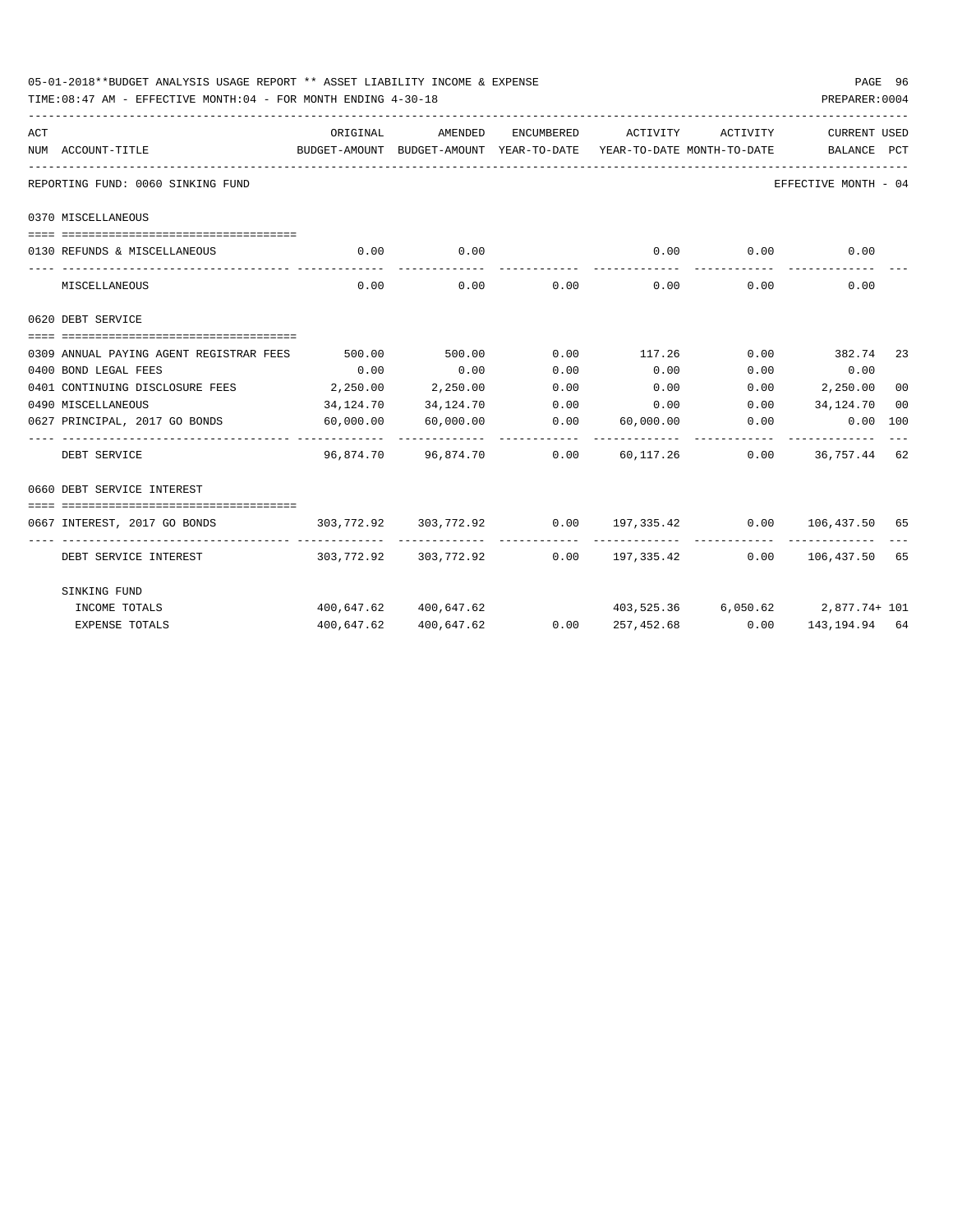05-01-2018**BUDGET ANALYSIS USAGE REPORT ** ASSET LIABILITY INCOME & EXPENSE

TIME:08:47 AM - EFFECTIVE MONTH:04 - FOR MONTH ENDING 4-30-18

PREPARER:0004

REPORTING FUND: 0060 SINKING FUND — EFFECTIVE MONTH - 04

| ACT NUM | ACCOUNT-TITLE | ORIGINAL BUDGET-AMOUNT | AMENDED BUDGET-AMOUNT | ENCUMBERED YEAR-TO-DATE | ACTIVITY YEAR-TO-DATE | ACTIVITY MONTH-TO-DATE | CURRENT BALANCE | USED PCT |
|---|---|---|---|---|---|---|---|---|
| | **0370 MISCELLANEOUS** | | | | | | | |
| 0130 | REFUNDS & MISCELLANEOUS | 0.00 | 0.00 | | 0.00 | 0.00 | 0.00 | |
| | MISCELLANEOUS | 0.00 | 0.00 | 0.00 | 0.00 | 0.00 | 0.00 | |
| | **0620 DEBT SERVICE** | | | | | | | |
| 0309 | ANNUAL PAYING AGENT REGISTRAR FEES | 500.00 | 500.00 | 0.00 | 117.26 | 0.00 | 382.74 | 23 |
| 0400 | BOND LEGAL FEES | 0.00 | 0.00 | 0.00 | 0.00 | 0.00 | 0.00 | |
| 0401 | CONTINUING DISCLOSURE FEES | 2,250.00 | 2,250.00 | 0.00 | 0.00 | 0.00 | 2,250.00 | 00 |
| 0490 | MISCELLANEOUS | 34,124.70 | 34,124.70 | 0.00 | 0.00 | 0.00 | 34,124.70 | 00 |
| 0627 | PRINCIPAL, 2017 GO BONDS | 60,000.00 | 60,000.00 | 0.00 | 60,000.00 | 0.00 | 0.00 | 100 |
| | DEBT SERVICE | 96,874.70 | 96,874.70 | 0.00 | 60,117.26 | 0.00 | 36,757.44 | 62 |
| | **0660 DEBT SERVICE INTEREST** | | | | | | | |
| 0667 | INTEREST, 2017 GO BONDS | 303,772.92 | 303,772.92 | 0.00 | 197,335.42 | 0.00 | 106,437.50 | 65 |
| | DEBT SERVICE INTEREST | 303,772.92 | 303,772.92 | 0.00 | 197,335.42 | 0.00 | 106,437.50 | 65 |
| | **SINKING FUND** | | | | | | | |
| | INCOME TOTALS | 400,647.62 | 400,647.62 | | 403,525.36 | 6,050.62 | 2,877.74+ | 101 |
| | EXPENSE TOTALS | 400,647.62 | 400,647.62 | 0.00 | 257,452.68 | 0.00 | 143,194.94 | 64 |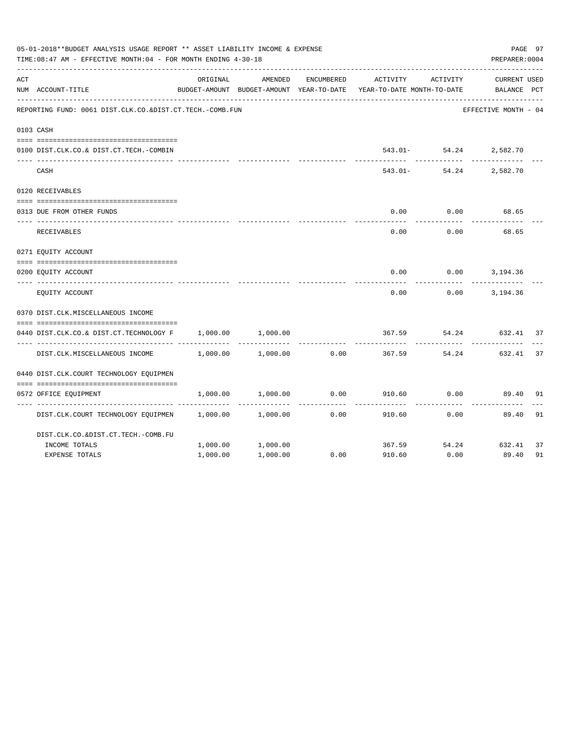05-01-2018**BUDGET ANALYSIS USAGE REPORT ** ASSET LIABILITY INCOME & EXPENSE

TIME:08:47 AM - EFFECTIVE MONTH:04 - FOR MONTH ENDING 4-30-18

PREPARER:0004

REPORTING FUND: 0061 DIST.CLK.CO.&DIST.CT.TECH.-COMB.FUN — EFFECTIVE MONTH - 04

| ACT NUM | ACCOUNT-TITLE | ORIGINAL BUDGET-AMOUNT | AMENDED BUDGET-AMOUNT | ENCUMBERED YEAR-TO-DATE | ACTIVITY YEAR-TO-DATE | ACTIVITY MONTH-TO-DATE | CURRENT BALANCE | USED PCT |
|---|---|---|---|---|---|---|---|---|
| 0103 | CASH | | | | | | | |
| 0100 | DIST.CLK.CO.& DIST.CT.TECH.-COMBIN | | | | 543.01- | 54.24 | 2,582.70 | |
| | CASH | | | | 543.01- | 54.24 | 2,582.70 | |
| 0120 | RECEIVABLES | | | | | | | |
| 0313 | DUE FROM OTHER FUNDS | | | | 0.00 | 0.00 | 68.65 | |
| | RECEIVABLES | | | | 0.00 | 0.00 | 68.65 | |
| 0271 | EQUITY ACCOUNT | | | | | | | |
| 0200 | EQUITY ACCOUNT | | | | 0.00 | 0.00 | 3,194.36 | |
| | EQUITY ACCOUNT | | | | 0.00 | 0.00 | 3,194.36 | |
| 0370 | DIST.CLK.MISCELLANEOUS INCOME | | | | | | | |
| 0440 | DIST.CLK.CO.& DIST.CT.TECHNOLOGY F | 1,000.00 | 1,000.00 | | 367.59 | 54.24 | 632.41 | 37 |
| | DIST.CLK.MISCELLANEOUS INCOME | 1,000.00 | 1,000.00 | 0.00 | 367.59 | 54.24 | 632.41 | 37 |
| 0440 | DIST.CLK.COURT TECHNOLOGY EQUIPMEN | | | | | | | |
| 0572 | OFFICE EQUIPMENT | 1,000.00 | 1,000.00 | 0.00 | 910.60 | 0.00 | 89.40 | 91 |
| | DIST.CLK.COURT TECHNOLOGY EQUIPMEN | 1,000.00 | 1,000.00 | 0.00 | 910.60 | 0.00 | 89.40 | 91 |
| | DIST.CLK.CO.&DIST.CT.TECH.-COMB.FU | | | | | | | |
| | INCOME TOTALS | 1,000.00 | 1,000.00 | | 367.59 | 54.24 | 632.41 | 37 |
| | EXPENSE TOTALS | 1,000.00 | 1,000.00 | 0.00 | 910.60 | 0.00 | 89.40 | 91 |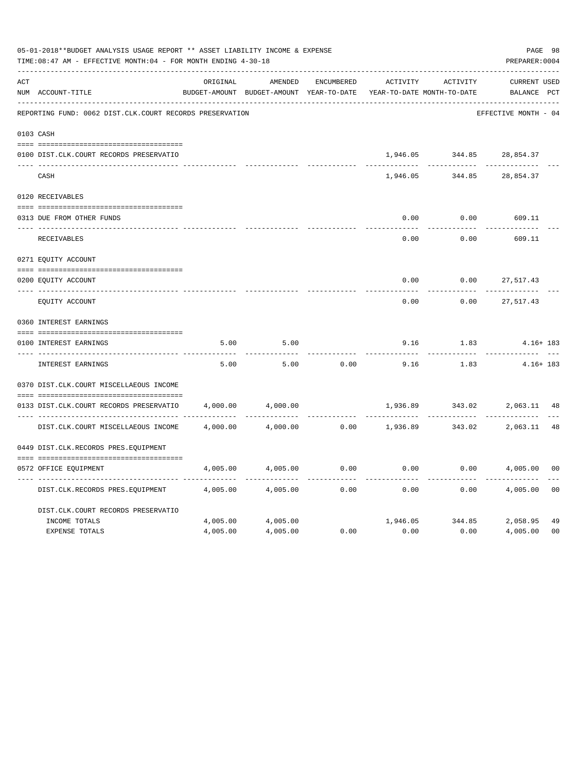05-01-2018**BUDGET ANALYSIS USAGE REPORT ** ASSET LIABILITY INCOME & EXPENSE

TIME:08:47 AM - EFFECTIVE MONTH:04 - FOR MONTH ENDING 4-30-18

PREPARER:0004

REPORTING FUND: 0062 DIST.CLK.COURT RECORDS PRESERVATION — EFFECTIVE MONTH - 04

| ACT NUM | ACCOUNT-TITLE | ORIGINAL BUDGET-AMOUNT | AMENDED BUDGET-AMOUNT | ENCUMBERED YEAR-TO-DATE | ACTIVITY YEAR-TO-DATE | ACTIVITY MONTH-TO-DATE | CURRENT BALANCE | USED PCT |
|---|---|---|---|---|---|---|---|---|
| 0103 | CASH | | | | | | | |
| 0100 | DIST.CLK.COURT RECORDS PRESERVATIO | | | | 1,946.05 | 344.85 | 28,854.37 | |
| | CASH | | | | 1,946.05 | 344.85 | 28,854.37 | |
| 0120 | RECEIVABLES | | | | | | | |
| 0313 | DUE FROM OTHER FUNDS | | | | 0.00 | 0.00 | 609.11 | |
| | RECEIVABLES | | | | 0.00 | 0.00 | 609.11 | |
| 0271 | EQUITY ACCOUNT | | | | | | | |
| 0200 | EQUITY ACCOUNT | | | | 0.00 | 0.00 | 27,517.43 | |
| | EQUITY ACCOUNT | | | | 0.00 | 0.00 | 27,517.43 | |
| 0360 | INTEREST EARNINGS | | | | | | | |
| 0100 | INTEREST EARNINGS | 5.00 | 5.00 | | 9.16 | 1.83 | 4.16+ | 183 |
| | INTEREST EARNINGS | 5.00 | 5.00 | 0.00 | 9.16 | 1.83 | 4.16+ | 183 |
| 0370 | DIST.CLK.COURT MISCELLAEOUS INCOME | | | | | | | |
| 0133 | DIST.CLK.COURT RECORDS PRESERVATIO | 4,000.00 | 4,000.00 | | 1,936.89 | 343.02 | 2,063.11 | 48 |
| | DIST.CLK.COURT MISCELLAEOUS INCOME | 4,000.00 | 4,000.00 | 0.00 | 1,936.89 | 343.02 | 2,063.11 | 48 |
| 0449 | DIST.CLK.RECORDS PRES.EQUIPMENT | | | | | | | |
| 0572 | OFFICE EQUIPMENT | 4,005.00 | 4,005.00 | 0.00 | 0.00 | 0.00 | 4,005.00 | 00 |
| | DIST.CLK.RECORDS PRES.EQUIPMENT | 4,005.00 | 4,005.00 | 0.00 | 0.00 | 0.00 | 4,005.00 | 00 |
| | DIST.CLK.COURT RECORDS PRESERVATIO | | | | | | | |
| | INCOME TOTALS | 4,005.00 | 4,005.00 | | 1,946.05 | 344.85 | 2,058.95 | 49 |
| | EXPENSE TOTALS | 4,005.00 | 4,005.00 | 0.00 | 0.00 | 0.00 | 4,005.00 | 00 |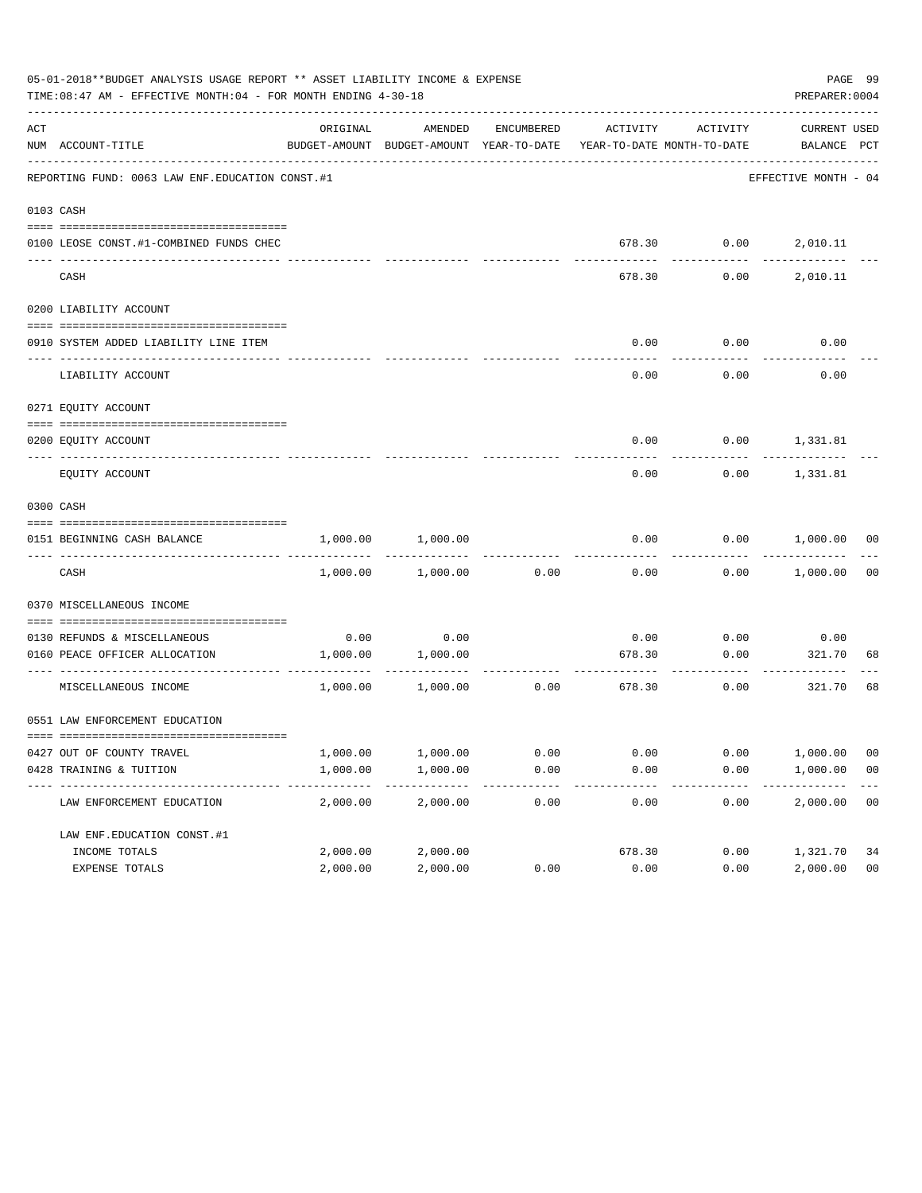05-01-2018**BUDGET ANALYSIS USAGE REPORT ** ASSET LIABILITY INCOME & EXPENSE

TIME:08:47 AM - EFFECTIVE MONTH:04 - FOR MONTH ENDING 4-30-18

PREPARER:0004

REPORTING FUND: 0063 LAW ENF.EDUCATION CONST.#1 — EFFECTIVE MONTH - 04

| ACT NUM | ACCOUNT-TITLE | ORIGINAL BUDGET-AMOUNT | AMENDED BUDGET-AMOUNT | ENCUMBERED YEAR-TO-DATE | ACTIVITY YEAR-TO-DATE | ACTIVITY MONTH-TO-DATE | CURRENT BALANCE | USED PCT |
|---|---|---|---|---|---|---|---|---|
| 0103 | CASH | | | | | | | |
| 0100 | LEOSE CONST.#1-COMBINED FUNDS CHEC | | | | 678.30 | 0.00 | 2,010.11 | |
| | CASH | | | | 678.30 | 0.00 | 2,010.11 | |
| 0200 | LIABILITY ACCOUNT | | | | | | | |
| 0910 | SYSTEM ADDED LIABILITY LINE ITEM | | | | 0.00 | 0.00 | 0.00 | |
| | LIABILITY ACCOUNT | | | | 0.00 | 0.00 | 0.00 | |
| 0271 | EQUITY ACCOUNT | | | | | | | |
| 0200 | EQUITY ACCOUNT | | | | 0.00 | 0.00 | 1,331.81 | |
| | EQUITY ACCOUNT | | | | 0.00 | 0.00 | 1,331.81 | |
| 0300 | CASH | | | | | | | |
| 0151 | BEGINNING CASH BALANCE | 1,000.00 | 1,000.00 | | 0.00 | 0.00 | 1,000.00 | 00 |
| | CASH | 1,000.00 | 1,000.00 | 0.00 | 0.00 | 0.00 | 1,000.00 | 00 |
| 0370 | MISCELLANEOUS INCOME | | | | | | | |
| 0130 | REFUNDS & MISCELLANEOUS | 0.00 | 0.00 | | 0.00 | 0.00 | 0.00 | |
| 0160 | PEACE OFFICER ALLOCATION | 1,000.00 | 1,000.00 | | 678.30 | 0.00 | 321.70 | 68 |
| | MISCELLANEOUS INCOME | 1,000.00 | 1,000.00 | 0.00 | 678.30 | 0.00 | 321.70 | 68 |
| 0551 | LAW ENFORCEMENT EDUCATION | | | | | | | |
| 0427 | OUT OF COUNTY TRAVEL | 1,000.00 | 1,000.00 | 0.00 | 0.00 | 0.00 | 1,000.00 | 00 |
| 0428 | TRAINING & TUITION | 1,000.00 | 1,000.00 | 0.00 | 0.00 | 0.00 | 1,000.00 | 00 |
| | LAW ENFORCEMENT EDUCATION | 2,000.00 | 2,000.00 | 0.00 | 0.00 | 0.00 | 2,000.00 | 00 |
| | LAW ENF.EDUCATION CONST.#1 | | | | | | | |
| | INCOME TOTALS | 2,000.00 | 2,000.00 | | 678.30 | 0.00 | 1,321.70 | 34 |
| | EXPENSE TOTALS | 2,000.00 | 2,000.00 | 0.00 | 0.00 | 0.00 | 2,000.00 | 00 |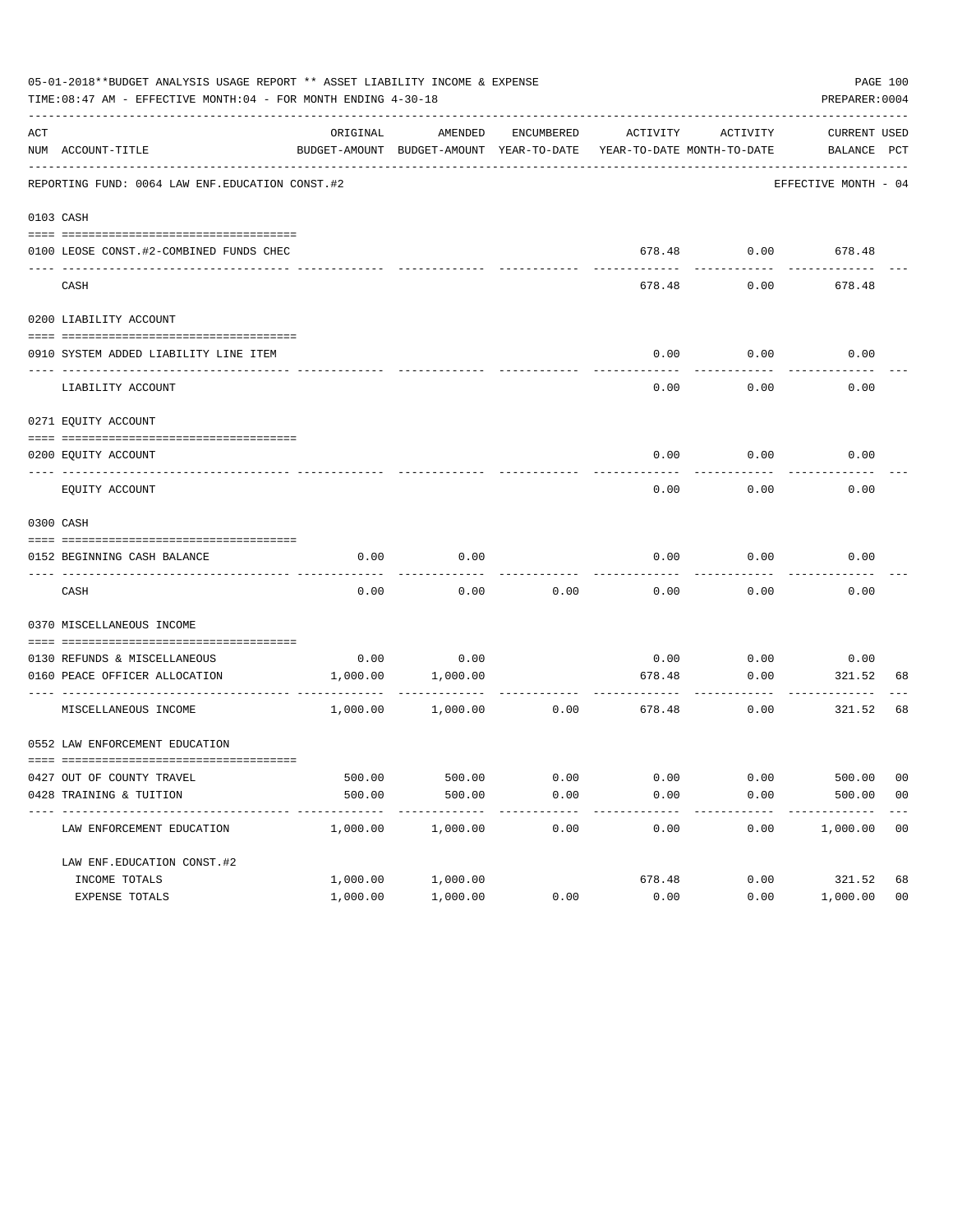05-01-2018**BUDGET ANALYSIS USAGE REPORT ** ASSET LIABILITY INCOME & EXPENSE

TIME:08:47 AM - EFFECTIVE MONTH:04 - FOR MONTH ENDING 4-30-18

PREPARER:0004

REPORTING FUND: 0064 LAW ENF.EDUCATION CONST.#2 — EFFECTIVE MONTH - 04

| ACT NUM | ACCOUNT-TITLE | ORIGINAL BUDGET-AMOUNT | AMENDED BUDGET-AMOUNT | ENCUMBERED YEAR-TO-DATE | ACTIVITY YEAR-TO-DATE | ACTIVITY MONTH-TO-DATE | CURRENT BALANCE | USED PCT |
|---|---|---|---|---|---|---|---|---|
| 0103 | CASH | | | | | | | |
| 0100 | LEOSE CONST.#2-COMBINED FUNDS CHEC | | | | 678.48 | 0.00 | 678.48 | |
| | CASH | | | | 678.48 | 0.00 | 678.48 | |
| 0200 | LIABILITY ACCOUNT | | | | | | | |
| 0910 | SYSTEM ADDED LIABILITY LINE ITEM | | | | 0.00 | 0.00 | 0.00 | |
| | LIABILITY ACCOUNT | | | | 0.00 | 0.00 | 0.00 | |
| 0271 | EQUITY ACCOUNT | | | | | | | |
| 0200 | EQUITY ACCOUNT | | | | 0.00 | 0.00 | 0.00 | |
| | EQUITY ACCOUNT | | | | 0.00 | 0.00 | 0.00 | |
| 0300 | CASH | | | | | | | |
| 0152 | BEGINNING CASH BALANCE | 0.00 | 0.00 | | 0.00 | 0.00 | 0.00 | |
| | CASH | 0.00 | 0.00 | 0.00 | 0.00 | 0.00 | 0.00 | |
| 0370 | MISCELLANEOUS INCOME | | | | | | | |
| 0130 | REFUNDS & MISCELLANEOUS | 0.00 | 0.00 | | 0.00 | 0.00 | 0.00 | |
| 0160 | PEACE OFFICER ALLOCATION | 1,000.00 | 1,000.00 | | 678.48 | 0.00 | 321.52 | 68 |
| | MISCELLANEOUS INCOME | 1,000.00 | 1,000.00 | 0.00 | 678.48 | 0.00 | 321.52 | 68 |
| 0552 | LAW ENFORCEMENT EDUCATION | | | | | | | |
| 0427 | OUT OF COUNTY TRAVEL | 500.00 | 500.00 | 0.00 | 0.00 | 0.00 | 500.00 | 00 |
| 0428 | TRAINING & TUITION | 500.00 | 500.00 | 0.00 | 0.00 | 0.00 | 500.00 | 00 |
| | LAW ENFORCEMENT EDUCATION | 1,000.00 | 1,000.00 | 0.00 | 0.00 | 0.00 | 1,000.00 | 00 |
| | LAW ENF.EDUCATION CONST.#2 | | | | | | | |
| | INCOME TOTALS | 1,000.00 | 1,000.00 | | 678.48 | 0.00 | 321.52 | 68 |
| | EXPENSE TOTALS | 1,000.00 | 1,000.00 | 0.00 | 0.00 | 0.00 | 1,000.00 | 00 |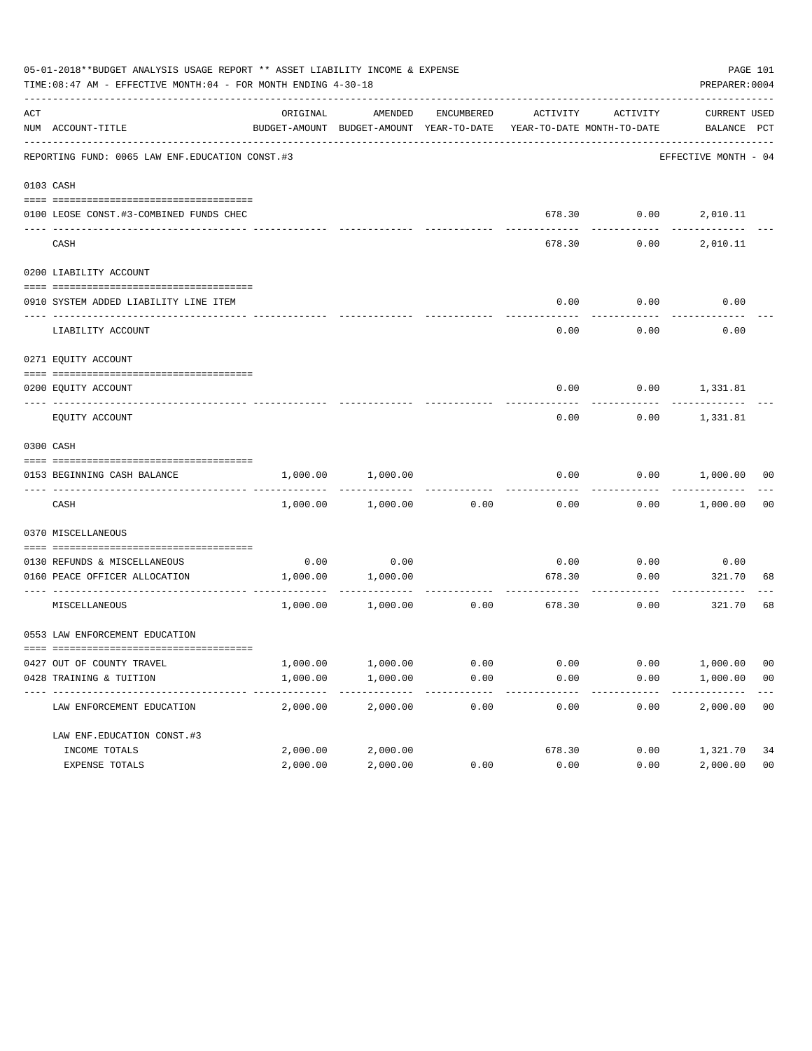05-01-2018**BUDGET ANALYSIS USAGE REPORT ** ASSET LIABILITY INCOME & EXPENSE

TIME:08:47 AM - EFFECTIVE MONTH:04 - FOR MONTH ENDING 4-30-18

PREPARER:0004

| ACT NUM | ACCOUNT-TITLE | ORIGINAL BUDGET-AMOUNT | AMENDED BUDGET-AMOUNT | ENCUMBERED YEAR-TO-DATE | ACTIVITY YEAR-TO-DATE | ACTIVITY MONTH-TO-DATE | CURRENT BALANCE | USED PCT |
|---|---|---|---|---|---|---|---|---|
| | REPORTING FUND: 0065 LAW ENF.EDUCATION CONST.#3 | | | | | | EFFECTIVE MONTH - 04 | |
| 0103 | CASH | | | | | | | |
| 0100 | LEOSE CONST.#3-COMBINED FUNDS CHEC | | | | 678.30 | 0.00 | 2,010.11 | |
| | CASH | | | | 678.30 | 0.00 | 2,010.11 | |
| 0200 | LIABILITY ACCOUNT | | | | | | | |
| 0910 | SYSTEM ADDED LIABILITY LINE ITEM | | | | 0.00 | 0.00 | 0.00 | |
| | LIABILITY ACCOUNT | | | | 0.00 | 0.00 | 0.00 | |
| 0271 | EQUITY ACCOUNT | | | | | | | |
| 0200 | EQUITY ACCOUNT | | | | 0.00 | 0.00 | 1,331.81 | |
| | EQUITY ACCOUNT | | | | 0.00 | 0.00 | 1,331.81 | |
| 0300 | CASH | | | | | | | |
| 0153 | BEGINNING CASH BALANCE | 1,000.00 | 1,000.00 | | 0.00 | 0.00 | 1,000.00 | 00 |
| | CASH | 1,000.00 | 1,000.00 | 0.00 | 0.00 | 0.00 | 1,000.00 | 00 |
| 0370 | MISCELLANEOUS | | | | | | | |
| 0130 | REFUNDS & MISCELLANEOUS | 0.00 | 0.00 | | 0.00 | 0.00 | 0.00 | |
| 0160 | PEACE OFFICER ALLOCATION | 1,000.00 | 1,000.00 | | 678.30 | 0.00 | 321.70 | 68 |
| | MISCELLANEOUS | 1,000.00 | 1,000.00 | 0.00 | 678.30 | 0.00 | 321.70 | 68 |
| 0553 | LAW ENFORCEMENT EDUCATION | | | | | | | |
| 0427 | OUT OF COUNTY TRAVEL | 1,000.00 | 1,000.00 | 0.00 | 0.00 | 0.00 | 1,000.00 | 00 |
| 0428 | TRAINING & TUITION | 1,000.00 | 1,000.00 | 0.00 | 0.00 | 0.00 | 1,000.00 | 00 |
| | LAW ENFORCEMENT EDUCATION | 2,000.00 | 2,000.00 | 0.00 | 0.00 | 0.00 | 2,000.00 | 00 |
| | LAW ENF.EDUCATION CONST.#3 | | | | | | | |
| | INCOME TOTALS | 2,000.00 | 2,000.00 | | 678.30 | 0.00 | 1,321.70 | 34 |
| | EXPENSE TOTALS | 2,000.00 | 2,000.00 | 0.00 | 0.00 | 0.00 | 2,000.00 | 00 |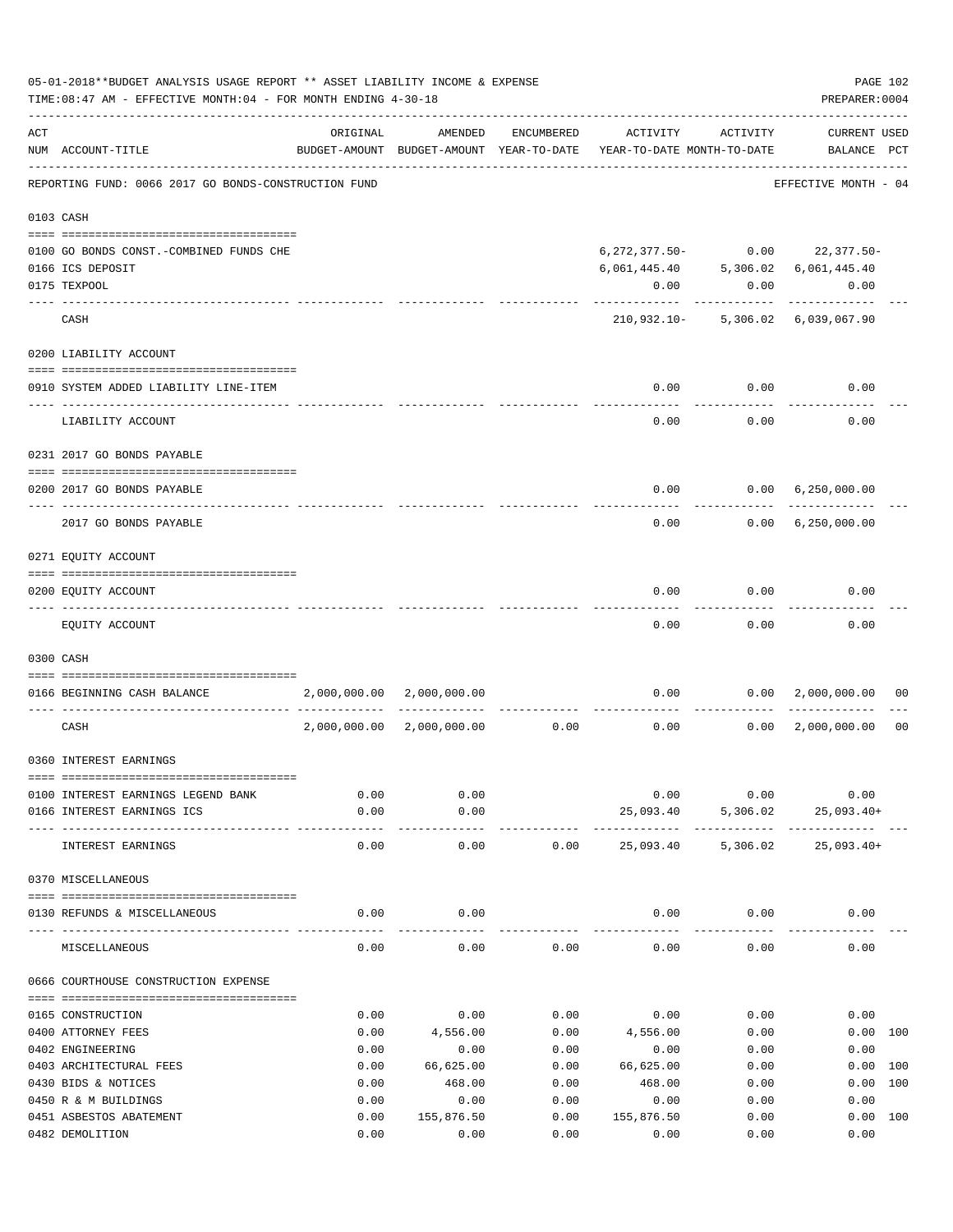05-01-2018**BUDGET ANALYSIS USAGE REPORT ** ASSET LIABILITY INCOME & EXPENSE

TIME:08:47 AM - EFFECTIVE MONTH:04 - FOR MONTH ENDING 4-30-18

PREPARER:0004

| ACT NUM | ACCOUNT-TITLE | ORIGINAL BUDGET-AMOUNT | AMENDED BUDGET-AMOUNT | ENCUMBERED YEAR-TO-DATE | ACTIVITY YEAR-TO-DATE | ACTIVITY MONTH-TO-DATE | CURRENT BALANCE | USED PCT |
|---|---|---|---|---|---|---|---|---|
| | REPORTING FUND: 0066 2017 GO BONDS-CONSTRUCTION FUND | | | | | | EFFECTIVE MONTH - 04 | |
| **0103 CASH** | | | | | | | | |
| 0100 | GO BONDS CONST.-COMBINED FUNDS CHE | | | | 6,272,377.50- | 0.00 | 22,377.50- | |
| 0166 | ICS DEPOSIT | | | | 6,061,445.40 | 5,306.02 | 6,061,445.40 | |
| 0175 | TEXPOOL | | | | 0.00 | 0.00 | 0.00 | |
| | CASH | | | | 210,932.10- | 5,306.02 | 6,039,067.90 | |
| **0200 LIABILITY ACCOUNT** | | | | | | | | |
| 0910 | SYSTEM ADDED LIABILITY LINE-ITEM | | | | 0.00 | 0.00 | 0.00 | |
| | LIABILITY ACCOUNT | | | | 0.00 | 0.00 | 0.00 | |
| **0231 2017 GO BONDS PAYABLE** | | | | | | | | |
| 0200 | 2017 GO BONDS PAYABLE | | | | 0.00 | 0.00 | 6,250,000.00 | |
| | 2017 GO BONDS PAYABLE | | | | 0.00 | 0.00 | 6,250,000.00 | |
| **0271 EQUITY ACCOUNT** | | | | | | | | |
| 0200 | EQUITY ACCOUNT | | | | 0.00 | 0.00 | 0.00 | |
| | EQUITY ACCOUNT | | | | 0.00 | 0.00 | 0.00 | |
| **0300 CASH** | | | | | | | | |
| 0166 | BEGINNING CASH BALANCE | 2,000,000.00 | 2,000,000.00 | | 0.00 | 0.00 | 2,000,000.00 | 00 |
| | CASH | 2,000,000.00 | 2,000,000.00 | 0.00 | 0.00 | 0.00 | 2,000,000.00 | 00 |
| **0360 INTEREST EARNINGS** | | | | | | | | |
| 0100 | INTEREST EARNINGS LEGEND BANK | 0.00 | 0.00 | | 0.00 | 0.00 | 0.00 | |
| 0166 | INTEREST EARNINGS ICS | 0.00 | 0.00 | | 25,093.40 | 5,306.02 | 25,093.40+ | |
| | INTEREST EARNINGS | 0.00 | 0.00 | 0.00 | 25,093.40 | 5,306.02 | 25,093.40+ | |
| **0370 MISCELLANEOUS** | | | | | | | | |
| 0130 | REFUNDS & MISCELLANEOUS | 0.00 | 0.00 | | 0.00 | 0.00 | 0.00 | |
| | MISCELLANEOUS | 0.00 | 0.00 | 0.00 | 0.00 | 0.00 | 0.00 | |
| **0666 COURTHOUSE CONSTRUCTION EXPENSE** | | | | | | | | |
| 0165 | CONSTRUCTION | 0.00 | 0.00 | 0.00 | 0.00 | 0.00 | 0.00 | |
| 0400 | ATTORNEY FEES | 0.00 | 4,556.00 | 0.00 | 4,556.00 | 0.00 | 0.00 | 100 |
| 0402 | ENGINEERING | 0.00 | 0.00 | 0.00 | 0.00 | 0.00 | 0.00 | |
| 0403 | ARCHITECTURAL FEES | 0.00 | 66,625.00 | 0.00 | 66,625.00 | 0.00 | 0.00 | 100 |
| 0430 | BIDS & NOTICES | 0.00 | 468.00 | 0.00 | 468.00 | 0.00 | 0.00 | 100 |
| 0450 | R & M BUILDINGS | 0.00 | 0.00 | 0.00 | 0.00 | 0.00 | 0.00 | |
| 0451 | ASBESTOS ABATEMENT | 0.00 | 155,876.50 | 0.00 | 155,876.50 | 0.00 | 0.00 | 100 |
| 0482 | DEMOLITION | 0.00 | 0.00 | 0.00 | 0.00 | 0.00 | 0.00 | |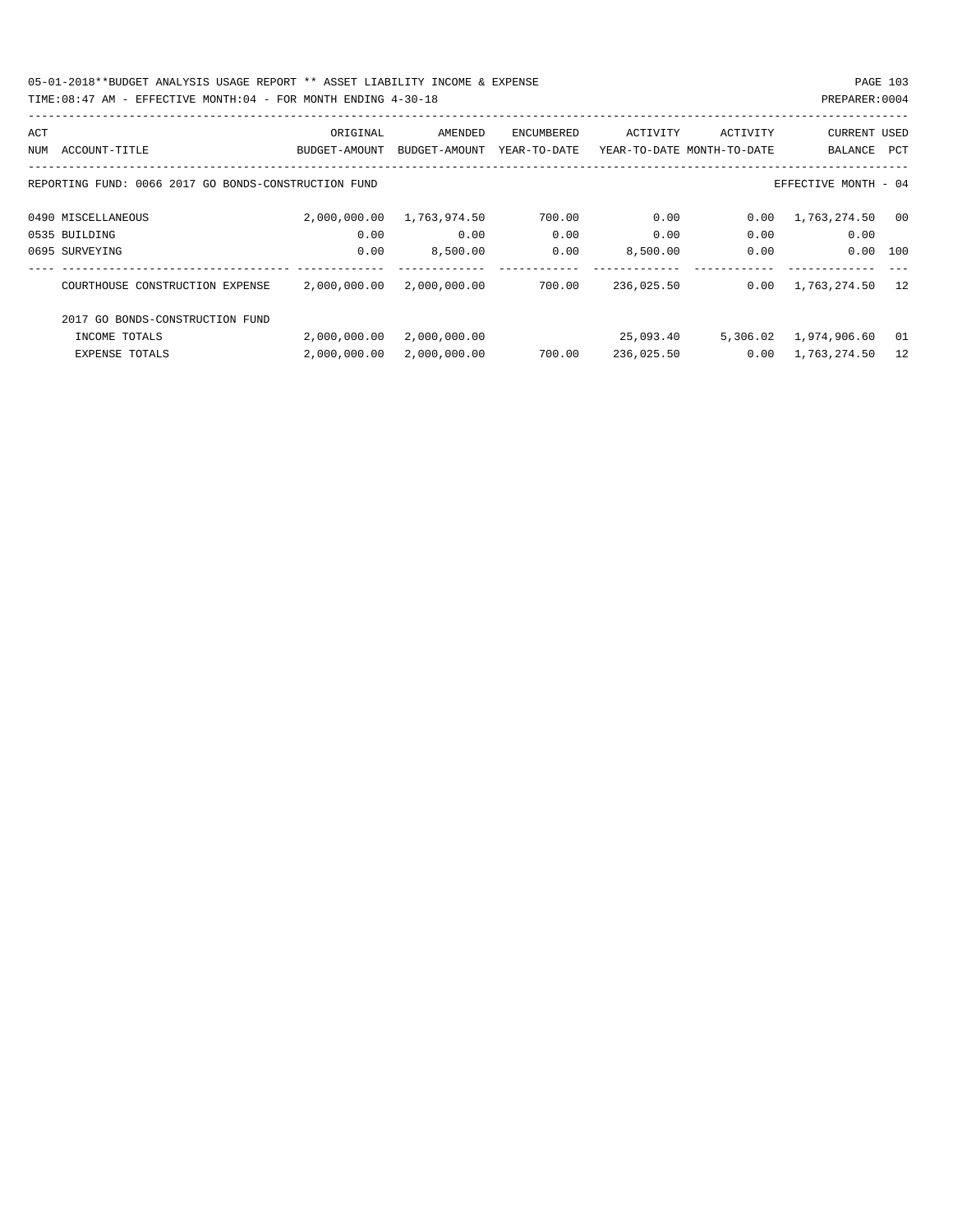05-01-2018**BUDGET ANALYSIS USAGE REPORT ** ASSET LIABILITY INCOME & EXPENSE

TIME:08:47 AM - EFFECTIVE MONTH:04 - FOR MONTH ENDING 4-30-18

PREPARER:0004

| ACT NUM | ACCOUNT-TITLE | ORIGINAL BUDGET-AMOUNT | AMENDED BUDGET-AMOUNT | ENCUMBERED YEAR-TO-DATE | ACTIVITY YEAR-TO-DATE | ACTIVITY MONTH-TO-DATE | CURRENT BALANCE | USED PCT |
|---|---|---|---|---|---|---|---|---|
| | REPORTING FUND: 0066 2017 GO BONDS-CONSTRUCTION FUND | | | | | | EFFECTIVE MONTH - 04 | |
| 0490 | MISCELLANEOUS | 2,000,000.00 | 1,763,974.50 | 700.00 | 0.00 | 0.00 | 1,763,274.50 | 00 |
| 0535 | BUILDING | 0.00 | 0.00 | 0.00 | 0.00 | 0.00 | 0.00 | |
| 0695 | SURVEYING | 0.00 | 8,500.00 | 0.00 | 8,500.00 | 0.00 | 0.00 | 100 |
| | COURTHOUSE CONSTRUCTION EXPENSE | 2,000,000.00 | 2,000,000.00 | 700.00 | 236,025.50 | 0.00 | 1,763,274.50 | 12 |
| | 2017 GO BONDS-CONSTRUCTION FUND | | | | | | | |
| | INCOME TOTALS | 2,000,000.00 | 2,000,000.00 | | 25,093.40 | 5,306.02 | 1,974,906.60 | 01 |
| | EXPENSE TOTALS | 2,000,000.00 | 2,000,000.00 | 700.00 | 236,025.50 | 0.00 | 1,763,274.50 | 12 |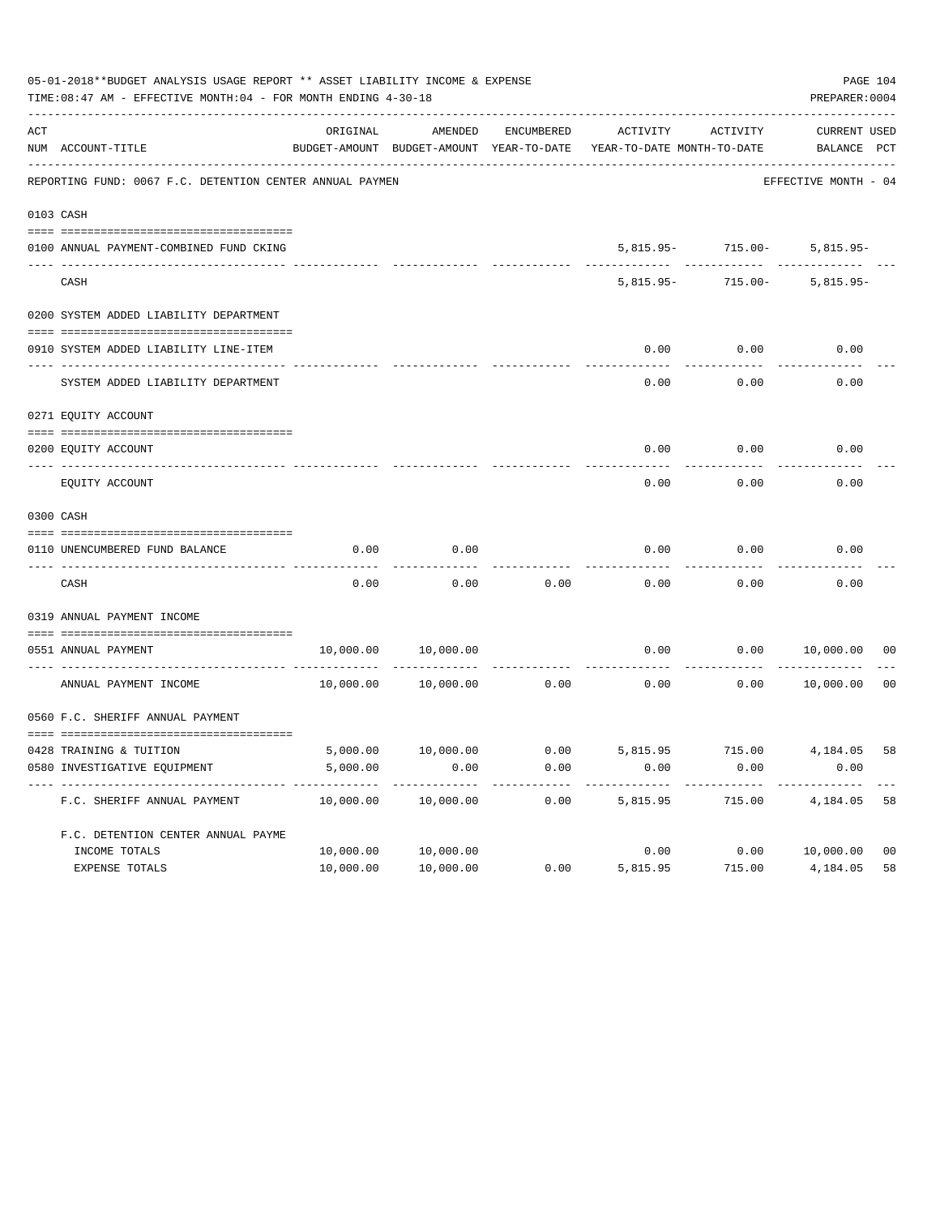05-01-2018**BUDGET ANALYSIS USAGE REPORT ** ASSET LIABILITY INCOME & EXPENSE

TIME:08:47 AM - EFFECTIVE MONTH:04 - FOR MONTH ENDING 4-30-18

PREPARER:0004

| ACT NUM | ACCOUNT-TITLE | ORIGINAL BUDGET-AMOUNT | AMENDED BUDGET-AMOUNT | ENCUMBERED YEAR-TO-DATE | ACTIVITY YEAR-TO-DATE | ACTIVITY MONTH-TO-DATE | CURRENT BALANCE | USED PCT |
|---|---|---|---|---|---|---|---|---|
| | REPORTING FUND: 0067 F.C. DETENTION CENTER ANNUAL PAYMEN | | | | | | EFFECTIVE MONTH - 04 | |
| 0103 | CASH | | | | | | | |
| 0100 | ANNUAL PAYMENT-COMBINED FUND CKING | | | | 5,815.95- | 715.00- | 5,815.95- | |
| | CASH | | | | 5,815.95- | 715.00- | 5,815.95- | |
| 0200 | SYSTEM ADDED LIABILITY DEPARTMENT | | | | | | | |
| 0910 | SYSTEM ADDED LIABILITY LINE-ITEM | | | | 0.00 | 0.00 | 0.00 | |
| | SYSTEM ADDED LIABILITY DEPARTMENT | | | | 0.00 | 0.00 | 0.00 | |
| 0271 | EQUITY ACCOUNT | | | | | | | |
| 0200 | EQUITY ACCOUNT | | | | 0.00 | 0.00 | 0.00 | |
| | EQUITY ACCOUNT | | | | 0.00 | 0.00 | 0.00 | |
| 0300 | CASH | | | | | | | |
| 0110 | UNENCUMBERED FUND BALANCE | 0.00 | 0.00 | | 0.00 | 0.00 | 0.00 | |
| | CASH | 0.00 | 0.00 | 0.00 | 0.00 | 0.00 | 0.00 | |
| 0319 | ANNUAL PAYMENT INCOME | | | | | | | |
| 0551 | ANNUAL PAYMENT | 10,000.00 | 10,000.00 | | 0.00 | 0.00 | 10,000.00 | 00 |
| | ANNUAL PAYMENT INCOME | 10,000.00 | 10,000.00 | 0.00 | 0.00 | 0.00 | 10,000.00 | 00 |
| 0560 | F.C. SHERIFF ANNUAL PAYMENT | | | | | | | |
| 0428 | TRAINING & TUITION | 5,000.00 | 10,000.00 | 0.00 | 5,815.95 | 715.00 | 4,184.05 | 58 |
| 0580 | INVESTIGATIVE EQUIPMENT | 5,000.00 | 0.00 | 0.00 | 0.00 | 0.00 | 0.00 | |
| | F.C. SHERIFF ANNUAL PAYMENT | 10,000.00 | 10,000.00 | 0.00 | 5,815.95 | 715.00 | 4,184.05 | 58 |
| | F.C. DETENTION CENTER ANNUAL PAYME | | | | | | | |
| | INCOME TOTALS | 10,000.00 | 10,000.00 | | 0.00 | 0.00 | 10,000.00 | 00 |
| | EXPENSE TOTALS | 10,000.00 | 10,000.00 | 0.00 | 5,815.95 | 715.00 | 4,184.05 | 58 |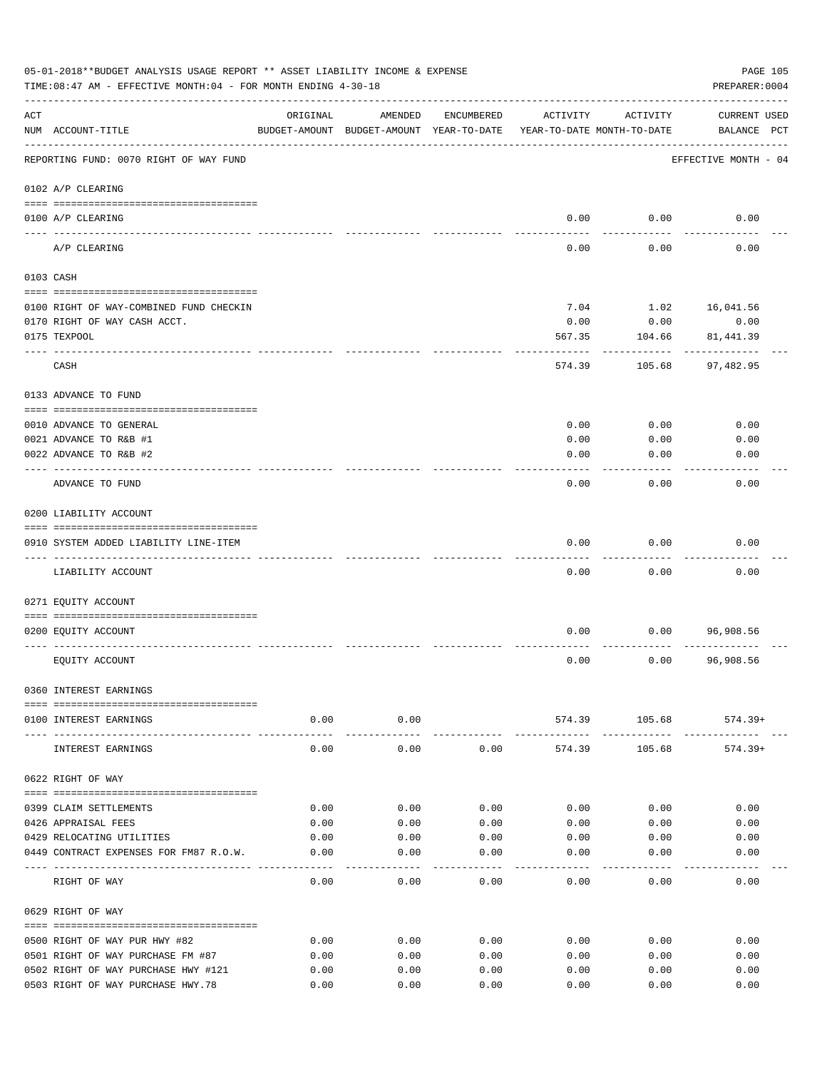05-01-2018**BUDGET ANALYSIS USAGE REPORT ** ASSET LIABILITY INCOME & EXPENSE

TIME:08:47 AM - EFFECTIVE MONTH:04 - FOR MONTH ENDING 4-30-18

PREPARER:0004

| ACT NUM | ACCOUNT-TITLE | ORIGINAL BUDGET-AMOUNT | AMENDED BUDGET-AMOUNT | ENCUMBERED YEAR-TO-DATE | ACTIVITY YEAR-TO-DATE | ACTIVITY MONTH-TO-DATE | CURRENT USED BALANCE | PCT |
|---|---|---|---|---|---|---|---|---|
| | REPORTING FUND: 0070 RIGHT OF WAY FUND | | | | | | EFFECTIVE MONTH - 04 | |
| | 0102 A/P CLEARING | | | | | | | |
| 0100 | A/P CLEARING | | | | 0.00 | 0.00 | 0.00 | |
| | A/P CLEARING | | | | 0.00 | 0.00 | 0.00 | |
| | 0103 CASH | | | | | | | |
| 0100 | RIGHT OF WAY-COMBINED FUND CHECKIN | | | | 7.04 | 1.02 | 16,041.56 | |
| 0170 | RIGHT OF WAY CASH ACCT. | | | | 0.00 | 0.00 | 0.00 | |
| 0175 | TEXPOOL | | | | 567.35 | 104.66 | 81,441.39 | |
| | CASH | | | | 574.39 | 105.68 | 97,482.95 | |
| | 0133 ADVANCE TO FUND | | | | | | | |
| 0010 | ADVANCE TO GENERAL | | | | 0.00 | 0.00 | 0.00 | |
| 0021 | ADVANCE TO R&B #1 | | | | 0.00 | 0.00 | 0.00 | |
| 0022 | ADVANCE TO R&B #2 | | | | 0.00 | 0.00 | 0.00 | |
| | ADVANCE TO FUND | | | | 0.00 | 0.00 | 0.00 | |
| | 0200 LIABILITY ACCOUNT | | | | | | | |
| 0910 | SYSTEM ADDED LIABILITY LINE-ITEM | | | | 0.00 | 0.00 | 0.00 | |
| | LIABILITY ACCOUNT | | | | 0.00 | 0.00 | 0.00 | |
| | 0271 EQUITY ACCOUNT | | | | | | | |
| 0200 | EQUITY ACCOUNT | | | | 0.00 | 0.00 | 96,908.56 | |
| | EQUITY ACCOUNT | | | | 0.00 | 0.00 | 96,908.56 | |
| | 0360 INTEREST EARNINGS | | | | | | | |
| 0100 | INTEREST EARNINGS | 0.00 | 0.00 | | 574.39 | 105.68 | 574.39+ | |
| | INTEREST EARNINGS | 0.00 | 0.00 | 0.00 | 574.39 | 105.68 | 574.39+ | |
| | 0622 RIGHT OF WAY | | | | | | | |
| 0399 | CLAIM SETTLEMENTS | 0.00 | 0.00 | 0.00 | 0.00 | 0.00 | 0.00 | |
| 0426 | APPRAISAL FEES | 0.00 | 0.00 | 0.00 | 0.00 | 0.00 | 0.00 | |
| 0429 | RELOCATING UTILITIES | 0.00 | 0.00 | 0.00 | 0.00 | 0.00 | 0.00 | |
| 0449 | CONTRACT EXPENSES FOR FM87 R.O.W. | 0.00 | 0.00 | 0.00 | 0.00 | 0.00 | 0.00 | |
| | RIGHT OF WAY | 0.00 | 0.00 | 0.00 | 0.00 | 0.00 | 0.00 | |
| | 0629 RIGHT OF WAY | | | | | | | |
| 0500 | RIGHT OF WAY PUR HWY #82 | 0.00 | 0.00 | 0.00 | 0.00 | 0.00 | 0.00 | |
| 0501 | RIGHT OF WAY PURCHASE FM #87 | 0.00 | 0.00 | 0.00 | 0.00 | 0.00 | 0.00 | |
| 0502 | RIGHT OF WAY PURCHASE HWY #121 | 0.00 | 0.00 | 0.00 | 0.00 | 0.00 | 0.00 | |
| 0503 | RIGHT OF WAY PURCHASE HWY.78 | 0.00 | 0.00 | 0.00 | 0.00 | 0.00 | 0.00 | |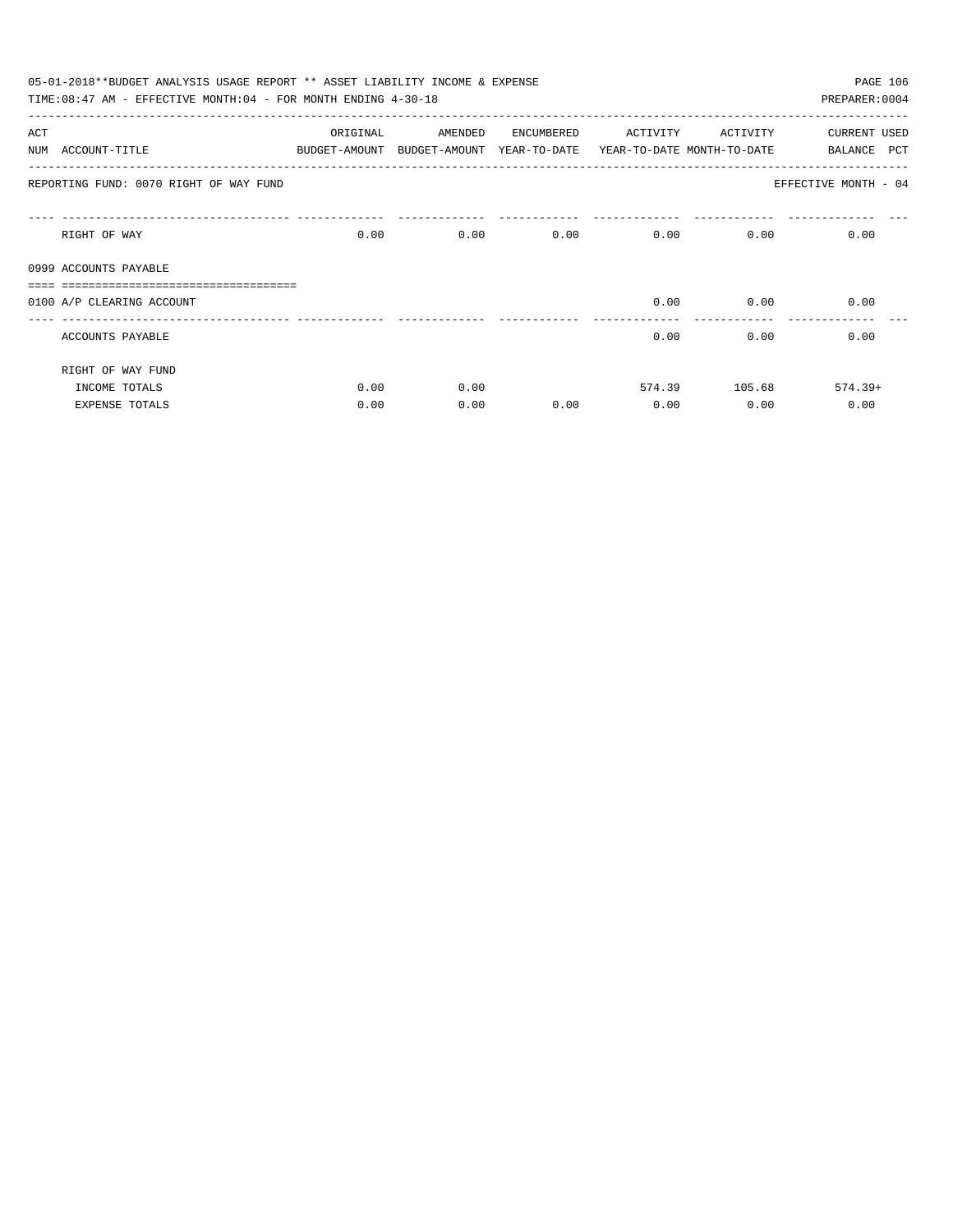05-01-2018**BUDGET ANALYSIS USAGE REPORT ** ASSET LIABILITY INCOME & EXPENSE

TIME:08:47 AM - EFFECTIVE MONTH:04 - FOR MONTH ENDING 4-30-18

PREPARER:0004

| ACT NUM | ACCOUNT-TITLE | ORIGINAL BUDGET-AMOUNT | AMENDED BUDGET-AMOUNT | ENCUMBERED YEAR-TO-DATE | ACTIVITY YEAR-TO-DATE | ACTIVITY MONTH-TO-DATE | CURRENT BALANCE | USED PCT |
|---|---|---|---|---|---|---|---|---|
| | REPORTING FUND: 0070 RIGHT OF WAY FUND | | | | | | EFFECTIVE MONTH - 04 | |
| | RIGHT OF WAY | 0.00 | 0.00 | 0.00 | 0.00 | 0.00 | 0.00 | |
| 0999 | ACCOUNTS PAYABLE | | | | | | | |
| 0100 | A/P CLEARING ACCOUNT | | | | 0.00 | 0.00 | 0.00 | |
| | ACCOUNTS PAYABLE | | | | 0.00 | 0.00 | 0.00 | |
| | RIGHT OF WAY FUND | | | | | | | |
| | INCOME TOTALS | 0.00 | 0.00 | | 574.39 | 105.68 | 574.39+ | |
| | EXPENSE TOTALS | 0.00 | 0.00 | 0.00 | 0.00 | 0.00 | 0.00 | |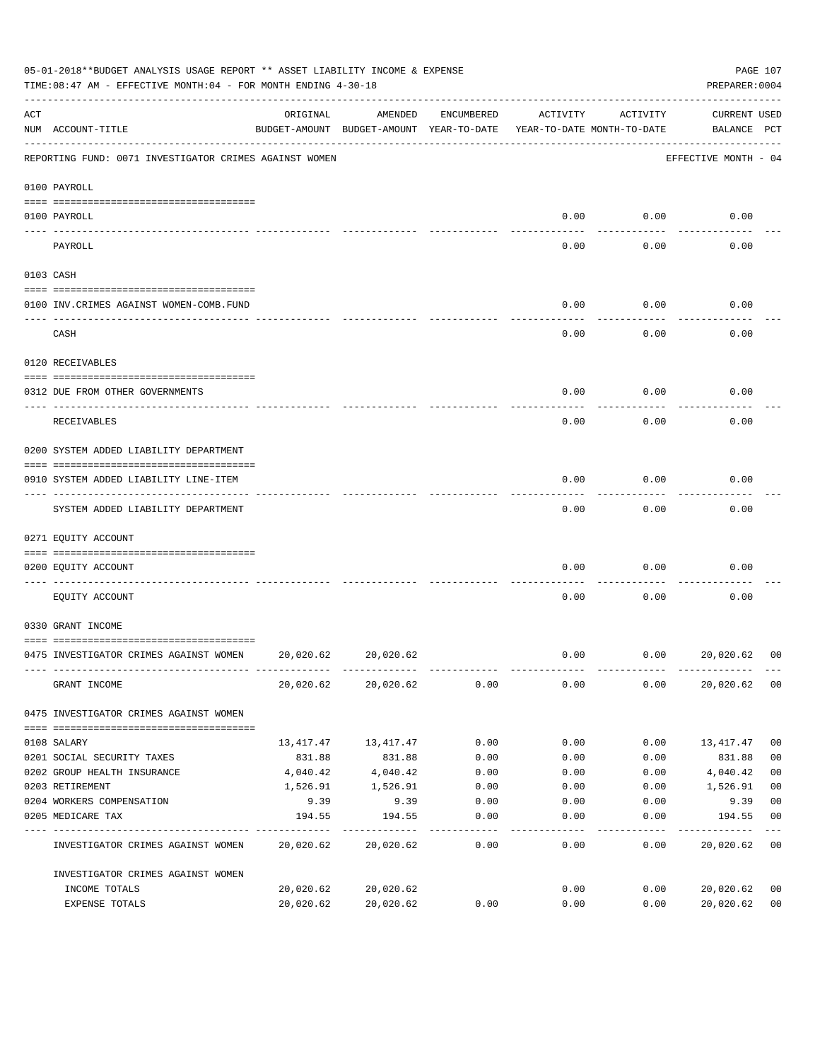05-01-2018**BUDGET ANALYSIS USAGE REPORT ** ASSET LIABILITY INCOME & EXPENSE

TIME:08:47 AM - EFFECTIVE MONTH:04 - FOR MONTH ENDING 4-30-18

PREPARER:0004

REPORTING FUND: 0071 INVESTIGATOR CRIMES AGAINST WOMEN — EFFECTIVE MONTH - 04

| ACT NUM | ACCOUNT-TITLE | ORIGINAL BUDGET-AMOUNT | AMENDED BUDGET-AMOUNT | ENCUMBERED YEAR-TO-DATE | ACTIVITY YEAR-TO-DATE | ACTIVITY MONTH-TO-DATE | CURRENT BALANCE | USED PCT |
|---|---|---|---|---|---|---|---|---|
| **0100 PAYROLL** | | | | | | | | |
| 0100 | PAYROLL | | | | 0.00 | 0.00 | 0.00 | |
| | PAYROLL | | | | 0.00 | 0.00 | 0.00 | |
| **0103 CASH** | | | | | | | | |
| 0100 | INV.CRIMES AGAINST WOMEN-COMB.FUND | | | | 0.00 | 0.00 | 0.00 | |
| | CASH | | | | 0.00 | 0.00 | 0.00 | |
| **0120 RECEIVABLES** | | | | | | | | |
| 0312 | DUE FROM OTHER GOVERNMENTS | | | | 0.00 | 0.00 | 0.00 | |
| | RECEIVABLES | | | | 0.00 | 0.00 | 0.00 | |
| **0200 SYSTEM ADDED LIABILITY DEPARTMENT** | | | | | | | | |
| 0910 | SYSTEM ADDED LIABILITY LINE-ITEM | | | | 0.00 | 0.00 | 0.00 | |
| | SYSTEM ADDED LIABILITY DEPARTMENT | | | | 0.00 | 0.00 | 0.00 | |
| **0271 EQUITY ACCOUNT** | | | | | | | | |
| 0200 | EQUITY ACCOUNT | | | | 0.00 | 0.00 | 0.00 | |
| | EQUITY ACCOUNT | | | | 0.00 | 0.00 | 0.00 | |
| **0330 GRANT INCOME** | | | | | | | | |
| 0475 | INVESTIGATOR CRIMES AGAINST WOMEN | 20,020.62 | 20,020.62 | | 0.00 | 0.00 | 20,020.62 | 00 |
| | GRANT INCOME | 20,020.62 | 20,020.62 | 0.00 | 0.00 | 0.00 | 20,020.62 | 00 |
| **0475 INVESTIGATOR CRIMES AGAINST WOMEN** | | | | | | | | |
| 0108 | SALARY | 13,417.47 | 13,417.47 | 0.00 | 0.00 | 0.00 | 13,417.47 | 00 |
| 0201 | SOCIAL SECURITY TAXES | 831.88 | 831.88 | 0.00 | 0.00 | 0.00 | 831.88 | 00 |
| 0202 | GROUP HEALTH INSURANCE | 4,040.42 | 4,040.42 | 0.00 | 0.00 | 0.00 | 4,040.42 | 00 |
| 0203 | RETIREMENT | 1,526.91 | 1,526.91 | 0.00 | 0.00 | 0.00 | 1,526.91 | 00 |
| 0204 | WORKERS COMPENSATION | 9.39 | 9.39 | 0.00 | 0.00 | 0.00 | 9.39 | 00 |
| 0205 | MEDICARE TAX | 194.55 | 194.55 | 0.00 | 0.00 | 0.00 | 194.55 | 00 |
| | INVESTIGATOR CRIMES AGAINST WOMEN | 20,020.62 | 20,020.62 | 0.00 | 0.00 | 0.00 | 20,020.62 | 00 |
| | **INVESTIGATOR CRIMES AGAINST WOMEN** | | | | | | | |
| | INCOME TOTALS | 20,020.62 | 20,020.62 | | 0.00 | 0.00 | 20,020.62 | 00 |
| | EXPENSE TOTALS | 20,020.62 | 20,020.62 | 0.00 | 0.00 | 0.00 | 20,020.62 | 00 |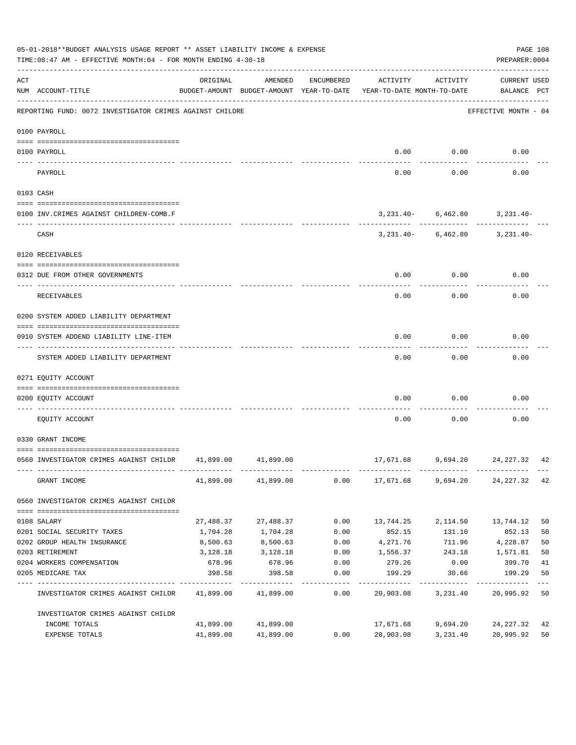05-01-2018**BUDGET ANALYSIS USAGE REPORT ** ASSET LIABILITY INCOME & EXPENSE

TIME:08:47 AM - EFFECTIVE MONTH:04 - FOR MONTH ENDING 4-30-18

PREPARER:0004

REPORTING FUND: 0072 INVESTIGATOR CRIMES AGAINST CHILDRE — EFFECTIVE MONTH - 04

| ACT NUM | ACCOUNT-TITLE | ORIGINAL BUDGET-AMOUNT | AMENDED BUDGET-AMOUNT | ENCUMBERED YEAR-TO-DATE | ACTIVITY YEAR-TO-DATE | ACTIVITY MONTH-TO-DATE | CURRENT BALANCE | USED PCT |
|---|---|---|---|---|---|---|---|---|
| 0100 | PAYROLL | | | | | | | |
| 0100 | PAYROLL | | | | 0.00 | 0.00 | 0.00 | |
| | PAYROLL | | | | 0.00 | 0.00 | 0.00 | |
| 0103 | CASH | | | | | | | |
| 0100 | INV.CRIMES AGAINST CHILDREN-COMB.F | | | | 3,231.40- | 6,462.80 | 3,231.40- | |
| | CASH | | | | 3,231.40- | 6,462.80 | 3,231.40- | |
| 0120 | RECEIVABLES | | | | | | | |
| 0312 | DUE FROM OTHER GOVERNMENTS | | | | 0.00 | 0.00 | 0.00 | |
| | RECEIVABLES | | | | 0.00 | 0.00 | 0.00 | |
| 0200 | SYSTEM ADDED LIABILITY DEPARTMENT | | | | | | | |
| 0910 | SYSTEM ADDEND LIABILITY LINE-ITEM | | | | 0.00 | 0.00 | 0.00 | |
| | SYSTEM ADDED LIABILITY DEPARTMENT | | | | 0.00 | 0.00 | 0.00 | |
| 0271 | EQUITY ACCOUNT | | | | | | | |
| 0200 | EQUITY ACCOUNT | | | | 0.00 | 0.00 | 0.00 | |
| | EQUITY ACCOUNT | | | | 0.00 | 0.00 | 0.00 | |
| 0330 | GRANT INCOME | | | | | | | |
| 0560 | INVESTIGATOR CRIMES AGAINST CHILDR | 41,899.00 | 41,899.00 | | 17,671.68 | 9,694.20 | 24,227.32 | 42 |
| | GRANT INCOME | 41,899.00 | 41,899.00 | 0.00 | 17,671.68 | 9,694.20 | 24,227.32 | 42 |
| 0560 | INVESTIGATOR CRIMES AGAINST CHILDR | | | | | | | |
| 0108 | SALARY | 27,488.37 | 27,488.37 | 0.00 | 13,744.25 | 2,114.50 | 13,744.12 | 50 |
| 0201 | SOCIAL SECURITY TAXES | 1,704.28 | 1,704.28 | 0.00 | 852.15 | 131.10 | 852.13 | 50 |
| 0202 | GROUP HEALTH INSURANCE | 8,500.63 | 8,500.63 | 0.00 | 4,271.76 | 711.96 | 4,228.87 | 50 |
| 0203 | RETIREMENT | 3,128.18 | 3,128.18 | 0.00 | 1,556.37 | 243.18 | 1,571.81 | 50 |
| 0204 | WORKERS COMPENSATION | 678.96 | 678.96 | 0.00 | 279.26 | 0.00 | 399.70 | 41 |
| 0205 | MEDICARE TAX | 398.58 | 398.58 | 0.00 | 199.29 | 30.66 | 199.29 | 50 |
| | INVESTIGATOR CRIMES AGAINST CHILDR | 41,899.00 | 41,899.00 | 0.00 | 20,903.08 | 3,231.40 | 20,995.92 | 50 |
| | INVESTIGATOR CRIMES AGAINST CHILDR | | | | | | | |
| | INCOME TOTALS | 41,899.00 | 41,899.00 | | 17,671.68 | 9,694.20 | 24,227.32 | 42 |
| | EXPENSE TOTALS | 41,899.00 | 41,899.00 | 0.00 | 20,903.08 | 3,231.40 | 20,995.92 | 50 |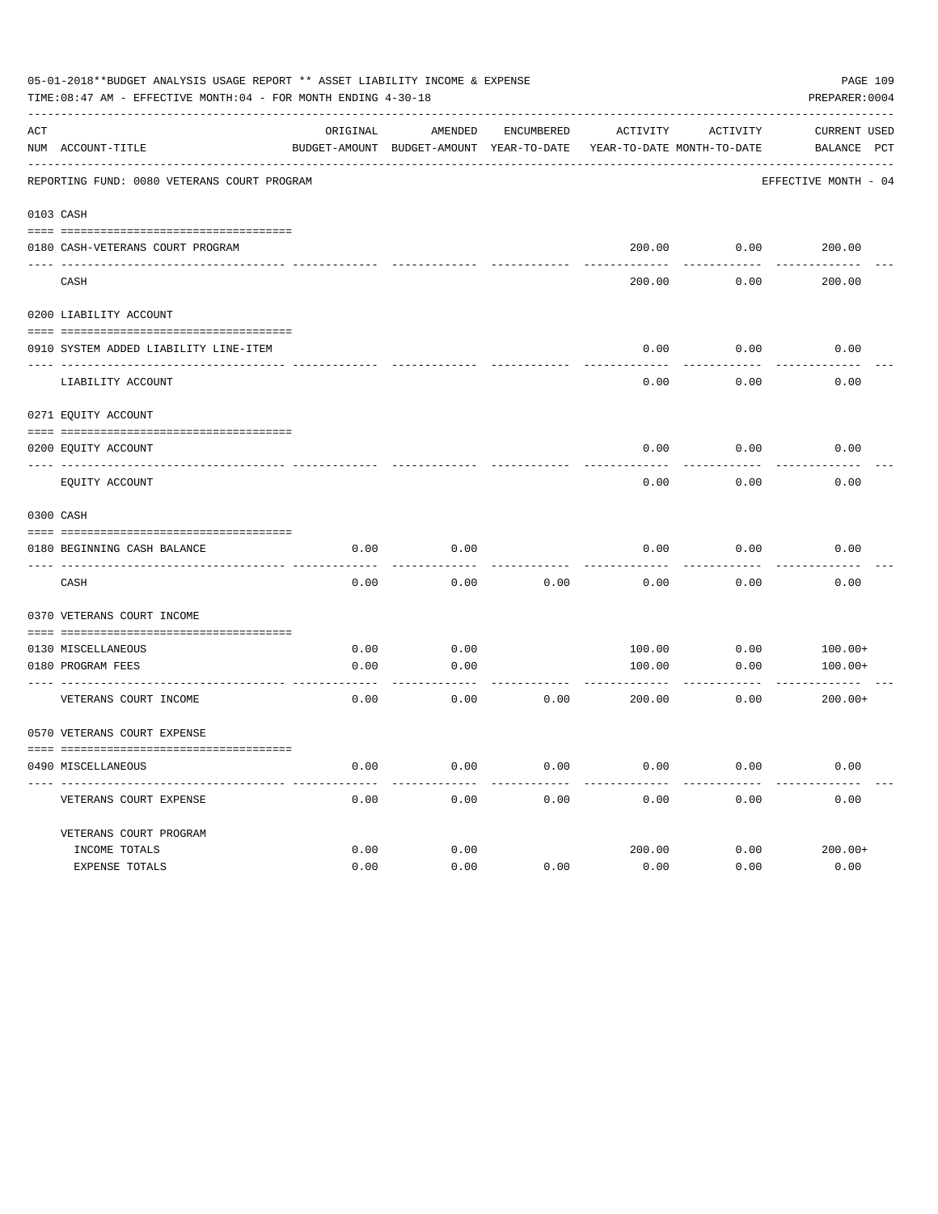05-01-2018**BUDGET ANALYSIS USAGE REPORT ** ASSET LIABILITY INCOME & EXPENSE

TIME:08:47 AM - EFFECTIVE MONTH:04 - FOR MONTH ENDING 4-30-18

PREPARER:0004

REPORTING FUND: 0080 VETERANS COURT PROGRAM — EFFECTIVE MONTH - 04

| ACT NUM | ACCOUNT-TITLE | ORIGINAL BUDGET-AMOUNT | AMENDED BUDGET-AMOUNT | ENCUMBERED YEAR-TO-DATE | ACTIVITY YEAR-TO-DATE | ACTIVITY MONTH-TO-DATE | CURRENT BALANCE | USED PCT |
|---|---|---|---|---|---|---|---|---|
| **0103** | **CASH** | | | | | | | |
| 0180 | CASH-VETERANS COURT PROGRAM | | | | 200.00 | 0.00 | 200.00 | |
| | CASH | | | | 200.00 | 0.00 | 200.00 | |
| **0200** | **LIABILITY ACCOUNT** | | | | | | | |
| 0910 | SYSTEM ADDED LIABILITY LINE-ITEM | | | | 0.00 | 0.00 | 0.00 | |
| | LIABILITY ACCOUNT | | | | 0.00 | 0.00 | 0.00 | |
| **0271** | **EQUITY ACCOUNT** | | | | | | | |
| 0200 | EQUITY ACCOUNT | | | | 0.00 | 0.00 | 0.00 | |
| | EQUITY ACCOUNT | | | | 0.00 | 0.00 | 0.00 | |
| **0300** | **CASH** | | | | | | | |
| 0180 | BEGINNING CASH BALANCE | 0.00 | 0.00 | | 0.00 | 0.00 | 0.00 | |
| | CASH | 0.00 | 0.00 | 0.00 | 0.00 | 0.00 | 0.00 | |
| **0370** | **VETERANS COURT INCOME** | | | | | | | |
| 0130 | MISCELLANEOUS | 0.00 | 0.00 | | 100.00 | 0.00 | 100.00+ | |
| 0180 | PROGRAM FEES | 0.00 | 0.00 | | 100.00 | 0.00 | 100.00+ | |
| | VETERANS COURT INCOME | 0.00 | 0.00 | 0.00 | 200.00 | 0.00 | 200.00+ | |
| **0570** | **VETERANS COURT EXPENSE** | | | | | | | |
| 0490 | MISCELLANEOUS | 0.00 | 0.00 | 0.00 | 0.00 | 0.00 | 0.00 | |
| | VETERANS COURT EXPENSE | 0.00 | 0.00 | 0.00 | 0.00 | 0.00 | 0.00 | |
| | VETERANS COURT PROGRAM | | | | | | | |
| | INCOME TOTALS | 0.00 | 0.00 | | 200.00 | 0.00 | 200.00+ | |
| | EXPENSE TOTALS | 0.00 | 0.00 | 0.00 | 0.00 | 0.00 | 0.00 | |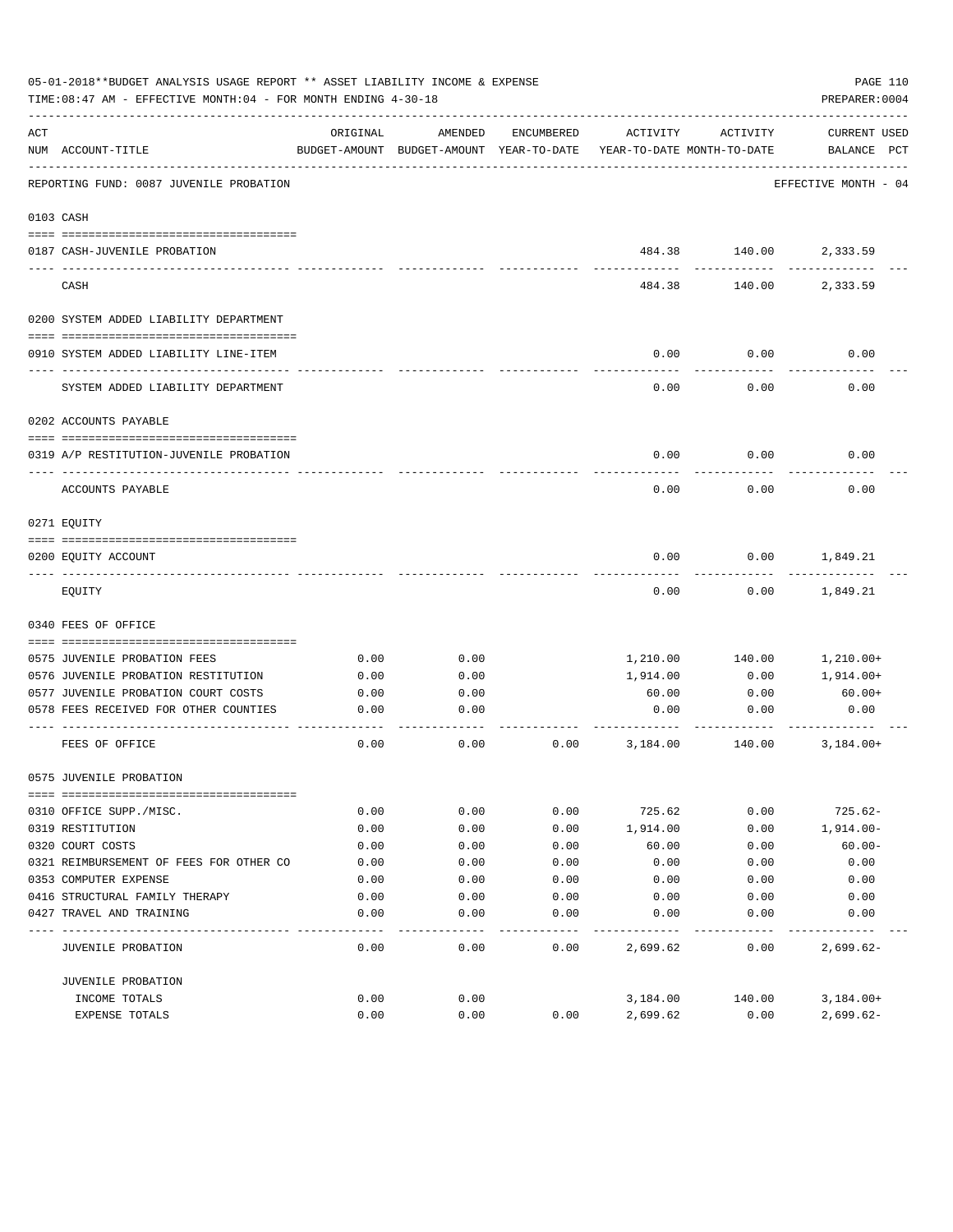05-01-2018**BUDGET ANALYSIS USAGE REPORT ** ASSET LIABILITY INCOME & EXPENSE

TIME:08:47 AM - EFFECTIVE MONTH:04 - FOR MONTH ENDING 4-30-18

PREPARER:0004

REPORTING FUND: 0087 JUVENILE PROBATION — EFFECTIVE MONTH - 04

| ACT NUM | ACCOUNT-TITLE | ORIGINAL BUDGET-AMOUNT | AMENDED BUDGET-AMOUNT | ENCUMBERED YEAR-TO-DATE | ACTIVITY YEAR-TO-DATE | ACTIVITY MONTH-TO-DATE | CURRENT USED BALANCE | PCT |
|---|---|---|---|---|---|---|---|---|
| **0103** | **CASH** | | | | | | | |
| 0187 | CASH-JUVENILE PROBATION | | | | 484.38 | 140.00 | 2,333.59 | |
| | CASH | | | | 484.38 | 140.00 | 2,333.59 | |
| **0200** | **SYSTEM ADDED LIABILITY DEPARTMENT** | | | | | | | |
| 0910 | SYSTEM ADDED LIABILITY LINE-ITEM | | | | 0.00 | 0.00 | 0.00 | |
| | SYSTEM ADDED LIABILITY DEPARTMENT | | | | 0.00 | 0.00 | 0.00 | |
| **0202** | **ACCOUNTS PAYABLE** | | | | | | | |
| 0319 | A/P RESTITUTION-JUVENILE PROBATION | | | | 0.00 | 0.00 | 0.00 | |
| | ACCOUNTS PAYABLE | | | | 0.00 | 0.00 | 0.00 | |
| **0271** | **EQUITY** | | | | | | | |
| 0200 | EQUITY ACCOUNT | | | | 0.00 | 0.00 | 1,849.21 | |
| | EQUITY | | | | 0.00 | 0.00 | 1,849.21 | |
| **0340** | **FEES OF OFFICE** | | | | | | | |
| 0575 | JUVENILE PROBATION FEES | 0.00 | 0.00 | | 1,210.00 | 140.00 | 1,210.00+ | |
| 0576 | JUVENILE PROBATION RESTITUTION | 0.00 | 0.00 | | 1,914.00 | 0.00 | 1,914.00+ | |
| 0577 | JUVENILE PROBATION COURT COSTS | 0.00 | 0.00 | | 60.00 | 0.00 | 60.00+ | |
| 0578 | FEES RECEIVED FOR OTHER COUNTIES | 0.00 | 0.00 | | 0.00 | 0.00 | 0.00 | |
| | FEES OF OFFICE | 0.00 | 0.00 | 0.00 | 3,184.00 | 140.00 | 3,184.00+ | |
| **0575** | **JUVENILE PROBATION** | | | | | | | |
| 0310 | OFFICE SUPP./MISC. | 0.00 | 0.00 | 0.00 | 725.62 | 0.00 | 725.62- | |
| 0319 | RESTITUTION | 0.00 | 0.00 | 0.00 | 1,914.00 | 0.00 | 1,914.00- | |
| 0320 | COURT COSTS | 0.00 | 0.00 | 0.00 | 60.00 | 0.00 | 60.00- | |
| 0321 | REIMBURSEMENT OF FEES FOR OTHER CO | 0.00 | 0.00 | 0.00 | 0.00 | 0.00 | 0.00 | |
| 0353 | COMPUTER EXPENSE | 0.00 | 0.00 | 0.00 | 0.00 | 0.00 | 0.00 | |
| 0416 | STRUCTURAL FAMILY THERAPY | 0.00 | 0.00 | 0.00 | 0.00 | 0.00 | 0.00 | |
| 0427 | TRAVEL AND TRAINING | 0.00 | 0.00 | 0.00 | 0.00 | 0.00 | 0.00 | |
| | JUVENILE PROBATION | 0.00 | 0.00 | 0.00 | 2,699.62 | 0.00 | 2,699.62- | |
| | JUVENILE PROBATION | | | | | | | |
| | INCOME TOTALS | 0.00 | 0.00 | | 3,184.00 | 140.00 | 3,184.00+ | |
| | EXPENSE TOTALS | 0.00 | 0.00 | 0.00 | 2,699.62 | 0.00 | 2,699.62- | |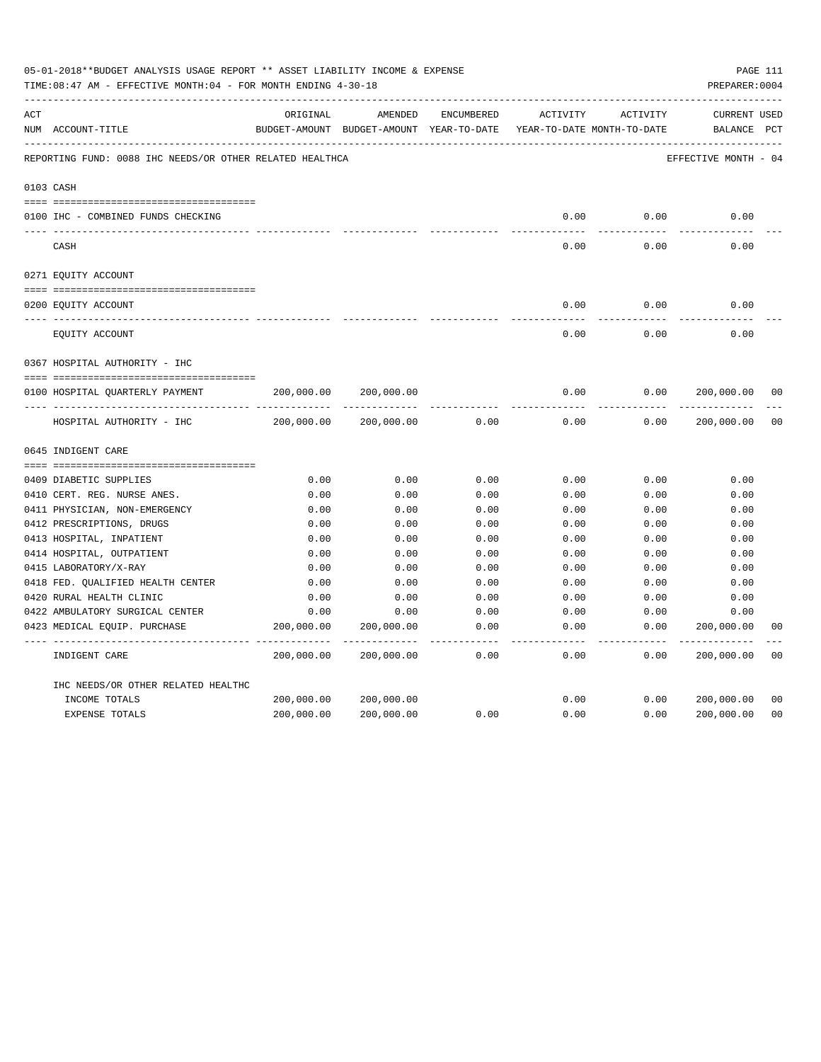05-01-2018**BUDGET ANALYSIS USAGE REPORT ** ASSET LIABILITY INCOME & EXPENSE

TIME:08:47 AM - EFFECTIVE MONTH:04 - FOR MONTH ENDING 4-30-18

PREPARER:0004

| ACT NUM | ACCOUNT-TITLE | ORIGINAL BUDGET-AMOUNT | AMENDED BUDGET-AMOUNT | ENCUMBERED YEAR-TO-DATE | ACTIVITY YEAR-TO-DATE | ACTIVITY MONTH-TO-DATE | CURRENT BALANCE | USED PCT |
|---|---|---|---|---|---|---|---|---|
| | REPORTING FUND: 0088 IHC NEEDS/OR OTHER RELATED HEALTHCA | | | | | | EFFECTIVE MONTH - 04 | |
| 0103 | CASH | | | | | | | |
| 0100 | IHC - COMBINED FUNDS CHECKING | | | | 0.00 | 0.00 | 0.00 | |
| | CASH | | | | 0.00 | 0.00 | 0.00 | |
| 0271 | EQUITY ACCOUNT | | | | | | | |
| 0200 | EQUITY ACCOUNT | | | | 0.00 | 0.00 | 0.00 | |
| | EQUITY ACCOUNT | | | | 0.00 | 0.00 | 0.00 | |
| 0367 | HOSPITAL AUTHORITY - IHC | | | | | | | |
| 0100 | HOSPITAL QUARTERLY PAYMENT | 200,000.00 | 200,000.00 | | 0.00 | 0.00 | 200,000.00 | 00 |
| | HOSPITAL AUTHORITY - IHC | 200,000.00 | 200,000.00 | 0.00 | 0.00 | 0.00 | 200,000.00 | 00 |
| 0645 | INDIGENT CARE | | | | | | | |
| 0409 | DIABETIC SUPPLIES | 0.00 | 0.00 | 0.00 | 0.00 | 0.00 | 0.00 | |
| 0410 | CERT. REG. NURSE ANES. | 0.00 | 0.00 | 0.00 | 0.00 | 0.00 | 0.00 | |
| 0411 | PHYSICIAN, NON-EMERGENCY | 0.00 | 0.00 | 0.00 | 0.00 | 0.00 | 0.00 | |
| 0412 | PRESCRIPTIONS, DRUGS | 0.00 | 0.00 | 0.00 | 0.00 | 0.00 | 0.00 | |
| 0413 | HOSPITAL, INPATIENT | 0.00 | 0.00 | 0.00 | 0.00 | 0.00 | 0.00 | |
| 0414 | HOSPITAL, OUTPATIENT | 0.00 | 0.00 | 0.00 | 0.00 | 0.00 | 0.00 | |
| 0415 | LABORATORY/X-RAY | 0.00 | 0.00 | 0.00 | 0.00 | 0.00 | 0.00 | |
| 0418 | FED. QUALIFIED HEALTH CENTER | 0.00 | 0.00 | 0.00 | 0.00 | 0.00 | 0.00 | |
| 0420 | RURAL HEALTH CLINIC | 0.00 | 0.00 | 0.00 | 0.00 | 0.00 | 0.00 | |
| 0422 | AMBULATORY SURGICAL CENTER | 0.00 | 0.00 | 0.00 | 0.00 | 0.00 | 0.00 | |
| 0423 | MEDICAL EQUIP. PURCHASE | 200,000.00 | 200,000.00 | 0.00 | 0.00 | 0.00 | 200,000.00 | 00 |
| | INDIGENT CARE | 200,000.00 | 200,000.00 | 0.00 | 0.00 | 0.00 | 200,000.00 | 00 |
| | IHC NEEDS/OR OTHER RELATED HEALTHC | | | | | | | |
| | INCOME TOTALS | 200,000.00 | 200,000.00 | | 0.00 | 0.00 | 200,000.00 | 00 |
| | EXPENSE TOTALS | 200,000.00 | 200,000.00 | 0.00 | 0.00 | 0.00 | 200,000.00 | 00 |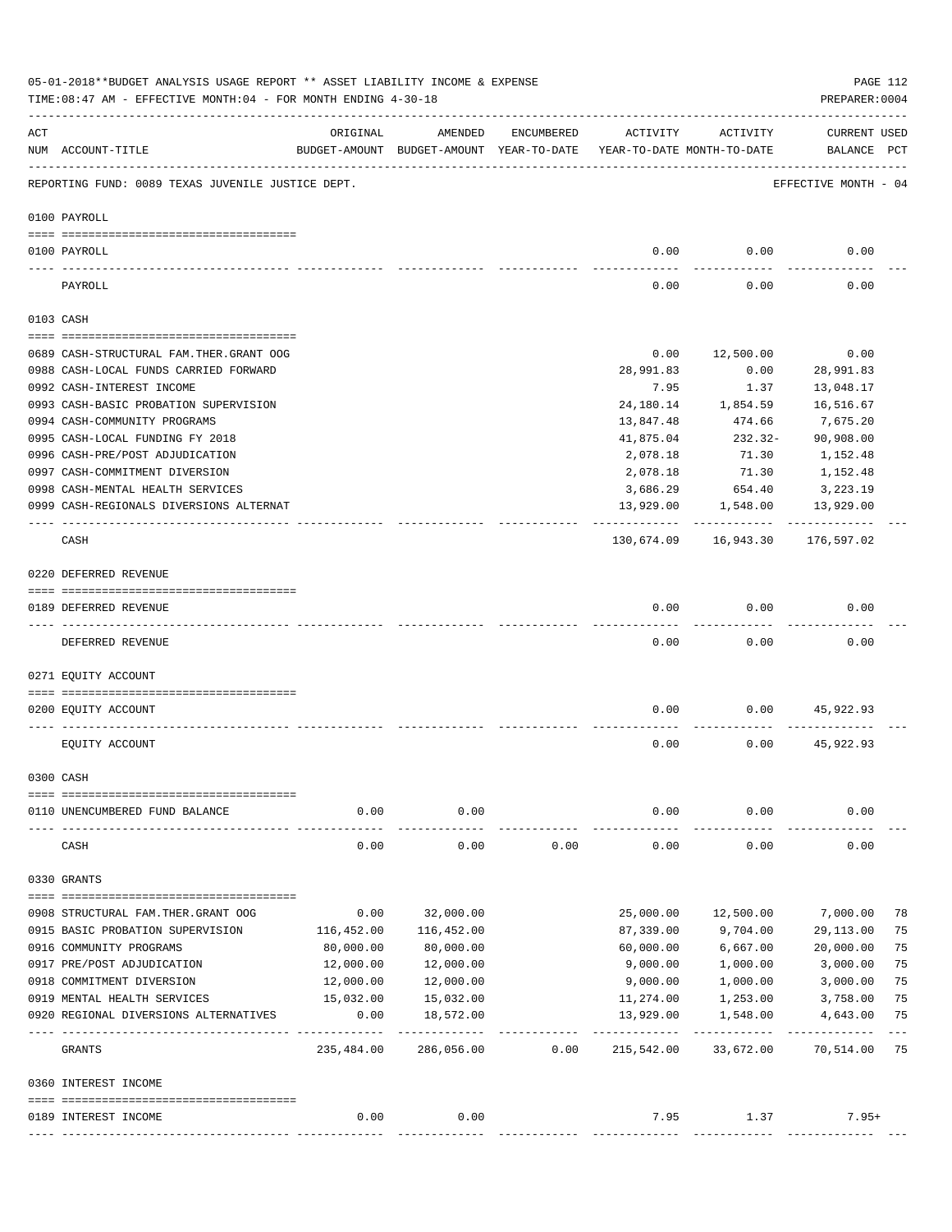05-01-2018**BUDGET ANALYSIS USAGE REPORT ** ASSET LIABILITY INCOME & EXPENSE

TIME:08:47 AM - EFFECTIVE MONTH:04 - FOR MONTH ENDING 4-30-18

PREPARER:0004

| ACT NUM | ACCOUNT-TITLE | ORIGINAL BUDGET-AMOUNT | AMENDED BUDGET-AMOUNT | ENCUMBERED YEAR-TO-DATE | ACTIVITY YEAR-TO-DATE | ACTIVITY MONTH-TO-DATE | CURRENT BALANCE | USED PCT |
|---|---|---|---|---|---|---|---|---|
| | REPORTING FUND: 0089 TEXAS JUVENILE JUSTICE DEPT. | | | | | | EFFECTIVE MONTH - 04 | |
| | **0100 PAYROLL** | | | | | | | |
| 0100 | PAYROLL | | | | 0.00 | 0.00 | 0.00 | |
| | PAYROLL | | | | 0.00 | 0.00 | 0.00 | |
| | **0103 CASH** | | | | | | | |
| 0689 | CASH-STRUCTURAL FAM.THER.GRANT OOG | | | | 0.00 | 12,500.00 | 0.00 | |
| 0988 | CASH-LOCAL FUNDS CARRIED FORWARD | | | | 28,991.83 | 0.00 | 28,991.83 | |
| 0992 | CASH-INTEREST INCOME | | | | 7.95 | 1.37 | 13,048.17 | |
| 0993 | CASH-BASIC PROBATION SUPERVISION | | | | 24,180.14 | 1,854.59 | 16,516.67 | |
| 0994 | CASH-COMMUNITY PROGRAMS | | | | 13,847.48 | 474.66 | 7,675.20 | |
| 0995 | CASH-LOCAL FUNDING FY 2018 | | | | 41,875.04 | 232.32- | 90,908.00 | |
| 0996 | CASH-PRE/POST ADJUDICATION | | | | 2,078.18 | 71.30 | 1,152.48 | |
| 0997 | CASH-COMMITMENT DIVERSION | | | | 2,078.18 | 71.30 | 1,152.48 | |
| 0998 | CASH-MENTAL HEALTH SERVICES | | | | 3,686.29 | 654.40 | 3,223.19 | |
| 0999 | CASH-REGIONALS DIVERSIONS ALTERNAT | | | | 13,929.00 | 1,548.00 | 13,929.00 | |
| | CASH | | | | 130,674.09 | 16,943.30 | 176,597.02 | |
| | **0220 DEFERRED REVENUE** | | | | | | | |
| 0189 | DEFERRED REVENUE | | | | 0.00 | 0.00 | 0.00 | |
| | DEFERRED REVENUE | | | | 0.00 | 0.00 | 0.00 | |
| | **0271 EQUITY ACCOUNT** | | | | | | | |
| 0200 | EQUITY ACCOUNT | | | | 0.00 | 0.00 | 45,922.93 | |
| | EQUITY ACCOUNT | | | | 0.00 | 0.00 | 45,922.93 | |
| | **0300 CASH** | | | | | | | |
| 0110 | UNENCUMBERED FUND BALANCE | 0.00 | 0.00 | | 0.00 | 0.00 | 0.00 | |
| | CASH | 0.00 | 0.00 | 0.00 | 0.00 | 0.00 | 0.00 | |
| | **0330 GRANTS** | | | | | | | |
| 0908 | STRUCTURAL FAM.THER.GRANT OOG | 0.00 | 32,000.00 | | 25,000.00 | 12,500.00 | 7,000.00 | 78 |
| 0915 | BASIC PROBATION SUPERVISION | 116,452.00 | 116,452.00 | | 87,339.00 | 9,704.00 | 29,113.00 | 75 |
| 0916 | COMMUNITY PROGRAMS | 80,000.00 | 80,000.00 | | 60,000.00 | 6,667.00 | 20,000.00 | 75 |
| 0917 | PRE/POST ADJUDICATION | 12,000.00 | 12,000.00 | | 9,000.00 | 1,000.00 | 3,000.00 | 75 |
| 0918 | COMMITMENT DIVERSION | 12,000.00 | 12,000.00 | | 9,000.00 | 1,000.00 | 3,000.00 | 75 |
| 0919 | MENTAL HEALTH SERVICES | 15,032.00 | 15,032.00 | | 11,274.00 | 1,253.00 | 3,758.00 | 75 |
| 0920 | REGIONAL DIVERSIONS ALTERNATIVES | 0.00 | 18,572.00 | | 13,929.00 | 1,548.00 | 4,643.00 | 75 |
| | GRANTS | 235,484.00 | 286,056.00 | 0.00 | 215,542.00 | 33,672.00 | 70,514.00 | 75 |
| | **0360 INTEREST INCOME** | | | | | | | |
| 0189 | INTEREST INCOME | 0.00 | 0.00 | | 7.95 | 1.37 | 7.95+ | |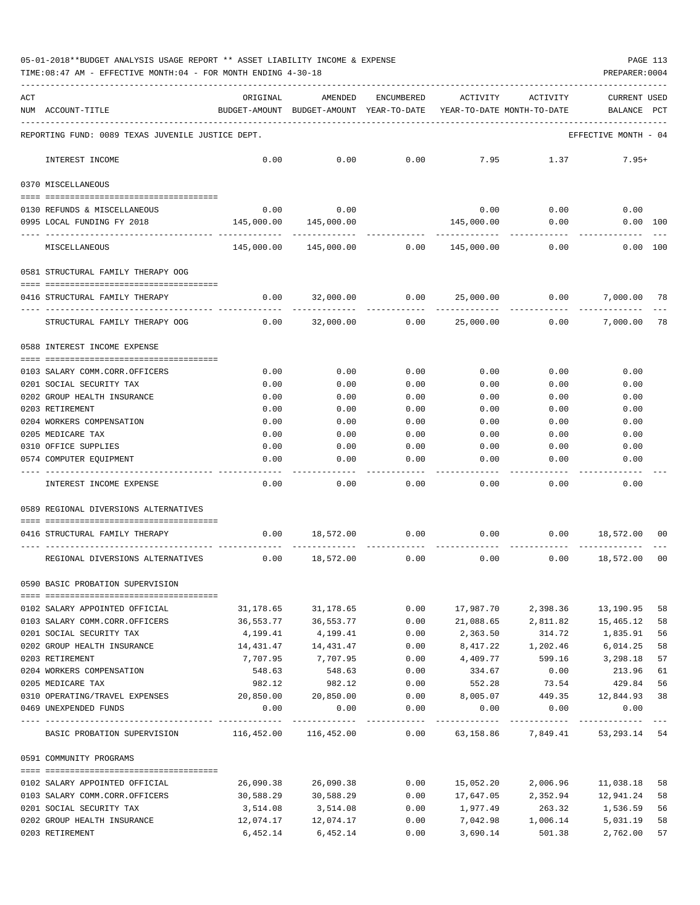05-01-2018**BUDGET ANALYSIS USAGE REPORT ** ASSET LIABILITY INCOME & EXPENSE

TIME:08:47 AM - EFFECTIVE MONTH:04 - FOR MONTH ENDING 4-30-18

PREPARER:0004

| ACT NUM | ACCOUNT-TITLE | ORIGINAL BUDGET-AMOUNT | AMENDED BUDGET-AMOUNT | ENCUMBERED YEAR-TO-DATE | ACTIVITY YEAR-TO-DATE | ACTIVITY MONTH-TO-DATE | CURRENT USED BALANCE | PCT |
|---|---|---|---|---|---|---|---|---|
| | REPORTING FUND: 0089 TEXAS JUVENILE JUSTICE DEPT. | | | | | | EFFECTIVE MONTH - 04 | |
| | INTEREST INCOME | 0.00 | 0.00 | 0.00 | 7.95 | 1.37 | 7.95+ | |
| | 0370 MISCELLANEOUS | | | | | | | |
| 0130 | REFUNDS & MISCELLANEOUS | 0.00 | 0.00 | | 0.00 | 0.00 | 0.00 | |
| 0995 | LOCAL FUNDING FY 2018 | 145,000.00 | 145,000.00 | | 145,000.00 | 0.00 | 0.00 | 100 |
| | MISCELLANEOUS | 145,000.00 | 145,000.00 | 0.00 | 145,000.00 | 0.00 | 0.00 | 100 |
| | 0581 STRUCTURAL FAMILY THERAPY OOG | | | | | | | |
| 0416 | STRUCTURAL FAMILY THERAPY | 0.00 | 32,000.00 | 0.00 | 25,000.00 | 0.00 | 7,000.00 | 78 |
| | STRUCTURAL FAMILY THERAPY OOG | 0.00 | 32,000.00 | 0.00 | 25,000.00 | 0.00 | 7,000.00 | 78 |
| | 0588 INTEREST INCOME EXPENSE | | | | | | | |
| 0103 | SALARY COMM.CORR.OFFICERS | 0.00 | 0.00 | 0.00 | 0.00 | 0.00 | 0.00 | |
| 0201 | SOCIAL SECURITY TAX | 0.00 | 0.00 | 0.00 | 0.00 | 0.00 | 0.00 | |
| 0202 | GROUP HEALTH INSURANCE | 0.00 | 0.00 | 0.00 | 0.00 | 0.00 | 0.00 | |
| 0203 | RETIREMENT | 0.00 | 0.00 | 0.00 | 0.00 | 0.00 | 0.00 | |
| 0204 | WORKERS COMPENSATION | 0.00 | 0.00 | 0.00 | 0.00 | 0.00 | 0.00 | |
| 0205 | MEDICARE TAX | 0.00 | 0.00 | 0.00 | 0.00 | 0.00 | 0.00 | |
| 0310 | OFFICE SUPPLIES | 0.00 | 0.00 | 0.00 | 0.00 | 0.00 | 0.00 | |
| 0574 | COMPUTER EQUIPMENT | 0.00 | 0.00 | 0.00 | 0.00 | 0.00 | 0.00 | |
| | INTEREST INCOME EXPENSE | 0.00 | 0.00 | 0.00 | 0.00 | 0.00 | 0.00 | |
| | 0589 REGIONAL DIVERSIONS ALTERNATIVES | | | | | | | |
| 0416 | STRUCTURAL FAMILY THERAPY | 0.00 | 18,572.00 | 0.00 | 0.00 | 0.00 | 18,572.00 | 00 |
| | REGIONAL DIVERSIONS ALTERNATIVES | 0.00 | 18,572.00 | 0.00 | 0.00 | 0.00 | 18,572.00 | 00 |
| | 0590 BASIC PROBATION SUPERVISION | | | | | | | |
| 0102 | SALARY APPOINTED OFFICIAL | 31,178.65 | 31,178.65 | 0.00 | 17,987.70 | 2,398.36 | 13,190.95 | 58 |
| 0103 | SALARY COMM.CORR.OFFICERS | 36,553.77 | 36,553.77 | 0.00 | 21,088.65 | 2,811.82 | 15,465.12 | 58 |
| 0201 | SOCIAL SECURITY TAX | 4,199.41 | 4,199.41 | 0.00 | 2,363.50 | 314.72 | 1,835.91 | 56 |
| 0202 | GROUP HEALTH INSURANCE | 14,431.47 | 14,431.47 | 0.00 | 8,417.22 | 1,202.46 | 6,014.25 | 58 |
| 0203 | RETIREMENT | 7,707.95 | 7,707.95 | 0.00 | 4,409.77 | 599.16 | 3,298.18 | 57 |
| 0204 | WORKERS COMPENSATION | 548.63 | 548.63 | 0.00 | 334.67 | 0.00 | 213.96 | 61 |
| 0205 | MEDICARE TAX | 982.12 | 982.12 | 0.00 | 552.28 | 73.54 | 429.84 | 56 |
| 0310 | OPERATING/TRAVEL EXPENSES | 20,850.00 | 20,850.00 | 0.00 | 8,005.07 | 449.35 | 12,844.93 | 38 |
| 0469 | UNEXPENDED FUNDS | 0.00 | 0.00 | 0.00 | 0.00 | 0.00 | 0.00 | |
| | BASIC PROBATION SUPERVISION | 116,452.00 | 116,452.00 | 0.00 | 63,158.86 | 7,849.41 | 53,293.14 | 54 |
| | 0591 COMMUNITY PROGRAMS | | | | | | | |
| 0102 | SALARY APPOINTED OFFICIAL | 26,090.38 | 26,090.38 | 0.00 | 15,052.20 | 2,006.96 | 11,038.18 | 58 |
| 0103 | SALARY COMM.CORR.OFFICERS | 30,588.29 | 30,588.29 | 0.00 | 17,647.05 | 2,352.94 | 12,941.24 | 58 |
| 0201 | SOCIAL SECURITY TAX | 3,514.08 | 3,514.08 | 0.00 | 1,977.49 | 263.32 | 1,536.59 | 56 |
| 0202 | GROUP HEALTH INSURANCE | 12,074.17 | 12,074.17 | 0.00 | 7,042.98 | 1,006.14 | 5,031.19 | 58 |
| 0203 | RETIREMENT | 6,452.14 | 6,452.14 | 0.00 | 3,690.14 | 501.38 | 2,762.00 | 57 |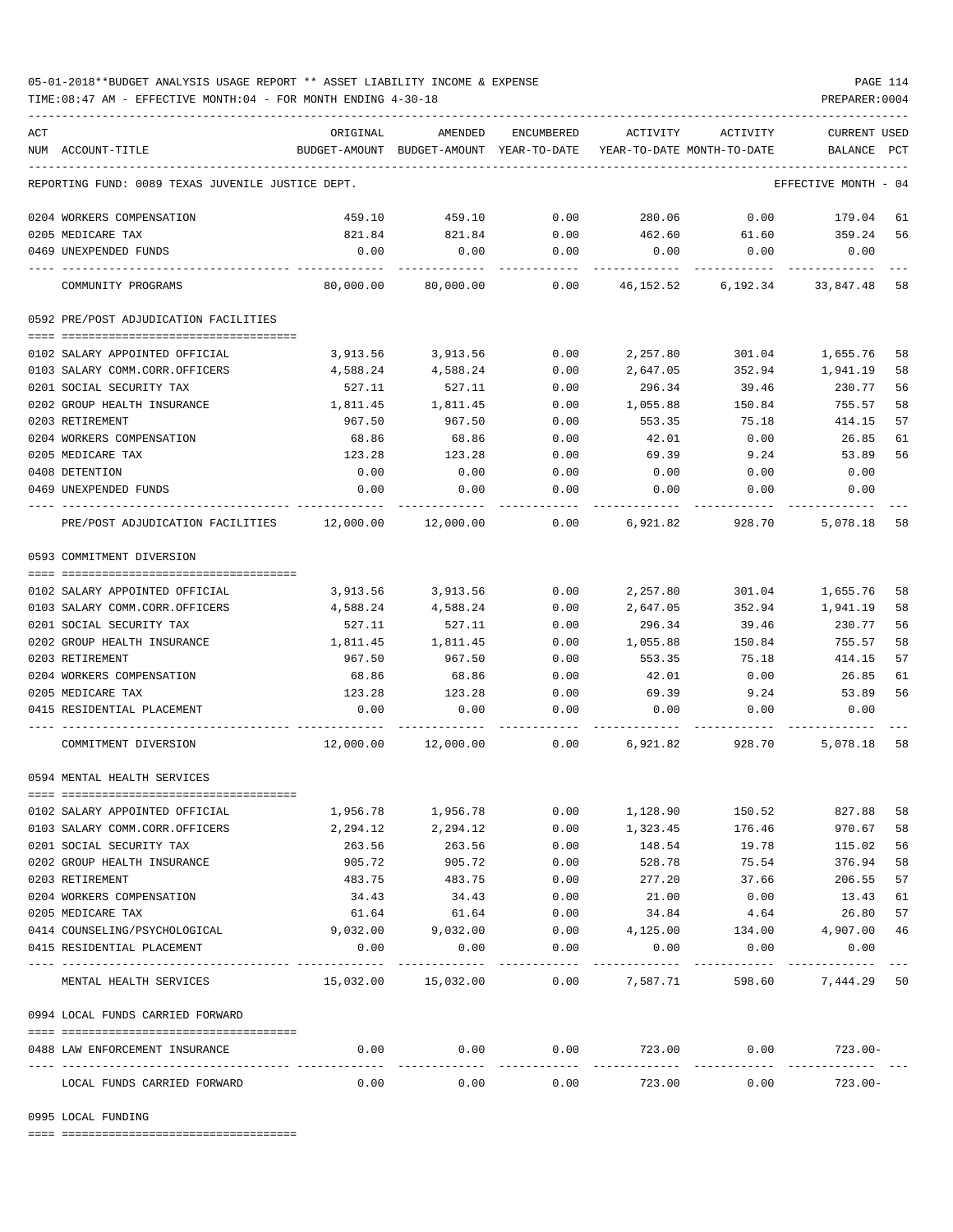05-01-2018**BUDGET ANALYSIS USAGE REPORT ** ASSET LIABILITY INCOME & EXPENSE

TIME:08:47 AM - EFFECTIVE MONTH:04 - FOR MONTH ENDING 4-30-18

PREPARER:0004

REPORTING FUND: 0089 TEXAS JUVENILE JUSTICE DEPT.

EFFECTIVE MONTH - 04

| ACT NUM | ACCOUNT-TITLE | ORIGINAL BUDGET-AMOUNT | AMENDED BUDGET-AMOUNT | ENCUMBERED YEAR-TO-DATE | ACTIVITY YEAR-TO-DATE | ACTIVITY MONTH-TO-DATE | CURRENT USED BALANCE | PCT |
|---|---|---|---|---|---|---|---|---|
| 0204 | WORKERS COMPENSATION | 459.10 | 459.10 | 0.00 | 280.06 | 0.00 | 179.04 | 61 |
| 0205 | MEDICARE TAX | 821.84 | 821.84 | 0.00 | 462.60 | 61.60 | 359.24 | 56 |
| 0469 | UNEXPENDED FUNDS | 0.00 | 0.00 | 0.00 | 0.00 | 0.00 | 0.00 | |
| | COMMUNITY PROGRAMS | 80,000.00 | 80,000.00 | 0.00 | 46,152.52 | 6,192.34 | 33,847.48 | 58 |
| | **0592 PRE/POST ADJUDICATION FACILITIES** | | | | | | | |
| 0102 | SALARY APPOINTED OFFICIAL | 3,913.56 | 3,913.56 | 0.00 | 2,257.80 | 301.04 | 1,655.76 | 58 |
| 0103 | SALARY COMM.CORR.OFFICERS | 4,588.24 | 4,588.24 | 0.00 | 2,647.05 | 352.94 | 1,941.19 | 58 |
| 0201 | SOCIAL SECURITY TAX | 527.11 | 527.11 | 0.00 | 296.34 | 39.46 | 230.77 | 56 |
| 0202 | GROUP HEALTH INSURANCE | 1,811.45 | 1,811.45 | 0.00 | 1,055.88 | 150.84 | 755.57 | 58 |
| 0203 | RETIREMENT | 967.50 | 967.50 | 0.00 | 553.35 | 75.18 | 414.15 | 57 |
| 0204 | WORKERS COMPENSATION | 68.86 | 68.86 | 0.00 | 42.01 | 0.00 | 26.85 | 61 |
| 0205 | MEDICARE TAX | 123.28 | 123.28 | 0.00 | 69.39 | 9.24 | 53.89 | 56 |
| 0408 | DETENTION | 0.00 | 0.00 | 0.00 | 0.00 | 0.00 | 0.00 | |
| 0469 | UNEXPENDED FUNDS | 0.00 | 0.00 | 0.00 | 0.00 | 0.00 | 0.00 | |
| | PRE/POST ADJUDICATION FACILITIES | 12,000.00 | 12,000.00 | 0.00 | 6,921.82 | 928.70 | 5,078.18 | 58 |
| | **0593 COMMITMENT DIVERSION** | | | | | | | |
| 0102 | SALARY APPOINTED OFFICIAL | 3,913.56 | 3,913.56 | 0.00 | 2,257.80 | 301.04 | 1,655.76 | 58 |
| 0103 | SALARY COMM.CORR.OFFICERS | 4,588.24 | 4,588.24 | 0.00 | 2,647.05 | 352.94 | 1,941.19 | 58 |
| 0201 | SOCIAL SECURITY TAX | 527.11 | 527.11 | 0.00 | 296.34 | 39.46 | 230.77 | 56 |
| 0202 | GROUP HEALTH INSURANCE | 1,811.45 | 1,811.45 | 0.00 | 1,055.88 | 150.84 | 755.57 | 58 |
| 0203 | RETIREMENT | 967.50 | 967.50 | 0.00 | 553.35 | 75.18 | 414.15 | 57 |
| 0204 | WORKERS COMPENSATION | 68.86 | 68.86 | 0.00 | 42.01 | 0.00 | 26.85 | 61 |
| 0205 | MEDICARE TAX | 123.28 | 123.28 | 0.00 | 69.39 | 9.24 | 53.89 | 56 |
| 0415 | RESIDENTIAL PLACEMENT | 0.00 | 0.00 | 0.00 | 0.00 | 0.00 | 0.00 | |
| | COMMITMENT DIVERSION | 12,000.00 | 12,000.00 | 0.00 | 6,921.82 | 928.70 | 5,078.18 | 58 |
| | **0594 MENTAL HEALTH SERVICES** | | | | | | | |
| 0102 | SALARY APPOINTED OFFICIAL | 1,956.78 | 1,956.78 | 0.00 | 1,128.90 | 150.52 | 827.88 | 58 |
| 0103 | SALARY COMM.CORR.OFFICERS | 2,294.12 | 2,294.12 | 0.00 | 1,323.45 | 176.46 | 970.67 | 58 |
| 0201 | SOCIAL SECURITY TAX | 263.56 | 263.56 | 0.00 | 148.54 | 19.78 | 115.02 | 56 |
| 0202 | GROUP HEALTH INSURANCE | 905.72 | 905.72 | 0.00 | 528.78 | 75.54 | 376.94 | 58 |
| 0203 | RETIREMENT | 483.75 | 483.75 | 0.00 | 277.20 | 37.66 | 206.55 | 57 |
| 0204 | WORKERS COMPENSATION | 34.43 | 34.43 | 0.00 | 21.00 | 0.00 | 13.43 | 61 |
| 0205 | MEDICARE TAX | 61.64 | 61.64 | 0.00 | 34.84 | 4.64 | 26.80 | 57 |
| 0414 | COUNSELING/PSYCHOLOGICAL | 9,032.00 | 9,032.00 | 0.00 | 4,125.00 | 134.00 | 4,907.00 | 46 |
| 0415 | RESIDENTIAL PLACEMENT | 0.00 | 0.00 | 0.00 | 0.00 | 0.00 | 0.00 | |
| | MENTAL HEALTH SERVICES | 15,032.00 | 15,032.00 | 0.00 | 7,587.71 | 598.60 | 7,444.29 | 50 |
| | **0994 LOCAL FUNDS CARRIED FORWARD** | | | | | | | |
| 0488 | LAW ENFORCEMENT INSURANCE | 0.00 | 0.00 | 0.00 | 723.00 | 0.00 | 723.00- | |
| | LOCAL FUNDS CARRIED FORWARD | 0.00 | 0.00 | 0.00 | 723.00 | 0.00 | 723.00- | |
| | **0995 LOCAL FUNDING** | | | | | | | |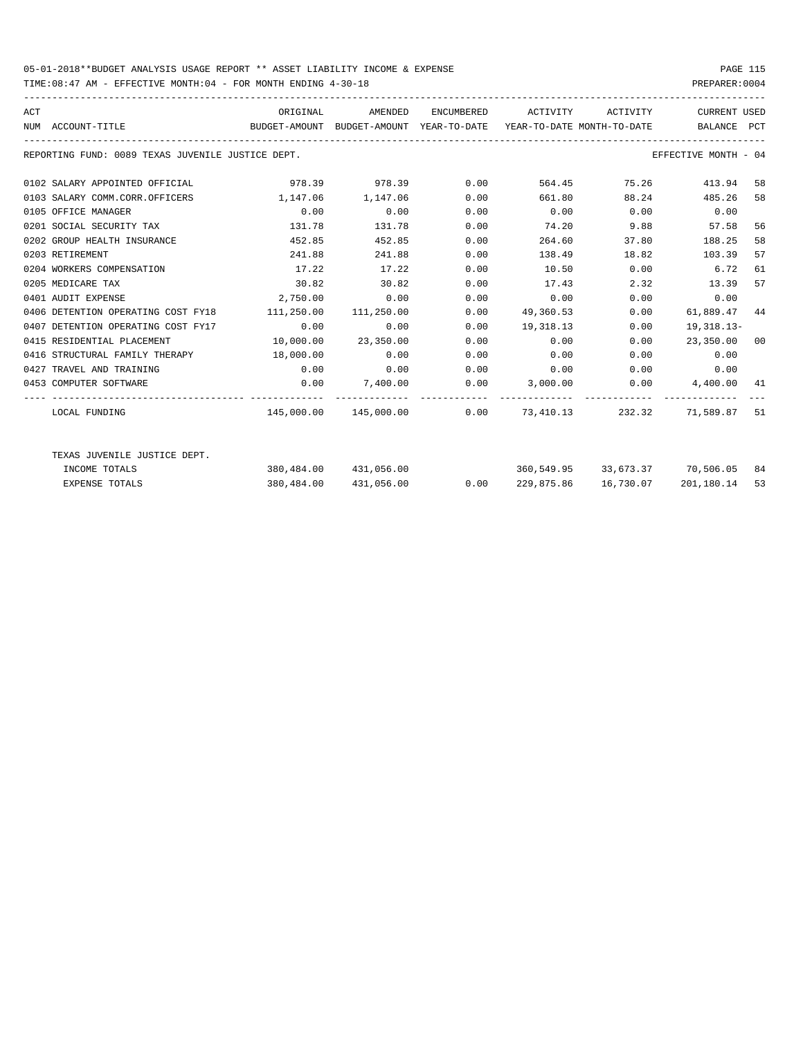05-01-2018**BUDGET ANALYSIS USAGE REPORT ** ASSET LIABILITY INCOME & EXPENSE

TIME:08:47 AM - EFFECTIVE MONTH:04 - FOR MONTH ENDING 4-30-18

PREPARER:0004

REPORTING FUND: 0089 TEXAS JUVENILE JUSTICE DEPT. — EFFECTIVE MONTH - 04

| ACT NUM | ACCOUNT-TITLE | ORIGINAL BUDGET-AMOUNT | AMENDED BUDGET-AMOUNT | ENCUMBERED YEAR-TO-DATE | ACTIVITY YEAR-TO-DATE | ACTIVITY MONTH-TO-DATE | CURRENT BALANCE | USED PCT |
|---|---|---|---|---|---|---|---|---|
| 0102 | SALARY APPOINTED OFFICIAL | 978.39 | 978.39 | 0.00 | 564.45 | 75.26 | 413.94 | 58 |
| 0103 | SALARY COMM.CORR.OFFICERS | 1,147.06 | 1,147.06 | 0.00 | 661.80 | 88.24 | 485.26 | 58 |
| 0105 | OFFICE MANAGER | 0.00 | 0.00 | 0.00 | 0.00 | 0.00 | 0.00 | |
| 0201 | SOCIAL SECURITY TAX | 131.78 | 131.78 | 0.00 | 74.20 | 9.88 | 57.58 | 56 |
| 0202 | GROUP HEALTH INSURANCE | 452.85 | 452.85 | 0.00 | 264.60 | 37.80 | 188.25 | 58 |
| 0203 | RETIREMENT | 241.88 | 241.88 | 0.00 | 138.49 | 18.82 | 103.39 | 57 |
| 0204 | WORKERS COMPENSATION | 17.22 | 17.22 | 0.00 | 10.50 | 0.00 | 6.72 | 61 |
| 0205 | MEDICARE TAX | 30.82 | 30.82 | 0.00 | 17.43 | 2.32 | 13.39 | 57 |
| 0401 | AUDIT EXPENSE | 2,750.00 | 0.00 | 0.00 | 0.00 | 0.00 | 0.00 | |
| 0406 | DETENTION OPERATING COST FY18 | 111,250.00 | 111,250.00 | 0.00 | 49,360.53 | 0.00 | 61,889.47 | 44 |
| 0407 | DETENTION OPERATING COST FY17 | 0.00 | 0.00 | 0.00 | 19,318.13 | 0.00 | 19,318.13- | |
| 0415 | RESIDENTIAL PLACEMENT | 10,000.00 | 23,350.00 | 0.00 | 0.00 | 0.00 | 23,350.00 | 00 |
| 0416 | STRUCTURAL FAMILY THERAPY | 18,000.00 | 0.00 | 0.00 | 0.00 | 0.00 | 0.00 | |
| 0427 | TRAVEL AND TRAINING | 0.00 | 0.00 | 0.00 | 0.00 | 0.00 | 0.00 | |
| 0453 | COMPUTER SOFTWARE | 0.00 | 7,400.00 | 0.00 | 3,000.00 | 0.00 | 4,400.00 | 41 |
| | LOCAL FUNDING | 145,000.00 | 145,000.00 | 0.00 | 73,410.13 | 232.32 | 71,589.87 | 51 |
| | TEXAS JUVENILE JUSTICE DEPT. | | | | | | | |
| | INCOME TOTALS | 380,484.00 | 431,056.00 | | 360,549.95 | 33,673.37 | 70,506.05 | 84 |
| | EXPENSE TOTALS | 380,484.00 | 431,056.00 | 0.00 | 229,875.86 | 16,730.07 | 201,180.14 | 53 |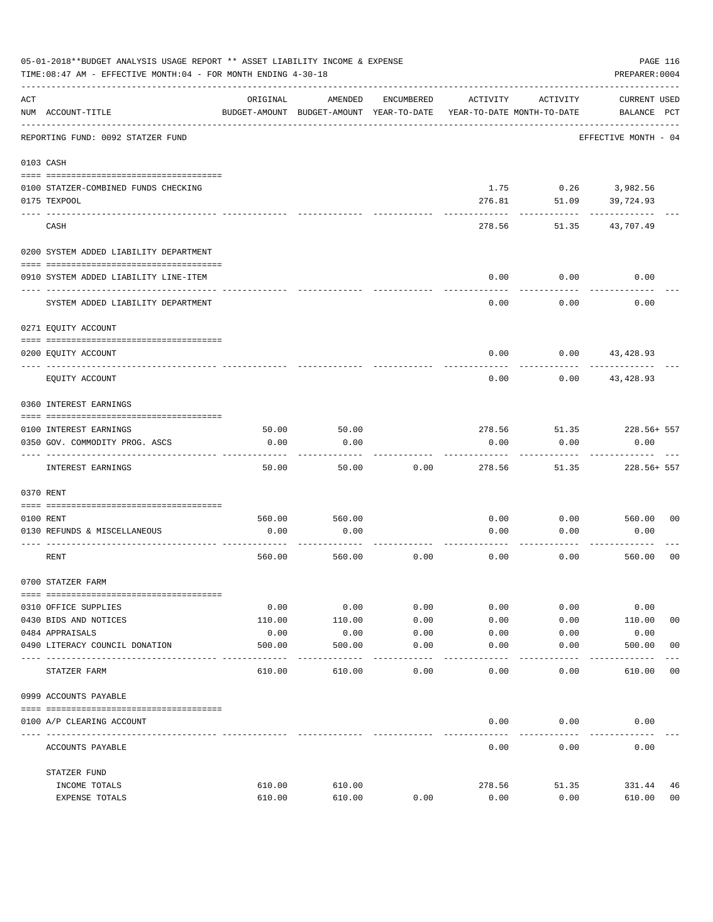05-01-2018**BUDGET ANALYSIS USAGE REPORT ** ASSET LIABILITY INCOME & EXPENSE

TIME:08:47 AM - EFFECTIVE MONTH:04 - FOR MONTH ENDING 4-30-18

PREPARER:0004

| ACT NUM | ACCOUNT-TITLE | ORIGINAL BUDGET-AMOUNT | AMENDED BUDGET-AMOUNT | ENCUMBERED YEAR-TO-DATE | ACTIVITY YEAR-TO-DATE | ACTIVITY MONTH-TO-DATE | CURRENT BALANCE | USED PCT |
|---|---|---|---|---|---|---|---|---|
| | REPORTING FUND: 0092 STATZER FUND | | | | | | EFFECTIVE MONTH - 04 | |
| 0103 | CASH | | | | | | | |
| 0100 | STATZER-COMBINED FUNDS CHECKING | | | | 1.75 | 0.26 | 3,982.56 | |
| 0175 | TEXPOOL | | | | 276.81 | 51.09 | 39,724.93 | |
| | CASH | | | | 278.56 | 51.35 | 43,707.49 | |
| 0200 | SYSTEM ADDED LIABILITY DEPARTMENT | | | | | | | |
| 0910 | SYSTEM ADDED LIABILITY LINE-ITEM | | | | 0.00 | 0.00 | 0.00 | |
| | SYSTEM ADDED LIABILITY DEPARTMENT | | | | 0.00 | 0.00 | 0.00 | |
| 0271 | EQUITY ACCOUNT | | | | | | | |
| 0200 | EQUITY ACCOUNT | | | | 0.00 | 0.00 | 43,428.93 | |
| | EQUITY ACCOUNT | | | | 0.00 | 0.00 | 43,428.93 | |
| 0360 | INTEREST EARNINGS | | | | | | | |
| 0100 | INTEREST EARNINGS | 50.00 | 50.00 | | 278.56 | 51.35 | 228.56+ | 557 |
| 0350 | GOV. COMMODITY PROG. ASCS | 0.00 | 0.00 | | 0.00 | 0.00 | 0.00 | |
| | INTEREST EARNINGS | 50.00 | 50.00 | 0.00 | 278.56 | 51.35 | 228.56+ | 557 |
| 0370 | RENT | | | | | | | |
| 0100 | RENT | 560.00 | 560.00 | | 0.00 | 0.00 | 560.00 | 00 |
| 0130 | REFUNDS & MISCELLANEOUS | 0.00 | 0.00 | | 0.00 | 0.00 | 0.00 | |
| | RENT | 560.00 | 560.00 | 0.00 | 0.00 | 0.00 | 560.00 | 00 |
| 0700 | STATZER FARM | | | | | | | |
| 0310 | OFFICE SUPPLIES | 0.00 | 0.00 | 0.00 | 0.00 | 0.00 | 0.00 | |
| 0430 | BIDS AND NOTICES | 110.00 | 110.00 | 0.00 | 0.00 | 0.00 | 110.00 | 00 |
| 0484 | APPRAISALS | 0.00 | 0.00 | 0.00 | 0.00 | 0.00 | 0.00 | |
| 0490 | LITERACY COUNCIL DONATION | 500.00 | 500.00 | 0.00 | 0.00 | 0.00 | 500.00 | 00 |
| | STATZER FARM | 610.00 | 610.00 | 0.00 | 0.00 | 0.00 | 610.00 | 00 |
| 0999 | ACCOUNTS PAYABLE | | | | | | | |
| 0100 | A/P CLEARING ACCOUNT | | | | 0.00 | 0.00 | 0.00 | |
| | ACCOUNTS PAYABLE | | | | 0.00 | 0.00 | 0.00 | |
| | STATZER FUND | | | | | | | |
| | INCOME TOTALS | 610.00 | 610.00 | | 278.56 | 51.35 | 331.44 | 46 |
| | EXPENSE TOTALS | 610.00 | 610.00 | 0.00 | 0.00 | 0.00 | 610.00 | 00 |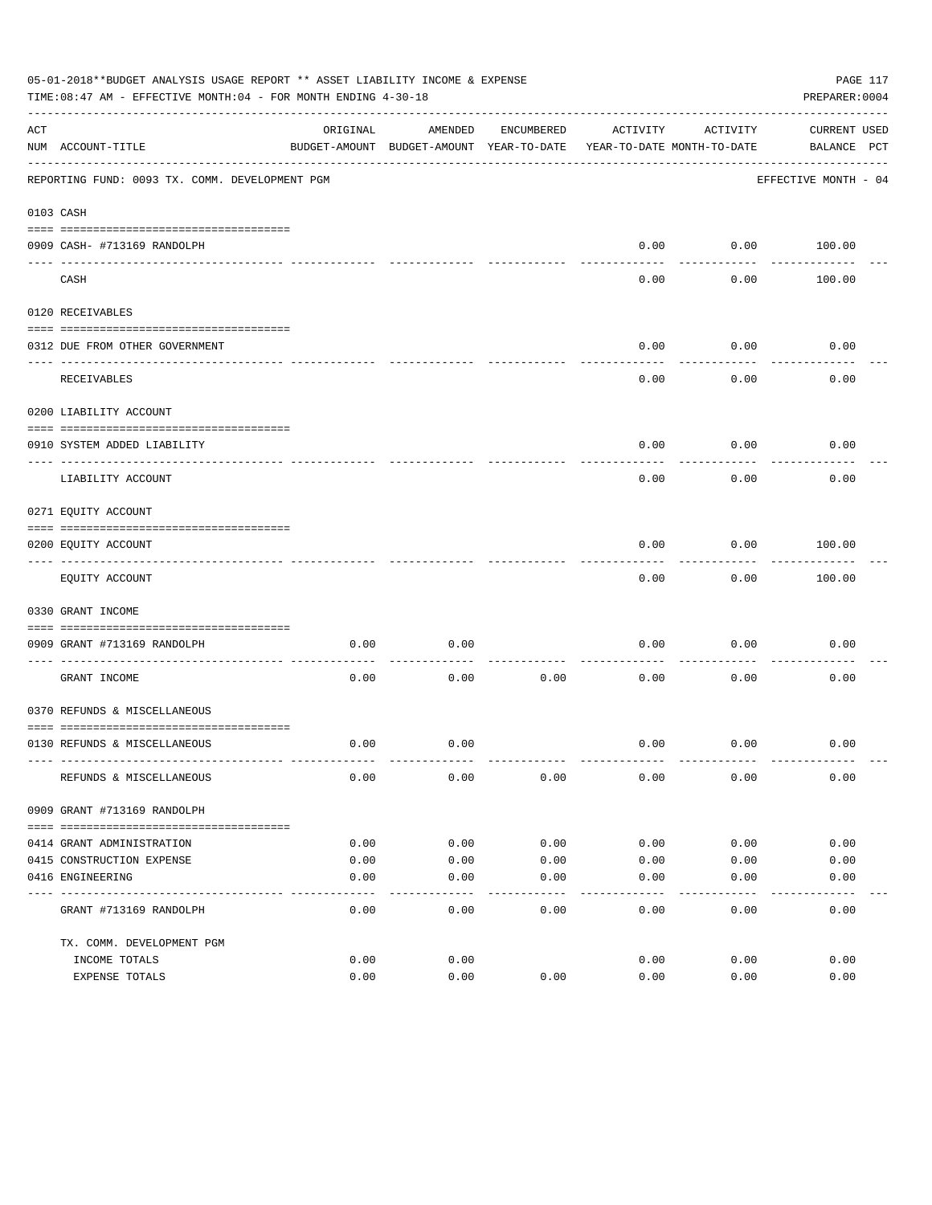05-01-2018**BUDGET ANALYSIS USAGE REPORT ** ASSET LIABILITY INCOME & EXPENSE

TIME:08:47 AM - EFFECTIVE MONTH:04 - FOR MONTH ENDING 4-30-18

PREPARER:0004

| ACT NUM | ACCOUNT-TITLE | ORIGINAL BUDGET-AMOUNT | AMENDED BUDGET-AMOUNT | ENCUMBERED YEAR-TO-DATE | ACTIVITY YEAR-TO-DATE | ACTIVITY MONTH-TO-DATE | CURRENT BALANCE | USED PCT |
|---|---|---|---|---|---|---|---|---|
| | REPORTING FUND: 0093 TX. COMM. DEVELOPMENT PGM | | | | | | EFFECTIVE MONTH - 04 | |
| 0103 | CASH | | | | | | | |
| 0909 | CASH- #713169 RANDOLPH | | | | 0.00 | 0.00 | 100.00 | |
| | CASH | | | | 0.00 | 0.00 | 100.00 | |
| 0120 | RECEIVABLES | | | | | | | |
| 0312 | DUE FROM OTHER GOVERNMENT | | | | 0.00 | 0.00 | 0.00 | |
| | RECEIVABLES | | | | 0.00 | 0.00 | 0.00 | |
| 0200 | LIABILITY ACCOUNT | | | | | | | |
| 0910 | SYSTEM ADDED LIABILITY | | | | 0.00 | 0.00 | 0.00 | |
| | LIABILITY ACCOUNT | | | | 0.00 | 0.00 | 0.00 | |
| 0271 | EQUITY ACCOUNT | | | | | | | |
| 0200 | EQUITY ACCOUNT | | | | 0.00 | 0.00 | 100.00 | |
| | EQUITY ACCOUNT | | | | 0.00 | 0.00 | 100.00 | |
| 0330 | GRANT INCOME | | | | | | | |
| 0909 | GRANT #713169 RANDOLPH | 0.00 | 0.00 | | 0.00 | 0.00 | 0.00 | |
| | GRANT INCOME | 0.00 | 0.00 | 0.00 | 0.00 | 0.00 | 0.00 | |
| 0370 | REFUNDS & MISCELLANEOUS | | | | | | | |
| 0130 | REFUNDS & MISCELLANEOUS | 0.00 | 0.00 | | 0.00 | 0.00 | 0.00 | |
| | REFUNDS & MISCELLANEOUS | 0.00 | 0.00 | 0.00 | 0.00 | 0.00 | 0.00 | |
| 0909 | GRANT #713169 RANDOLPH | | | | | | | |
| 0414 | GRANT ADMINISTRATION | 0.00 | 0.00 | 0.00 | 0.00 | 0.00 | 0.00 | |
| 0415 | CONSTRUCTION EXPENSE | 0.00 | 0.00 | 0.00 | 0.00 | 0.00 | 0.00 | |
| 0416 | ENGINEERING | 0.00 | 0.00 | 0.00 | 0.00 | 0.00 | 0.00 | |
| | GRANT #713169 RANDOLPH | 0.00 | 0.00 | 0.00 | 0.00 | 0.00 | 0.00 | |
| | TX. COMM. DEVELOPMENT PGM | | | | | | | |
| | INCOME TOTALS | 0.00 | 0.00 | | 0.00 | 0.00 | 0.00 | |
| | EXPENSE TOTALS | 0.00 | 0.00 | 0.00 | 0.00 | 0.00 | 0.00 | |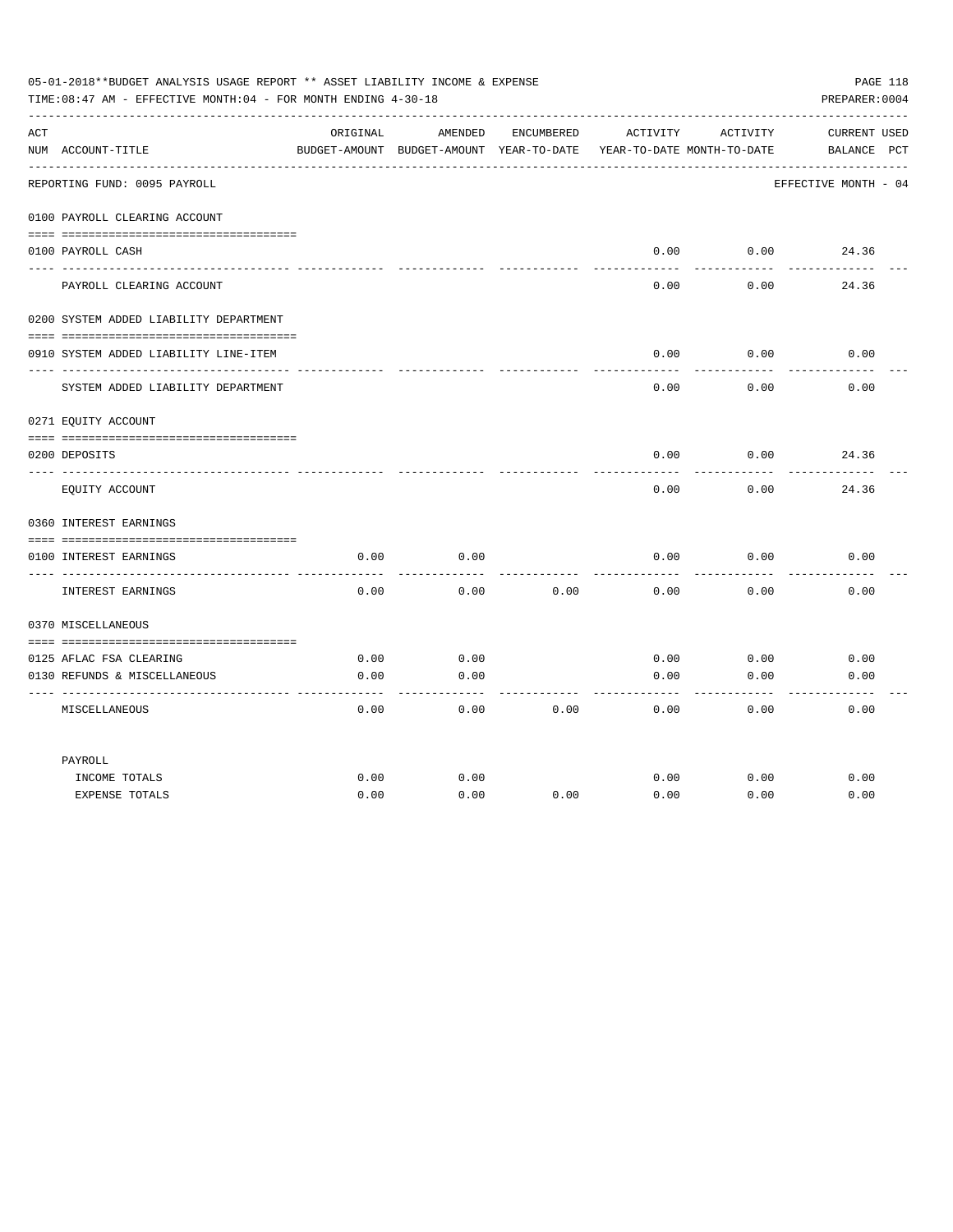05-01-2018**BUDGET ANALYSIS USAGE REPORT ** ASSET LIABILITY INCOME & EXPENSE

TIME:08:47 AM - EFFECTIVE MONTH:04 - FOR MONTH ENDING 4-30-18

PREPARER:0004

REPORTING FUND: 0095 PAYROLL — EFFECTIVE MONTH - 04

| ACT NUM | ACCOUNT-TITLE | ORIGINAL BUDGET-AMOUNT | AMENDED BUDGET-AMOUNT | ENCUMBERED YEAR-TO-DATE | ACTIVITY YEAR-TO-DATE | ACTIVITY MONTH-TO-DATE | CURRENT BALANCE | USED PCT |
|---|---|---|---|---|---|---|---|---|
| | **0100 PAYROLL CLEARING ACCOUNT** | | | | | | | |
| 0100 | PAYROLL CASH | | | | 0.00 | 0.00 | 24.36 | |
| | PAYROLL CLEARING ACCOUNT | | | | 0.00 | 0.00 | 24.36 | |
| | **0200 SYSTEM ADDED LIABILITY DEPARTMENT** | | | | | | | |
| 0910 | SYSTEM ADDED LIABILITY LINE-ITEM | | | | 0.00 | 0.00 | 0.00 | |
| | SYSTEM ADDED LIABILITY DEPARTMENT | | | | 0.00 | 0.00 | 0.00 | |
| | **0271 EQUITY ACCOUNT** | | | | | | | |
| 0200 | DEPOSITS | | | | 0.00 | 0.00 | 24.36 | |
| | EQUITY ACCOUNT | | | | 0.00 | 0.00 | 24.36 | |
| | **0360 INTEREST EARNINGS** | | | | | | | |
| 0100 | INTEREST EARNINGS | 0.00 | 0.00 | | 0.00 | 0.00 | 0.00 | |
| | INTEREST EARNINGS | 0.00 | 0.00 | 0.00 | 0.00 | 0.00 | 0.00 | |
| | **0370 MISCELLANEOUS** | | | | | | | |
| 0125 | AFLAC FSA CLEARING | 0.00 | 0.00 | | 0.00 | 0.00 | 0.00 | |
| 0130 | REFUNDS & MISCELLANEOUS | 0.00 | 0.00 | | 0.00 | 0.00 | 0.00 | |
| | MISCELLANEOUS | 0.00 | 0.00 | 0.00 | 0.00 | 0.00 | 0.00 | |
| | **PAYROLL** | | | | | | | |
| | INCOME TOTALS | 0.00 | 0.00 | | 0.00 | 0.00 | 0.00 | |
| | EXPENSE TOTALS | 0.00 | 0.00 | 0.00 | 0.00 | 0.00 | 0.00 | |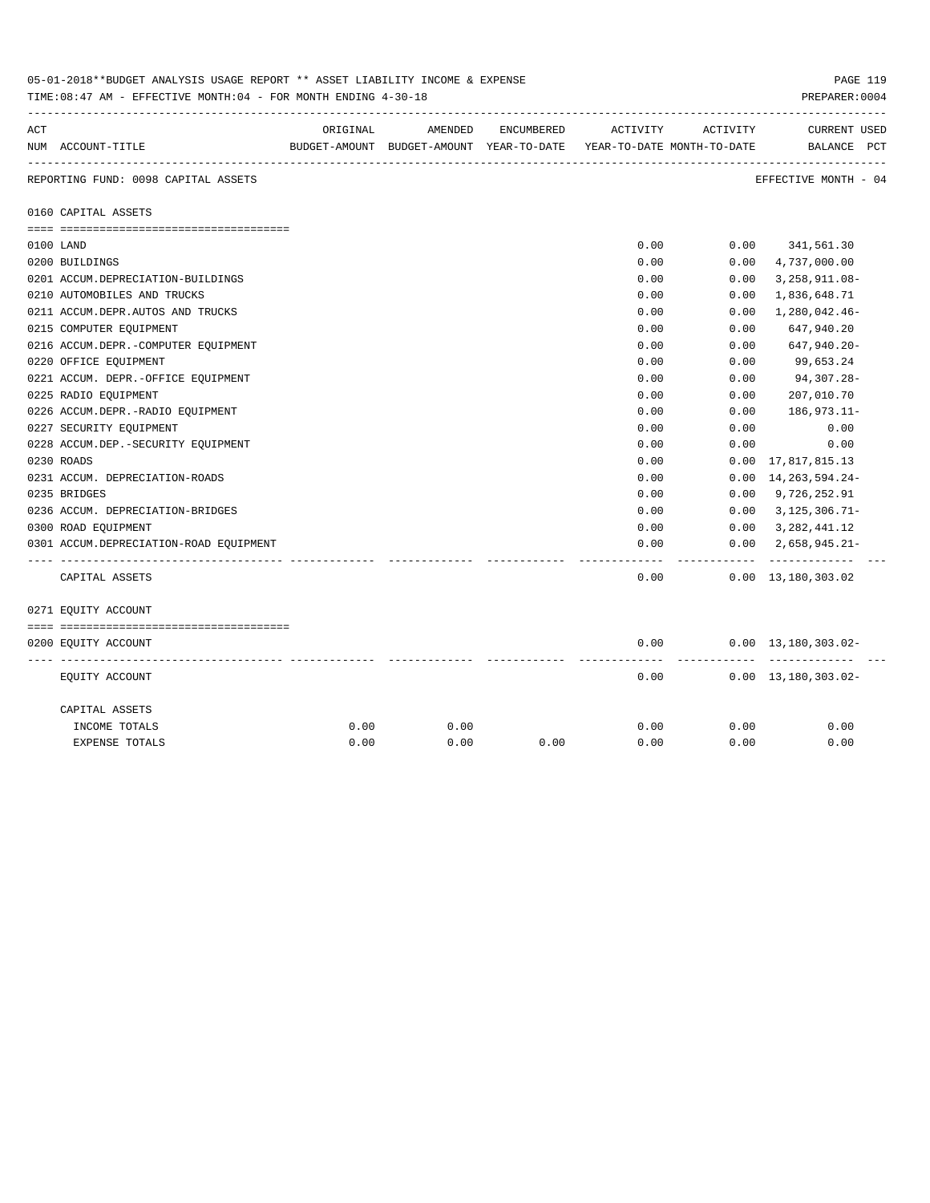05-01-2018**BUDGET ANALYSIS USAGE REPORT ** ASSET LIABILITY INCOME & EXPENSE

TIME:08:47 AM - EFFECTIVE MONTH:04 - FOR MONTH ENDING 4-30-18

PREPARER:0004

| ACT NUM | ACCOUNT-TITLE | ORIGINAL BUDGET-AMOUNT | AMENDED BUDGET-AMOUNT | ENCUMBERED YEAR-TO-DATE | ACTIVITY YEAR-TO-DATE | ACTIVITY MONTH-TO-DATE | CURRENT BALANCE | USED PCT |
|---|---|---|---|---|---|---|---|---|

REPORTING FUND: 0098 CAPITAL ASSETS — EFFECTIVE MONTH - 04

**0160 CAPITAL ASSETS**

| ACT NUM | ACCOUNT-TITLE | ORIGINAL BUDGET-AMOUNT | AMENDED BUDGET-AMOUNT | ENCUMBERED YEAR-TO-DATE | ACTIVITY YEAR-TO-DATE | ACTIVITY MONTH-TO-DATE | CURRENT BALANCE | USED PCT |
|---|---|---|---|---|---|---|---|---|
| 0100 | LAND | | | | 0.00 | 0.00 | 341,561.30 | |
| 0200 | BUILDINGS | | | | 0.00 | 0.00 | 4,737,000.00 | |
| 0201 | ACCUM.DEPRECIATION-BUILDINGS | | | | 0.00 | 0.00 | 3,258,911.08- | |
| 0210 | AUTOMOBILES AND TRUCKS | | | | 0.00 | 0.00 | 1,836,648.71 | |
| 0211 | ACCUM.DEPR.AUTOS AND TRUCKS | | | | 0.00 | 0.00 | 1,280,042.46- | |
| 0215 | COMPUTER EQUIPMENT | | | | 0.00 | 0.00 | 647,940.20 | |
| 0216 | ACCUM.DEPR.-COMPUTER EQUIPMENT | | | | 0.00 | 0.00 | 647,940.20- | |
| 0220 | OFFICE EQUIPMENT | | | | 0.00 | 0.00 | 99,653.24 | |
| 0221 | ACCUM. DEPR.-OFFICE EQUIPMENT | | | | 0.00 | 0.00 | 94,307.28- | |
| 0225 | RADIO EQUIPMENT | | | | 0.00 | 0.00 | 207,010.70 | |
| 0226 | ACCUM.DEPR.-RADIO EQUIPMENT | | | | 0.00 | 0.00 | 186,973.11- | |
| 0227 | SECURITY EQUIPMENT | | | | 0.00 | 0.00 | 0.00 | |
| 0228 | ACCUM.DEP.-SECURITY EQUIPMENT | | | | 0.00 | 0.00 | 0.00 | |
| 0230 | ROADS | | | | 0.00 | 0.00 | 17,817,815.13 | |
| 0231 | ACCUM. DEPRECIATION-ROADS | | | | 0.00 | 0.00 | 14,263,594.24- | |
| 0235 | BRIDGES | | | | 0.00 | 0.00 | 9,726,252.91 | |
| 0236 | ACCUM. DEPRECIATION-BRIDGES | | | | 0.00 | 0.00 | 3,125,306.71- | |
| 0300 | ROAD EQUIPMENT | | | | 0.00 | 0.00 | 3,282,441.12 | |
| 0301 | ACCUM.DEPRECIATION-ROAD EQUIPMENT | | | | 0.00 | 0.00 | 2,658,945.21- | |
| | CAPITAL ASSETS | | | | 0.00 | 0.00 | 13,180,303.02 | |

**0271 EQUITY ACCOUNT**

| ACT NUM | ACCOUNT-TITLE | ORIGINAL BUDGET-AMOUNT | AMENDED BUDGET-AMOUNT | ENCUMBERED YEAR-TO-DATE | ACTIVITY YEAR-TO-DATE | ACTIVITY MONTH-TO-DATE | CURRENT BALANCE | USED PCT |
|---|---|---|---|---|---|---|---|---|
| 0200 | EQUITY ACCOUNT | | | | 0.00 | 0.00 | 13,180,303.02- | |
| | EQUITY ACCOUNT | | | | 0.00 | 0.00 | 13,180,303.02- | |

**CAPITAL ASSETS**

| | ORIGINAL BUDGET-AMOUNT | AMENDED BUDGET-AMOUNT | ENCUMBERED YEAR-TO-DATE | ACTIVITY YEAR-TO-DATE | ACTIVITY MONTH-TO-DATE | CURRENT BALANCE |
|---|---|---|---|---|---|---|
| INCOME TOTALS | 0.00 | 0.00 | | 0.00 | 0.00 | 0.00 |
| EXPENSE TOTALS | 0.00 | 0.00 | 0.00 | 0.00 | 0.00 | 0.00 |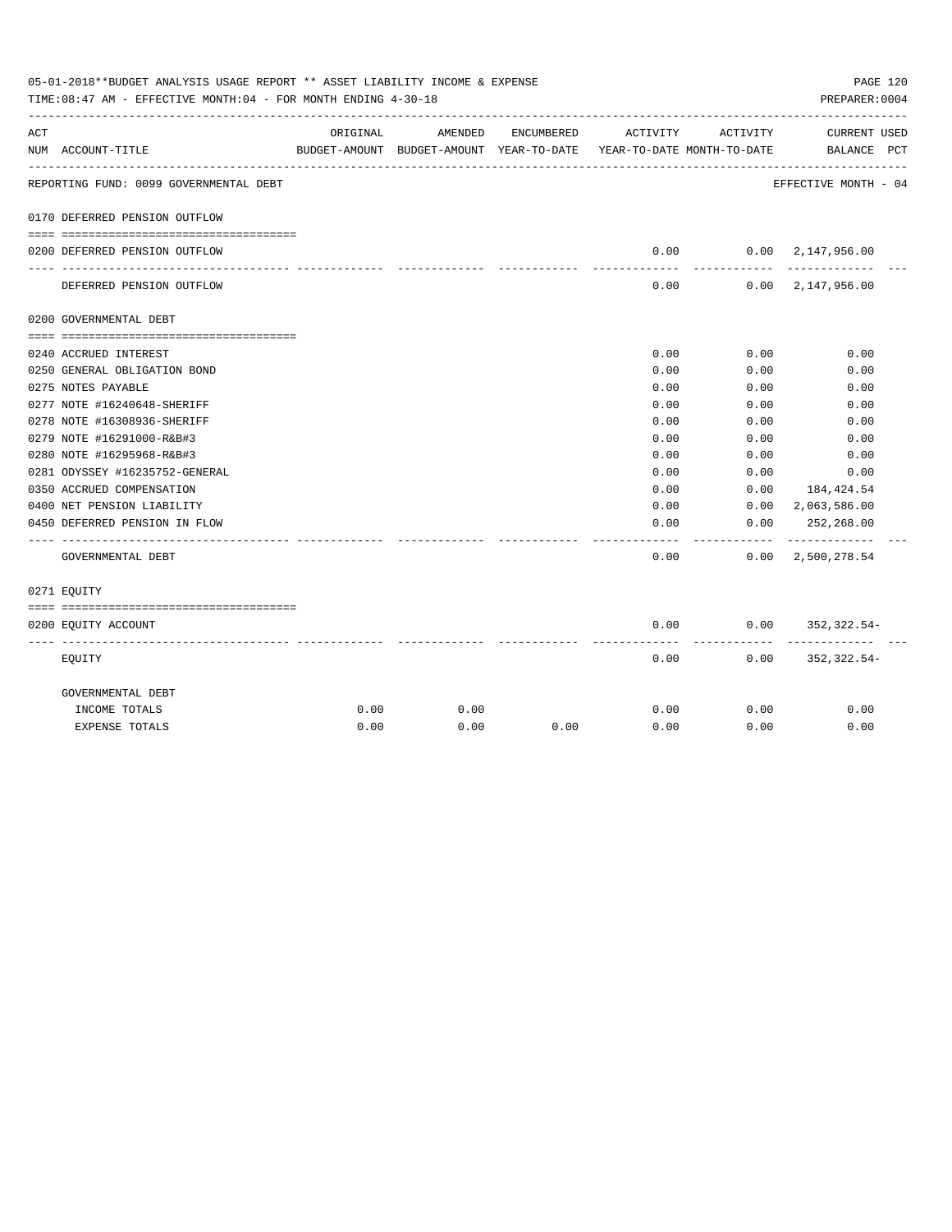05-01-2018**BUDGET ANALYSIS USAGE REPORT ** ASSET LIABILITY INCOME & EXPENSE

TIME:08:47 AM - EFFECTIVE MONTH:04 - FOR MONTH ENDING 4-30-18

PREPARER:0004

| ACT NUM | ACCOUNT-TITLE | ORIGINAL BUDGET-AMOUNT | AMENDED BUDGET-AMOUNT | ENCUMBERED YEAR-TO-DATE | ACTIVITY YEAR-TO-DATE | ACTIVITY MONTH-TO-DATE | CURRENT BALANCE | USED PCT |
|---|---|---|---|---|---|---|---|---|
| | REPORTING FUND: 0099 GOVERNMENTAL DEBT | | | | | | EFFECTIVE MONTH - 04 | |
| 0170 | DEFERRED PENSION OUTFLOW | | | | | | | |
| 0200 | DEFERRED PENSION OUTFLOW | | | | 0.00 | 0.00 | 2,147,956.00 | |
| | DEFERRED PENSION OUTFLOW | | | | 0.00 | 0.00 | 2,147,956.00 | |
| 0200 | GOVERNMENTAL DEBT | | | | | | | |
| 0240 | ACCRUED INTEREST | | | | 0.00 | 0.00 | 0.00 | |
| 0250 | GENERAL OBLIGATION BOND | | | | 0.00 | 0.00 | 0.00 | |
| 0275 | NOTES PAYABLE | | | | 0.00 | 0.00 | 0.00 | |
| 0277 | NOTE #16240648-SHERIFF | | | | 0.00 | 0.00 | 0.00 | |
| 0278 | NOTE #16308936-SHERIFF | | | | 0.00 | 0.00 | 0.00 | |
| 0279 | NOTE #16291000-R&B#3 | | | | 0.00 | 0.00 | 0.00 | |
| 0280 | NOTE #16295968-R&B#3 | | | | 0.00 | 0.00 | 0.00 | |
| 0281 | ODYSSEY #16235752-GENERAL | | | | 0.00 | 0.00 | 0.00 | |
| 0350 | ACCRUED COMPENSATION | | | | 0.00 | 0.00 | 184,424.54 | |
| 0400 | NET PENSION LIABILITY | | | | 0.00 | 0.00 | 2,063,586.00 | |
| 0450 | DEFERRED PENSION IN FLOW | | | | 0.00 | 0.00 | 252,268.00 | |
| | GOVERNMENTAL DEBT | | | | 0.00 | 0.00 | 2,500,278.54 | |
| 0271 | EQUITY | | | | | | | |
| 0200 | EQUITY ACCOUNT | | | | 0.00 | 0.00 | 352,322.54- | |
| | EQUITY | | | | 0.00 | 0.00 | 352,322.54- | |
| | GOVERNMENTAL DEBT | | | | | | | |
| | INCOME TOTALS | 0.00 | 0.00 | | 0.00 | 0.00 | 0.00 | |
| | EXPENSE TOTALS | 0.00 | 0.00 | 0.00 | 0.00 | 0.00 | 0.00 | |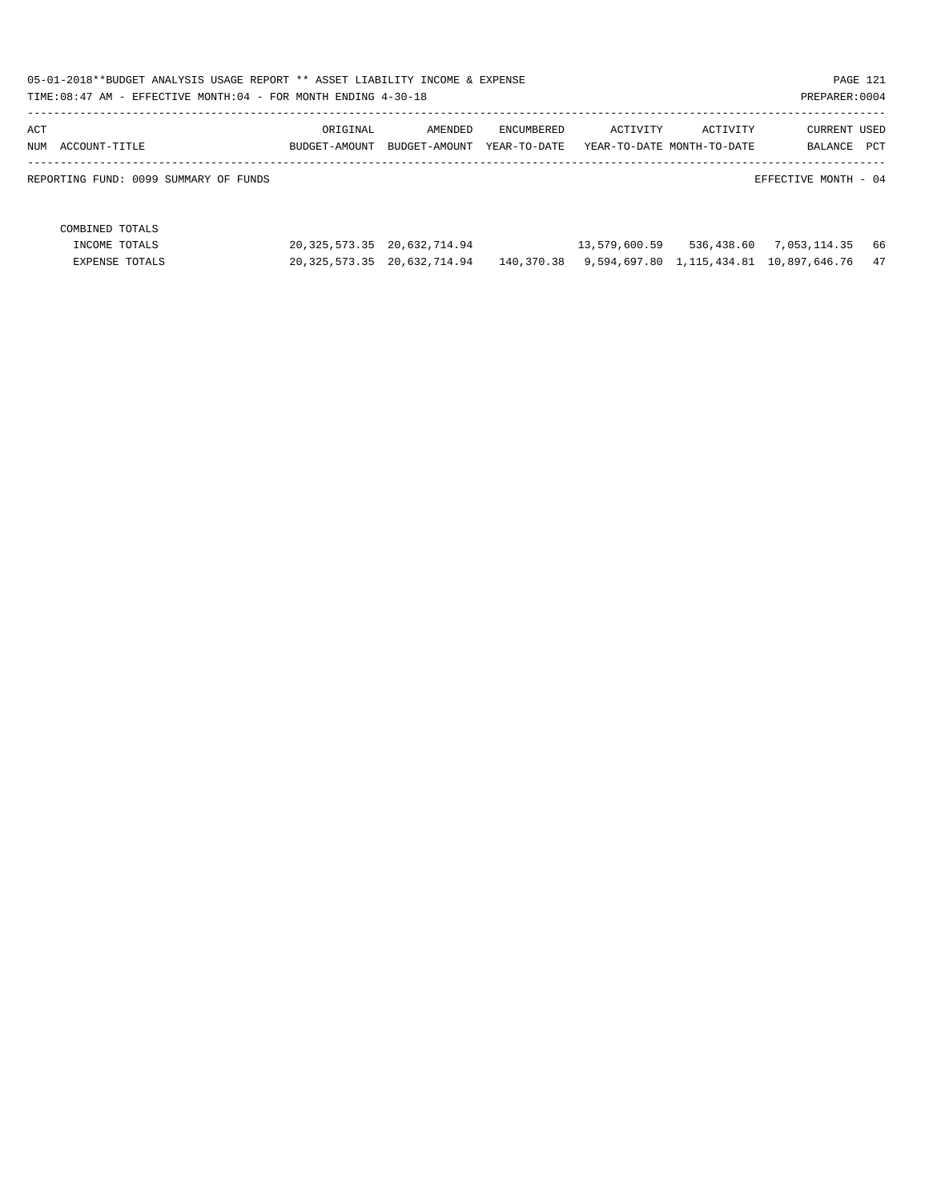05-01-2018**BUDGET ANALYSIS USAGE REPORT ** ASSET LIABILITY INCOME & EXPENSE

TIME:08:47 AM - EFFECTIVE MONTH:04 - FOR MONTH ENDING 4-30-18

PREPARER:0004

| ACT NUM ACCOUNT-TITLE | ORIGINAL BUDGET-AMOUNT | AMENDED BUDGET-AMOUNT | ENCUMBERED YEAR-TO-DATE | ACTIVITY YEAR-TO-DATE | ACTIVITY MONTH-TO-DATE | CURRENT BALANCE | USED PCT |
|---|---|---|---|---|---|---|---|
| REPORTING FUND: 0099 SUMMARY OF FUNDS | | | | | | EFFECTIVE MONTH - 04 | |
| COMBINED TOTALS | | | | | | | |
| INCOME TOTALS | 20,325,573.35 | 20,632,714.94 | | 13,579,600.59 | 536,438.60 | 7,053,114.35 | 66 |
| EXPENSE TOTALS | 20,325,573.35 | 20,632,714.94 | 140,370.38 | 9,594,697.80 | 1,115,434.81 | 10,897,646.76 | 47 |